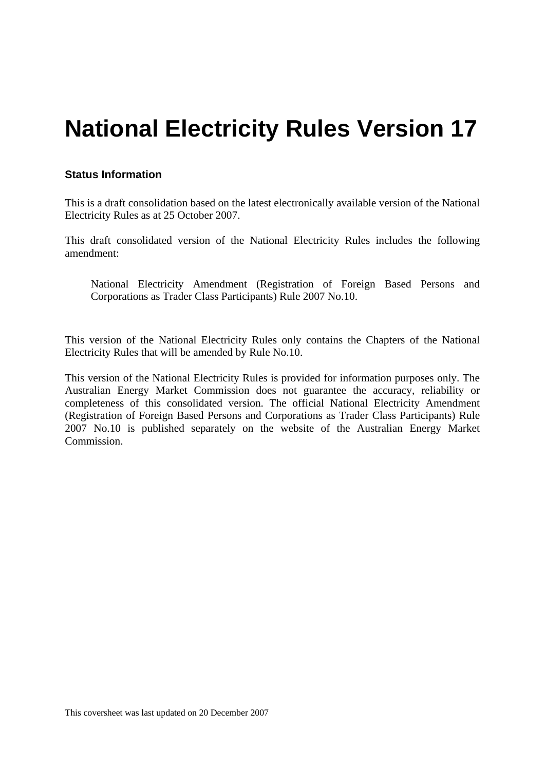# National Electricity Rules Version 17

## Status Information

This is a draft consolidation based on the latest electronically available version of the National Electricity Rules as at 25 October 2007.

This draft consolidated version of the National Electricity Rules includes the following amendment:

> National Electricity Amendment (Registration of Foreign Based Persons and Corporations as Trader Class Participants) Rule 2007 No.10.

This version of the National Electricity Rules only contains the Chapters of the National Electricity Rules that will be amended by Rule No.10.

This version of the National Electricity Rules is provided for information purposes only. The Australian Energy Market Commission does not guarantee the accuracy, reliability or completeness of this consolidated version. The official National Electricity Amendment (Registration of Foreign Based Persons and Corporations as Trader Class Participants) Rule 2007 No.10 is published separately on the website of the Australian Energy Market Commission.

This coversheet was last updated on 20 December 2007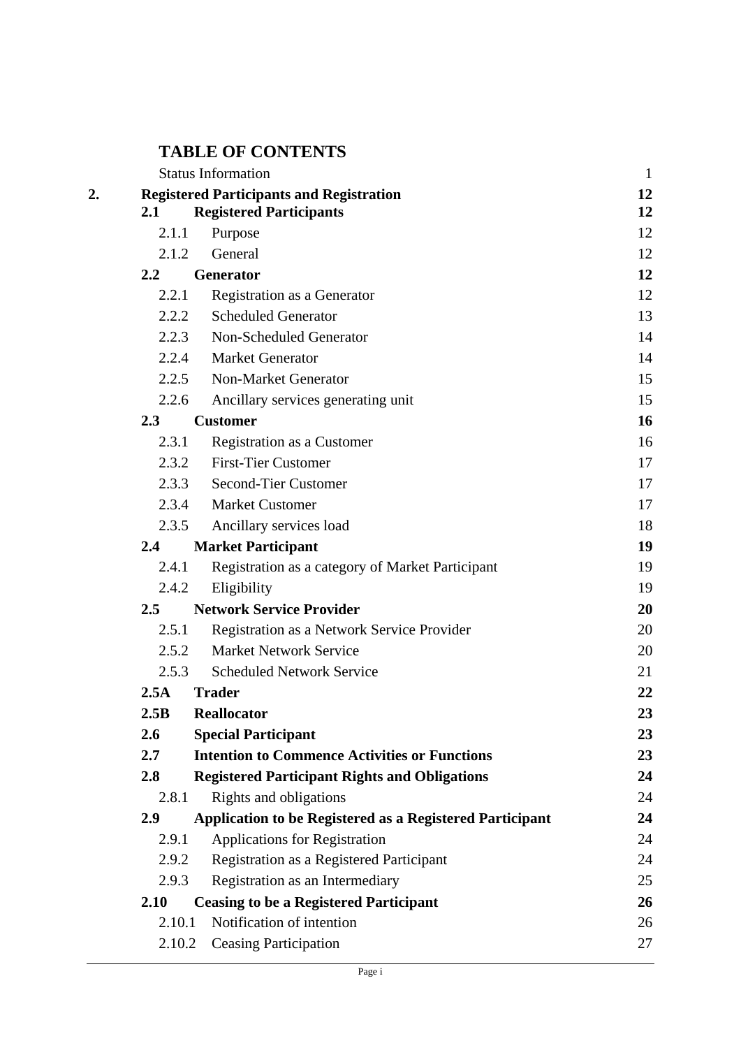# TABLE OF CONTENTS

| | | |
|---|---|---|
| | Status Information | 1 |
| **2.** | **Registered Participants and Registration** | **12** |
| **2.1** | **Registered Participants** | **12** |
| 2.1.1 | Purpose | 12 |
| 2.1.2 | General | 12 |
| **2.2** | **Generator** | **12** |
| 2.2.1 | Registration as a Generator | 12 |
| 2.2.2 | Scheduled Generator | 13 |
| 2.2.3 | Non-Scheduled Generator | 14 |
| 2.2.4 | Market Generator | 14 |
| 2.2.5 | Non-Market Generator | 15 |
| 2.2.6 | Ancillary services generating unit | 15 |
| **2.3** | **Customer** | **16** |
| 2.3.1 | Registration as a Customer | 16 |
| 2.3.2 | First-Tier Customer | 17 |
| 2.3.3 | Second-Tier Customer | 17 |
| 2.3.4 | Market Customer | 17 |
| 2.3.5 | Ancillary services load | 18 |
| **2.4** | **Market Participant** | **19** |
| 2.4.1 | Registration as a category of Market Participant | 19 |
| 2.4.2 | Eligibility | 19 |
| **2.5** | **Network Service Provider** | **20** |
| 2.5.1 | Registration as a Network Service Provider | 20 |
| 2.5.2 | Market Network Service | 20 |
| 2.5.3 | Scheduled Network Service | 21 |
| **2.5A** | **Trader** | **22** |
| **2.5B** | **Reallocator** | **23** |
| **2.6** | **Special Participant** | **23** |
| **2.7** | **Intention to Commence Activities or Functions** | **23** |
| **2.8** | **Registered Participant Rights and Obligations** | **24** |
| 2.8.1 | Rights and obligations | 24 |
| **2.9** | **Application to be Registered as a Registered Participant** | **24** |
| 2.9.1 | Applications for Registration | 24 |
| 2.9.2 | Registration as a Registered Participant | 24 |
| 2.9.3 | Registration as an Intermediary | 25 |
| **2.10** | **Ceasing to be a Registered Participant** | **26** |
| 2.10.1 | Notification of intention | 26 |
| 2.10.2 | Ceasing Participation | 27 |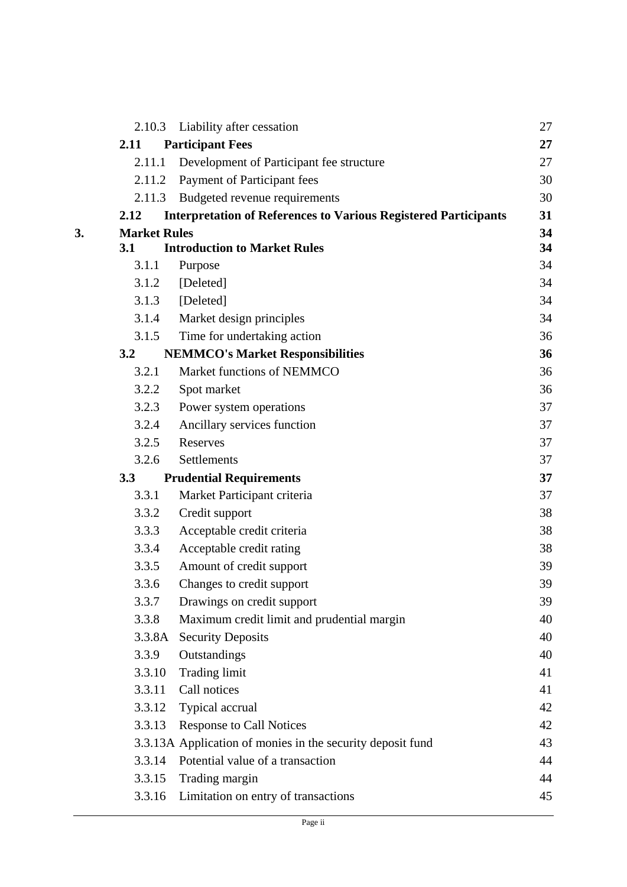| | | | |
|---|---|---|---|
| | 2.10.3 | Liability after cessation | 27 |
| | **2.11** | **Participant Fees** | **27** |
| | 2.11.1 | Development of Participant fee structure | 27 |
| | 2.11.2 | Payment of Participant fees | 30 |
| | 2.11.3 | Budgeted revenue requirements | 30 |
| | **2.12** | **Interpretation of References to Various Registered Participants** | **31** |
| **3.** | **Market Rules** | | **34** |
| | **3.1** | **Introduction to Market Rules** | **34** |
| | 3.1.1 | Purpose | 34 |
| | 3.1.2 | [Deleted] | 34 |
| | 3.1.3 | [Deleted] | 34 |
| | 3.1.4 | Market design principles | 34 |
| | 3.1.5 | Time for undertaking action | 36 |
| | **3.2** | **NEMMCO's Market Responsibilities** | **36** |
| | 3.2.1 | Market functions of NEMMCO | 36 |
| | 3.2.2 | Spot market | 36 |
| | 3.2.3 | Power system operations | 37 |
| | 3.2.4 | Ancillary services function | 37 |
| | 3.2.5 | Reserves | 37 |
| | 3.2.6 | Settlements | 37 |
| | **3.3** | **Prudential Requirements** | **37** |
| | 3.3.1 | Market Participant criteria | 37 |
| | 3.3.2 | Credit support | 38 |
| | 3.3.3 | Acceptable credit criteria | 38 |
| | 3.3.4 | Acceptable credit rating | 38 |
| | 3.3.5 | Amount of credit support | 39 |
| | 3.3.6 | Changes to credit support | 39 |
| | 3.3.7 | Drawings on credit support | 39 |
| | 3.3.8 | Maximum credit limit and prudential margin | 40 |
| | 3.3.8A | Security Deposits | 40 |
| | 3.3.9 | Outstandings | 40 |
| | 3.3.10 | Trading limit | 41 |
| | 3.3.11 | Call notices | 41 |
| | 3.3.12 | Typical accrual | 42 |
| | 3.3.13 | Response to Call Notices | 42 |
| | 3.3.13A | Application of monies in the security deposit fund | 43 |
| | 3.3.14 | Potential value of a transaction | 44 |
| | 3.3.15 | Trading margin | 44 |
| | 3.3.16 | Limitation on entry of transactions | 45 |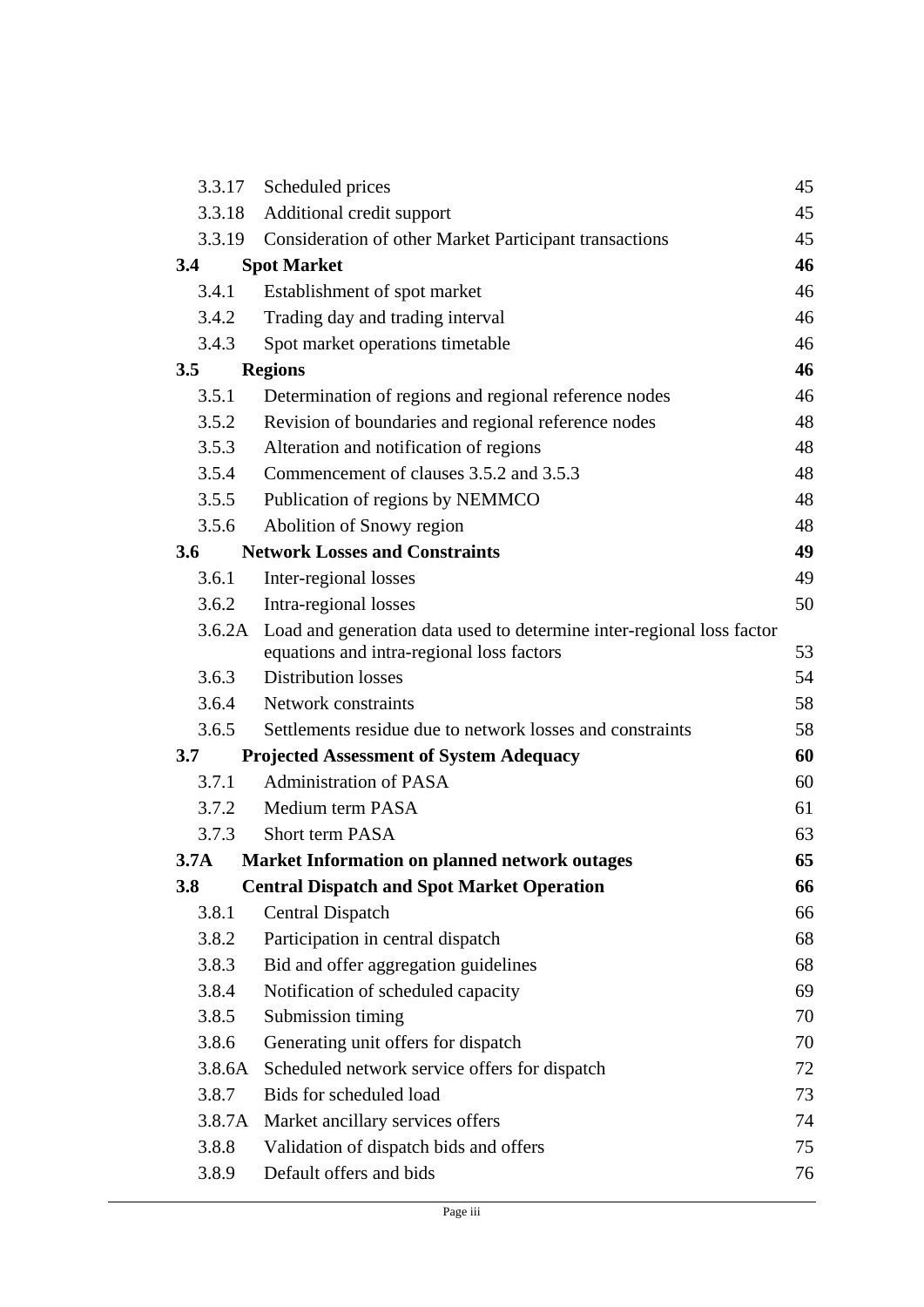| | | |
|---|---|---|
| 3.3.17 | Scheduled prices | 45 |
| 3.3.18 | Additional credit support | 45 |
| 3.3.19 | Consideration of other Market Participant transactions | 45 |
| **3.4** | **Spot Market** | **46** |
| 3.4.1 | Establishment of spot market | 46 |
| 3.4.2 | Trading day and trading interval | 46 |
| 3.4.3 | Spot market operations timetable | 46 |
| **3.5** | **Regions** | **46** |
| 3.5.1 | Determination of regions and regional reference nodes | 46 |
| 3.5.2 | Revision of boundaries and regional reference nodes | 48 |
| 3.5.3 | Alteration and notification of regions | 48 |
| 3.5.4 | Commencement of clauses 3.5.2 and 3.5.3 | 48 |
| 3.5.5 | Publication of regions by NEMMCO | 48 |
| 3.5.6 | Abolition of Snowy region | 48 |
| **3.6** | **Network Losses and Constraints** | **49** |
| 3.6.1 | Inter-regional losses | 49 |
| 3.6.2 | Intra-regional losses | 50 |
| 3.6.2A | Load and generation data used to determine inter-regional loss factor equations and intra-regional loss factors | 53 |
| 3.6.3 | Distribution losses | 54 |
| 3.6.4 | Network constraints | 58 |
| 3.6.5 | Settlements residue due to network losses and constraints | 58 |
| **3.7** | **Projected Assessment of System Adequacy** | **60** |
| 3.7.1 | Administration of PASA | 60 |
| 3.7.2 | Medium term PASA | 61 |
| 3.7.3 | Short term PASA | 63 |
| **3.7A** | **Market Information on planned network outages** | **65** |
| **3.8** | **Central Dispatch and Spot Market Operation** | **66** |
| 3.8.1 | Central Dispatch | 66 |
| 3.8.2 | Participation in central dispatch | 68 |
| 3.8.3 | Bid and offer aggregation guidelines | 68 |
| 3.8.4 | Notification of scheduled capacity | 69 |
| 3.8.5 | Submission timing | 70 |
| 3.8.6 | Generating unit offers for dispatch | 70 |
| 3.8.6A | Scheduled network service offers for dispatch | 72 |
| 3.8.7 | Bids for scheduled load | 73 |
| 3.8.7A | Market ancillary services offers | 74 |
| 3.8.8 | Validation of dispatch bids and offers | 75 |
| 3.8.9 | Default offers and bids | 76 |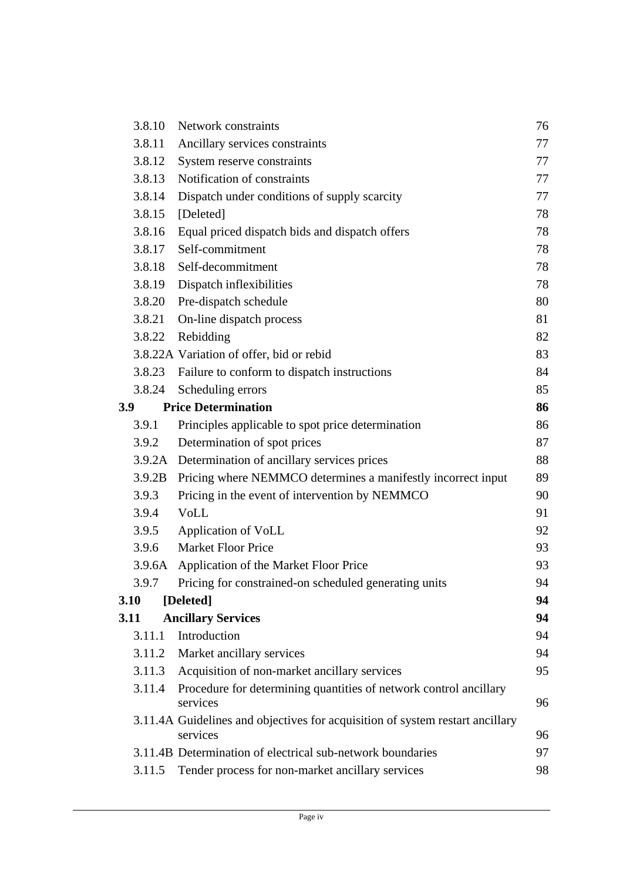| | | |
|---|---|---|
| 3.8.10 | Network constraints | 76 |
| 3.8.11 | Ancillary services constraints | 77 |
| 3.8.12 | System reserve constraints | 77 |
| 3.8.13 | Notification of constraints | 77 |
| 3.8.14 | Dispatch under conditions of supply scarcity | 77 |
| 3.8.15 | [Deleted] | 78 |
| 3.8.16 | Equal priced dispatch bids and dispatch offers | 78 |
| 3.8.17 | Self-commitment | 78 |
| 3.8.18 | Self-decommitment | 78 |
| 3.8.19 | Dispatch inflexibilities | 78 |
| 3.8.20 | Pre-dispatch schedule | 80 |
| 3.8.21 | On-line dispatch process | 81 |
| 3.8.22 | Rebidding | 82 |
| 3.8.22A | Variation of offer, bid or rebid | 83 |
| 3.8.23 | Failure to conform to dispatch instructions | 84 |
| 3.8.24 | Scheduling errors | 85 |
| **3.9** | **Price Determination** | **86** |
| 3.9.1 | Principles applicable to spot price determination | 86 |
| 3.9.2 | Determination of spot prices | 87 |
| 3.9.2A | Determination of ancillary services prices | 88 |
| 3.9.2B | Pricing where NEMMCO determines a manifestly incorrect input | 89 |
| 3.9.3 | Pricing in the event of intervention by NEMMCO | 90 |
| 3.9.4 | VoLL | 91 |
| 3.9.5 | Application of VoLL | 92 |
| 3.9.6 | Market Floor Price | 93 |
| 3.9.6A | Application of the Market Floor Price | 93 |
| 3.9.7 | Pricing for constrained-on scheduled generating units | 94 |
| **3.10** | **[Deleted]** | **94** |
| **3.11** | **Ancillary Services** | **94** |
| 3.11.1 | Introduction | 94 |
| 3.11.2 | Market ancillary services | 94 |
| 3.11.3 | Acquisition of non-market ancillary services | 95 |
| 3.11.4 | Procedure for determining quantities of network control ancillary services | 96 |
| 3.11.4A | Guidelines and objectives for acquisition of system restart ancillary services | 96 |
| 3.11.4B | Determination of electrical sub-network boundaries | 97 |
| 3.11.5 | Tender process for non-market ancillary services | 98 |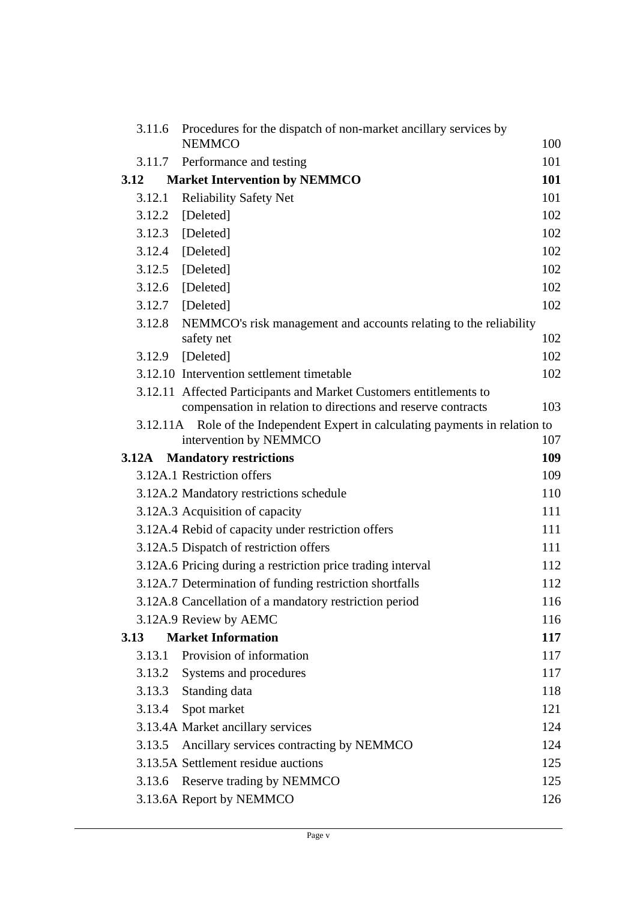| | | |
|---|---|---|
| 3.11.6 | Procedures for the dispatch of non-market ancillary services by NEMMCO | 100 |
| 3.11.7 | Performance and testing | 101 |
| **3.12** | **Market Intervention by NEMMCO** | **101** |
| 3.12.1 | Reliability Safety Net | 101 |
| 3.12.2 | [Deleted] | 102 |
| 3.12.3 | [Deleted] | 102 |
| 3.12.4 | [Deleted] | 102 |
| 3.12.5 | [Deleted] | 102 |
| 3.12.6 | [Deleted] | 102 |
| 3.12.7 | [Deleted] | 102 |
| 3.12.8 | NEMMCO's risk management and accounts relating to the reliability safety net | 102 |
| 3.12.9 | [Deleted] | 102 |
| 3.12.10 | Intervention settlement timetable | 102 |
| 3.12.11 | Affected Participants and Market Customers entitlements to compensation in relation to directions and reserve contracts | 103 |
| 3.12.11A | Role of the Independent Expert in calculating payments in relation to intervention by NEMMCO | 107 |
| **3.12A** | **Mandatory restrictions** | **109** |
| 3.12A.1 | Restriction offers | 109 |
| 3.12A.2 | Mandatory restrictions schedule | 110 |
| 3.12A.3 | Acquisition of capacity | 111 |
| 3.12A.4 | Rebid of capacity under restriction offers | 111 |
| 3.12A.5 | Dispatch of restriction offers | 111 |
| 3.12A.6 | Pricing during a restriction price trading interval | 112 |
| 3.12A.7 | Determination of funding restriction shortfalls | 112 |
| 3.12A.8 | Cancellation of a mandatory restriction period | 116 |
| 3.12A.9 | Review by AEMC | 116 |
| **3.13** | **Market Information** | **117** |
| 3.13.1 | Provision of information | 117 |
| 3.13.2 | Systems and procedures | 117 |
| 3.13.3 | Standing data | 118 |
| 3.13.4 | Spot market | 121 |
| 3.13.4A | Market ancillary services | 124 |
| 3.13.5 | Ancillary services contracting by NEMMCO | 124 |
| 3.13.5A | Settlement residue auctions | 125 |
| 3.13.6 | Reserve trading by NEMMCO | 125 |
| 3.13.6A | Report by NEMMCO | 126 |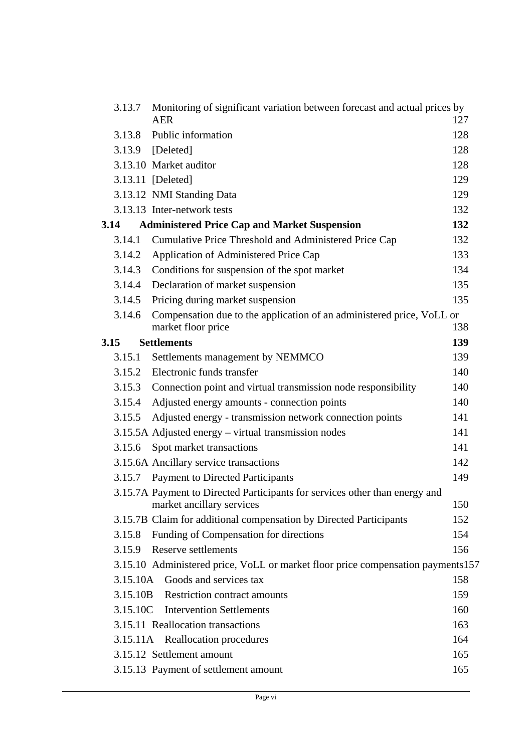| | | |
|---|---|---|
| 3.13.7 | Monitoring of significant variation between forecast and actual prices by AER | 127 |
| 3.13.8 | Public information | 128 |
| 3.13.9 | [Deleted] | 128 |
| 3.13.10 | Market auditor | 128 |
| 3.13.11 | [Deleted] | 129 |
| 3.13.12 | NMI Standing Data | 129 |
| 3.13.13 | Inter-network tests | 132 |
| **3.14** | **Administered Price Cap and Market Suspension** | **132** |
| 3.14.1 | Cumulative Price Threshold and Administered Price Cap | 132 |
| 3.14.2 | Application of Administered Price Cap | 133 |
| 3.14.3 | Conditions for suspension of the spot market | 134 |
| 3.14.4 | Declaration of market suspension | 135 |
| 3.14.5 | Pricing during market suspension | 135 |
| 3.14.6 | Compensation due to the application of an administered price, VoLL or market floor price | 138 |
| **3.15** | **Settlements** | **139** |
| 3.15.1 | Settlements management by NEMMCO | 139 |
| 3.15.2 | Electronic funds transfer | 140 |
| 3.15.3 | Connection point and virtual transmission node responsibility | 140 |
| 3.15.4 | Adjusted energy amounts - connection points | 140 |
| 3.15.5 | Adjusted energy - transmission network connection points | 141 |
| 3.15.5A | Adjusted energy – virtual transmission nodes | 141 |
| 3.15.6 | Spot market transactions | 141 |
| 3.15.6A | Ancillary service transactions | 142 |
| 3.15.7 | Payment to Directed Participants | 149 |
| 3.15.7A | Payment to Directed Participants for services other than energy and market ancillary services | 150 |
| 3.15.7B | Claim for additional compensation by Directed Participants | 152 |
| 3.15.8 | Funding of Compensation for directions | 154 |
| 3.15.9 | Reserve settlements | 156 |
| 3.15.10 | Administered price, VoLL or market floor price compensation payments | 157 |
| 3.15.10A | Goods and services tax | 158 |
| 3.15.10B | Restriction contract amounts | 159 |
| 3.15.10C | Intervention Settlements | 160 |
| 3.15.11 | Reallocation transactions | 163 |
| 3.15.11A | Reallocation procedures | 164 |
| 3.15.12 | Settlement amount | 165 |
| 3.15.13 | Payment of settlement amount | 165 |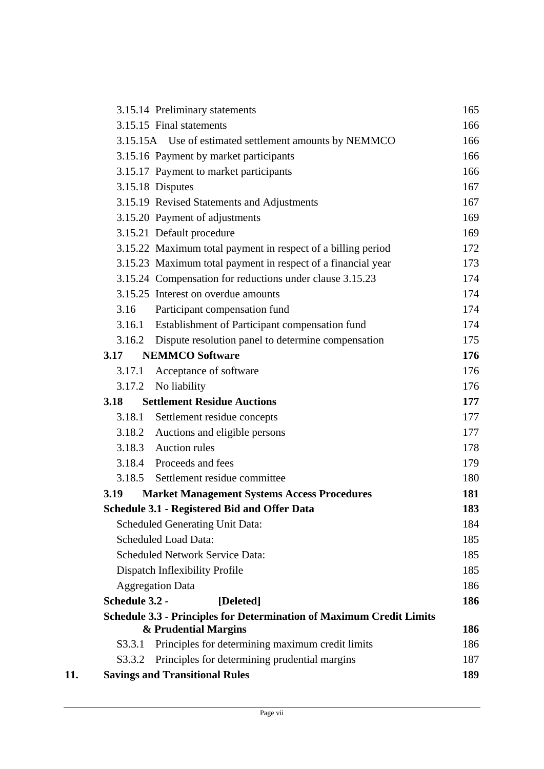| | | |
|---|---|---|
| | 3.15.14 Preliminary statements | 165 |
| | 3.15.15 Final statements | 166 |
| | 3.15.15A Use of estimated settlement amounts by NEMMCO | 166 |
| | 3.15.16 Payment by market participants | 166 |
| | 3.15.17 Payment to market participants | 166 |
| | 3.15.18 Disputes | 167 |
| | 3.15.19 Revised Statements and Adjustments | 167 |
| | 3.15.20 Payment of adjustments | 169 |
| | 3.15.21 Default procedure | 169 |
| | 3.15.22 Maximum total payment in respect of a billing period | 172 |
| | 3.15.23 Maximum total payment in respect of a financial year | 173 |
| | 3.15.24 Compensation for reductions under clause 3.15.23 | 174 |
| | 3.15.25 Interest on overdue amounts | 174 |
| | 3.16 Participant compensation fund | 174 |
| | 3.16.1 Establishment of Participant compensation fund | 174 |
| | 3.16.2 Dispute resolution panel to determine compensation | 175 |
| | **3.17 NEMMCO Software** | **176** |
| | 3.17.1 Acceptance of software | 176 |
| | 3.17.2 No liability | 176 |
| | **3.18 Settlement Residue Auctions** | **177** |
| | 3.18.1 Settlement residue concepts | 177 |
| | 3.18.2 Auctions and eligible persons | 177 |
| | 3.18.3 Auction rules | 178 |
| | 3.18.4 Proceeds and fees | 179 |
| | 3.18.5 Settlement residue committee | 180 |
| | **3.19 Market Management Systems Access Procedures** | **181** |
| | **Schedule 3.1 - Registered Bid and Offer Data** | **183** |
| | Scheduled Generating Unit Data: | 184 |
| | Scheduled Load Data: | 185 |
| | Scheduled Network Service Data: | 185 |
| | Dispatch Inflexibility Profile | 185 |
| | Aggregation Data | 186 |
| | **Schedule 3.2 - [Deleted]** | **186** |
| | **Schedule 3.3 - Principles for Determination of Maximum Credit Limits & Prudential Margins** | **186** |
| | S3.3.1 Principles for determining maximum credit limits | 186 |
| | S3.3.2 Principles for determining prudential margins | 187 |
| **11.** | **Savings and Transitional Rules** | **189** |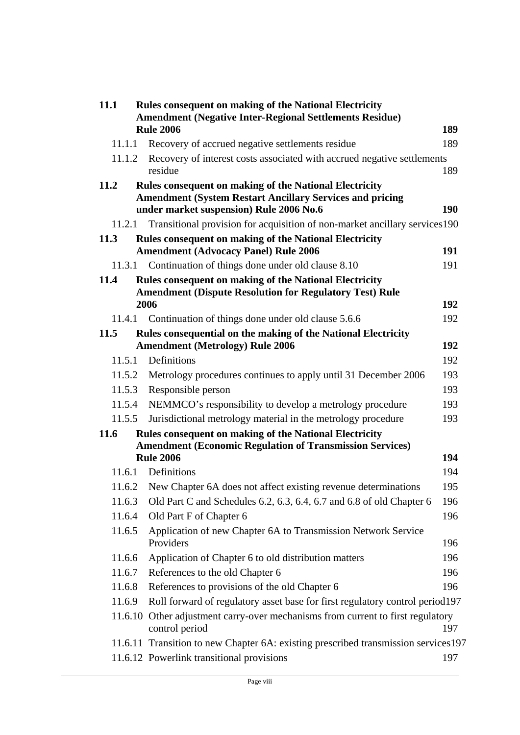| | | |
|---|---|---|
| **11.1** | **Rules consequent on making of the National Electricity Amendment (Negative Inter-Regional Settlements Residue) Rule 2006** | **189** |
| 11.1.1 | Recovery of accrued negative settlements residue | 189 |
| 11.1.2 | Recovery of interest costs associated with accrued negative settlements residue | 189 |
| **11.2** | **Rules consequent on making of the National Electricity Amendment (System Restart Ancillary Services and pricing under market suspension) Rule 2006 No.6** | **190** |
| 11.2.1 | Transitional provision for acquisition of non-market ancillary services | 190 |
| **11.3** | **Rules consequent on making of the National Electricity Amendment (Advocacy Panel) Rule 2006** | **191** |
| 11.3.1 | Continuation of things done under old clause 8.10 | 191 |
| **11.4** | **Rules consequent on making of the National Electricity Amendment (Dispute Resolution for Regulatory Test) Rule 2006** | **192** |
| 11.4.1 | Continuation of things done under old clause 5.6.6 | 192 |
| **11.5** | **Rules consequential on the making of the National Electricity Amendment (Metrology) Rule 2006** | **192** |
| 11.5.1 | Definitions | 192 |
| 11.5.2 | Metrology procedures continues to apply until 31 December 2006 | 193 |
| 11.5.3 | Responsible person | 193 |
| 11.5.4 | NEMMCO's responsibility to develop a metrology procedure | 193 |
| 11.5.5 | Jurisdictional metrology material in the metrology procedure | 193 |
| **11.6** | **Rules consequent on making of the National Electricity Amendment (Economic Regulation of Transmission Services) Rule 2006** | **194** |
| 11.6.1 | Definitions | 194 |
| 11.6.2 | New Chapter 6A does not affect existing revenue determinations | 195 |
| 11.6.3 | Old Part C and Schedules 6.2, 6.3, 6.4, 6.7 and 6.8 of old Chapter 6 | 196 |
| 11.6.4 | Old Part F of Chapter 6 | 196 |
| 11.6.5 | Application of new Chapter 6A to Transmission Network Service Providers | 196 |
| 11.6.6 | Application of Chapter 6 to old distribution matters | 196 |
| 11.6.7 | References to the old Chapter 6 | 196 |
| 11.6.8 | References to provisions of the old Chapter 6 | 196 |
| 11.6.9 | Roll forward of regulatory asset base for first regulatory control period | 197 |
| 11.6.10 | Other adjustment carry-over mechanisms from current to first regulatory control period | 197 |
| 11.6.11 | Transition to new Chapter 6A: existing prescribed transmission services | 197 |
| 11.6.12 | Powerlink transitional provisions | 197 |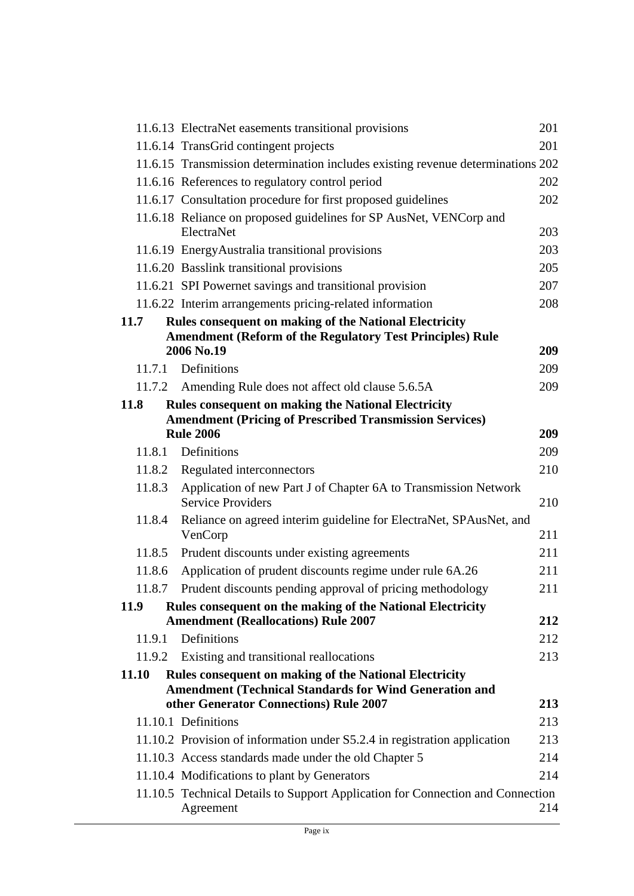| | | |
|---|---|---|
| 11.6.13 | ElectraNet easements transitional provisions | 201 |
| 11.6.14 | TransGrid contingent projects | 201 |
| 11.6.15 | Transmission determination includes existing revenue determinations | 202 |
| 11.6.16 | References to regulatory control period | 202 |
| 11.6.17 | Consultation procedure for first proposed guidelines | 202 |
| 11.6.18 | Reliance on proposed guidelines for SP AusNet, VENCorp and ElectraNet | 203 |
| 11.6.19 | EnergyAustralia transitional provisions | 203 |
| 11.6.20 | Basslink transitional provisions | 205 |
| 11.6.21 | SPI Powernet savings and transitional provision | 207 |
| 11.6.22 | Interim arrangements pricing-related information | 208 |
| **11.7** | **Rules consequent on making of the National Electricity Amendment (Reform of the Regulatory Test Principles) Rule 2006 No.19** | **209** |
| 11.7.1 | Definitions | 209 |
| 11.7.2 | Amending Rule does not affect old clause 5.6.5A | 209 |
| **11.8** | **Rules consequent on making the National Electricity Amendment (Pricing of Prescribed Transmission Services) Rule 2006** | **209** |
| 11.8.1 | Definitions | 209 |
| 11.8.2 | Regulated interconnectors | 210 |
| 11.8.3 | Application of new Part J of Chapter 6A to Transmission Network Service Providers | 210 |
| 11.8.4 | Reliance on agreed interim guideline for ElectraNet, SPAusNet, and VenCorp | 211 |
| 11.8.5 | Prudent discounts under existing agreements | 211 |
| 11.8.6 | Application of prudent discounts regime under rule 6A.26 | 211 |
| 11.8.7 | Prudent discounts pending approval of pricing methodology | 211 |
| **11.9** | **Rules consequent on the making of the National Electricity Amendment (Reallocations) Rule 2007** | **212** |
| 11.9.1 | Definitions | 212 |
| 11.9.2 | Existing and transitional reallocations | 213 |
| **11.10** | **Rules consequent on making of the National Electricity Amendment (Technical Standards for Wind Generation and other Generator Connections) Rule 2007** | **213** |
| 11.10.1 | Definitions | 213 |
| 11.10.2 | Provision of information under S5.2.4 in registration application | 213 |
| 11.10.3 | Access standards made under the old Chapter 5 | 214 |
| 11.10.4 | Modifications to plant by Generators | 214 |
| 11.10.5 | Technical Details to Support Application for Connection and Connection Agreement | 214 |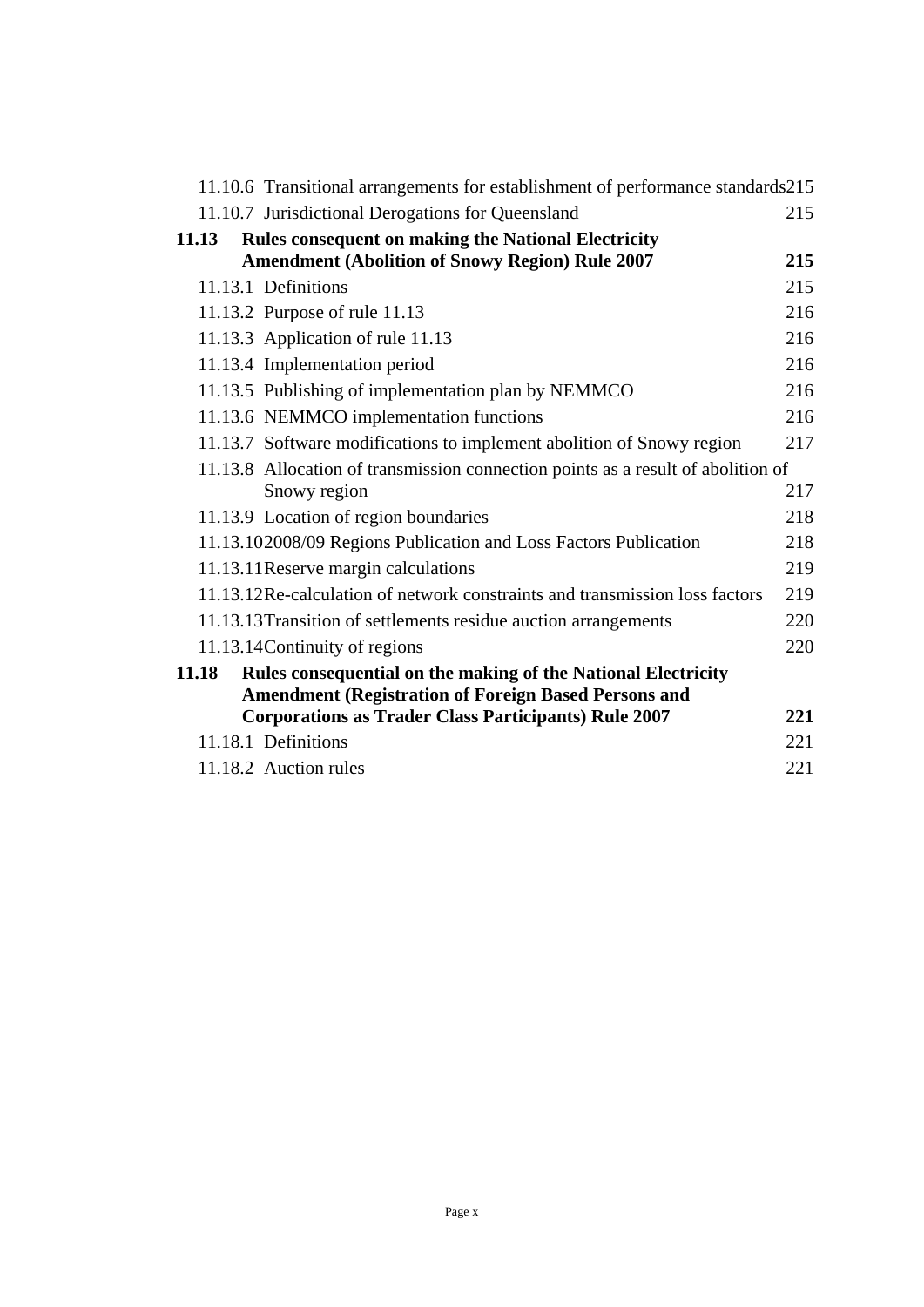11.10.6 Transitional arrangements for establishment of performance standards 215

11.10.7 Jurisdictional Derogations for Queensland 215

**11.13 Rules consequent on making the National Electricity Amendment (Abolition of Snowy Region) Rule 2007 215**

11.13.1 Definitions 215

11.13.2 Purpose of rule 11.13 216

11.13.3 Application of rule 11.13 216

11.13.4 Implementation period 216

11.13.5 Publishing of implementation plan by NEMMCO 216

11.13.6 NEMMCO implementation functions 216

11.13.7 Software modifications to implement abolition of Snowy region 217

11.13.8 Allocation of transmission connection points as a result of abolition of Snowy region 217

11.13.9 Location of region boundaries 218

11.13.10 2008/09 Regions Publication and Loss Factors Publication 218

11.13.11 Reserve margin calculations 219

11.13.12 Re-calculation of network constraints and transmission loss factors 219

11.13.13 Transition of settlements residue auction arrangements 220

11.13.14 Continuity of regions 220

**11.18 Rules consequential on the making of the National Electricity Amendment (Registration of Foreign Based Persons and Corporations as Trader Class Participants) Rule 2007 221**

11.18.1 Definitions 221

11.18.2 Auction rules 221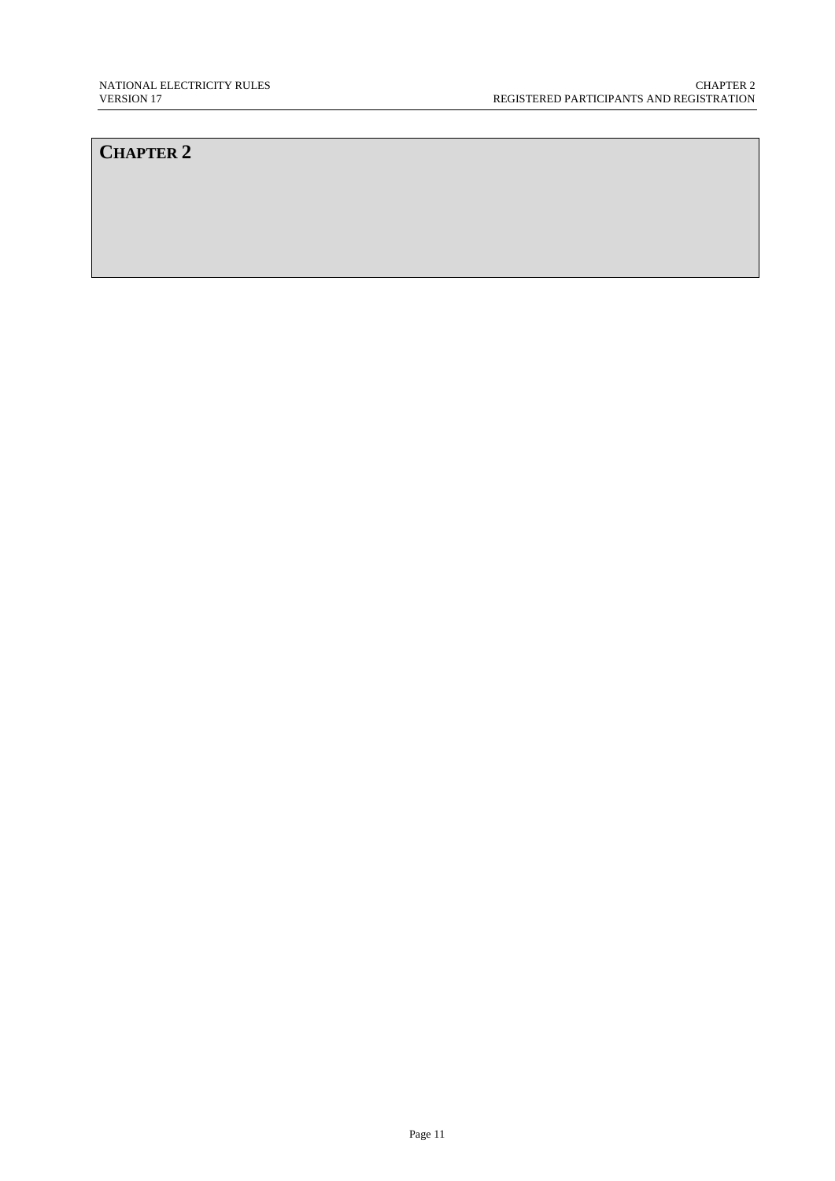# CHAPTER 2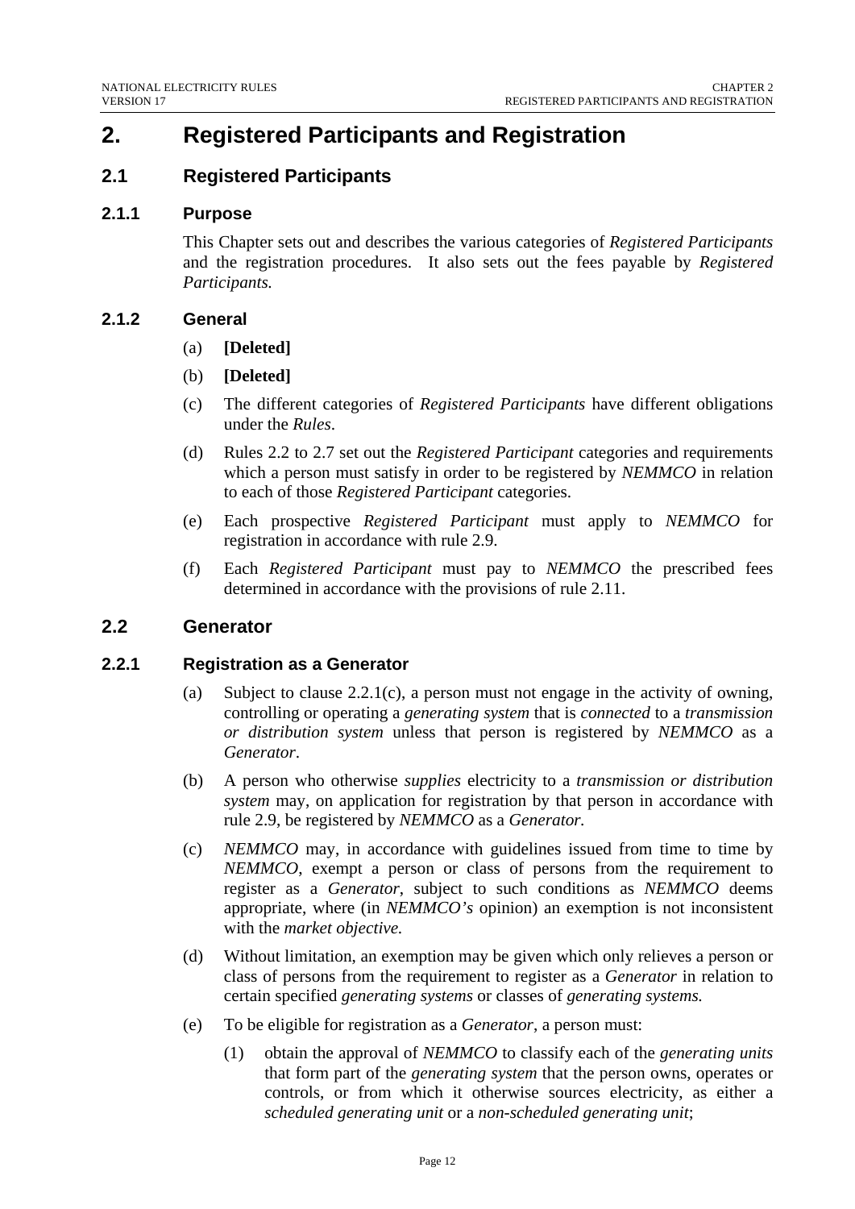# 2. Registered Participants and Registration

## 2.1 Registered Participants

### 2.1.1 Purpose

This Chapter sets out and describes the various categories of *Registered Participants* and the registration procedures. It also sets out the fees payable by *Registered Participants.*

### 2.1.2 General

(a) **[Deleted]**

(b) **[Deleted]**

(c) The different categories of *Registered Participants* have different obligations under the *Rules*.

(d) Rules 2.2 to 2.7 set out the *Registered Participant* categories and requirements which a person must satisfy in order to be registered by *NEMMCO* in relation to each of those *Registered Participant* categories.

(e) Each prospective *Registered Participant* must apply to *NEMMCO* for registration in accordance with rule 2.9.

(f) Each *Registered Participant* must pay to *NEMMCO* the prescribed fees determined in accordance with the provisions of rule 2.11.

## 2.2 Generator

### 2.2.1 Registration as a Generator

(a) Subject to clause 2.2.1(c), a person must not engage in the activity of owning, controlling or operating a *generating system* that is *connected* to a *transmission or distribution system* unless that person is registered by *NEMMCO* as a *Generator*.

(b) A person who otherwise *supplies* electricity to a *transmission or distribution system* may, on application for registration by that person in accordance with rule 2.9, be registered by *NEMMCO* as a *Generator.*

(c) *NEMMCO* may, in accordance with guidelines issued from time to time by *NEMMCO*, exempt a person or class of persons from the requirement to register as a *Generator*, subject to such conditions as *NEMMCO* deems appropriate, where (in *NEMMCO's* opinion) an exemption is not inconsistent with the *market objective.*

(d) Without limitation, an exemption may be given which only relieves a person or class of persons from the requirement to register as a *Generator* in relation to certain specified *generating systems* or classes of *generating systems.*

(e) To be eligible for registration as a *Generator*, a person must:

(1) obtain the approval of *NEMMCO* to classify each of the *generating units* that form part of the *generating system* that the person owns, operates or controls, or from which it otherwise sources electricity, as either a *scheduled generating unit* or a *non-scheduled generating unit*;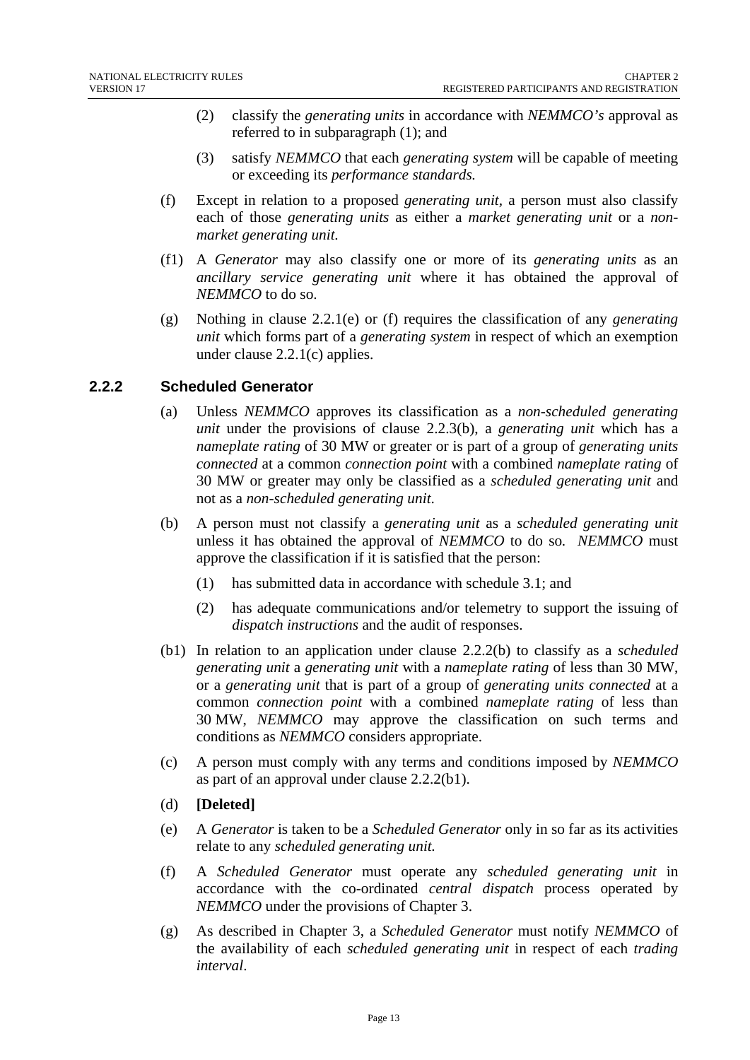(2) classify the *generating units* in accordance with *NEMMCO's* approval as referred to in subparagraph (1); and

(3) satisfy *NEMMCO* that each *generating system* will be capable of meeting or exceeding its *performance standards.*

(f) Except in relation to a proposed *generating unit,* a person must also classify each of those *generating units* as either a *market generating unit* or a *non-market generating unit.*

(f1) A *Generator* may also classify one or more of its *generating units* as an *ancillary service generating unit* where it has obtained the approval of *NEMMCO* to do so.

(g) Nothing in clause 2.2.1(e) or (f) requires the classification of any *generating unit* which forms part of a *generating system* in respect of which an exemption under clause 2.2.1(c) applies.

### 2.2.2 Scheduled Generator

(a) Unless *NEMMCO* approves its classification as a *non-scheduled generating unit* under the provisions of clause 2.2.3(b), a *generating unit* which has a *nameplate rating* of 30 MW or greater or is part of a group of *generating units connected* at a common *connection point* with a combined *nameplate rating* of 30 MW or greater may only be classified as a *scheduled generating unit* and not as a *non-scheduled generating unit.*

(b) A person must not classify a *generating unit* as a *scheduled generating unit* unless it has obtained the approval of *NEMMCO* to do so. *NEMMCO* must approve the classification if it is satisfied that the person:

(1) has submitted data in accordance with schedule 3.1; and

(2) has adequate communications and/or telemetry to support the issuing of *dispatch instructions* and the audit of responses.

(b1) In relation to an application under clause 2.2.2(b) to classify as a *scheduled generating unit* a *generating unit* with a *nameplate rating* of less than 30 MW, or a *generating unit* that is part of a group of *generating units connected* at a common *connection point* with a combined *nameplate rating* of less than 30 MW, *NEMMCO* may approve the classification on such terms and conditions as *NEMMCO* considers appropriate.

(c) A person must comply with any terms and conditions imposed by *NEMMCO* as part of an approval under clause 2.2.2(b1).

(d) **[Deleted]**

(e) A *Generator* is taken to be a *Scheduled Generator* only in so far as its activities relate to any *scheduled generating unit.*

(f) A *Scheduled Generator* must operate any *scheduled generating unit* in accordance with the co-ordinated *central dispatch* process operated by *NEMMCO* under the provisions of Chapter 3.

(g) As described in Chapter 3, a *Scheduled Generator* must notify *NEMMCO* of the availability of each *scheduled generating unit* in respect of each *trading interval*.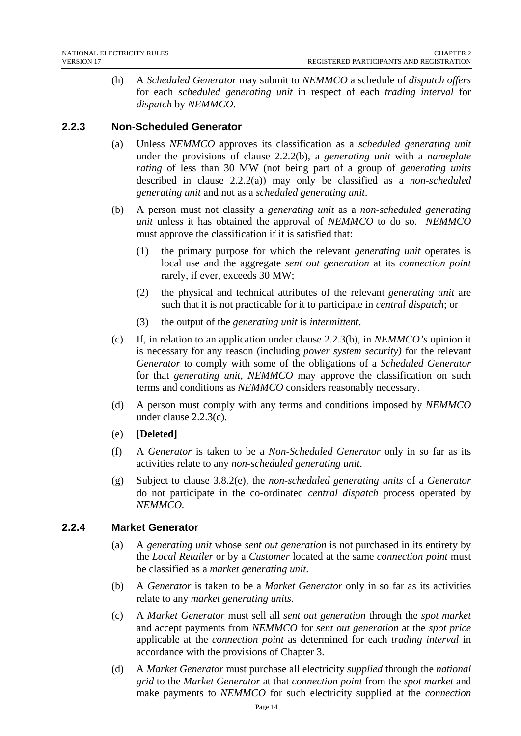(h) A *Scheduled Generator* may submit to *NEMMCO* a schedule of *dispatch offers* for each *scheduled generating unit* in respect of each *trading interval* for *dispatch* by *NEMMCO*.

### 2.2.3 Non-Scheduled Generator

(a) Unless *NEMMCO* approves its classification as a *scheduled generating unit* under the provisions of clause 2.2.2(b), a *generating unit* with a *nameplate rating* of less than 30 MW (not being part of a group of *generating units* described in clause 2.2.2(a)) may only be classified as a *non-scheduled generating unit* and not as a *scheduled generating unit*.

(b) A person must not classify a *generating unit* as a *non-scheduled generating unit* unless it has obtained the approval of *NEMMCO* to do so. *NEMMCO* must approve the classification if it is satisfied that:

(1) the primary purpose for which the relevant *generating unit* operates is local use and the aggregate *sent out generation* at its *connection point* rarely, if ever, exceeds 30 MW;

(2) the physical and technical attributes of the relevant *generating unit* are such that it is not practicable for it to participate in *central dispatch*; or

(3) the output of the *generating unit* is *intermittent*.

(c) If, in relation to an application under clause 2.2.3(b), in *NEMMCO's* opinion it is necessary for any reason (including *power system security)* for the relevant *Generator* to comply with some of the obligations of a *Scheduled Generator* for that *generating unit*, *NEMMCO* may approve the classification on such terms and conditions as *NEMMCO* considers reasonably necessary.

(d) A person must comply with any terms and conditions imposed by *NEMMCO* under clause 2.2.3(c).

(e) **[Deleted]**

(f) A *Generator* is taken to be a *Non-Scheduled Generator* only in so far as its activities relate to any *non-scheduled generating unit*.

(g) Subject to clause 3.8.2(e), the *non-scheduled generating units* of a *Generator* do not participate in the co-ordinated *central dispatch* process operated by *NEMMCO*.

### 2.2.4 Market Generator

(a) A *generating unit* whose *sent out generation* is not purchased in its entirety by the *Local Retailer* or by a *Customer* located at the same *connection point* must be classified as a *market generating unit*.

(b) A *Generator* is taken to be a *Market Generator* only in so far as its activities relate to any *market generating units*.

(c) A *Market Generator* must sell all *sent out generation* through the *spot market* and accept payments from *NEMMCO* for *sent out generation* at the *spot price* applicable at the *connection point* as determined for each *trading interval* in accordance with the provisions of Chapter 3.

(d) A *Market Generator* must purchase all electricity *supplied* through the *national grid* to the *Market Generator* at that *connection point* from the *spot market* and make payments to *NEMMCO* for such electricity supplied at the *connection*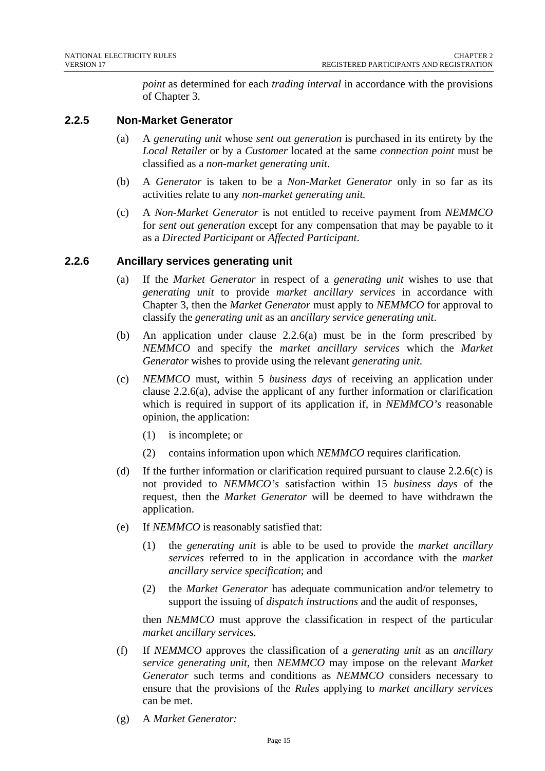*point* as determined for each *trading interval* in accordance with the provisions of Chapter 3.

### 2.2.5 Non-Market Generator

(a) A *generating unit* whose *sent out generation* is purchased in its entirety by the *Local Retailer* or by a *Customer* located at the same *connection point* must be classified as a *non-market generating unit*.

(b) A *Generator* is taken to be a *Non-Market Generator* only in so far as its activities relate to any *non-market generating unit.*

(c) A *Non-Market Generator* is not entitled to receive payment from *NEMMCO* for *sent out generation* except for any compensation that may be payable to it as a *Directed Participant* or *Affected Participant*.

### 2.2.6 Ancillary services generating unit

(a) If the *Market Generator* in respect of a *generating unit* wishes to use that *generating unit* to provide *market ancillary services* in accordance with Chapter 3, then the *Market Generator* must apply to *NEMMCO* for approval to classify the *generating unit* as an *ancillary service generating unit*.

(b) An application under clause 2.2.6(a) must be in the form prescribed by *NEMMCO* and specify the *market ancillary services* which the *Market Generator* wishes to provide using the relevant *generating unit*.

(c) *NEMMCO* must, within 5 *business days* of receiving an application under clause 2.2.6(a), advise the applicant of any further information or clarification which is required in support of its application if, in *NEMMCO's* reasonable opinion, the application:

(1) is incomplete; or

(2) contains information upon which *NEMMCO* requires clarification.

(d) If the further information or clarification required pursuant to clause 2.2.6(c) is not provided to *NEMMCO's* satisfaction within 15 *business days* of the request, then the *Market Generator* will be deemed to have withdrawn the application.

(e) If *NEMMCO* is reasonably satisfied that:

(1) the *generating unit* is able to be used to provide the *market ancillary services* referred to in the application in accordance with the *market ancillary service specification*; and

(2) the *Market Generator* has adequate communication and/or telemetry to support the issuing of *dispatch instructions* and the audit of responses,

then *NEMMCO* must approve the classification in respect of the particular *market ancillary services.*

(f) If *NEMMCO* approves the classification of a *generating unit* as an *ancillary service generating unit*, then *NEMMCO* may impose on the relevant *Market Generator* such terms and conditions as *NEMMCO* considers necessary to ensure that the provisions of the *Rules* applying to *market ancillary services* can be met.

(g) A *Market Generator:*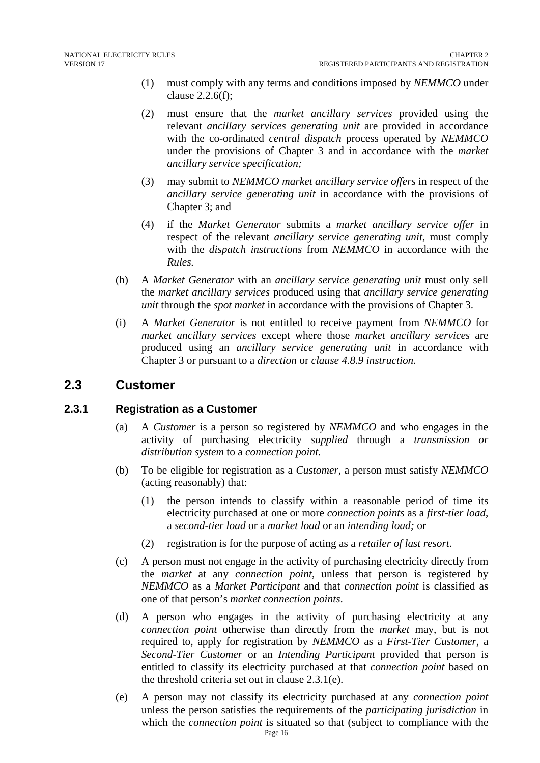(1) must comply with any terms and conditions imposed by *NEMMCO* under clause 2.2.6(f);

(2) must ensure that the *market ancillary services* provided using the relevant *ancillary services generating unit* are provided in accordance with the co-ordinated *central dispatch* process operated by *NEMMCO* under the provisions of Chapter 3 and in accordance with the *market ancillary service specification;*

(3) may submit to *NEMMCO market ancillary service offers* in respect of the *ancillary service generating unit* in accordance with the provisions of Chapter 3; and

(4) if the *Market Generator* submits a *market ancillary service offer* in respect of the relevant *ancillary service generating unit*, must comply with the *dispatch instructions* from *NEMMCO* in accordance with the *Rules*.

(h) A *Market Generator* with an *ancillary service generating unit* must only sell the *market ancillary services* produced using that *ancillary service generating unit* through the *spot market* in accordance with the provisions of Chapter 3.

(i) A *Market Generator* is not entitled to receive payment from *NEMMCO* for *market ancillary services* except where those *market ancillary services* are produced using an *ancillary service generating unit* in accordance with Chapter 3 or pursuant to a *direction* or *clause 4.8.9 instruction*.

## 2.3 Customer

### 2.3.1 Registration as a Customer

(a) A *Customer* is a person so registered by *NEMMCO* and who engages in the activity of purchasing electricity *supplied* through a *transmission or distribution system* to a *connection point.*

(b) To be eligible for registration as a *Customer*, a person must satisfy *NEMMCO* (acting reasonably) that:

(1) the person intends to classify within a reasonable period of time its electricity purchased at one or more *connection points* as a *first-tier load*, a *second-tier load* or a *market load* or an *intending load;* or

(2) registration is for the purpose of acting as a *retailer of last resort*.

(c) A person must not engage in the activity of purchasing electricity directly from the *market* at any *connection point*, unless that person is registered by *NEMMCO* as a *Market Participant* and that *connection point* is classified as one of that person's *market connection points*.

(d) A person who engages in the activity of purchasing electricity at any *connection point* otherwise than directly from the *market* may, but is not required to, apply for registration by *NEMMCO* as a *First-Tier Customer*, a *Second-Tier Customer* or an *Intending Participant* provided that person is entitled to classify its electricity purchased at that *connection point* based on the threshold criteria set out in clause 2.3.1(e).

(e) A person may not classify its electricity purchased at any *connection point* unless the person satisfies the requirements of the *participating jurisdiction* in which the *connection point* is situated so that (subject to compliance with the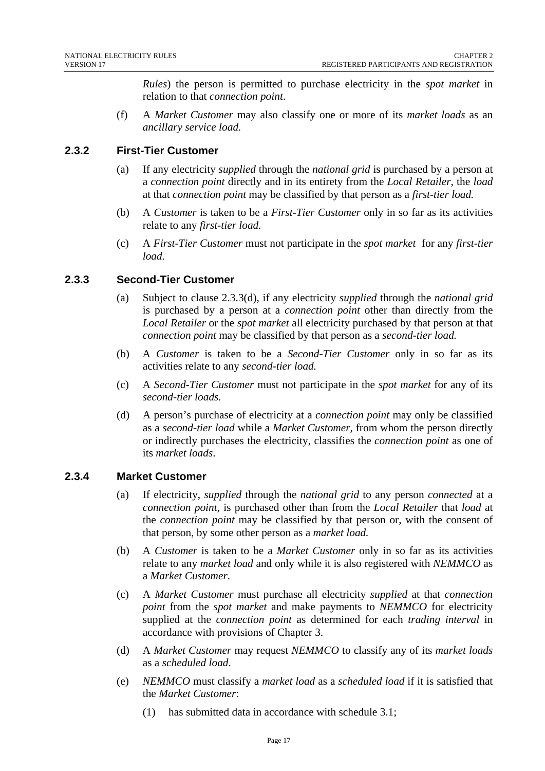*Rules*) the person is permitted to purchase electricity in the *spot market* in relation to that *connection point*.

(f) A *Market Customer* may also classify one or more of its *market loads* as an *ancillary service load.*

### 2.3.2 First-Tier Customer

(a) If any electricity *supplied* through the *national grid* is purchased by a person at a *connection point* directly and in its entirety from the *Local Retailer*, the *load* at that *connection point* may be classified by that person as a *first-tier load.*

(b) A *Customer* is taken to be a *First-Tier Customer* only in so far as its activities relate to any *first-tier load.*

(c) A *First-Tier Customer* must not participate in the *spot market* for any *first-tier load.*

### 2.3.3 Second-Tier Customer

(a) Subject to clause 2.3.3(d), if any electricity *supplied* through the *national grid* is purchased by a person at a *connection point* other than directly from the *Local Retailer* or the *spot market* all electricity purchased by that person at that *connection point* may be classified by that person as a *second-tier load.*

(b) A *Customer* is taken to be a *Second-Tier Customer* only in so far as its activities relate to any *second-tier load.*

(c) A *Second-Tier Customer* must not participate in the *spot market* for any of its *second-tier loads*.

(d) A person's purchase of electricity at a *connection point* may only be classified as a *second-tier load* while a *Market Customer*, from whom the person directly or indirectly purchases the electricity, classifies the *connection point* as one of its *market loads*.

### 2.3.4 Market Customer

(a) If electricity, *supplied* through the *national grid* to any person *connected* at a *connection point*, is purchased other than from the *Local Retailer* that *load* at the *connection point* may be classified by that person or, with the consent of that person, by some other person as a *market load.*

(b) A *Customer* is taken to be a *Market Customer* only in so far as its activities relate to any *market load* and only while it is also registered with *NEMMCO* as a *Market Customer*.

(c) A *Market Customer* must purchase all electricity *supplied* at that *connection point* from the *spot market* and make payments to *NEMMCO* for electricity supplied at the *connection point* as determined for each *trading interval* in accordance with provisions of Chapter 3.

(d) A *Market Customer* may request *NEMMCO* to classify any of its *market loads* as a *scheduled load*.

(e) *NEMMCO* must classify a *market load* as a *scheduled load* if it is satisfied that the *Market Customer*:

(1) has submitted data in accordance with schedule 3.1;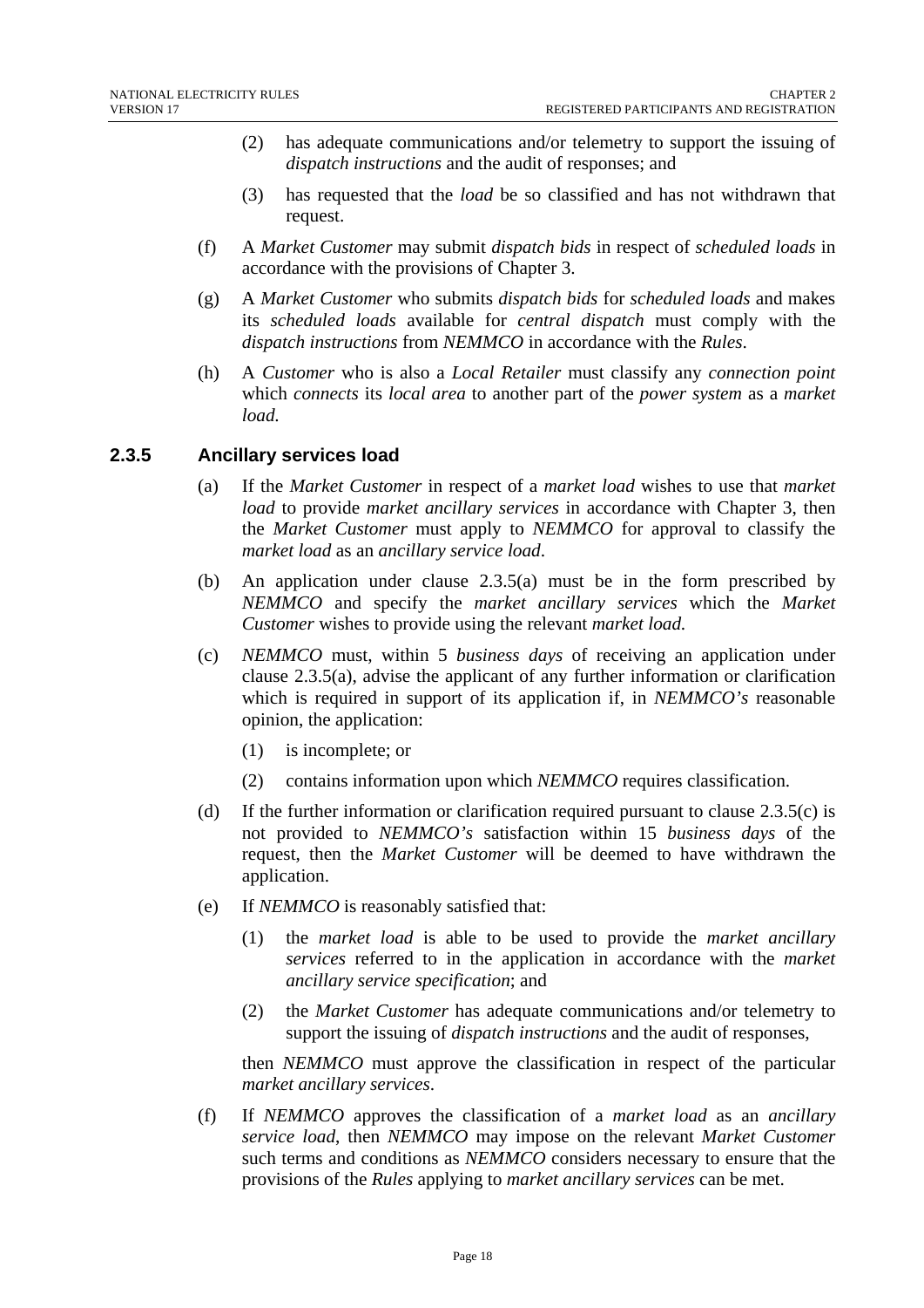(2) has adequate communications and/or telemetry to support the issuing of *dispatch instructions* and the audit of responses; and

(3) has requested that the *load* be so classified and has not withdrawn that request.

(f) A *Market Customer* may submit *dispatch bids* in respect of *scheduled loads* in accordance with the provisions of Chapter 3.

(g) A *Market Customer* who submits *dispatch bids* for *scheduled loads* and makes its *scheduled loads* available for *central dispatch* must comply with the *dispatch instructions* from *NEMMCO* in accordance with the *Rules*.

(h) A *Customer* who is also a *Local Retailer* must classify any *connection point* which *connects* its *local area* to another part of the *power system* as a *market load.*

### 2.3.5 Ancillary services load

(a) If the *Market Customer* in respect of a *market load* wishes to use that *market load* to provide *market ancillary services* in accordance with Chapter 3, then the *Market Customer* must apply to *NEMMCO* for approval to classify the *market load* as an *ancillary service load*.

(b) An application under clause 2.3.5(a) must be in the form prescribed by *NEMMCO* and specify the *market ancillary services* which the *Market Customer* wishes to provide using the relevant *market load.*

(c) *NEMMCO* must, within 5 *business days* of receiving an application under clause 2.3.5(a), advise the applicant of any further information or clarification which is required in support of its application if, in *NEMMCO's* reasonable opinion, the application:

(1) is incomplete; or

(2) contains information upon which *NEMMCO* requires classification.

(d) If the further information or clarification required pursuant to clause 2.3.5(c) is not provided to *NEMMCO's* satisfaction within 15 *business days* of the request, then the *Market Customer* will be deemed to have withdrawn the application.

(e) If *NEMMCO* is reasonably satisfied that:

(1) the *market load* is able to be used to provide the *market ancillary services* referred to in the application in accordance with the *market ancillary service specification*; and

(2) the *Market Customer* has adequate communications and/or telemetry to support the issuing of *dispatch instructions* and the audit of responses,

then *NEMMCO* must approve the classification in respect of the particular *market ancillary services*.

(f) If *NEMMCO* approves the classification of a *market load* as an *ancillary service load*, then *NEMMCO* may impose on the relevant *Market Customer* such terms and conditions as *NEMMCO* considers necessary to ensure that the provisions of the *Rules* applying to *market ancillary services* can be met.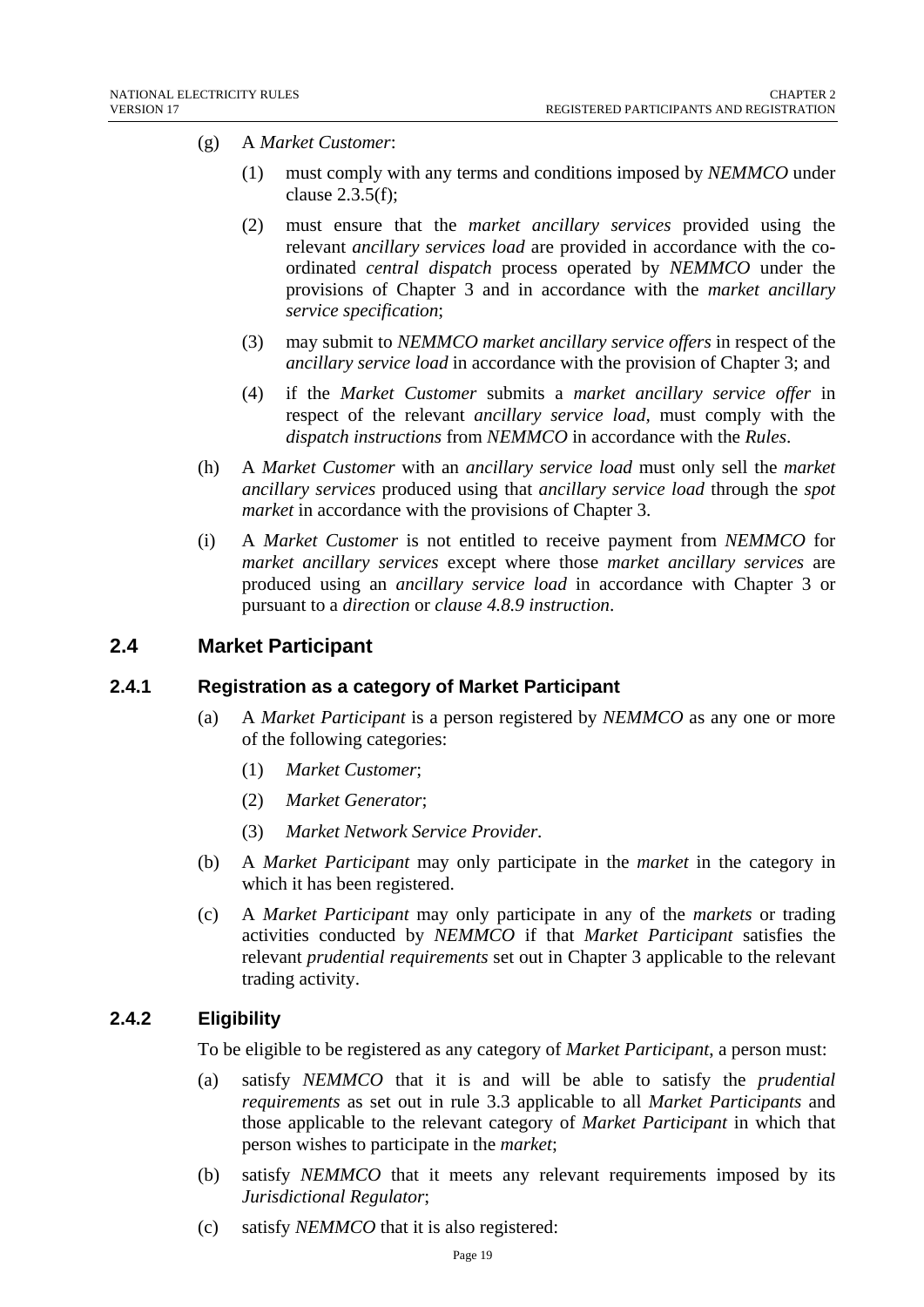(g) A *Market Customer*:

   (1) must comply with any terms and conditions imposed by *NEMMCO* under clause 2.3.5(f);

   (2) must ensure that the *market ancillary services* provided using the relevant *ancillary services load* are provided in accordance with the co-ordinated *central dispatch* process operated by *NEMMCO* under the provisions of Chapter 3 and in accordance with the *market ancillary service specification*;

   (3) may submit to *NEMMCO market ancillary service offers* in respect of the *ancillary service load* in accordance with the provision of Chapter 3; and

   (4) if the *Market Customer* submits a *market ancillary service offer* in respect of the relevant *ancillary service load*, must comply with the *dispatch instructions* from *NEMMCO* in accordance with the *Rules*.

(h) A *Market Customer* with an *ancillary service load* must only sell the *market ancillary services* produced using that *ancillary service load* through the *spot market* in accordance with the provisions of Chapter 3.

(i) A *Market Customer* is not entitled to receive payment from *NEMMCO* for *market ancillary services* except where those *market ancillary services* are produced using an *ancillary service load* in accordance with Chapter 3 or pursuant to a *direction* or *clause 4.8.9 instruction*.

## 2.4 Market Participant

### 2.4.1 Registration as a category of Market Participant

(a) A *Market Participant* is a person registered by *NEMMCO* as any one or more of the following categories:

   (1) *Market Customer*;

   (2) *Market Generator*;

   (3) *Market Network Service Provider*.

(b) A *Market Participant* may only participate in the *market* in the category in which it has been registered.

(c) A *Market Participant* may only participate in any of the *markets* or trading activities conducted by *NEMMCO* if that *Market Participant* satisfies the relevant *prudential requirements* set out in Chapter 3 applicable to the relevant trading activity.

### 2.4.2 Eligibility

To be eligible to be registered as any category of *Market Participant*, a person must:

(a) satisfy *NEMMCO* that it is and will be able to satisfy the *prudential requirements* as set out in rule 3.3 applicable to all *Market Participants* and those applicable to the relevant category of *Market Participant* in which that person wishes to participate in the *market*;

(b) satisfy *NEMMCO* that it meets any relevant requirements imposed by its *Jurisdictional Regulator*;

(c) satisfy *NEMMCO* that it is also registered: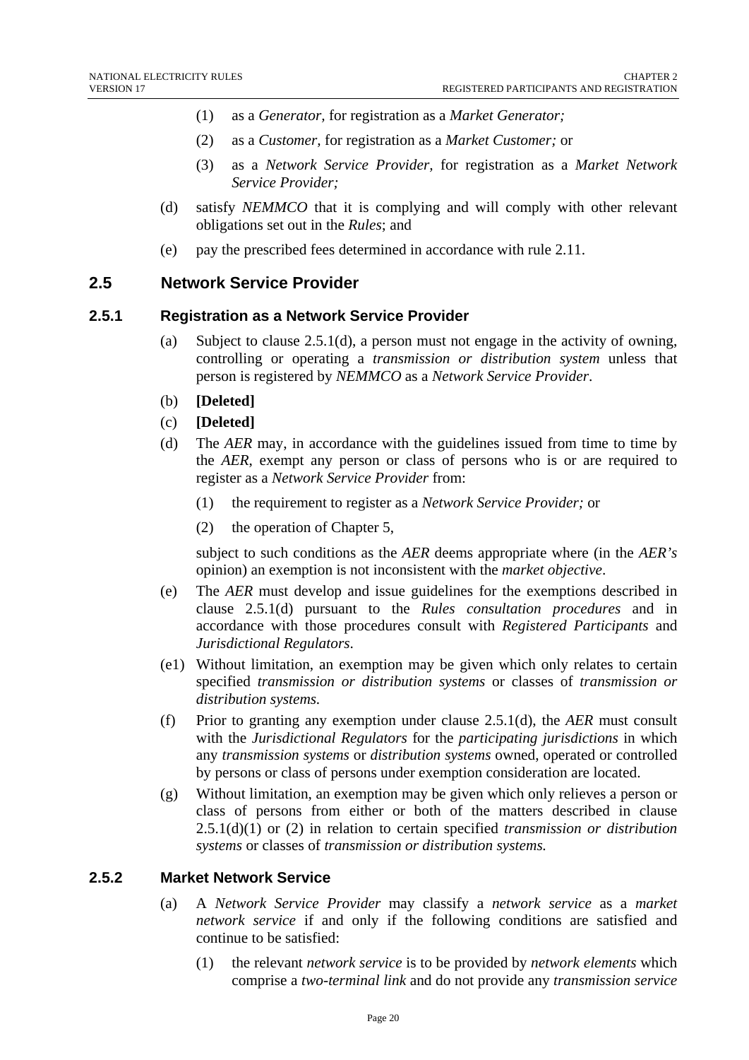(1) as a *Generator*, for registration as a *Market Generator;*

(2) as a *Customer*, for registration as a *Market Customer;* or

(3) as a *Network Service Provider,* for registration as a *Market Network Service Provider;*

(d) satisfy *NEMMCO* that it is complying and will comply with other relevant obligations set out in the *Rules*; and

(e) pay the prescribed fees determined in accordance with rule 2.11.

## 2.5 Network Service Provider

### 2.5.1 Registration as a Network Service Provider

(a) Subject to clause 2.5.1(d), a person must not engage in the activity of owning, controlling or operating a *transmission or distribution system* unless that person is registered by *NEMMCO* as a *Network Service Provider*.

(b) **[Deleted]**

(c) **[Deleted]**

(d) The *AER* may, in accordance with the guidelines issued from time to time by the *AER*, exempt any person or class of persons who is or are required to register as a *Network Service Provider* from:

(1) the requirement to register as a *Network Service Provider;* or

(2) the operation of Chapter 5,

subject to such conditions as the *AER* deems appropriate where (in the *AER's* opinion) an exemption is not inconsistent with the *market objective*.

(e) The *AER* must develop and issue guidelines for the exemptions described in clause 2.5.1(d) pursuant to the *Rules consultation procedures* and in accordance with those procedures consult with *Registered Participants* and *Jurisdictional Regulators*.

(e1) Without limitation, an exemption may be given which only relates to certain specified *transmission or distribution systems* or classes of *transmission or distribution systems.*

(f) Prior to granting any exemption under clause 2.5.1(d), the *AER* must consult with the *Jurisdictional Regulators* for the *participating jurisdictions* in which any *transmission systems* or *distribution systems* owned, operated or controlled by persons or class of persons under exemption consideration are located.

(g) Without limitation, an exemption may be given which only relieves a person or class of persons from either or both of the matters described in clause 2.5.1(d)(1) or (2) in relation to certain specified *transmission or distribution systems* or classes of *transmission or distribution systems.*

### 2.5.2 Market Network Service

(a) A *Network Service Provider* may classify a *network service* as a *market network service* if and only if the following conditions are satisfied and continue to be satisfied:

(1) the relevant *network service* is to be provided by *network elements* which comprise a *two-terminal link* and do not provide any *transmission service*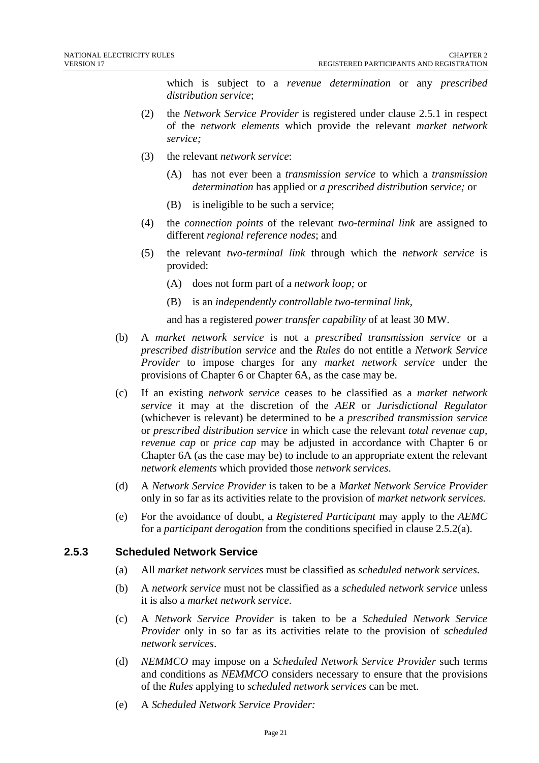which is subject to a *revenue determination* or any *prescribed distribution service*;

(2) the *Network Service Provider* is registered under clause 2.5.1 in respect of the *network elements* which provide the relevant *market network service;*

(3) the relevant *network service*:

(A) has not ever been a *transmission service* to which a *transmission determination* has applied or *a prescribed distribution service;* or

(B) is ineligible to be such a service;

(4) the *connection points* of the relevant *two-terminal link* are assigned to different *regional reference nodes*; and

(5) the relevant *two-terminal link* through which the *network service* is provided:

(A) does not form part of a *network loop;* or

(B) is an *independently controllable two-terminal link*,

and has a registered *power transfer capability* of at least 30 MW.

(b) A *market network service* is not a *prescribed transmission service* or a *prescribed distribution service* and the *Rules* do not entitle a *Network Service Provider* to impose charges for any *market network service* under the provisions of Chapter 6 or Chapter 6A, as the case may be.

(c) If an existing *network service* ceases to be classified as a *market network service* it may at the discretion of the *AER* or *Jurisdictional Regulator* (whichever is relevant) be determined to be a *prescribed transmission service* or *prescribed distribution service* in which case the relevant *total revenue cap, revenue cap* or *price cap* may be adjusted in accordance with Chapter 6 or Chapter 6A (as the case may be) to include to an appropriate extent the relevant *network elements* which provided those *network services*.

(d) A *Network Service Provider* is taken to be a *Market Network Service Provider* only in so far as its activities relate to the provision of *market network services.*

(e) For the avoidance of doubt, a *Registered Participant* may apply to the *AEMC* for a *participant derogation* from the conditions specified in clause 2.5.2(a).

### 2.5.3 Scheduled Network Service

(a) All *market network services* must be classified as *scheduled network services.*

(b) A *network service* must not be classified as a *scheduled network service* unless it is also a *market network service*.

(c) A *Network Service Provider* is taken to be a *Scheduled Network Service Provider* only in so far as its activities relate to the provision of *scheduled network services*.

(d) *NEMMCO* may impose on a *Scheduled Network Service Provider* such terms and conditions as *NEMMCO* considers necessary to ensure that the provisions of the *Rules* applying to *scheduled network services* can be met.

(e) A *Scheduled Network Service Provider:*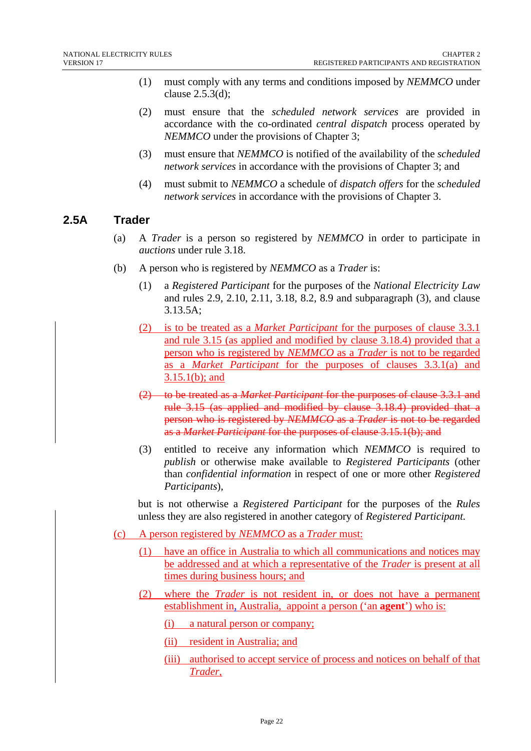(1) must comply with any terms and conditions imposed by *NEMMCO* under clause 2.5.3(d);

(2) must ensure that the *scheduled network services* are provided in accordance with the co-ordinated *central dispatch* process operated by *NEMMCO* under the provisions of Chapter 3;

(3) must ensure that *NEMMCO* is notified of the availability of the *scheduled network services* in accordance with the provisions of Chapter 3; and

(4) must submit to *NEMMCO* a schedule of *dispatch offers* for the *scheduled network services* in accordance with the provisions of Chapter 3.

## 2.5A Trader

(a) A *Trader* is a person so registered by *NEMMCO* in order to participate in *auctions* under rule 3.18.

(b) A person who is registered by *NEMMCO* as a *Trader* is:

(1) a *Registered Participant* for the purposes of the *National Electricity Law* and rules 2.9, 2.10, 2.11, 3.18, 8.2, 8.9 and subparagraph (3), and clause 3.13.5A;

(2) is to be treated as a *Market Participant* for the purposes of clause 3.3.1 and rule 3.15 (as applied and modified by clause 3.18.4) provided that a person who is registered by *NEMMCO* as a *Trader* is not to be regarded as a *Market Participant* for the purposes of clauses 3.3.1(a) and 3.15.1(b); and

~~(2) to be treated as a *Market Participant* for the purposes of clause 3.3.1 and rule 3.15 (as applied and modified by clause 3.18.4) provided that a person who is registered by *NEMMCO* as a *Trader* is not to be regarded as a *Market Participant* for the purposes of clause 3.15.1(b); and~~

(3) entitled to receive any information which *NEMMCO* is required to *publish* or otherwise make available to *Registered Participants* (other than *confidential information* in respect of one or more other *Registered Participants*),

but is not otherwise a *Registered Participant* for the purposes of the *Rules* unless they are also registered in another category of *Registered Participant.*

(c) A person registered by *NEMMCO* as a *Trader* must:

(1) have an office in Australia to which all communications and notices may be addressed and at which a representative of the *Trader* is present at all times during business hours; and

(2) where the *Trader* is not resident in, or does not have a permanent establishment in, Australia, appoint a person ('an **agent**') who is:

(i) a natural person or company;

(ii) resident in Australia; and

(iii) authorised to accept service of process and notices on behalf of that *Trader*,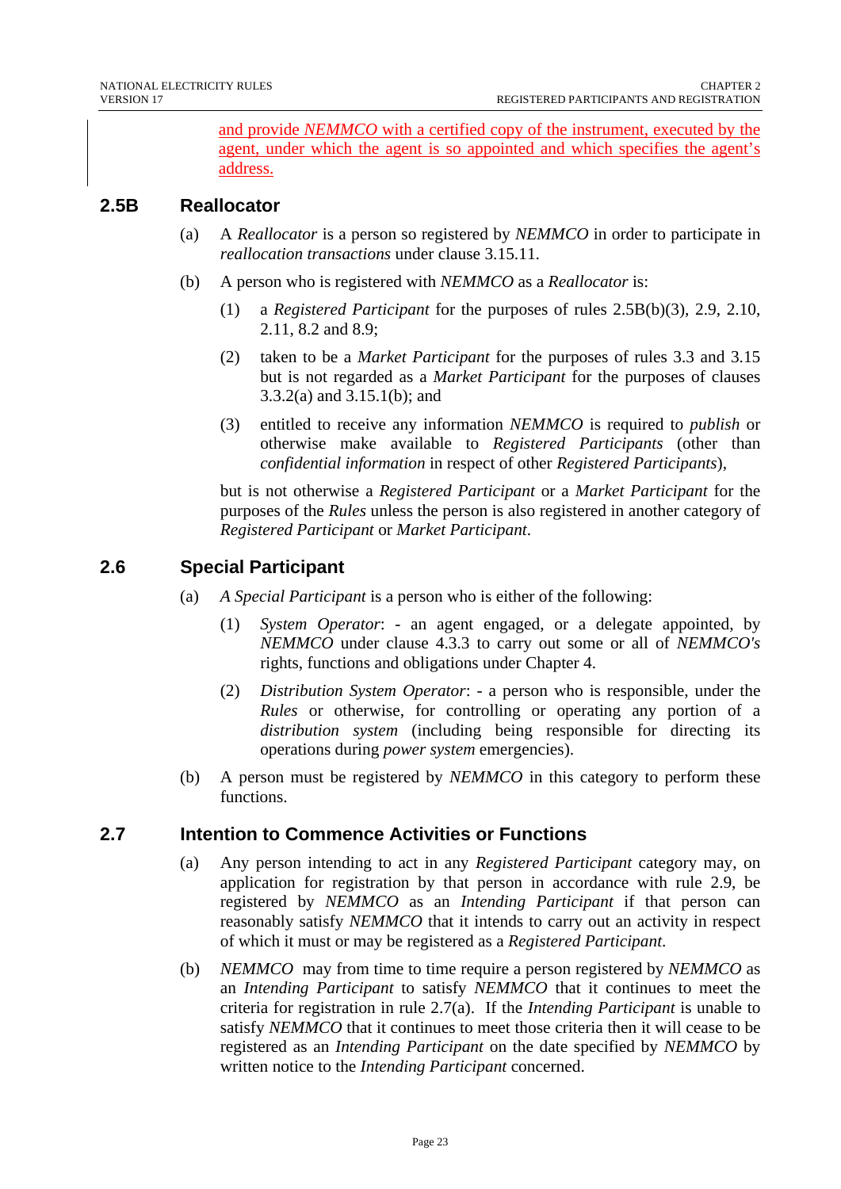and provide *NEMMCO* with a certified copy of the instrument, executed by the agent, under which the agent is so appointed and which specifies the agent's address.

## 2.5B Reallocator

(a) A *Reallocator* is a person so registered by *NEMMCO* in order to participate in *reallocation transactions* under clause 3.15.11.

(b) A person who is registered with *NEMMCO* as a *Reallocator* is:

(1) a *Registered Participant* for the purposes of rules 2.5B(b)(3), 2.9, 2.10, 2.11, 8.2 and 8.9;

(2) taken to be a *Market Participant* for the purposes of rules 3.3 and 3.15 but is not regarded as a *Market Participant* for the purposes of clauses 3.3.2(a) and 3.15.1(b); and

(3) entitled to receive any information *NEMMCO* is required to *publish* or otherwise make available to *Registered Participants* (other than *confidential information* in respect of other *Registered Participants*),

but is not otherwise a *Registered Participant* or a *Market Participant* for the purposes of the *Rules* unless the person is also registered in another category of *Registered Participant* or *Market Participant*.

## 2.6 Special Participant

(a) *A Special Participant* is a person who is either of the following:

(1) *System Operator*: - an agent engaged, or a delegate appointed, by *NEMMCO* under clause 4.3.3 to carry out some or all of *NEMMCO's* rights, functions and obligations under Chapter 4.

(2) *Distribution System Operator*: - a person who is responsible, under the *Rules* or otherwise, for controlling or operating any portion of a *distribution system* (including being responsible for directing its operations during *power system* emergencies).

(b) A person must be registered by *NEMMCO* in this category to perform these functions.

## 2.7 Intention to Commence Activities or Functions

(a) Any person intending to act in any *Registered Participant* category may, on application for registration by that person in accordance with rule 2.9, be registered by *NEMMCO* as an *Intending Participant* if that person can reasonably satisfy *NEMMCO* that it intends to carry out an activity in respect of which it must or may be registered as a *Registered Participant*.

(b) *NEMMCO* may from time to time require a person registered by *NEMMCO* as an *Intending Participant* to satisfy *NEMMCO* that it continues to meet the criteria for registration in rule 2.7(a). If the *Intending Participant* is unable to satisfy *NEMMCO* that it continues to meet those criteria then it will cease to be registered as an *Intending Participant* on the date specified by *NEMMCO* by written notice to the *Intending Participant* concerned.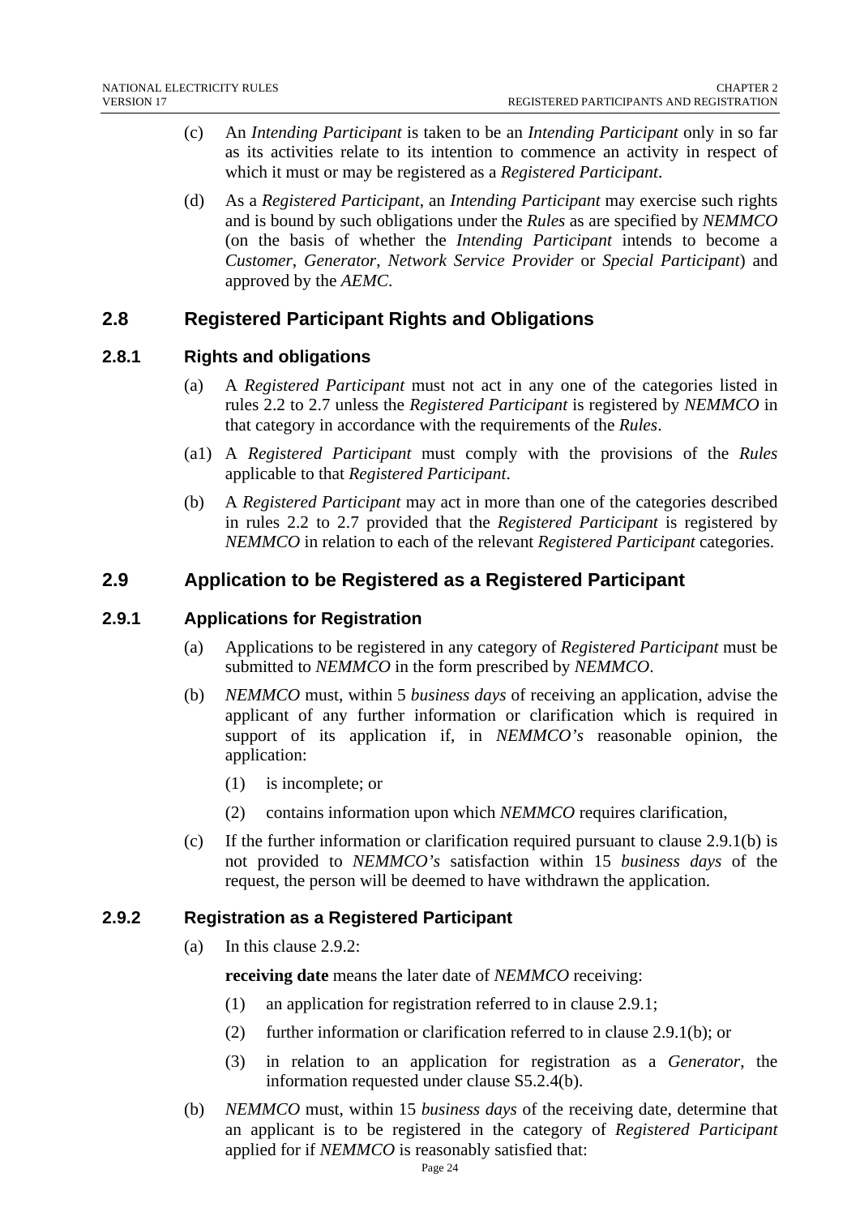(c) An *Intending Participant* is taken to be an *Intending Participant* only in so far as its activities relate to its intention to commence an activity in respect of which it must or may be registered as a *Registered Participant*.

(d) As a *Registered Participant*, an *Intending Participant* may exercise such rights and is bound by such obligations under the *Rules* as are specified by *NEMMCO* (on the basis of whether the *Intending Participant* intends to become a *Customer*, *Generator*, *Network Service Provider* or *Special Participant*) and approved by the *AEMC*.

## 2.8 Registered Participant Rights and Obligations

### 2.8.1 Rights and obligations

(a) A *Registered Participant* must not act in any one of the categories listed in rules 2.2 to 2.7 unless the *Registered Participant* is registered by *NEMMCO* in that category in accordance with the requirements of the *Rules*.

(a1) A *Registered Participant* must comply with the provisions of the *Rules* applicable to that *Registered Participant*.

(b) A *Registered Participant* may act in more than one of the categories described in rules 2.2 to 2.7 provided that the *Registered Participant* is registered by *NEMMCO* in relation to each of the relevant *Registered Participant* categories.

## 2.9 Application to be Registered as a Registered Participant

### 2.9.1 Applications for Registration

(a) Applications to be registered in any category of *Registered Participant* must be submitted to *NEMMCO* in the form prescribed by *NEMMCO*.

(b) *NEMMCO* must, within 5 *business days* of receiving an application, advise the applicant of any further information or clarification which is required in support of its application if, in *NEMMCO's* reasonable opinion, the application:

(1) is incomplete; or

(2) contains information upon which *NEMMCO* requires clarification,

(c) If the further information or clarification required pursuant to clause 2.9.1(b) is not provided to *NEMMCO's* satisfaction within 15 *business days* of the request, the person will be deemed to have withdrawn the application.

### 2.9.2 Registration as a Registered Participant

(a) In this clause 2.9.2:

**receiving date** means the later date of *NEMMCO* receiving:

(1) an application for registration referred to in clause 2.9.1;

(2) further information or clarification referred to in clause 2.9.1(b); or

(3) in relation to an application for registration as a *Generator*, the information requested under clause S5.2.4(b).

(b) *NEMMCO* must, within 15 *business days* of the receiving date, determine that an applicant is to be registered in the category of *Registered Participant* applied for if *NEMMCO* is reasonably satisfied that: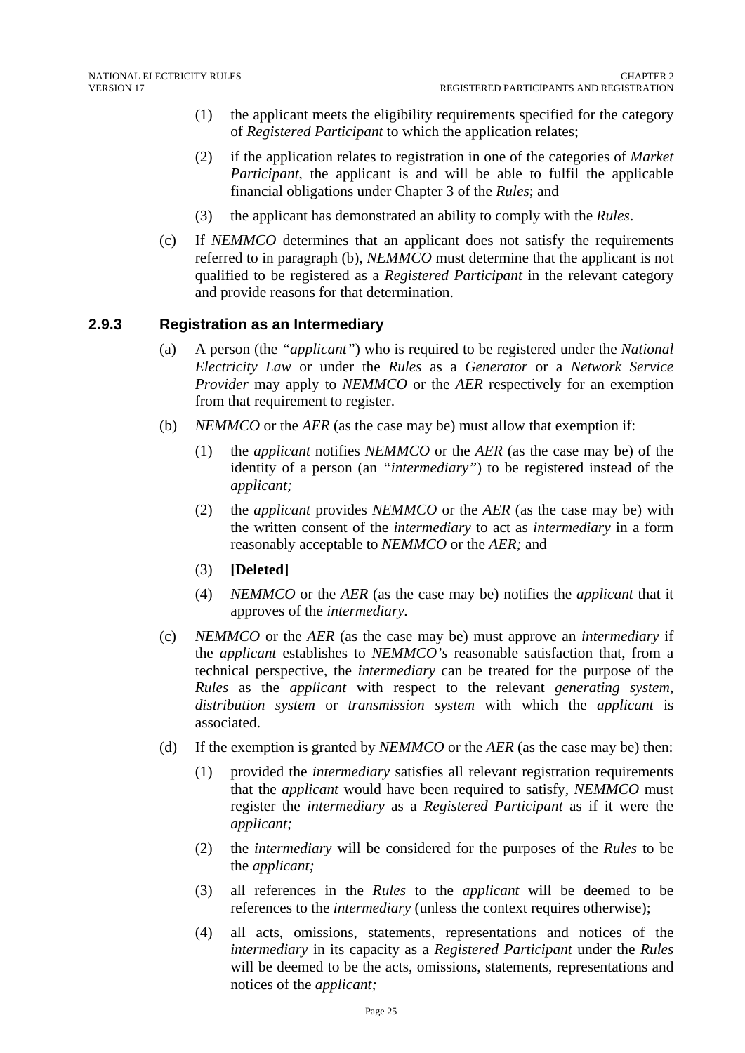(1) the applicant meets the eligibility requirements specified for the category of *Registered Participant* to which the application relates;

(2) if the application relates to registration in one of the categories of *Market Participant*, the applicant is and will be able to fulfil the applicable financial obligations under Chapter 3 of the *Rules*; and

(3) the applicant has demonstrated an ability to comply with the *Rules*.

(c) If *NEMMCO* determines that an applicant does not satisfy the requirements referred to in paragraph (b), *NEMMCO* must determine that the applicant is not qualified to be registered as a *Registered Participant* in the relevant category and provide reasons for that determination.

### 2.9.3 Registration as an Intermediary

(a) A person (the *"applicant"*) who is required to be registered under the *National Electricity Law* or under the *Rules* as a *Generator* or a *Network Service Provider* may apply to *NEMMCO* or the *AER* respectively for an exemption from that requirement to register.

(b) *NEMMCO* or the *AER* (as the case may be) must allow that exemption if:

(1) the *applicant* notifies *NEMMCO* or the *AER* (as the case may be) of the identity of a person (an *"intermediary"*) to be registered instead of the *applicant;*

(2) the *applicant* provides *NEMMCO* or the *AER* (as the case may be) with the written consent of the *intermediary* to act as *intermediary* in a form reasonably acceptable to *NEMMCO* or the *AER;* and

(3) **[Deleted]**

(4) *NEMMCO* or the *AER* (as the case may be) notifies the *applicant* that it approves of the *intermediary*.

(c) *NEMMCO* or the *AER* (as the case may be) must approve an *intermediary* if the *applicant* establishes to *NEMMCO's* reasonable satisfaction that, from a technical perspective, the *intermediary* can be treated for the purpose of the *Rules* as the *applicant* with respect to the relevant *generating system*, *distribution system* or *transmission system* with which the *applicant* is associated.

(d) If the exemption is granted by *NEMMCO* or the *AER* (as the case may be) then:

(1) provided the *intermediary* satisfies all relevant registration requirements that the *applicant* would have been required to satisfy, *NEMMCO* must register the *intermediary* as a *Registered Participant* as if it were the *applicant;*

(2) the *intermediary* will be considered for the purposes of the *Rules* to be the *applicant;*

(3) all references in the *Rules* to the *applicant* will be deemed to be references to the *intermediary* (unless the context requires otherwise);

(4) all acts, omissions, statements, representations and notices of the *intermediary* in its capacity as a *Registered Participant* under the *Rules* will be deemed to be the acts, omissions, statements, representations and notices of the *applicant;*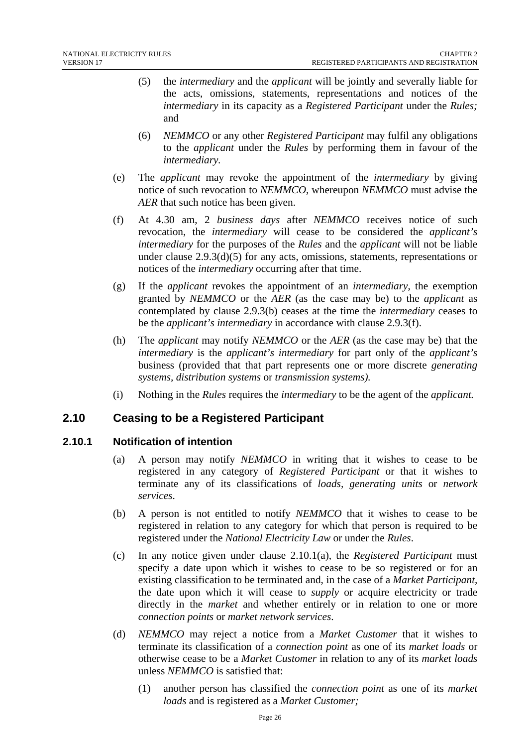(5) the *intermediary* and the *applicant* will be jointly and severally liable for the acts, omissions, statements, representations and notices of the *intermediary* in its capacity as a *Registered Participant* under the *Rules;* and

(6) *NEMMCO* or any other *Registered Participant* may fulfil any obligations to the *applicant* under the *Rules* by performing them in favour of the *intermediary*.

(e) The *applicant* may revoke the appointment of the *intermediary* by giving notice of such revocation to *NEMMCO*, whereupon *NEMMCO* must advise the *AER* that such notice has been given.

(f) At 4.30 am, 2 *business days* after *NEMMCO* receives notice of such revocation, the *intermediary* will cease to be considered the *applicant's intermediary* for the purposes of the *Rules* and the *applicant* will not be liable under clause 2.9.3(d)(5) for any acts, omissions, statements, representations or notices of the *intermediary* occurring after that time.

(g) If the *applicant* revokes the appointment of an *intermediary*, the exemption granted by *NEMMCO* or the *AER* (as the case may be) to the *applicant* as contemplated by clause 2.9.3(b) ceases at the time the *intermediary* ceases to be the *applicant's intermediary* in accordance with clause 2.9.3(f).

(h) The *applicant* may notify *NEMMCO* or the *AER* (as the case may be) that the *intermediary* is the *applicant's intermediary* for part only of the *applicant's* business (provided that that part represents one or more discrete *generating systems*, *distribution systems* or *transmission systems).*

(i) Nothing in the *Rules* requires the *intermediary* to be the agent of the *applicant.*

## 2.10 Ceasing to be a Registered Participant

### 2.10.1 Notification of intention

(a) A person may notify *NEMMCO* in writing that it wishes to cease to be registered in any category of *Registered Participant* or that it wishes to terminate any of its classifications of *loads*, *generating units* or *network services*.

(b) A person is not entitled to notify *NEMMCO* that it wishes to cease to be registered in relation to any category for which that person is required to be registered under the *National Electricity Law* or under the *Rules*.

(c) In any notice given under clause 2.10.1(a), the *Registered Participant* must specify a date upon which it wishes to cease to be so registered or for an existing classification to be terminated and, in the case of a *Market Participant*, the date upon which it will cease to *supply* or acquire electricity or trade directly in the *market* and whether entirely or in relation to one or more *connection points* or *market network services*.

(d) *NEMMCO* may reject a notice from a *Market Customer* that it wishes to terminate its classification of a *connection point* as one of its *market loads* or otherwise cease to be a *Market Customer* in relation to any of its *market loads* unless *NEMMCO* is satisfied that:

(1) another person has classified the *connection point* as one of its *market loads* and is registered as a *Market Customer;*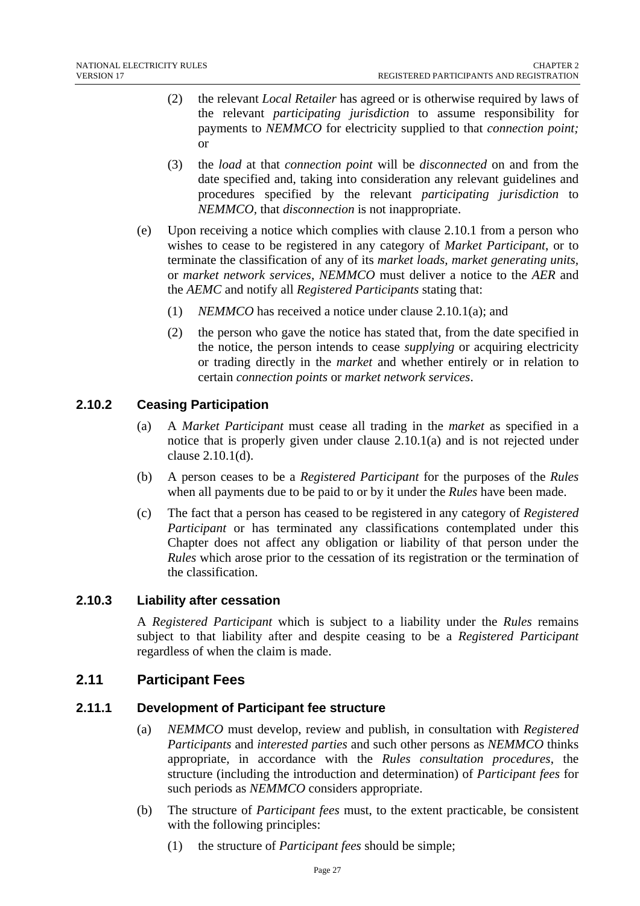(2) the relevant *Local Retailer* has agreed or is otherwise required by laws of the relevant *participating jurisdiction* to assume responsibility for payments to *NEMMCO* for electricity supplied to that *connection point;* or

(3) the *load* at that *connection point* will be *disconnected* on and from the date specified and, taking into consideration any relevant guidelines and procedures specified by the relevant *participating jurisdiction* to *NEMMCO,* that *disconnection* is not inappropriate.

(e) Upon receiving a notice which complies with clause 2.10.1 from a person who wishes to cease to be registered in any category of *Market Participant*, or to terminate the classification of any of its *market loads, market generating units,* or *market network services*, *NEMMCO* must deliver a notice to the *AER* and the *AEMC* and notify all *Registered Participants* stating that:

(1) *NEMMCO* has received a notice under clause 2.10.1(a); and

(2) the person who gave the notice has stated that, from the date specified in the notice, the person intends to cease *supplying* or acquiring electricity or trading directly in the *market* and whether entirely or in relation to certain *connection points* or *market network services*.

### 2.10.2 Ceasing Participation

(a) A *Market Participant* must cease all trading in the *market* as specified in a notice that is properly given under clause 2.10.1(a) and is not rejected under clause 2.10.1(d).

(b) A person ceases to be a *Registered Participant* for the purposes of the *Rules* when all payments due to be paid to or by it under the *Rules* have been made.

(c) The fact that a person has ceased to be registered in any category of *Registered Participant* or has terminated any classifications contemplated under this Chapter does not affect any obligation or liability of that person under the *Rules* which arose prior to the cessation of its registration or the termination of the classification.

### 2.10.3 Liability after cessation

A *Registered Participant* which is subject to a liability under the *Rules* remains subject to that liability after and despite ceasing to be a *Registered Participant* regardless of when the claim is made.

## 2.11 Participant Fees

### 2.11.1 Development of Participant fee structure

(a) *NEMMCO* must develop, review and publish, in consultation with *Registered Participants* and *interested parties* and such other persons as *NEMMCO* thinks appropriate, in accordance with the *Rules consultation procedures*, the structure (including the introduction and determination) of *Participant fees* for such periods as *NEMMCO* considers appropriate.

(b) The structure of *Participant fees* must, to the extent practicable, be consistent with the following principles:

(1) the structure of *Participant fees* should be simple;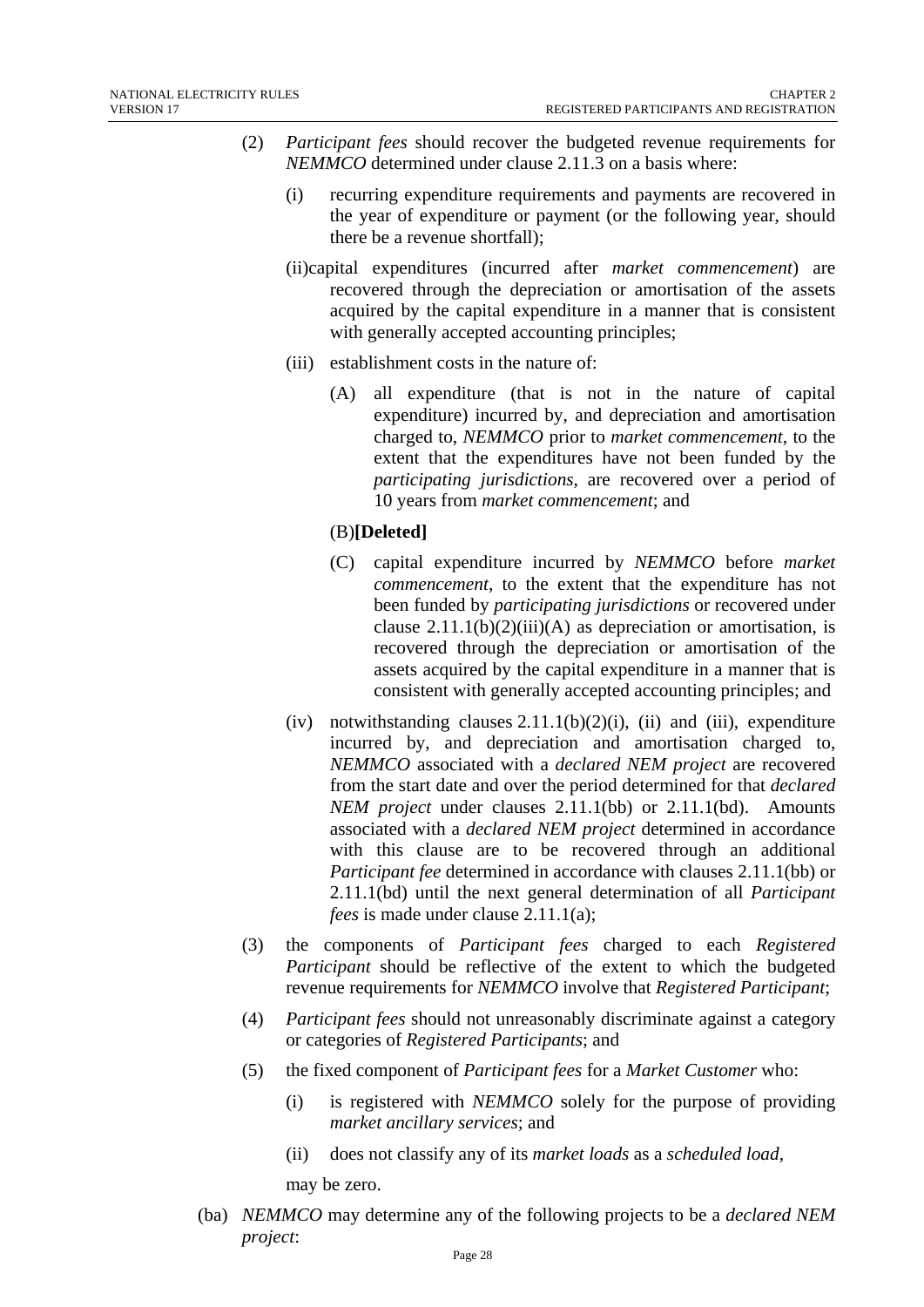(2) *Participant fees* should recover the budgeted revenue requirements for *NEMMCO* determined under clause 2.11.3 on a basis where:

  (i) recurring expenditure requirements and payments are recovered in the year of expenditure or payment (or the following year, should there be a revenue shortfall);

  (ii) capital expenditures (incurred after *market commencement*) are recovered through the depreciation or amortisation of the assets acquired by the capital expenditure in a manner that is consistent with generally accepted accounting principles;

  (iii) establishment costs in the nature of:

    (A) all expenditure (that is not in the nature of capital expenditure) incurred by, and depreciation and amortisation charged to, *NEMMCO* prior to *market commencement*, to the extent that the expenditures have not been funded by the *participating jurisdictions*, are recovered over a period of 10 years from *market commencement*; and

    (B) **[Deleted]**

    (C) capital expenditure incurred by *NEMMCO* before *market commencement*, to the extent that the expenditure has not been funded by *participating jurisdictions* or recovered under clause 2.11.1(b)(2)(iii)(A) as depreciation or amortisation, is recovered through the depreciation or amortisation of the assets acquired by the capital expenditure in a manner that is consistent with generally accepted accounting principles; and

  (iv) notwithstanding clauses 2.11.1(b)(2)(i), (ii) and (iii), expenditure incurred by, and depreciation and amortisation charged to, *NEMMCO* associated with a *declared NEM project* are recovered from the start date and over the period determined for that *declared NEM project* under clauses 2.11.1(bb) or 2.11.1(bd). Amounts associated with a *declared NEM project* determined in accordance with this clause are to be recovered through an additional *Participant fee* determined in accordance with clauses 2.11.1(bb) or 2.11.1(bd) until the next general determination of all *Participant fees* is made under clause 2.11.1(a);

(3) the components of *Participant fees* charged to each *Registered Participant* should be reflective of the extent to which the budgeted revenue requirements for *NEMMCO* involve that *Registered Participant*;

(4) *Participant fees* should not unreasonably discriminate against a category or categories of *Registered Participants*; and

(5) the fixed component of *Participant fees* for a *Market Customer* who:

  (i) is registered with *NEMMCO* solely for the purpose of providing *market ancillary services*; and

  (ii) does not classify any of its *market loads* as a *scheduled load*,

  may be zero.

(ba) *NEMMCO* may determine any of the following projects to be a *declared NEM project*: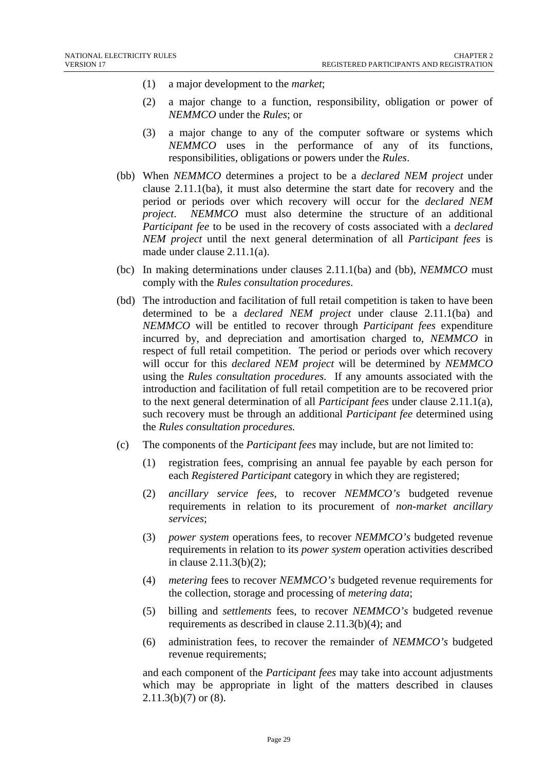(1) a major development to the *market*;

(2) a major change to a function, responsibility, obligation or power of *NEMMCO* under the *Rules*; or

(3) a major change to any of the computer software or systems which *NEMMCO* uses in the performance of any of its functions, responsibilities, obligations or powers under the *Rules*.

(bb) When *NEMMCO* determines a project to be a *declared NEM project* under clause 2.11.1(ba), it must also determine the start date for recovery and the period or periods over which recovery will occur for the *declared NEM project*. *NEMMCO* must also determine the structure of an additional *Participant fee* to be used in the recovery of costs associated with a *declared NEM project* until the next general determination of all *Participant fees* is made under clause 2.11.1(a).

(bc) In making determinations under clauses 2.11.1(ba) and (bb), *NEMMCO* must comply with the *Rules consultation procedures*.

(bd) The introduction and facilitation of full retail competition is taken to have been determined to be a *declared NEM project* under clause 2.11.1(ba) and *NEMMCO* will be entitled to recover through *Participant fees* expenditure incurred by, and depreciation and amortisation charged to, *NEMMCO* in respect of full retail competition. The period or periods over which recovery will occur for this *declared NEM project* will be determined by *NEMMCO* using the *Rules consultation procedures*. If any amounts associated with the introduction and facilitation of full retail competition are to be recovered prior to the next general determination of all *Participant fees* under clause 2.11.1(a), such recovery must be through an additional *Participant fee* determined using the *Rules consultation procedures.*

(c) The components of the *Participant fees* may include, but are not limited to:

(1) registration fees, comprising an annual fee payable by each person for each *Registered Participant* category in which they are registered;

(2) *ancillary service fees*, to recover *NEMMCO's* budgeted revenue requirements in relation to its procurement of *non-market ancillary services*;

(3) *power system* operations fees, to recover *NEMMCO's* budgeted revenue requirements in relation to its *power system* operation activities described in clause 2.11.3(b)(2);

(4) *metering* fees to recover *NEMMCO's* budgeted revenue requirements for the collection, storage and processing of *metering data*;

(5) billing and *settlements* fees, to recover *NEMMCO's* budgeted revenue requirements as described in clause 2.11.3(b)(4); and

(6) administration fees, to recover the remainder of *NEMMCO's* budgeted revenue requirements;

and each component of the *Participant fees* may take into account adjustments which may be appropriate in light of the matters described in clauses 2.11.3(b)(7) or (8).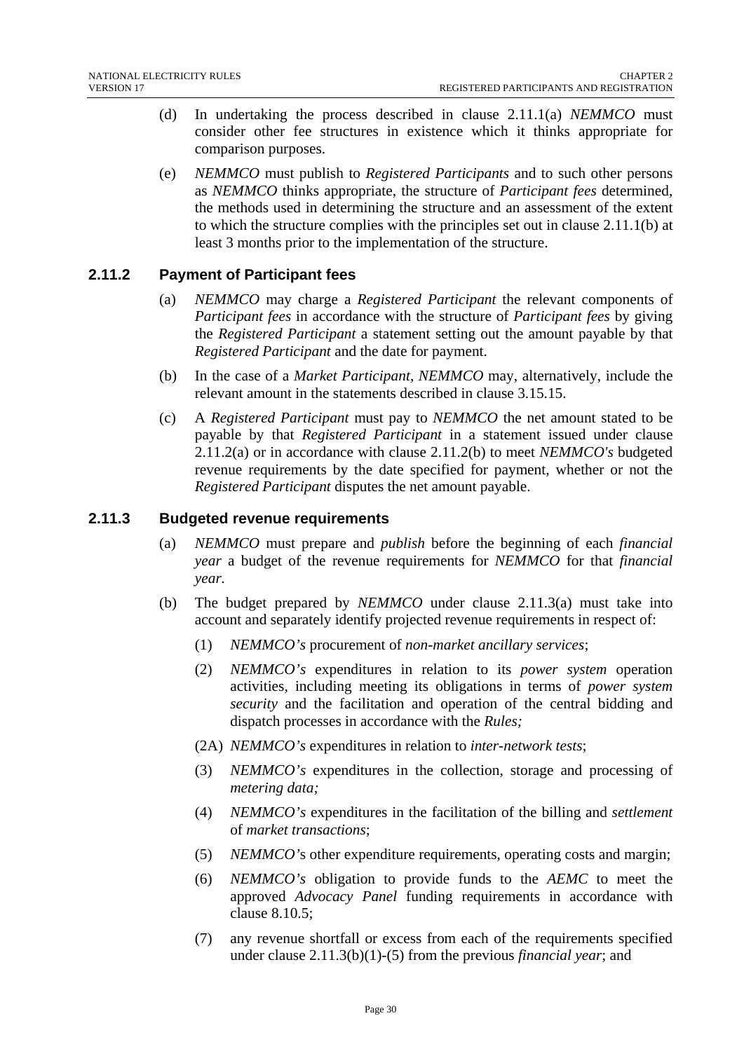(d) In undertaking the process described in clause 2.11.1(a) *NEMMCO* must consider other fee structures in existence which it thinks appropriate for comparison purposes.

(e) *NEMMCO* must publish to *Registered Participants* and to such other persons as *NEMMCO* thinks appropriate, the structure of *Participant fees* determined, the methods used in determining the structure and an assessment of the extent to which the structure complies with the principles set out in clause 2.11.1(b) at least 3 months prior to the implementation of the structure.

### 2.11.2 Payment of Participant fees

(a) *NEMMCO* may charge a *Registered Participant* the relevant components of *Participant fees* in accordance with the structure of *Participant fees* by giving the *Registered Participant* a statement setting out the amount payable by that *Registered Participant* and the date for payment.

(b) In the case of a *Market Participant*, *NEMMCO* may, alternatively, include the relevant amount in the statements described in clause 3.15.15.

(c) A *Registered Participant* must pay to *NEMMCO* the net amount stated to be payable by that *Registered Participant* in a statement issued under clause 2.11.2(a) or in accordance with clause 2.11.2(b) to meet *NEMMCO's* budgeted revenue requirements by the date specified for payment, whether or not the *Registered Participant* disputes the net amount payable.

### 2.11.3 Budgeted revenue requirements

(a) *NEMMCO* must prepare and *publish* before the beginning of each *financial year* a budget of the revenue requirements for *NEMMCO* for that *financial year.*

(b) The budget prepared by *NEMMCO* under clause 2.11.3(a) must take into account and separately identify projected revenue requirements in respect of:

(1) *NEMMCO's* procurement of *non-market ancillary services*;

(2) *NEMMCO's* expenditures in relation to its *power system* operation activities, including meeting its obligations in terms of *power system security* and the facilitation and operation of the central bidding and dispatch processes in accordance with the *Rules;*

(2A) *NEMMCO's* expenditures in relation to *inter-network tests*;

(3) *NEMMCO's* expenditures in the collection, storage and processing of *metering data;*

(4) *NEMMCO's* expenditures in the facilitation of the billing and *settlement* of *market transactions*;

(5) *NEMMCO'*s other expenditure requirements, operating costs and margin;

(6) *NEMMCO's* obligation to provide funds to the *AEMC* to meet the approved *Advocacy Panel* funding requirements in accordance with clause 8.10.5;

(7) any revenue shortfall or excess from each of the requirements specified under clause 2.11.3(b)(1)-(5) from the previous *financial year*; and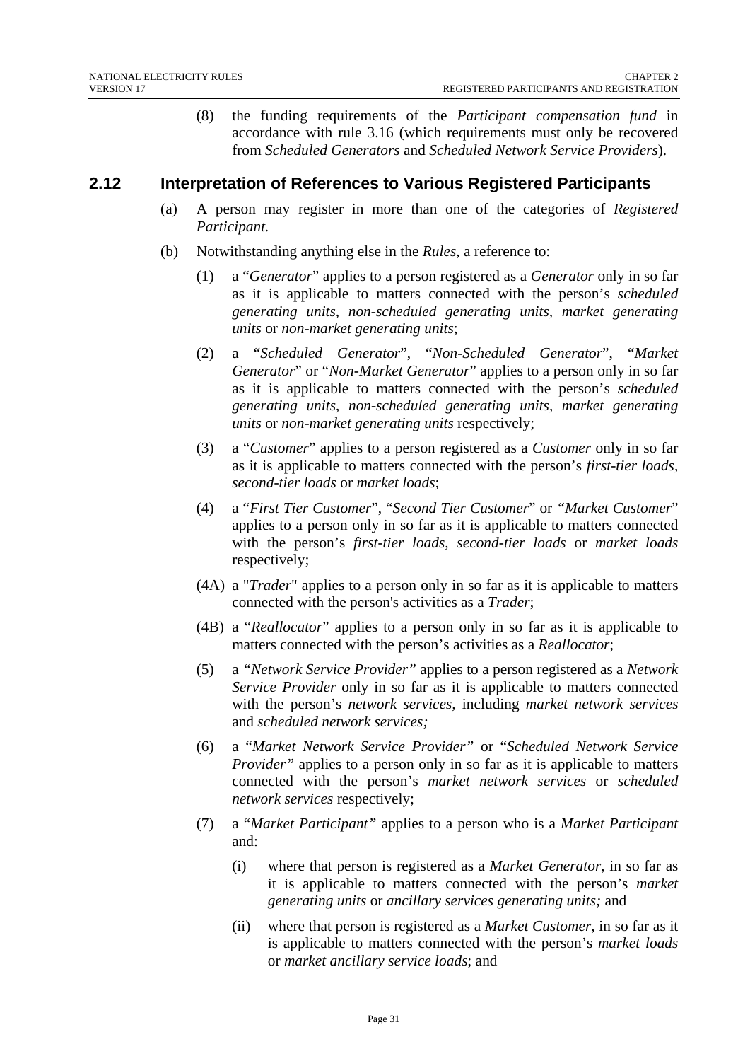(8) the funding requirements of the *Participant compensation fund* in accordance with rule 3.16 (which requirements must only be recovered from *Scheduled Generators* and *Scheduled Network Service Providers*).

## 2.12 Interpretation of References to Various Registered Participants

(a) A person may register in more than one of the categories of *Registered Participant.*

(b) Notwithstanding anything else in the *Rules*, a reference to:

(1) a "*Generator*" applies to a person registered as a *Generator* only in so far as it is applicable to matters connected with the person's *scheduled generating units*, *non-scheduled generating units*, *market generating units* or *non-market generating units*;

(2) a "*Scheduled Generator*", "*Non-Scheduled Generator*", "*Market Generator*" or "*Non-Market Generator*" applies to a person only in so far as it is applicable to matters connected with the person's *scheduled generating units*, *non-scheduled generating units*, *market generating units* or *non-market generating units* respectively;

(3) a "*Customer*" applies to a person registered as a *Customer* only in so far as it is applicable to matters connected with the person's *first-tier loads*, *second-tier loads* or *market loads*;

(4) a "*First Tier Customer*", "*Second Tier Customer*" or "*Market Customer*" applies to a person only in so far as it is applicable to matters connected with the person's *first-tier loads*, *second-tier loads* or *market loads* respectively;

(4A) a "*Trader*" applies to a person only in so far as it is applicable to matters connected with the person's activities as a *Trader*;

(4B) a "*Reallocator*" applies to a person only in so far as it is applicable to matters connected with the person's activities as a *Reallocator*;

(5) a "*Network Service Provider"* applies to a person registered as a *Network Service Provider* only in so far as it is applicable to matters connected with the person's *network services*, including *market network services* and *scheduled network services;*

(6) a "*Market Network Service Provider"* or "*Scheduled Network Service Provider"* applies to a person only in so far as it is applicable to matters connected with the person's *market network services* or *scheduled network services* respectively;

(7) a "*Market Participant"* applies to a person who is a *Market Participant* and:

(i) where that person is registered as a *Market Generator*, in so far as it is applicable to matters connected with the person's *market generating units* or *ancillary services generating units;* and

(ii) where that person is registered as a *Market Customer*, in so far as it is applicable to matters connected with the person's *market loads* or *market ancillary service loads*; and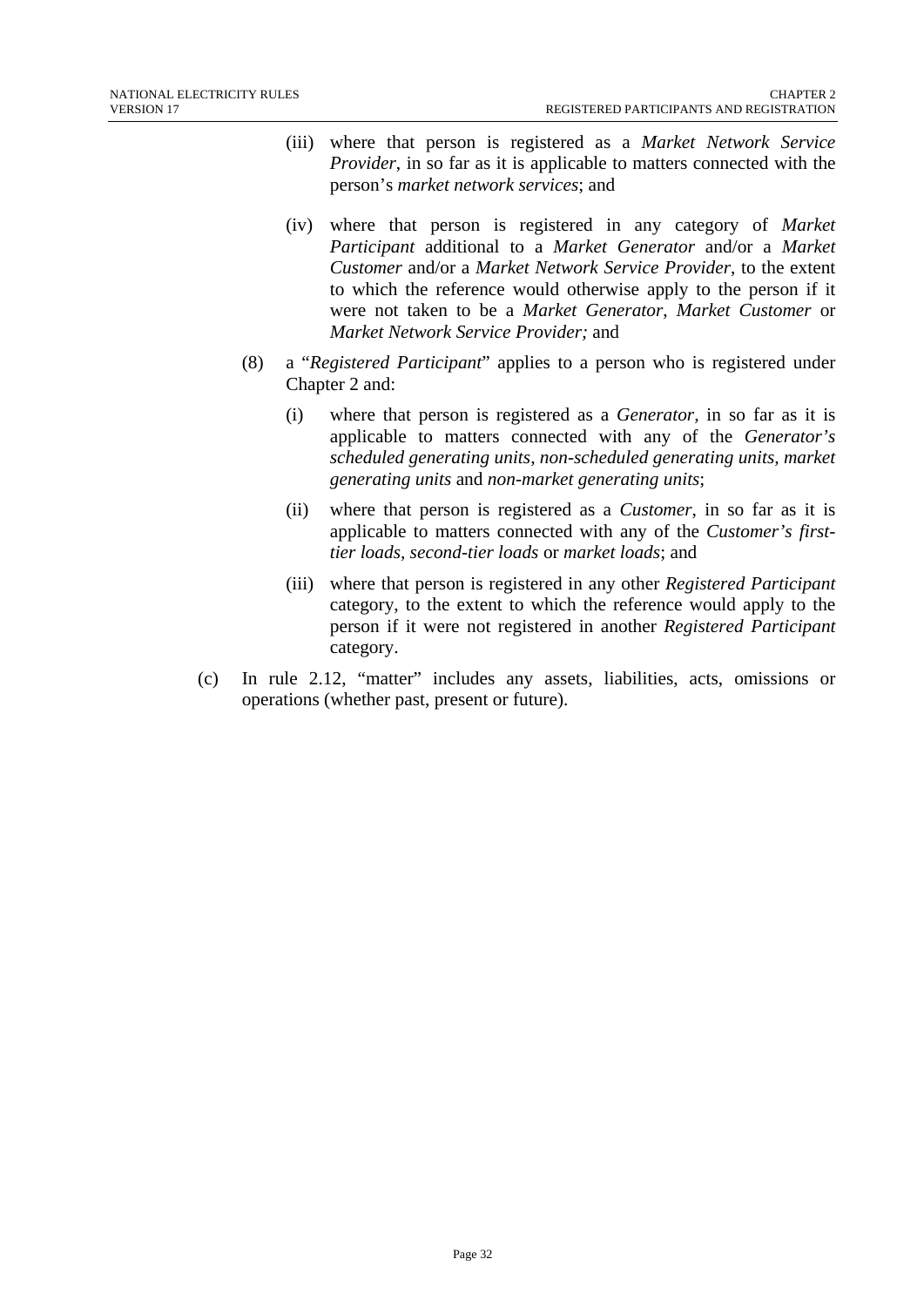(iii) where that person is registered as a *Market Network Service Provider*, in so far as it is applicable to matters connected with the person's *market network services*; and

(iv) where that person is registered in any category of *Market Participant* additional to a *Market Generator* and/or a *Market Customer* and/or a *Market Network Service Provider*, to the extent to which the reference would otherwise apply to the person if it were not taken to be a *Market Generator*, *Market Customer* or *Market Network Service Provider;* and

(8) a "*Registered Participant*" applies to a person who is registered under Chapter 2 and:

(i) where that person is registered as a *Generator*, in so far as it is applicable to matters connected with any of the *Generator's scheduled generating units, non-scheduled generating units, market generating units* and *non-market generating units*;

(ii) where that person is registered as a *Customer*, in so far as it is applicable to matters connected with any of the *Customer's first-tier loads, second-tier loads* or *market loads*; and

(iii) where that person is registered in any other *Registered Participant* category, to the extent to which the reference would apply to the person if it were not registered in another *Registered Participant* category.

(c) In rule 2.12, "matter" includes any assets, liabilities, acts, omissions or operations (whether past, present or future).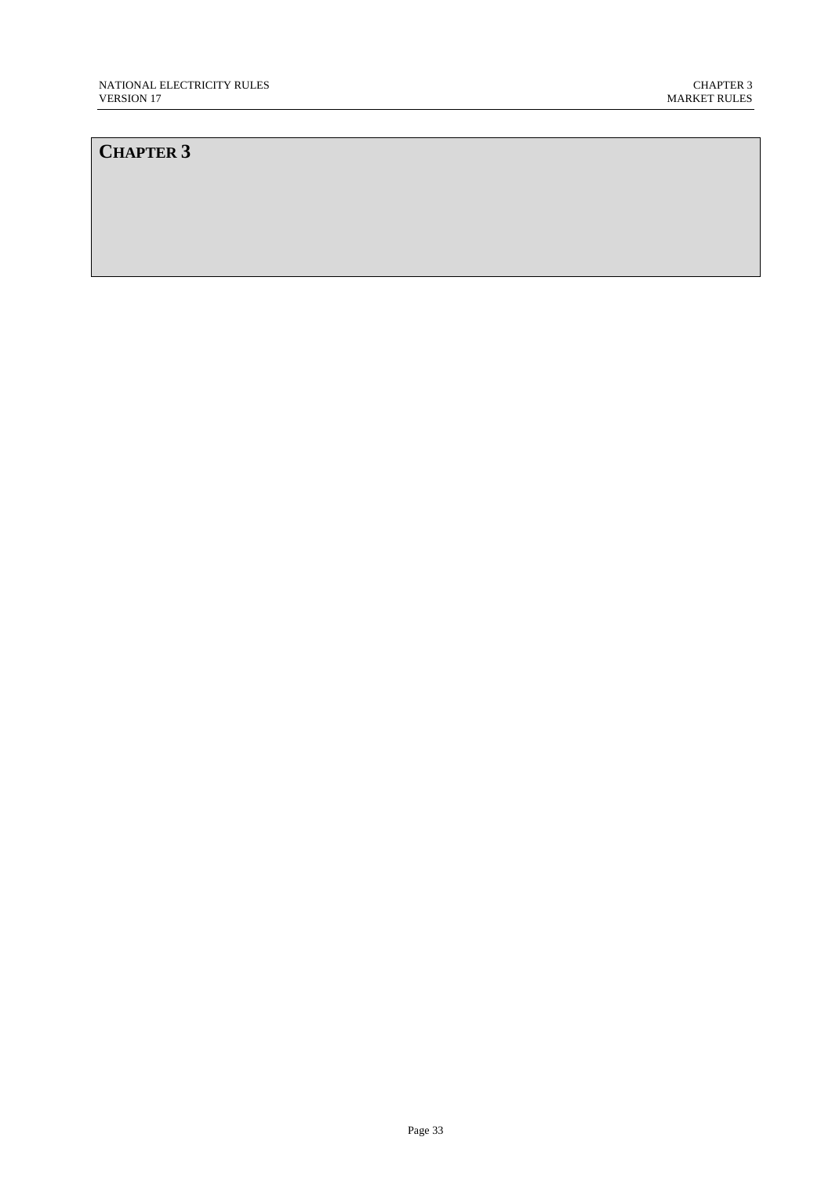# CHAPTER 3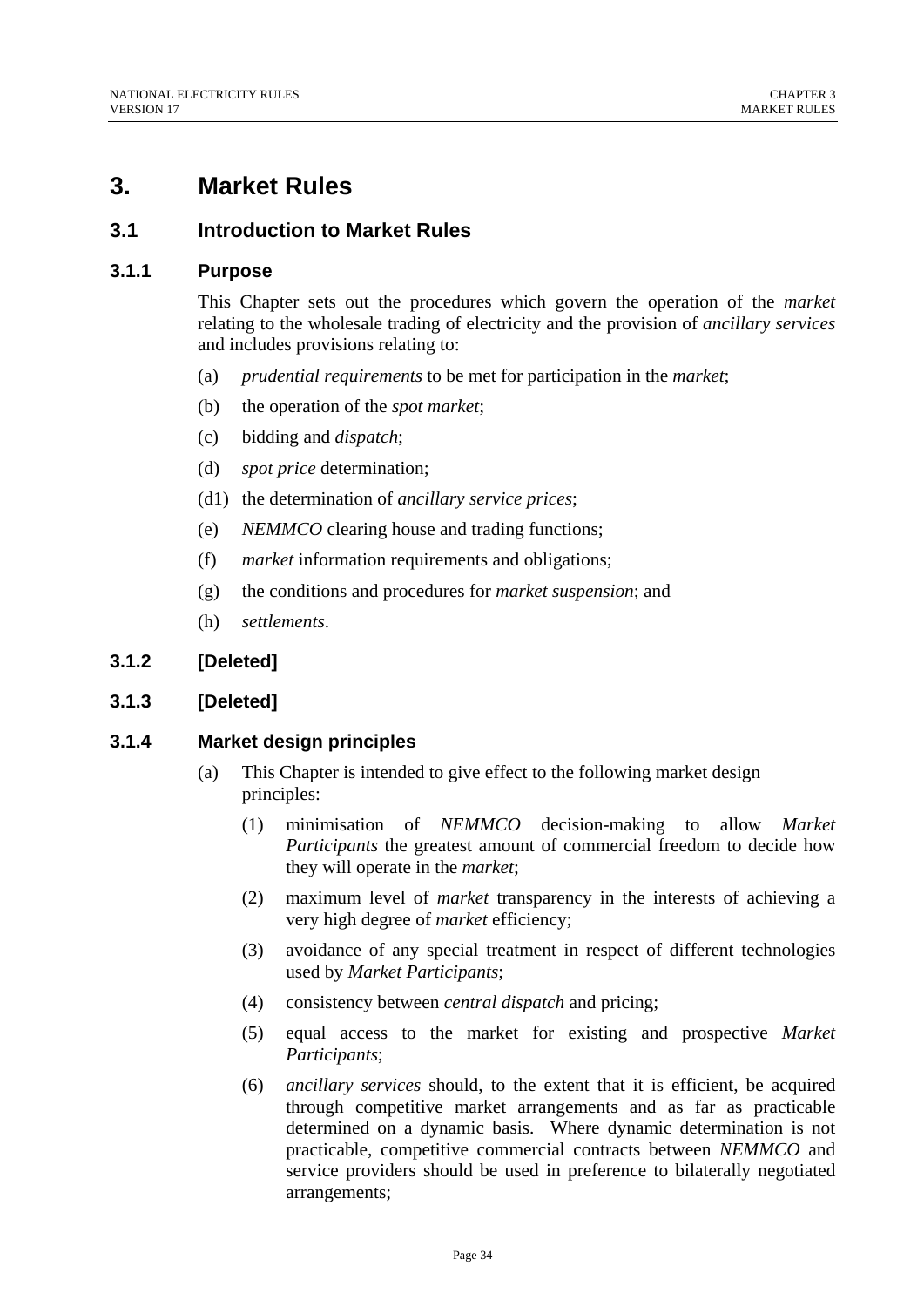# 3. Market Rules

## 3.1 Introduction to Market Rules

### 3.1.1 Purpose

This Chapter sets out the procedures which govern the operation of the *market* relating to the wholesale trading of electricity and the provision of *ancillary services* and includes provisions relating to:

(a) *prudential requirements* to be met for participation in the *market*;

(b) the operation of the *spot market*;

(c) bidding and *dispatch*;

(d) *spot price* determination;

(d1) the determination of *ancillary service prices*;

(e) *NEMMCO* clearing house and trading functions;

(f) *market* information requirements and obligations;

(g) the conditions and procedures for *market suspension*; and

(h) *settlements*.

### 3.1.2 [Deleted]

### 3.1.3 [Deleted]

### 3.1.4 Market design principles

(a) This Chapter is intended to give effect to the following market design principles:

(1) minimisation of *NEMMCO* decision-making to allow *Market Participants* the greatest amount of commercial freedom to decide how they will operate in the *market*;

(2) maximum level of *market* transparency in the interests of achieving a very high degree of *market* efficiency;

(3) avoidance of any special treatment in respect of different technologies used by *Market Participants*;

(4) consistency between *central dispatch* and pricing;

(5) equal access to the market for existing and prospective *Market Participants*;

(6) *ancillary services* should, to the extent that it is efficient, be acquired through competitive market arrangements and as far as practicable determined on a dynamic basis. Where dynamic determination is not practicable, competitive commercial contracts between *NEMMCO* and service providers should be used in preference to bilaterally negotiated arrangements;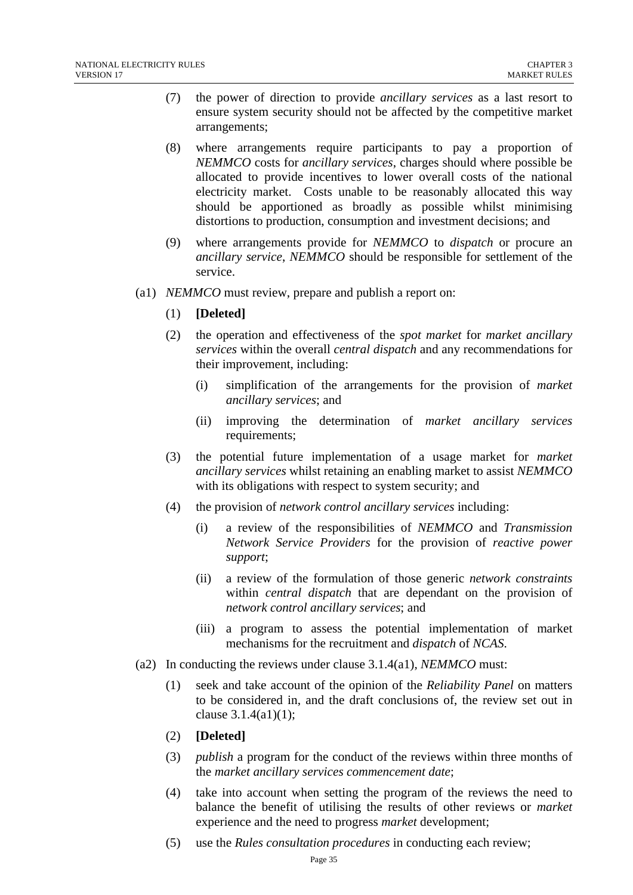(7) the power of direction to provide *ancillary services* as a last resort to ensure system security should not be affected by the competitive market arrangements;

(8) where arrangements require participants to pay a proportion of *NEMMCO* costs for *ancillary services*, charges should where possible be allocated to provide incentives to lower overall costs of the national electricity market. Costs unable to be reasonably allocated this way should be apportioned as broadly as possible whilst minimising distortions to production, consumption and investment decisions; and

(9) where arrangements provide for *NEMMCO* to *dispatch* or procure an *ancillary service*, *NEMMCO* should be responsible for settlement of the service.

(a1) *NEMMCO* must review, prepare and publish a report on:

(1) **[Deleted]**

(2) the operation and effectiveness of the *spot market* for *market ancillary services* within the overall *central dispatch* and any recommendations for their improvement, including:

(i) simplification of the arrangements for the provision of *market ancillary services*; and

(ii) improving the determination of *market ancillary services* requirements;

(3) the potential future implementation of a usage market for *market ancillary services* whilst retaining an enabling market to assist *NEMMCO* with its obligations with respect to system security; and

(4) the provision of *network control ancillary services* including:

(i) a review of the responsibilities of *NEMMCO* and *Transmission Network Service Providers* for the provision of *reactive power support*;

(ii) a review of the formulation of those generic *network constraints* within *central dispatch* that are dependant on the provision of *network control ancillary services*; and

(iii) a program to assess the potential implementation of market mechanisms for the recruitment and *dispatch* of *NCAS*.

(a2) In conducting the reviews under clause 3.1.4(a1), *NEMMCO* must:

(1) seek and take account of the opinion of the *Reliability Panel* on matters to be considered in, and the draft conclusions of, the review set out in clause 3.1.4(a1)(1);

(2) **[Deleted]**

(3) *publish* a program for the conduct of the reviews within three months of the *market ancillary services commencement date*;

(4) take into account when setting the program of the reviews the need to balance the benefit of utilising the results of other reviews or *market* experience and the need to progress *market* development;

(5) use the *Rules consultation procedures* in conducting each review;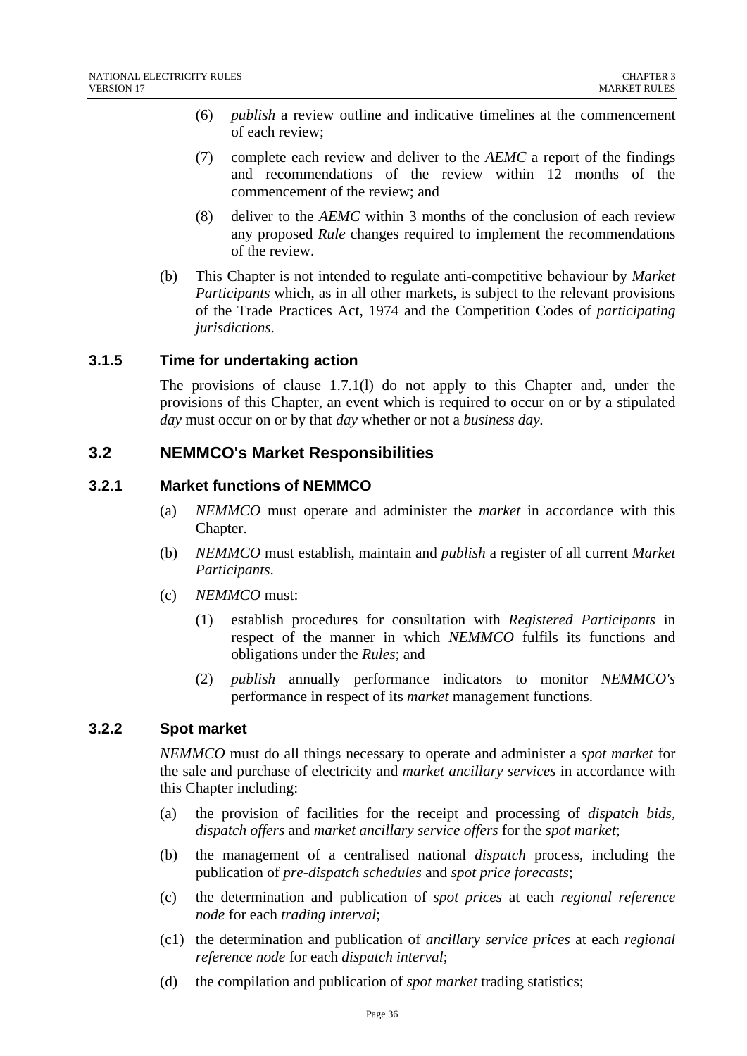(6) *publish* a review outline and indicative timelines at the commencement of each review;

(7) complete each review and deliver to the *AEMC* a report of the findings and recommendations of the review within 12 months of the commencement of the review; and

(8) deliver to the *AEMC* within 3 months of the conclusion of each review any proposed *Rule* changes required to implement the recommendations of the review.

(b) This Chapter is not intended to regulate anti-competitive behaviour by *Market Participants* which, as in all other markets, is subject to the relevant provisions of the Trade Practices Act, 1974 and the Competition Codes of *participating jurisdictions*.

### 3.1.5 Time for undertaking action

The provisions of clause 1.7.1(l) do not apply to this Chapter and, under the provisions of this Chapter, an event which is required to occur on or by a stipulated *day* must occur on or by that *day* whether or not a *business day*.

## 3.2 NEMMCO's Market Responsibilities

### 3.2.1 Market functions of NEMMCO

(a) *NEMMCO* must operate and administer the *market* in accordance with this Chapter.

(b) *NEMMCO* must establish, maintain and *publish* a register of all current *Market Participants*.

(c) *NEMMCO* must:

(1) establish procedures for consultation with *Registered Participants* in respect of the manner in which *NEMMCO* fulfils its functions and obligations under the *Rules*; and

(2) *publish* annually performance indicators to monitor *NEMMCO's* performance in respect of its *market* management functions.

### 3.2.2 Spot market

*NEMMCO* must do all things necessary to operate and administer a *spot market* for the sale and purchase of electricity and *market ancillary services* in accordance with this Chapter including:

(a) the provision of facilities for the receipt and processing of *dispatch bids*, *dispatch offers* and *market ancillary service offers* for the *spot market*;

(b) the management of a centralised national *dispatch* process, including the publication of *pre-dispatch schedules* and *spot price forecasts*;

(c) the determination and publication of *spot prices* at each *regional reference node* for each *trading interval*;

(c1) the determination and publication of *ancillary service prices* at each *regional reference node* for each *dispatch interval*;

(d) the compilation and publication of *spot market* trading statistics;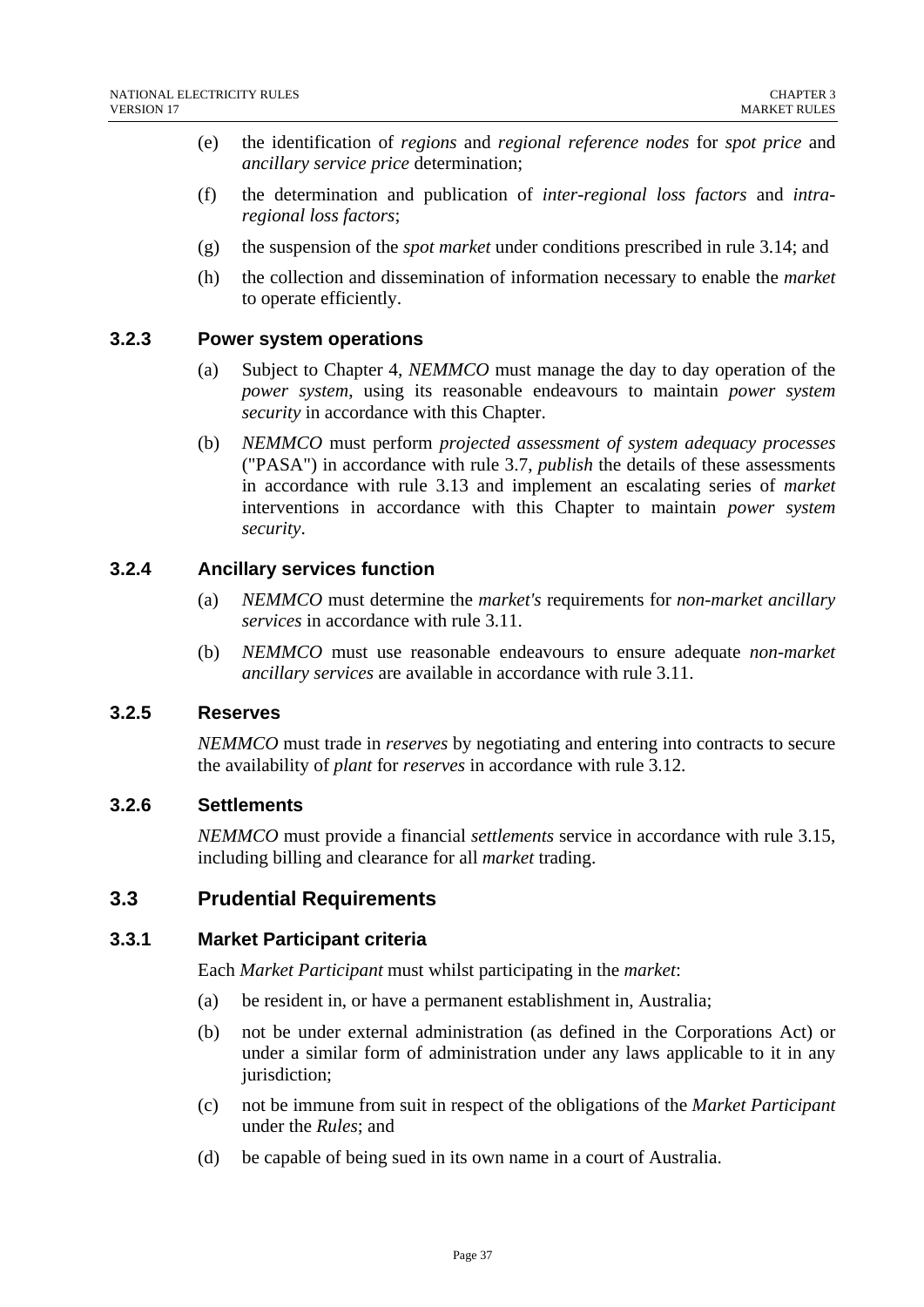(e) the identification of *regions* and *regional reference nodes* for *spot price* and *ancillary service price* determination;

(f) the determination and publication of *inter-regional loss factors* and *intra-regional loss factors*;

(g) the suspension of the *spot market* under conditions prescribed in rule 3.14; and

(h) the collection and dissemination of information necessary to enable the *market* to operate efficiently.

### 3.2.3 Power system operations

(a) Subject to Chapter 4, *NEMMCO* must manage the day to day operation of the *power system*, using its reasonable endeavours to maintain *power system security* in accordance with this Chapter.

(b) *NEMMCO* must perform *projected assessment of system adequacy processes* ("PASA") in accordance with rule 3.7, *publish* the details of these assessments in accordance with rule 3.13 and implement an escalating series of *market* interventions in accordance with this Chapter to maintain *power system security*.

### 3.2.4 Ancillary services function

(a) *NEMMCO* must determine the *market's* requirements for *non-market ancillary services* in accordance with rule 3.11.

(b) *NEMMCO* must use reasonable endeavours to ensure adequate *non-market ancillary services* are available in accordance with rule 3.11.

### 3.2.5 Reserves

*NEMMCO* must trade in *reserves* by negotiating and entering into contracts to secure the availability of *plant* for *reserves* in accordance with rule 3.12.

### 3.2.6 Settlements

*NEMMCO* must provide a financial *settlements* service in accordance with rule 3.15, including billing and clearance for all *market* trading.

## 3.3 Prudential Requirements

### 3.3.1 Market Participant criteria

Each *Market Participant* must whilst participating in the *market*:

(a) be resident in, or have a permanent establishment in, Australia;

(b) not be under external administration (as defined in the Corporations Act) or under a similar form of administration under any laws applicable to it in any jurisdiction;

(c) not be immune from suit in respect of the obligations of the *Market Participant* under the *Rules*; and

(d) be capable of being sued in its own name in a court of Australia.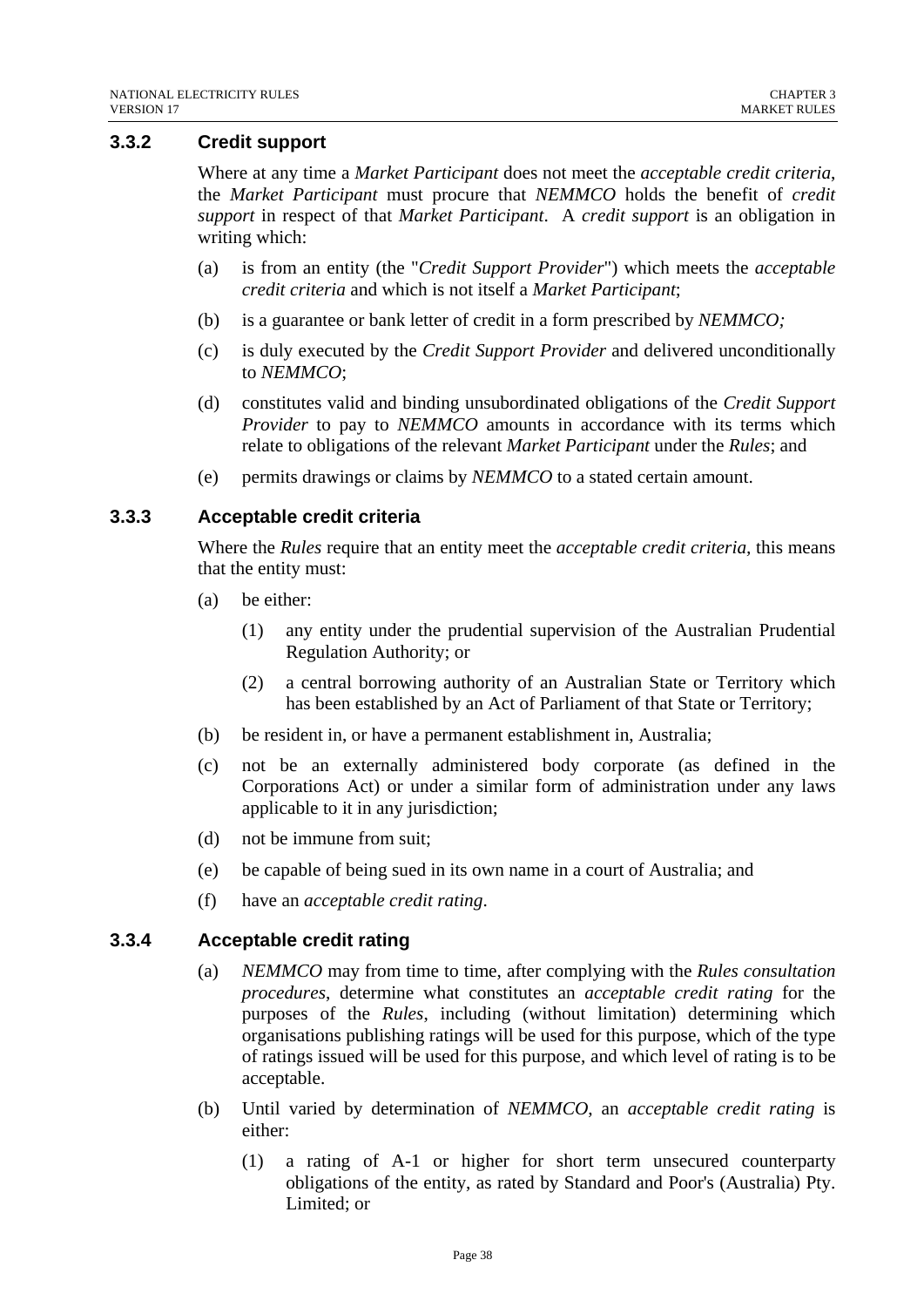### 3.3.2 Credit support

Where at any time a *Market Participant* does not meet the *acceptable credit criteria*, the *Market Participant* must procure that *NEMMCO* holds the benefit of *credit support* in respect of that *Market Participant*. A *credit support* is an obligation in writing which:

(a) is from an entity (the "*Credit Support Provider*") which meets the *acceptable credit criteria* and which is not itself a *Market Participant*;

(b) is a guarantee or bank letter of credit in a form prescribed by *NEMMCO;*

(c) is duly executed by the *Credit Support Provider* and delivered unconditionally to *NEMMCO*;

(d) constitutes valid and binding unsubordinated obligations of the *Credit Support Provider* to pay to *NEMMCO* amounts in accordance with its terms which relate to obligations of the relevant *Market Participant* under the *Rules*; and

(e) permits drawings or claims by *NEMMCO* to a stated certain amount.

### 3.3.3 Acceptable credit criteria

Where the *Rules* require that an entity meet the *acceptable credit criteria*, this means that the entity must:

(a) be either:

  (1) any entity under the prudential supervision of the Australian Prudential Regulation Authority; or

  (2) a central borrowing authority of an Australian State or Territory which has been established by an Act of Parliament of that State or Territory;

(b) be resident in, or have a permanent establishment in, Australia;

(c) not be an externally administered body corporate (as defined in the Corporations Act) or under a similar form of administration under any laws applicable to it in any jurisdiction;

(d) not be immune from suit;

(e) be capable of being sued in its own name in a court of Australia; and

(f) have an *acceptable credit rating*.

### 3.3.4 Acceptable credit rating

(a) *NEMMCO* may from time to time, after complying with the *Rules consultation procedures*, determine what constitutes an *acceptable credit rating* for the purposes of the *Rules*, including (without limitation) determining which organisations publishing ratings will be used for this purpose, which of the type of ratings issued will be used for this purpose, and which level of rating is to be acceptable.

(b) Until varied by determination of *NEMMCO*, an *acceptable credit rating* is either:

  (1) a rating of A-1 or higher for short term unsecured counterparty obligations of the entity, as rated by Standard and Poor's (Australia) Pty. Limited; or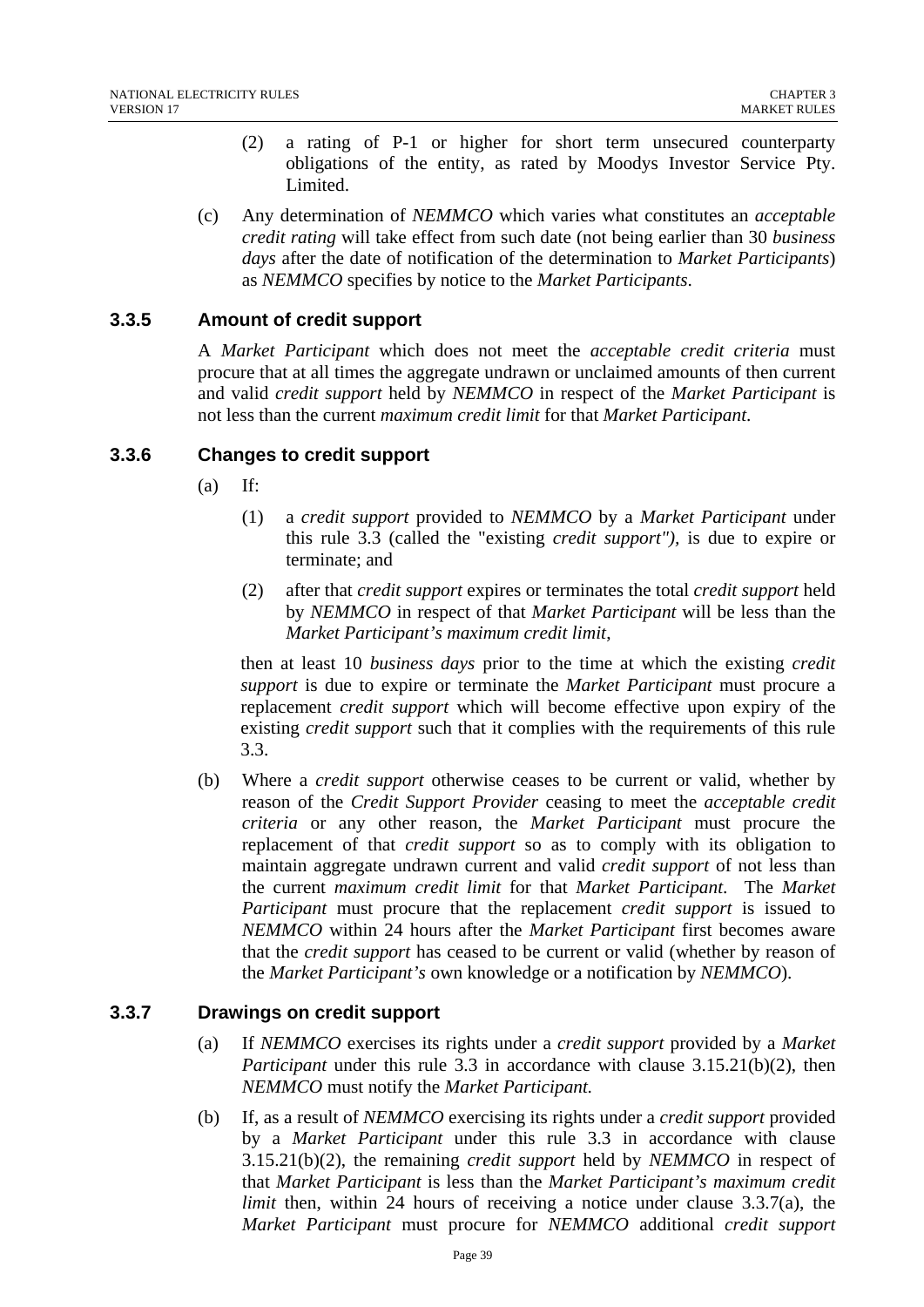(2) a rating of P-1 or higher for short term unsecured counterparty obligations of the entity, as rated by Moodys Investor Service Pty. Limited.

(c) Any determination of *NEMMCO* which varies what constitutes an *acceptable credit rating* will take effect from such date (not being earlier than 30 *business days* after the date of notification of the determination to *Market Participants*) as *NEMMCO* specifies by notice to the *Market Participants*.

### 3.3.5 Amount of credit support

A *Market Participant* which does not meet the *acceptable credit criteria* must procure that at all times the aggregate undrawn or unclaimed amounts of then current and valid *credit support* held by *NEMMCO* in respect of the *Market Participant* is not less than the current *maximum credit limit* for that *Market Participant*.

### 3.3.6 Changes to credit support

(a) If:

(1) a *credit support* provided to *NEMMCO* by a *Market Participant* under this rule 3.3 (called the "existing *credit support")*, is due to expire or terminate; and

(2) after that *credit support* expires or terminates the total *credit support* held by *NEMMCO* in respect of that *Market Participant* will be less than the *Market Participant's maximum credit limit*,

then at least 10 *business days* prior to the time at which the existing *credit support* is due to expire or terminate the *Market Participant* must procure a replacement *credit support* which will become effective upon expiry of the existing *credit support* such that it complies with the requirements of this rule 3.3.

(b) Where a *credit support* otherwise ceases to be current or valid, whether by reason of the *Credit Support Provider* ceasing to meet the *acceptable credit criteria* or any other reason, the *Market Participant* must procure the replacement of that *credit support* so as to comply with its obligation to maintain aggregate undrawn current and valid *credit support* of not less than the current *maximum credit limit* for that *Market Participant*. The *Market Participant* must procure that the replacement *credit support* is issued to *NEMMCO* within 24 hours after the *Market Participant* first becomes aware that the *credit support* has ceased to be current or valid (whether by reason of the *Market Participant's* own knowledge or a notification by *NEMMCO*).

### 3.3.7 Drawings on credit support

(a) If *NEMMCO* exercises its rights under a *credit support* provided by a *Market Participant* under this rule 3.3 in accordance with clause 3.15.21(b)(2), then *NEMMCO* must notify the *Market Participant*.

(b) If, as a result of *NEMMCO* exercising its rights under a *credit support* provided by a *Market Participant* under this rule 3.3 in accordance with clause 3.15.21(b)(2), the remaining *credit support* held by *NEMMCO* in respect of that *Market Participant* is less than the *Market Participant's maximum credit limit* then, within 24 hours of receiving a notice under clause 3.3.7(a), the *Market Participant* must procure for *NEMMCO* additional *credit support*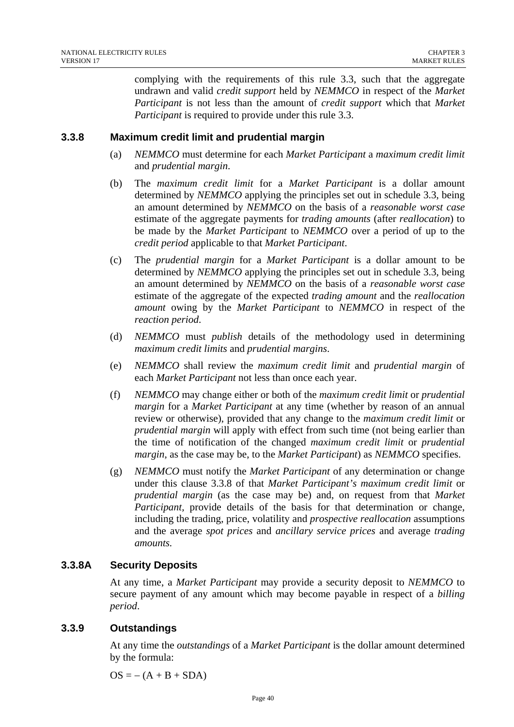complying with the requirements of this rule 3.3, such that the aggregate undrawn and valid *credit support* held by *NEMMCO* in respect of the *Market Participant* is not less than the amount of *credit support* which that *Market Participant* is required to provide under this rule 3.3.

### 3.3.8 Maximum credit limit and prudential margin

(a) *NEMMCO* must determine for each *Market Participant* a *maximum credit limit* and *prudential margin*.

(b) The *maximum credit limit* for a *Market Participant* is a dollar amount determined by *NEMMCO* applying the principles set out in schedule 3.3, being an amount determined by *NEMMCO* on the basis of a *reasonable worst case* estimate of the aggregate payments for *trading amounts* (after *reallocation*) to be made by the *Market Participant* to *NEMMCO* over a period of up to the *credit period* applicable to that *Market Participant*.

(c) The *prudential margin* for a *Market Participant* is a dollar amount to be determined by *NEMMCO* applying the principles set out in schedule 3.3, being an amount determined by *NEMMCO* on the basis of a *reasonable worst case* estimate of the aggregate of the expected *trading amount* and the *reallocation amount* owing by the *Market Participant* to *NEMMCO* in respect of the *reaction period*.

(d) *NEMMCO* must *publish* details of the methodology used in determining *maximum credit limits* and *prudential margins*.

(e) *NEMMCO* shall review the *maximum credit limit* and *prudential margin* of each *Market Participant* not less than once each year.

(f) *NEMMCO* may change either or both of the *maximum credit limit* or *prudential margin* for a *Market Participant* at any time (whether by reason of an annual review or otherwise), provided that any change to the *maximum credit limit* or *prudential margin* will apply with effect from such time (not being earlier than the time of notification of the changed *maximum credit limit* or *prudential margin*, as the case may be, to the *Market Participant*) as *NEMMCO* specifies.

(g) *NEMMCO* must notify the *Market Participant* of any determination or change under this clause 3.3.8 of that *Market Participant's maximum credit limit* or *prudential margin* (as the case may be) and, on request from that *Market Participant*, provide details of the basis for that determination or change, including the trading, price, volatility and *prospective reallocation* assumptions and the average *spot prices* and *ancillary service prices* and average *trading amounts.*

### 3.3.8A Security Deposits

At any time, a *Market Participant* may provide a security deposit to *NEMMCO* to secure payment of any amount which may become payable in respect of a *billing period*.

### 3.3.9 Outstandings

At any time the *outstandings* of a *Market Participant* is the dollar amount determined by the formula:

$$OS = -(A + B + SDA)$$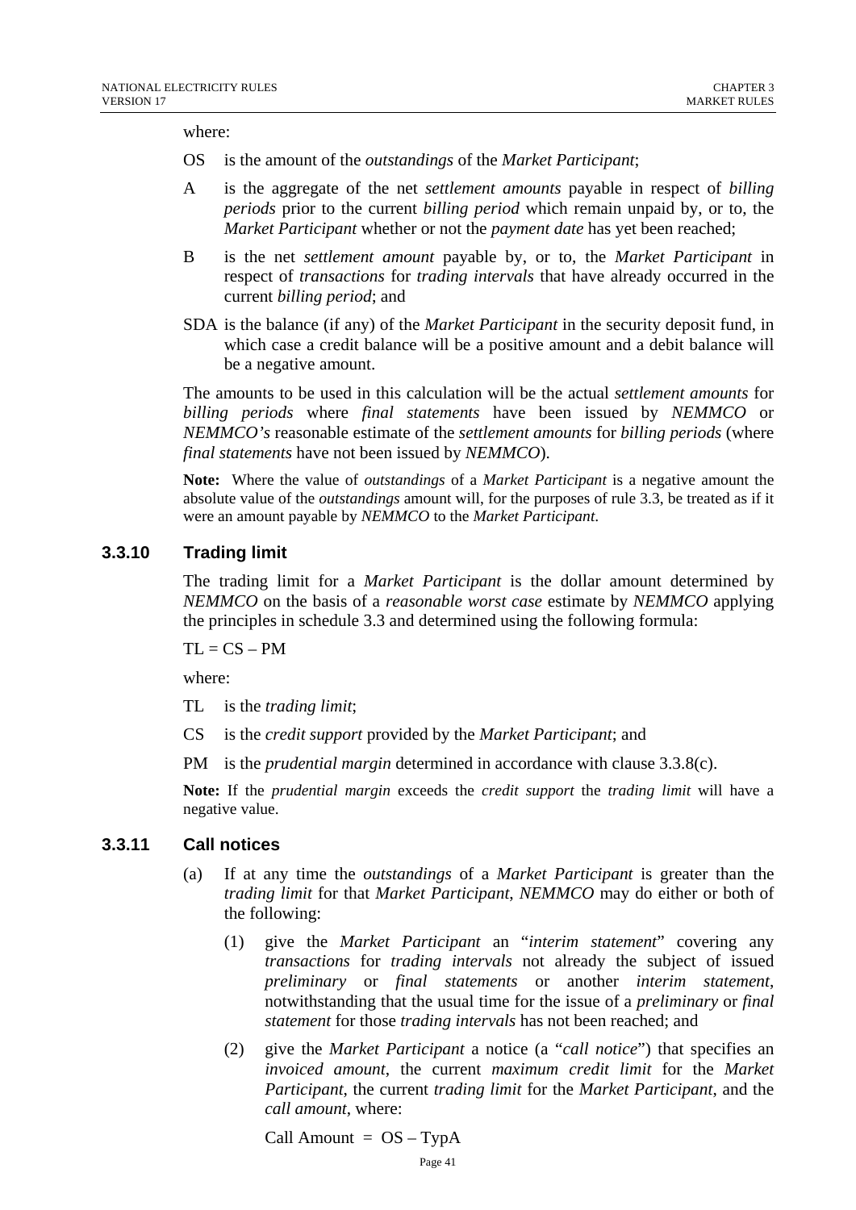where:

OS is the amount of the *outstandings* of the *Market Participant*;

A is the aggregate of the net *settlement amounts* payable in respect of *billing periods* prior to the current *billing period* which remain unpaid by, or to, the *Market Participant* whether or not the *payment date* has yet been reached;

B is the net *settlement amount* payable by, or to, the *Market Participant* in respect of *transactions* for *trading intervals* that have already occurred in the current *billing period*; and

SDA is the balance (if any) of the *Market Participant* in the security deposit fund, in which case a credit balance will be a positive amount and a debit balance will be a negative amount.

The amounts to be used in this calculation will be the actual *settlement amounts* for *billing periods* where *final statements* have been issued by *NEMMCO* or *NEMMCO's* reasonable estimate of the *settlement amounts* for *billing periods* (where *final statements* have not been issued by *NEMMCO*).

**Note:** Where the value of *outstandings* of a *Market Participant* is a negative amount the absolute value of the *outstandings* amount will, for the purposes of rule 3.3, be treated as if it were an amount payable by *NEMMCO* to the *Market Participant*.

### 3.3.10 Trading limit

The trading limit for a *Market Participant* is the dollar amount determined by *NEMMCO* on the basis of a *reasonable worst case* estimate by *NEMMCO* applying the principles in schedule 3.3 and determined using the following formula:

$$TL = CS - PM$$

where:

TL is the *trading limit*;

CS is the *credit support* provided by the *Market Participant*; and

PM is the *prudential margin* determined in accordance with clause 3.3.8(c).

**Note:** If the *prudential margin* exceeds the *credit support* the *trading limit* will have a negative value.

### 3.3.11 Call notices

(a) If at any time the *outstandings* of a *Market Participant* is greater than the *trading limit* for that *Market Participant*, *NEMMCO* may do either or both of the following:

(1) give the *Market Participant* an "*interim statement*" covering any *transactions* for *trading intervals* not already the subject of issued *preliminary* or *final statements* or another *interim statement*, notwithstanding that the usual time for the issue of a *preliminary* or *final statement* for those *trading intervals* has not been reached; and

(2) give the *Market Participant* a notice (a "*call notice*") that specifies an *invoiced amount*, the current *maximum credit limit* for the *Market Participant*, the current *trading limit* for the *Market Participant*, and the *call amount*, where:

$$\text{Call Amount} = OS - TypA$$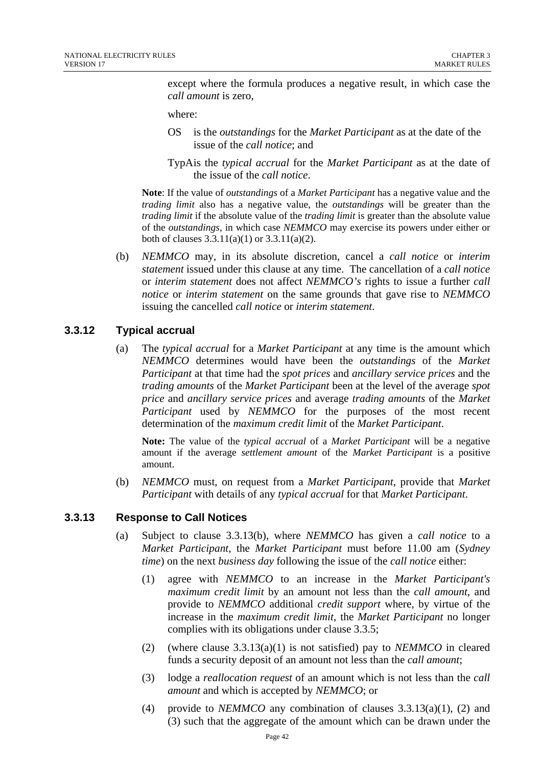except where the formula produces a negative result, in which case the *call amount* is zero,

where:

OS is the *outstandings* for the *Market Participant* as at the date of the issue of the *call notice*; and

TypA is the *typical accrual* for the *Market Participant* as at the date of the issue of the *call notice*.

**Note**: If the value of *outstandings* of a *Market Participant* has a negative value and the *trading limit* also has a negative value, the *outstandings* will be greater than the *trading limit* if the absolute value of the *trading limit* is greater than the absolute value of the *outstandings*, in which case *NEMMCO* may exercise its powers under either or both of clauses 3.3.11(a)(1) or 3.3.11(a)(2).

(b) *NEMMCO* may, in its absolute discretion, cancel a *call notice* or *interim statement* issued under this clause at any time. The cancellation of a *call notice* or *interim statement* does not affect *NEMMCO's* rights to issue a further *call notice* or *interim statement* on the same grounds that gave rise to *NEMMCO* issuing the cancelled *call notice* or *interim statement*.

### 3.3.12 Typical accrual

(a) The *typical accrual* for a *Market Participant* at any time is the amount which *NEMMCO* determines would have been the *outstandings* of the *Market Participant* at that time had the *spot prices* and *ancillary service prices* and the *trading amounts* of the *Market Participant* been at the level of the average *spot price* and *ancillary service prices* and average *trading amounts* of the *Market Participant* used by *NEMMCO* for the purposes of the most recent determination of the *maximum credit limit* of the *Market Participant*.

**Note:** The value of the *typical accrual* of a *Market Participant* will be a negative amount if the average *settlement amount* of the *Market Participant* is a positive amount.

(b) *NEMMCO* must, on request from a *Market Participant*, provide that *Market Participant* with details of any *typical accrual* for that *Market Participant*.

### 3.3.13 Response to Call Notices

(a) Subject to clause 3.3.13(b), where *NEMMCO* has given a *call notice* to a *Market Participant*, the *Market Participant* must before 11.00 am (*Sydney time*) on the next *business day* following the issue of the *call notice* either:

(1) agree with *NEMMCO* to an increase in the *Market Participant's maximum credit limit* by an amount not less than the *call amount*, and provide to *NEMMCO* additional *credit support* where, by virtue of the increase in the *maximum credit limit*, the *Market Participant* no longer complies with its obligations under clause 3.3.5;

(2) (where clause 3.3.13(a)(1) is not satisfied) pay to *NEMMCO* in cleared funds a security deposit of an amount not less than the *call amount*;

(3) lodge a *reallocation request* of an amount which is not less than the *call amount* and which is accepted by *NEMMCO*; or

(4) provide to *NEMMCO* any combination of clauses 3.3.13(a)(1), (2) and (3) such that the aggregate of the amount which can be drawn under the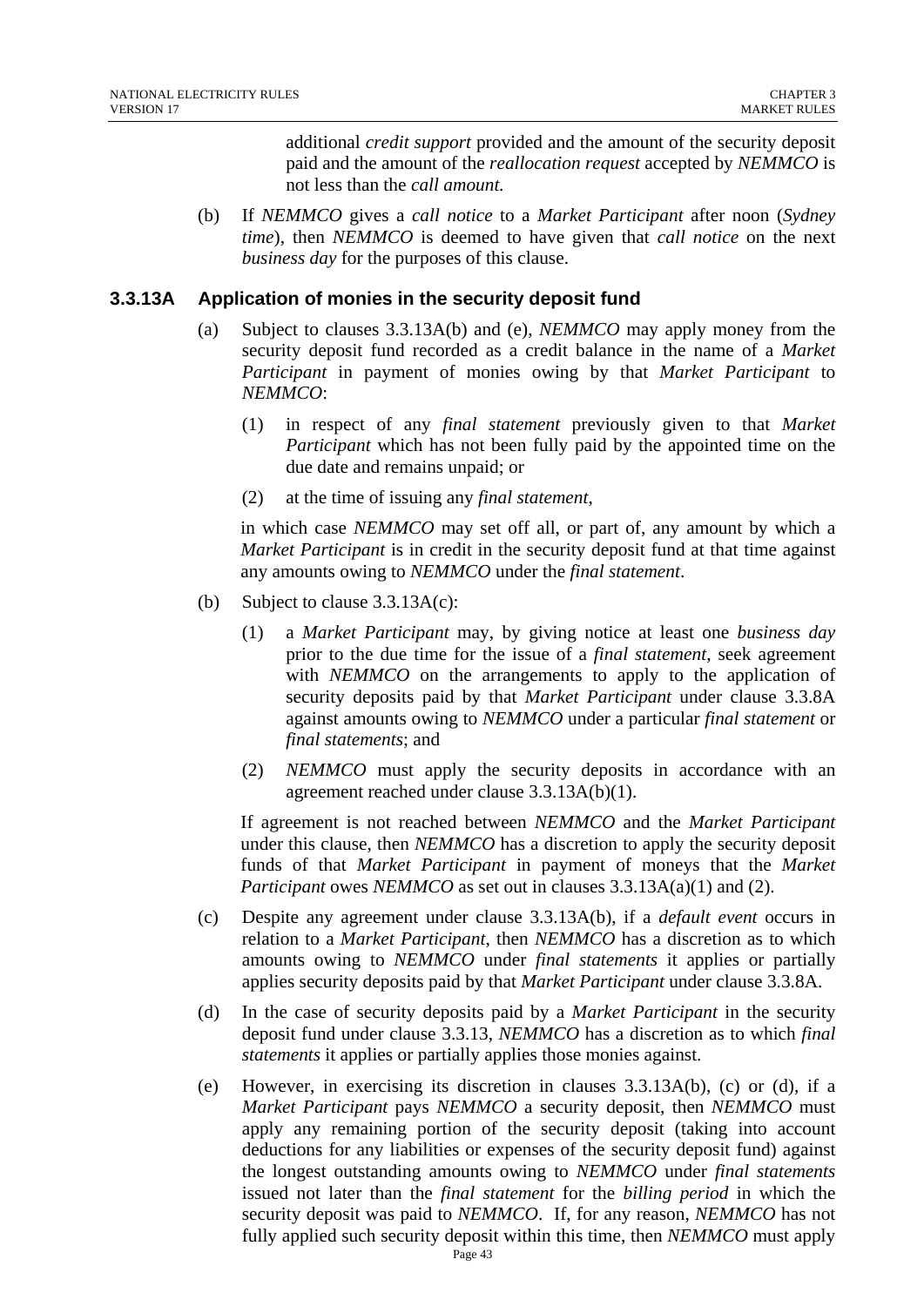additional *credit support* provided and the amount of the security deposit paid and the amount of the *reallocation request* accepted by *NEMMCO* is not less than the *call amount.*

(b) If *NEMMCO* gives a *call notice* to a *Market Participant* after noon (*Sydney time*), then *NEMMCO* is deemed to have given that *call notice* on the next *business day* for the purposes of this clause.

### 3.3.13A Application of monies in the security deposit fund

(a) Subject to clauses 3.3.13A(b) and (e), *NEMMCO* may apply money from the security deposit fund recorded as a credit balance in the name of a *Market Participant* in payment of monies owing by that *Market Participant* to *NEMMCO*:

(1) in respect of any *final statement* previously given to that *Market Participant* which has not been fully paid by the appointed time on the due date and remains unpaid; or

(2) at the time of issuing any *final statement*,

in which case *NEMMCO* may set off all, or part of, any amount by which a *Market Participant* is in credit in the security deposit fund at that time against any amounts owing to *NEMMCO* under the *final statement*.

(b) Subject to clause 3.3.13A(c):

(1) a *Market Participant* may, by giving notice at least one *business day* prior to the due time for the issue of a *final statement*, seek agreement with *NEMMCO* on the arrangements to apply to the application of security deposits paid by that *Market Participant* under clause 3.3.8A against amounts owing to *NEMMCO* under a particular *final statement* or *final statements*; and

(2) *NEMMCO* must apply the security deposits in accordance with an agreement reached under clause 3.3.13A(b)(1).

If agreement is not reached between *NEMMCO* and the *Market Participant* under this clause, then *NEMMCO* has a discretion to apply the security deposit funds of that *Market Participant* in payment of moneys that the *Market Participant* owes *NEMMCO* as set out in clauses 3.3.13A(a)(1) and (2).

(c) Despite any agreement under clause 3.3.13A(b), if a *default event* occurs in relation to a *Market Participant*, then *NEMMCO* has a discretion as to which amounts owing to *NEMMCO* under *final statements* it applies or partially applies security deposits paid by that *Market Participant* under clause 3.3.8A.

(d) In the case of security deposits paid by a *Market Participant* in the security deposit fund under clause 3.3.13, *NEMMCO* has a discretion as to which *final statements* it applies or partially applies those monies against.

(e) However, in exercising its discretion in clauses 3.3.13A(b), (c) or (d), if a *Market Participant* pays *NEMMCO* a security deposit, then *NEMMCO* must apply any remaining portion of the security deposit (taking into account deductions for any liabilities or expenses of the security deposit fund) against the longest outstanding amounts owing to *NEMMCO* under *final statements* issued not later than the *final statement* for the *billing period* in which the security deposit was paid to *NEMMCO*. If, for any reason, *NEMMCO* has not fully applied such security deposit within this time, then *NEMMCO* must apply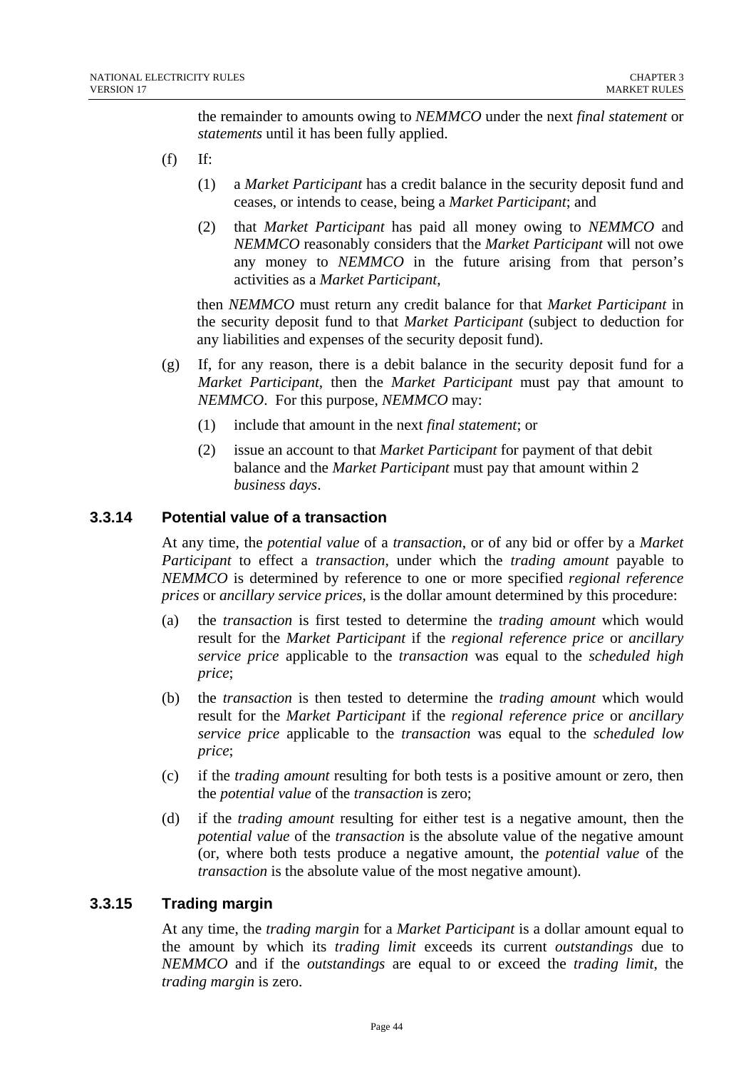the remainder to amounts owing to *NEMMCO* under the next *final statement* or *statements* until it has been fully applied.

(f) If:

(1) a *Market Participant* has a credit balance in the security deposit fund and ceases, or intends to cease, being a *Market Participant*; and

(2) that *Market Participant* has paid all money owing to *NEMMCO* and *NEMMCO* reasonably considers that the *Market Participant* will not owe any money to *NEMMCO* in the future arising from that person's activities as a *Market Participant*,

then *NEMMCO* must return any credit balance for that *Market Participant* in the security deposit fund to that *Market Participant* (subject to deduction for any liabilities and expenses of the security deposit fund).

(g) If, for any reason, there is a debit balance in the security deposit fund for a *Market Participant*, then the *Market Participant* must pay that amount to *NEMMCO*. For this purpose, *NEMMCO* may:

(1) include that amount in the next *final statement*; or

(2) issue an account to that *Market Participant* for payment of that debit balance and the *Market Participant* must pay that amount within 2 *business days*.

### 3.3.14 Potential value of a transaction

At any time, the *potential value* of a *transaction*, or of any bid or offer by a *Market Participant* to effect a *transaction*, under which the *trading amount* payable to *NEMMCO* is determined by reference to one or more specified *regional reference prices* or *ancillary service prices*, is the dollar amount determined by this procedure:

(a) the *transaction* is first tested to determine the *trading amount* which would result for the *Market Participant* if the *regional reference price* or *ancillary service price* applicable to the *transaction* was equal to the *scheduled high price*;

(b) the *transaction* is then tested to determine the *trading amount* which would result for the *Market Participant* if the *regional reference price* or *ancillary service price* applicable to the *transaction* was equal to the *scheduled low price*;

(c) if the *trading amount* resulting for both tests is a positive amount or zero, then the *potential value* of the *transaction* is zero;

(d) if the *trading amount* resulting for either test is a negative amount, then the *potential value* of the *transaction* is the absolute value of the negative amount (or, where both tests produce a negative amount, the *potential value* of the *transaction* is the absolute value of the most negative amount).

### 3.3.15 Trading margin

At any time, the *trading margin* for a *Market Participant* is a dollar amount equal to the amount by which its *trading limit* exceeds its current *outstandings* due to *NEMMCO* and if the *outstandings* are equal to or exceed the *trading limit*, the *trading margin* is zero.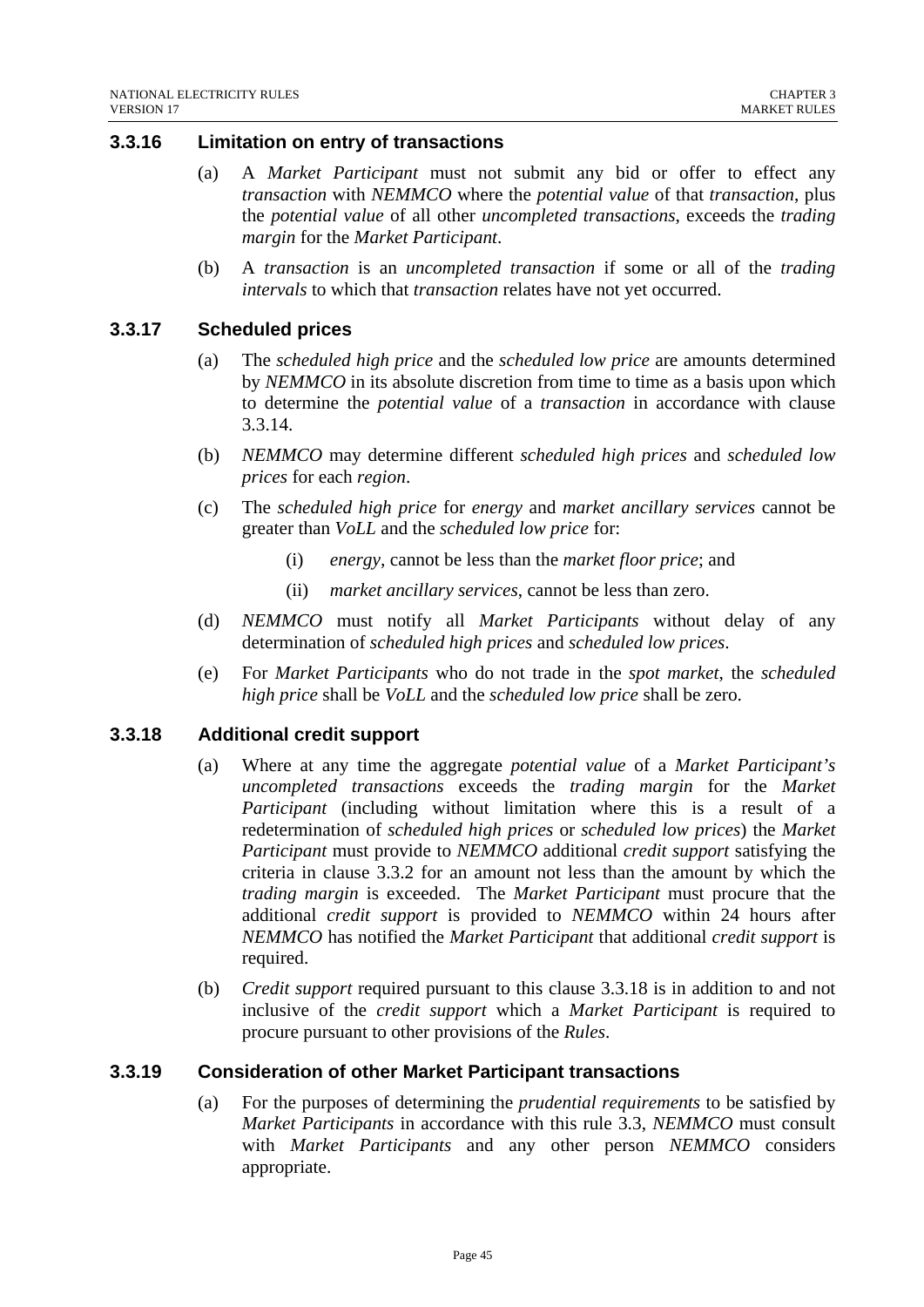### 3.3.16 Limitation on entry of transactions

(a) A *Market Participant* must not submit any bid or offer to effect any *transaction* with *NEMMCO* where the *potential value* of that *transaction*, plus the *potential value* of all other *uncompleted transactions*, exceeds the *trading margin* for the *Market Participant*.

(b) A *transaction* is an *uncompleted transaction* if some or all of the *trading intervals* to which that *transaction* relates have not yet occurred.

### 3.3.17 Scheduled prices

(a) The *scheduled high price* and the *scheduled low price* are amounts determined by *NEMMCO* in its absolute discretion from time to time as a basis upon which to determine the *potential value* of a *transaction* in accordance with clause 3.3.14.

(b) *NEMMCO* may determine different *scheduled high prices* and *scheduled low prices* for each *region*.

(c) The *scheduled high price* for *energy* and *market ancillary services* cannot be greater than *VoLL* and the *scheduled low price* for:

   (i) *energy,* cannot be less than the *market floor price*; and

   (ii) *market ancillary services*, cannot be less than zero.

(d) *NEMMCO* must notify all *Market Participants* without delay of any determination of *scheduled high prices* and *scheduled low prices*.

(e) For *Market Participants* who do not trade in the *spot market*, the *scheduled high price* shall be *VoLL* and the *scheduled low price* shall be zero.

### 3.3.18 Additional credit support

(a) Where at any time the aggregate *potential value* of a *Market Participant's uncompleted transactions* exceeds the *trading margin* for the *Market Participant* (including without limitation where this is a result of a redetermination of *scheduled high prices* or *scheduled low prices*) the *Market Participant* must provide to *NEMMCO* additional *credit support* satisfying the criteria in clause 3.3.2 for an amount not less than the amount by which the *trading margin* is exceeded. The *Market Participant* must procure that the additional *credit support* is provided to *NEMMCO* within 24 hours after *NEMMCO* has notified the *Market Participant* that additional *credit support* is required.

(b) *Credit support* required pursuant to this clause 3.3.18 is in addition to and not inclusive of the *credit support* which a *Market Participant* is required to procure pursuant to other provisions of the *Rules*.

### 3.3.19 Consideration of other Market Participant transactions

(a) For the purposes of determining the *prudential requirements* to be satisfied by *Market Participants* in accordance with this rule 3.3, *NEMMCO* must consult with *Market Participants* and any other person *NEMMCO* considers appropriate.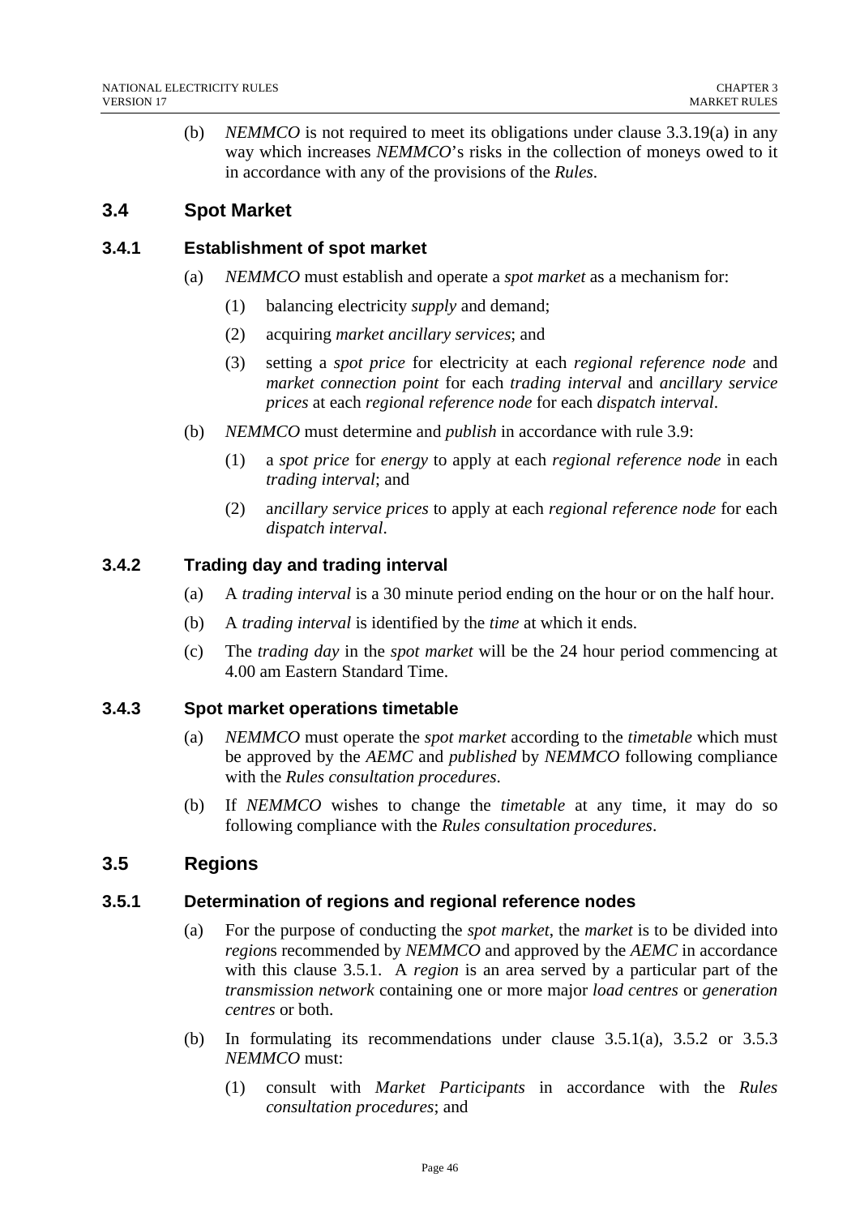(b) *NEMMCO* is not required to meet its obligations under clause 3.3.19(a) in any way which increases *NEMMCO*'s risks in the collection of moneys owed to it in accordance with any of the provisions of the *Rules*.

## 3.4 Spot Market

### 3.4.1 Establishment of spot market

(a) *NEMMCO* must establish and operate a *spot market* as a mechanism for:

(1) balancing electricity *supply* and demand;

(2) acquiring *market ancillary services*; and

(3) setting a *spot price* for electricity at each *regional reference node* and *market connection point* for each *trading interval* and *ancillary service prices* at each *regional reference node* for each *dispatch interval*.

(b) *NEMMCO* must determine and *publish* in accordance with rule 3.9:

(1) a *spot price* for *energy* to apply at each *regional reference node* in each *trading interval*; and

(2) a*ncillary service prices* to apply at each *regional reference node* for each *dispatch interval*.

### 3.4.2 Trading day and trading interval

(a) A *trading interval* is a 30 minute period ending on the hour or on the half hour.

(b) A *trading interval* is identified by the *time* at which it ends.

(c) The *trading day* in the *spot market* will be the 24 hour period commencing at 4.00 am Eastern Standard Time.

### 3.4.3 Spot market operations timetable

(a) *NEMMCO* must operate the *spot market* according to the *timetable* which must be approved by the *AEMC* and *published* by *NEMMCO* following compliance with the *Rules consultation procedures*.

(b) If *NEMMCO* wishes to change the *timetable* at any time, it may do so following compliance with the *Rules consultation procedures*.

## 3.5 Regions

### 3.5.1 Determination of regions and regional reference nodes

(a) For the purpose of conducting the *spot market*, the *market* is to be divided into *region*s recommended by *NEMMCO* and approved by the *AEMC* in accordance with this clause 3.5.1. A *region* is an area served by a particular part of the *transmission network* containing one or more major *load centres* or *generation centres* or both.

(b) In formulating its recommendations under clause 3.5.1(a), 3.5.2 or 3.5.3 *NEMMCO* must:

(1) consult with *Market Participants* in accordance with the *Rules consultation procedures*; and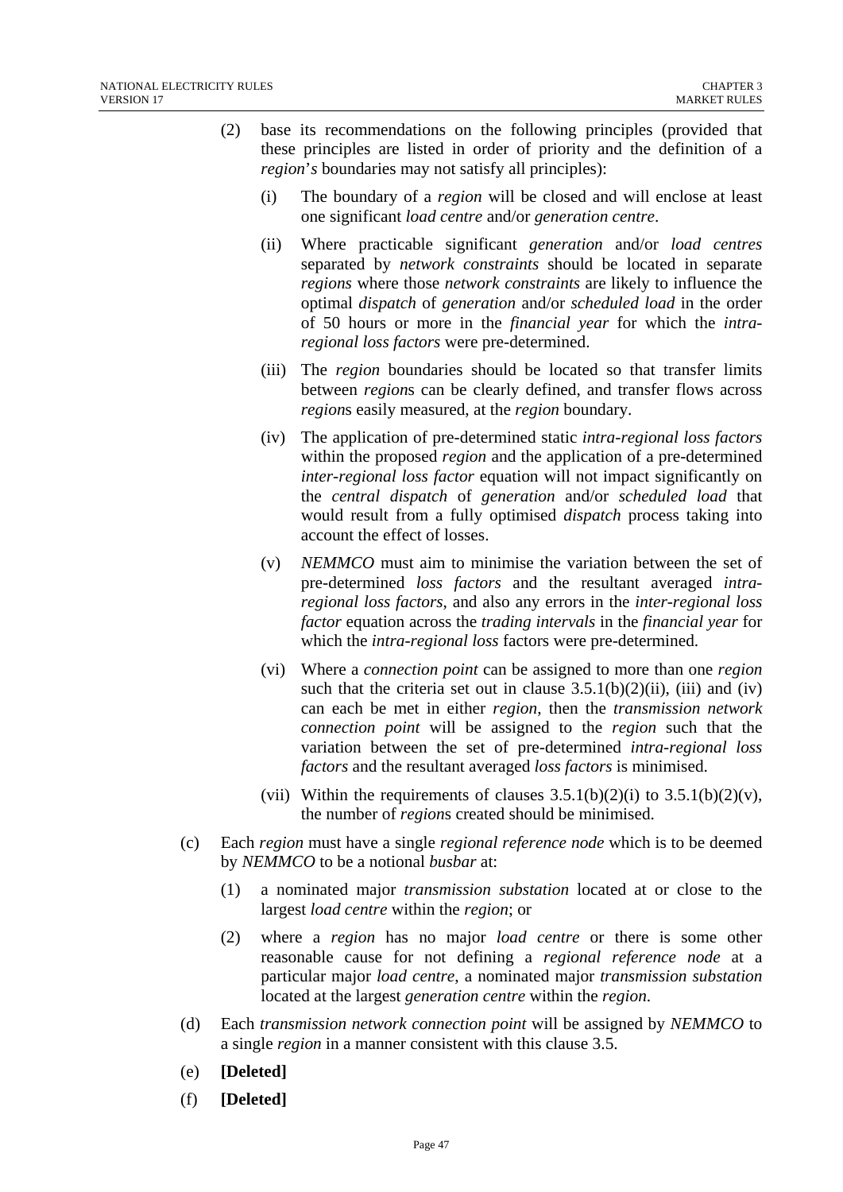(2) base its recommendations on the following principles (provided that these principles are listed in order of priority and the definition of a *region*'*s* boundaries may not satisfy all principles):

(i) The boundary of a *region* will be closed and will enclose at least one significant *load centre* and/or *generation centre*.

(ii) Where practicable significant *generation* and/or *load centres* separated by *network constraints* should be located in separate *regions* where those *network constraints* are likely to influence the optimal *dispatch* of *generation* and/or *scheduled load* in the order of 50 hours or more in the *financial year* for which the *intra-regional loss factors* were pre-determined.

(iii) The *region* boundaries should be located so that transfer limits between *region*s can be clearly defined, and transfer flows across *region*s easily measured, at the *region* boundary.

(iv) The application of pre-determined static *intra-regional loss factors* within the proposed *region* and the application of a pre-determined *inter-regional loss factor* equation will not impact significantly on the *central dispatch* of *generation* and/or *scheduled load* that would result from a fully optimised *dispatch* process taking into account the effect of losses.

(v) *NEMMCO* must aim to minimise the variation between the set of pre-determined *loss factors* and the resultant averaged *intra-regional loss factors*, and also any errors in the *inter-regional loss factor* equation across the *trading intervals* in the *financial year* for which the *intra-regional loss* factors were pre-determined.

(vi) Where a *connection point* can be assigned to more than one *region* such that the criteria set out in clause 3.5.1(b)(2)(ii), (iii) and (iv) can each be met in either *region*, then the *transmission network connection point* will be assigned to the *region* such that the variation between the set of pre-determined *intra-regional loss factors* and the resultant averaged *loss factors* is minimised.

(vii) Within the requirements of clauses 3.5.1(b)(2)(i) to 3.5.1(b)(2)(v), the number of *region*s created should be minimised.

(c) Each *region* must have a single *regional reference node* which is to be deemed by *NEMMCO* to be a notional *busbar* at:

(1) a nominated major *transmission substation* located at or close to the largest *load centre* within the *region*; or

(2) where a *region* has no major *load centre* or there is some other reasonable cause for not defining a *regional reference node* at a particular major *load centre*, a nominated major *transmission substation* located at the largest *generation centre* within the *region*.

(d) Each *transmission network connection point* will be assigned by *NEMMCO* to a single *region* in a manner consistent with this clause 3.5.

(e) **[Deleted]**

(f) **[Deleted]**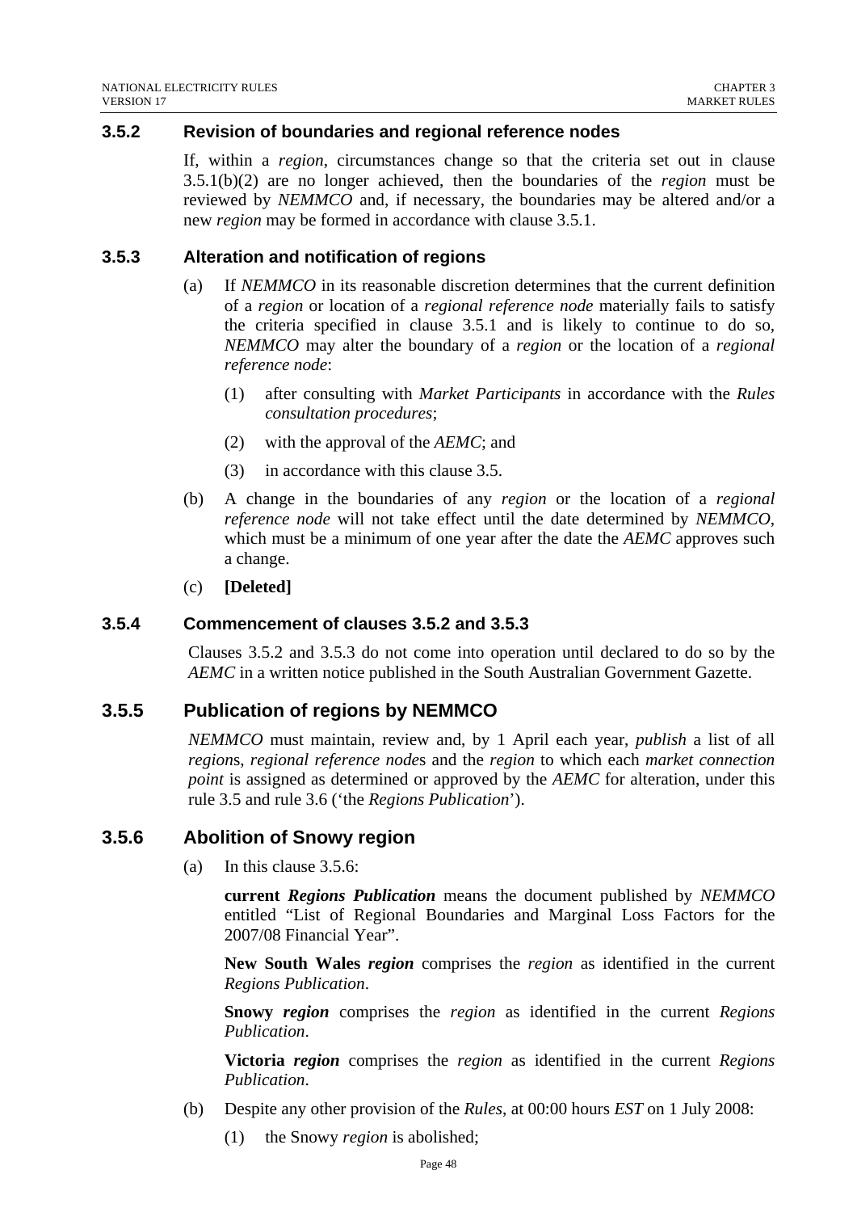### 3.5.2 Revision of boundaries and regional reference nodes

If, within a *region*, circumstances change so that the criteria set out in clause 3.5.1(b)(2) are no longer achieved, then the boundaries of the *region* must be reviewed by *NEMMCO* and, if necessary, the boundaries may be altered and/or a new *region* may be formed in accordance with clause 3.5.1.

### 3.5.3 Alteration and notification of regions

(a) If *NEMMCO* in its reasonable discretion determines that the current definition of a *region* or location of a *regional reference node* materially fails to satisfy the criteria specified in clause 3.5.1 and is likely to continue to do so, *NEMMCO* may alter the boundary of a *region* or the location of a *regional reference node*:

  (1) after consulting with *Market Participants* in accordance with the *Rules consultation procedures*;

  (2) with the approval of the *AEMC*; and

  (3) in accordance with this clause 3.5.

(b) A change in the boundaries of any *region* or the location of a *regional reference node* will not take effect until the date determined by *NEMMCO*, which must be a minimum of one year after the date the *AEMC* approves such a change.

(c) **[Deleted]**

### 3.5.4 Commencement of clauses 3.5.2 and 3.5.3

Clauses 3.5.2 and 3.5.3 do not come into operation until declared to do so by the *AEMC* in a written notice published in the South Australian Government Gazette.

### 3.5.5 Publication of regions by NEMMCO

*NEMMCO* must maintain, review and, by 1 April each year, *publish* a list of all *region*s, *regional reference node*s and the *region* to which each *market connection point* is assigned as determined or approved by the *AEMC* for alteration, under this rule 3.5 and rule 3.6 ('the *Regions Publication*').

### 3.5.6 Abolition of Snowy region

(a) In this clause 3.5.6:

  **current *Regions Publication*** means the document published by *NEMMCO* entitled "List of Regional Boundaries and Marginal Loss Factors for the 2007/08 Financial Year".

  **New South Wales *region*** comprises the *region* as identified in the current *Regions Publication*.

  **Snowy *region*** comprises the *region* as identified in the current *Regions Publication*.

  **Victoria *region*** comprises the *region* as identified in the current *Regions Publication*.

(b) Despite any other provision of the *Rules*, at 00:00 hours *EST* on 1 July 2008:

  (1) the Snowy *region* is abolished;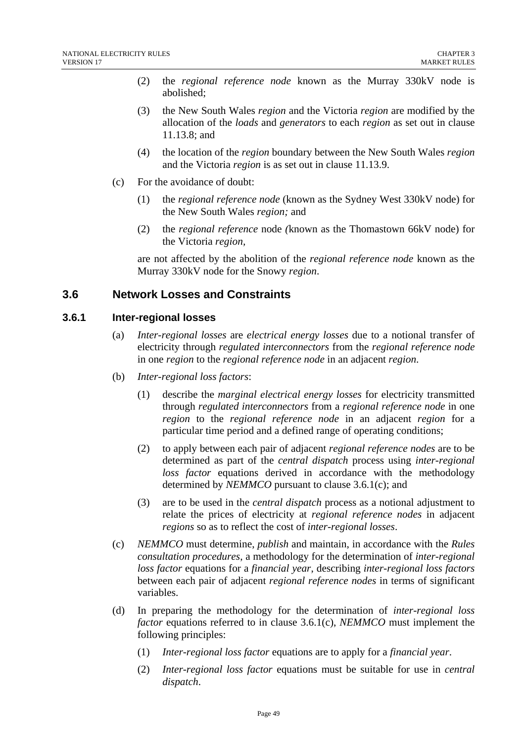(2) the *regional reference node* known as the Murray 330kV node is abolished;

(3) the New South Wales *region* and the Victoria *region* are modified by the allocation of the *loads* and *generators* to each *region* as set out in clause 11.13.8; and

(4) the location of the *region* boundary between the New South Wales *region* and the Victoria *region* is as set out in clause 11.13.9.

(c) For the avoidance of doubt:

(1) the *regional reference node* (known as the Sydney West 330kV node) for the New South Wales *region;* and

(2) the *regional reference* node *(*known as the Thomastown 66kV node) for the Victoria *region*,

are not affected by the abolition of the *regional reference node* known as the Murray 330kV node for the Snowy *region*.

## 3.6 Network Losses and Constraints

### 3.6.1 Inter-regional losses

(a) *Inter-regional losses* are *electrical energy losses* due to a notional transfer of electricity through *regulated interconnectors* from the *regional reference node* in one *region* to the *regional reference node* in an adjacent *region*.

(b) *Inter-regional loss factors*:

(1) describe the *marginal electrical energy losses* for electricity transmitted through *regulated interconnectors* from a *regional reference node* in one *region* to the *regional reference node* in an adjacent *region* for a particular time period and a defined range of operating conditions;

(2) to apply between each pair of adjacent *regional reference nodes* are to be determined as part of the *central dispatch* process using *inter-regional loss factor* equations derived in accordance with the methodology determined by *NEMMCO* pursuant to clause 3.6.1(c); and

(3) are to be used in the *central dispatch* process as a notional adjustment to relate the prices of electricity at *regional reference nodes* in adjacent *regions* so as to reflect the cost of *inter-regional losses*.

(c) *NEMMCO* must determine, *publish* and maintain, in accordance with the *Rules consultation procedures*, a methodology for the determination of *inter-regional loss factor* equations for a *financial year*, describing *inter-regional loss factors* between each pair of adjacent *regional reference nodes* in terms of significant variables.

(d) In preparing the methodology for the determination of *inter-regional loss factor* equations referred to in clause 3.6.1(c), *NEMMCO* must implement the following principles:

(1) *Inter-regional loss factor* equations are to apply for a *financial year*.

(2) *Inter-regional loss factor* equations must be suitable for use in *central dispatch*.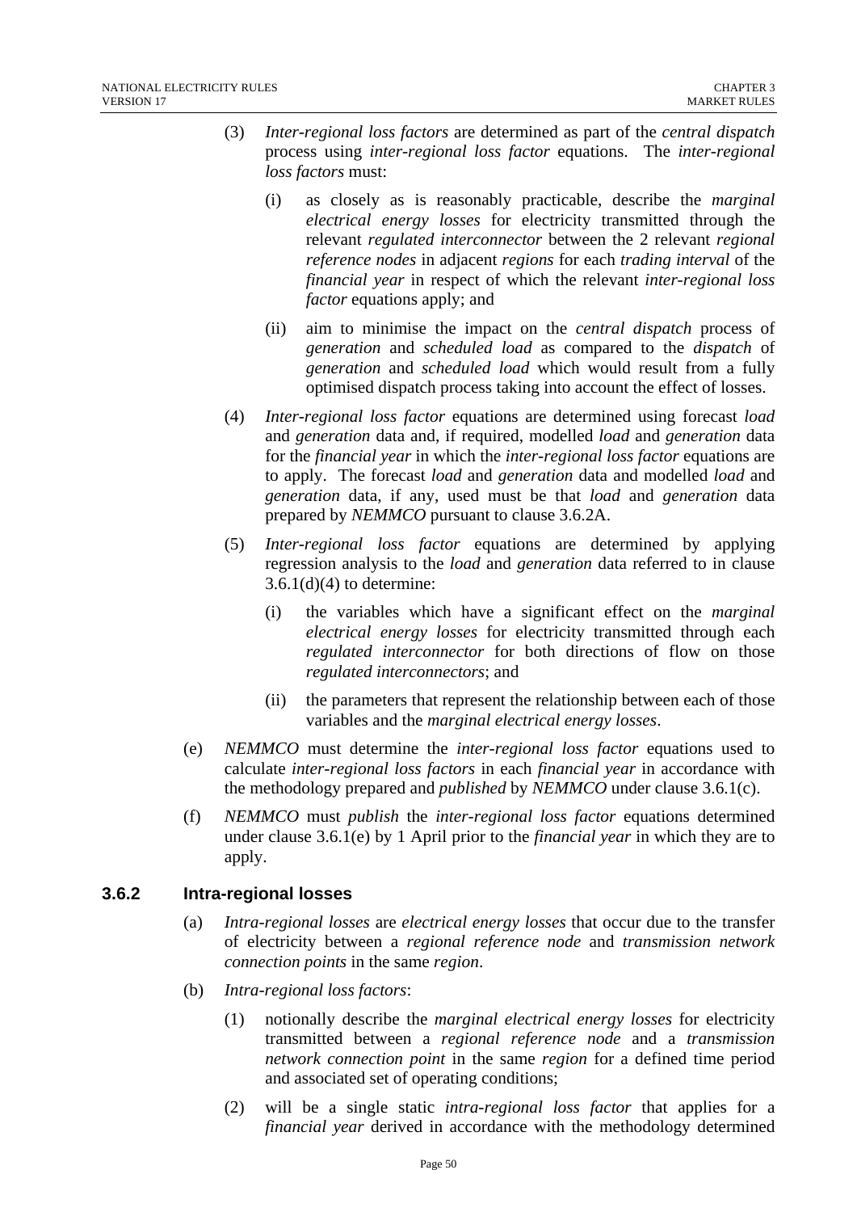(3) *Inter-regional loss factors* are determined as part of the *central dispatch* process using *inter-regional loss factor* equations. The *inter-regional loss factors* must:

   (i) as closely as is reasonably practicable, describe the *marginal electrical energy losses* for electricity transmitted through the relevant *regulated interconnector* between the 2 relevant *regional reference nodes* in adjacent *regions* for each *trading interval* of the *financial year* in respect of which the relevant *inter-regional loss factor* equations apply; and

   (ii) aim to minimise the impact on the *central dispatch* process of *generation* and *scheduled load* as compared to the *dispatch* of *generation* and *scheduled load* which would result from a fully optimised dispatch process taking into account the effect of losses.

(4) *Inter-regional loss factor* equations are determined using forecast *load* and *generation* data and, if required, modelled *load* and *generation* data for the *financial year* in which the *inter-regional loss factor* equations are to apply. The forecast *load* and *generation* data and modelled *load* and *generation* data, if any, used must be that *load* and *generation* data prepared by *NEMMCO* pursuant to clause 3.6.2A.

(5) *Inter-regional loss factor* equations are determined by applying regression analysis to the *load* and *generation* data referred to in clause 3.6.1(d)(4) to determine:

   (i) the variables which have a significant effect on the *marginal electrical energy losses* for electricity transmitted through each *regulated interconnector* for both directions of flow on those *regulated interconnectors*; and

   (ii) the parameters that represent the relationship between each of those variables and the *marginal electrical energy losses*.

(e) *NEMMCO* must determine the *inter-regional loss factor* equations used to calculate *inter-regional loss factors* in each *financial year* in accordance with the methodology prepared and *published* by *NEMMCO* under clause 3.6.1(c).

(f) *NEMMCO* must *publish* the *inter-regional loss factor* equations determined under clause 3.6.1(e) by 1 April prior to the *financial year* in which they are to apply.

### 3.6.2 Intra-regional losses

(a) *Intra-regional losses* are *electrical energy losses* that occur due to the transfer of electricity between a *regional reference node* and *transmission network connection points* in the same *region*.

(b) *Intra-regional loss factors*:

(1) notionally describe the *marginal electrical energy losses* for electricity transmitted between a *regional reference node* and a *transmission network connection point* in the same *region* for a defined time period and associated set of operating conditions;

(2) will be a single static *intra-regional loss factor* that applies for a *financial year* derived in accordance with the methodology determined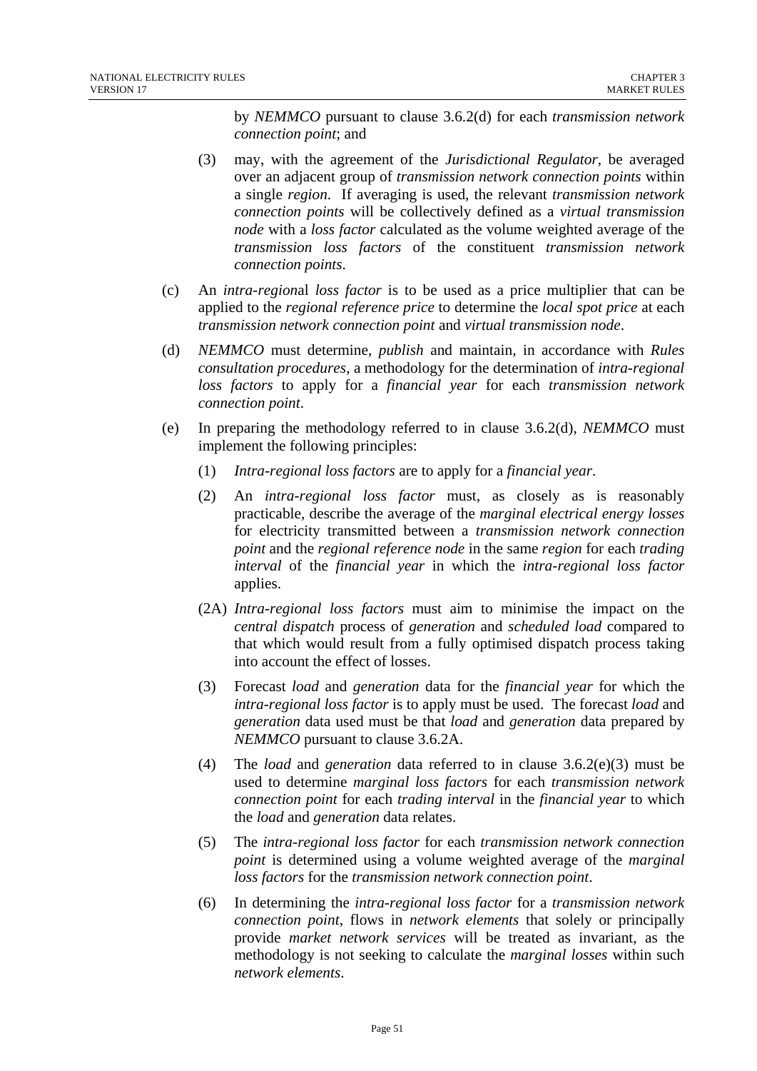by *NEMMCO* pursuant to clause 3.6.2(d) for each *transmission network connection point*; and

(3) may, with the agreement of the *Jurisdictional Regulator*, be averaged over an adjacent group of *transmission network connection points* within a single *region*. If averaging is used, the relevant *transmission network connection points* will be collectively defined as a *virtual transmission node* with a *loss factor* calculated as the volume weighted average of the *transmission loss factors* of the constituent *transmission network connection points*.

(c) An *intra-region*al *loss factor* is to be used as a price multiplier that can be applied to the *regional reference price* to determine the *local spot price* at each *transmission network connection point* and *virtual transmission node*.

(d) *NEMMCO* must determine, *publish* and maintain, in accordance with *Rules consultation procedures*, a methodology for the determination of *intra-regional loss factors* to apply for a *financial year* for each *transmission network connection point*.

(e) In preparing the methodology referred to in clause 3.6.2(d), *NEMMCO* must implement the following principles:

(1) *Intra-regional loss factors* are to apply for a *financial year*.

(2) An *intra-regional loss factor* must, as closely as is reasonably practicable, describe the average of the *marginal electrical energy losses* for electricity transmitted between a *transmission network connection point* and the *regional reference node* in the same *region* for each *trading interval* of the *financial year* in which the *intra-regional loss factor* applies.

(2A) *Intra-regional loss factors* must aim to minimise the impact on the *central dispatch* process of *generation* and *scheduled load* compared to that which would result from a fully optimised dispatch process taking into account the effect of losses.

(3) Forecast *load* and *generation* data for the *financial year* for which the *intra-regional loss factor* is to apply must be used. The forecast *load* and *generation* data used must be that *load* and *generation* data prepared by *NEMMCO* pursuant to clause 3.6.2A.

(4) The *load* and *generation* data referred to in clause 3.6.2(e)(3) must be used to determine *marginal loss factors* for each *transmission network connection point* for each *trading interval* in the *financial year* to which the *load* and *generation* data relates.

(5) The *intra-regional loss factor* for each *transmission network connection point* is determined using a volume weighted average of the *marginal loss factors* for the *transmission network connection point*.

(6) In determining the *intra-regional loss factor* for a *transmission network connection point*, flows in *network elements* that solely or principally provide *market network services* will be treated as invariant, as the methodology is not seeking to calculate the *marginal losses* within such *network elements*.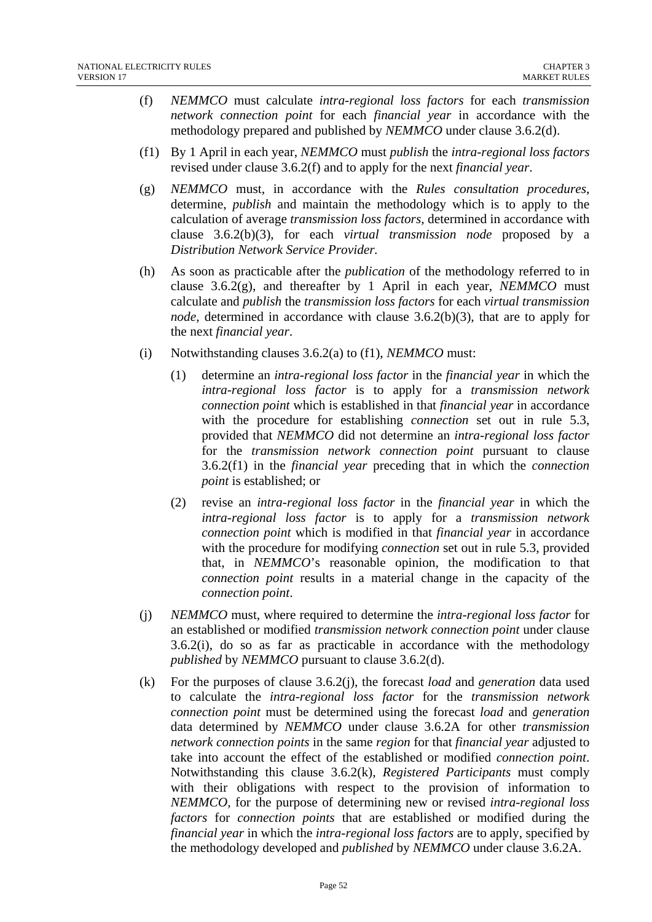(f) *NEMMCO* must calculate *intra-regional loss factors* for each *transmission network connection point* for each *financial year* in accordance with the methodology prepared and published by *NEMMCO* under clause 3.6.2(d).

(f1) By 1 April in each year, *NEMMCO* must *publish* the *intra-regional loss factors* revised under clause 3.6.2(f) and to apply for the next *financial year*.

(g) *NEMMCO* must, in accordance with the *Rules consultation procedures*, determine, *publish* and maintain the methodology which is to apply to the calculation of average *transmission loss factors*, determined in accordance with clause 3.6.2(b)(3), for each *virtual transmission node* proposed by a *Distribution Network Service Provider.*

(h) As soon as practicable after the *publication* of the methodology referred to in clause 3.6.2(g), and thereafter by 1 April in each year, *NEMMCO* must calculate and *publish* the *transmission loss factors* for each *virtual transmission node*, determined in accordance with clause 3.6.2(b)(3), that are to apply for the next *financial year*.

(i) Notwithstanding clauses 3.6.2(a) to (f1), *NEMMCO* must:

  (1) determine an *intra-regional loss factor* in the *financial year* in which the *intra-regional loss factor* is to apply for a *transmission network connection point* which is established in that *financial year* in accordance with the procedure for establishing *connection* set out in rule 5.3, provided that *NEMMCO* did not determine an *intra-regional loss factor* for the *transmission network connection point* pursuant to clause 3.6.2(f1) in the *financial year* preceding that in which the *connection point* is established; or

  (2) revise an *intra-regional loss factor* in the *financial year* in which the *intra-regional loss factor* is to apply for a *transmission network connection point* which is modified in that *financial year* in accordance with the procedure for modifying *connection* set out in rule 5.3, provided that, in *NEMMCO*'s reasonable opinion, the modification to that *connection point* results in a material change in the capacity of the *connection point*.

(j) *NEMMCO* must, where required to determine the *intra-regional loss factor* for an established or modified *transmission network connection point* under clause 3.6.2(i), do so as far as practicable in accordance with the methodology *published* by *NEMMCO* pursuant to clause 3.6.2(d).

(k) For the purposes of clause 3.6.2(j), the forecast *load* and *generation* data used to calculate the *intra-regional loss factor* for the *transmission network connection point* must be determined using the forecast *load* and *generation* data determined by *NEMMCO* under clause 3.6.2A for other *transmission network connection points* in the same *region* for that *financial year* adjusted to take into account the effect of the established or modified *connection point*. Notwithstanding this clause 3.6.2(k), *Registered Participants* must comply with their obligations with respect to the provision of information to *NEMMCO*, for the purpose of determining new or revised *intra-regional loss factors* for *connection points* that are established or modified during the *financial year* in which the *intra-regional loss factors* are to apply, specified by the methodology developed and *published* by *NEMMCO* under clause 3.6.2A.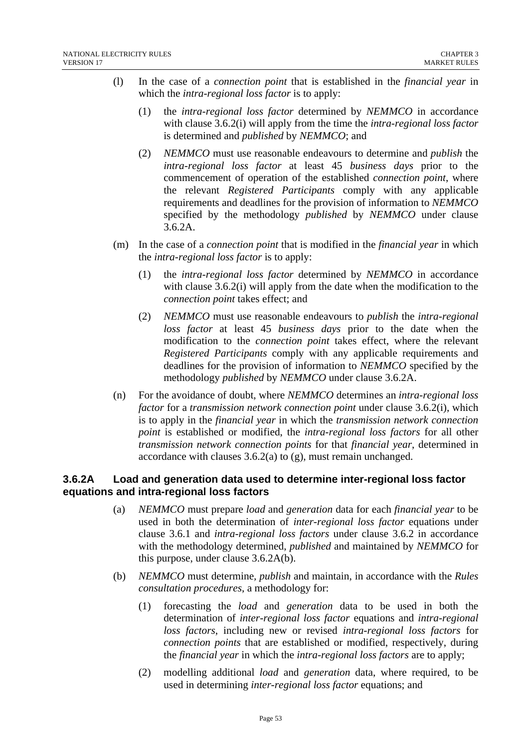(l) In the case of a *connection point* that is established in the *financial year* in which the *intra-regional loss factor* is to apply:

(1) the *intra-regional loss factor* determined by *NEMMCO* in accordance with clause 3.6.2(i) will apply from the time the *intra-regional loss factor* is determined and *published* by *NEMMCO*; and

(2) *NEMMCO* must use reasonable endeavours to determine and *publish* the *intra-regional loss factor* at least 45 *business days* prior to the commencement of operation of the established *connection point*, where the relevant *Registered Participants* comply with any applicable requirements and deadlines for the provision of information to *NEMMCO* specified by the methodology *published* by *NEMMCO* under clause 3.6.2A.

(m) In the case of a *connection point* that is modified in the *financial year* in which the *intra-regional loss factor* is to apply:

(1) the *intra-regional loss factor* determined by *NEMMCO* in accordance with clause 3.6.2(i) will apply from the date when the modification to the *connection point* takes effect; and

(2) *NEMMCO* must use reasonable endeavours to *publish* the *intra-regional loss factor* at least 45 *business days* prior to the date when the modification to the *connection point* takes effect, where the relevant *Registered Participants* comply with any applicable requirements and deadlines for the provision of information to *NEMMCO* specified by the methodology *published* by *NEMMCO* under clause 3.6.2A.

(n) For the avoidance of doubt, where *NEMMCO* determines an *intra-regional loss factor* for a *transmission network connection point* under clause 3.6.2(i), which is to apply in the *financial year* in which the *transmission network connection point* is established or modified, the *intra-regional loss factors* for all other *transmission network connection points* for that *financial year*, determined in accordance with clauses 3.6.2(a) to (g), must remain unchanged.

### 3.6.2A Load and generation data used to determine inter-regional loss factor equations and intra-regional loss factors

(a) *NEMMCO* must prepare *load* and *generation* data for each *financial year* to be used in both the determination of *inter-regional loss factor* equations under clause 3.6.1 and *intra-regional loss factors* under clause 3.6.2 in accordance with the methodology determined, *published* and maintained by *NEMMCO* for this purpose, under clause 3.6.2A(b).

(b) *NEMMCO* must determine, *publish* and maintain, in accordance with the *Rules consultation procedures*, a methodology for:

(1) forecasting the *load* and *generation* data to be used in both the determination of *inter-regional loss factor* equations and *intra-regional loss factors*, including new or revised *intra-regional loss factors* for *connection points* that are established or modified, respectively, during the *financial year* in which the *intra-regional loss factors* are to apply;

(2) modelling additional *load* and *generation* data, where required, to be used in determining *inter-regional loss factor* equations; and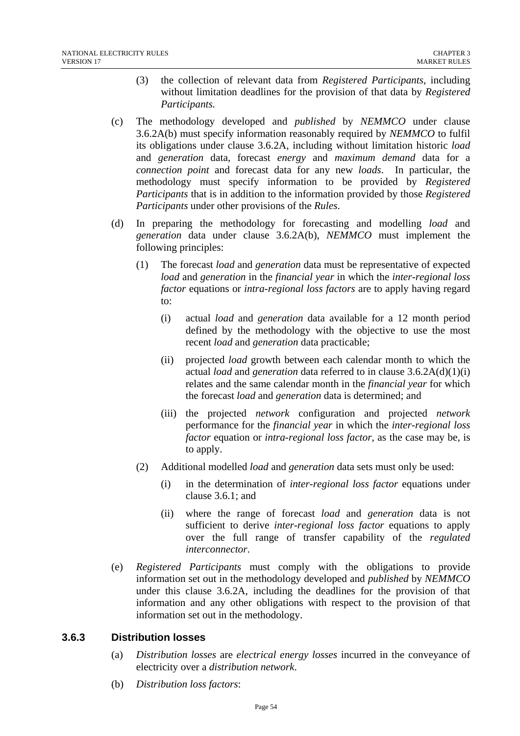(3) the collection of relevant data from *Registered Participants*, including without limitation deadlines for the provision of that data by *Registered Participants.*

(c) The methodology developed and *published* by *NEMMCO* under clause 3.6.2A(b) must specify information reasonably required by *NEMMCO* to fulfil its obligations under clause 3.6.2A, including without limitation historic *load* and *generation* data, forecast *energy* and *maximum demand* data for a *connection point* and forecast data for any new *loads*. In particular, the methodology must specify information to be provided by *Registered Participants* that is in addition to the information provided by those *Registered Participants* under other provisions of the *Rules*.

(d) In preparing the methodology for forecasting and modelling *load* and *generation* data under clause 3.6.2A(b), *NEMMCO* must implement the following principles:

(1) The forecast *load* and *generation* data must be representative of expected *load* and *generation* in the *financial year* in which the *inter-regional loss factor* equations or *intra-regional loss factors* are to apply having regard to:

(i) actual *load* and *generation* data available for a 12 month period defined by the methodology with the objective to use the most recent *load* and *generation* data practicable;

(ii) projected *load* growth between each calendar month to which the actual *load* and *generation* data referred to in clause 3.6.2A(d)(1)(i) relates and the same calendar month in the *financial year* for which the forecast *load* and *generation* data is determined; and

(iii) the projected *network* configuration and projected *network* performance for the *financial year* in which the *inter-regional loss factor* equation or *intra-regional loss factor*, as the case may be, is to apply.

(2) Additional modelled *load* and *generation* data sets must only be used:

(i) in the determination of *inter-regional loss factor* equations under clause 3.6.1; and

(ii) where the range of forecast *load* and *generation* data is not sufficient to derive *inter-regional loss factor* equations to apply over the full range of transfer capability of the *regulated interconnector*.

(e) *Registered Participants* must comply with the obligations to provide information set out in the methodology developed and *published* by *NEMMCO* under this clause 3.6.2A, including the deadlines for the provision of that information and any other obligations with respect to the provision of that information set out in the methodology.

### 3.6.3 Distribution losses

(a) *Distribution losses* are *electrical energy losses* incurred in the conveyance of electricity over a *distribution network*.

(b) *Distribution loss factors*: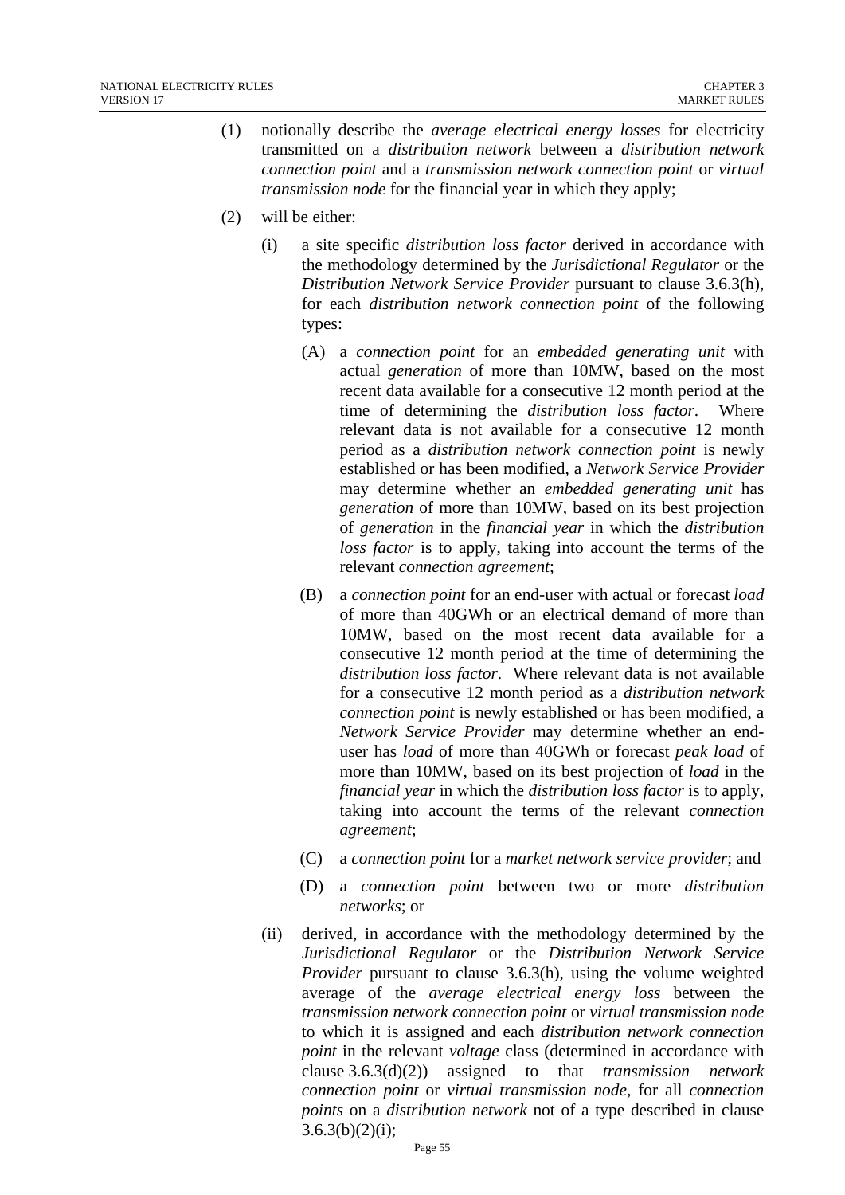(1) notionally describe the *average electrical energy losses* for electricity transmitted on a *distribution network* between a *distribution network connection point* and a *transmission network connection point* or *virtual transmission node* for the financial year in which they apply;

(2) will be either:

  (i) a site specific *distribution loss factor* derived in accordance with the methodology determined by the *Jurisdictional Regulator* or the *Distribution Network Service Provider* pursuant to clause 3.6.3(h), for each *distribution network connection point* of the following types:

    (A) a *connection point* for an *embedded generating unit* with actual *generation* of more than 10MW, based on the most recent data available for a consecutive 12 month period at the time of determining the *distribution loss factor*. Where relevant data is not available for a consecutive 12 month period as a *distribution network connection point* is newly established or has been modified, a *Network Service Provider* may determine whether an *embedded generating unit* has *generation* of more than 10MW, based on its best projection of *generation* in the *financial year* in which the *distribution loss factor* is to apply, taking into account the terms of the relevant *connection agreement*;

    (B) a *connection point* for an end-user with actual or forecast *load* of more than 40GWh or an electrical demand of more than 10MW, based on the most recent data available for a consecutive 12 month period at the time of determining the *distribution loss factor*. Where relevant data is not available for a consecutive 12 month period as a *distribution network connection point* is newly established or has been modified, a *Network Service Provider* may determine whether an end-user has *load* of more than 40GWh or forecast *peak load* of more than 10MW, based on its best projection of *load* in the *financial year* in which the *distribution loss factor* is to apply, taking into account the terms of the relevant *connection agreement*;

    (C) a *connection point* for a *market network service provider*; and

    (D) a *connection point* between two or more *distribution networks*; or

  (ii) derived, in accordance with the methodology determined by the *Jurisdictional Regulator* or the *Distribution Network Service Provider* pursuant to clause 3.6.3(h), using the volume weighted average of the *average electrical energy loss* between the *transmission network connection point* or *virtual transmission node* to which it is assigned and each *distribution network connection point* in the relevant *voltage* class (determined in accordance with clause 3.6.3(d)(2)) assigned to that *transmission network connection point* or *virtual transmission node*, for all *connection points* on a *distribution network* not of a type described in clause 3.6.3(b)(2)(i);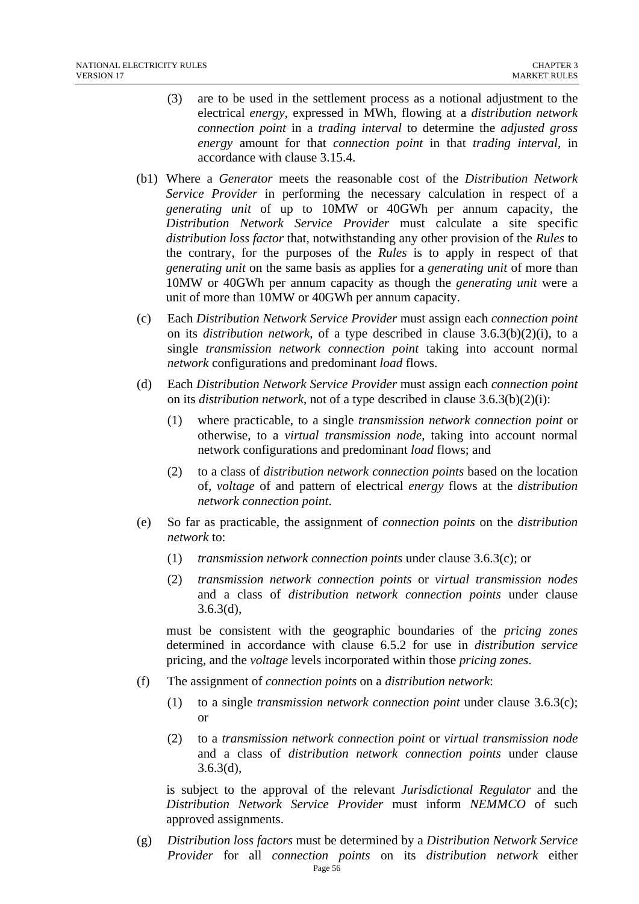(3) are to be used in the settlement process as a notional adjustment to the electrical *energy*, expressed in MWh, flowing at a *distribution network connection point* in a *trading interval* to determine the *adjusted gross energy* amount for that *connection point* in that *trading interval*, in accordance with clause 3.15.4.

(b1) Where a *Generator* meets the reasonable cost of the *Distribution Network Service Provider* in performing the necessary calculation in respect of a *generating unit* of up to 10MW or 40GWh per annum capacity, the *Distribution Network Service Provider* must calculate a site specific *distribution loss factor* that, notwithstanding any other provision of the *Rules* to the contrary, for the purposes of the *Rules* is to apply in respect of that *generating unit* on the same basis as applies for a *generating unit* of more than 10MW or 40GWh per annum capacity as though the *generating unit* were a unit of more than 10MW or 40GWh per annum capacity.

(c) Each *Distribution Network Service Provider* must assign each *connection point* on its *distribution network*, of a type described in clause 3.6.3(b)(2)(i), to a single *transmission network connection point* taking into account normal *network* configurations and predominant *load* flows.

(d) Each *Distribution Network Service Provider* must assign each *connection point* on its *distribution network*, not of a type described in clause 3.6.3(b)(2)(i):

(1) where practicable, to a single *transmission network connection point* or otherwise, to a *virtual transmission node*, taking into account normal network configurations and predominant *load* flows; and

(2) to a class of *distribution network connection points* based on the location of, *voltage* of and pattern of electrical *energy* flows at the *distribution network connection point*.

(e) So far as practicable, the assignment of *connection points* on the *distribution network* to:

(1) *transmission network connection points* under clause 3.6.3(c); or

(2) *transmission network connection points* or *virtual transmission nodes* and a class of *distribution network connection points* under clause 3.6.3(d),

must be consistent with the geographic boundaries of the *pricing zones* determined in accordance with clause 6.5.2 for use in *distribution service* pricing, and the *voltage* levels incorporated within those *pricing zones*.

(f) The assignment of *connection points* on a *distribution network*:

(1) to a single *transmission network connection point* under clause 3.6.3(c); or

(2) to a *transmission network connection point* or *virtual transmission node* and a class of *distribution network connection points* under clause 3.6.3(d),

is subject to the approval of the relevant *Jurisdictional Regulator* and the *Distribution Network Service Provider* must inform *NEMMCO* of such approved assignments.

(g) *Distribution loss factors* must be determined by a *Distribution Network Service Provider* for all *connection points* on its *distribution network* either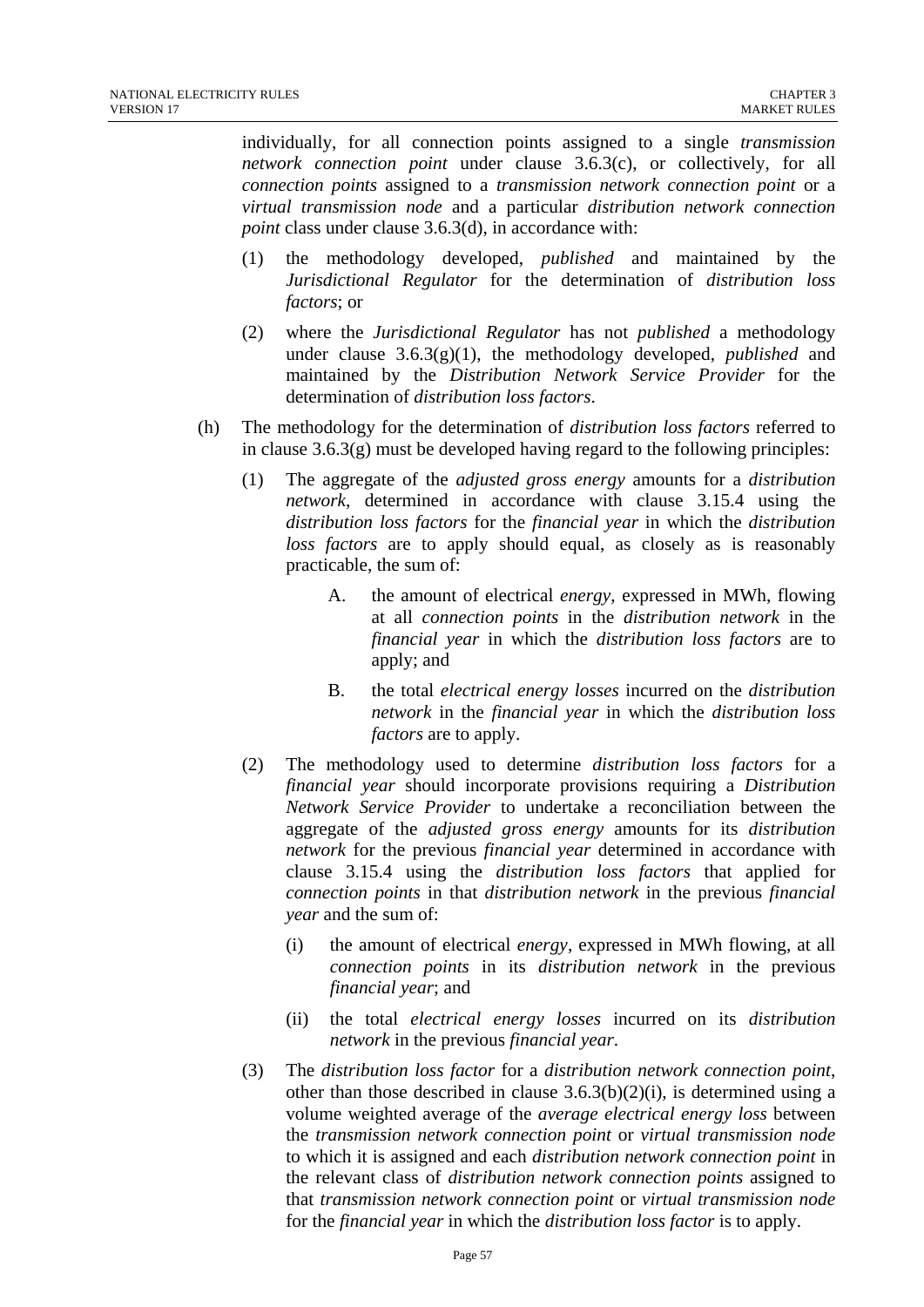individually, for all connection points assigned to a single *transmission network connection point* under clause 3.6.3(c), or collectively, for all *connection points* assigned to a *transmission network connection point* or a *virtual transmission node* and a particular *distribution network connection point* class under clause 3.6.3(d), in accordance with:

(1) the methodology developed, *published* and maintained by the *Jurisdictional Regulator* for the determination of *distribution loss factors*; or

(2) where the *Jurisdictional Regulator* has not *published* a methodology under clause 3.6.3(g)(1), the methodology developed, *published* and maintained by the *Distribution Network Service Provider* for the determination of *distribution loss factors*.

(h) The methodology for the determination of *distribution loss factors* referred to in clause 3.6.3(g) must be developed having regard to the following principles:

(1) The aggregate of the *adjusted gross energy* amounts for a *distribution network*, determined in accordance with clause 3.15.4 using the *distribution loss factors* for the *financial year* in which the *distribution loss factors* are to apply should equal, as closely as is reasonably practicable, the sum of:

A. the amount of electrical *energy*, expressed in MWh, flowing at all *connection points* in the *distribution network* in the *financial year* in which the *distribution loss factors* are to apply; and

B. the total *electrical energy losses* incurred on the *distribution network* in the *financial year* in which the *distribution loss factors* are to apply.

(2) The methodology used to determine *distribution loss factors* for a *financial year* should incorporate provisions requiring a *Distribution Network Service Provider* to undertake a reconciliation between the aggregate of the *adjusted gross energy* amounts for its *distribution network* for the previous *financial year* determined in accordance with clause 3.15.4 using the *distribution loss factors* that applied for *connection points* in that *distribution network* in the previous *financial year* and the sum of:

(i) the amount of electrical *energy*, expressed in MWh flowing, at all *connection points* in its *distribution network* in the previous *financial year*; and

(ii) the total *electrical energy losses* incurred on its *distribution network* in the previous *financial year*.

(3) The *distribution loss factor* for a *distribution network connection point*, other than those described in clause 3.6.3(b)(2)(i), is determined using a volume weighted average of the *average electrical energy loss* between the *transmission network connection point* or *virtual transmission node* to which it is assigned and each *distribution network connection point* in the relevant class of *distribution network connection points* assigned to that *transmission network connection point* or *virtual transmission node* for the *financial year* in which the *distribution loss factor* is to apply.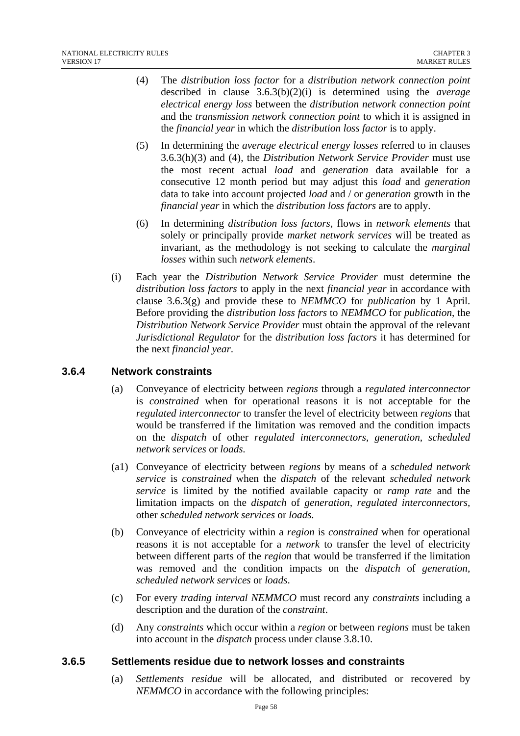(4) The *distribution loss factor* for a *distribution network connection point* described in clause 3.6.3(b)(2)(i) is determined using the *average electrical energy loss* between the *distribution network connection point* and the *transmission network connection point* to which it is assigned in the *financial year* in which the *distribution loss factor* is to apply.

(5) In determining the *average electrical energy losses* referred to in clauses 3.6.3(h)(3) and (4), the *Distribution Network Service Provider* must use the most recent actual *load* and *generation* data available for a consecutive 12 month period but may adjust this *load* and *generation* data to take into account projected *load* and / or *generation* growth in the *financial year* in which the *distribution loss factors* are to apply.

(6) In determining *distribution loss factors*, flows in *network elements* that solely or principally provide *market network services* will be treated as invariant, as the methodology is not seeking to calculate the *marginal losses* within such *network elements*.

(i) Each year the *Distribution Network Service Provider* must determine the *distribution loss factors* to apply in the next *financial year* in accordance with clause 3.6.3(g) and provide these to *NEMMCO* for *publication* by 1 April. Before providing the *distribution loss factors* to *NEMMCO* for *publication*, the *Distribution Network Service Provider* must obtain the approval of the relevant *Jurisdictional Regulator* for the *distribution loss factors* it has determined for the next *financial year*.

### 3.6.4 Network constraints

(a) Conveyance of electricity between *regions* through a *regulated interconnector* is *constrained* when for operational reasons it is not acceptable for the *regulated interconnector* to transfer the level of electricity between *regions* that would be transferred if the limitation was removed and the condition impacts on the *dispatch* of other *regulated interconnectors*, *generation*, *scheduled network services* or *loads*.

(a1) Conveyance of electricity between *regions* by means of a *scheduled network service* is *constrained* when the *dispatch* of the relevant *scheduled network service* is limited by the notified available capacity or *ramp rate* and the limitation impacts on the *dispatch* of *generation*, *regulated interconnectors*, other *scheduled network services* or *loads*.

(b) Conveyance of electricity within a *region* is *constrained* when for operational reasons it is not acceptable for a *network* to transfer the level of electricity between different parts of the *region* that would be transferred if the limitation was removed and the condition impacts on the *dispatch* of *generation*, *scheduled network services* or *loads*.

(c) For every *trading interval NEMMCO* must record any *constraints* including a description and the duration of the *constraint*.

(d) Any *constraints* which occur within a *region* or between *regions* must be taken into account in the *dispatch* process under clause 3.8.10.

### 3.6.5 Settlements residue due to network losses and constraints

(a) *Settlements residue* will be allocated, and distributed or recovered by *NEMMCO* in accordance with the following principles: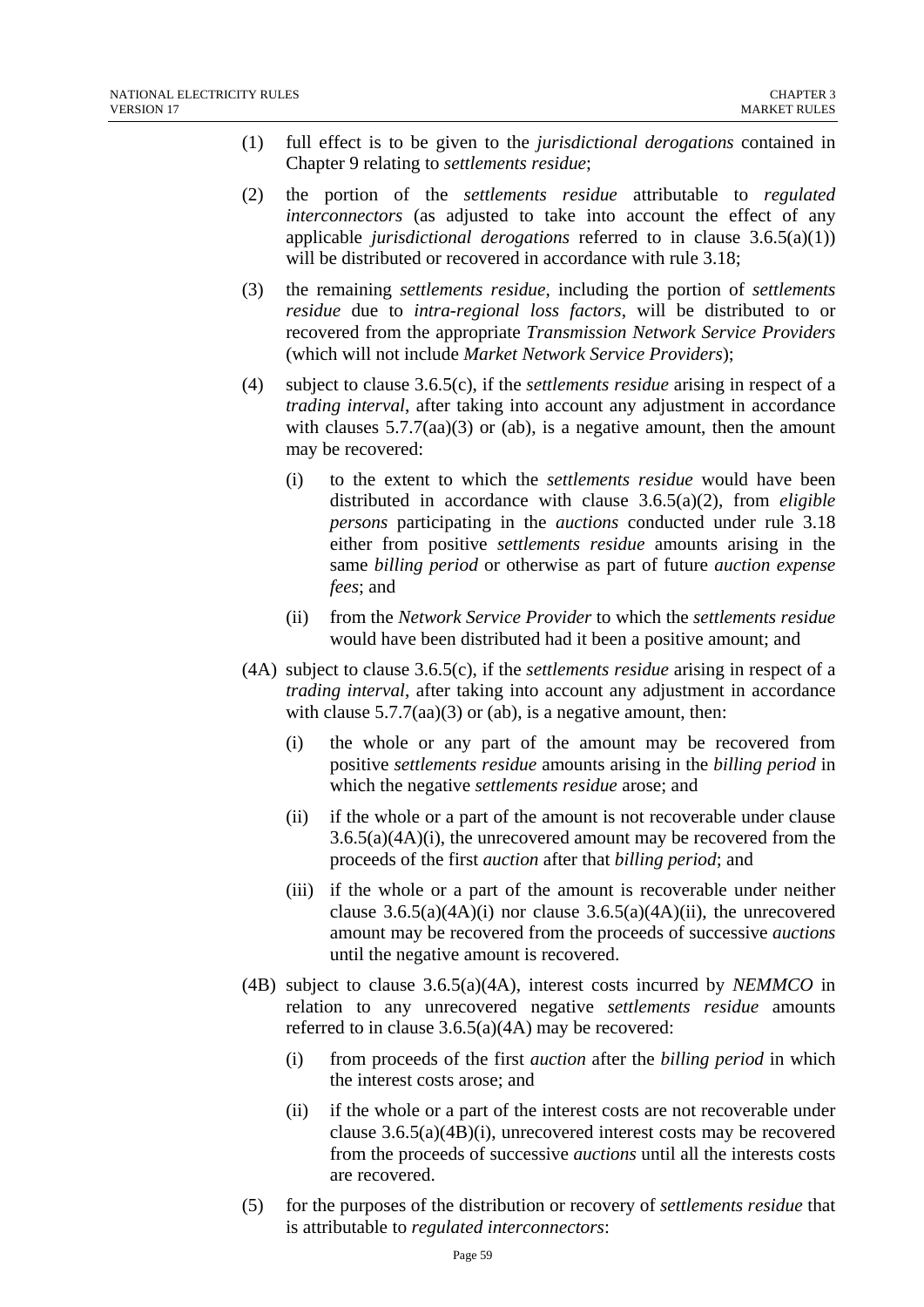(1) full effect is to be given to the *jurisdictional derogations* contained in Chapter 9 relating to *settlements residue*;

(2) the portion of the *settlements residue* attributable to *regulated interconnectors* (as adjusted to take into account the effect of any applicable *jurisdictional derogations* referred to in clause 3.6.5(a)(1)) will be distributed or recovered in accordance with rule 3.18;

(3) the remaining *settlements residue*, including the portion of *settlements residue* due to *intra-regional loss factors*, will be distributed to or recovered from the appropriate *Transmission Network Service Providers* (which will not include *Market Network Service Providers*);

(4) subject to clause 3.6.5(c), if the *settlements residue* arising in respect of a *trading interval*, after taking into account any adjustment in accordance with clauses 5.7.7(aa)(3) or (ab), is a negative amount, then the amount may be recovered:

   (i) to the extent to which the *settlements residue* would have been distributed in accordance with clause 3.6.5(a)(2), from *eligible persons* participating in the *auctions* conducted under rule 3.18 either from positive *settlements residue* amounts arising in the same *billing period* or otherwise as part of future *auction expense fees*; and

   (ii) from the *Network Service Provider* to which the *settlements residue* would have been distributed had it been a positive amount; and

(4A) subject to clause 3.6.5(c), if the *settlements residue* arising in respect of a *trading interval*, after taking into account any adjustment in accordance with clause 5.7.7(aa)(3) or (ab), is a negative amount, then:

   (i) the whole or any part of the amount may be recovered from positive *settlements residue* amounts arising in the *billing period* in which the negative *settlements residue* arose; and

   (ii) if the whole or a part of the amount is not recoverable under clause 3.6.5(a)(4A)(i), the unrecovered amount may be recovered from the proceeds of the first *auction* after that *billing period*; and

   (iii) if the whole or a part of the amount is recoverable under neither clause 3.6.5(a)(4A)(i) nor clause 3.6.5(a)(4A)(ii), the unrecovered amount may be recovered from the proceeds of successive *auctions* until the negative amount is recovered.

(4B) subject to clause 3.6.5(a)(4A), interest costs incurred by *NEMMCO* in relation to any unrecovered negative *settlements residue* amounts referred to in clause 3.6.5(a)(4A) may be recovered:

   (i) from proceeds of the first *auction* after the *billing period* in which the interest costs arose; and

   (ii) if the whole or a part of the interest costs are not recoverable under clause 3.6.5(a)(4B)(i), unrecovered interest costs may be recovered from the proceeds of successive *auctions* until all the interests costs are recovered.

(5) for the purposes of the distribution or recovery of *settlements residue* that is attributable to *regulated interconnectors*: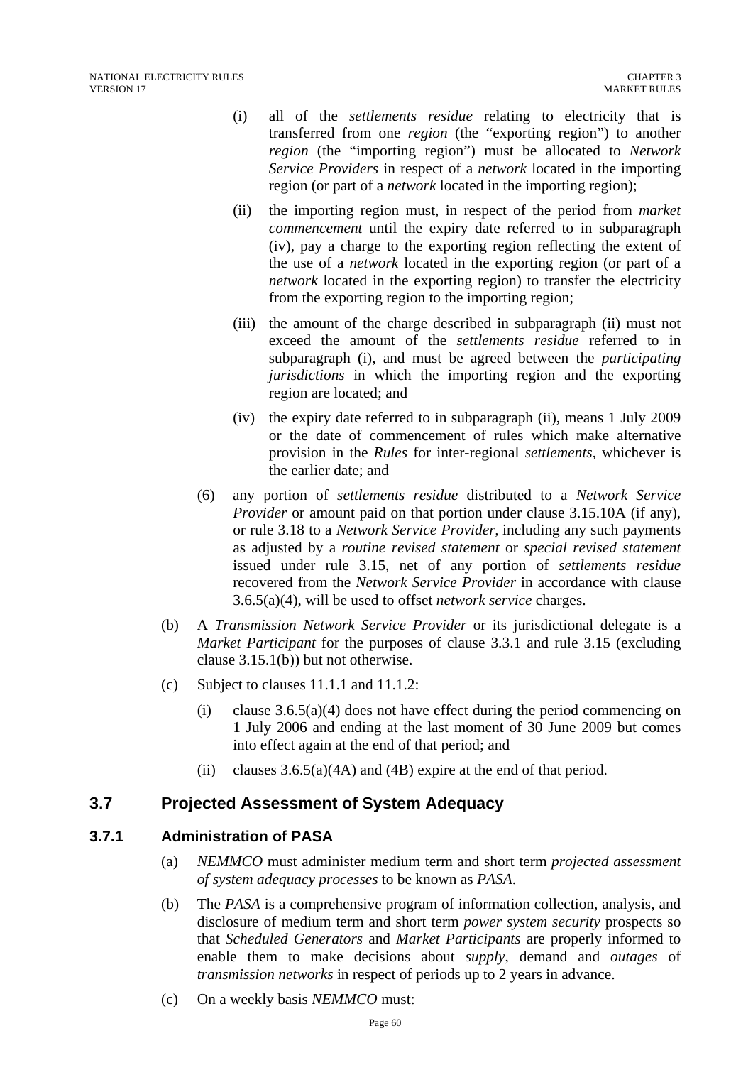(i) all of the *settlements residue* relating to electricity that is transferred from one *region* (the "exporting region") to another *region* (the "importing region") must be allocated to *Network Service Providers* in respect of a *network* located in the importing region (or part of a *network* located in the importing region);

(ii) the importing region must, in respect of the period from *market commencement* until the expiry date referred to in subparagraph (iv), pay a charge to the exporting region reflecting the extent of the use of a *network* located in the exporting region (or part of a *network* located in the exporting region) to transfer the electricity from the exporting region to the importing region;

(iii) the amount of the charge described in subparagraph (ii) must not exceed the amount of the *settlements residue* referred to in subparagraph (i), and must be agreed between the *participating jurisdictions* in which the importing region and the exporting region are located; and

(iv) the expiry date referred to in subparagraph (ii), means 1 July 2009 or the date of commencement of rules which make alternative provision in the *Rules* for inter-regional *settlements*, whichever is the earlier date; and

(6) any portion of *settlements residue* distributed to a *Network Service Provider* or amount paid on that portion under clause 3.15.10A (if any), or rule 3.18 to a *Network Service Provider*, including any such payments as adjusted by a *routine revised statement* or *special revised statement* issued under rule 3.15, net of any portion of *settlements residue* recovered from the *Network Service Provider* in accordance with clause 3.6.5(a)(4), will be used to offset *network service* charges.

(b) A *Transmission Network Service Provider* or its jurisdictional delegate is a *Market Participant* for the purposes of clause 3.3.1 and rule 3.15 (excluding clause 3.15.1(b)) but not otherwise.

(c) Subject to clauses 11.1.1 and 11.1.2:

(i) clause 3.6.5(a)(4) does not have effect during the period commencing on 1 July 2006 and ending at the last moment of 30 June 2009 but comes into effect again at the end of that period; and

(ii) clauses 3.6.5(a)(4A) and (4B) expire at the end of that period.

## 3.7 Projected Assessment of System Adequacy

### 3.7.1 Administration of PASA

(a) *NEMMCO* must administer medium term and short term *projected assessment of system adequacy processes* to be known as *PASA*.

(b) The *PASA* is a comprehensive program of information collection, analysis, and disclosure of medium term and short term *power system security* prospects so that *Scheduled Generators* and *Market Participants* are properly informed to enable them to make decisions about *supply*, demand and *outages* of *transmission networks* in respect of periods up to 2 years in advance.

(c) On a weekly basis *NEMMCO* must: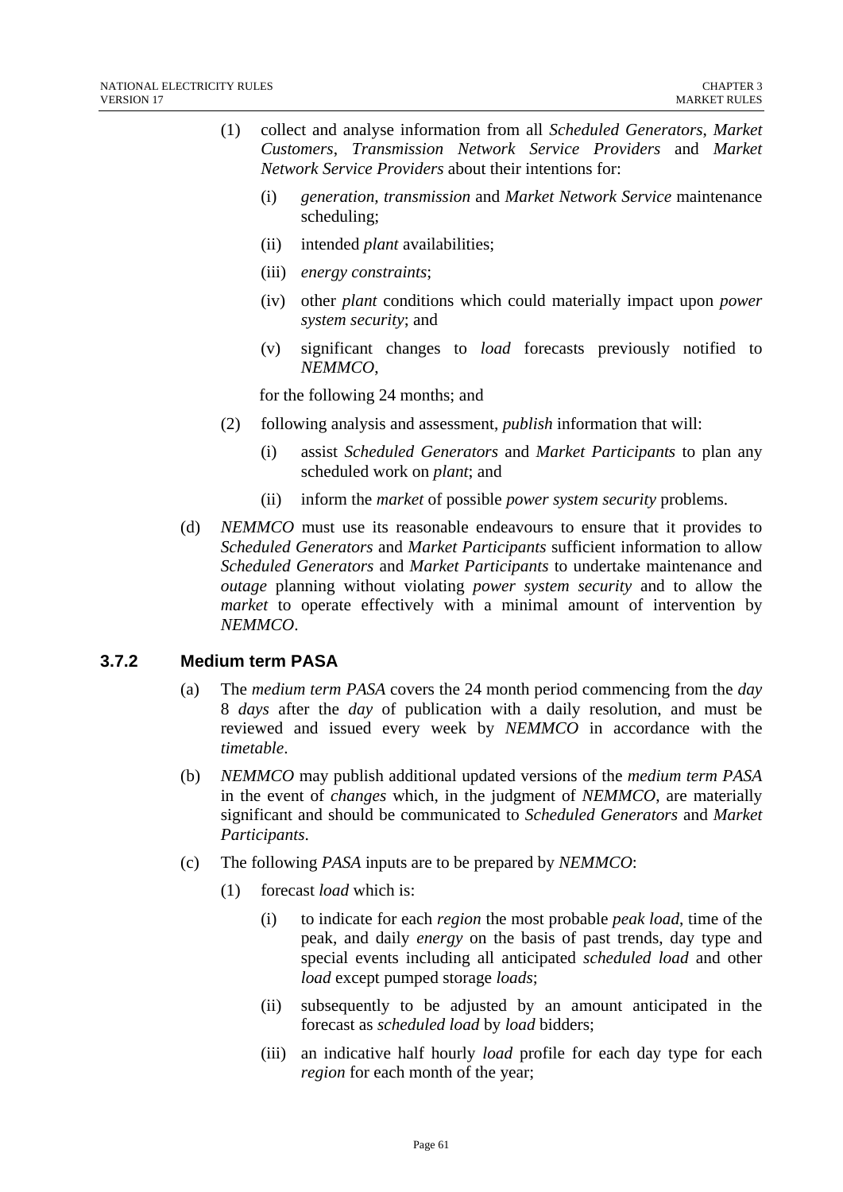(1) collect and analyse information from all *Scheduled Generators*, *Market Customers*, *Transmission Network Service Providers* and *Market Network Service Providers* about their intentions for:

   (i) *generation*, *transmission* and *Market Network Service* maintenance scheduling;

   (ii) intended *plant* availabilities;

   (iii) *energy constraints*;

   (iv) other *plant* conditions which could materially impact upon *power system security*; and

   (v) significant changes to *load* forecasts previously notified to *NEMMCO*,

   for the following 24 months; and

(2) following analysis and assessment, *publish* information that will:

   (i) assist *Scheduled Generators* and *Market Participants* to plan any scheduled work on *plant*; and

   (ii) inform the *market* of possible *power system security* problems.

(d) *NEMMCO* must use its reasonable endeavours to ensure that it provides to *Scheduled Generators* and *Market Participants* sufficient information to allow *Scheduled Generators* and *Market Participants* to undertake maintenance and *outage* planning without violating *power system security* and to allow the *market* to operate effectively with a minimal amount of intervention by *NEMMCO*.

### 3.7.2 Medium term PASA

(a) The *medium term PASA* covers the 24 month period commencing from the *day* 8 *days* after the *day* of publication with a daily resolution, and must be reviewed and issued every week by *NEMMCO* in accordance with the *timetable*.

(b) *NEMMCO* may publish additional updated versions of the *medium term PASA* in the event of *changes* which, in the judgment of *NEMMCO*, are materially significant and should be communicated to *Scheduled Generators* and *Market Participants*.

(c) The following *PASA* inputs are to be prepared by *NEMMCO*:

(1) forecast *load* which is:

   (i) to indicate for each *region* the most probable *peak load*, time of the peak, and daily *energy* on the basis of past trends, day type and special events including all anticipated *scheduled load* and other *load* except pumped storage *loads*;

   (ii) subsequently to be adjusted by an amount anticipated in the forecast as *scheduled load* by *load* bidders;

   (iii) an indicative half hourly *load* profile for each day type for each *region* for each month of the year;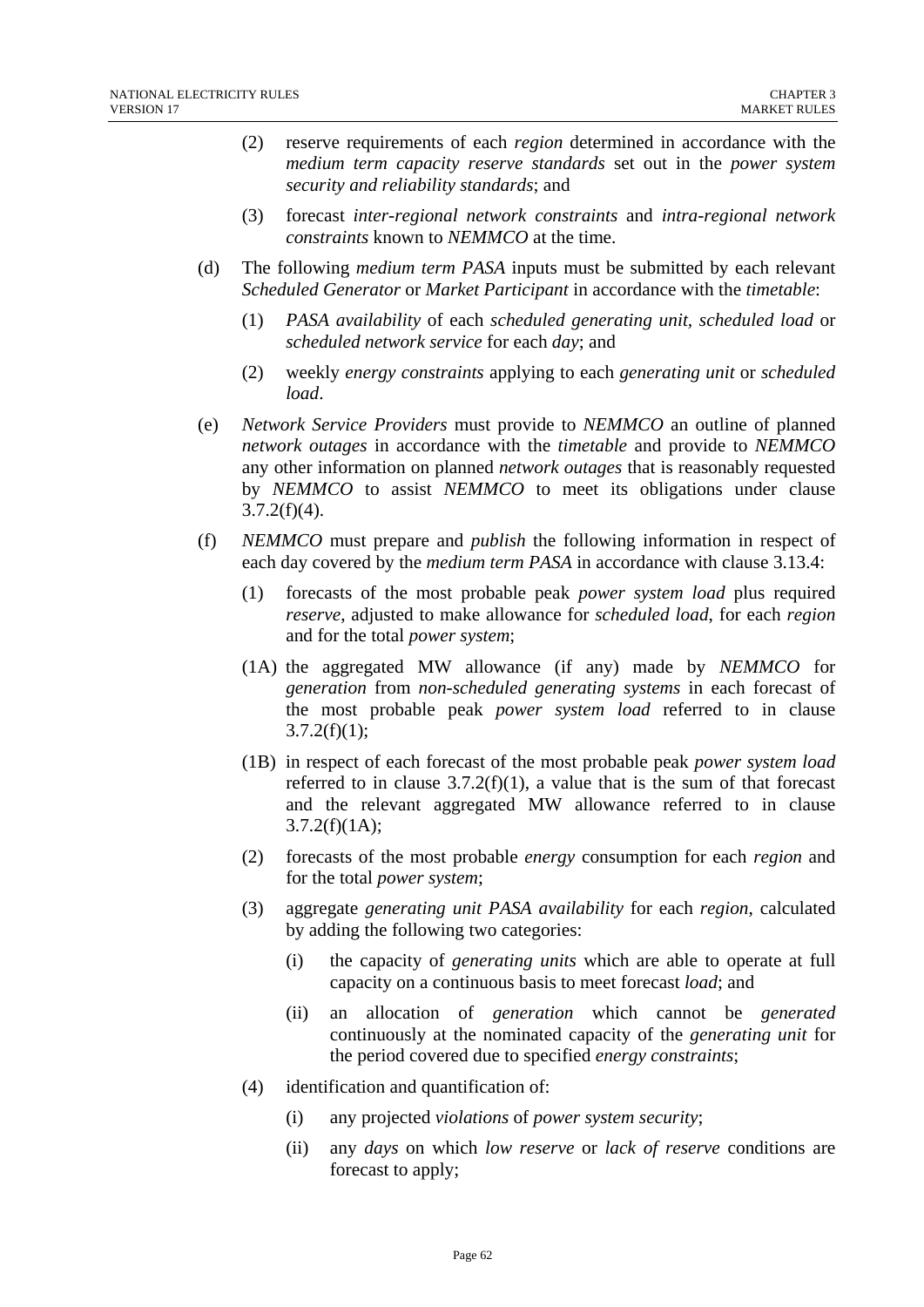(2) reserve requirements of each *region* determined in accordance with the *medium term capacity reserve standards* set out in the *power system security and reliability standards*; and

(3) forecast *inter-regional network constraints* and *intra-regional network constraints* known to *NEMMCO* at the time.

(d) The following *medium term PASA* inputs must be submitted by each relevant *Scheduled Generator* or *Market Participant* in accordance with the *timetable*:

(1) *PASA availability* of each *scheduled generating unit*, *scheduled load* or *scheduled network service* for each *day*; and

(2) weekly *energy constraints* applying to each *generating unit* or *scheduled load*.

(e) *Network Service Providers* must provide to *NEMMCO* an outline of planned *network outages* in accordance with the *timetable* and provide to *NEMMCO* any other information on planned *network outages* that is reasonably requested by *NEMMCO* to assist *NEMMCO* to meet its obligations under clause 3.7.2(f)(4).

(f) *NEMMCO* must prepare and *publish* the following information in respect of each day covered by the *medium term PASA* in accordance with clause 3.13.4:

(1) forecasts of the most probable peak *power system load* plus required *reserve*, adjusted to make allowance for *scheduled load*, for each *region* and for the total *power system*;

(1A) the aggregated MW allowance (if any) made by *NEMMCO* for *generation* from *non-scheduled generating systems* in each forecast of the most probable peak *power system load* referred to in clause 3.7.2(f)(1);

(1B) in respect of each forecast of the most probable peak *power system load* referred to in clause 3.7.2(f)(1), a value that is the sum of that forecast and the relevant aggregated MW allowance referred to in clause 3.7.2(f)(1A);

(2) forecasts of the most probable *energy* consumption for each *region* and for the total *power system*;

(3) aggregate *generating unit PASA availability* for each *region*, calculated by adding the following two categories:

(i) the capacity of *generating units* which are able to operate at full capacity on a continuous basis to meet forecast *load*; and

(ii) an allocation of *generation* which cannot be *generated* continuously at the nominated capacity of the *generating unit* for the period covered due to specified *energy constraints*;

(4) identification and quantification of:

(i) any projected *violations* of *power system security*;

(ii) any *days* on which *low reserve* or *lack of reserve* conditions are forecast to apply;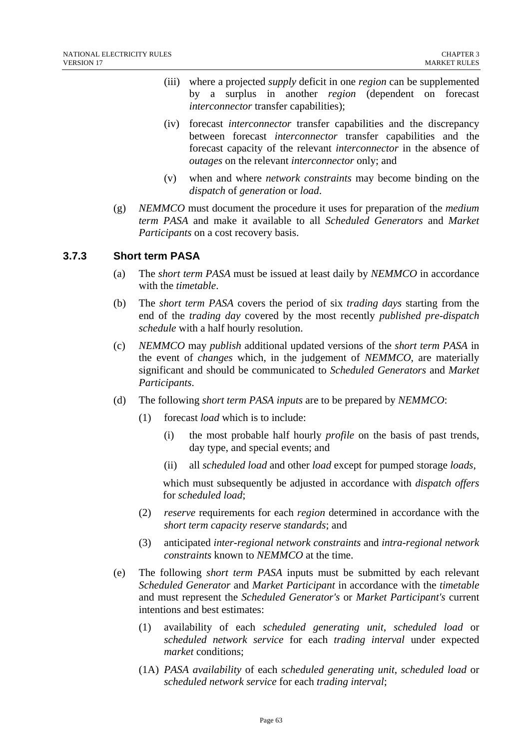(iii) where a projected *supply* deficit in one *region* can be supplemented by a surplus in another *region* (dependent on forecast *interconnector* transfer capabilities);

(iv) forecast *interconnector* transfer capabilities and the discrepancy between forecast *interconnector* transfer capabilities and the forecast capacity of the relevant *interconnector* in the absence of *outages* on the relevant *interconnector* only; and

(v) when and where *network constraints* may become binding on the *dispatch* of *generation* or *load*.

(g) *NEMMCO* must document the procedure it uses for preparation of the *medium term PASA* and make it available to all *Scheduled Generators* and *Market Participants* on a cost recovery basis.

### 3.7.3 Short term PASA

(a) The *short term PASA* must be issued at least daily by *NEMMCO* in accordance with the *timetable*.

(b) The *short term PASA* covers the period of six *trading days* starting from the end of the *trading day* covered by the most recently *published pre-dispatch schedule* with a half hourly resolution.

(c) *NEMMCO* may *publish* additional updated versions of the *short term PASA* in the event of *changes* which, in the judgement of *NEMMCO*, are materially significant and should be communicated to *Scheduled Generators* and *Market Participants*.

(d) The following *short term PASA inputs* are to be prepared by *NEMMCO*:

(1) forecast *load* which is to include:

(i) the most probable half hourly *profile* on the basis of past trends, day type, and special events; and

(ii) all *scheduled load* and other *load* except for pumped storage *loads*,

which must subsequently be adjusted in accordance with *dispatch offers* for *scheduled load*;

(2) *reserve* requirements for each *region* determined in accordance with the *short term capacity reserve standards*; and

(3) anticipated *inter-regional network constraints* and *intra-regional network constraints* known to *NEMMCO* at the time.

(e) The following *short term PASA* inputs must be submitted by each relevant *Scheduled Generator* and *Market Participant* in accordance with the *timetable* and must represent the *Scheduled Generator's* or *Market Participant's* current intentions and best estimates:

(1) availability of each *scheduled generating unit*, *scheduled load* or *scheduled network service* for each *trading interval* under expected *market* conditions;

(1A) *PASA availability* of each *scheduled generating unit*, *scheduled load* or *scheduled network service* for each *trading interval*;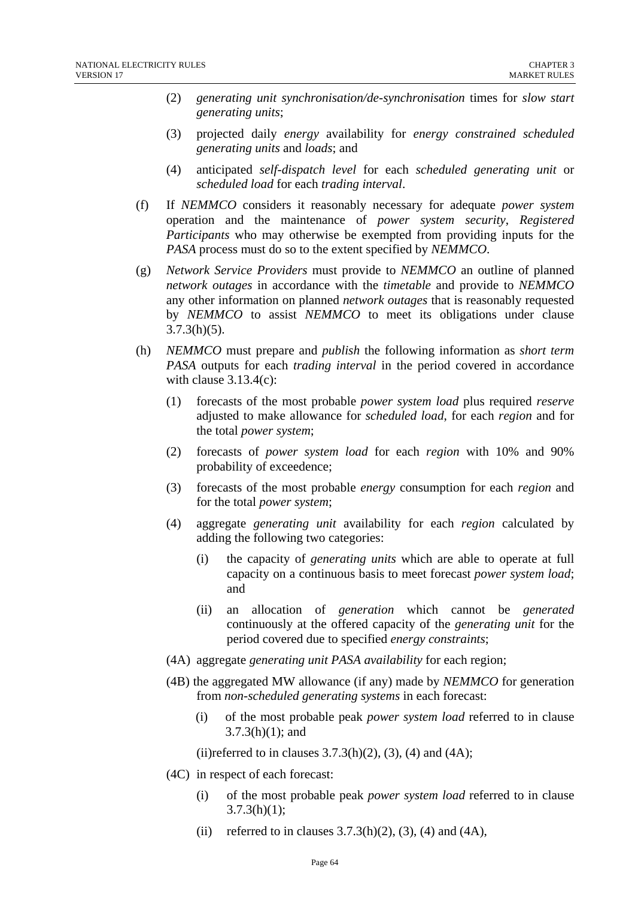(2) *generating unit synchronisation/de-synchronisation* times for *slow start generating units*;

(3) projected daily *energy* availability for *energy constrained scheduled generating units* and *loads*; and

(4) anticipated *self-dispatch level* for each *scheduled generating unit* or *scheduled load* for each *trading interval*.

(f) If *NEMMCO* considers it reasonably necessary for adequate *power system* operation and the maintenance of *power system security*, *Registered Participants* who may otherwise be exempted from providing inputs for the *PASA* process must do so to the extent specified by *NEMMCO*.

(g) *Network Service Providers* must provide to *NEMMCO* an outline of planned *network outages* in accordance with the *timetable* and provide to *NEMMCO* any other information on planned *network outages* that is reasonably requested by *NEMMCO* to assist *NEMMCO* to meet its obligations under clause 3.7.3(h)(5).

(h) *NEMMCO* must prepare and *publish* the following information as *short term PASA* outputs for each *trading interval* in the period covered in accordance with clause 3.13.4(c):

(1) forecasts of the most probable *power system load* plus required *reserve* adjusted to make allowance for *scheduled load*, for each *region* and for the total *power system*;

(2) forecasts of *power system load* for each *region* with 10% and 90% probability of exceedence;

(3) forecasts of the most probable *energy* consumption for each *region* and for the total *power system*;

(4) aggregate *generating unit* availability for each *region* calculated by adding the following two categories:

(i) the capacity of *generating units* which are able to operate at full capacity on a continuous basis to meet forecast *power system load*; and

(ii) an allocation of *generation* which cannot be *generated* continuously at the offered capacity of the *generating unit* for the period covered due to specified *energy constraints*;

(4A) aggregate *generating unit PASA availability* for each region;

(4B) the aggregated MW allowance (if any) made by *NEMMCO* for generation from *non-scheduled generating systems* in each forecast:

(i) of the most probable peak *power system load* referred to in clause 3.7.3(h)(1); and

(ii)referred to in clauses 3.7.3(h)(2), (3), (4) and (4A);

(4C) in respect of each forecast:

(i) of the most probable peak *power system load* referred to in clause 3.7.3(h)(1);

(ii) referred to in clauses 3.7.3(h)(2), (3), (4) and (4A),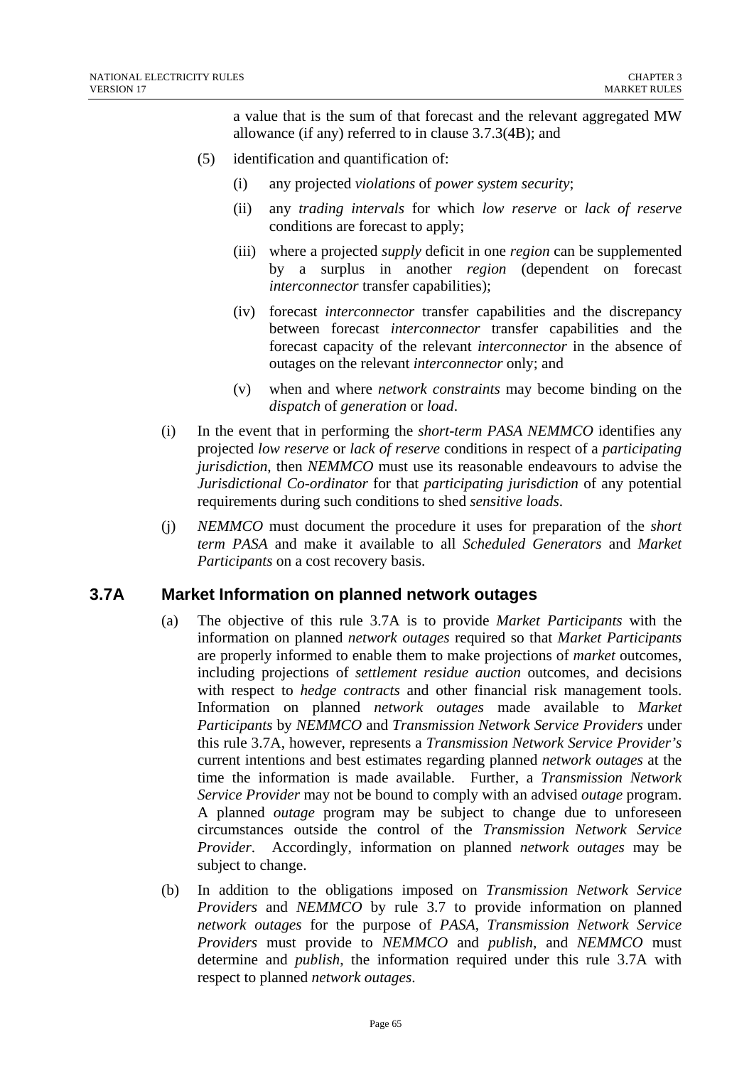a value that is the sum of that forecast and the relevant aggregated MW allowance (if any) referred to in clause 3.7.3(4B); and

(5) identification and quantification of:

(i) any projected *violations* of *power system security*;

(ii) any *trading intervals* for which *low reserve* or *lack of reserve* conditions are forecast to apply;

(iii) where a projected *supply* deficit in one *region* can be supplemented by a surplus in another *region* (dependent on forecast *interconnector* transfer capabilities);

(iv) forecast *interconnector* transfer capabilities and the discrepancy between forecast *interconnector* transfer capabilities and the forecast capacity of the relevant *interconnector* in the absence of outages on the relevant *interconnector* only; and

(v) when and where *network constraints* may become binding on the *dispatch* of *generation* or *load*.

(i) In the event that in performing the *short-term PASA NEMMCO* identifies any projected *low reserve* or *lack of reserve* conditions in respect of a *participating jurisdiction*, then *NEMMCO* must use its reasonable endeavours to advise the *Jurisdictional Co-ordinator* for that *participating jurisdiction* of any potential requirements during such conditions to shed *sensitive loads*.

(j) *NEMMCO* must document the procedure it uses for preparation of the *short term PASA* and make it available to all *Scheduled Generators* and *Market Participants* on a cost recovery basis.

## 3.7A Market Information on planned network outages

(a) The objective of this rule 3.7A is to provide *Market Participants* with the information on planned *network outages* required so that *Market Participants* are properly informed to enable them to make projections of *market* outcomes, including projections of *settlement residue auction* outcomes, and decisions with respect to *hedge contracts* and other financial risk management tools. Information on planned *network outages* made available to *Market Participants* by *NEMMCO* and *Transmission Network Service Providers* under this rule 3.7A, however, represents a *Transmission Network Service Provider's* current intentions and best estimates regarding planned *network outages* at the time the information is made available. Further, a *Transmission Network Service Provider* may not be bound to comply with an advised *outage* program. A planned *outage* program may be subject to change due to unforeseen circumstances outside the control of the *Transmission Network Service Provider*. Accordingly, information on planned *network outages* may be subject to change.

(b) In addition to the obligations imposed on *Transmission Network Service Providers* and *NEMMCO* by rule 3.7 to provide information on planned *network outages* for the purpose of *PASA*, *Transmission Network Service Providers* must provide to *NEMMCO* and *publish*, and *NEMMCO* must determine and *publish*, the information required under this rule 3.7A with respect to planned *network outages*.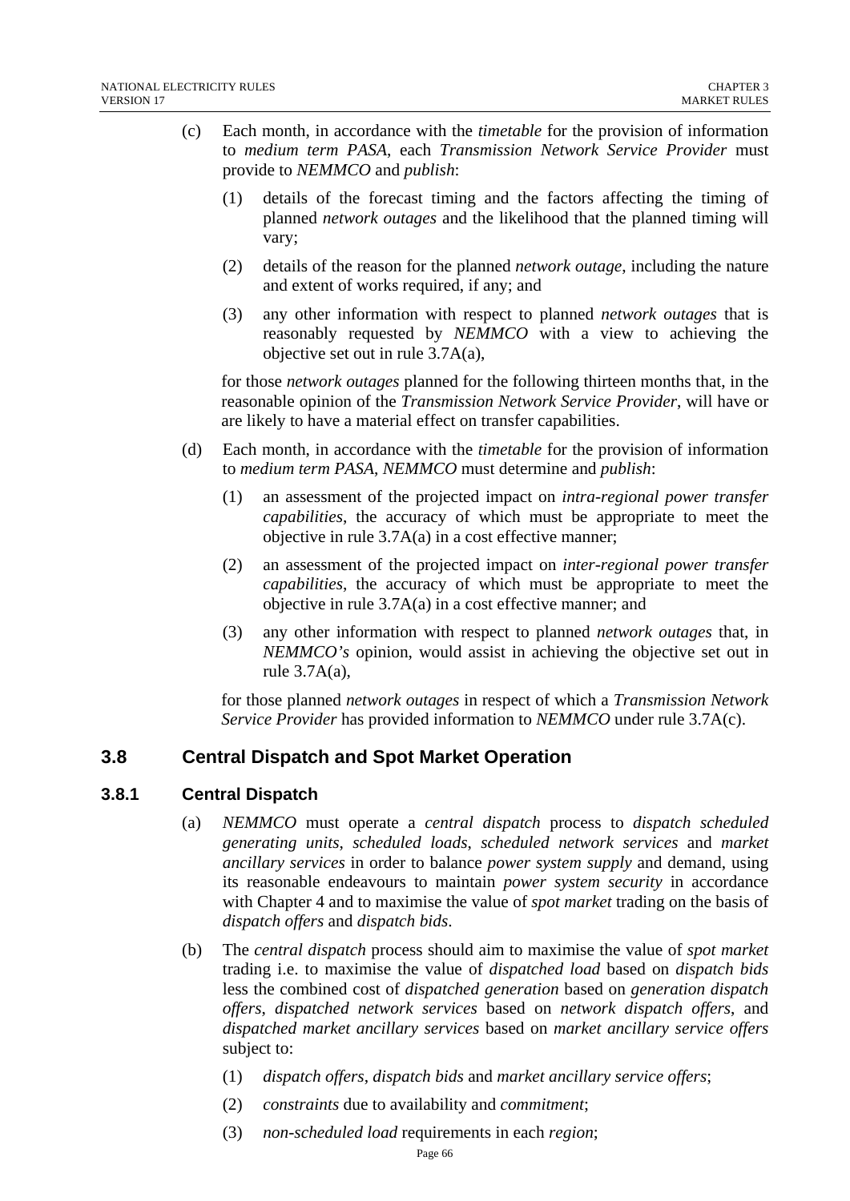(c) Each month, in accordance with the *timetable* for the provision of information to *medium term PASA*, each *Transmission Network Service Provider* must provide to *NEMMCO* and *publish*:

   (1) details of the forecast timing and the factors affecting the timing of planned *network outages* and the likelihood that the planned timing will vary;

   (2) details of the reason for the planned *network outage*, including the nature and extent of works required, if any; and

   (3) any other information with respect to planned *network outages* that is reasonably requested by *NEMMCO* with a view to achieving the objective set out in rule 3.7A(a),

   for those *network outages* planned for the following thirteen months that, in the reasonable opinion of the *Transmission Network Service Provider*, will have or are likely to have a material effect on transfer capabilities.

(d) Each month, in accordance with the *timetable* for the provision of information to *medium term PASA*, *NEMMCO* must determine and *publish*:

   (1) an assessment of the projected impact on *intra-regional power transfer capabilities*, the accuracy of which must be appropriate to meet the objective in rule 3.7A(a) in a cost effective manner;

   (2) an assessment of the projected impact on *inter-regional power transfer capabilities*, the accuracy of which must be appropriate to meet the objective in rule 3.7A(a) in a cost effective manner; and

   (3) any other information with respect to planned *network outages* that, in *NEMMCO's* opinion, would assist in achieving the objective set out in rule 3.7A(a),

   for those planned *network outages* in respect of which a *Transmission Network Service Provider* has provided information to *NEMMCO* under rule 3.7A(c).

## 3.8 Central Dispatch and Spot Market Operation

### 3.8.1 Central Dispatch

(a) *NEMMCO* must operate a *central dispatch* process to *dispatch scheduled generating units*, *scheduled loads*, *scheduled network services* and *market ancillary services* in order to balance *power system supply* and demand, using its reasonable endeavours to maintain *power system security* in accordance with Chapter 4 and to maximise the value of *spot market* trading on the basis of *dispatch offers* and *dispatch bids*.

(b) The *central dispatch* process should aim to maximise the value of *spot market* trading i.e. to maximise the value of *dispatched load* based on *dispatch bids* less the combined cost of *dispatched generation* based on *generation dispatch offers*, *dispatched network services* based on *network dispatch offers*, and *dispatched market ancillary services* based on *market ancillary service offers* subject to:

   (1) *dispatch offers*, *dispatch bids* and *market ancillary service offers*;

   (2) *constraints* due to availability and *commitment*;

   (3) *non-scheduled load* requirements in each *region*;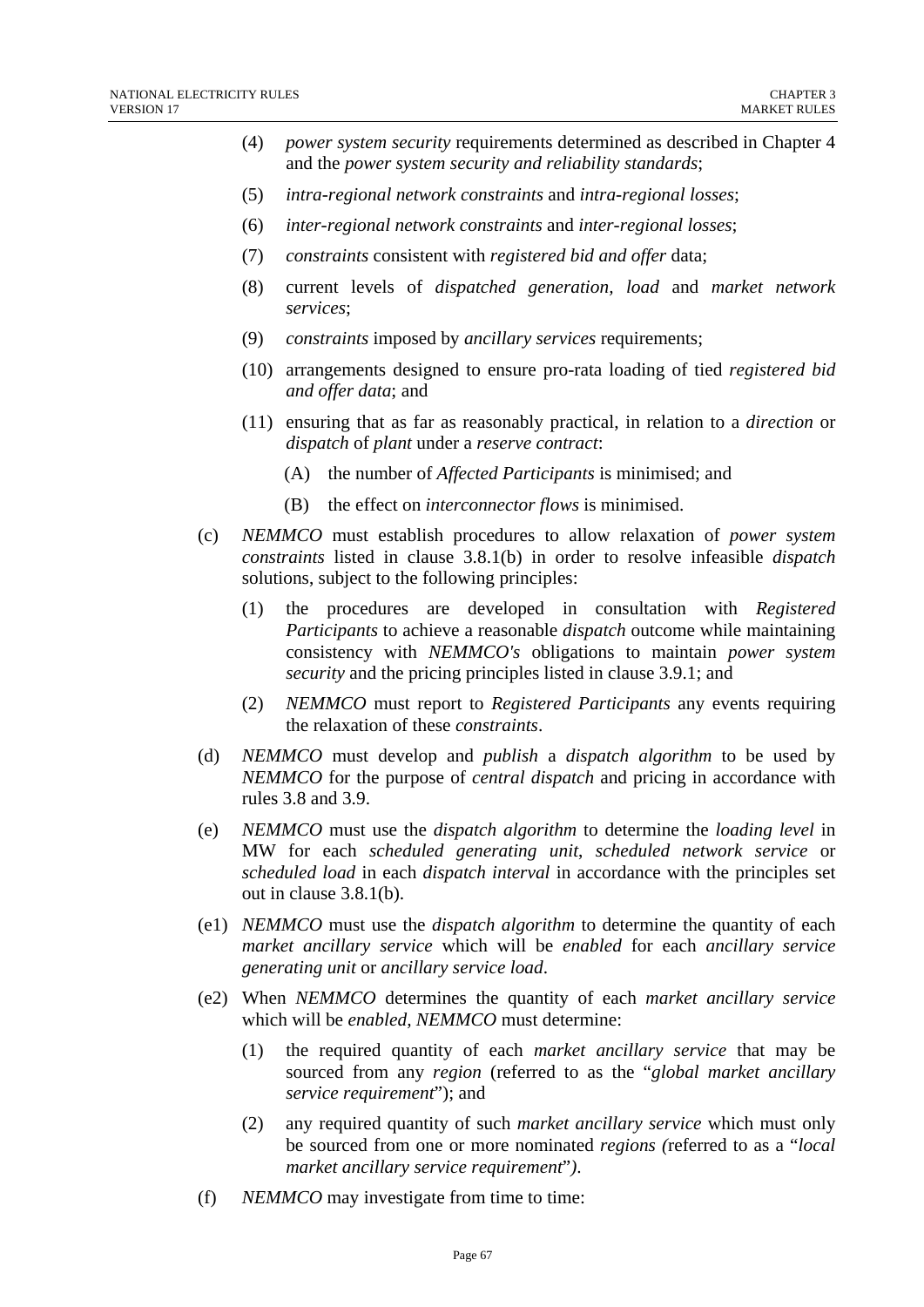(4) *power system security* requirements determined as described in Chapter 4 and the *power system security and reliability standards*;

(5) *intra-regional network constraints* and *intra-regional losses*;

(6) *inter-regional network constraints* and *inter-regional losses*;

(7) *constraints* consistent with *registered bid and offer* data;

(8) current levels of *dispatched generation, load* and *market network services*;

(9) *constraints* imposed by *ancillary services* requirements;

(10) arrangements designed to ensure pro-rata loading of tied *registered bid and offer data*; and

(11) ensuring that as far as reasonably practical, in relation to a *direction* or *dispatch* of *plant* under a *reserve contract*:

(A) the number of *Affected Participants* is minimised; and

(B) the effect on *interconnector flows* is minimised.

(c) *NEMMCO* must establish procedures to allow relaxation of *power system constraints* listed in clause 3.8.1(b) in order to resolve infeasible *dispatch* solutions, subject to the following principles:

(1) the procedures are developed in consultation with *Registered Participants* to achieve a reasonable *dispatch* outcome while maintaining consistency with *NEMMCO's* obligations to maintain *power system security* and the pricing principles listed in clause 3.9.1; and

(2) *NEMMCO* must report to *Registered Participants* any events requiring the relaxation of these *constraints*.

(d) *NEMMCO* must develop and *publish* a *dispatch algorithm* to be used by *NEMMCO* for the purpose of *central dispatch* and pricing in accordance with rules 3.8 and 3.9.

(e) *NEMMCO* must use the *dispatch algorithm* to determine the *loading level* in MW for each *scheduled generating unit*, *scheduled network service* or *scheduled load* in each *dispatch interval* in accordance with the principles set out in clause 3.8.1(b).

(e1) *NEMMCO* must use the *dispatch algorithm* to determine the quantity of each *market ancillary service* which will be *enabled* for each *ancillary service generating unit* or *ancillary service load*.

(e2) When *NEMMCO* determines the quantity of each *market ancillary service* which will be *enabled*, *NEMMCO* must determine:

(1) the required quantity of each *market ancillary service* that may be sourced from any *region* (referred to as the "*global market ancillary service requirement*"); and

(2) any required quantity of such *market ancillary service* which must only be sourced from one or more nominated *regions (*referred to as a "*local market ancillary service requirement*"*)*.

(f) *NEMMCO* may investigate from time to time: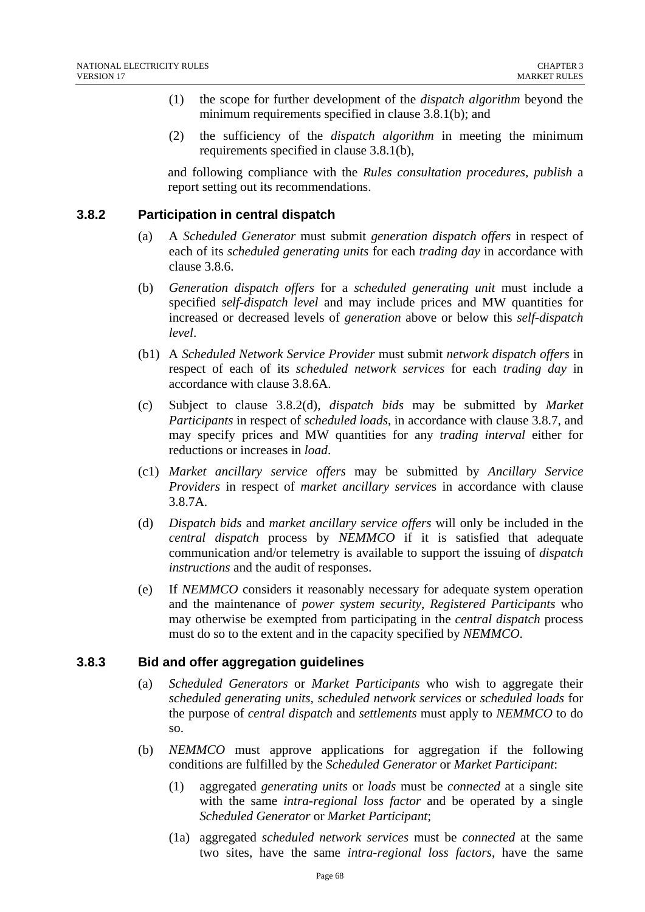(1) the scope for further development of the *dispatch algorithm* beyond the minimum requirements specified in clause 3.8.1(b); and

(2) the sufficiency of the *dispatch algorithm* in meeting the minimum requirements specified in clause 3.8.1(b),

and following compliance with the *Rules consultation procedures*, *publish* a report setting out its recommendations.

### 3.8.2 Participation in central dispatch

(a) A *Scheduled Generator* must submit *generation dispatch offers* in respect of each of its *scheduled generating units* for each *trading day* in accordance with clause 3.8.6.

(b) *Generation dispatch offers* for a *scheduled generating unit* must include a specified *self-dispatch level* and may include prices and MW quantities for increased or decreased levels of *generation* above or below this *self-dispatch level*.

(b1) A *Scheduled Network Service Provider* must submit *network dispatch offers* in respect of each of its *scheduled network services* for each *trading day* in accordance with clause 3.8.6A.

(c) Subject to clause 3.8.2(d), *dispatch bids* may be submitted by *Market Participants* in respect of *scheduled loads*, in accordance with clause 3.8.7, and may specify prices and MW quantities for any *trading interval* either for reductions or increases in *load*.

(c1) *Market ancillary service offers* may be submitted by *Ancillary Service Providers* in respect of *market ancillary service*s in accordance with clause 3.8.7A.

(d) *Dispatch bids* and *market ancillary service offers* will only be included in the *central dispatch* process by *NEMMCO* if it is satisfied that adequate communication and/or telemetry is available to support the issuing of *dispatch instructions* and the audit of responses.

(e) If *NEMMCO* considers it reasonably necessary for adequate system operation and the maintenance of *power system security*, *Registered Participants* who may otherwise be exempted from participating in the *central dispatch* process must do so to the extent and in the capacity specified by *NEMMCO*.

### 3.8.3 Bid and offer aggregation guidelines

(a) *Scheduled Generators* or *Market Participants* who wish to aggregate their *scheduled generating units*, *scheduled network services* or *scheduled loads* for the purpose of *central dispatch* and *settlements* must apply to *NEMMCO* to do so.

(b) *NEMMCO* must approve applications for aggregation if the following conditions are fulfilled by the *Scheduled Generator* or *Market Participant*:

(1) aggregated *generating units* or *loads* must be *connected* at a single site with the same *intra-regional loss factor* and be operated by a single *Scheduled Generator* or *Market Participant*;

(1a) aggregated *scheduled network services* must be *connected* at the same two sites, have the same *intra-regional loss factors*, have the same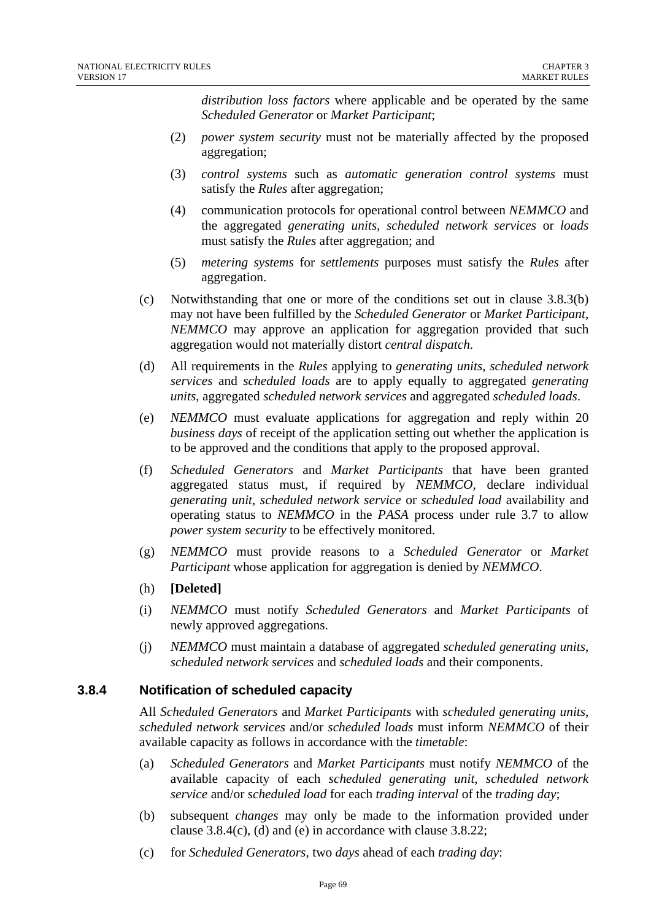*distribution loss factors* where applicable and be operated by the same *Scheduled Generator* or *Market Participant*;

(2) *power system security* must not be materially affected by the proposed aggregation;

(3) *control systems* such as *automatic generation control systems* must satisfy the *Rules* after aggregation;

(4) communication protocols for operational control between *NEMMCO* and the aggregated *generating units*, *scheduled network services* or *loads* must satisfy the *Rules* after aggregation; and

(5) *metering systems* for *settlements* purposes must satisfy the *Rules* after aggregation.

(c) Notwithstanding that one or more of the conditions set out in clause 3.8.3(b) may not have been fulfilled by the *Scheduled Generator* or *Market Participant*, *NEMMCO* may approve an application for aggregation provided that such aggregation would not materially distort *central dispatch*.

(d) All requirements in the *Rules* applying to *generating units*, *scheduled network services* and *scheduled loads* are to apply equally to aggregated *generating units*, aggregated *scheduled network services* and aggregated *scheduled loads*.

(e) *NEMMCO* must evaluate applications for aggregation and reply within 20 *business days* of receipt of the application setting out whether the application is to be approved and the conditions that apply to the proposed approval.

(f) *Scheduled Generators* and *Market Participants* that have been granted aggregated status must, if required by *NEMMCO*, declare individual *generating unit*, *scheduled network service* or *scheduled load* availability and operating status to *NEMMCO* in the *PASA* process under rule 3.7 to allow *power system security* to be effectively monitored.

(g) *NEMMCO* must provide reasons to a *Scheduled Generator* or *Market Participant* whose application for aggregation is denied by *NEMMCO*.

(h) **[Deleted]**

(i) *NEMMCO* must notify *Scheduled Generators* and *Market Participants* of newly approved aggregations.

(j) *NEMMCO* must maintain a database of aggregated *scheduled generating units*, *scheduled network services* and *scheduled loads* and their components.

### 3.8.4 Notification of scheduled capacity

All *Scheduled Generators* and *Market Participants* with *scheduled generating units*, *scheduled network services* and/or *scheduled loads* must inform *NEMMCO* of their available capacity as follows in accordance with the *timetable*:

(a) *Scheduled Generators* and *Market Participants* must notify *NEMMCO* of the available capacity of each *scheduled generating unit*, *scheduled network service* and/or *scheduled load* for each *trading interval* of the *trading day*;

(b) subsequent *changes* may only be made to the information provided under clause 3.8.4(c), (d) and (e) in accordance with clause 3.8.22;

(c) for *Scheduled Generators*, two *days* ahead of each *trading day*: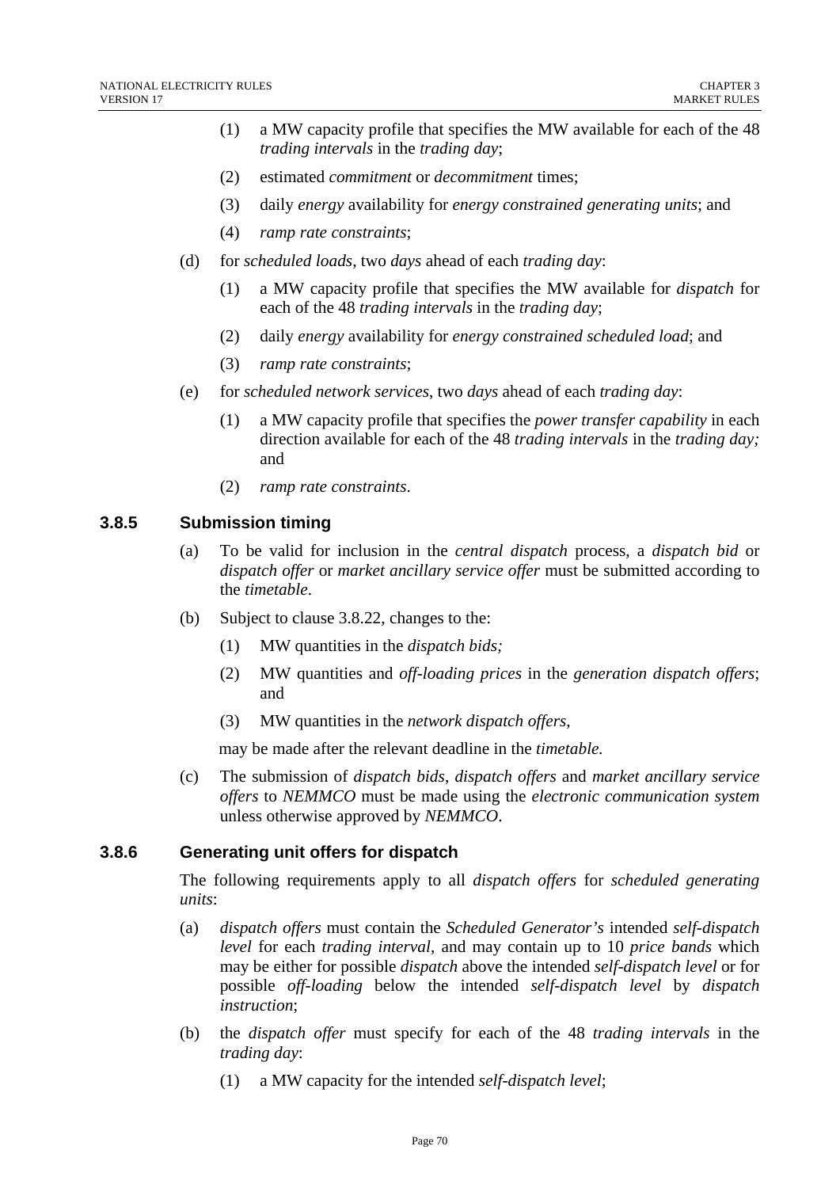(1) a MW capacity profile that specifies the MW available for each of the 48 *trading intervals* in the *trading day*;

(2) estimated *commitment* or *decommitment* times;

(3) daily *energy* availability for *energy constrained generating units*; and

(4) *ramp rate constraints*;

(d) for *scheduled loads*, two *days* ahead of each *trading day*:

(1) a MW capacity profile that specifies the MW available for *dispatch* for each of the 48 *trading intervals* in the *trading day*;

(2) daily *energy* availability for *energy constrained scheduled load*; and

(3) *ramp rate constraints*;

(e) for *scheduled network services*, two *days* ahead of each *trading day*:

(1) a MW capacity profile that specifies the *power transfer capability* in each direction available for each of the 48 *trading intervals* in the *trading day;* and

(2) *ramp rate constraints*.

### 3.8.5 Submission timing

(a) To be valid for inclusion in the *central dispatch* process, a *dispatch bid* or *dispatch offer* or *market ancillary service offer* must be submitted according to the *timetable*.

(b) Subject to clause 3.8.22, changes to the:

(1) MW quantities in the *dispatch bids;*

(2) MW quantities and *off-loading prices* in the *generation dispatch offers*; and

(3) MW quantities in the *network dispatch offers*,

may be made after the relevant deadline in the *timetable.*

(c) The submission of *dispatch bids*, *dispatch offers* and *market ancillary service offers* to *NEMMCO* must be made using the *electronic communication system* unless otherwise approved by *NEMMCO*.

### 3.8.6 Generating unit offers for dispatch

The following requirements apply to all *dispatch offers* for *scheduled generating units*:

(a) *dispatch offers* must contain the *Scheduled Generator's* intended *self-dispatch level* for each *trading interval,* and may contain up to 10 *price bands* which may be either for possible *dispatch* above the intended *self-dispatch level* or for possible *off-loading* below the intended *self-dispatch level* by *dispatch instruction*;

(b) the *dispatch offer* must specify for each of the 48 *trading intervals* in the *trading day*:

(1) a MW capacity for the intended *self-dispatch level*;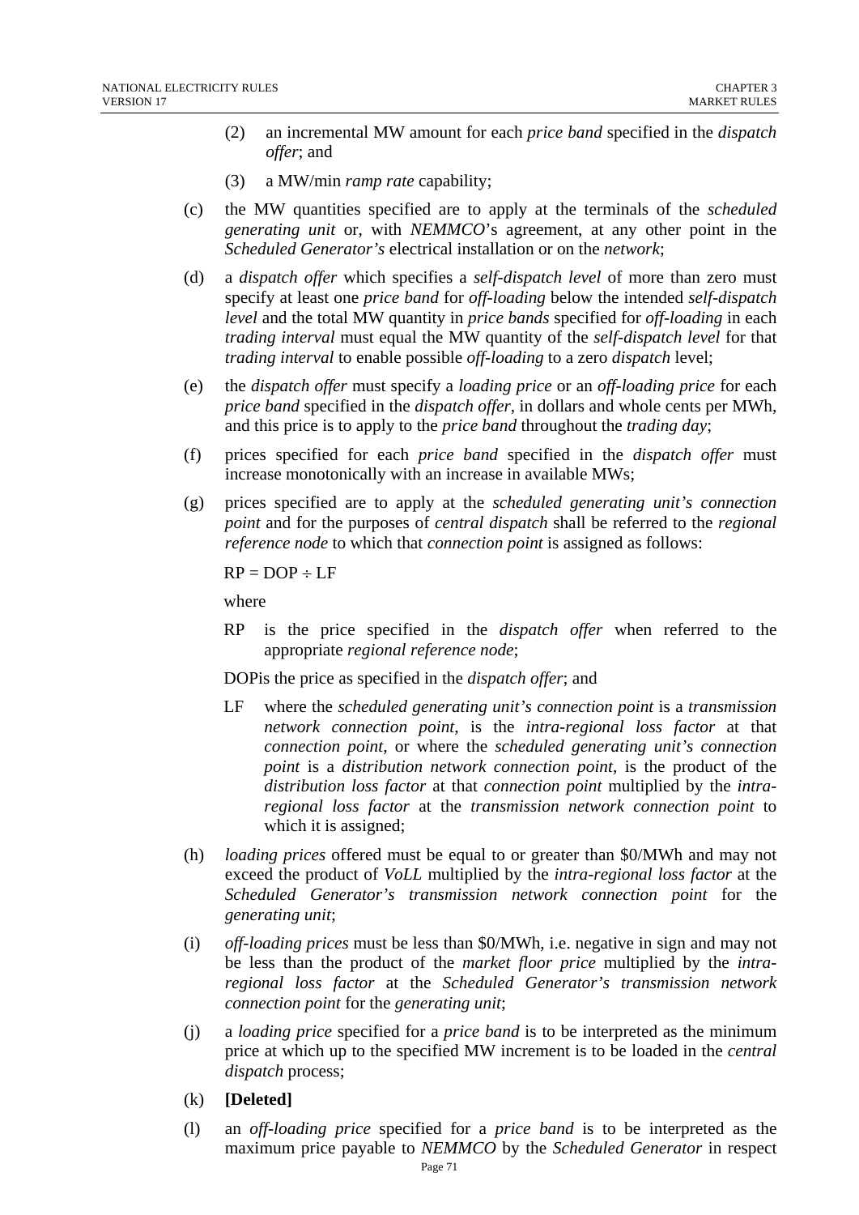(2) an incremental MW amount for each *price band* specified in the *dispatch offer*; and

(3) a MW/min *ramp rate* capability;

(c) the MW quantities specified are to apply at the terminals of the *scheduled generating unit* or, with *NEMMCO*'s agreement, at any other point in the *Scheduled Generator's* electrical installation or on the *network*;

(d) a *dispatch offer* which specifies a *self-dispatch level* of more than zero must specify at least one *price band* for *off-loading* below the intended *self-dispatch level* and the total MW quantity in *price bands* specified for *off-loading* in each *trading interval* must equal the MW quantity of the *self-dispatch level* for that *trading interval* to enable possible *off-loading* to a zero *dispatch* level;

(e) the *dispatch offer* must specify a *loading price* or an *off-loading price* for each *price band* specified in the *dispatch offer*, in dollars and whole cents per MWh, and this price is to apply to the *price band* throughout the *trading day*;

(f) prices specified for each *price band* specified in the *dispatch offer* must increase monotonically with an increase in available MWs;

(g) prices specified are to apply at the *scheduled generating unit's connection point* and for the purposes of *central dispatch* shall be referred to the *regional reference node* to which that *connection point* is assigned as follows:

$$RP = DOP \div LF$$

where

RP is the price specified in the *dispatch offer* when referred to the appropriate *regional reference node*;

DOPis the price as specified in the *dispatch offer*; and

LF where the *scheduled generating unit's connection point* is a *transmission network connection point*, is the *intra-regional loss factor* at that *connection point*, or where the *scheduled generating unit's connection point* is a *distribution network connection point*, is the product of the *distribution loss factor* at that *connection point* multiplied by the *intra-regional loss factor* at the *transmission network connection point* to which it is assigned;

(h) *loading prices* offered must be equal to or greater than \$0/MWh and may not exceed the product of *VoLL* multiplied by the *intra-regional loss factor* at the *Scheduled Generator's transmission network connection point* for the *generating unit*;

(i) *off-loading prices* must be less than \$0/MWh, i.e. negative in sign and may not be less than the product of the *market floor price* multiplied by the *intra-regional loss factor* at the *Scheduled Generator's transmission network connection point* for the *generating unit*;

(j) a *loading price* specified for a *price band* is to be interpreted as the minimum price at which up to the specified MW increment is to be loaded in the *central dispatch* process;

(k) **[Deleted]**

(l) an *off-loading price* specified for a *price band* is to be interpreted as the maximum price payable to *NEMMCO* by the *Scheduled Generator* in respect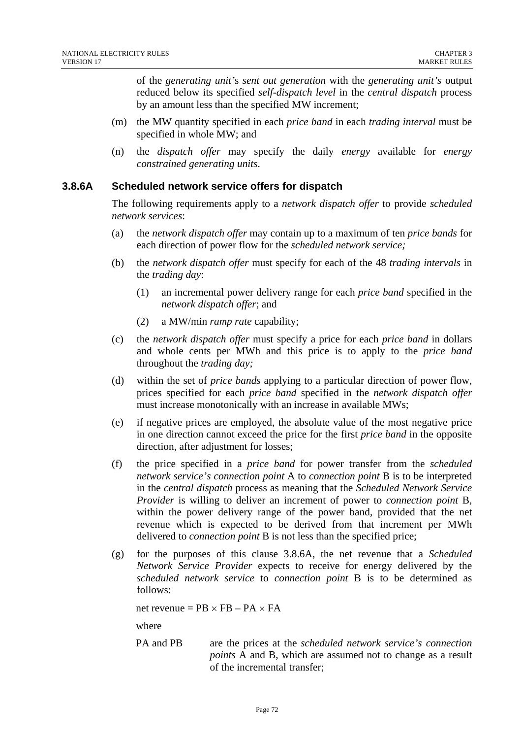of the *generating unit*'s *sent out generation* with the *generating unit's* output reduced below its specified *self-dispatch level* in the *central dispatch* process by an amount less than the specified MW increment;

(m) the MW quantity specified in each *price band* in each *trading interval* must be specified in whole MW; and

(n) the *dispatch offer* may specify the daily *energy* available for *energy constrained generating units*.

### 3.8.6A Scheduled network service offers for dispatch

The following requirements apply to a *network dispatch offer* to provide *scheduled network services*:

(a) the *network dispatch offer* may contain up to a maximum of ten *price bands* for each direction of power flow for the *scheduled network service;*

(b) the *network dispatch offer* must specify for each of the 48 *trading intervals* in the *trading day*:

   (1) an incremental power delivery range for each *price band* specified in the *network dispatch offer*; and

   (2) a MW/min *ramp rate* capability;

(c) the *network dispatch offer* must specify a price for each *price band* in dollars and whole cents per MWh and this price is to apply to the *price band* throughout the *trading day;*

(d) within the set of *price bands* applying to a particular direction of power flow, prices specified for each *price band* specified in the *network dispatch offer* must increase monotonically with an increase in available MWs;

(e) if negative prices are employed, the absolute value of the most negative price in one direction cannot exceed the price for the first *price band* in the opposite direction, after adjustment for losses;

(f) the price specified in a *price band* for power transfer from the *scheduled network service's connection point* A to *connection point* B is to be interpreted in the *central dispatch* process as meaning that the *Scheduled Network Service Provider* is willing to deliver an increment of power to *connection point* B, within the power delivery range of the power band, provided that the net revenue which is expected to be derived from that increment per MWh delivered to *connection point* B is not less than the specified price;

(g) for the purposes of this clause 3.8.6A, the net revenue that a *Scheduled Network Service Provider* expects to receive for energy delivered by the *scheduled network service* to *connection point* B is to be determined as follows:

$$\text{net revenue} = PB \times FB - PA \times FA$$

where

PA and PB — are the prices at the *scheduled network service's connection points* A and B, which are assumed not to change as a result of the incremental transfer;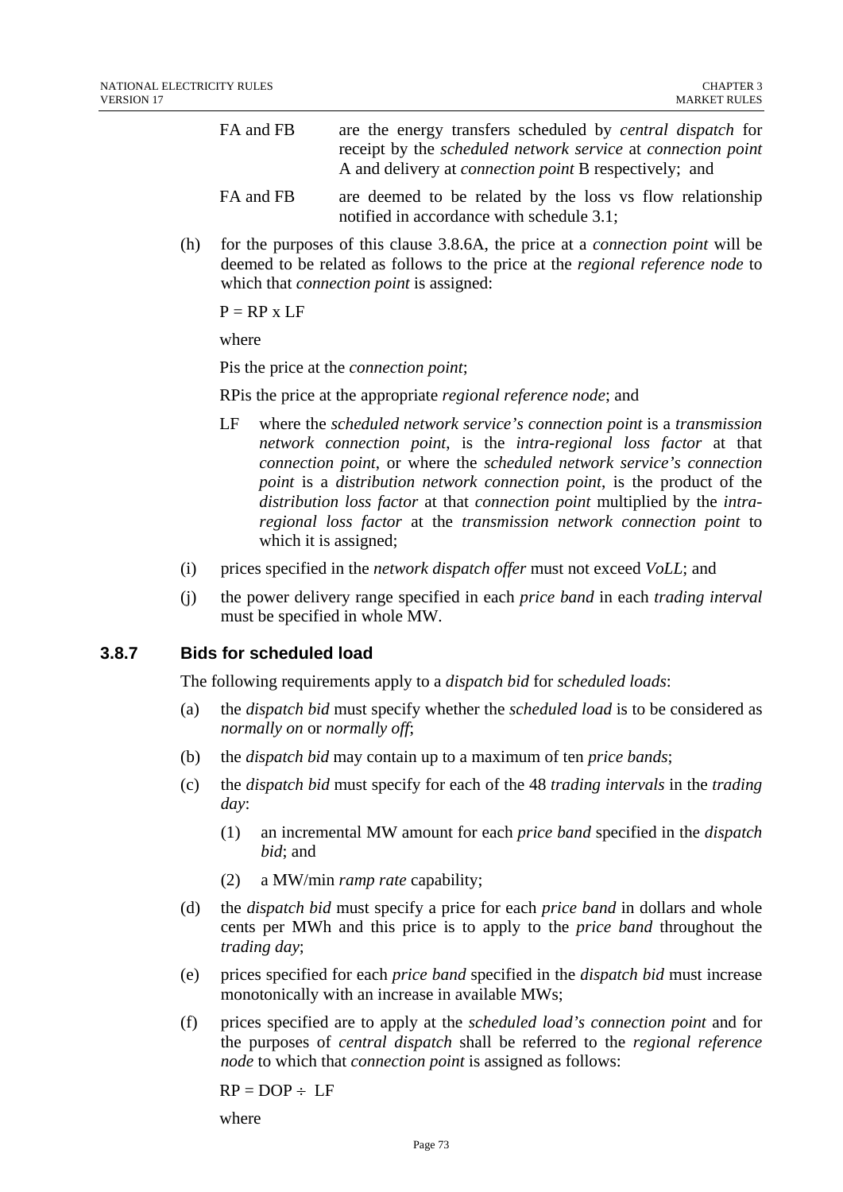FA and FB are the energy transfers scheduled by *central dispatch* for receipt by the *scheduled network service* at *connection point* A and delivery at *connection point* B respectively; and

FA and FB are deemed to be related by the loss vs flow relationship notified in accordance with schedule 3.1;

(h) for the purposes of this clause 3.8.6A, the price at a *connection point* will be deemed to be related as follows to the price at the *regional reference node* to which that *connection point* is assigned:

$P = RP \times LF$

where

Pis the price at the *connection point*;

RPis the price at the appropriate *regional reference node*; and

LF where the *scheduled network service's connection point* is a *transmission network connection point*, is the *intra-regional loss factor* at that *connection point*, or where the *scheduled network service's connection point* is a *distribution network connection point*, is the product of the *distribution loss factor* at that *connection point* multiplied by the *intra-regional loss factor* at the *transmission network connection point* to which it is assigned;

(i) prices specified in the *network dispatch offer* must not exceed *VoLL*; and

(j) the power delivery range specified in each *price band* in each *trading interval* must be specified in whole MW.

### 3.8.7 Bids for scheduled load

The following requirements apply to a *dispatch bid* for *scheduled loads*:

(a) the *dispatch bid* must specify whether the *scheduled load* is to be considered as *normally on* or *normally off*;

(b) the *dispatch bid* may contain up to a maximum of ten *price bands*;

(c) the *dispatch bid* must specify for each of the 48 *trading intervals* in the *trading day*:

(1) an incremental MW amount for each *price band* specified in the *dispatch bid*; and

(2) a MW/min *ramp rate* capability;

(d) the *dispatch bid* must specify a price for each *price band* in dollars and whole cents per MWh and this price is to apply to the *price band* throughout the *trading day*;

(e) prices specified for each *price band* specified in the *dispatch bid* must increase monotonically with an increase in available MWs;

(f) prices specified are to apply at the *scheduled load's connection point* and for the purposes of *central dispatch* shall be referred to the *regional reference node* to which that *connection point* is assigned as follows:

$RP = DOP \div LF$

where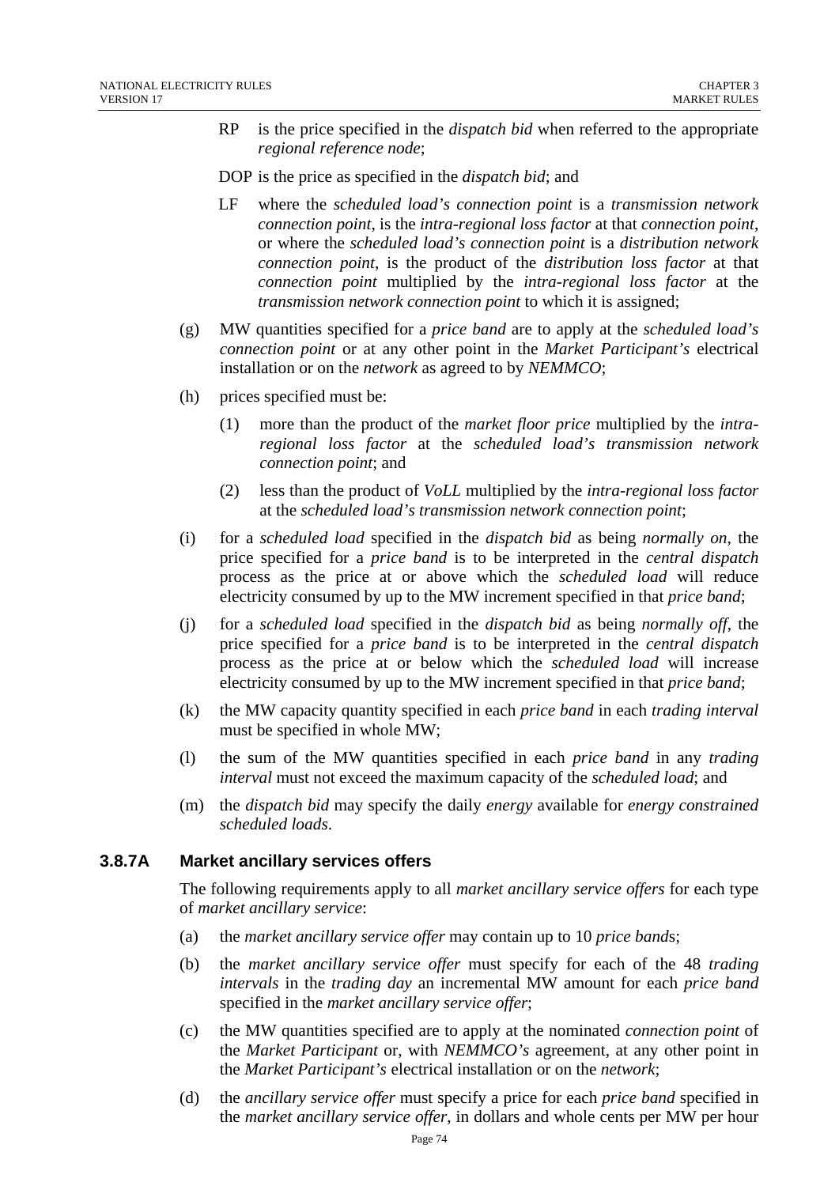RP is the price specified in the *dispatch bid* when referred to the appropriate *regional reference node*;

DOP is the price as specified in the *dispatch bid*; and

LF where the *scheduled load's connection point* is a *transmission network connection point*, is the *intra-regional loss factor* at that *connection point*, or where the *scheduled load's connection point* is a *distribution network connection point*, is the product of the *distribution loss factor* at that *connection point* multiplied by the *intra-regional loss factor* at the *transmission network connection point* to which it is assigned;

(g) MW quantities specified for a *price band* are to apply at the *scheduled load's connection point* or at any other point in the *Market Participant's* electrical installation or on the *network* as agreed to by *NEMMCO*;

(h) prices specified must be:

(1) more than the product of the *market floor price* multiplied by the *intra-regional loss factor* at the *scheduled load's transmission network connection point*; and

(2) less than the product of *VoLL* multiplied by the *intra-regional loss factor* at the *scheduled load's transmission network connection point*;

(i) for a *scheduled load* specified in the *dispatch bid* as being *normally on*, the price specified for a *price band* is to be interpreted in the *central dispatch* process as the price at or above which the *scheduled load* will reduce electricity consumed by up to the MW increment specified in that *price band*;

(j) for a *scheduled load* specified in the *dispatch bid* as being *normally off*, the price specified for a *price band* is to be interpreted in the *central dispatch* process as the price at or below which the *scheduled load* will increase electricity consumed by up to the MW increment specified in that *price band*;

(k) the MW capacity quantity specified in each *price band* in each *trading interval* must be specified in whole MW;

(l) the sum of the MW quantities specified in each *price band* in any *trading interval* must not exceed the maximum capacity of the *scheduled load*; and

(m) the *dispatch bid* may specify the daily *energy* available for *energy constrained scheduled loads*.

### 3.8.7A Market ancillary services offers

The following requirements apply to all *market ancillary service offers* for each type of *market ancillary service*:

(a) the *market ancillary service offer* may contain up to 10 *price band*s;

(b) the *market ancillary service offer* must specify for each of the 48 *trading intervals* in the *trading day* an incremental MW amount for each *price band* specified in the *market ancillary service offer*;

(c) the MW quantities specified are to apply at the nominated *connection point* of the *Market Participant* or, with *NEMMCO's* agreement, at any other point in the *Market Participant's* electrical installation or on the *network*;

(d) the *ancillary service offer* must specify a price for each *price band* specified in the *market ancillary service offer*, in dollars and whole cents per MW per hour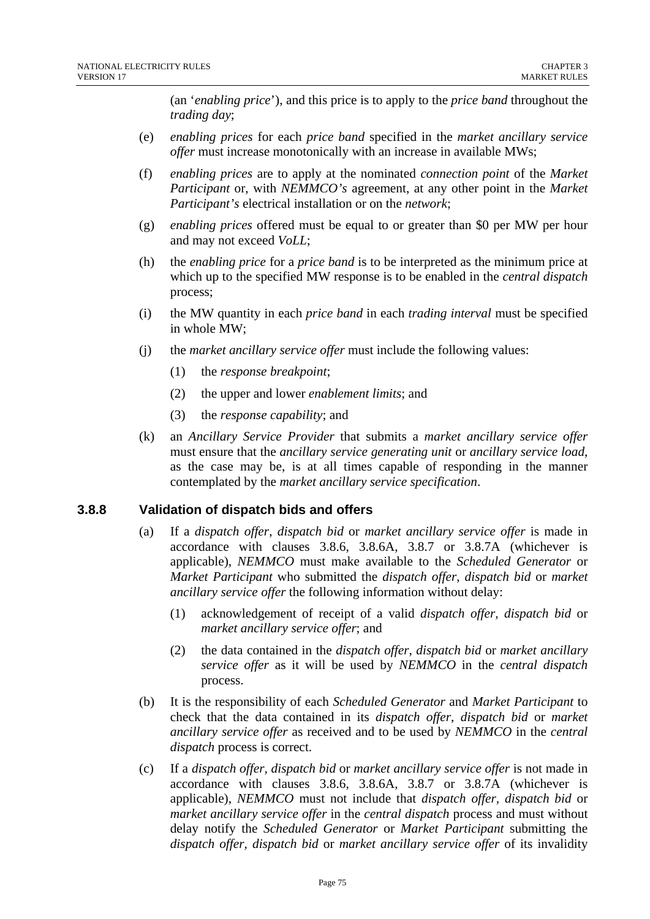(an '*enabling price*'), and this price is to apply to the *price band* throughout the *trading day*;

(e) *enabling prices* for each *price band* specified in the *market ancillary service offer* must increase monotonically with an increase in available MWs;

(f) *enabling prices* are to apply at the nominated *connection point* of the *Market Participant* or, with *NEMMCO's* agreement, at any other point in the *Market Participant's* electrical installation or on the *network*;

(g) *enabling prices* offered must be equal to or greater than $0 per MW per hour and may not exceed *VoLL*;

(h) the *enabling price* for a *price band* is to be interpreted as the minimum price at which up to the specified MW response is to be enabled in the *central dispatch* process;

(i) the MW quantity in each *price band* in each *trading interval* must be specified in whole MW;

(j) the *market ancillary service offer* must include the following values:

    (1) the *response breakpoint*;

    (2) the upper and lower *enablement limits*; and

    (3) the *response capability*; and

(k) an *Ancillary Service Provider* that submits a *market ancillary service offer* must ensure that the *ancillary service generating unit* or *ancillary service load*, as the case may be, is at all times capable of responding in the manner contemplated by the *market ancillary service specification*.

### 3.8.8 Validation of dispatch bids and offers

(a) If a *dispatch offer*, *dispatch bid* or *market ancillary service offer* is made in accordance with clauses 3.8.6, 3.8.6A, 3.8.7 or 3.8.7A (whichever is applicable), *NEMMCO* must make available to the *Scheduled Generator* or *Market Participant* who submitted the *dispatch offer*, *dispatch bid* or *market ancillary service offer* the following information without delay:

    (1) acknowledgement of receipt of a valid *dispatch offer*, *dispatch bid* or *market ancillary service offer*; and

    (2) the data contained in the *dispatch offer*, *dispatch bid* or *market ancillary service offer* as it will be used by *NEMMCO* in the *central dispatch* process.

(b) It is the responsibility of each *Scheduled Generator* and *Market Participant* to check that the data contained in its *dispatch offer*, *dispatch bid* or *market ancillary service offer* as received and to be used by *NEMMCO* in the *central dispatch* process is correct.

(c) If a *dispatch offer*, *dispatch bid* or *market ancillary service offer* is not made in accordance with clauses 3.8.6, 3.8.6A, 3.8.7 or 3.8.7A (whichever is applicable), *NEMMCO* must not include that *dispatch offer*, *dispatch bid* or *market ancillary service offer* in the *central dispatch* process and must without delay notify the *Scheduled Generator* or *Market Participant* submitting the *dispatch offer*, *dispatch bid* or *market ancillary service offer* of its invalidity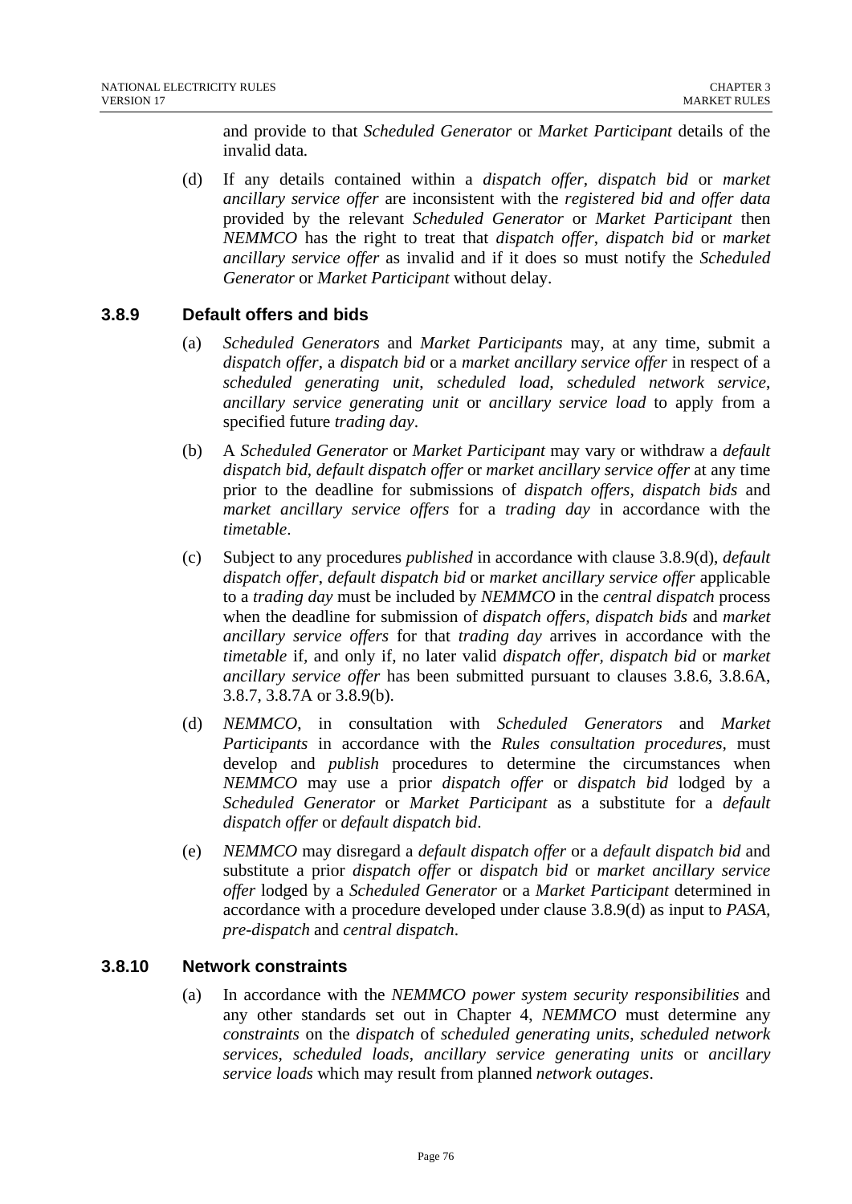and provide to that *Scheduled Generator* or *Market Participant* details of the invalid data.

(d) If any details contained within a *dispatch offer*, *dispatch bid* or *market ancillary service offer* are inconsistent with the *registered bid and offer data* provided by the relevant *Scheduled Generator* or *Market Participant* then *NEMMCO* has the right to treat that *dispatch offer*, *dispatch bid* or *market ancillary service offer* as invalid and if it does so must notify the *Scheduled Generator* or *Market Participant* without delay.

### 3.8.9 Default offers and bids

(a) *Scheduled Generators* and *Market Participants* may, at any time, submit a *dispatch offer*, a *dispatch bid* or a *market ancillary service offer* in respect of a *scheduled generating unit*, *scheduled load*, *scheduled network service*, *ancillary service generating unit* or *ancillary service load* to apply from a specified future *trading day*.

(b) A *Scheduled Generator* or *Market Participant* may vary or withdraw a *default dispatch bid*, *default dispatch offer* or *market ancillary service offer* at any time prior to the deadline for submissions of *dispatch offers*, *dispatch bids* and *market ancillary service offers* for a *trading day* in accordance with the *timetable*.

(c) Subject to any procedures *published* in accordance with clause 3.8.9(d), *default dispatch offer*, *default dispatch bid* or *market ancillary service offer* applicable to a *trading day* must be included by *NEMMCO* in the *central dispatch* process when the deadline for submission of *dispatch offers, dispatch bids* and *market ancillary service offers* for that *trading day* arrives in accordance with the *timetable* if, and only if, no later valid *dispatch offer, dispatch bid* or *market ancillary service offer* has been submitted pursuant to clauses 3.8.6, 3.8.6A, 3.8.7, 3.8.7A or 3.8.9(b).

(d) *NEMMCO*, in consultation with *Scheduled Generators* and *Market Participants* in accordance with the *Rules consultation procedures*, must develop and *publish* procedures to determine the circumstances when *NEMMCO* may use a prior *dispatch offer* or *dispatch bid* lodged by a *Scheduled Generator* or *Market Participant* as a substitute for a *default dispatch offer* or *default dispatch bid*.

(e) *NEMMCO* may disregard a *default dispatch offer* or a *default dispatch bid* and substitute a prior *dispatch offer* or *dispatch bid* or *market ancillary service offer* lodged by a *Scheduled Generator* or a *Market Participant* determined in accordance with a procedure developed under clause 3.8.9(d) as input to *PASA*, *pre-dispatch* and *central dispatch*.

### 3.8.10 Network constraints

(a) In accordance with the *NEMMCO power system security responsibilities* and any other standards set out in Chapter 4, *NEMMCO* must determine any *constraints* on the *dispatch* of *scheduled generating units*, *scheduled network services*, *scheduled loads*, *ancillary service generating units* or *ancillary service loads* which may result from planned *network outages*.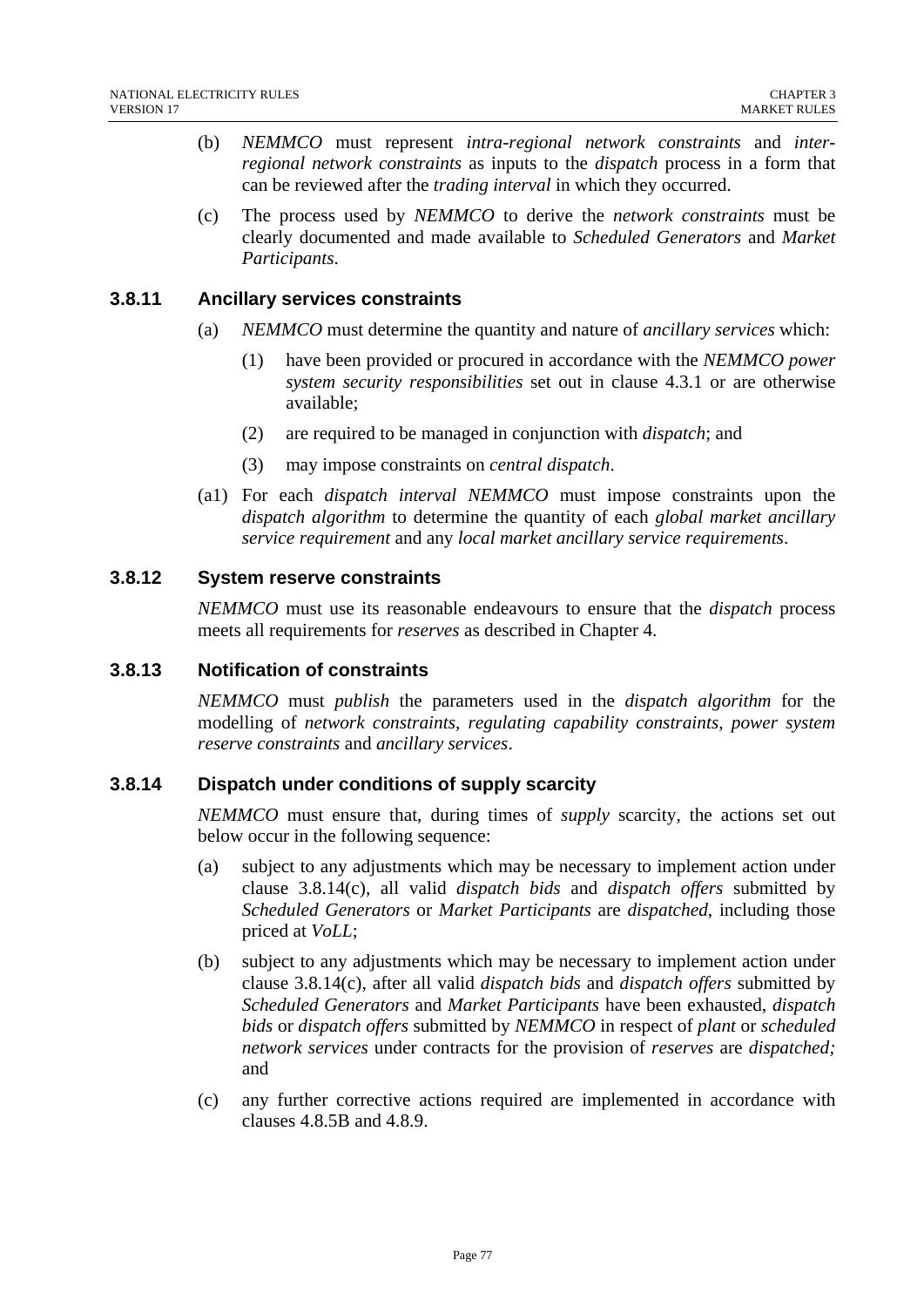(b) *NEMMCO* must represent *intra-regional network constraints* and *inter-regional network constraints* as inputs to the *dispatch* process in a form that can be reviewed after the *trading interval* in which they occurred.

(c) The process used by *NEMMCO* to derive the *network constraints* must be clearly documented and made available to *Scheduled Generators* and *Market Participants*.

### 3.8.11 Ancillary services constraints

(a) *NEMMCO* must determine the quantity and nature of *ancillary services* which:

   (1) have been provided or procured in accordance with the *NEMMCO power system security responsibilities* set out in clause 4.3.1 or are otherwise available;

   (2) are required to be managed in conjunction with *dispatch*; and

   (3) may impose constraints on *central dispatch*.

(a1) For each *dispatch interval NEMMCO* must impose constraints upon the *dispatch algorithm* to determine the quantity of each *global market ancillary service requirement* and any *local market ancillary service requirements*.

### 3.8.12 System reserve constraints

*NEMMCO* must use its reasonable endeavours to ensure that the *dispatch* process meets all requirements for *reserves* as described in Chapter 4.

### 3.8.13 Notification of constraints

*NEMMCO* must *publish* the parameters used in the *dispatch algorithm* for the modelling of *network constraints*, *regulating capability constraints*, *power system reserve constraints* and *ancillary services*.

### 3.8.14 Dispatch under conditions of supply scarcity

*NEMMCO* must ensure that, during times of *supply* scarcity, the actions set out below occur in the following sequence:

(a) subject to any adjustments which may be necessary to implement action under clause 3.8.14(c), all valid *dispatch bids* and *dispatch offers* submitted by *Scheduled Generators* or *Market Participants* are *dispatched*, including those priced at *VoLL*;

(b) subject to any adjustments which may be necessary to implement action under clause 3.8.14(c), after all valid *dispatch bids* and *dispatch offers* submitted by *Scheduled Generators* and *Market Participants* have been exhausted, *dispatch bids* or *dispatch offers* submitted by *NEMMCO* in respect of *plant* or *scheduled network services* under contracts for the provision of *reserves* are *dispatched;* and

(c) any further corrective actions required are implemented in accordance with clauses 4.8.5B and 4.8.9.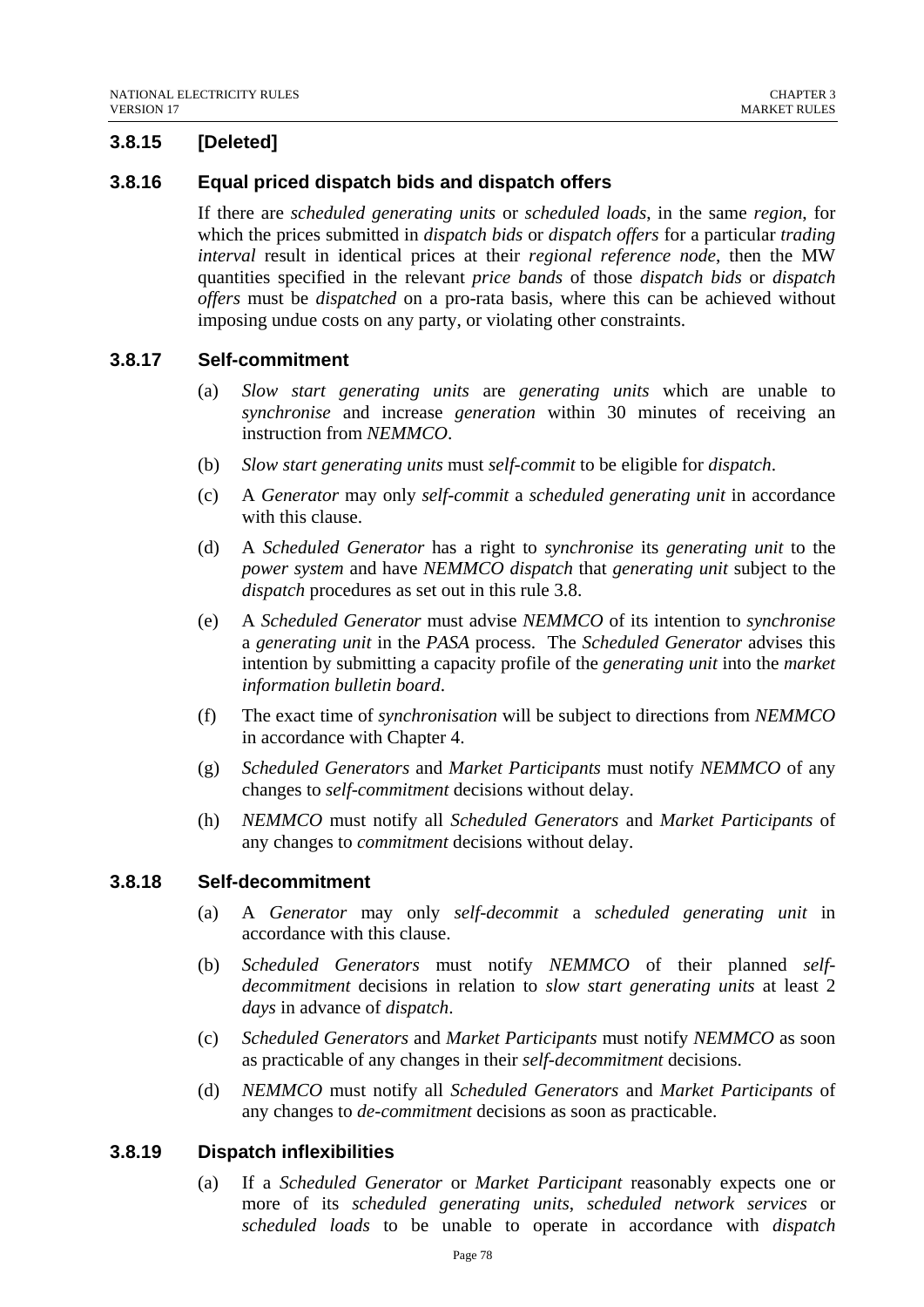### 3.8.15 [Deleted]

### 3.8.16 Equal priced dispatch bids and dispatch offers

If there are *scheduled generating units* or *scheduled loads*, in the same *region*, for which the prices submitted in *dispatch bids* or *dispatch offers* for a particular *trading interval* result in identical prices at their *regional reference node*, then the MW quantities specified in the relevant *price bands* of those *dispatch bids* or *dispatch offers* must be *dispatched* on a pro-rata basis, where this can be achieved without imposing undue costs on any party, or violating other constraints.

### 3.8.17 Self-commitment

(a) *Slow start generating units* are *generating units* which are unable to *synchronise* and increase *generation* within 30 minutes of receiving an instruction from *NEMMCO*.

(b) *Slow start generating units* must *self-commit* to be eligible for *dispatch*.

(c) A *Generator* may only *self-commit* a *scheduled generating unit* in accordance with this clause.

(d) A *Scheduled Generator* has a right to *synchronise* its *generating unit* to the *power system* and have *NEMMCO dispatch* that *generating unit* subject to the *dispatch* procedures as set out in this rule 3.8.

(e) A *Scheduled Generator* must advise *NEMMCO* of its intention to *synchronise* a *generating unit* in the *PASA* process. The *Scheduled Generator* advises this intention by submitting a capacity profile of the *generating unit* into the *market information bulletin board*.

(f) The exact time of *synchronisation* will be subject to directions from *NEMMCO* in accordance with Chapter 4.

(g) *Scheduled Generators* and *Market Participants* must notify *NEMMCO* of any changes to *self-commitment* decisions without delay.

(h) *NEMMCO* must notify all *Scheduled Generators* and *Market Participants* of any changes to *commitment* decisions without delay.

### 3.8.18 Self-decommitment

(a) A *Generator* may only *self-decommit* a *scheduled generating unit* in accordance with this clause.

(b) *Scheduled Generators* must notify *NEMMCO* of their planned *self-decommitment* decisions in relation to *slow start generating units* at least 2 *days* in advance of *dispatch*.

(c) *Scheduled Generators* and *Market Participants* must notify *NEMMCO* as soon as practicable of any changes in their *self-decommitment* decisions.

(d) *NEMMCO* must notify all *Scheduled Generators* and *Market Participants* of any changes to *de-commitment* decisions as soon as practicable.

### 3.8.19 Dispatch inflexibilities

(a) If a *Scheduled Generator* or *Market Participant* reasonably expects one or more of its *scheduled generating units*, *scheduled network services* or *scheduled loads* to be unable to operate in accordance with *dispatch*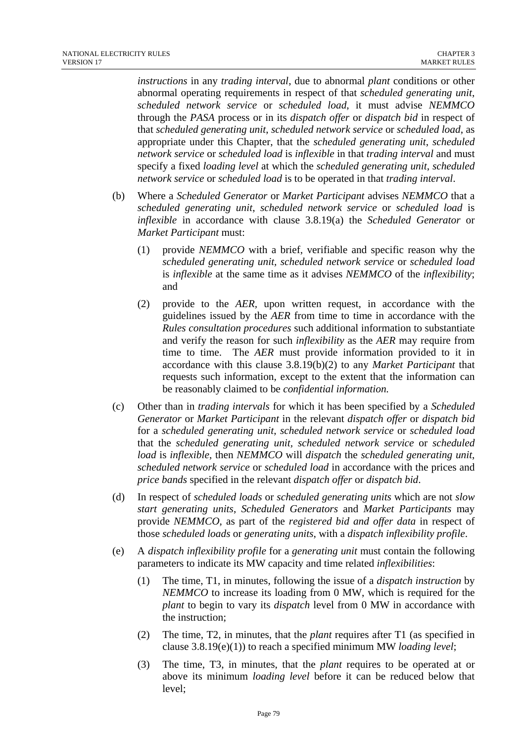*instructions* in any *trading interval*, due to abnormal *plant* conditions or other abnormal operating requirements in respect of that *scheduled generating unit*, *scheduled network service* or *scheduled load*, it must advise *NEMMCO* through the *PASA* process or in its *dispatch offer* or *dispatch bid* in respect of that *scheduled generating unit*, *scheduled network service* or *scheduled load*, as appropriate under this Chapter, that the *scheduled generating unit*, *scheduled network service* or *scheduled load* is *inflexible* in that *trading interval* and must specify a fixed *loading level* at which the *scheduled generating unit*, *scheduled network service* or *scheduled load* is to be operated in that *trading interval*.

(b) Where a *Scheduled Generator* or *Market Participant* advises *NEMMCO* that a *scheduled generating unit*, *scheduled network service* or *scheduled load* is *inflexible* in accordance with clause 3.8.19(a) the *Scheduled Generator* or *Market Participant* must:

(1) provide *NEMMCO* with a brief, verifiable and specific reason why the *scheduled generating unit*, *scheduled network service* or *scheduled load* is *inflexible* at the same time as it advises *NEMMCO* of the *inflexibility*; and

(2) provide to the *AER*, upon written request, in accordance with the guidelines issued by the *AER* from time to time in accordance with the *Rules consultation procedures* such additional information to substantiate and verify the reason for such *inflexibility* as the *AER* may require from time to time. The *AER* must provide information provided to it in accordance with this clause 3.8.19(b)(2) to any *Market Participant* that requests such information, except to the extent that the information can be reasonably claimed to be *confidential information.*

(c) Other than in *trading intervals* for which it has been specified by a *Scheduled Generator* or *Market Participant* in the relevant *dispatch offer* or *dispatch bid* for a *scheduled generating unit*, *scheduled network service* or *scheduled load* that the *scheduled generating unit*, *scheduled network service* or *scheduled load* is *inflexible*, then *NEMMCO* will *dispatch* the *scheduled generating unit*, *scheduled network service* or *scheduled load* in accordance with the prices and *price bands* specified in the relevant *dispatch offer* or *dispatch bid*.

(d) In respect of *scheduled loads* or *scheduled generating units* which are not *slow start generating units*, *Scheduled Generators* and *Market Participants* may provide *NEMMCO*, as part of the *registered bid and offer data* in respect of those *scheduled loads* or *generating units*, with a *dispatch inflexibility profile*.

(e) A *dispatch inflexibility profile* for a *generating unit* must contain the following parameters to indicate its MW capacity and time related *inflexibilities*:

(1) The time, T1, in minutes, following the issue of a *dispatch instruction* by *NEMMCO* to increase its loading from 0 MW, which is required for the *plant* to begin to vary its *dispatch* level from 0 MW in accordance with the instruction;

(2) The time, T2, in minutes, that the *plant* requires after T1 (as specified in clause 3.8.19(e)(1)) to reach a specified minimum MW *loading level*;

(3) The time, T3, in minutes, that the *plant* requires to be operated at or above its minimum *loading level* before it can be reduced below that level;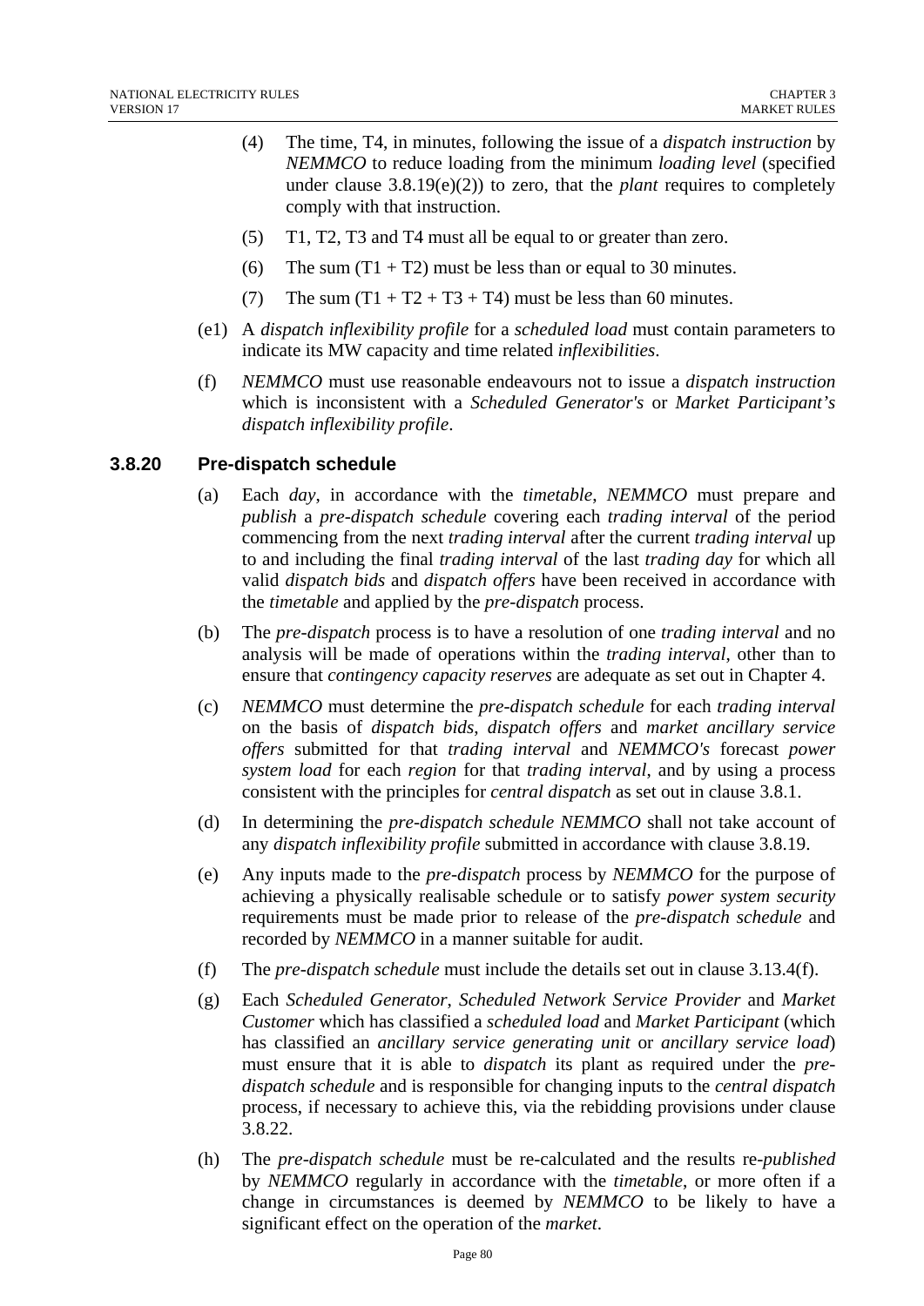(4) The time, T4, in minutes, following the issue of a *dispatch instruction* by *NEMMCO* to reduce loading from the minimum *loading level* (specified under clause 3.8.19(e)(2)) to zero, that the *plant* requires to completely comply with that instruction.

(5) T1, T2, T3 and T4 must all be equal to or greater than zero.

(6) The sum (T1 + T2) must be less than or equal to 30 minutes.

(7) The sum (T1 + T2 + T3 + T4) must be less than 60 minutes.

(e1) A *dispatch inflexibility profile* for a *scheduled load* must contain parameters to indicate its MW capacity and time related *inflexibilities*.

(f) *NEMMCO* must use reasonable endeavours not to issue a *dispatch instruction* which is inconsistent with a *Scheduled Generator's* or *Market Participant's dispatch inflexibility profile*.

### 3.8.20 Pre-dispatch schedule

(a) Each *day*, in accordance with the *timetable*, *NEMMCO* must prepare and *publish* a *pre-dispatch schedule* covering each *trading interval* of the period commencing from the next *trading interval* after the current *trading interval* up to and including the final *trading interval* of the last *trading day* for which all valid *dispatch bids* and *dispatch offers* have been received in accordance with the *timetable* and applied by the *pre-dispatch* process.

(b) The *pre-dispatch* process is to have a resolution of one *trading interval* and no analysis will be made of operations within the *trading interval*, other than to ensure that *contingency capacity reserves* are adequate as set out in Chapter 4.

(c) *NEMMCO* must determine the *pre-dispatch schedule* for each *trading interval* on the basis of *dispatch bids*, *dispatch offers* and *market ancillary service offers* submitted for that *trading interval* and *NEMMCO's* forecast *power system load* for each *region* for that *trading interval*, and by using a process consistent with the principles for *central dispatch* as set out in clause 3.8.1.

(d) In determining the *pre-dispatch schedule NEMMCO* shall not take account of any *dispatch inflexibility profile* submitted in accordance with clause 3.8.19.

(e) Any inputs made to the *pre-dispatch* process by *NEMMCO* for the purpose of achieving a physically realisable schedule or to satisfy *power system security* requirements must be made prior to release of the *pre-dispatch schedule* and recorded by *NEMMCO* in a manner suitable for audit.

(f) The *pre-dispatch schedule* must include the details set out in clause 3.13.4(f).

(g) Each *Scheduled Generator*, *Scheduled Network Service Provider* and *Market Customer* which has classified a *scheduled load* and *Market Participant* (which has classified an *ancillary service generating unit* or *ancillary service load*) must ensure that it is able to *dispatch* its plant as required under the *pre-dispatch schedule* and is responsible for changing inputs to the *central dispatch* process, if necessary to achieve this, via the rebidding provisions under clause 3.8.22.

(h) The *pre-dispatch schedule* must be re-calculated and the results re-*published* by *NEMMCO* regularly in accordance with the *timetable*, or more often if a change in circumstances is deemed by *NEMMCO* to be likely to have a significant effect on the operation of the *market*.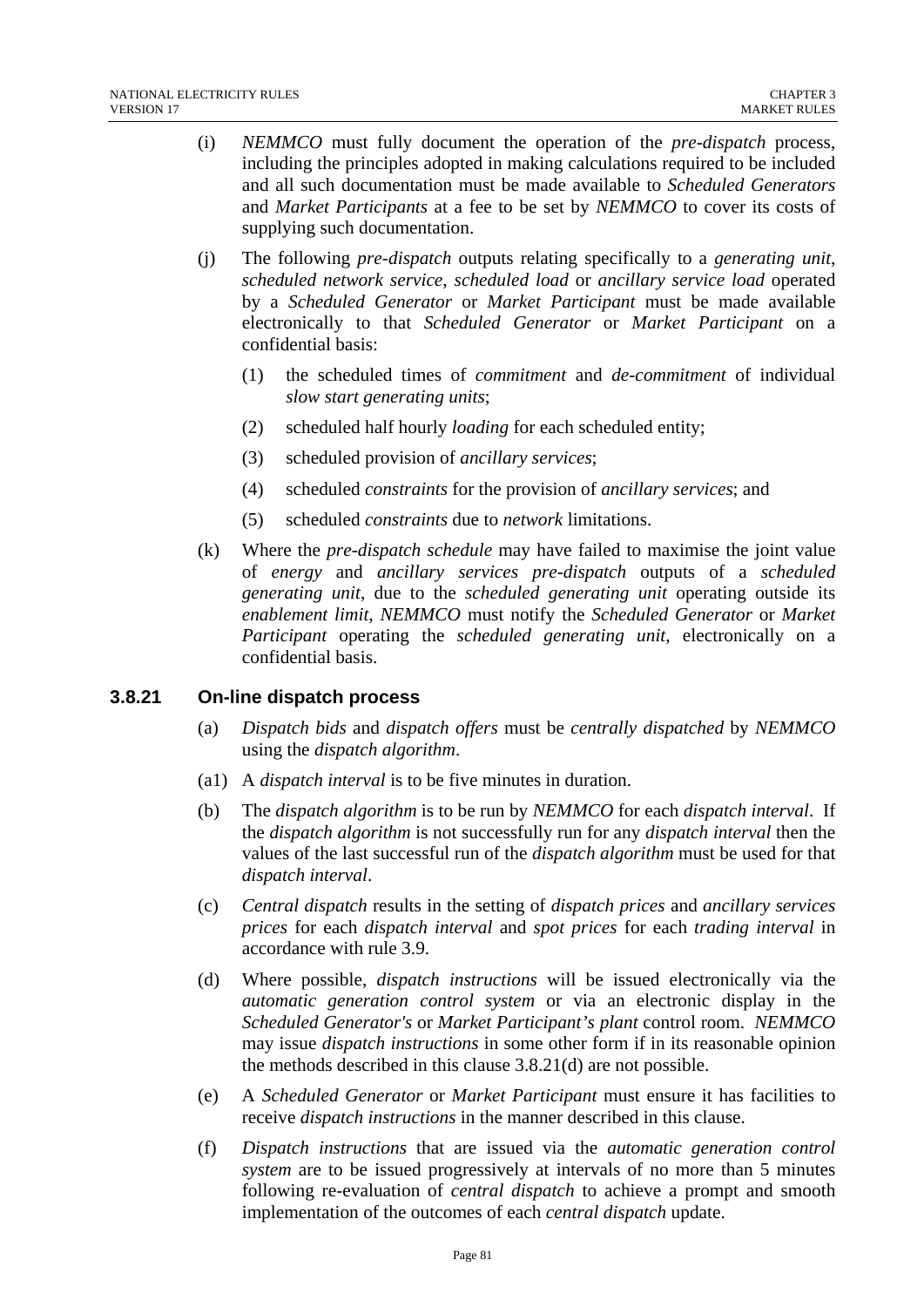(i) *NEMMCO* must fully document the operation of the *pre-dispatch* process, including the principles adopted in making calculations required to be included and all such documentation must be made available to *Scheduled Generators* and *Market Participants* at a fee to be set by *NEMMCO* to cover its costs of supplying such documentation.

(j) The following *pre-dispatch* outputs relating specifically to a *generating unit*, *scheduled network service*, *scheduled load* or *ancillary service load* operated by a *Scheduled Generator* or *Market Participant* must be made available electronically to that *Scheduled Generator* or *Market Participant* on a confidential basis:

   (1) the scheduled times of *commitment* and *de-commitment* of individual *slow start generating units*;

   (2) scheduled half hourly *loading* for each scheduled entity;

   (3) scheduled provision of *ancillary services*;

   (4) scheduled *constraints* for the provision of *ancillary services*; and

   (5) scheduled *constraints* due to *network* limitations.

(k) Where the *pre-dispatch schedule* may have failed to maximise the joint value of *energy* and *ancillary services pre-dispatch* outputs of a *scheduled generating unit*, due to the *scheduled generating unit* operating outside its *enablement limit*, *NEMMCO* must notify the *Scheduled Generator* or *Market Participant* operating the *scheduled generating unit*, electronically on a confidential basis.

### 3.8.21 On-line dispatch process

(a) *Dispatch bids* and *dispatch offers* must be *centrally dispatched* by *NEMMCO* using the *dispatch algorithm*.

(a1) A *dispatch interval* is to be five minutes in duration.

(b) The *dispatch algorithm* is to be run by *NEMMCO* for each *dispatch interval*. If the *dispatch algorithm* is not successfully run for any *dispatch interval* then the values of the last successful run of the *dispatch algorithm* must be used for that *dispatch interval*.

(c) *Central dispatch* results in the setting of *dispatch prices* and *ancillary services prices* for each *dispatch interval* and *spot prices* for each *trading interval* in accordance with rule 3.9.

(d) Where possible, *dispatch instructions* will be issued electronically via the *automatic generation control system* or via an electronic display in the *Scheduled Generator's* or *Market Participant's plant* control room. *NEMMCO* may issue *dispatch instructions* in some other form if in its reasonable opinion the methods described in this clause 3.8.21(d) are not possible.

(e) A *Scheduled Generator* or *Market Participant* must ensure it has facilities to receive *dispatch instructions* in the manner described in this clause.

(f) *Dispatch instructions* that are issued via the *automatic generation control system* are to be issued progressively at intervals of no more than 5 minutes following re-evaluation of *central dispatch* to achieve a prompt and smooth implementation of the outcomes of each *central dispatch* update.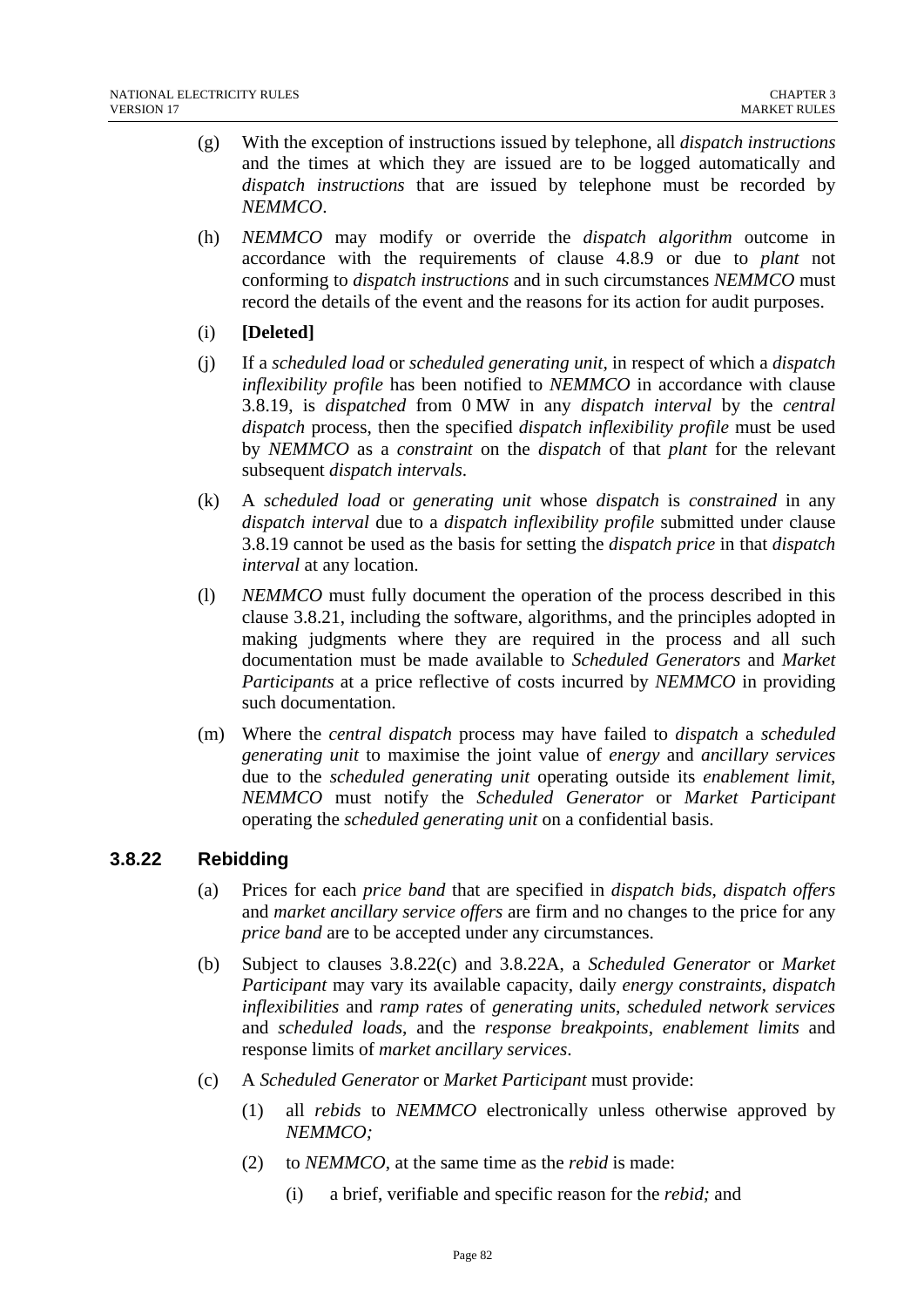(g) With the exception of instructions issued by telephone, all *dispatch instructions* and the times at which they are issued are to be logged automatically and *dispatch instructions* that are issued by telephone must be recorded by *NEMMCO*.

(h) *NEMMCO* may modify or override the *dispatch algorithm* outcome in accordance with the requirements of clause 4.8.9 or due to *plant* not conforming to *dispatch instructions* and in such circumstances *NEMMCO* must record the details of the event and the reasons for its action for audit purposes.

(i) **[Deleted]**

(j) If a *scheduled load* or *scheduled generating unit*, in respect of which a *dispatch inflexibility profile* has been notified to *NEMMCO* in accordance with clause 3.8.19, is *dispatched* from 0 MW in any *dispatch interval* by the *central dispatch* process, then the specified *dispatch inflexibility profile* must be used by *NEMMCO* as a *constraint* on the *dispatch* of that *plant* for the relevant subsequent *dispatch intervals*.

(k) A *scheduled load* or *generating unit* whose *dispatch* is *constrained* in any *dispatch interval* due to a *dispatch inflexibility profile* submitted under clause 3.8.19 cannot be used as the basis for setting the *dispatch price* in that *dispatch interval* at any location.

(l) *NEMMCO* must fully document the operation of the process described in this clause 3.8.21, including the software, algorithms, and the principles adopted in making judgments where they are required in the process and all such documentation must be made available to *Scheduled Generators* and *Market Participants* at a price reflective of costs incurred by *NEMMCO* in providing such documentation.

(m) Where the *central dispatch* process may have failed to *dispatch* a *scheduled generating unit* to maximise the joint value of *energy* and *ancillary services* due to the *scheduled generating unit* operating outside its *enablement limit*, *NEMMCO* must notify the *Scheduled Generator* or *Market Participant* operating the *scheduled generating unit* on a confidential basis.

### 3.8.22 Rebidding

(a) Prices for each *price band* that are specified in *dispatch bids*, *dispatch offers* and *market ancillary service offers* are firm and no changes to the price for any *price band* are to be accepted under any circumstances.

(b) Subject to clauses 3.8.22(c) and 3.8.22A, a *Scheduled Generator* or *Market Participant* may vary its available capacity, daily *energy constraints*, *dispatch inflexibilities* and *ramp rates* of *generating units*, *scheduled network services* and *scheduled loads*, and the *response breakpoints*, *enablement limits* and response limits of *market ancillary services*.

(c) A *Scheduled Generator* or *Market Participant* must provide:

  (1) all *rebids* to *NEMMCO* electronically unless otherwise approved by *NEMMCO;*

  (2) to *NEMMCO*, at the same time as the *rebid* is made:

    (i) a brief, verifiable and specific reason for the *rebid;* and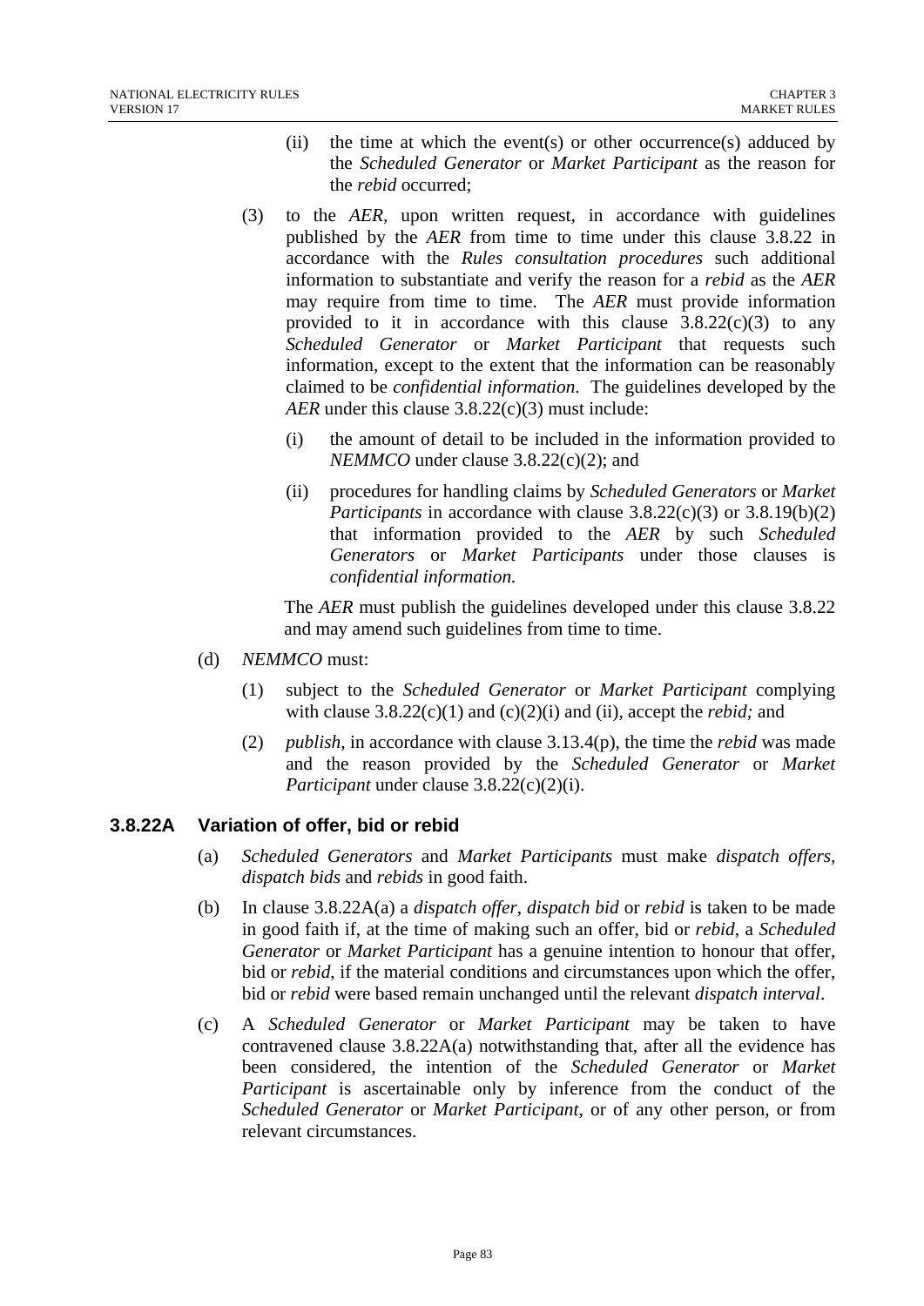(ii) the time at which the event(s) or other occurrence(s) adduced by the *Scheduled Generator* or *Market Participant* as the reason for the *rebid* occurred;

(3) to the *AER*, upon written request, in accordance with guidelines published by the *AER* from time to time under this clause 3.8.22 in accordance with the *Rules consultation procedures* such additional information to substantiate and verify the reason for a *rebid* as the *AER* may require from time to time. The *AER* must provide information provided to it in accordance with this clause 3.8.22(c)(3) to any *Scheduled Generator* or *Market Participant* that requests such information, except to the extent that the information can be reasonably claimed to be *confidential information*. The guidelines developed by the *AER* under this clause 3.8.22(c)(3) must include:

(i) the amount of detail to be included in the information provided to *NEMMCO* under clause 3.8.22(c)(2); and

(ii) procedures for handling claims by *Scheduled Generators* or *Market Participants* in accordance with clause 3.8.22(c)(3) or 3.8.19(b)(2) that information provided to the *AER* by such *Scheduled Generators* or *Market Participants* under those clauses is *confidential information.*

The *AER* must publish the guidelines developed under this clause 3.8.22 and may amend such guidelines from time to time.

(d) *NEMMCO* must:

(1) subject to the *Scheduled Generator* or *Market Participant* complying with clause 3.8.22(c)(1) and (c)(2)(i) and (ii), accept the *rebid;* and

(2) *publish*, in accordance with clause 3.13.4(p), the time the *rebid* was made and the reason provided by the *Scheduled Generator* or *Market Participant* under clause 3.8.22(c)(2)(i).

### 3.8.22A Variation of offer, bid or rebid

(a) *Scheduled Generators* and *Market Participants* must make *dispatch offers*, *dispatch bids* and *rebids* in good faith.

(b) In clause 3.8.22A(a) a *dispatch offer*, *dispatch bid* or *rebid* is taken to be made in good faith if, at the time of making such an offer, bid or *rebid*, a *Scheduled Generator* or *Market Participant* has a genuine intention to honour that offer, bid or *rebid*, if the material conditions and circumstances upon which the offer, bid or *rebid* were based remain unchanged until the relevant *dispatch interval*.

(c) A *Scheduled Generator* or *Market Participant* may be taken to have contravened clause 3.8.22A(a) notwithstanding that, after all the evidence has been considered, the intention of the *Scheduled Generator* or *Market Participant* is ascertainable only by inference from the conduct of the *Scheduled Generator* or *Market Participant*, or of any other person, or from relevant circumstances.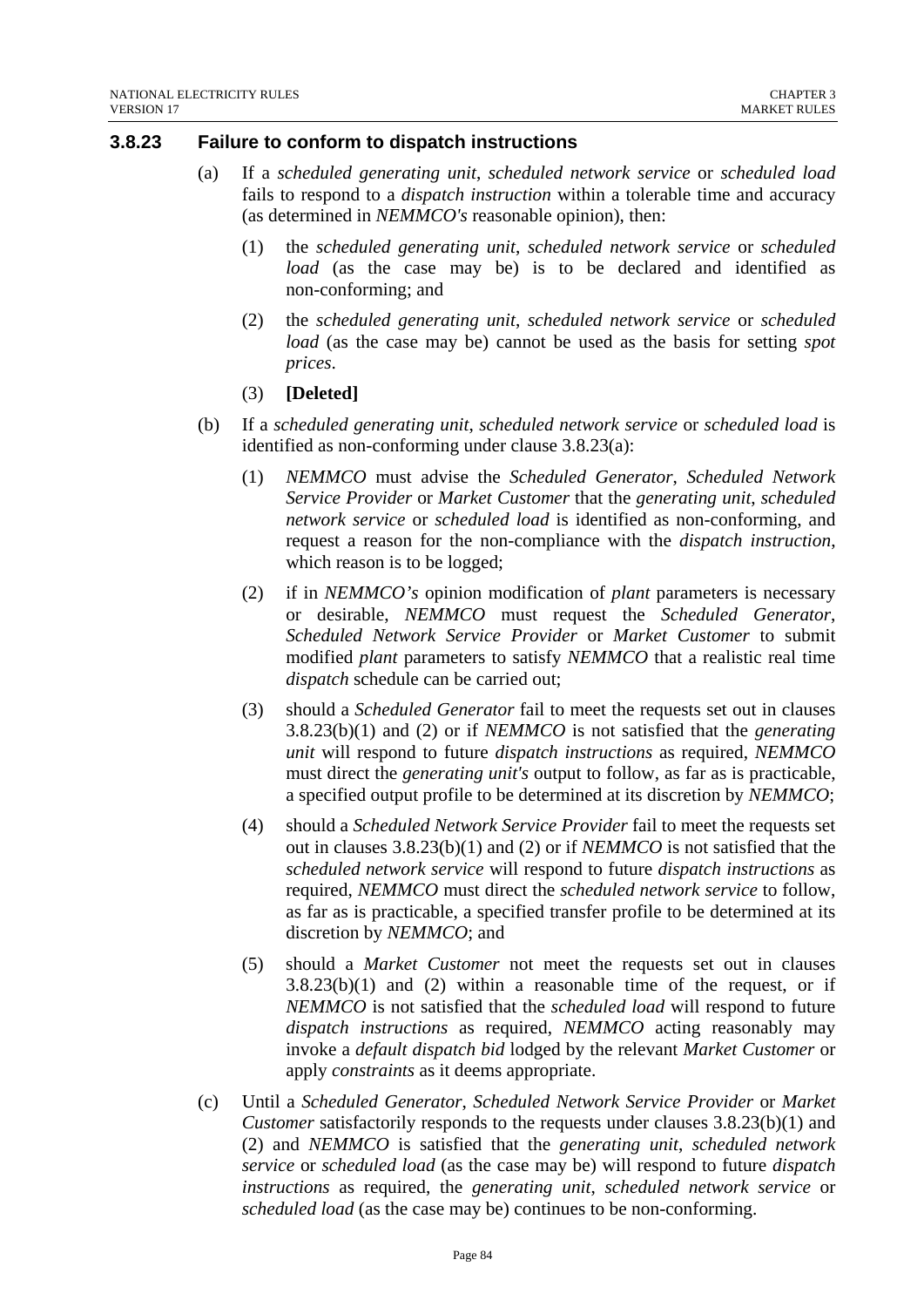### 3.8.23 Failure to conform to dispatch instructions

(a) If a *scheduled generating unit*, *scheduled network service* or *scheduled load* fails to respond to a *dispatch instruction* within a tolerable time and accuracy (as determined in *NEMMCO's* reasonable opinion), then:

(1) the *scheduled generating unit*, *scheduled network service* or *scheduled load* (as the case may be) is to be declared and identified as non-conforming; and

(2) the *scheduled generating unit*, *scheduled network service* or *scheduled load* (as the case may be) cannot be used as the basis for setting *spot prices*.

(3) **[Deleted]**

(b) If a *scheduled generating unit*, *scheduled network service* or *scheduled load* is identified as non-conforming under clause 3.8.23(a):

(1) *NEMMCO* must advise the *Scheduled Generator*, *Scheduled Network Service Provider* or *Market Customer* that the *generating unit*, *scheduled network service* or *scheduled load* is identified as non-conforming, and request a reason for the non-compliance with the *dispatch instruction*, which reason is to be logged;

(2) if in *NEMMCO's* opinion modification of *plant* parameters is necessary or desirable, *NEMMCO* must request the *Scheduled Generator*, *Scheduled Network Service Provider* or *Market Customer* to submit modified *plant* parameters to satisfy *NEMMCO* that a realistic real time *dispatch* schedule can be carried out;

(3) should a *Scheduled Generator* fail to meet the requests set out in clauses 3.8.23(b)(1) and (2) or if *NEMMCO* is not satisfied that the *generating unit* will respond to future *dispatch instructions* as required, *NEMMCO* must direct the *generating unit's* output to follow, as far as is practicable, a specified output profile to be determined at its discretion by *NEMMCO*;

(4) should a *Scheduled Network Service Provider* fail to meet the requests set out in clauses 3.8.23(b)(1) and (2) or if *NEMMCO* is not satisfied that the *scheduled network service* will respond to future *dispatch instructions* as required, *NEMMCO* must direct the *scheduled network service* to follow, as far as is practicable, a specified transfer profile to be determined at its discretion by *NEMMCO*; and

(5) should a *Market Customer* not meet the requests set out in clauses 3.8.23(b)(1) and (2) within a reasonable time of the request, or if *NEMMCO* is not satisfied that the *scheduled load* will respond to future *dispatch instructions* as required, *NEMMCO* acting reasonably may invoke a *default dispatch bid* lodged by the relevant *Market Customer* or apply *constraints* as it deems appropriate.

(c) Until a *Scheduled Generator*, *Scheduled Network Service Provider* or *Market Customer* satisfactorily responds to the requests under clauses 3.8.23(b)(1) and (2) and *NEMMCO* is satisfied that the *generating unit*, *scheduled network service* or *scheduled load* (as the case may be) will respond to future *dispatch instructions* as required, the *generating unit*, *scheduled network service* or *scheduled load* (as the case may be) continues to be non-conforming.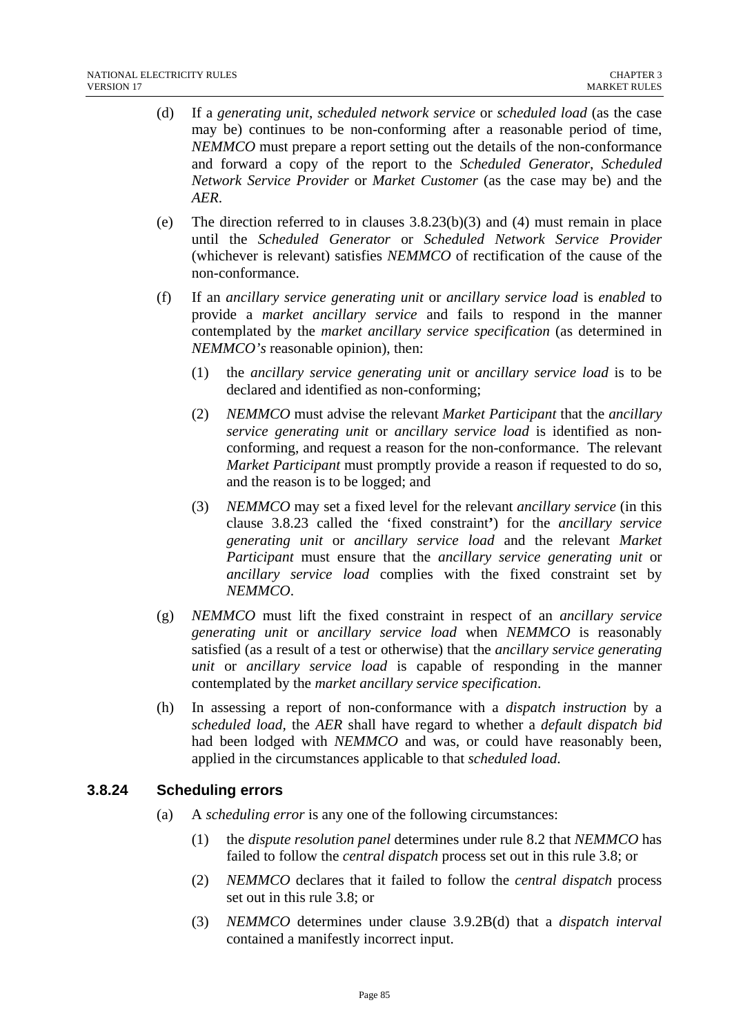(d) If a *generating unit*, *scheduled network service* or *scheduled load* (as the case may be) continues to be non-conforming after a reasonable period of time, *NEMMCO* must prepare a report setting out the details of the non-conformance and forward a copy of the report to the *Scheduled Generator*, *Scheduled Network Service Provider* or *Market Customer* (as the case may be) and the *AER*.

(e) The direction referred to in clauses 3.8.23(b)(3) and (4) must remain in place until the *Scheduled Generator* or *Scheduled Network Service Provider* (whichever is relevant) satisfies *NEMMCO* of rectification of the cause of the non-conformance.

(f) If an *ancillary service generating unit* or *ancillary service load* is *enabled* to provide a *market ancillary service* and fails to respond in the manner contemplated by the *market ancillary service specification* (as determined in *NEMMCO's* reasonable opinion), then:

(1) the *ancillary service generating unit* or *ancillary service load* is to be declared and identified as non-conforming;

(2) *NEMMCO* must advise the relevant *Market Participant* that the *ancillary service generating unit* or *ancillary service load* is identified as non-conforming, and request a reason for the non-conformance. The relevant *Market Participant* must promptly provide a reason if requested to do so, and the reason is to be logged; and

(3) *NEMMCO* may set a fixed level for the relevant *ancillary service* (in this clause 3.8.23 called the 'fixed constraint') for the *ancillary service generating unit* or *ancillary service load* and the relevant *Market Participant* must ensure that the *ancillary service generating unit* or *ancillary service load* complies with the fixed constraint set by *NEMMCO*.

(g) *NEMMCO* must lift the fixed constraint in respect of an *ancillary service generating unit* or *ancillary service load* when *NEMMCO* is reasonably satisfied (as a result of a test or otherwise) that the *ancillary service generating unit* or *ancillary service load* is capable of responding in the manner contemplated by the *market ancillary service specification*.

(h) In assessing a report of non-conformance with a *dispatch instruction* by a *scheduled load*, the *AER* shall have regard to whether a *default dispatch bid* had been lodged with *NEMMCO* and was, or could have reasonably been, applied in the circumstances applicable to that *scheduled load*.

### 3.8.24 Scheduling errors

(a) A *scheduling error* is any one of the following circumstances:

(1) the *dispute resolution panel* determines under rule 8.2 that *NEMMCO* has failed to follow the *central dispatch* process set out in this rule 3.8; or

(2) *NEMMCO* declares that it failed to follow the *central dispatch* process set out in this rule 3.8; or

(3) *NEMMCO* determines under clause 3.9.2B(d) that a *dispatch interval* contained a manifestly incorrect input.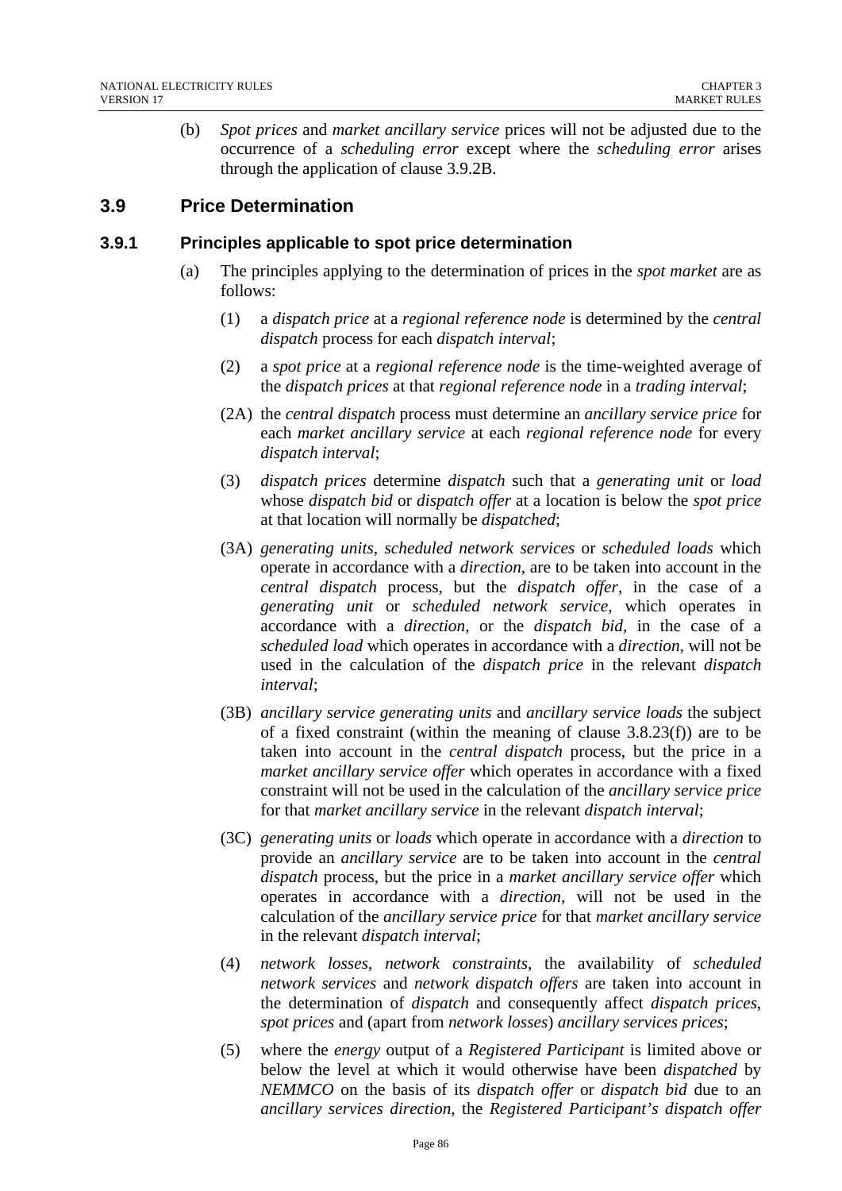(b) *Spot prices* and *market ancillary service* prices will not be adjusted due to the occurrence of a *scheduling error* except where the *scheduling error* arises through the application of clause 3.9.2B.

## 3.9 Price Determination

### 3.9.1 Principles applicable to spot price determination

(a) The principles applying to the determination of prices in the *spot market* are as follows:

(1) a *dispatch price* at a *regional reference node* is determined by the *central dispatch* process for each *dispatch interval*;

(2) a *spot price* at a *regional reference node* is the time-weighted average of the *dispatch prices* at that *regional reference node* in a *trading interval*;

(2A) the *central dispatch* process must determine an *ancillary service price* for each *market ancillary service* at each *regional reference node* for every *dispatch interval*;

(3) *dispatch prices* determine *dispatch* such that a *generating unit* or *load* whose *dispatch bid* or *dispatch offer* at a location is below the *spot price* at that location will normally be *dispatched*;

(3A) *generating units*, *scheduled network services* or *scheduled loads* which operate in accordance with a *direction*, are to be taken into account in the *central dispatch* process, but the *dispatch offer*, in the case of a *generating unit* or *scheduled network service*, which operates in accordance with a *direction*, or the *dispatch bid*, in the case of a *scheduled load* which operates in accordance with a *direction*, will not be used in the calculation of the *dispatch price* in the relevant *dispatch interval*;

(3B) *ancillary service generating units* and *ancillary service loads* the subject of a fixed constraint (within the meaning of clause 3.8.23(f)) are to be taken into account in the *central dispatch* process, but the price in a *market ancillary service offer* which operates in accordance with a fixed constraint will not be used in the calculation of the *ancillary service price* for that *market ancillary service* in the relevant *dispatch interval*;

(3C) *generating units* or *loads* which operate in accordance with a *direction* to provide an *ancillary service* are to be taken into account in the *central dispatch* process, but the price in a *market ancillary service offer* which operates in accordance with a *direction*, will not be used in the calculation of the *ancillary service price* for that *market ancillary service* in the relevant *dispatch interval*;

(4) *network losses*, *network constraints*, the availability of *scheduled network services* and *network dispatch offers* are taken into account in the determination of *dispatch* and consequently affect *dispatch prices*, *spot prices* and (apart from *network losses*) *ancillary services prices*;

(5) where the *energy* output of a *Registered Participant* is limited above or below the level at which it would otherwise have been *dispatched* by *NEMMCO* on the basis of its *dispatch offer* or *dispatch bid* due to an *ancillary services direction*, the *Registered Participant's dispatch offer*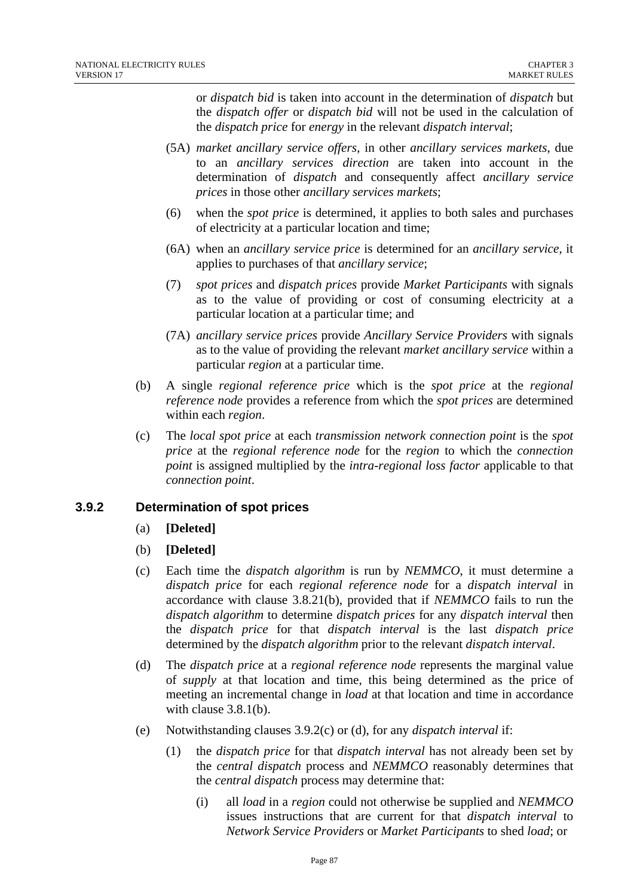or *dispatch bid* is taken into account in the determination of *dispatch* but the *dispatch offer* or *dispatch bid* will not be used in the calculation of the *dispatch price* for *energy* in the relevant *dispatch interval*;

(5A) *market ancillary service offers*, in other *ancillary services markets*, due to an *ancillary services direction* are taken into account in the determination of *dispatch* and consequently affect *ancillary service prices* in those other *ancillary services markets*;

(6) when the *spot price* is determined, it applies to both sales and purchases of electricity at a particular location and time;

(6A) when an *ancillary service price* is determined for an *ancillary service*, it applies to purchases of that *ancillary service*;

(7) *spot prices* and *dispatch prices* provide *Market Participants* with signals as to the value of providing or cost of consuming electricity at a particular location at a particular time; and

(7A) *ancillary service prices* provide *Ancillary Service Providers* with signals as to the value of providing the relevant *market ancillary service* within a particular *region* at a particular time.

(b) A single *regional reference price* which is the *spot price* at the *regional reference node* provides a reference from which the *spot prices* are determined within each *region*.

(c) The *local spot price* at each *transmission network connection point* is the *spot price* at the *regional reference node* for the *region* to which the *connection point* is assigned multiplied by the *intra-regional loss factor* applicable to that *connection point*.

### 3.9.2 Determination of spot prices

(a) **[Deleted]**

(b) **[Deleted]**

(c) Each time the *dispatch algorithm* is run by *NEMMCO*, it must determine a *dispatch price* for each *regional reference node* for a *dispatch interval* in accordance with clause 3.8.21(b), provided that if *NEMMCO* fails to run the *dispatch algorithm* to determine *dispatch prices* for any *dispatch interval* then the *dispatch price* for that *dispatch interval* is the last *dispatch price* determined by the *dispatch algorithm* prior to the relevant *dispatch interval*.

(d) The *dispatch price* at a *regional reference node* represents the marginal value of *supply* at that location and time, this being determined as the price of meeting an incremental change in *load* at that location and time in accordance with clause 3.8.1(b).

(e) Notwithstanding clauses 3.9.2(c) or (d), for any *dispatch interval* if:

(1) the *dispatch price* for that *dispatch interval* has not already been set by the *central dispatch* process and *NEMMCO* reasonably determines that the *central dispatch* process may determine that:

(i) all *load* in a *region* could not otherwise be supplied and *NEMMCO* issues instructions that are current for that *dispatch interval* to *Network Service Providers* or *Market Participants* to shed *load*; or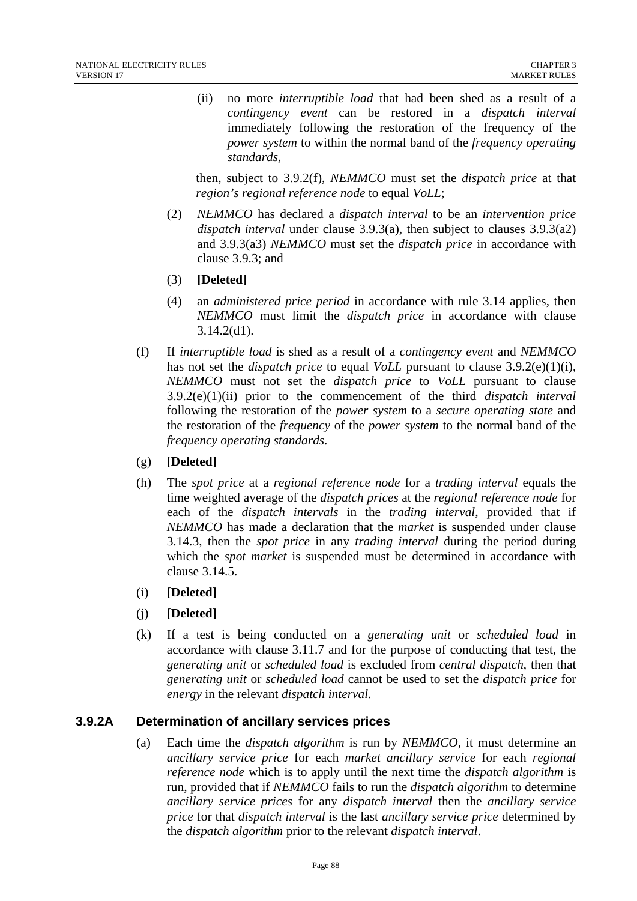(ii) no more *interruptible load* that had been shed as a result of a *contingency event* can be restored in a *dispatch interval* immediately following the restoration of the frequency of the *power system* to within the normal band of the *frequency operating standards*,

then, subject to 3.9.2(f), *NEMMCO* must set the *dispatch price* at that *region's regional reference node* to equal *VoLL*;

(2) *NEMMCO* has declared a *dispatch interval* to be an *intervention price dispatch interval* under clause 3.9.3(a), then subject to clauses 3.9.3(a2) and 3.9.3(a3) *NEMMCO* must set the *dispatch price* in accordance with clause 3.9.3; and

(3) **[Deleted]**

(4) an *administered price period* in accordance with rule 3.14 applies, then *NEMMCO* must limit the *dispatch price* in accordance with clause 3.14.2(d1).

(f) If *interruptible load* is shed as a result of a *contingency event* and *NEMMCO* has not set the *dispatch price* to equal *VoLL* pursuant to clause 3.9.2(e)(1)(i), *NEMMCO* must not set the *dispatch price* to *VoLL* pursuant to clause 3.9.2(e)(1)(ii) prior to the commencement of the third *dispatch interval* following the restoration of the *power system* to a *secure operating state* and the restoration of the *frequency* of the *power system* to the normal band of the *frequency operating standards*.

(g) **[Deleted]**

(h) The *spot price* at a *regional reference node* for a *trading interval* equals the time weighted average of the *dispatch prices* at the *regional reference node* for each of the *dispatch intervals* in the *trading interval*, provided that if *NEMMCO* has made a declaration that the *market* is suspended under clause 3.14.3, then the *spot price* in any *trading interval* during the period during which the *spot market* is suspended must be determined in accordance with clause 3.14.5.

(i) **[Deleted]**

(j) **[Deleted]**

(k) If a test is being conducted on a *generating unit* or *scheduled load* in accordance with clause 3.11.7 and for the purpose of conducting that test, the *generating unit* or *scheduled load* is excluded from *central dispatch*, then that *generating unit* or *scheduled load* cannot be used to set the *dispatch price* for *energy* in the relevant *dispatch interval*.

### 3.9.2A Determination of ancillary services prices

(a) Each time the *dispatch algorithm* is run by *NEMMCO*, it must determine an *ancillary service price* for each *market ancillary service* for each *regional reference node* which is to apply until the next time the *dispatch algorithm* is run, provided that if *NEMMCO* fails to run the *dispatch algorithm* to determine *ancillary service prices* for any *dispatch interval* then the *ancillary service price* for that *dispatch interval* is the last *ancillary service price* determined by the *dispatch algorithm* prior to the relevant *dispatch interval*.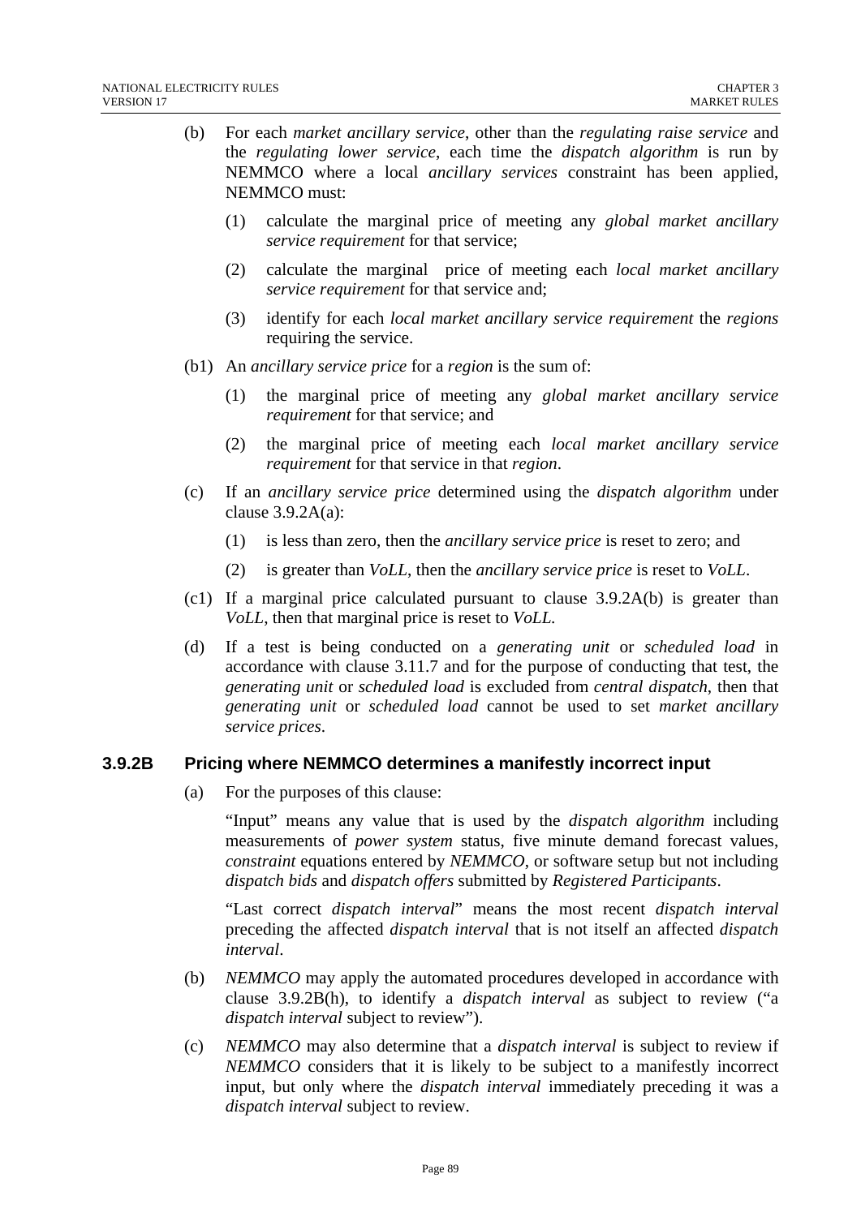(b) For each *market ancillary service*, other than the *regulating raise service* and the *regulating lower service*, each time the *dispatch algorithm* is run by NEMMCO where a local *ancillary services* constraint has been applied, NEMMCO must:

   (1) calculate the marginal price of meeting any *global market ancillary service requirement* for that service;

   (2) calculate the marginal price of meeting each *local market ancillary service requirement* for that service and;

   (3) identify for each *local market ancillary service requirement* the *regions* requiring the service.

(b1) An *ancillary service price* for a *region* is the sum of:

   (1) the marginal price of meeting any *global market ancillary service requirement* for that service; and

   (2) the marginal price of meeting each *local market ancillary service requirement* for that service in that *region*.

(c) If an *ancillary service price* determined using the *dispatch algorithm* under clause 3.9.2A(a):

   (1) is less than zero, then the *ancillary service price* is reset to zero; and

   (2) is greater than *VoLL*, then the *ancillary service price* is reset to *VoLL*.

(c1) If a marginal price calculated pursuant to clause 3.9.2A(b) is greater than *VoLL*, then that marginal price is reset to *VoLL.*

(d) If a test is being conducted on a *generating unit* or *scheduled load* in accordance with clause 3.11.7 and for the purpose of conducting that test, the *generating unit* or *scheduled load* is excluded from *central dispatch*, then that *generating unit* or *scheduled load* cannot be used to set *market ancillary service prices*.

### 3.9.2B Pricing where NEMMCO determines a manifestly incorrect input

(a) For the purposes of this clause:

   "Input" means any value that is used by the *dispatch algorithm* including measurements of *power system* status, five minute demand forecast values, *constraint* equations entered by *NEMMCO*, or software setup but not including *dispatch bids* and *dispatch offers* submitted by *Registered Participants*.

   "Last correct *dispatch interval*" means the most recent *dispatch interval* preceding the affected *dispatch interval* that is not itself an affected *dispatch interval*.

(b) *NEMMCO* may apply the automated procedures developed in accordance with clause 3.9.2B(h), to identify a *dispatch interval* as subject to review ("a *dispatch interval* subject to review").

(c) *NEMMCO* may also determine that a *dispatch interval* is subject to review if *NEMMCO* considers that it is likely to be subject to a manifestly incorrect input, but only where the *dispatch interval* immediately preceding it was a *dispatch interval* subject to review.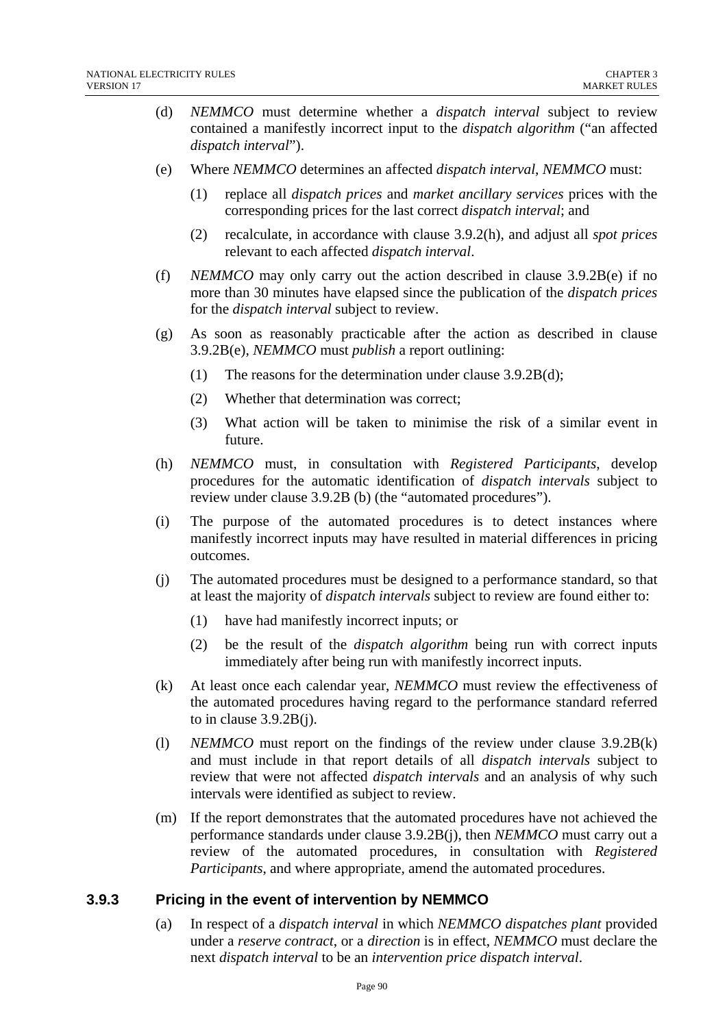(d) *NEMMCO* must determine whether a *dispatch interval* subject to review contained a manifestly incorrect input to the *dispatch algorithm* ("an affected *dispatch interval*").

(e) Where *NEMMCO* determines an affected *dispatch interval*, *NEMMCO* must:

   (1) replace all *dispatch prices* and *market ancillary services* prices with the corresponding prices for the last correct *dispatch interval*; and

   (2) recalculate, in accordance with clause 3.9.2(h), and adjust all *spot prices* relevant to each affected *dispatch interval*.

(f) *NEMMCO* may only carry out the action described in clause 3.9.2B(e) if no more than 30 minutes have elapsed since the publication of the *dispatch prices* for the *dispatch interval* subject to review.

(g) As soon as reasonably practicable after the action as described in clause 3.9.2B(e), *NEMMCO* must *publish* a report outlining:

   (1) The reasons for the determination under clause 3.9.2B(d);

   (2) Whether that determination was correct;

   (3) What action will be taken to minimise the risk of a similar event in future.

(h) *NEMMCO* must, in consultation with *Registered Participants*, develop procedures for the automatic identification of *dispatch intervals* subject to review under clause 3.9.2B (b) (the "automated procedures").

(i) The purpose of the automated procedures is to detect instances where manifestly incorrect inputs may have resulted in material differences in pricing outcomes.

(j) The automated procedures must be designed to a performance standard, so that at least the majority of *dispatch intervals* subject to review are found either to:

   (1) have had manifestly incorrect inputs; or

   (2) be the result of the *dispatch algorithm* being run with correct inputs immediately after being run with manifestly incorrect inputs.

(k) At least once each calendar year, *NEMMCO* must review the effectiveness of the automated procedures having regard to the performance standard referred to in clause 3.9.2B(j).

(l) *NEMMCO* must report on the findings of the review under clause 3.9.2B(k) and must include in that report details of all *dispatch intervals* subject to review that were not affected *dispatch intervals* and an analysis of why such intervals were identified as subject to review.

(m) If the report demonstrates that the automated procedures have not achieved the performance standards under clause 3.9.2B(j), then *NEMMCO* must carry out a review of the automated procedures, in consultation with *Registered Participants*, and where appropriate, amend the automated procedures.

### 3.9.3 Pricing in the event of intervention by NEMMCO

(a) In respect of a *dispatch interval* in which *NEMMCO dispatches plant* provided under a *reserve contract*, or a *direction* is in effect, *NEMMCO* must declare the next *dispatch interval* to be an *intervention price dispatch interval*.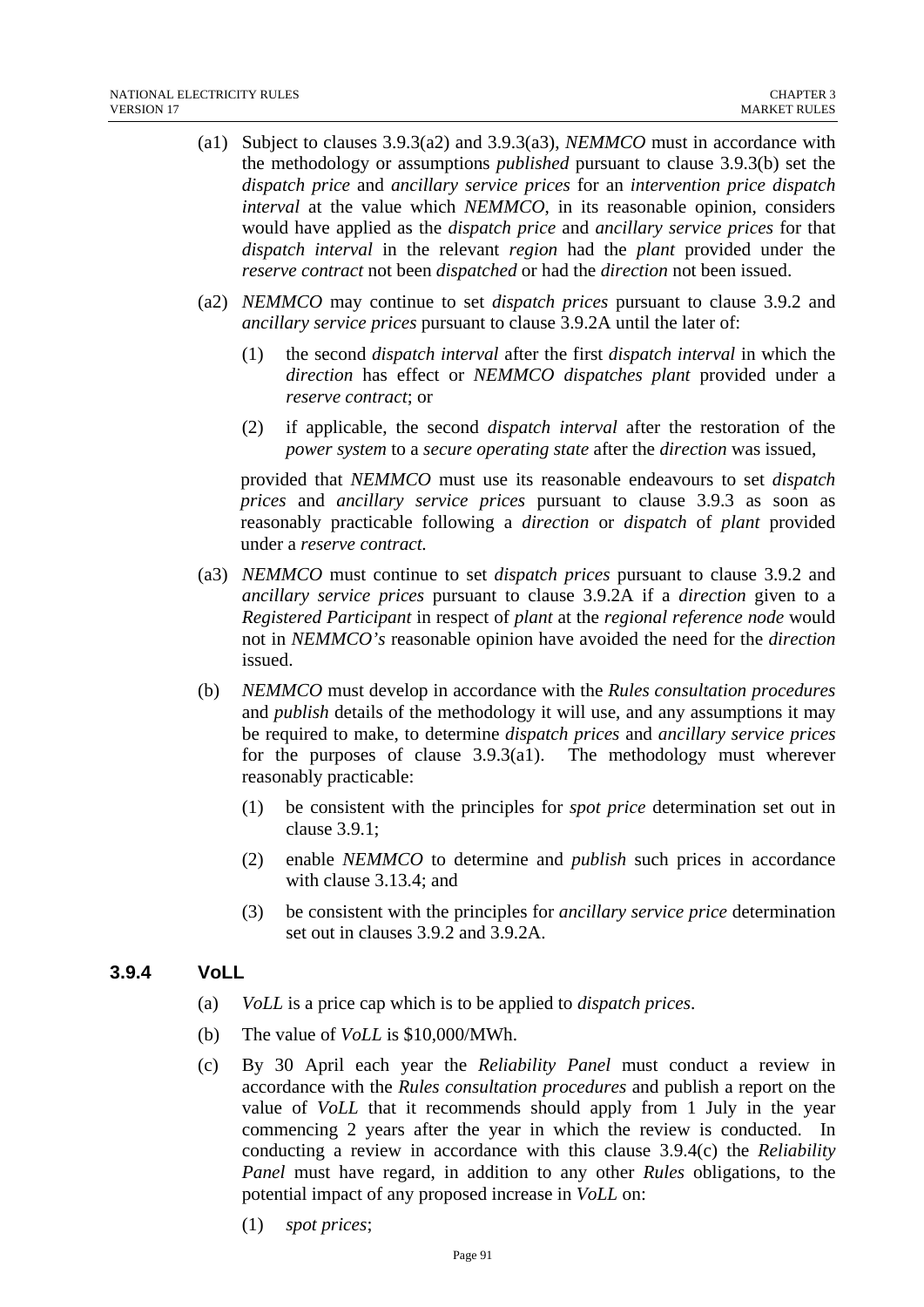(a1) Subject to clauses 3.9.3(a2) and 3.9.3(a3), *NEMMCO* must in accordance with the methodology or assumptions *published* pursuant to clause 3.9.3(b) set the *dispatch price* and *ancillary service prices* for an *intervention price dispatch interval* at the value which *NEMMCO*, in its reasonable opinion, considers would have applied as the *dispatch price* and *ancillary service prices* for that *dispatch interval* in the relevant *region* had the *plant* provided under the *reserve contract* not been *dispatched* or had the *direction* not been issued.

(a2) *NEMMCO* may continue to set *dispatch prices* pursuant to clause 3.9.2 and *ancillary service prices* pursuant to clause 3.9.2A until the later of:

(1) the second *dispatch interval* after the first *dispatch interval* in which the *direction* has effect or *NEMMCO dispatches plant* provided under a *reserve contract*; or

(2) if applicable, the second *dispatch interval* after the restoration of the *power system* to a *secure operating state* after the *direction* was issued,

provided that *NEMMCO* must use its reasonable endeavours to set *dispatch prices* and *ancillary service prices* pursuant to clause 3.9.3 as soon as reasonably practicable following a *direction* or *dispatch* of *plant* provided under a *reserve contract.*

(a3) *NEMMCO* must continue to set *dispatch prices* pursuant to clause 3.9.2 and *ancillary service prices* pursuant to clause 3.9.2A if a *direction* given to a *Registered Participant* in respect of *plant* at the *regional reference node* would not in *NEMMCO's* reasonable opinion have avoided the need for the *direction* issued.

(b) *NEMMCO* must develop in accordance with the *Rules consultation procedures* and *publish* details of the methodology it will use, and any assumptions it may be required to make, to determine *dispatch prices* and *ancillary service prices* for the purposes of clause 3.9.3(a1). The methodology must wherever reasonably practicable:

(1) be consistent with the principles for *spot price* determination set out in clause 3.9.1;

(2) enable *NEMMCO* to determine and *publish* such prices in accordance with clause 3.13.4; and

(3) be consistent with the principles for *ancillary service price* determination set out in clauses 3.9.2 and 3.9.2A.

### 3.9.4 VoLL

(a) *VoLL* is a price cap which is to be applied to *dispatch prices*.

(b) The value of *VoLL* is $10,000/MWh.

(c) By 30 April each year the *Reliability Panel* must conduct a review in accordance with the *Rules consultation procedures* and publish a report on the value of *VoLL* that it recommends should apply from 1 July in the year commencing 2 years after the year in which the review is conducted. In conducting a review in accordance with this clause 3.9.4(c) the *Reliability Panel* must have regard, in addition to any other *Rules* obligations, to the potential impact of any proposed increase in *VoLL* on:

(1) *spot prices*;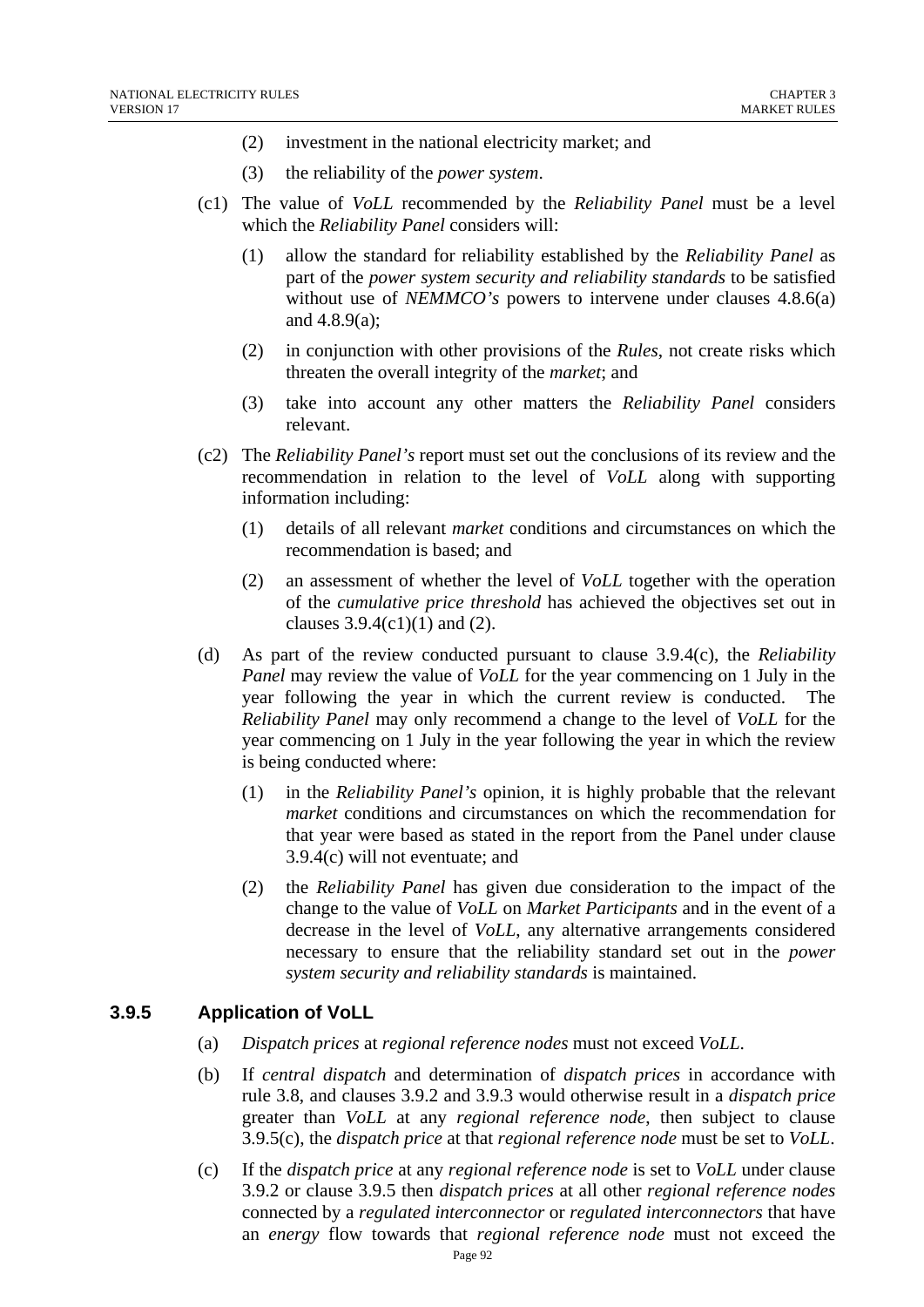(2) investment in the national electricity market; and

(3) the reliability of the *power system*.

(c1) The value of *VoLL* recommended by the *Reliability Panel* must be a level which the *Reliability Panel* considers will:

(1) allow the standard for reliability established by the *Reliability Panel* as part of the *power system security and reliability standards* to be satisfied without use of *NEMMCO's* powers to intervene under clauses 4.8.6(a) and 4.8.9(a);

(2) in conjunction with other provisions of the *Rules*, not create risks which threaten the overall integrity of the *market*; and

(3) take into account any other matters the *Reliability Panel* considers relevant.

(c2) The *Reliability Panel's* report must set out the conclusions of its review and the recommendation in relation to the level of *VoLL* along with supporting information including:

(1) details of all relevant *market* conditions and circumstances on which the recommendation is based; and

(2) an assessment of whether the level of *VoLL* together with the operation of the *cumulative price threshold* has achieved the objectives set out in clauses 3.9.4(c1)(1) and (2).

(d) As part of the review conducted pursuant to clause 3.9.4(c), the *Reliability Panel* may review the value of *VoLL* for the year commencing on 1 July in the year following the year in which the current review is conducted. The *Reliability Panel* may only recommend a change to the level of *VoLL* for the year commencing on 1 July in the year following the year in which the review is being conducted where:

(1) in the *Reliability Panel's* opinion, it is highly probable that the relevant *market* conditions and circumstances on which the recommendation for that year were based as stated in the report from the Panel under clause 3.9.4(c) will not eventuate; and

(2) the *Reliability Panel* has given due consideration to the impact of the change to the value of *VoLL* on *Market Participants* and in the event of a decrease in the level of *VoLL*, any alternative arrangements considered necessary to ensure that the reliability standard set out in the *power system security and reliability standards* is maintained.

### 3.9.5 Application of VoLL

(a) *Dispatch prices* at *regional reference nodes* must not exceed *VoLL*.

(b) If *central dispatch* and determination of *dispatch prices* in accordance with rule 3.8, and clauses 3.9.2 and 3.9.3 would otherwise result in a *dispatch price* greater than *VoLL* at any *regional reference node*, then subject to clause 3.9.5(c), the *dispatch price* at that *regional reference node* must be set to *VoLL*.

(c) If the *dispatch price* at any *regional reference node* is set to *VoLL* under clause 3.9.2 or clause 3.9.5 then *dispatch prices* at all other *regional reference nodes* connected by a *regulated interconnector* or *regulated interconnectors* that have an *energy* flow towards that *regional reference node* must not exceed the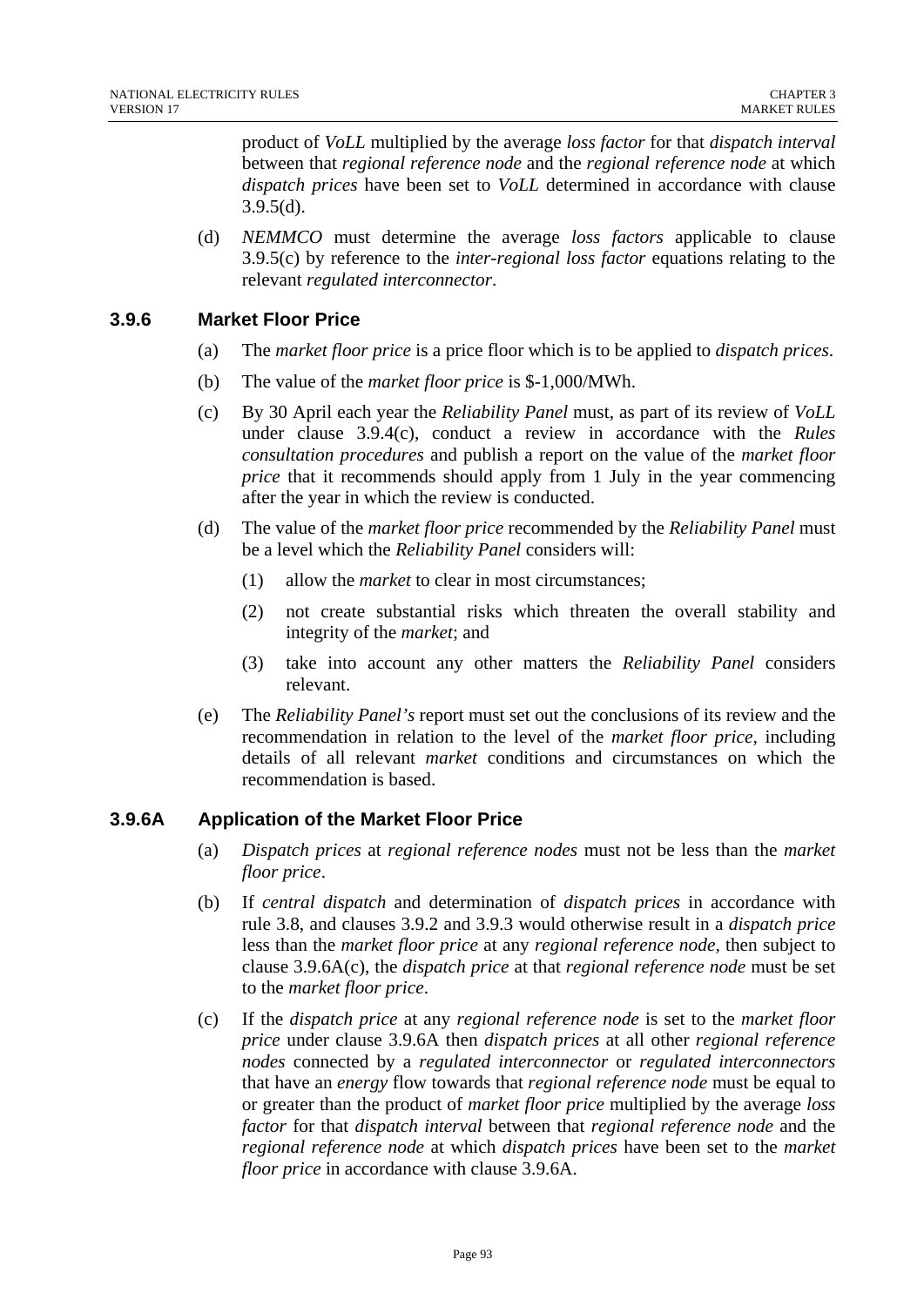product of *VoLL* multiplied by the average *loss factor* for that *dispatch interval* between that *regional reference node* and the *regional reference node* at which *dispatch prices* have been set to *VoLL* determined in accordance with clause 3.9.5(d).

(d) *NEMMCO* must determine the average *loss factors* applicable to clause 3.9.5(c) by reference to the *inter-regional loss factor* equations relating to the relevant *regulated interconnector*.

### 3.9.6 Market Floor Price

(a) The *market floor price* is a price floor which is to be applied to *dispatch prices*.

(b) The value of the *market floor price* is $-1,000/MWh.

(c) By 30 April each year the *Reliability Panel* must, as part of its review of *VoLL* under clause 3.9.4(c), conduct a review in accordance with the *Rules consultation procedures* and publish a report on the value of the *market floor price* that it recommends should apply from 1 July in the year commencing after the year in which the review is conducted.

(d) The value of the *market floor price* recommended by the *Reliability Panel* must be a level which the *Reliability Panel* considers will:

(1) allow the *market* to clear in most circumstances;

(2) not create substantial risks which threaten the overall stability and integrity of the *market*; and

(3) take into account any other matters the *Reliability Panel* considers relevant.

(e) The *Reliability Panel's* report must set out the conclusions of its review and the recommendation in relation to the level of the *market floor price*, including details of all relevant *market* conditions and circumstances on which the recommendation is based.

### 3.9.6A Application of the Market Floor Price

(a) *Dispatch prices* at *regional reference nodes* must not be less than the *market floor price*.

(b) If *central dispatch* and determination of *dispatch prices* in accordance with rule 3.8, and clauses 3.9.2 and 3.9.3 would otherwise result in a *dispatch price* less than the *market floor price* at any *regional reference node*, then subject to clause 3.9.6A(c), the *dispatch price* at that *regional reference node* must be set to the *market floor price*.

(c) If the *dispatch price* at any *regional reference node* is set to the *market floor price* under clause 3.9.6A then *dispatch prices* at all other *regional reference nodes* connected by a *regulated interconnector* or *regulated interconnectors* that have an *energy* flow towards that *regional reference node* must be equal to or greater than the product of *market floor price* multiplied by the average *loss factor* for that *dispatch interval* between that *regional reference node* and the *regional reference node* at which *dispatch prices* have been set to the *market floor price* in accordance with clause 3.9.6A.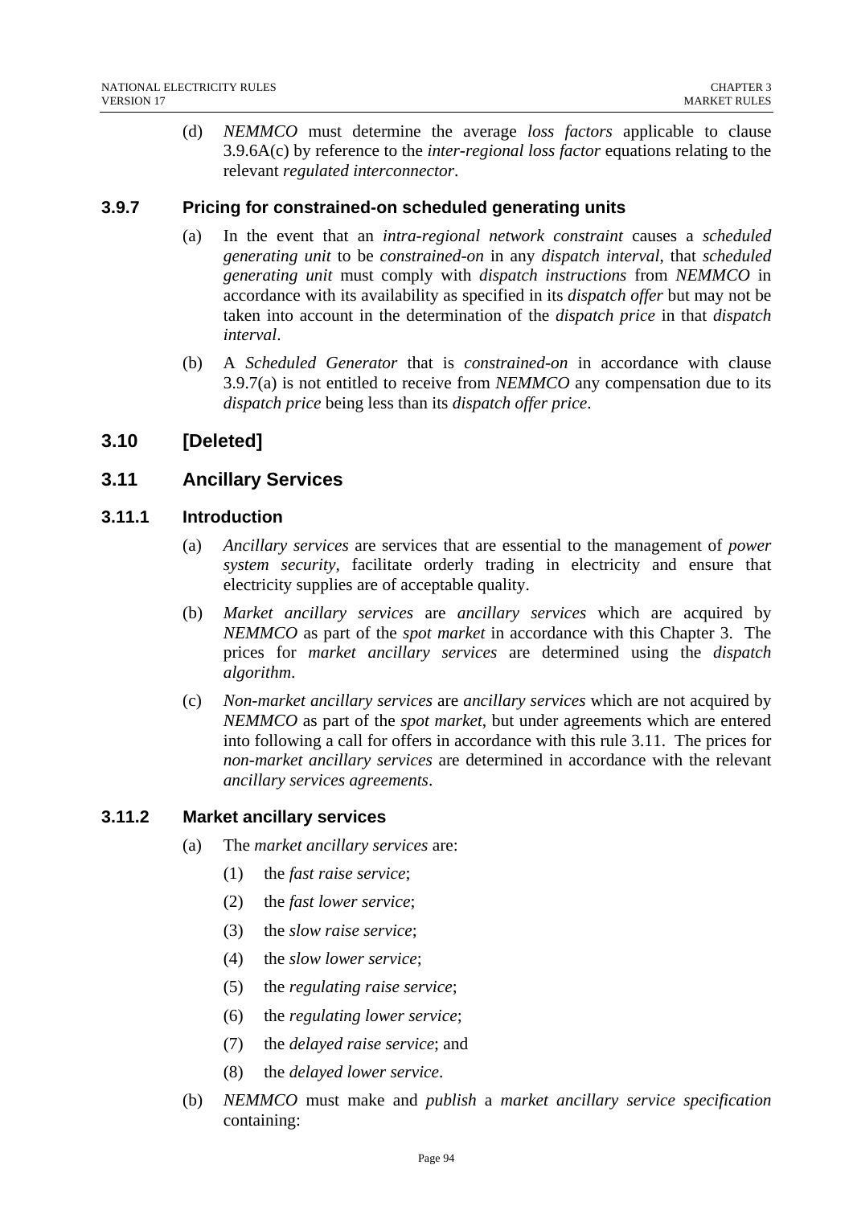(d) *NEMMCO* must determine the average *loss factors* applicable to clause 3.9.6A(c) by reference to the *inter-regional loss factor* equations relating to the relevant *regulated interconnector*.

### 3.9.7 Pricing for constrained-on scheduled generating units

(a) In the event that an *intra-regional network constraint* causes a *scheduled generating unit* to be *constrained-on* in any *dispatch interval*, that *scheduled generating unit* must comply with *dispatch instructions* from *NEMMCO* in accordance with its availability as specified in its *dispatch offer* but may not be taken into account in the determination of the *dispatch price* in that *dispatch interval*.

(b) A *Scheduled Generator* that is *constrained-on* in accordance with clause 3.9.7(a) is not entitled to receive from *NEMMCO* any compensation due to its *dispatch price* being less than its *dispatch offer price*.

## 3.10 [Deleted]

## 3.11 Ancillary Services

### 3.11.1 Introduction

(a) *Ancillary services* are services that are essential to the management of *power system security*, facilitate orderly trading in electricity and ensure that electricity supplies are of acceptable quality.

(b) *Market ancillary services* are *ancillary services* which are acquired by *NEMMCO* as part of the *spot market* in accordance with this Chapter 3. The prices for *market ancillary services* are determined using the *dispatch algorithm*.

(c) *Non-market ancillary services* are *ancillary services* which are not acquired by *NEMMCO* as part of the *spot market*, but under agreements which are entered into following a call for offers in accordance with this rule 3.11. The prices for *non-market ancillary services* are determined in accordance with the relevant *ancillary services agreements*.

### 3.11.2 Market ancillary services

(a) The *market ancillary services* are:

   (1) the *fast raise service*;

   (2) the *fast lower service*;

   (3) the *slow raise service*;

   (4) the *slow lower service*;

   (5) the *regulating raise service*;

   (6) the *regulating lower service*;

   (7) the *delayed raise service*; and

   (8) the *delayed lower service*.

(b) *NEMMCO* must make and *publish* a *market ancillary service specification* containing: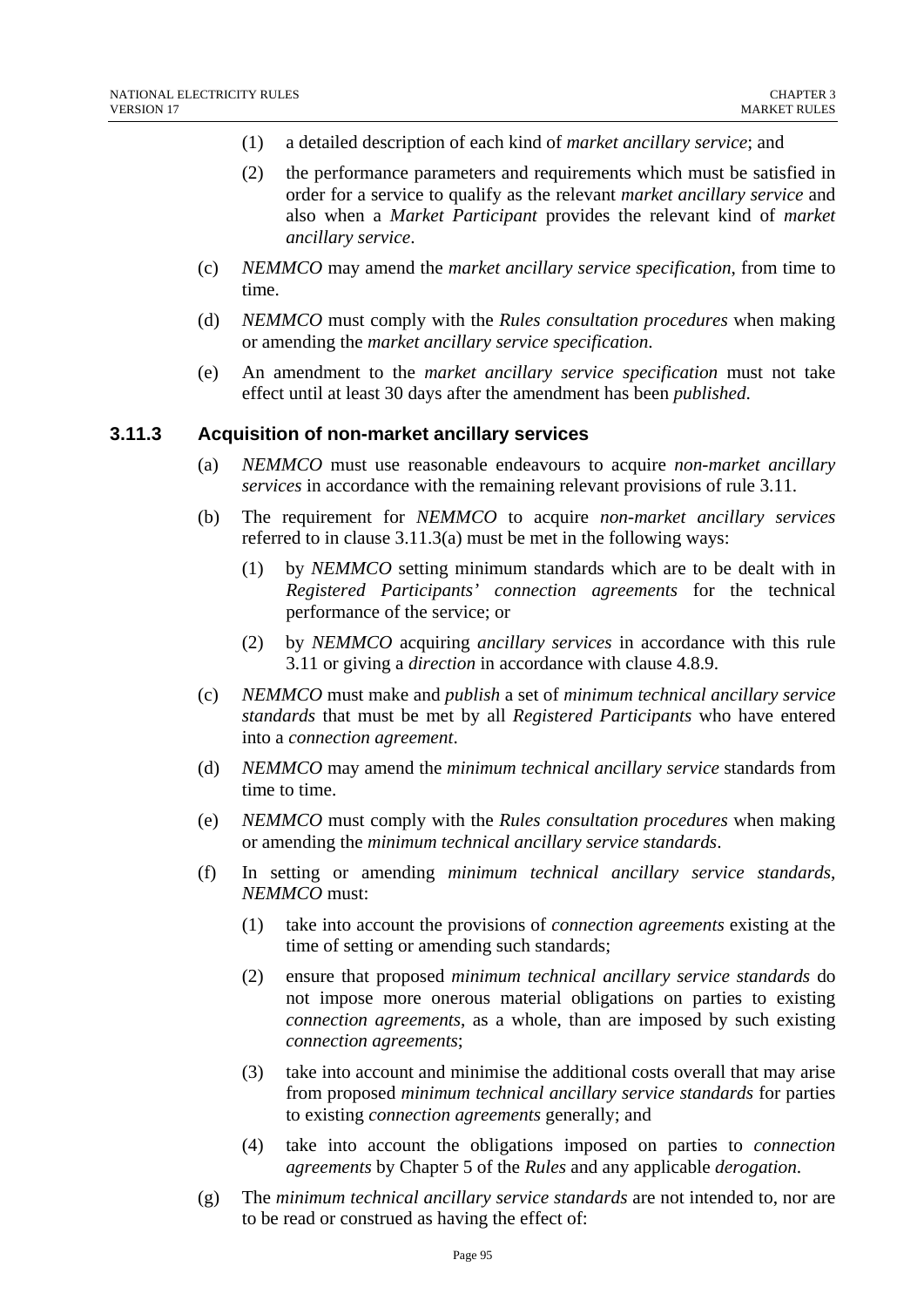(1) a detailed description of each kind of *market ancillary service*; and

(2) the performance parameters and requirements which must be satisfied in order for a service to qualify as the relevant *market ancillary service* and also when a *Market Participant* provides the relevant kind of *market ancillary service*.

(c) *NEMMCO* may amend the *market ancillary service specification*, from time to time.

(d) *NEMMCO* must comply with the *Rules consultation procedures* when making or amending the *market ancillary service specification*.

(e) An amendment to the *market ancillary service specification* must not take effect until at least 30 days after the amendment has been *published*.

### 3.11.3 Acquisition of non-market ancillary services

(a) *NEMMCO* must use reasonable endeavours to acquire *non-market ancillary services* in accordance with the remaining relevant provisions of rule 3.11.

(b) The requirement for *NEMMCO* to acquire *non-market ancillary services* referred to in clause 3.11.3(a) must be met in the following ways:

(1) by *NEMMCO* setting minimum standards which are to be dealt with in *Registered Participants' connection agreements* for the technical performance of the service; or

(2) by *NEMMCO* acquiring *ancillary services* in accordance with this rule 3.11 or giving a *direction* in accordance with clause 4.8.9.

(c) *NEMMCO* must make and *publish* a set of *minimum technical ancillary service standards* that must be met by all *Registered Participants* who have entered into a *connection agreement*.

(d) *NEMMCO* may amend the *minimum technical ancillary service* standards from time to time.

(e) *NEMMCO* must comply with the *Rules consultation procedures* when making or amending the *minimum technical ancillary service standards*.

(f) In setting or amending *minimum technical ancillary service standards*, *NEMMCO* must:

(1) take into account the provisions of *connection agreements* existing at the time of setting or amending such standards;

(2) ensure that proposed *minimum technical ancillary service standards* do not impose more onerous material obligations on parties to existing *connection agreements*, as a whole, than are imposed by such existing *connection agreements*;

(3) take into account and minimise the additional costs overall that may arise from proposed *minimum technical ancillary service standards* for parties to existing *connection agreements* generally; and

(4) take into account the obligations imposed on parties to *connection agreements* by Chapter 5 of the *Rules* and any applicable *derogation*.

(g) The *minimum technical ancillary service standards* are not intended to, nor are to be read or construed as having the effect of: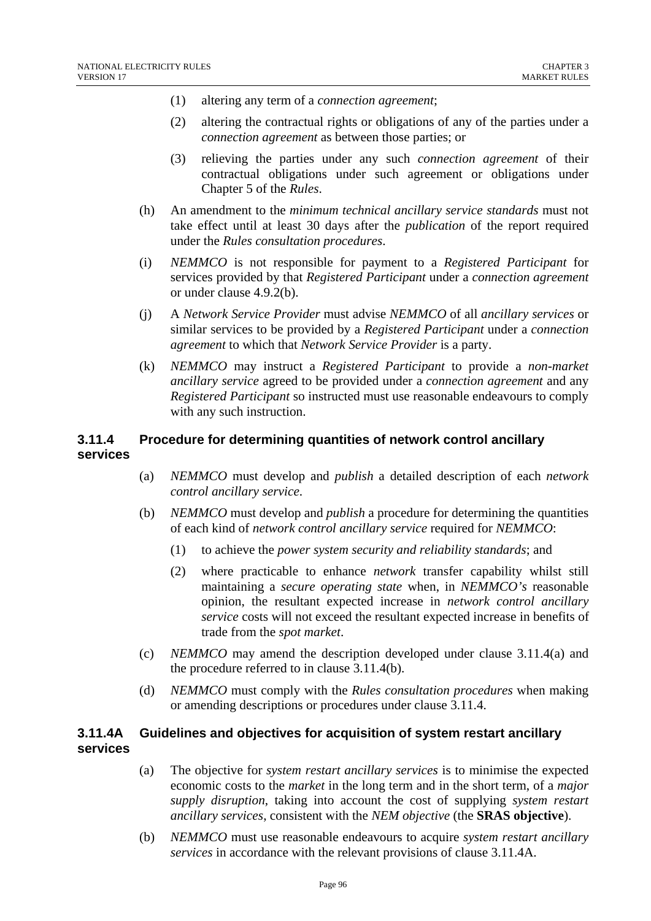(1) altering any term of a *connection agreement*;

(2) altering the contractual rights or obligations of any of the parties under a *connection agreement* as between those parties; or

(3) relieving the parties under any such *connection agreement* of their contractual obligations under such agreement or obligations under Chapter 5 of the *Rules*.

(h) An amendment to the *minimum technical ancillary service standards* must not take effect until at least 30 days after the *publication* of the report required under the *Rules consultation procedures*.

(i) *NEMMCO* is not responsible for payment to a *Registered Participant* for services provided by that *Registered Participant* under a *connection agreement* or under clause 4.9.2(b).

(j) A *Network Service Provider* must advise *NEMMCO* of all *ancillary services* or similar services to be provided by a *Registered Participant* under a *connection agreement* to which that *Network Service Provider* is a party.

(k) *NEMMCO* may instruct a *Registered Participant* to provide a *non-market ancillary service* agreed to be provided under a *connection agreement* and any *Registered Participant* so instructed must use reasonable endeavours to comply with any such instruction.

### 3.11.4 Procedure for determining quantities of network control ancillary services

(a) *NEMMCO* must develop and *publish* a detailed description of each *network control ancillary service*.

(b) *NEMMCO* must develop and *publish* a procedure for determining the quantities of each kind of *network control ancillary service* required for *NEMMCO*:

(1) to achieve the *power system security and reliability standards*; and

(2) where practicable to enhance *network* transfer capability whilst still maintaining a *secure operating state* when, in *NEMMCO's* reasonable opinion, the resultant expected increase in *network control ancillary service* costs will not exceed the resultant expected increase in benefits of trade from the *spot market*.

(c) *NEMMCO* may amend the description developed under clause 3.11.4(a) and the procedure referred to in clause 3.11.4(b).

(d) *NEMMCO* must comply with the *Rules consultation procedures* when making or amending descriptions or procedures under clause 3.11.4.

### 3.11.4A Guidelines and objectives for acquisition of system restart ancillary services

(a) The objective for *system restart ancillary services* is to minimise the expected economic costs to the *market* in the long term and in the short term, of a *major supply disruption*, taking into account the cost of supplying *system restart ancillary services*, consistent with the *NEM objective* (the **SRAS objective**).

(b) *NEMMCO* must use reasonable endeavours to acquire *system restart ancillary services* in accordance with the relevant provisions of clause 3.11.4A.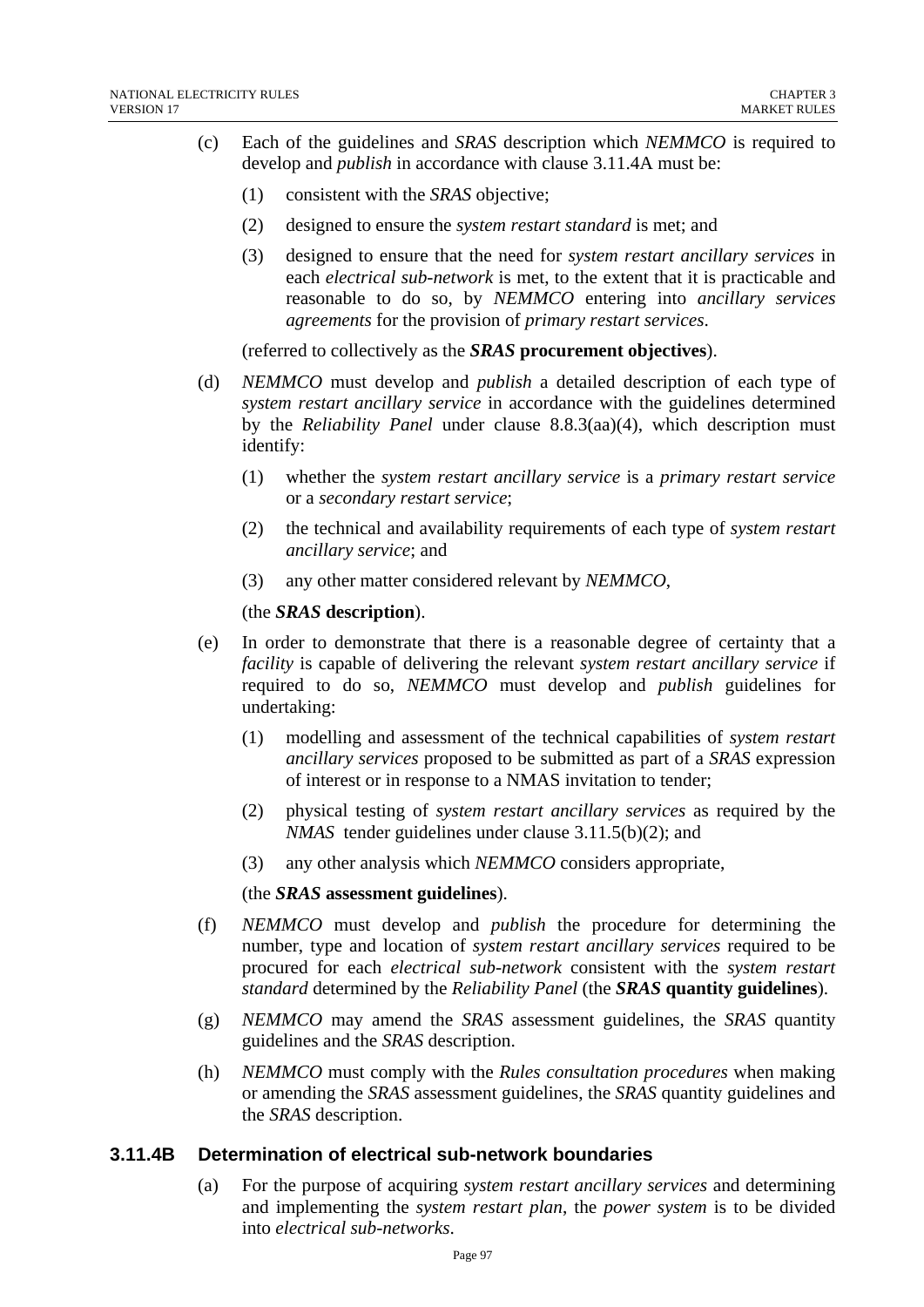(c) Each of the guidelines and *SRAS* description which *NEMMCO* is required to develop and *publish* in accordance with clause 3.11.4A must be:

(1) consistent with the *SRAS* objective;

(2) designed to ensure the *system restart standard* is met; and

(3) designed to ensure that the need for *system restart ancillary services* in each *electrical sub-network* is met, to the extent that it is practicable and reasonable to do so, by *NEMMCO* entering into *ancillary services agreements* for the provision of *primary restart services*.

(referred to collectively as the ***SRAS* procurement objectives**).

(d) *NEMMCO* must develop and *publish* a detailed description of each type of *system restart ancillary service* in accordance with the guidelines determined by the *Reliability Panel* under clause 8.8.3(aa)(4), which description must identify:

(1) whether the *system restart ancillary service* is a *primary restart service* or a *secondary restart service*;

(2) the technical and availability requirements of each type of *system restart ancillary service*; and

(3) any other matter considered relevant by *NEMMCO*,

(the ***SRAS* description**).

(e) In order to demonstrate that there is a reasonable degree of certainty that a *facility* is capable of delivering the relevant *system restart ancillary service* if required to do so, *NEMMCO* must develop and *publish* guidelines for undertaking:

(1) modelling and assessment of the technical capabilities of *system restart ancillary services* proposed to be submitted as part of a *SRAS* expression of interest or in response to a NMAS invitation to tender;

(2) physical testing of *system restart ancillary services* as required by the *NMAS* tender guidelines under clause 3.11.5(b)(2); and

(3) any other analysis which *NEMMCO* considers appropriate,

(the ***SRAS* assessment guidelines**).

(f) *NEMMCO* must develop and *publish* the procedure for determining the number, type and location of *system restart ancillary services* required to be procured for each *electrical sub-network* consistent with the *system restart standard* determined by the *Reliability Panel* (the ***SRAS* quantity guidelines**).

(g) *NEMMCO* may amend the *SRAS* assessment guidelines, the *SRAS* quantity guidelines and the *SRAS* description.

(h) *NEMMCO* must comply with the *Rules consultation procedures* when making or amending the *SRAS* assessment guidelines, the *SRAS* quantity guidelines and the *SRAS* description.

### 3.11.4B Determination of electrical sub-network boundaries

(a) For the purpose of acquiring *system restart ancillary services* and determining and implementing the *system restart plan*, the *power system* is to be divided into *electrical sub-networks*.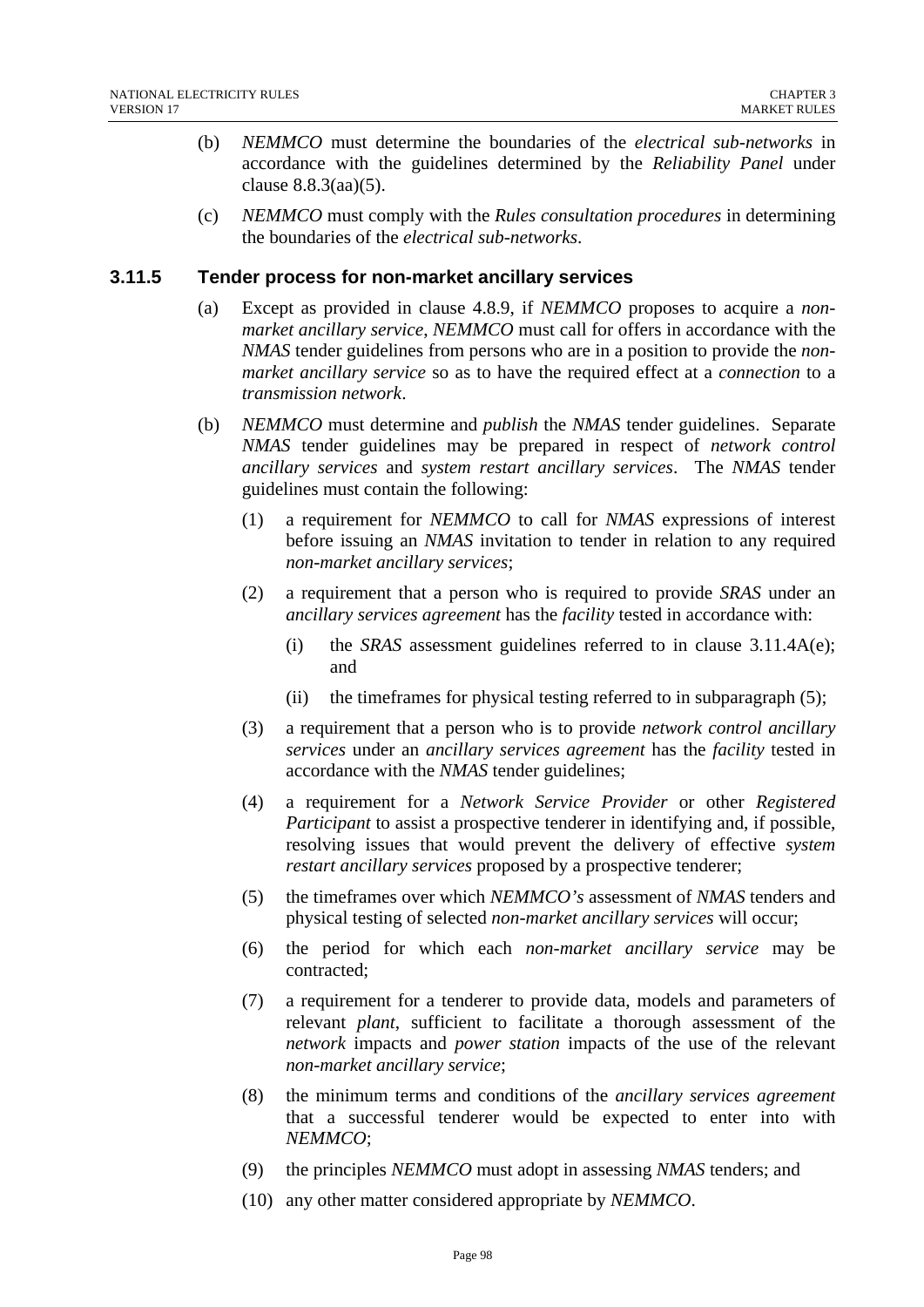(b) *NEMMCO* must determine the boundaries of the *electrical sub-networks* in accordance with the guidelines determined by the *Reliability Panel* under clause 8.8.3(aa)(5).

(c) *NEMMCO* must comply with the *Rules consultation procedures* in determining the boundaries of the *electrical sub-networks*.

### 3.11.5 Tender process for non-market ancillary services

(a) Except as provided in clause 4.8.9, if *NEMMCO* proposes to acquire a *non-market ancillary service*, *NEMMCO* must call for offers in accordance with the *NMAS* tender guidelines from persons who are in a position to provide the *non-market ancillary service* so as to have the required effect at a *connection* to a *transmission network*.

(b) *NEMMCO* must determine and *publish* the *NMAS* tender guidelines. Separate *NMAS* tender guidelines may be prepared in respect of *network control ancillary services* and *system restart ancillary services*. The *NMAS* tender guidelines must contain the following:

(1) a requirement for *NEMMCO* to call for *NMAS* expressions of interest before issuing an *NMAS* invitation to tender in relation to any required *non-market ancillary services*;

(2) a requirement that a person who is required to provide *SRAS* under an *ancillary services agreement* has the *facility* tested in accordance with:

(i) the *SRAS* assessment guidelines referred to in clause 3.11.4A(e); and

(ii) the timeframes for physical testing referred to in subparagraph (5);

(3) a requirement that a person who is to provide *network control ancillary services* under an *ancillary services agreement* has the *facility* tested in accordance with the *NMAS* tender guidelines;

(4) a requirement for a *Network Service Provider* or other *Registered Participant* to assist a prospective tenderer in identifying and, if possible, resolving issues that would prevent the delivery of effective *system restart ancillary services* proposed by a prospective tenderer;

(5) the timeframes over which *NEMMCO's* assessment of *NMAS* tenders and physical testing of selected *non-market ancillary services* will occur;

(6) the period for which each *non-market ancillary service* may be contracted;

(7) a requirement for a tenderer to provide data, models and parameters of relevant *plant*, sufficient to facilitate a thorough assessment of the *network* impacts and *power station* impacts of the use of the relevant *non-market ancillary service*;

(8) the minimum terms and conditions of the *ancillary services agreement* that a successful tenderer would be expected to enter into with *NEMMCO*;

(9) the principles *NEMMCO* must adopt in assessing *NMAS* tenders; and

(10) any other matter considered appropriate by *NEMMCO*.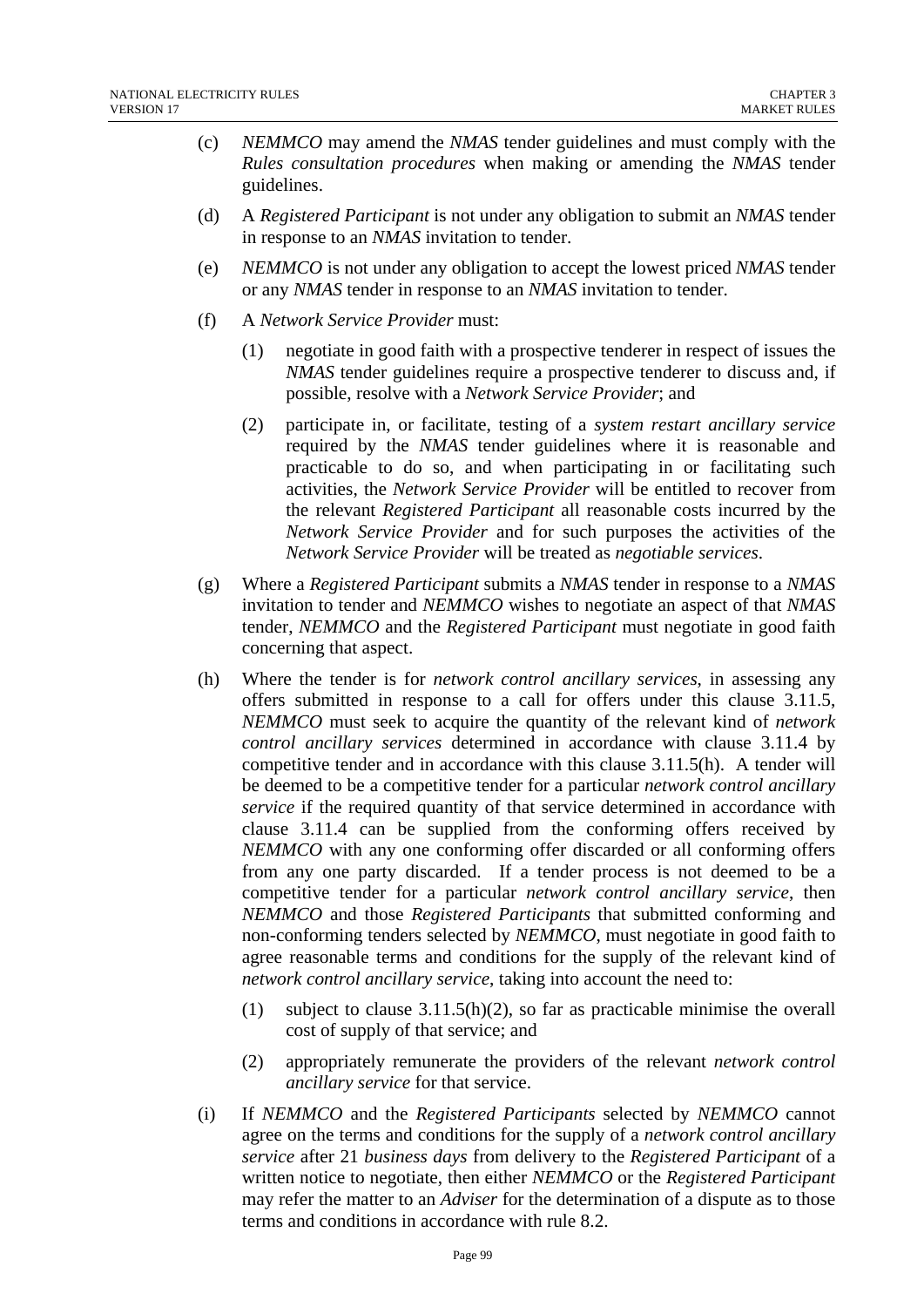(c) *NEMMCO* may amend the *NMAS* tender guidelines and must comply with the *Rules consultation procedures* when making or amending the *NMAS* tender guidelines.

(d) A *Registered Participant* is not under any obligation to submit an *NMAS* tender in response to an *NMAS* invitation to tender.

(e) *NEMMCO* is not under any obligation to accept the lowest priced *NMAS* tender or any *NMAS* tender in response to an *NMAS* invitation to tender.

(f) A *Network Service Provider* must:

   (1) negotiate in good faith with a prospective tenderer in respect of issues the *NMAS* tender guidelines require a prospective tenderer to discuss and, if possible, resolve with a *Network Service Provider*; and

   (2) participate in, or facilitate, testing of a *system restart ancillary service* required by the *NMAS* tender guidelines where it is reasonable and practicable to do so, and when participating in or facilitating such activities, the *Network Service Provider* will be entitled to recover from the relevant *Registered Participant* all reasonable costs incurred by the *Network Service Provider* and for such purposes the activities of the *Network Service Provider* will be treated as *negotiable services*.

(g) Where a *Registered Participant* submits a *NMAS* tender in response to a *NMAS* invitation to tender and *NEMMCO* wishes to negotiate an aspect of that *NMAS* tender, *NEMMCO* and the *Registered Participant* must negotiate in good faith concerning that aspect.

(h) Where the tender is for *network control ancillary services*, in assessing any offers submitted in response to a call for offers under this clause 3.11.5, *NEMMCO* must seek to acquire the quantity of the relevant kind of *network control ancillary services* determined in accordance with clause 3.11.4 by competitive tender and in accordance with this clause 3.11.5(h). A tender will be deemed to be a competitive tender for a particular *network control ancillary service* if the required quantity of that service determined in accordance with clause 3.11.4 can be supplied from the conforming offers received by *NEMMCO* with any one conforming offer discarded or all conforming offers from any one party discarded. If a tender process is not deemed to be a competitive tender for a particular *network control ancillary service*, then *NEMMCO* and those *Registered Participants* that submitted conforming and non-conforming tenders selected by *NEMMCO*, must negotiate in good faith to agree reasonable terms and conditions for the supply of the relevant kind of *network control ancillary service*, taking into account the need to:

   (1) subject to clause 3.11.5(h)(2), so far as practicable minimise the overall cost of supply of that service; and

   (2) appropriately remunerate the providers of the relevant *network control ancillary service* for that service.

(i) If *NEMMCO* and the *Registered Participants* selected by *NEMMCO* cannot agree on the terms and conditions for the supply of a *network control ancillary service* after 21 *business days* from delivery to the *Registered Participant* of a written notice to negotiate, then either *NEMMCO* or the *Registered Participant* may refer the matter to an *Adviser* for the determination of a dispute as to those terms and conditions in accordance with rule 8.2.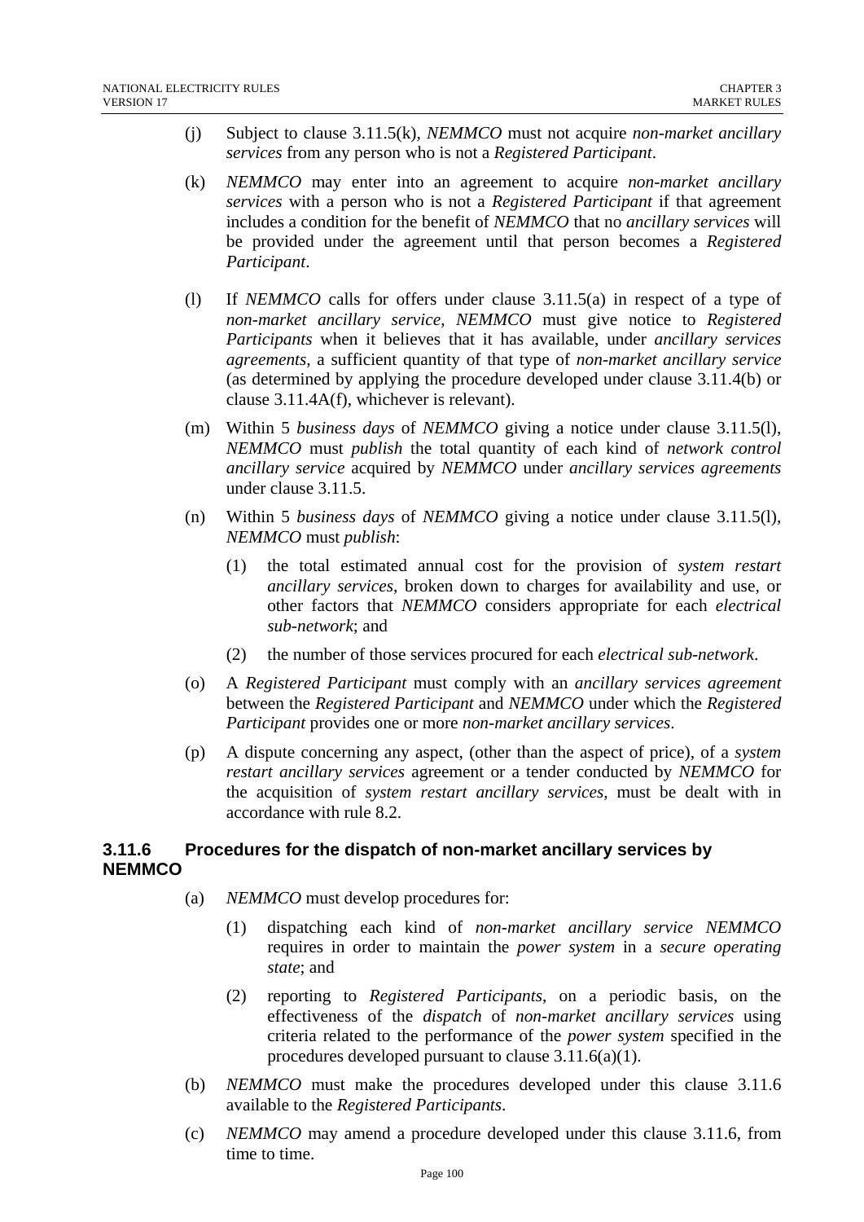(j) Subject to clause 3.11.5(k), *NEMMCO* must not acquire *non-market ancillary services* from any person who is not a *Registered Participant*.

(k) *NEMMCO* may enter into an agreement to acquire *non-market ancillary services* with a person who is not a *Registered Participant* if that agreement includes a condition for the benefit of *NEMMCO* that no *ancillary services* will be provided under the agreement until that person becomes a *Registered Participant*.

(l) If *NEMMCO* calls for offers under clause 3.11.5(a) in respect of a type of *non-market ancillary service*, *NEMMCO* must give notice to *Registered Participants* when it believes that it has available, under *ancillary services agreements*, a sufficient quantity of that type of *non-market ancillary service* (as determined by applying the procedure developed under clause 3.11.4(b) or clause 3.11.4A(f), whichever is relevant).

(m) Within 5 *business days* of *NEMMCO* giving a notice under clause 3.11.5(l), *NEMMCO* must *publish* the total quantity of each kind of *network control ancillary service* acquired by *NEMMCO* under *ancillary services agreements* under clause 3.11.5.

(n) Within 5 *business days* of *NEMMCO* giving a notice under clause 3.11.5(l), *NEMMCO* must *publish*:

   (1) the total estimated annual cost for the provision of *system restart ancillary services*, broken down to charges for availability and use, or other factors that *NEMMCO* considers appropriate for each *electrical sub-network*; and

   (2) the number of those services procured for each *electrical sub-network*.

(o) A *Registered Participant* must comply with an *ancillary services agreement* between the *Registered Participant* and *NEMMCO* under which the *Registered Participant* provides one or more *non-market ancillary services*.

(p) A dispute concerning any aspect, (other than the aspect of price), of a *system restart ancillary services* agreement or a tender conducted by *NEMMCO* for the acquisition of *system restart ancillary services*, must be dealt with in accordance with rule 8.2.

### 3.11.6 Procedures for the dispatch of non-market ancillary services by NEMMCO

(a) *NEMMCO* must develop procedures for:

   (1) dispatching each kind of *non-market ancillary service NEMMCO* requires in order to maintain the *power system* in a *secure operating state*; and

   (2) reporting to *Registered Participants*, on a periodic basis, on the effectiveness of the *dispatch* of *non-market ancillary services* using criteria related to the performance of the *power system* specified in the procedures developed pursuant to clause 3.11.6(a)(1).

(b) *NEMMCO* must make the procedures developed under this clause 3.11.6 available to the *Registered Participants*.

(c) *NEMMCO* may amend a procedure developed under this clause 3.11.6, from time to time.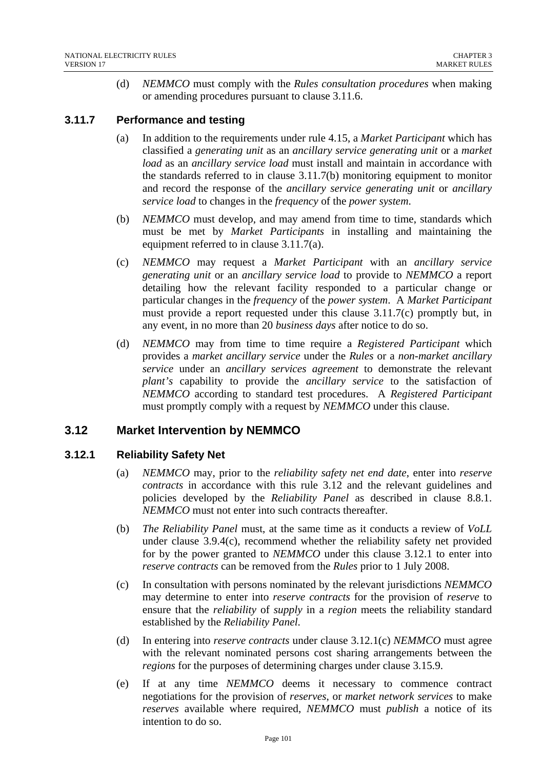(d) *NEMMCO* must comply with the *Rules consultation procedures* when making or amending procedures pursuant to clause 3.11.6.

### 3.11.7 Performance and testing

(a) In addition to the requirements under rule 4.15, a *Market Participant* which has classified a *generating unit* as an *ancillary service generating unit* or a *market load* as an *ancillary service load* must install and maintain in accordance with the standards referred to in clause 3.11.7(b) monitoring equipment to monitor and record the response of the *ancillary service generating unit* or *ancillary service load* to changes in the *frequency* of the *power system*.

(b) *NEMMCO* must develop, and may amend from time to time, standards which must be met by *Market Participants* in installing and maintaining the equipment referred to in clause 3.11.7(a).

(c) *NEMMCO* may request a *Market Participant* with an *ancillary service generating unit* or an *ancillary service load* to provide to *NEMMCO* a report detailing how the relevant facility responded to a particular change or particular changes in the *frequency* of the *power system*. A *Market Participant* must provide a report requested under this clause 3.11.7(c) promptly but, in any event, in no more than 20 *business days* after notice to do so.

(d) *NEMMCO* may from time to time require a *Registered Participant* which provides a *market ancillary service* under the *Rules* or a *non-market ancillary service* under an *ancillary services agreement* to demonstrate the relevant *plant's* capability to provide the *ancillary service* to the satisfaction of *NEMMCO* according to standard test procedures. A *Registered Participant* must promptly comply with a request by *NEMMCO* under this clause.

## 3.12 Market Intervention by NEMMCO

### 3.12.1 Reliability Safety Net

(a) *NEMMCO* may, prior to the *reliability safety net end date*, enter into *reserve contracts* in accordance with this rule 3.12 and the relevant guidelines and policies developed by the *Reliability Panel* as described in clause 8.8.1. *NEMMCO* must not enter into such contracts thereafter.

(b) *The Reliability Panel* must, at the same time as it conducts a review of *VoLL* under clause 3.9.4(c), recommend whether the reliability safety net provided for by the power granted to *NEMMCO* under this clause 3.12.1 to enter into *reserve contracts* can be removed from the *Rules* prior to 1 July 2008.

(c) In consultation with persons nominated by the relevant jurisdictions *NEMMCO* may determine to enter into *reserve contracts* for the provision of *reserve* to ensure that the *reliability* of *supply* in a *region* meets the reliability standard established by the *Reliability Panel*.

(d) In entering into *reserve contracts* under clause 3.12.1(c) *NEMMCO* must agree with the relevant nominated persons cost sharing arrangements between the *regions* for the purposes of determining charges under clause 3.15.9.

(e) If at any time *NEMMCO* deems it necessary to commence contract negotiations for the provision of *reserves*, or *market network services* to make *reserves* available where required, *NEMMCO* must *publish* a notice of its intention to do so.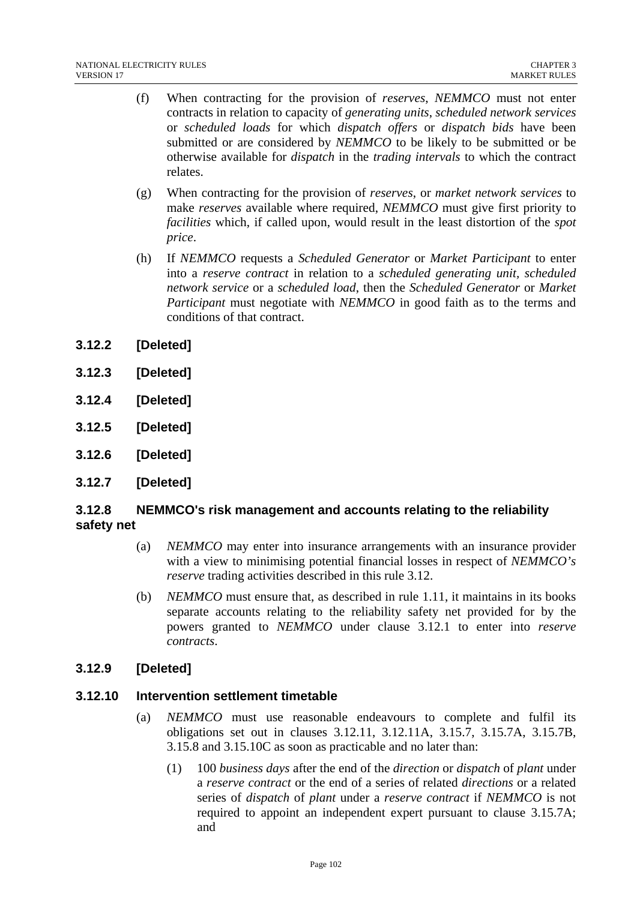(f) When contracting for the provision of *reserves*, *NEMMCO* must not enter contracts in relation to capacity of *generating units*, *scheduled network services* or *scheduled loads* for which *dispatch offers* or *dispatch bids* have been submitted or are considered by *NEMMCO* to be likely to be submitted or be otherwise available for *dispatch* in the *trading intervals* to which the contract relates.

(g) When contracting for the provision of *reserves*, or *market network services* to make *reserves* available where required, *NEMMCO* must give first priority to *facilities* which, if called upon, would result in the least distortion of the *spot price*.

(h) If *NEMMCO* requests a *Scheduled Generator* or *Market Participant* to enter into a *reserve contract* in relation to a *scheduled generating unit, scheduled network service* or a *scheduled load*, then the *Scheduled Generator* or *Market Participant* must negotiate with *NEMMCO* in good faith as to the terms and conditions of that contract.

### 3.12.2 [Deleted]

### 3.12.3 [Deleted]

### 3.12.4 [Deleted]

### 3.12.5 [Deleted]

### 3.12.6 [Deleted]

### 3.12.7 [Deleted]

### 3.12.8 NEMMCO's risk management and accounts relating to the reliability safety net

(a) *NEMMCO* may enter into insurance arrangements with an insurance provider with a view to minimising potential financial losses in respect of *NEMMCO's reserve* trading activities described in this rule 3.12.

(b) *NEMMCO* must ensure that, as described in rule 1.11, it maintains in its books separate accounts relating to the reliability safety net provided for by the powers granted to *NEMMCO* under clause 3.12.1 to enter into *reserve contracts*.

### 3.12.9 [Deleted]

### 3.12.10 Intervention settlement timetable

(a) *NEMMCO* must use reasonable endeavours to complete and fulfil its obligations set out in clauses 3.12.11, 3.12.11A, 3.15.7, 3.15.7A, 3.15.7B, 3.15.8 and 3.15.10C as soon as practicable and no later than:

   (1) 100 *business days* after the end of the *direction* or *dispatch* of *plant* under a *reserve contract* or the end of a series of related *directions* or a related series of *dispatch* of *plant* under a *reserve contract* if *NEMMCO* is not required to appoint an independent expert pursuant to clause 3.15.7A; and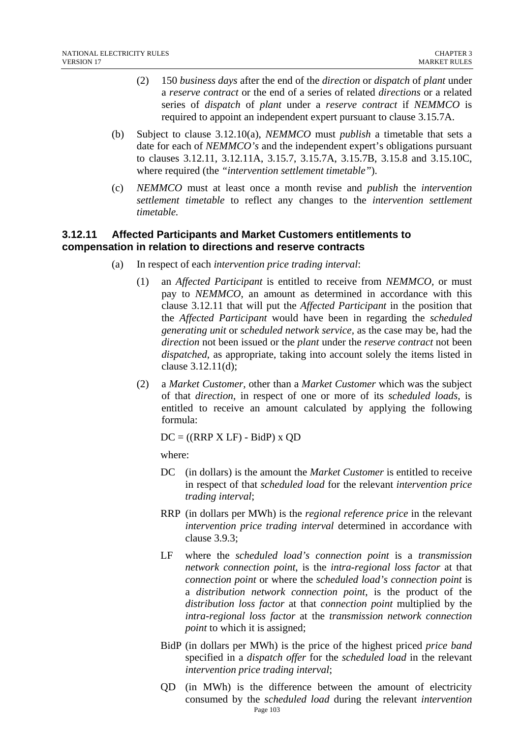(2) 150 *business days* after the end of the *direction* or *dispatch* of *plant* under a *reserve contract* or the end of a series of related *directions* or a related series of *dispatch* of *plant* under a *reserve contract* if *NEMMCO* is required to appoint an independent expert pursuant to clause 3.15.7A.

(b) Subject to clause 3.12.10(a), *NEMMCO* must *publish* a timetable that sets a date for each of *NEMMCO's* and the independent expert's obligations pursuant to clauses 3.12.11, 3.12.11A, 3.15.7, 3.15.7A, 3.15.7B, 3.15.8 and 3.15.10C, where required (the *"intervention settlement timetable"*).

(c) *NEMMCO* must at least once a month revise and *publish* the *intervention settlement timetable* to reflect any changes to the *intervention settlement timetable.*

### 3.12.11 Affected Participants and Market Customers entitlements to compensation in relation to directions and reserve contracts

(a) In respect of each *intervention price trading interval*:

(1) an *Affected Participant* is entitled to receive from *NEMMCO*, or must pay to *NEMMCO*, an amount as determined in accordance with this clause 3.12.11 that will put the *Affected Participant* in the position that the *Affected Participant* would have been in regarding the *scheduled generating unit* or *scheduled network service*, as the case may be, had the *direction* not been issued or the *plant* under the *reserve contract* not been *dispatched*, as appropriate, taking into account solely the items listed in clause 3.12.11(d);

(2) a *Market Customer*, other than a *Market Customer* which was the subject of that *direction*, in respect of one or more of its *scheduled loads*, is entitled to receive an amount calculated by applying the following formula:

$$DC = ((RRP \times LF) - BidP) \times QD$$

where:

DC (in dollars) is the amount the *Market Customer* is entitled to receive in respect of that *scheduled load* for the relevant *intervention price trading interval*;

RRP (in dollars per MWh) is the *regional reference price* in the relevant *intervention price trading interval* determined in accordance with clause 3.9.3;

LF where the *scheduled load's connection point* is a *transmission network connection point*, is the *intra-regional loss factor* at that *connection point* or where the *scheduled load's connection point* is a *distribution network connection point*, is the product of the *distribution loss factor* at that *connection point* multiplied by the *intra-regional loss factor* at the *transmission network connection point* to which it is assigned;

BidP (in dollars per MWh) is the price of the highest priced *price band* specified in a *dispatch offer* for the *scheduled load* in the relevant *intervention price trading interval*;

QD (in MWh) is the difference between the amount of electricity consumed by the *scheduled load* during the relevant *intervention*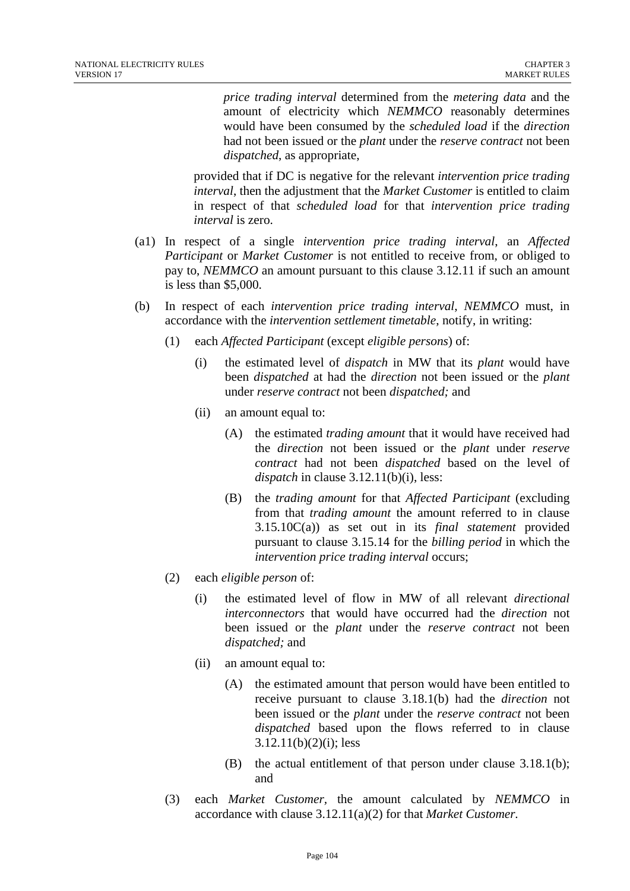*price trading interval* determined from the *metering data* and the amount of electricity which *NEMMCO* reasonably determines would have been consumed by the *scheduled load* if the *direction* had not been issued or the *plant* under the *reserve contract* not been *dispatched*, as appropriate,

provided that if DC is negative for the relevant *intervention price trading interval*, then the adjustment that the *Market Customer* is entitled to claim in respect of that *scheduled load* for that *intervention price trading interval* is zero.

(a1) In respect of a single *intervention price trading interval*, an *Affected Participant* or *Market Customer* is not entitled to receive from, or obliged to pay to, *NEMMCO* an amount pursuant to this clause 3.12.11 if such an amount is less than $5,000.

(b) In respect of each *intervention price trading interval*, *NEMMCO* must, in accordance with the *intervention settlement timetable*, notify, in writing:

   (1) each *Affected Participant* (except *eligible persons*) of:

      (i) the estimated level of *dispatch* in MW that its *plant* would have been *dispatched* at had the *direction* not been issued or the *plant* under *reserve contract* not been *dispatched;* and

      (ii) an amount equal to:

         (A) the estimated *trading amount* that it would have received had the *direction* not been issued or the *plant* under *reserve contract* had not been *dispatched* based on the level of *dispatch* in clause 3.12.11(b)(i), less:

         (B) the *trading amount* for that *Affected Participant* (excluding from that *trading amount* the amount referred to in clause 3.15.10C(a)) as set out in its *final statement* provided pursuant to clause 3.15.14 for the *billing period* in which the *intervention price trading interval* occurs;

   (2) each *eligible person* of:

      (i) the estimated level of flow in MW of all relevant *directional interconnectors* that would have occurred had the *direction* not been issued or the *plant* under the *reserve contract* not been *dispatched;* and

      (ii) an amount equal to:

         (A) the estimated amount that person would have been entitled to receive pursuant to clause 3.18.1(b) had the *direction* not been issued or the *plant* under the *reserve contract* not been *dispatched* based upon the flows referred to in clause 3.12.11(b)(2)(i); less

         (B) the actual entitlement of that person under clause 3.18.1(b); and

   (3) each *Market Customer*, the amount calculated by *NEMMCO* in accordance with clause 3.12.11(a)(2) for that *Market Customer.*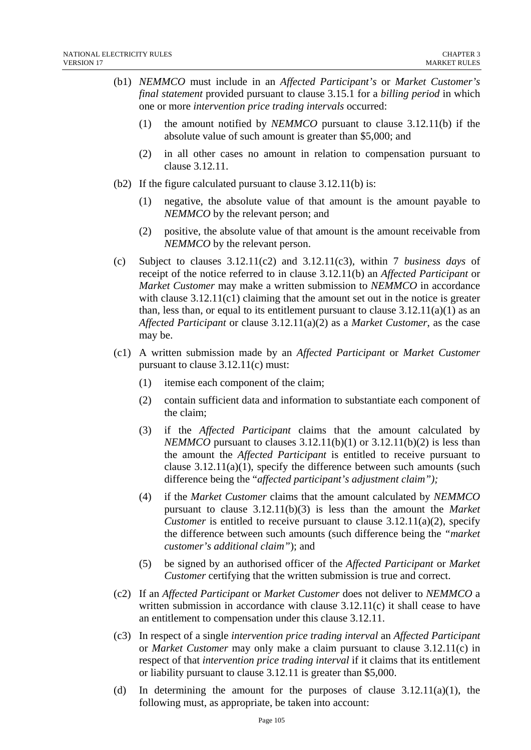(b1) *NEMMCO* must include in an *Affected Participant's* or *Market Customer's final statement* provided pursuant to clause 3.15.1 for a *billing period* in which one or more *intervention price trading intervals* occurred:

(1) the amount notified by *NEMMCO* pursuant to clause 3.12.11(b) if the absolute value of such amount is greater than $5,000; and

(2) in all other cases no amount in relation to compensation pursuant to clause 3.12.11.

(b2) If the figure calculated pursuant to clause 3.12.11(b) is:

(1) negative, the absolute value of that amount is the amount payable to *NEMMCO* by the relevant person; and

(2) positive, the absolute value of that amount is the amount receivable from *NEMMCO* by the relevant person.

(c) Subject to clauses 3.12.11(c2) and 3.12.11(c3), within 7 *business days* of receipt of the notice referred to in clause 3.12.11(b) an *Affected Participant* or *Market Customer* may make a written submission to *NEMMCO* in accordance with clause 3.12.11(c1) claiming that the amount set out in the notice is greater than, less than, or equal to its entitlement pursuant to clause 3.12.11(a)(1) as an *Affected Participant* or clause 3.12.11(a)(2) as a *Market Customer*, as the case may be.

(c1) A written submission made by an *Affected Participant* or *Market Customer* pursuant to clause 3.12.11(c) must:

(1) itemise each component of the claim;

(2) contain sufficient data and information to substantiate each component of the claim;

(3) if the *Affected Participant* claims that the amount calculated by *NEMMCO* pursuant to clauses 3.12.11(b)(1) or 3.12.11(b)(2) is less than the amount the *Affected Participant* is entitled to receive pursuant to clause 3.12.11(a)(1), specify the difference between such amounts (such difference being the "*affected participant's adjustment claim");*

(4) if the *Market Customer* claims that the amount calculated by *NEMMCO* pursuant to clause 3.12.11(b)(3) is less than the amount the *Market Customer* is entitled to receive pursuant to clause 3.12.11(a)(2), specify the difference between such amounts (such difference being the *"market customer's additional claim"*); and

(5) be signed by an authorised officer of the *Affected Participant* or *Market Customer* certifying that the written submission is true and correct.

(c2) If an *Affected Participant* or *Market Customer* does not deliver to *NEMMCO* a written submission in accordance with clause 3.12.11(c) it shall cease to have an entitlement to compensation under this clause 3.12.11.

(c3) In respect of a single *intervention price trading interval* an *Affected Participant* or *Market Customer* may only make a claim pursuant to clause 3.12.11(c) in respect of that *intervention price trading interval* if it claims that its entitlement or liability pursuant to clause 3.12.11 is greater than $5,000.

(d) In determining the amount for the purposes of clause 3.12.11(a)(1), the following must, as appropriate, be taken into account: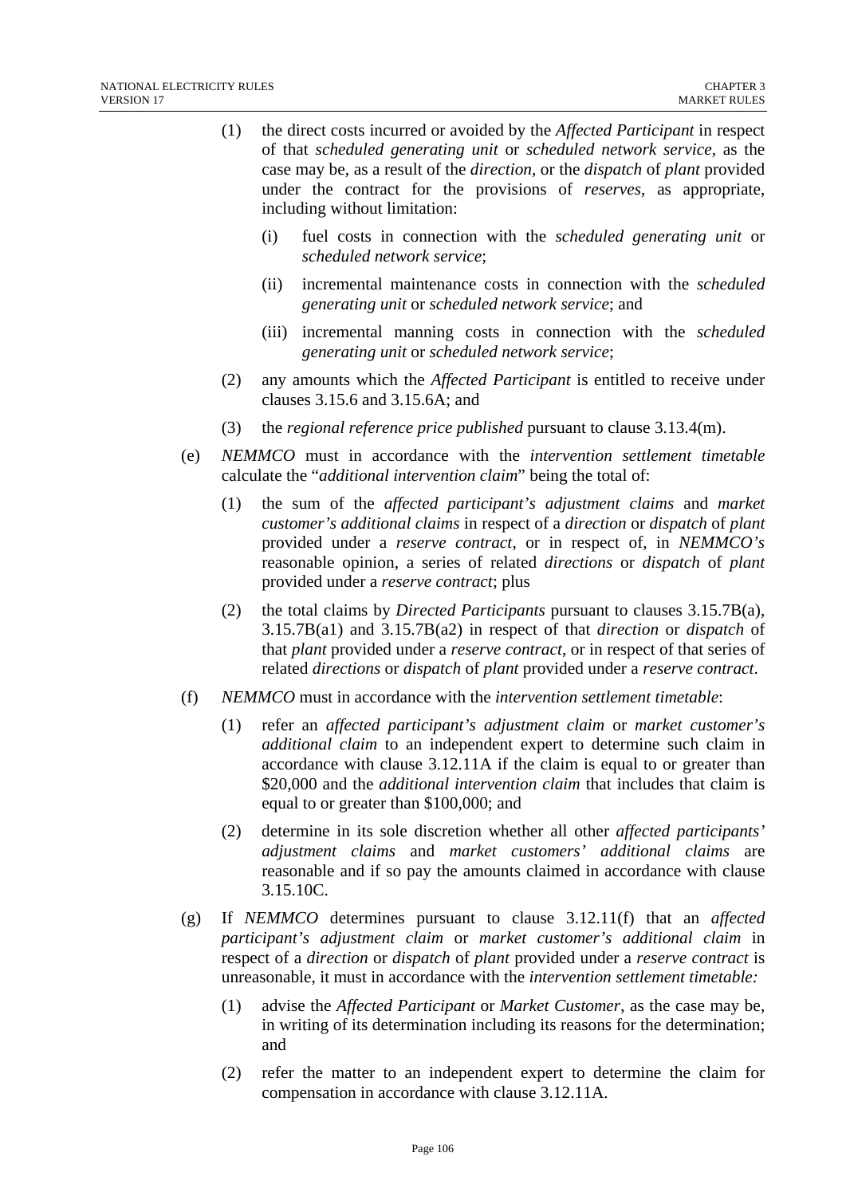(1) the direct costs incurred or avoided by the *Affected Participant* in respect of that *scheduled generating unit* or *scheduled network service*, as the case may be, as a result of the *direction*, or the *dispatch* of *plant* provided under the contract for the provisions of *reserves*, as appropriate, including without limitation:

   (i) fuel costs in connection with the *scheduled generating unit* or *scheduled network service*;

   (ii) incremental maintenance costs in connection with the *scheduled generating unit* or *scheduled network service*; and

   (iii) incremental manning costs in connection with the *scheduled generating unit* or *scheduled network service*;

(2) any amounts which the *Affected Participant* is entitled to receive under clauses 3.15.6 and 3.15.6A; and

(3) the *regional reference price published* pursuant to clause 3.13.4(m).

(e) *NEMMCO* must in accordance with the *intervention settlement timetable* calculate the "*additional intervention claim*" being the total of:

   (1) the sum of the *affected participant's adjustment claims* and *market customer's additional claims* in respect of a *direction* or *dispatch* of *plant* provided under a *reserve contract*, or in respect of, in *NEMMCO's* reasonable opinion, a series of related *directions* or *dispatch* of *plant* provided under a *reserve contract*; plus

   (2) the total claims by *Directed Participants* pursuant to clauses 3.15.7B(a), 3.15.7B(a1) and 3.15.7B(a2) in respect of that *direction* or *dispatch* of that *plant* provided under a *reserve contract*, or in respect of that series of related *directions* or *dispatch* of *plant* provided under a *reserve contract*.

(f) *NEMMCO* must in accordance with the *intervention settlement timetable*:

   (1) refer an *affected participant's adjustment claim* or *market customer's additional claim* to an independent expert to determine such claim in accordance with clause 3.12.11A if the claim is equal to or greater than \$20,000 and the *additional intervention claim* that includes that claim is equal to or greater than \$100,000; and

   (2) determine in its sole discretion whether all other *affected participants' adjustment claims* and *market customers' additional claims* are reasonable and if so pay the amounts claimed in accordance with clause 3.15.10C.

(g) If *NEMMCO* determines pursuant to clause 3.12.11(f) that an *affected participant's adjustment claim* or *market customer's additional claim* in respect of a *direction* or *dispatch* of *plant* provided under a *reserve contract* is unreasonable, it must in accordance with the *intervention settlement timetable:*

   (1) advise the *Affected Participant* or *Market Customer*, as the case may be, in writing of its determination including its reasons for the determination; and

   (2) refer the matter to an independent expert to determine the claim for compensation in accordance with clause 3.12.11A.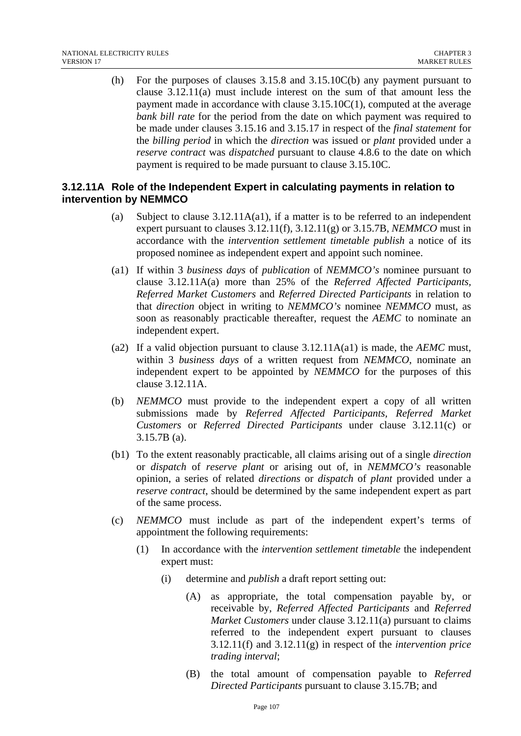(h) For the purposes of clauses 3.15.8 and 3.15.10C(b) any payment pursuant to clause 3.12.11(a) must include interest on the sum of that amount less the payment made in accordance with clause 3.15.10C(1), computed at the average *bank bill rate* for the period from the date on which payment was required to be made under clauses 3.15.16 and 3.15.17 in respect of the *final statement* for the *billing period* in which the *direction* was issued or *plant* provided under a *reserve contract* was *dispatched* pursuant to clause 4.8.6 to the date on which payment is required to be made pursuant to clause 3.15.10C.

### 3.12.11A Role of the Independent Expert in calculating payments in relation to intervention by NEMMCO

(a) Subject to clause 3.12.11A(a1), if a matter is to be referred to an independent expert pursuant to clauses 3.12.11(f), 3.12.11(g) or 3.15.7B, *NEMMCO* must in accordance with the *intervention settlement timetable publish* a notice of its proposed nominee as independent expert and appoint such nominee.

(a1) If within 3 *business days* of *publication* of *NEMMCO's* nominee pursuant to clause 3.12.11A(a) more than 25% of the *Referred Affected Participants*, *Referred Market Customers* and *Referred Directed Participants* in relation to that *direction* object in writing to *NEMMCO's* nominee *NEMMCO* must, as soon as reasonably practicable thereafter, request the *AEMC* to nominate an independent expert.

(a2) If a valid objection pursuant to clause 3.12.11A(a1) is made, the *AEMC* must, within 3 *business days* of a written request from *NEMMCO*, nominate an independent expert to be appointed by *NEMMCO* for the purposes of this clause 3.12.11A.

(b) *NEMMCO* must provide to the independent expert a copy of all written submissions made by *Referred Affected Participants, Referred Market Customers* or *Referred Directed Participants* under clause 3.12.11(c) or 3.15.7B (a).

(b1) To the extent reasonably practicable, all claims arising out of a single *direction* or *dispatch* of *reserve plant* or arising out of, in *NEMMCO's* reasonable opinion, a series of related *directions* or *dispatch* of *plant* provided under a *reserve contract*, should be determined by the same independent expert as part of the same process.

(c) *NEMMCO* must include as part of the independent expert's terms of appointment the following requirements:

(1) In accordance with the *intervention settlement timetable* the independent expert must:

(i) determine and *publish* a draft report setting out:

(A) as appropriate, the total compensation payable by, or receivable by, *Referred Affected Participants* and *Referred Market Customers* under clause 3.12.11(a) pursuant to claims referred to the independent expert pursuant to clauses 3.12.11(f) and 3.12.11(g) in respect of the *intervention price trading interval*;

(B) the total amount of compensation payable to *Referred Directed Participants* pursuant to clause 3.15.7B; and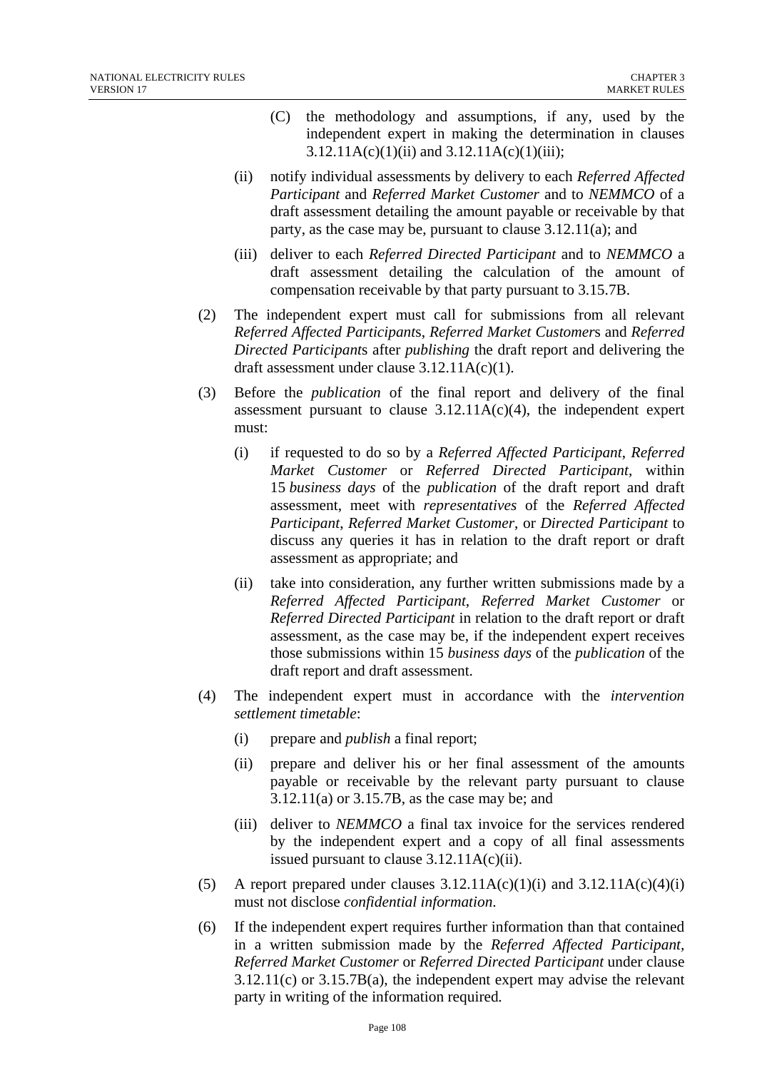(C) the methodology and assumptions, if any, used by the independent expert in making the determination in clauses 3.12.11A(c)(1)(ii) and 3.12.11A(c)(1)(iii);

(ii) notify individual assessments by delivery to each *Referred Affected Participant* and *Referred Market Customer* and to *NEMMCO* of a draft assessment detailing the amount payable or receivable by that party, as the case may be, pursuant to clause 3.12.11(a); and

(iii) deliver to each *Referred Directed Participant* and to *NEMMCO* a draft assessment detailing the calculation of the amount of compensation receivable by that party pursuant to 3.15.7B.

(2) The independent expert must call for submissions from all relevant *Referred Affected Participant*s, *Referred Market Customer*s and *Referred Directed Participant*s after *publishing* the draft report and delivering the draft assessment under clause 3.12.11A(c)(1).

(3) Before the *publication* of the final report and delivery of the final assessment pursuant to clause 3.12.11A(c)(4), the independent expert must:

(i) if requested to do so by a *Referred Affected Participant*, *Referred Market Customer* or *Referred Directed Participant*, within 15 *business days* of the *publication* of the draft report and draft assessment, meet with *representatives* of the *Referred Affected Participant*, *Referred Market Customer*, or *Directed Participant* to discuss any queries it has in relation to the draft report or draft assessment as appropriate; and

(ii) take into consideration, any further written submissions made by a *Referred Affected Participant*, *Referred Market Customer* or *Referred Directed Participant* in relation to the draft report or draft assessment, as the case may be, if the independent expert receives those submissions within 15 *business days* of the *publication* of the draft report and draft assessment.

(4) The independent expert must in accordance with the *intervention settlement timetable*:

(i) prepare and *publish* a final report;

(ii) prepare and deliver his or her final assessment of the amounts payable or receivable by the relevant party pursuant to clause 3.12.11(a) or 3.15.7B, as the case may be; and

(iii) deliver to *NEMMCO* a final tax invoice for the services rendered by the independent expert and a copy of all final assessments issued pursuant to clause 3.12.11A(c)(ii).

(5) A report prepared under clauses 3.12.11A(c)(1)(i) and 3.12.11A(c)(4)(i) must not disclose *confidential information*.

(6) If the independent expert requires further information than that contained in a written submission made by the *Referred Affected Participant*, *Referred Market Customer* or *Referred Directed Participant* under clause 3.12.11(c) or 3.15.7B(a), the independent expert may advise the relevant party in writing of the information required.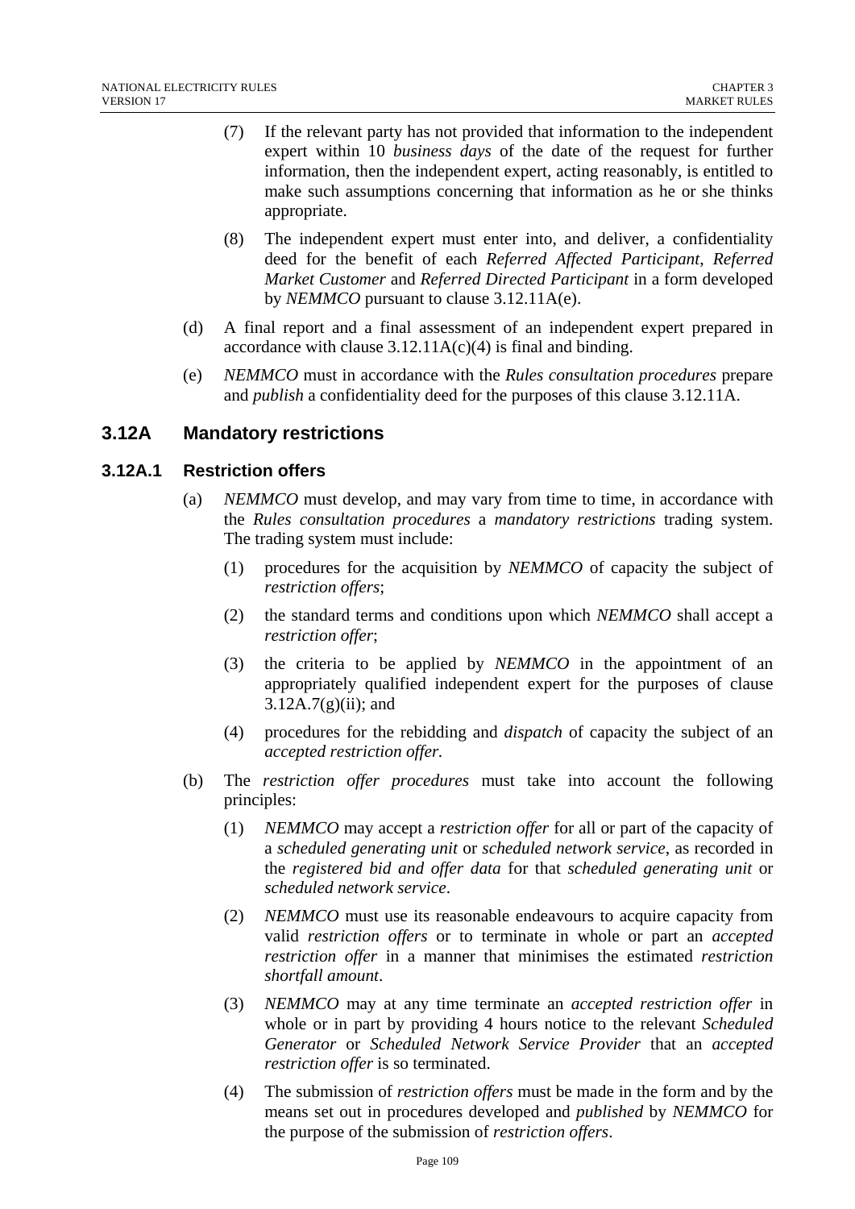(7) If the relevant party has not provided that information to the independent expert within 10 *business days* of the date of the request for further information, then the independent expert, acting reasonably, is entitled to make such assumptions concerning that information as he or she thinks appropriate.

(8) The independent expert must enter into, and deliver, a confidentiality deed for the benefit of each *Referred Affected Participant*, *Referred Market Customer* and *Referred Directed Participant* in a form developed by *NEMMCO* pursuant to clause 3.12.11A(e).

(d) A final report and a final assessment of an independent expert prepared in accordance with clause 3.12.11A(c)(4) is final and binding.

(e) *NEMMCO* must in accordance with the *Rules consultation procedures* prepare and *publish* a confidentiality deed for the purposes of this clause 3.12.11A.

## 3.12A Mandatory restrictions

### 3.12A.1 Restriction offers

(a) *NEMMCO* must develop, and may vary from time to time, in accordance with the *Rules consultation procedures* a *mandatory restrictions* trading system. The trading system must include:

(1) procedures for the acquisition by *NEMMCO* of capacity the subject of *restriction offers*;

(2) the standard terms and conditions upon which *NEMMCO* shall accept a *restriction offer*;

(3) the criteria to be applied by *NEMMCO* in the appointment of an appropriately qualified independent expert for the purposes of clause 3.12A.7(g)(ii); and

(4) procedures for the rebidding and *dispatch* of capacity the subject of an *accepted restriction offer.*

(b) The *restriction offer procedures* must take into account the following principles:

(1) *NEMMCO* may accept a *restriction offer* for all or part of the capacity of a *scheduled generating unit* or *scheduled network service*, as recorded in the *registered bid and offer data* for that *scheduled generating unit* or *scheduled network service*.

(2) *NEMMCO* must use its reasonable endeavours to acquire capacity from valid *restriction offers* or to terminate in whole or part an *accepted restriction offer* in a manner that minimises the estimated *restriction shortfall amount*.

(3) *NEMMCO* may at any time terminate an *accepted restriction offer* in whole or in part by providing 4 hours notice to the relevant *Scheduled Generator* or *Scheduled Network Service Provider* that an *accepted restriction offer* is so terminated.

(4) The submission of *restriction offers* must be made in the form and by the means set out in procedures developed and *published* by *NEMMCO* for the purpose of the submission of *restriction offers*.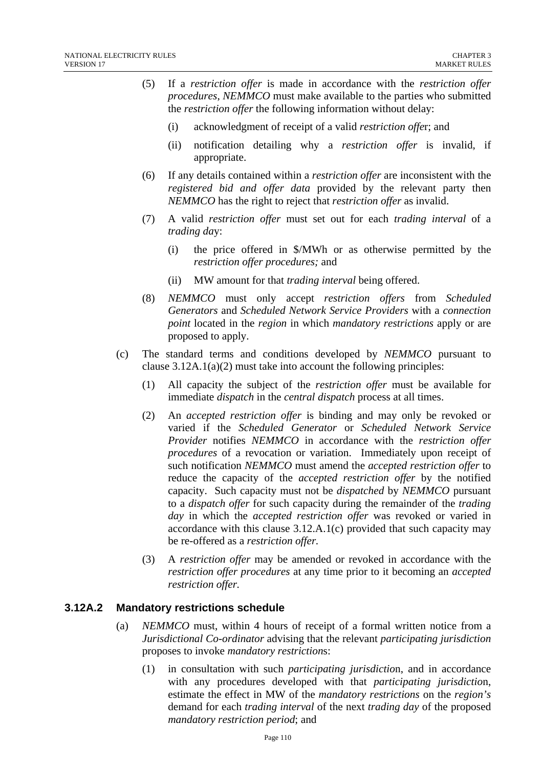(5) If a *restriction offer* is made in accordance with the *restriction offer procedures*, *NEMMCO* must make available to the parties who submitted the *restriction offer* the following information without delay:

(i) acknowledgment of receipt of a valid *restriction offe*r; and

(ii) notification detailing why a *restriction offer* is invalid, if appropriate.

(6) If any details contained within a *restriction offer* are inconsistent with the *registered bid and offer data* provided by the relevant party then *NEMMCO* has the right to reject that *restriction offer* as invalid.

(7) A valid *restriction offer* must set out for each *trading interval* of a *trading da*y:

(i) the price offered in \$/MWh or as otherwise permitted by the *restriction offer procedures;* and

(ii) MW amount for that *trading interval* being offered.

(8) *NEMMCO* must only accept *restriction offers* from *Scheduled Generators* and *Scheduled Network Service Providers* with a *connection point* located in the *region* in which *mandatory restrictions* apply or are proposed to apply.

(c) The standard terms and conditions developed by *NEMMCO* pursuant to clause 3.12A.1(a)(2) must take into account the following principles:

(1) All capacity the subject of the *restriction offer* must be available for immediate *dispatch* in the *central dispatch* process at all times.

(2) An *accepted restriction offer* is binding and may only be revoked or varied if the *Scheduled Generator* or *Scheduled Network Service Provider* notifies *NEMMCO* in accordance with the *restriction offer procedures* of a revocation or variation. Immediately upon receipt of such notification *NEMMCO* must amend the *accepted restriction offer* to reduce the capacity of the *accepted restriction offer* by the notified capacity. Such capacity must not be *dispatched* by *NEMMCO* pursuant to a *dispatch offer* for such capacity during the remainder of the *trading day* in which the *accepted restriction offer* was revoked or varied in accordance with this clause 3.12.A.1(c) provided that such capacity may be re-offered as a *restriction offer.*

(3) A *restriction offer* may be amended or revoked in accordance with the *restriction offer procedures* at any time prior to it becoming an *accepted restriction offer.*

### 3.12A.2 Mandatory restrictions schedule

(a) *NEMMCO* must, within 4 hours of receipt of a formal written notice from a *Jurisdictional Co-ordinator* advising that the relevant *participating jurisdiction* proposes to invoke *mandatory restriction*s:

(1) in consultation with such *participating jurisdictio*n, and in accordance with any procedures developed with that *participating jurisdictio*n, estimate the effect in MW of the *mandatory restrictions* on the *region's* demand for each *trading interval* of the next *trading day* of the proposed *mandatory restriction period*; and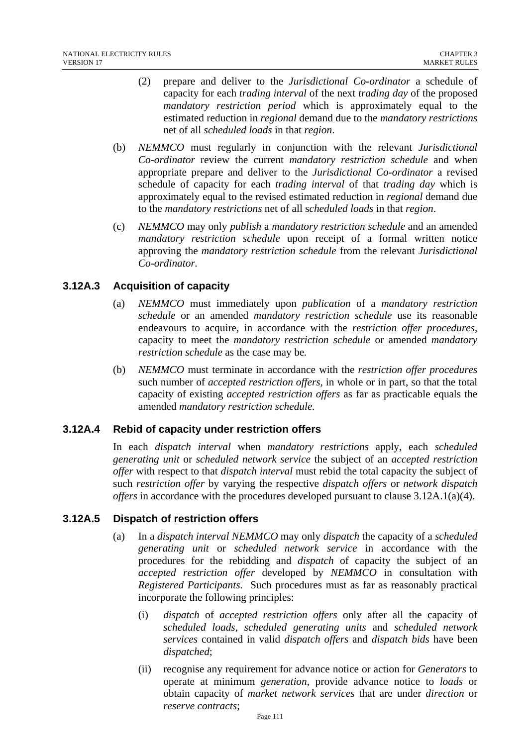(2) prepare and deliver to the *Jurisdictional Co-ordinator* a schedule of capacity for each *trading interval* of the next *trading day* of the proposed *mandatory restriction period* which is approximately equal to the estimated reduction in *regional* demand due to the *mandatory restrictions* net of all *scheduled loads* in that *region*.

(b) *NEMMCO* must regularly in conjunction with the relevant *Jurisdictional Co-ordinator* review the current *mandatory restriction schedule* and when appropriate prepare and deliver to the *Jurisdictional Co-ordinator* a revised schedule of capacity for each *trading interval* of that *trading day* which is approximately equal to the revised estimated reduction in *regional* demand due to the *mandatory restrictions* net of all *scheduled loads* in that *region*.

(c) *NEMMCO* may only *publish* a *mandatory restriction schedule* and an amended *mandatory restriction schedule* upon receipt of a formal written notice approving the *mandatory restriction schedule* from the relevant *Jurisdictional Co-ordinator.*

### 3.12A.3 Acquisition of capacity

(a) *NEMMCO* must immediately upon *publication* of a *mandatory restriction schedule* or an amended *mandatory restriction schedule* use its reasonable endeavours to acquire, in accordance with the *restriction offer procedures*, capacity to meet the *mandatory restriction schedule* or amended *mandatory restriction schedule* as the case may be.

(b) *NEMMCO* must terminate in accordance with the *restriction offer procedures* such number of *accepted restriction offers,* in whole or in part, so that the total capacity of existing *accepted restriction offers* as far as practicable equals the amended *mandatory restriction schedule.*

### 3.12A.4 Rebid of capacity under restriction offers

In each *dispatch interval* when *mandatory restrictions* apply, each *scheduled generating unit* or *scheduled network service* the subject of an *accepted restriction offer* with respect to that *dispatch interval* must rebid the total capacity the subject of such *restriction offer* by varying the respective *dispatch offers* or *network dispatch offers* in accordance with the procedures developed pursuant to clause 3.12A.1(a)(4).

### 3.12A.5 Dispatch of restriction offers

(a) In a *dispatch interval NEMMCO* may only *dispatch* the capacity of a *scheduled generating unit* or *scheduled network service* in accordance with the procedures for the rebidding and *dispatch* of capacity the subject of an *accepted restriction offer* developed by *NEMMCO* in consultation with *Registered Participants.* Such procedures must as far as reasonably practical incorporate the following principles:

(i) *dispatch* of *accepted restriction offers* only after all the capacity of *scheduled loads*, *scheduled generating units* and *scheduled network services* contained in valid *dispatch offers* and *dispatch bids* have been *dispatched*;

(ii) recognise any requirement for advance notice or action for *Generators* to operate at minimum *generation*, provide advance notice to *loads* or obtain capacity of *market network services* that are under *direction* or *reserve contracts*;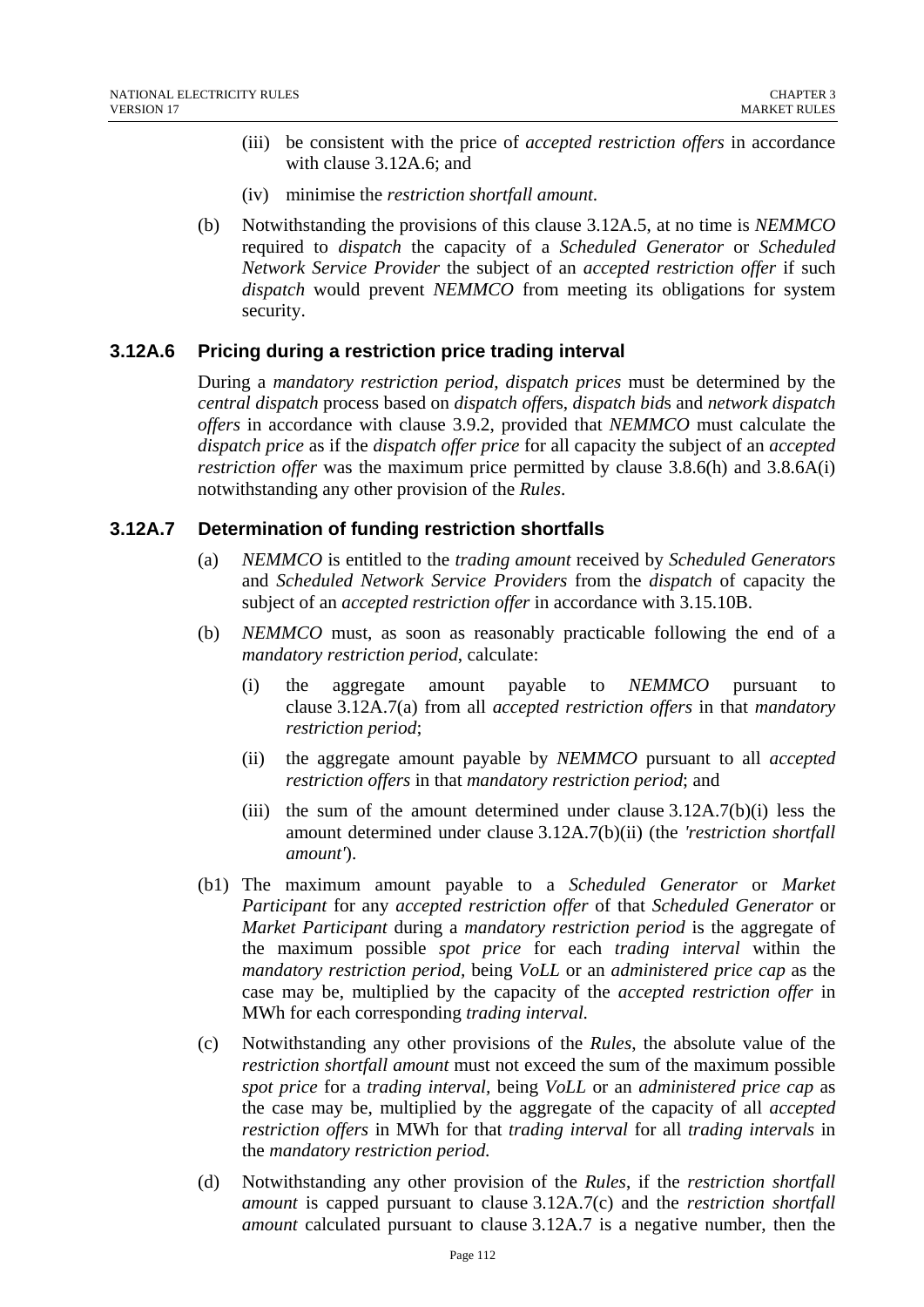(iii) be consistent with the price of *accepted restriction offers* in accordance with clause 3.12A.6; and

(iv) minimise the *restriction shortfall amount*.

(b) Notwithstanding the provisions of this clause 3.12A.5, at no time is *NEMMCO* required to *dispatch* the capacity of a *Scheduled Generator* or *Scheduled Network Service Provider* the subject of an *accepted restriction offer* if such *dispatch* would prevent *NEMMCO* from meeting its obligations for system security.

### 3.12A.6 Pricing during a restriction price trading interval

During a *mandatory restriction period*, *dispatch prices* must be determined by the *central dispatch* process based on *dispatch offe*rs, *dispatch bid*s and *network dispatch offers* in accordance with clause 3.9.2, provided that *NEMMCO* must calculate the *dispatch price* as if the *dispatch offer price* for all capacity the subject of an *accepted restriction offer* was the maximum price permitted by clause 3.8.6(h) and 3.8.6A(i) notwithstanding any other provision of the *Rules*.

### 3.12A.7 Determination of funding restriction shortfalls

(a) *NEMMCO* is entitled to the *trading amount* received by *Scheduled Generators* and *Scheduled Network Service Providers* from the *dispatch* of capacity the subject of an *accepted restriction offer* in accordance with 3.15.10B.

(b) *NEMMCO* must, as soon as reasonably practicable following the end of a *mandatory restriction period*, calculate:

(i) the aggregate amount payable to *NEMMCO* pursuant to clause 3.12A.7(a) from all *accepted restriction offers* in that *mandatory restriction period*;

(ii) the aggregate amount payable by *NEMMCO* pursuant to all *accepted restriction offers* in that *mandatory restriction period*; and

(iii) the sum of the amount determined under clause 3.12A.7(b)(i) less the amount determined under clause 3.12A.7(b)(ii) (the *'restriction shortfall amount'*).

(b1) The maximum amount payable to a *Scheduled Generator* or *Market Participant* for any *accepted restriction offer* of that *Scheduled Generator* or *Market Participant* during a *mandatory restriction period* is the aggregate of the maximum possible *spot price* for each *trading interval* within the *mandatory restriction period*, being *VoLL* or an *administered price cap* as the case may be, multiplied by the capacity of the *accepted restriction offer* in MWh for each corresponding *trading interval.*

(c) Notwithstanding any other provisions of the *Rules*, the absolute value of the *restriction shortfall amount* must not exceed the sum of the maximum possible *spot price* for a *trading interval*, being *VoLL* or an *administered price cap* as the case may be, multiplied by the aggregate of the capacity of all *accepted restriction offers* in MWh for that *trading interval* for all *trading intervals* in the *mandatory restriction period.*

(d) Notwithstanding any other provision of the *Rules*, if the *restriction shortfall amount* is capped pursuant to clause 3.12A.7(c) and the *restriction shortfall amount* calculated pursuant to clause 3.12A.7 is a negative number, then the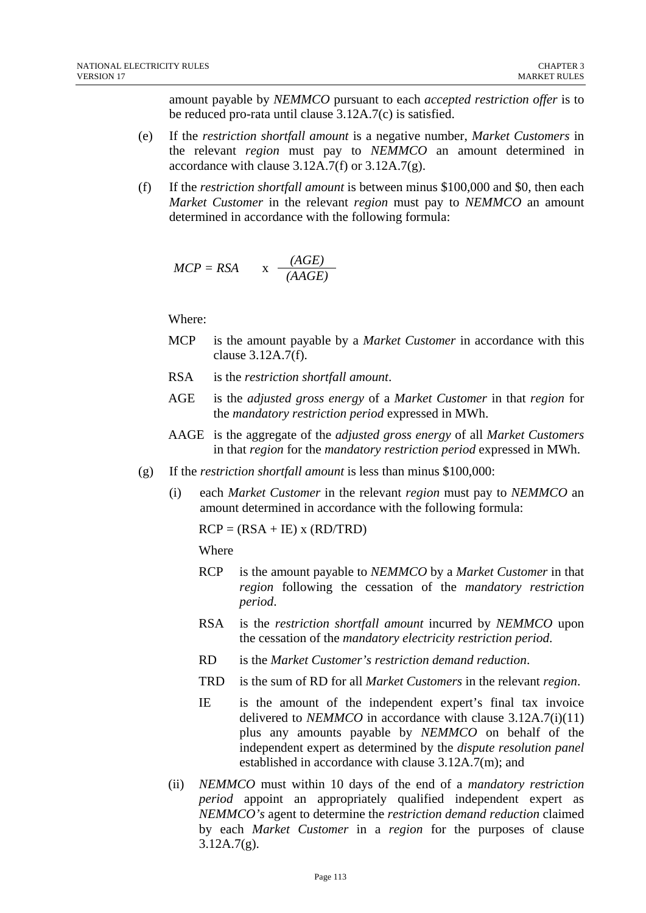amount payable by *NEMMCO* pursuant to each *accepted restriction offer* is to be reduced pro-rata until clause 3.12A.7(c) is satisfied.

(e) If the *restriction shortfall amount* is a negative number, *Market Customers* in the relevant *region* must pay to *NEMMCO* an amount determined in accordance with clause 3.12A.7(f) or 3.12A.7(g).

(f) If the *restriction shortfall amount* is between minus \$100,000 and \$0, then each *Market Customer* in the relevant *region* must pay to *NEMMCO* an amount determined in accordance with the following formula:

$$MCP = RSA \quad \times \quad \frac{(AGE)}{(AAGE)}$$

Where:

MCP is the amount payable by a *Market Customer* in accordance with this clause 3.12A.7(f).

RSA is the *restriction shortfall amount*.

AGE is the *adjusted gross energy* of a *Market Customer* in that *region* for the *mandatory restriction period* expressed in MWh.

AAGE is the aggregate of the *adjusted gross energy* of all *Market Customers* in that *region* for the *mandatory restriction period* expressed in MWh.

(g) If the *restriction shortfall amount* is less than minus \$100,000:

(i) each *Market Customer* in the relevant *region* must pay to *NEMMCO* an amount determined in accordance with the following formula:

$RCP = (RSA + IE) \times (RD/TRD)$

Where

RCP is the amount payable to *NEMMCO* by a *Market Customer* in that *region* following the cessation of the *mandatory restriction period*.

RSA is the *restriction shortfall amount* incurred by *NEMMCO* upon the cessation of the *mandatory electricity restriction period*.

RD is the *Market Customer's restriction demand reduction*.

TRD is the sum of RD for all *Market Customers* in the relevant *region*.

IE is the amount of the independent expert's final tax invoice delivered to *NEMMCO* in accordance with clause 3.12A.7(i)(11) plus any amounts payable by *NEMMCO* on behalf of the independent expert as determined by the *dispute resolution panel* established in accordance with clause 3.12A.7(m); and

(ii) *NEMMCO* must within 10 days of the end of a *mandatory restriction period* appoint an appropriately qualified independent expert as *NEMMCO's* agent to determine the *restriction demand reduction* claimed by each *Market Customer* in a *region* for the purposes of clause 3.12A.7(g).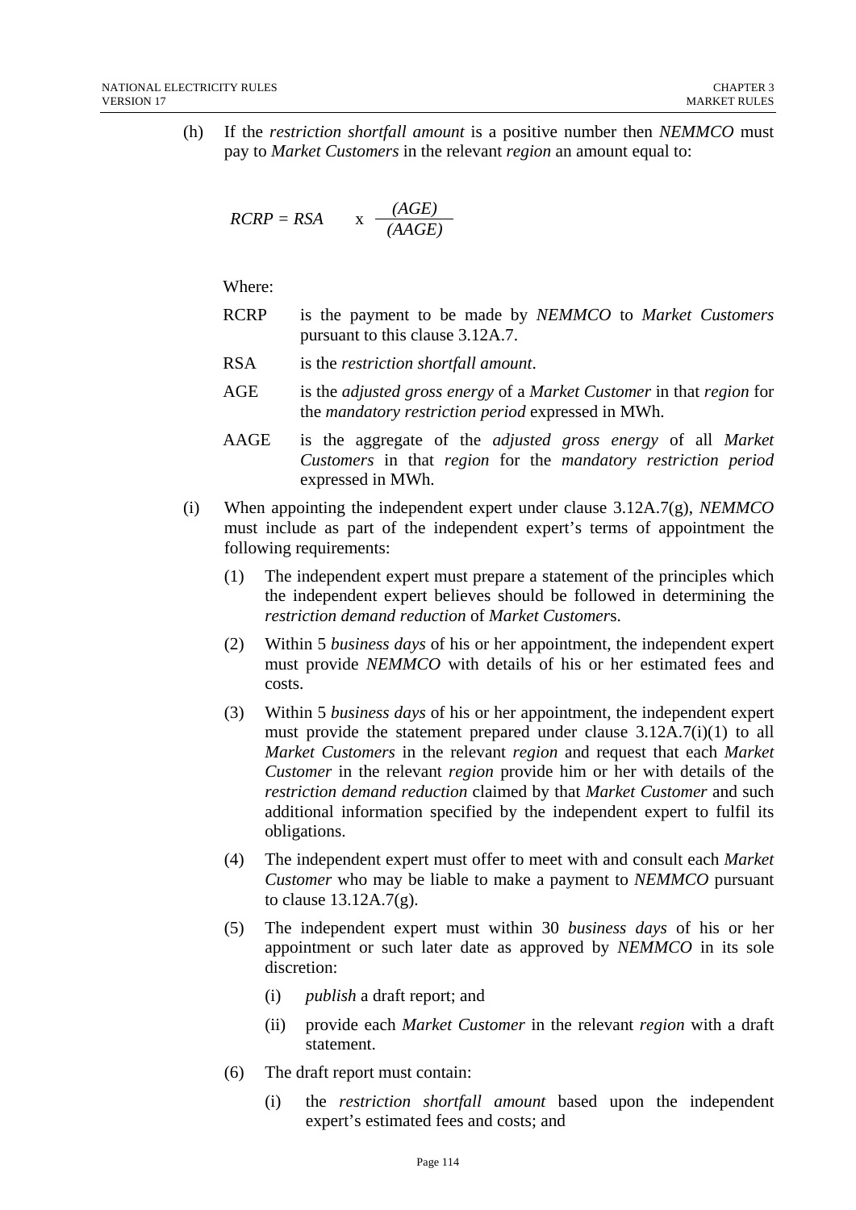(h) If the *restriction shortfall amount* is a positive number then *NEMMCO* must pay to *Market Customers* in the relevant *region* an amount equal to:

$$RCRP = RSA \quad \text{x} \quad \frac{(AGE)}{(AAGE)}$$

Where:

RCRP is the payment to be made by *NEMMCO* to *Market Customers* pursuant to this clause 3.12A.7.

RSA is the *restriction shortfall amount*.

AGE is the *adjusted gross energy* of a *Market Customer* in that *region* for the *mandatory restriction period* expressed in MWh.

AAGE is the aggregate of the *adjusted gross energy* of all *Market Customers* in that *region* for the *mandatory restriction period* expressed in MWh.

(i) When appointing the independent expert under clause 3.12A.7(g), *NEMMCO* must include as part of the independent expert's terms of appointment the following requirements:

(1) The independent expert must prepare a statement of the principles which the independent expert believes should be followed in determining the *restriction demand reduction* of *Market Customer*s.

(2) Within 5 *business days* of his or her appointment, the independent expert must provide *NEMMCO* with details of his or her estimated fees and costs.

(3) Within 5 *business days* of his or her appointment, the independent expert must provide the statement prepared under clause 3.12A.7(i)(1) to all *Market Customers* in the relevant *region* and request that each *Market Customer* in the relevant *region* provide him or her with details of the *restriction demand reduction* claimed by that *Market Customer* and such additional information specified by the independent expert to fulfil its obligations.

(4) The independent expert must offer to meet with and consult each *Market Customer* who may be liable to make a payment to *NEMMCO* pursuant to clause 13.12A.7(g).

(5) The independent expert must within 30 *business days* of his or her appointment or such later date as approved by *NEMMCO* in its sole discretion:

(i) *publish* a draft report; and

(ii) provide each *Market Customer* in the relevant *region* with a draft statement.

(6) The draft report must contain:

(i) the *restriction shortfall amount* based upon the independent expert's estimated fees and costs; and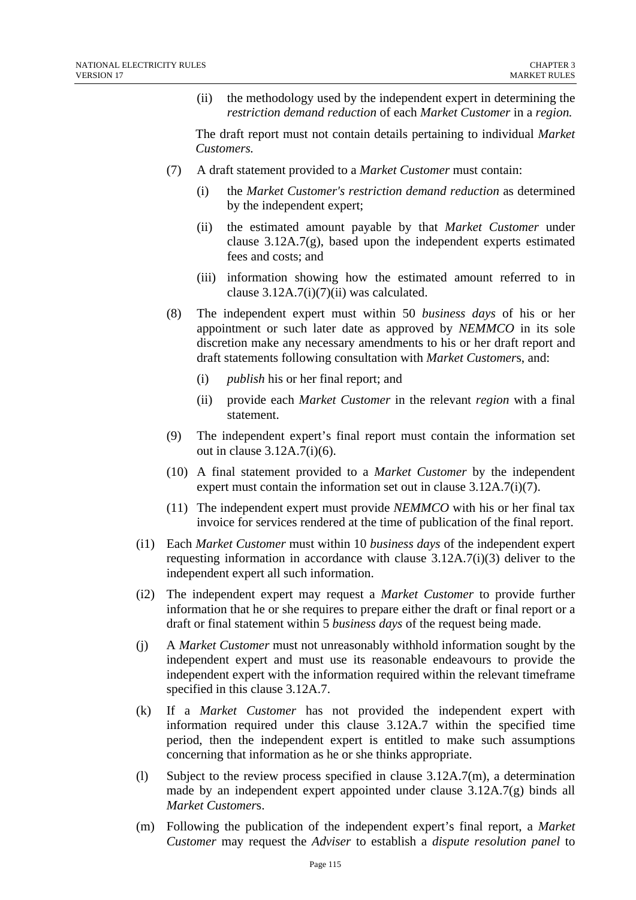(ii) the methodology used by the independent expert in determining the *restriction demand reduction* of each *Market Customer* in a *region.*

The draft report must not contain details pertaining to individual *Market Customers.*

(7) A draft statement provided to a *Market Customer* must contain:

(i) the *Market Customer's restriction demand reduction* as determined by the independent expert;

(ii) the estimated amount payable by that *Market Customer* under clause 3.12A.7(g), based upon the independent experts estimated fees and costs; and

(iii) information showing how the estimated amount referred to in clause 3.12A.7(i)(7)(ii) was calculated.

(8) The independent expert must within 50 *business days* of his or her appointment or such later date as approved by *NEMMCO* in its sole discretion make any necessary amendments to his or her draft report and draft statements following consultation with *Market Customer*s, and:

(i) *publish* his or her final report; and

(ii) provide each *Market Customer* in the relevant *region* with a final statement.

(9) The independent expert's final report must contain the information set out in clause 3.12A.7(i)(6).

(10) A final statement provided to a *Market Customer* by the independent expert must contain the information set out in clause 3.12A.7(i)(7).

(11) The independent expert must provide *NEMMCO* with his or her final tax invoice for services rendered at the time of publication of the final report.

(i1) Each *Market Customer* must within 10 *business days* of the independent expert requesting information in accordance with clause 3.12A.7(i)(3) deliver to the independent expert all such information.

(i2) The independent expert may request a *Market Customer* to provide further information that he or she requires to prepare either the draft or final report or a draft or final statement within 5 *business days* of the request being made.

(j) A *Market Customer* must not unreasonably withhold information sought by the independent expert and must use its reasonable endeavours to provide the independent expert with the information required within the relevant timeframe specified in this clause 3.12A.7.

(k) If a *Market Customer* has not provided the independent expert with information required under this clause 3.12A.7 within the specified time period, then the independent expert is entitled to make such assumptions concerning that information as he or she thinks appropriate.

(l) Subject to the review process specified in clause 3.12A.7(m), a determination made by an independent expert appointed under clause 3.12A.7(g) binds all *Market Customer*s.

(m) Following the publication of the independent expert's final report, a *Market Customer* may request the *Adviser* to establish a *dispute resolution panel* to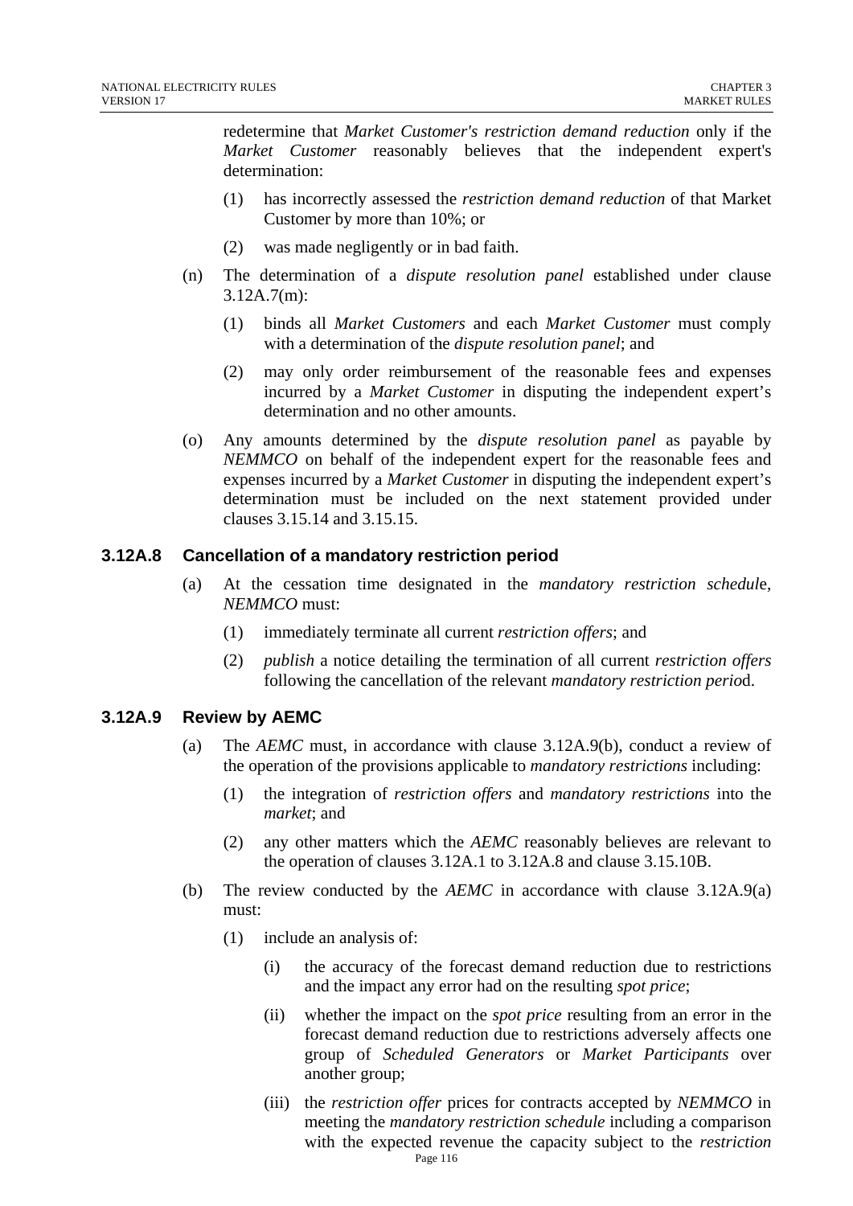redetermine that *Market Customer's restriction demand reduction* only if the *Market Customer* reasonably believes that the independent expert's determination:

(1) has incorrectly assessed the *restriction demand reduction* of that Market Customer by more than 10%; or

(2) was made negligently or in bad faith.

(n) The determination of a *dispute resolution panel* established under clause 3.12A.7(m):

(1) binds all *Market Customers* and each *Market Customer* must comply with a determination of the *dispute resolution panel*; and

(2) may only order reimbursement of the reasonable fees and expenses incurred by a *Market Customer* in disputing the independent expert's determination and no other amounts.

(o) Any amounts determined by the *dispute resolution panel* as payable by *NEMMCO* on behalf of the independent expert for the reasonable fees and expenses incurred by a *Market Customer* in disputing the independent expert's determination must be included on the next statement provided under clauses 3.15.14 and 3.15.15.

### 3.12A.8 Cancellation of a mandatory restriction period

(a) At the cessation time designated in the *mandatory restriction schedule*, *NEMMCO* must:

(1) immediately terminate all current *restriction offers*; and

(2) *publish* a notice detailing the termination of all current *restriction offers* following the cancellation of the relevant *mandatory restriction period*.

### 3.12A.9 Review by AEMC

(a) The *AEMC* must, in accordance with clause 3.12A.9(b), conduct a review of the operation of the provisions applicable to *mandatory restrictions* including:

(1) the integration of *restriction offers* and *mandatory restrictions* into the *market*; and

(2) any other matters which the *AEMC* reasonably believes are relevant to the operation of clauses 3.12A.1 to 3.12A.8 and clause 3.15.10B.

(b) The review conducted by the *AEMC* in accordance with clause 3.12A.9(a) must:

(1) include an analysis of:

(i) the accuracy of the forecast demand reduction due to restrictions and the impact any error had on the resulting *spot price*;

(ii) whether the impact on the *spot price* resulting from an error in the forecast demand reduction due to restrictions adversely affects one group of *Scheduled Generators* or *Market Participants* over another group;

(iii) the *restriction offer* prices for contracts accepted by *NEMMCO* in meeting the *mandatory restriction schedule* including a comparison with the expected revenue the capacity subject to the *restriction*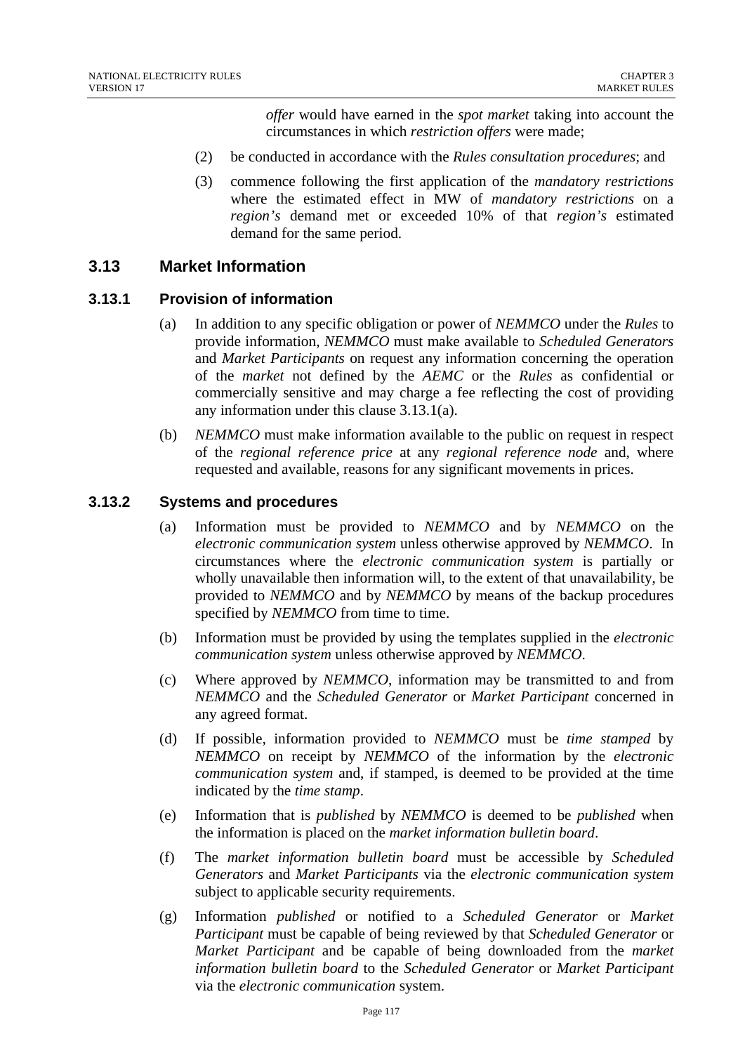*offer* would have earned in the *spot market* taking into account the circumstances in which *restriction offers* were made;

(2) be conducted in accordance with the *Rules consultation procedures*; and

(3) commence following the first application of the *mandatory restrictions* where the estimated effect in MW of *mandatory restrictions* on a *region's* demand met or exceeded 10% of that *region's* estimated demand for the same period.

## 3.13 Market Information

### 3.13.1 Provision of information

(a) In addition to any specific obligation or power of *NEMMCO* under the *Rules* to provide information, *NEMMCO* must make available to *Scheduled Generators* and *Market Participants* on request any information concerning the operation of the *market* not defined by the *AEMC* or the *Rules* as confidential or commercially sensitive and may charge a fee reflecting the cost of providing any information under this clause 3.13.1(a).

(b) *NEMMCO* must make information available to the public on request in respect of the *regional reference price* at any *regional reference node* and, where requested and available, reasons for any significant movements in prices.

### 3.13.2 Systems and procedures

(a) Information must be provided to *NEMMCO* and by *NEMMCO* on the *electronic communication system* unless otherwise approved by *NEMMCO*. In circumstances where the *electronic communication system* is partially or wholly unavailable then information will, to the extent of that unavailability, be provided to *NEMMCO* and by *NEMMCO* by means of the backup procedures specified by *NEMMCO* from time to time.

(b) Information must be provided by using the templates supplied in the *electronic communication system* unless otherwise approved by *NEMMCO*.

(c) Where approved by *NEMMCO*, information may be transmitted to and from *NEMMCO* and the *Scheduled Generator* or *Market Participant* concerned in any agreed format.

(d) If possible, information provided to *NEMMCO* must be *time stamped* by *NEMMCO* on receipt by *NEMMCO* of the information by the *electronic communication system* and, if stamped, is deemed to be provided at the time indicated by the *time stamp*.

(e) Information that is *published* by *NEMMCO* is deemed to be *published* when the information is placed on the *market information bulletin board*.

(f) The *market information bulletin board* must be accessible by *Scheduled Generators* and *Market Participants* via the *electronic communication system* subject to applicable security requirements.

(g) Information *published* or notified to a *Scheduled Generator* or *Market Participant* must be capable of being reviewed by that *Scheduled Generator* or *Market Participant* and be capable of being downloaded from the *market information bulletin board* to the *Scheduled Generator* or *Market Participant* via the *electronic communication* system.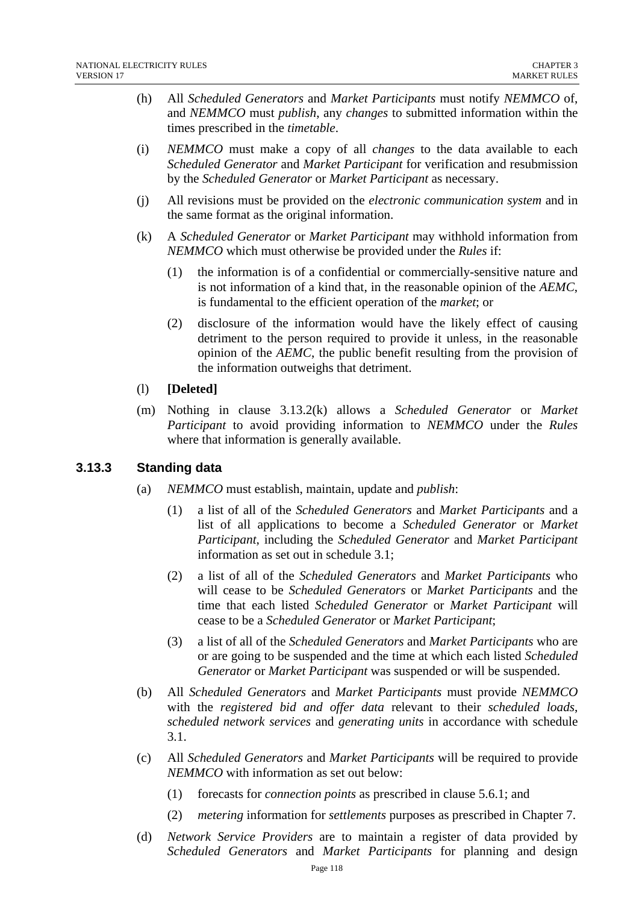(h) All *Scheduled Generators* and *Market Participants* must notify *NEMMCO* of, and *NEMMCO* must *publish*, any *changes* to submitted information within the times prescribed in the *timetable*.

(i) *NEMMCO* must make a copy of all *changes* to the data available to each *Scheduled Generator* and *Market Participant* for verification and resubmission by the *Scheduled Generator* or *Market Participant* as necessary.

(j) All revisions must be provided on the *electronic communication system* and in the same format as the original information.

(k) A *Scheduled Generator* or *Market Participant* may withhold information from *NEMMCO* which must otherwise be provided under the *Rules* if:

  (1) the information is of a confidential or commercially-sensitive nature and is not information of a kind that, in the reasonable opinion of the *AEMC*, is fundamental to the efficient operation of the *market*; or

  (2) disclosure of the information would have the likely effect of causing detriment to the person required to provide it unless, in the reasonable opinion of the *AEMC*, the public benefit resulting from the provision of the information outweighs that detriment.

(l) **[Deleted]**

(m) Nothing in clause 3.13.2(k) allows a *Scheduled Generator* or *Market Participant* to avoid providing information to *NEMMCO* under the *Rules* where that information is generally available.

### 3.13.3 Standing data

(a) *NEMMCO* must establish, maintain, update and *publish*:

  (1) a list of all of the *Scheduled Generators* and *Market Participants* and a list of all applications to become a *Scheduled Generator* or *Market Participant*, including the *Scheduled Generator* and *Market Participant* information as set out in schedule 3.1;

  (2) a list of all of the *Scheduled Generators* and *Market Participants* who will cease to be *Scheduled Generators* or *Market Participants* and the time that each listed *Scheduled Generator* or *Market Participant* will cease to be a *Scheduled Generator* or *Market Participant*;

  (3) a list of all of the *Scheduled Generators* and *Market Participants* who are or are going to be suspended and the time at which each listed *Scheduled Generator* or *Market Participant* was suspended or will be suspended.

(b) All *Scheduled Generators* and *Market Participants* must provide *NEMMCO* with the *registered bid and offer data* relevant to their *scheduled loads*, *scheduled network services* and *generating units* in accordance with schedule 3.1.

(c) All *Scheduled Generators* and *Market Participants* will be required to provide *NEMMCO* with information as set out below:

  (1) forecasts for *connection points* as prescribed in clause 5.6.1; and

  (2) *metering* information for *settlements* purposes as prescribed in Chapter 7.

(d) *Network Service Providers* are to maintain a register of data provided by *Scheduled Generators* and *Market Participants* for planning and design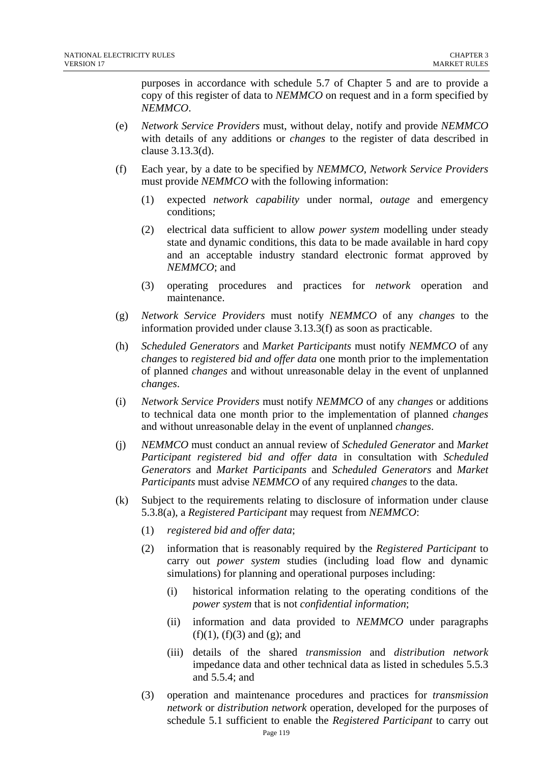purposes in accordance with schedule 5.7 of Chapter 5 and are to provide a copy of this register of data to *NEMMCO* on request and in a form specified by *NEMMCO*.

(e) *Network Service Providers* must, without delay, notify and provide *NEMMCO* with details of any additions or *changes* to the register of data described in clause 3.13.3(d).

(f) Each year, by a date to be specified by *NEMMCO*, *Network Service Providers* must provide *NEMMCO* with the following information:

(1) expected *network capability* under normal, *outage* and emergency conditions;

(2) electrical data sufficient to allow *power system* modelling under steady state and dynamic conditions, this data to be made available in hard copy and an acceptable industry standard electronic format approved by *NEMMCO*; and

(3) operating procedures and practices for *network* operation and maintenance.

(g) *Network Service Providers* must notify *NEMMCO* of any *changes* to the information provided under clause 3.13.3(f) as soon as practicable.

(h) *Scheduled Generators* and *Market Participants* must notify *NEMMCO* of any *changes* to *registered bid and offer data* one month prior to the implementation of planned *changes* and without unreasonable delay in the event of unplanned *changes*.

(i) *Network Service Providers* must notify *NEMMCO* of any *changes* or additions to technical data one month prior to the implementation of planned *changes* and without unreasonable delay in the event of unplanned *changes*.

(j) *NEMMCO* must conduct an annual review of *Scheduled Generator* and *Market Participant registered bid and offer data* in consultation with *Scheduled Generators* and *Market Participants* and *Scheduled Generators* and *Market Participants* must advise *NEMMCO* of any required *changes* to the data.

(k) Subject to the requirements relating to disclosure of information under clause 5.3.8(a), a *Registered Participant* may request from *NEMMCO*:

(1) *registered bid and offer data*;

(2) information that is reasonably required by the *Registered Participant* to carry out *power system* studies (including load flow and dynamic simulations) for planning and operational purposes including:

(i) historical information relating to the operating conditions of the *power system* that is not *confidential information*;

(ii) information and data provided to *NEMMCO* under paragraphs (f)(1), (f)(3) and (g); and

(iii) details of the shared *transmission* and *distribution network* impedance data and other technical data as listed in schedules 5.5.3 and 5.5.4; and

(3) operation and maintenance procedures and practices for *transmission network* or *distribution network* operation, developed for the purposes of schedule 5.1 sufficient to enable the *Registered Participant* to carry out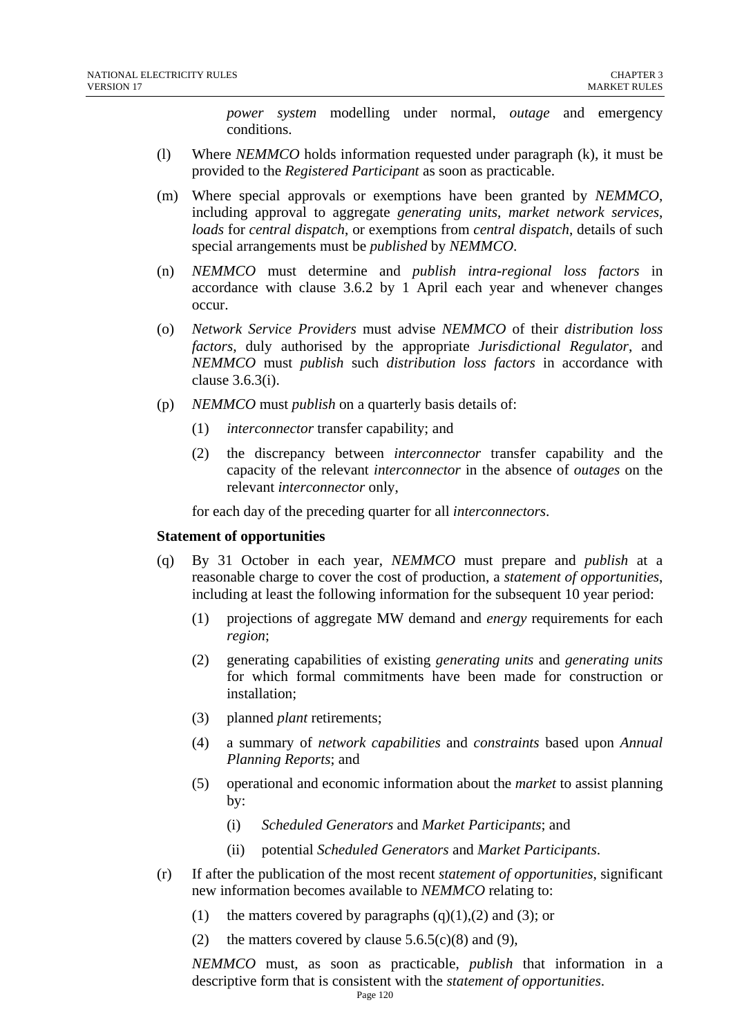*power system* modelling under normal, *outage* and emergency conditions.

(l) Where *NEMMCO* holds information requested under paragraph (k), it must be provided to the *Registered Participant* as soon as practicable.

(m) Where special approvals or exemptions have been granted by *NEMMCO*, including approval to aggregate *generating units*, *market network services*, *loads* for *central dispatch*, or exemptions from *central dispatch*, details of such special arrangements must be *published* by *NEMMCO*.

(n) *NEMMCO* must determine and *publish intra-regional loss factors* in accordance with clause 3.6.2 by 1 April each year and whenever changes occur.

(o) *Network Service Providers* must advise *NEMMCO* of their *distribution loss factors*, duly authorised by the appropriate *Jurisdictional Regulator*, and *NEMMCO* must *publish* such *distribution loss factors* in accordance with clause 3.6.3(i).

(p) *NEMMCO* must *publish* on a quarterly basis details of:

   (1) *interconnector* transfer capability; and

   (2) the discrepancy between *interconnector* transfer capability and the capacity of the relevant *interconnector* in the absence of *outages* on the relevant *interconnector* only,

   for each day of the preceding quarter for all *interconnectors*.

**Statement of opportunities**

(q) By 31 October in each year, *NEMMCO* must prepare and *publish* at a reasonable charge to cover the cost of production, a *statement of opportunities*, including at least the following information for the subsequent 10 year period:

   (1) projections of aggregate MW demand and *energy* requirements for each *region*;

   (2) generating capabilities of existing *generating units* and *generating units* for which formal commitments have been made for construction or installation;

   (3) planned *plant* retirements;

   (4) a summary of *network capabilities* and *constraints* based upon *Annual Planning Reports*; and

   (5) operational and economic information about the *market* to assist planning by:

      (i) *Scheduled Generators* and *Market Participants*; and

      (ii) potential *Scheduled Generators* and *Market Participants*.

(r) If after the publication of the most recent *statement of opportunities*, significant new information becomes available to *NEMMCO* relating to:

   (1) the matters covered by paragraphs (q)(1),(2) and (3); or

   (2) the matters covered by clause 5.6.5(c)(8) and (9),

   *NEMMCO* must, as soon as practicable, *publish* that information in a descriptive form that is consistent with the *statement of opportunities*.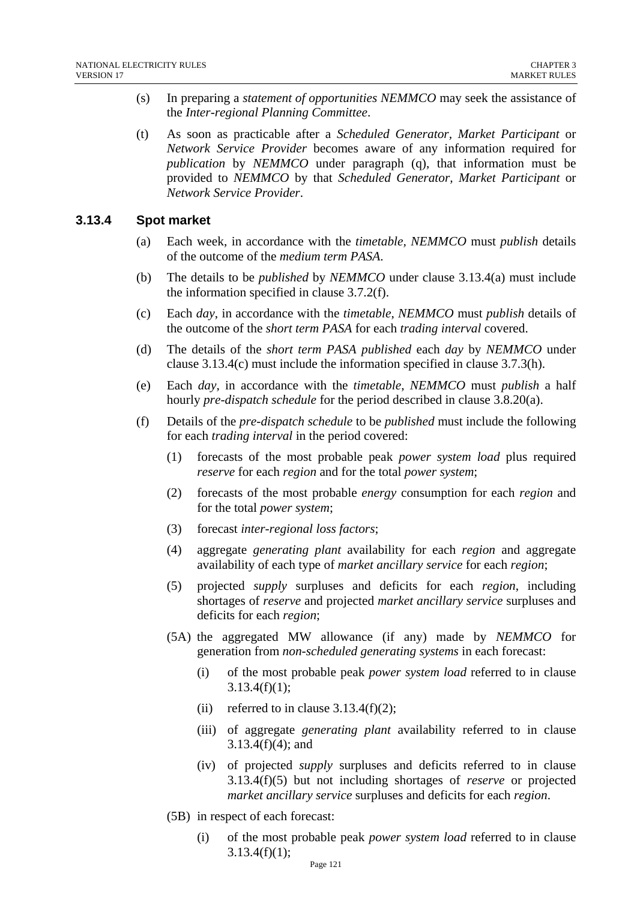(s) In preparing a *statement of opportunities NEMMCO* may seek the assistance of the *Inter-regional Planning Committee*.

(t) As soon as practicable after a *Scheduled Generator*, *Market Participant* or *Network Service Provider* becomes aware of any information required for *publication* by *NEMMCO* under paragraph (q), that information must be provided to *NEMMCO* by that *Scheduled Generator, Market Participant* or *Network Service Provider*.

### 3.13.4 Spot market

(a) Each week, in accordance with the *timetable*, *NEMMCO* must *publish* details of the outcome of the *medium term PASA*.

(b) The details to be *published* by *NEMMCO* under clause 3.13.4(a) must include the information specified in clause 3.7.2(f).

(c) Each *day*, in accordance with the *timetable*, *NEMMCO* must *publish* details of the outcome of the *short term PASA* for each *trading interval* covered.

(d) The details of the *short term PASA published* each *day* by *NEMMCO* under clause 3.13.4(c) must include the information specified in clause 3.7.3(h).

(e) Each *day*, in accordance with the *timetable*, *NEMMCO* must *publish* a half hourly *pre-dispatch schedule* for the period described in clause 3.8.20(a).

(f) Details of the *pre-dispatch schedule* to be *published* must include the following for each *trading interval* in the period covered:

  (1) forecasts of the most probable peak *power system load* plus required *reserve* for each *region* and for the total *power system*;

  (2) forecasts of the most probable *energy* consumption for each *region* and for the total *power system*;

  (3) forecast *inter-regional loss factors*;

  (4) aggregate *generating plant* availability for each *region* and aggregate availability of each type of *market ancillary service* for each *region*;

  (5) projected *supply* surpluses and deficits for each *region*, including shortages of *reserve* and projected *market ancillary service* surpluses and deficits for each *region*;

  (5A) the aggregated MW allowance (if any) made by *NEMMCO* for generation from *non-scheduled generating systems* in each forecast:

    (i) of the most probable peak *power system load* referred to in clause 3.13.4(f)(1);

    (ii) referred to in clause 3.13.4(f)(2);

    (iii) of aggregate *generating plant* availability referred to in clause 3.13.4(f)(4); and

    (iv) of projected *supply* surpluses and deficits referred to in clause 3.13.4(f)(5) but not including shortages of *reserve* or projected *market ancillary service* surpluses and deficits for each *region*.

  (5B) in respect of each forecast:

    (i) of the most probable peak *power system load* referred to in clause 3.13.4(f)(1);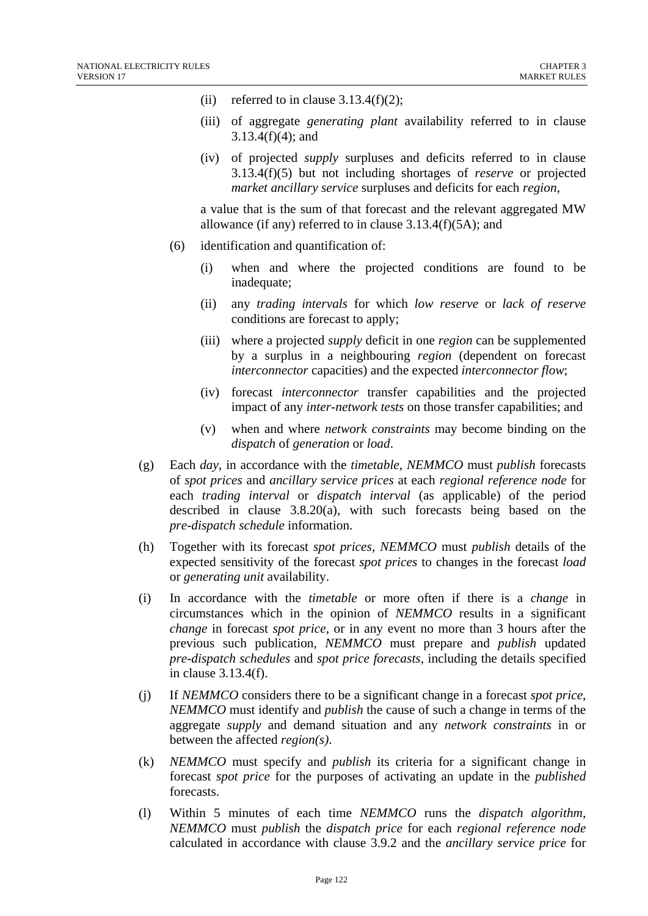(ii) referred to in clause 3.13.4(f)(2);

(iii) of aggregate *generating plant* availability referred to in clause 3.13.4(f)(4); and

(iv) of projected *supply* surpluses and deficits referred to in clause 3.13.4(f)(5) but not including shortages of *reserve* or projected *market ancillary service* surpluses and deficits for each *region*,

a value that is the sum of that forecast and the relevant aggregated MW allowance (if any) referred to in clause 3.13.4(f)(5A); and

(6) identification and quantification of:

(i) when and where the projected conditions are found to be inadequate;

(ii) any *trading intervals* for which *low reserve* or *lack of reserve* conditions are forecast to apply;

(iii) where a projected *supply* deficit in one *region* can be supplemented by a surplus in a neighbouring *region* (dependent on forecast *interconnector* capacities) and the expected *interconnector flow*;

(iv) forecast *interconnector* transfer capabilities and the projected impact of any *inter-network tests* on those transfer capabilities; and

(v) when and where *network constraints* may become binding on the *dispatch* of *generation* or *load*.

(g) Each *day*, in accordance with the *timetable*, *NEMMCO* must *publish* forecasts of *spot prices* and *ancillary service prices* at each *regional reference node* for each *trading interval* or *dispatch interval* (as applicable) of the period described in clause 3.8.20(a), with such forecasts being based on the *pre-dispatch schedule* information.

(h) Together with its forecast *spot prices*, *NEMMCO* must *publish* details of the expected sensitivity of the forecast *spot prices* to changes in the forecast *load* or *generating unit* availability.

(i) In accordance with the *timetable* or more often if there is a *change* in circumstances which in the opinion of *NEMMCO* results in a significant *change* in forecast *spot price*, or in any event no more than 3 hours after the previous such publication, *NEMMCO* must prepare and *publish* updated *pre-dispatch schedules* and *spot price forecasts*, including the details specified in clause 3.13.4(f).

(j) If *NEMMCO* considers there to be a significant change in a forecast *spot price*, *NEMMCO* must identify and *publish* the cause of such a change in terms of the aggregate *supply* and demand situation and any *network constraints* in or between the affected *region(s)*.

(k) *NEMMCO* must specify and *publish* its criteria for a significant change in forecast *spot price* for the purposes of activating an update in the *published* forecasts.

(l) Within 5 minutes of each time *NEMMCO* runs the *dispatch algorithm*, *NEMMCO* must *publish* the *dispatch price* for each *regional reference node* calculated in accordance with clause 3.9.2 and the *ancillary service price* for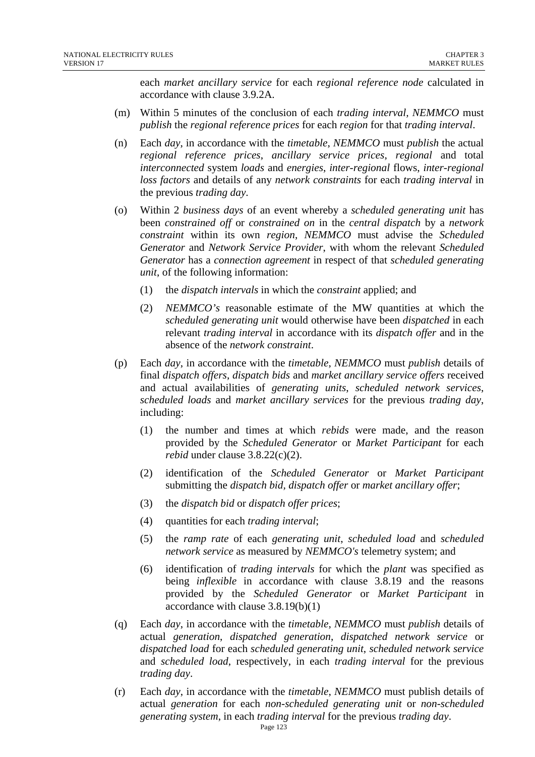each *market ancillary service* for each *regional reference node* calculated in accordance with clause 3.9.2A.

(m) Within 5 minutes of the conclusion of each *trading interval, NEMMCO* must *publish* the *regional reference prices* for each *region* for that *trading interval*.

(n) Each *day*, in accordance with the *timetable*, *NEMMCO* must *publish* the actual *regional reference prices*, *ancillary service prices*, *regional* and total *interconnected* system *loads* and *energies*, *inter-regional* flows, *inter-regional loss factors* and details of any *network constraints* for each *trading interval* in the previous *trading day*.

(o) Within 2 *business days* of an event whereby a *scheduled generating unit* has been *constrained off* or *constrained on* in the *central dispatch* by a *network constraint* within its own *region*, *NEMMCO* must advise the *Scheduled Generator* and *Network Service Provider*, with whom the relevant *Scheduled Generator* has a *connection agreement* in respect of that *scheduled generating unit*, of the following information:

   (1) the *dispatch intervals* in which the *constraint* applied; and

   (2) *NEMMCO's* reasonable estimate of the MW quantities at which the *scheduled generating unit* would otherwise have been *dispatched* in each relevant *trading interval* in accordance with its *dispatch offer* and in the absence of the *network constraint*.

(p) Each *day*, in accordance with the *timetable*, *NEMMCO* must *publish* details of final *dispatch offers*, *dispatch bids* and *market ancillary service offers* received and actual availabilities of *generating units*, *scheduled network services*, *scheduled loads* and *market ancillary services* for the previous *trading day*, including:

   (1) the number and times at which *rebids* were made, and the reason provided by the *Scheduled Generator* or *Market Participant* for each *rebid* under clause 3.8.22(c)(2).

   (2) identification of the *Scheduled Generator* or *Market Participant* submitting the *dispatch bid, dispatch offer* or *market ancillary offer*;

   (3) the *dispatch bid* or *dispatch offer prices*;

   (4) quantities for each *trading interval*;

   (5) the *ramp rate* of each *generating unit*, *scheduled load* and *scheduled network service* as measured by *NEMMCO's* telemetry system; and

   (6) identification of *trading intervals* for which the *plant* was specified as being *inflexible* in accordance with clause 3.8.19 and the reasons provided by the *Scheduled Generator* or *Market Participant* in accordance with clause 3.8.19(b)(1)

(q) Each *day*, in accordance with the *timetable*, *NEMMCO* must *publish* details of actual *generation*, *dispatched generation*, *dispatched network service* or *dispatched load* for each *scheduled generating unit*, *scheduled network service* and *scheduled load*, respectively, in each *trading interval* for the previous *trading day*.

(r) Each *day*, in accordance with the *timetable*, *NEMMCO* must publish details of actual *generation* for each *non-scheduled generating unit* or *non-scheduled generating system*, in each *trading interval* for the previous *trading day*.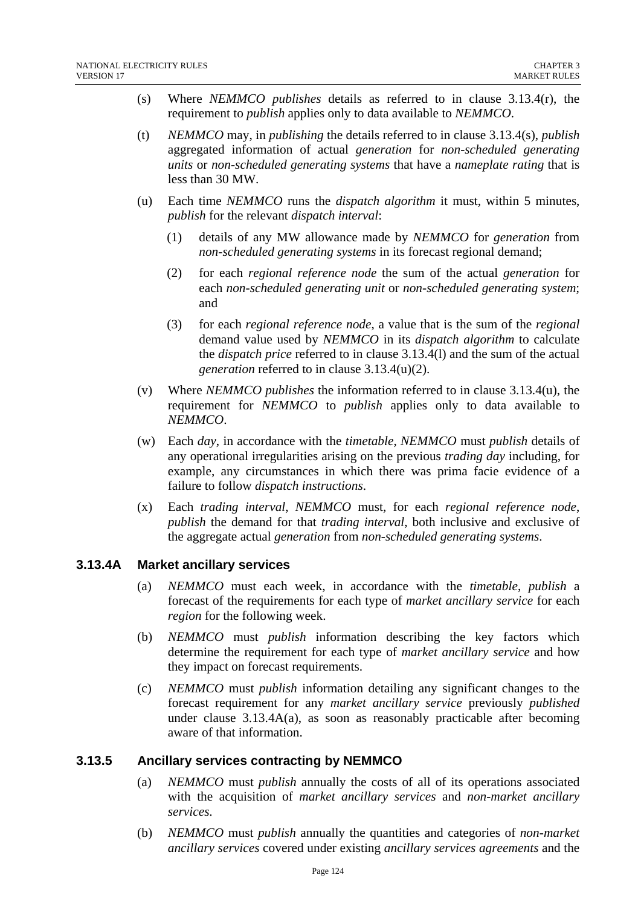(s) Where *NEMMCO publishes* details as referred to in clause 3.13.4(r), the requirement to *publish* applies only to data available to *NEMMCO*.

(t) *NEMMCO* may, in *publishing* the details referred to in clause 3.13.4(s), *publish* aggregated information of actual *generation* for *non-scheduled generating units* or *non-scheduled generating systems* that have a *nameplate rating* that is less than 30 MW.

(u) Each time *NEMMCO* runs the *dispatch algorithm* it must, within 5 minutes, *publish* for the relevant *dispatch interval*:

  (1) details of any MW allowance made by *NEMMCO* for *generation* from *non-scheduled generating systems* in its forecast regional demand;

  (2) for each *regional reference node* the sum of the actual *generation* for each *non-scheduled generating unit* or *non-scheduled generating system*; and

  (3) for each *regional reference node*, a value that is the sum of the *regional* demand value used by *NEMMCO* in its *dispatch algorithm* to calculate the *dispatch price* referred to in clause 3.13.4(l) and the sum of the actual *generation* referred to in clause 3.13.4(u)(2).

(v) Where *NEMMCO publishes* the information referred to in clause 3.13.4(u), the requirement for *NEMMCO* to *publish* applies only to data available to *NEMMCO*.

(w) Each *day*, in accordance with the *timetable*, *NEMMCO* must *publish* details of any operational irregularities arising on the previous *trading day* including, for example, any circumstances in which there was prima facie evidence of a failure to follow *dispatch instructions*.

(x) Each *trading interval*, *NEMMCO* must, for each *regional reference node*, *publish* the demand for that *trading interval*, both inclusive and exclusive of the aggregate actual *generation* from *non-scheduled generating systems*.

### 3.13.4A Market ancillary services

(a) *NEMMCO* must each week, in accordance with the *timetable*, *publish* a forecast of the requirements for each type of *market ancillary service* for each *region* for the following week.

(b) *NEMMCO* must *publish* information describing the key factors which determine the requirement for each type of *market ancillary service* and how they impact on forecast requirements.

(c) *NEMMCO* must *publish* information detailing any significant changes to the forecast requirement for any *market ancillary service* previously *published* under clause 3.13.4A(a), as soon as reasonably practicable after becoming aware of that information.

### 3.13.5 Ancillary services contracting by NEMMCO

(a) *NEMMCO* must *publish* annually the costs of all of its operations associated with the acquisition of *market ancillary services* and *non-market ancillary services.*

(b) *NEMMCO* must *publish* annually the quantities and categories of *non-market ancillary services* covered under existing *ancillary services agreements* and the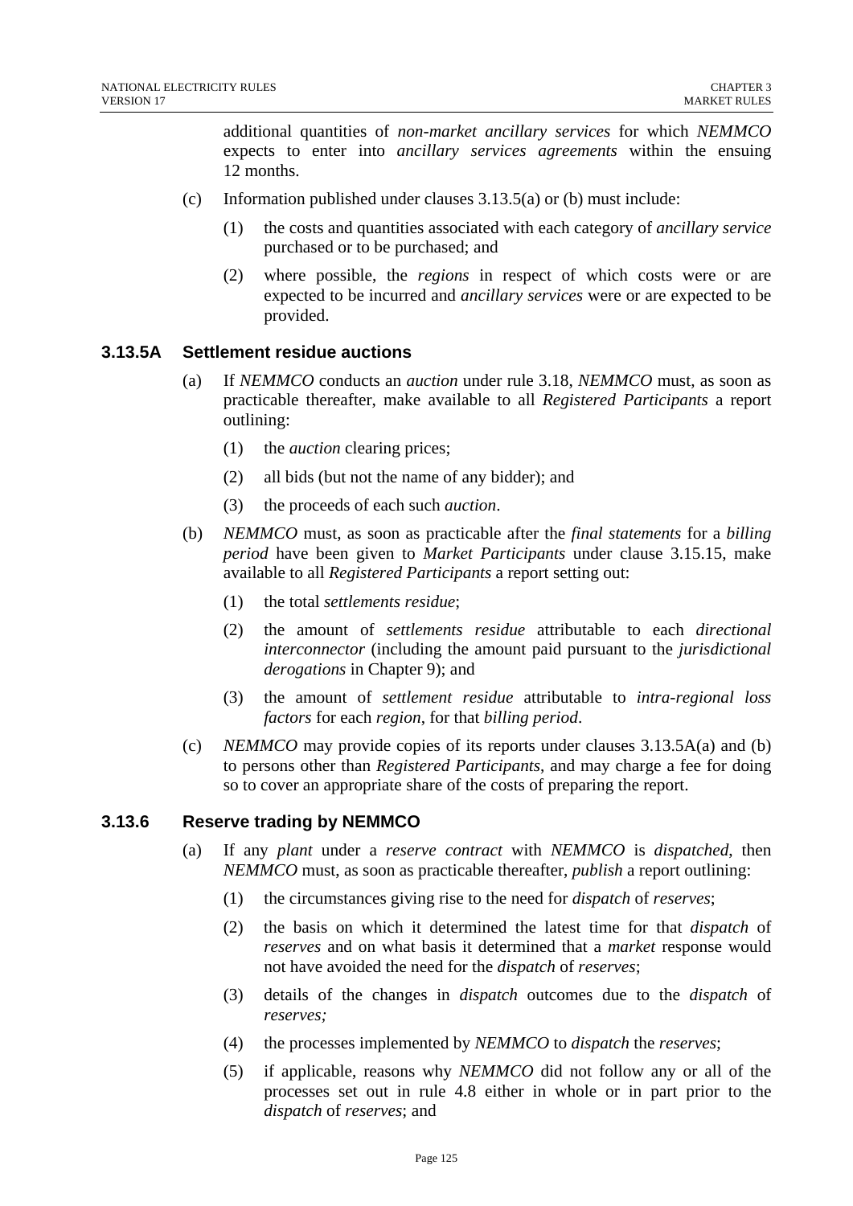additional quantities of *non-market ancillary services* for which *NEMMCO* expects to enter into *ancillary services agreements* within the ensuing 12 months.

(c) Information published under clauses 3.13.5(a) or (b) must include:

(1) the costs and quantities associated with each category of *ancillary service* purchased or to be purchased; and

(2) where possible, the *regions* in respect of which costs were or are expected to be incurred and *ancillary services* were or are expected to be provided.

### 3.13.5A Settlement residue auctions

(a) If *NEMMCO* conducts an *auction* under rule 3.18, *NEMMCO* must, as soon as practicable thereafter, make available to all *Registered Participants* a report outlining:

(1) the *auction* clearing prices;

(2) all bids (but not the name of any bidder); and

(3) the proceeds of each such *auction*.

(b) *NEMMCO* must, as soon as practicable after the *final statements* for a *billing period* have been given to *Market Participants* under clause 3.15.15, make available to all *Registered Participants* a report setting out:

(1) the total *settlements residue*;

(2) the amount of *settlements residue* attributable to each *directional interconnector* (including the amount paid pursuant to the *jurisdictional derogations* in Chapter 9); and

(3) the amount of *settlement residue* attributable to *intra-regional loss factors* for each *region*, for that *billing period*.

(c) *NEMMCO* may provide copies of its reports under clauses 3.13.5A(a) and (b) to persons other than *Registered Participants*, and may charge a fee for doing so to cover an appropriate share of the costs of preparing the report.

### 3.13.6 Reserve trading by NEMMCO

(a) If any *plant* under a *reserve contract* with *NEMMCO* is *dispatched*, then *NEMMCO* must, as soon as practicable thereafter, *publish* a report outlining:

(1) the circumstances giving rise to the need for *dispatch* of *reserves*;

(2) the basis on which it determined the latest time for that *dispatch* of *reserves* and on what basis it determined that a *market* response would not have avoided the need for the *dispatch* of *reserves*;

(3) details of the changes in *dispatch* outcomes due to the *dispatch* of *reserves;*

(4) the processes implemented by *NEMMCO* to *dispatch* the *reserves*;

(5) if applicable, reasons why *NEMMCO* did not follow any or all of the processes set out in rule 4.8 either in whole or in part prior to the *dispatch* of *reserves*; and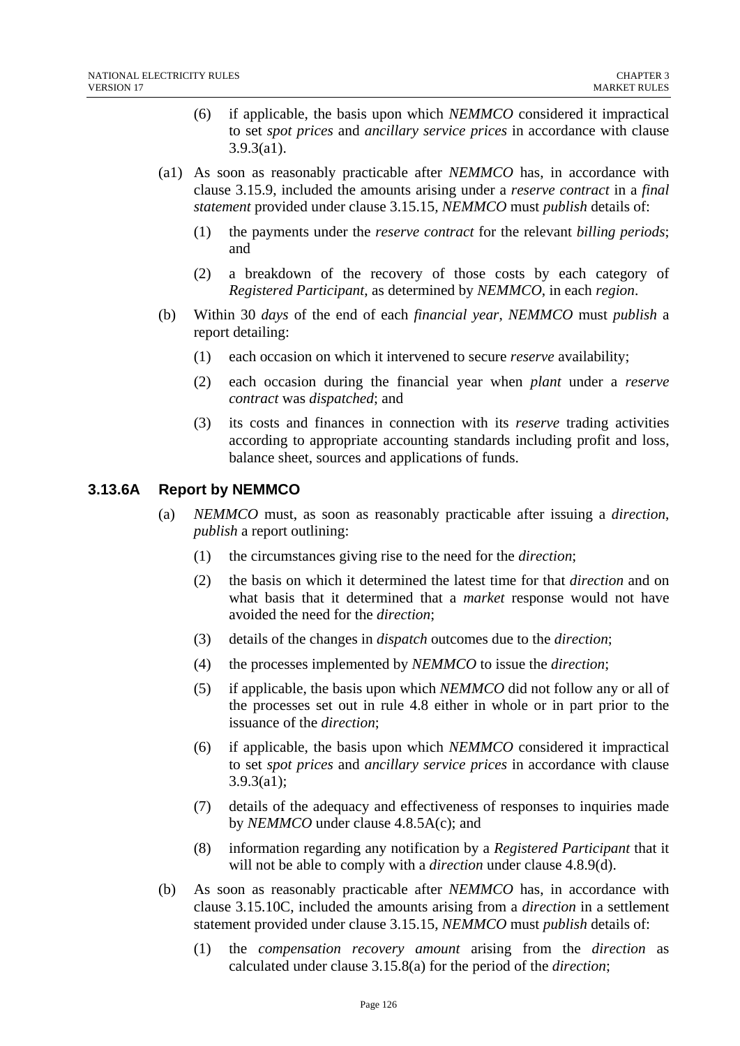(6) if applicable, the basis upon which *NEMMCO* considered it impractical to set *spot prices* and *ancillary service prices* in accordance with clause 3.9.3(a1).

(a1) As soon as reasonably practicable after *NEMMCO* has, in accordance with clause 3.15.9, included the amounts arising under a *reserve contract* in a *final statement* provided under clause 3.15.15, *NEMMCO* must *publish* details of:

(1) the payments under the *reserve contract* for the relevant *billing periods*; and

(2) a breakdown of the recovery of those costs by each category of *Registered Participant*, as determined by *NEMMCO*, in each *region*.

(b) Within 30 *days* of the end of each *financial year*, *NEMMCO* must *publish* a report detailing:

(1) each occasion on which it intervened to secure *reserve* availability;

(2) each occasion during the financial year when *plant* under a *reserve contract* was *dispatched*; and

(3) its costs and finances in connection with its *reserve* trading activities according to appropriate accounting standards including profit and loss, balance sheet, sources and applications of funds.

### 3.13.6A Report by NEMMCO

(a) *NEMMCO* must, as soon as reasonably practicable after issuing a *direction*, *publish* a report outlining:

(1) the circumstances giving rise to the need for the *direction*;

(2) the basis on which it determined the latest time for that *direction* and on what basis that it determined that a *market* response would not have avoided the need for the *direction*;

(3) details of the changes in *dispatch* outcomes due to the *direction*;

(4) the processes implemented by *NEMMCO* to issue the *direction*;

(5) if applicable, the basis upon which *NEMMCO* did not follow any or all of the processes set out in rule 4.8 either in whole or in part prior to the issuance of the *direction*;

(6) if applicable, the basis upon which *NEMMCO* considered it impractical to set *spot prices* and *ancillary service prices* in accordance with clause 3.9.3(a1);

(7) details of the adequacy and effectiveness of responses to inquiries made by *NEMMCO* under clause 4.8.5A(c); and

(8) information regarding any notification by a *Registered Participant* that it will not be able to comply with a *direction* under clause 4.8.9(d).

(b) As soon as reasonably practicable after *NEMMCO* has, in accordance with clause 3.15.10C, included the amounts arising from a *direction* in a settlement statement provided under clause 3.15.15, *NEMMCO* must *publish* details of:

(1) the *compensation recovery amount* arising from the *direction* as calculated under clause 3.15.8(a) for the period of the *direction*;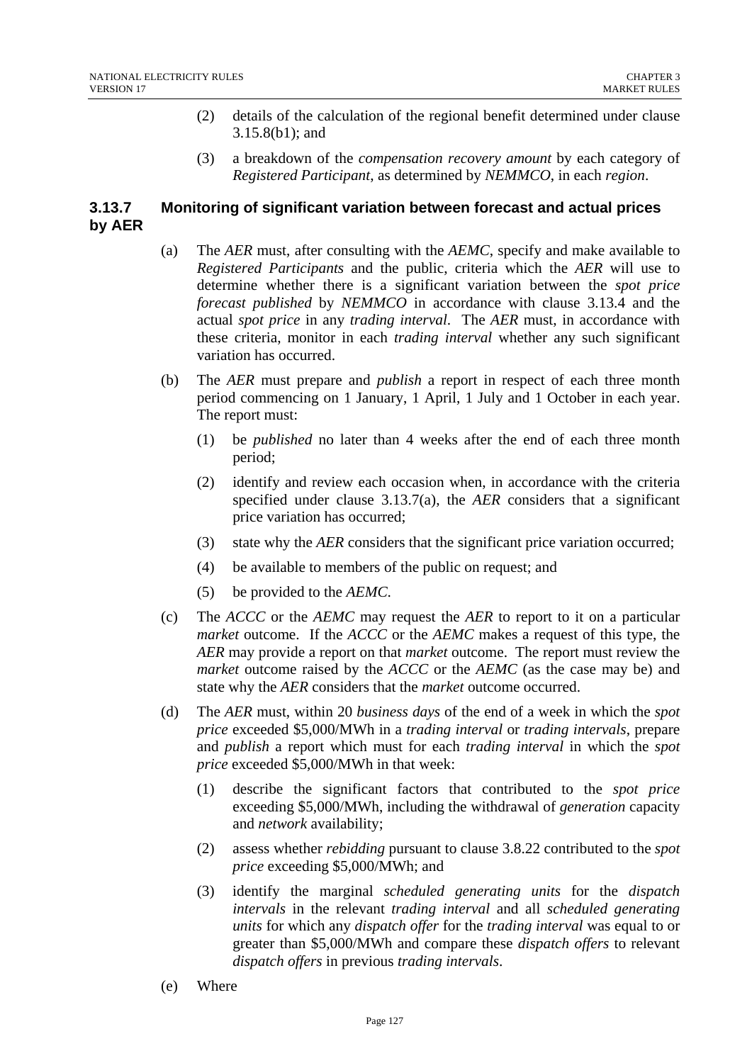(2) details of the calculation of the regional benefit determined under clause 3.15.8(b1); and

(3) a breakdown of the *compensation recovery amount* by each category of *Registered Participant*, as determined by *NEMMCO*, in each *region*.

### 3.13.7 Monitoring of significant variation between forecast and actual prices by AER

(a) The *AER* must, after consulting with the *AEMC*, specify and make available to *Registered Participants* and the public, criteria which the *AER* will use to determine whether there is a significant variation between the *spot price forecast published* by *NEMMCO* in accordance with clause 3.13.4 and the actual *spot price* in any *trading interval*. The *AER* must, in accordance with these criteria, monitor in each *trading interval* whether any such significant variation has occurred.

(b) The *AER* must prepare and *publish* a report in respect of each three month period commencing on 1 January, 1 April, 1 July and 1 October in each year. The report must:

(1) be *published* no later than 4 weeks after the end of each three month period;

(2) identify and review each occasion when, in accordance with the criteria specified under clause 3.13.7(a), the *AER* considers that a significant price variation has occurred;

(3) state why the *AER* considers that the significant price variation occurred;

(4) be available to members of the public on request; and

(5) be provided to the *AEMC*.

(c) The *ACCC* or the *AEMC* may request the *AER* to report to it on a particular *market* outcome. If the *ACCC* or the *AEMC* makes a request of this type, the *AER* may provide a report on that *market* outcome. The report must review the *market* outcome raised by the *ACCC* or the *AEMC* (as the case may be) and state why the *AER* considers that the *market* outcome occurred.

(d) The *AER* must, within 20 *business days* of the end of a week in which the *spot price* exceeded $5,000/MWh in a *trading interval* or *trading intervals*, prepare and *publish* a report which must for each *trading interval* in which the *spot price* exceeded $5,000/MWh in that week:

(1) describe the significant factors that contributed to the *spot price* exceeding $5,000/MWh, including the withdrawal of *generation* capacity and *network* availability;

(2) assess whether *rebidding* pursuant to clause 3.8.22 contributed to the *spot price* exceeding $5,000/MWh; and

(3) identify the marginal *scheduled generating units* for the *dispatch intervals* in the relevant *trading interval* and all *scheduled generating units* for which any *dispatch offer* for the *trading interval* was equal to or greater than $5,000/MWh and compare these *dispatch offers* to relevant *dispatch offers* in previous *trading intervals*.

(e) Where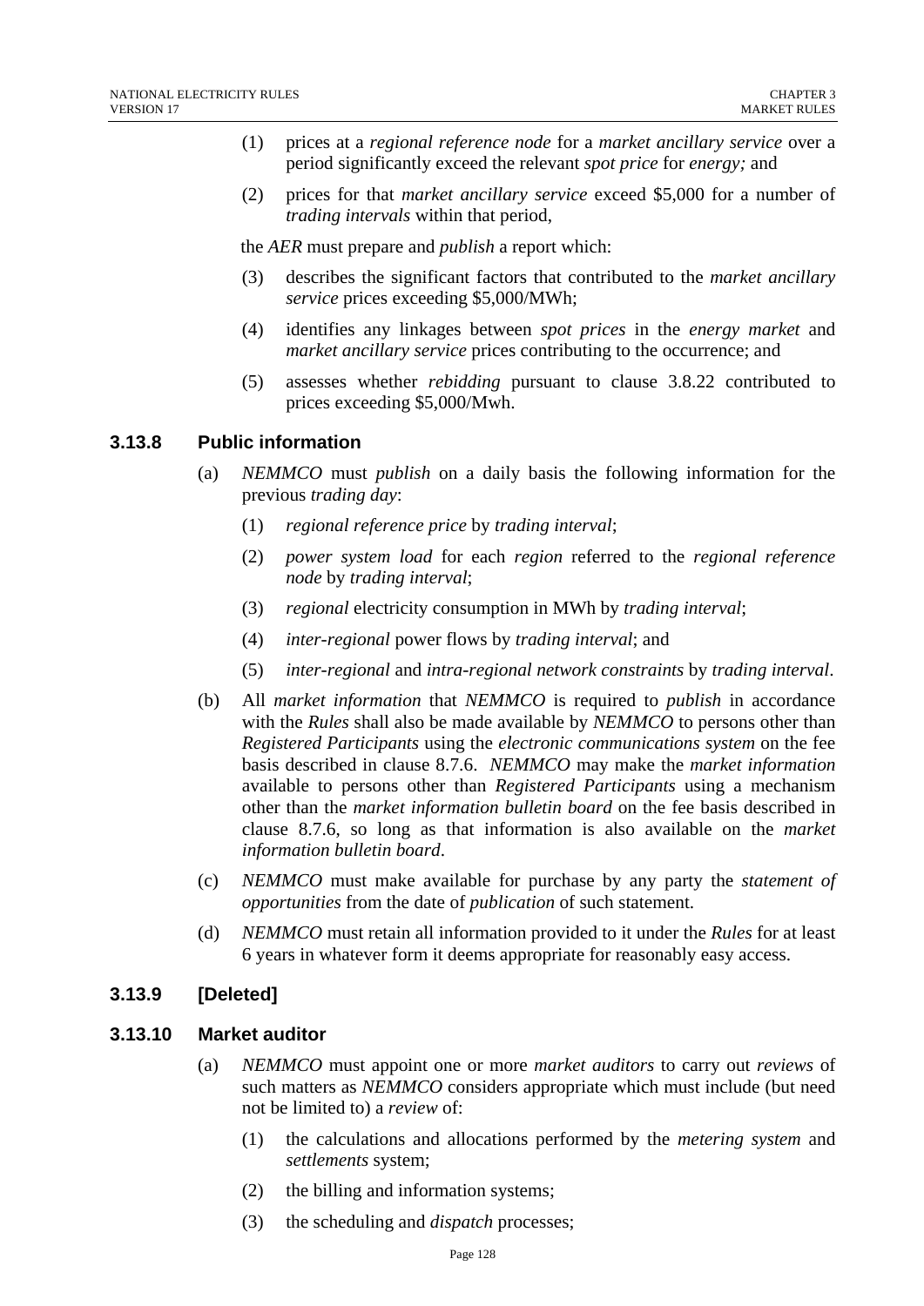(1) prices at a *regional reference node* for a *market ancillary service* over a period significantly exceed the relevant *spot price* for *energy;* and

(2) prices for that *market ancillary service* exceed $5,000 for a number of *trading intervals* within that period,

the *AER* must prepare and *publish* a report which:

(3) describes the significant factors that contributed to the *market ancillary service* prices exceeding $5,000/MWh;

(4) identifies any linkages between *spot prices* in the *energy market* and *market ancillary service* prices contributing to the occurrence; and

(5) assesses whether *rebidding* pursuant to clause 3.8.22 contributed to prices exceeding $5,000/Mwh.

### 3.13.8 Public information

(a) *NEMMCO* must *publish* on a daily basis the following information for the previous *trading day*:

(1) *regional reference price* by *trading interval*;

(2) *power system load* for each *region* referred to the *regional reference node* by *trading interval*;

(3) *regional* electricity consumption in MWh by *trading interval*;

(4) *inter-regional* power flows by *trading interval*; and

(5) *inter-regional* and *intra-regional network constraints* by *trading interval*.

(b) All *market information* that *NEMMCO* is required to *publish* in accordance with the *Rules* shall also be made available by *NEMMCO* to persons other than *Registered Participants* using the *electronic communications system* on the fee basis described in clause 8.7.6. *NEMMCO* may make the *market information* available to persons other than *Registered Participants* using a mechanism other than the *market information bulletin board* on the fee basis described in clause 8.7.6, so long as that information is also available on the *market information bulletin board*.

(c) *NEMMCO* must make available for purchase by any party the *statement of opportunities* from the date of *publication* of such statement.

(d) *NEMMCO* must retain all information provided to it under the *Rules* for at least 6 years in whatever form it deems appropriate for reasonably easy access.

### 3.13.9 [Deleted]

### 3.13.10 Market auditor

(a) *NEMMCO* must appoint one or more *market auditors* to carry out *reviews* of such matters as *NEMMCO* considers appropriate which must include (but need not be limited to) a *review* of:

(1) the calculations and allocations performed by the *metering system* and *settlements* system;

(2) the billing and information systems;

(3) the scheduling and *dispatch* processes;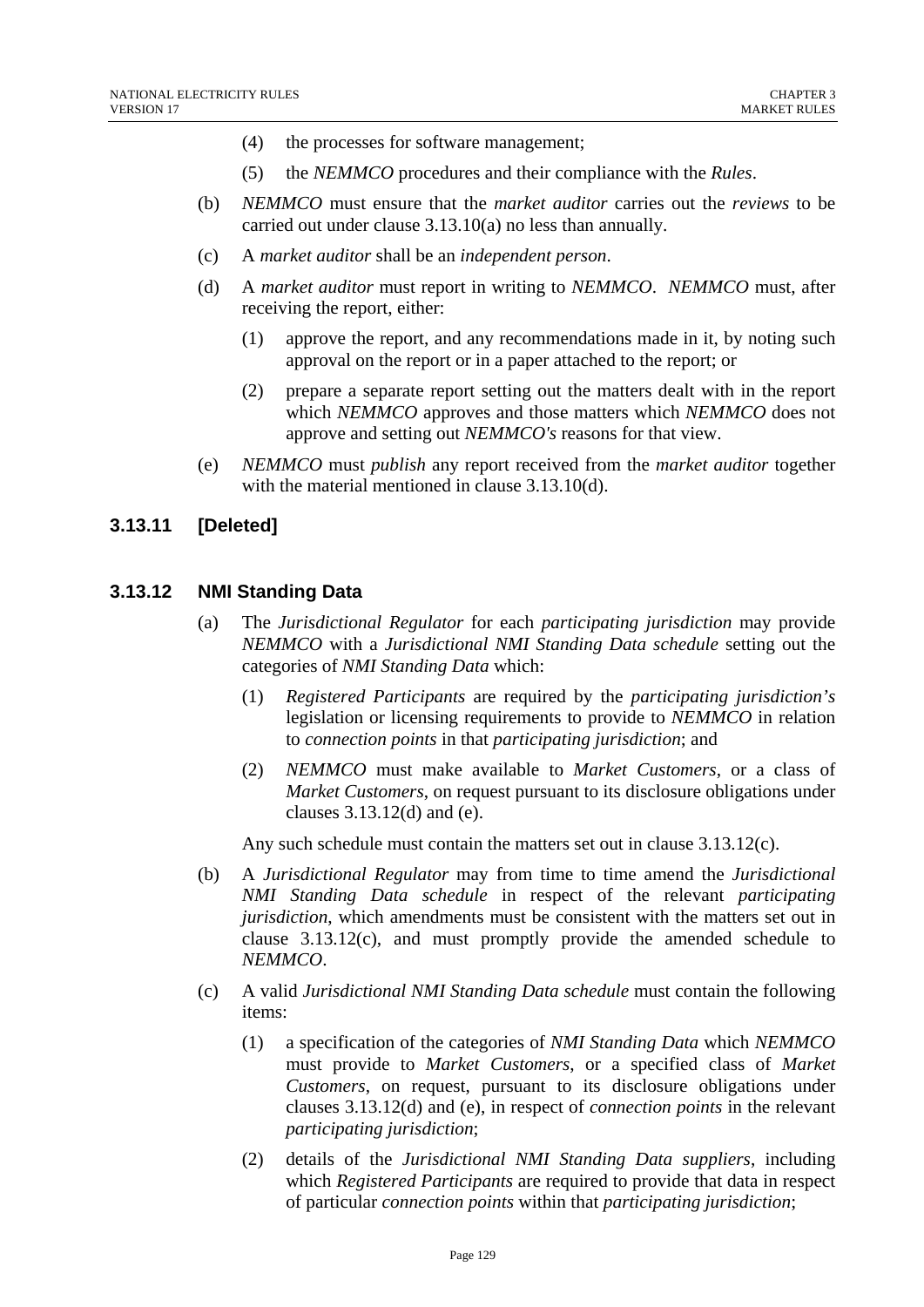(4) the processes for software management;

(5) the *NEMMCO* procedures and their compliance with the *Rules*.

(b) *NEMMCO* must ensure that the *market auditor* carries out the *reviews* to be carried out under clause 3.13.10(a) no less than annually.

(c) A *market auditor* shall be an *independent person*.

(d) A *market auditor* must report in writing to *NEMMCO*. *NEMMCO* must, after receiving the report, either:

(1) approve the report, and any recommendations made in it, by noting such approval on the report or in a paper attached to the report; or

(2) prepare a separate report setting out the matters dealt with in the report which *NEMMCO* approves and those matters which *NEMMCO* does not approve and setting out *NEMMCO's* reasons for that view.

(e) *NEMMCO* must *publish* any report received from the *market auditor* together with the material mentioned in clause 3.13.10(d).

### 3.13.11 [Deleted]

### 3.13.12 NMI Standing Data

(a) The *Jurisdictional Regulator* for each *participating jurisdiction* may provide *NEMMCO* with a *Jurisdictional NMI Standing Data schedule* setting out the categories of *NMI Standing Data* which:

(1) *Registered Participants* are required by the *participating jurisdiction's* legislation or licensing requirements to provide to *NEMMCO* in relation to *connection points* in that *participating jurisdiction*; and

(2) *NEMMCO* must make available to *Market Customers*, or a class of *Market Customers*, on request pursuant to its disclosure obligations under clauses 3.13.12(d) and (e).

Any such schedule must contain the matters set out in clause 3.13.12(c).

(b) A *Jurisdictional Regulator* may from time to time amend the *Jurisdictional NMI Standing Data schedule* in respect of the relevant *participating jurisdiction*, which amendments must be consistent with the matters set out in clause 3.13.12(c), and must promptly provide the amended schedule to *NEMMCO*.

(c) A valid *Jurisdictional NMI Standing Data schedule* must contain the following items:

(1) a specification of the categories of *NMI Standing Data* which *NEMMCO* must provide to *Market Customers*, or a specified class of *Market Customers*, on request, pursuant to its disclosure obligations under clauses 3.13.12(d) and (e), in respect of *connection points* in the relevant *participating jurisdiction*;

(2) details of the *Jurisdictional NMI Standing Data suppliers*, including which *Registered Participants* are required to provide that data in respect of particular *connection points* within that *participating jurisdiction*;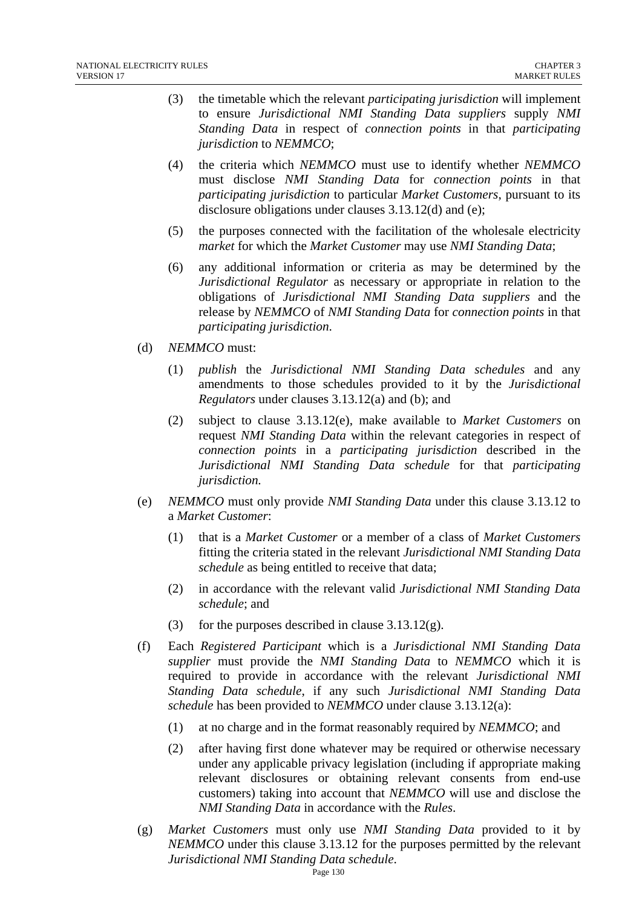(3) the timetable which the relevant *participating jurisdiction* will implement to ensure *Jurisdictional NMI Standing Data suppliers* supply *NMI Standing Data* in respect of *connection points* in that *participating jurisdiction* to *NEMMCO*;

(4) the criteria which *NEMMCO* must use to identify whether *NEMMCO* must disclose *NMI Standing Data* for *connection points* in that *participating jurisdiction* to particular *Market Customers*, pursuant to its disclosure obligations under clauses 3.13.12(d) and (e);

(5) the purposes connected with the facilitation of the wholesale electricity *market* for which the *Market Customer* may use *NMI Standing Data*;

(6) any additional information or criteria as may be determined by the *Jurisdictional Regulator* as necessary or appropriate in relation to the obligations of *Jurisdictional NMI Standing Data suppliers* and the release by *NEMMCO* of *NMI Standing Data* for *connection points* in that *participating jurisdiction*.

(d) *NEMMCO* must:

(1) *publish* the *Jurisdictional NMI Standing Data schedules* and any amendments to those schedules provided to it by the *Jurisdictional Regulators* under clauses 3.13.12(a) and (b); and

(2) subject to clause 3.13.12(e), make available to *Market Customers* on request *NMI Standing Data* within the relevant categories in respect of *connection points* in a *participating jurisdiction* described in the *Jurisdictional NMI Standing Data schedule* for that *participating jurisdiction*.

(e) *NEMMCO* must only provide *NMI Standing Data* under this clause 3.13.12 to a *Market Customer*:

(1) that is a *Market Customer* or a member of a class of *Market Customers* fitting the criteria stated in the relevant *Jurisdictional NMI Standing Data schedule* as being entitled to receive that data;

(2) in accordance with the relevant valid *Jurisdictional NMI Standing Data schedule*; and

(3) for the purposes described in clause 3.13.12(g).

(f) Each *Registered Participant* which is a *Jurisdictional NMI Standing Data supplier* must provide the *NMI Standing Data* to *NEMMCO* which it is required to provide in accordance with the relevant *Jurisdictional NMI Standing Data schedule*, if any such *Jurisdictional NMI Standing Data schedule* has been provided to *NEMMCO* under clause 3.13.12(a):

(1) at no charge and in the format reasonably required by *NEMMCO*; and

(2) after having first done whatever may be required or otherwise necessary under any applicable privacy legislation (including if appropriate making relevant disclosures or obtaining relevant consents from end-use customers) taking into account that *NEMMCO* will use and disclose the *NMI Standing Data* in accordance with the *Rules*.

(g) *Market Customers* must only use *NMI Standing Data* provided to it by *NEMMCO* under this clause 3.13.12 for the purposes permitted by the relevant *Jurisdictional NMI Standing Data schedule*.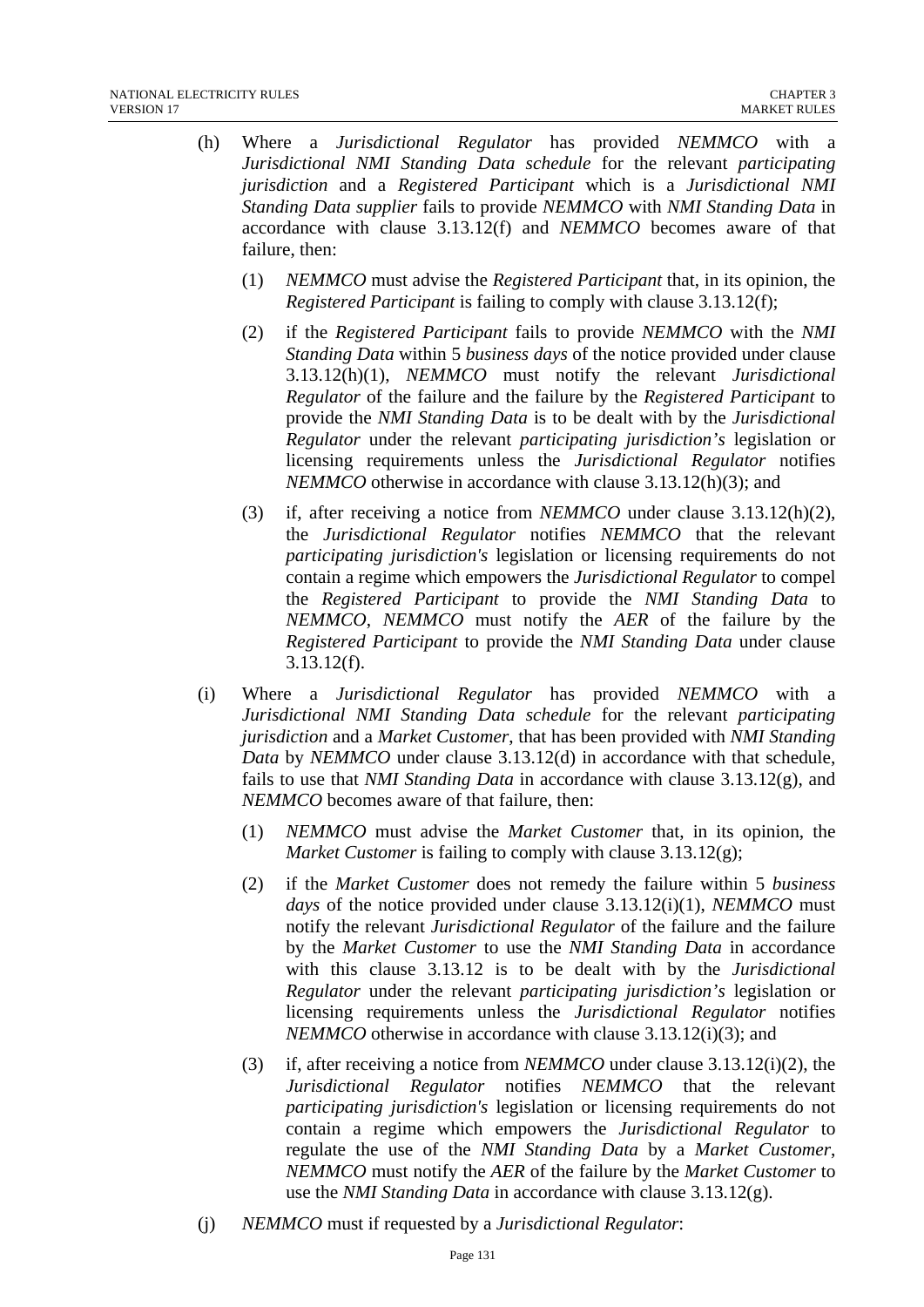(h) Where a *Jurisdictional Regulator* has provided *NEMMCO* with a *Jurisdictional NMI Standing Data schedule* for the relevant *participating jurisdiction* and a *Registered Participant* which is a *Jurisdictional NMI Standing Data supplier* fails to provide *NEMMCO* with *NMI Standing Data* in accordance with clause 3.13.12(f) and *NEMMCO* becomes aware of that failure, then:

   (1) *NEMMCO* must advise the *Registered Participant* that, in its opinion, the *Registered Participant* is failing to comply with clause 3.13.12(f);

   (2) if the *Registered Participant* fails to provide *NEMMCO* with the *NMI Standing Data* within 5 *business days* of the notice provided under clause 3.13.12(h)(1), *NEMMCO* must notify the relevant *Jurisdictional Regulator* of the failure and the failure by the *Registered Participant* to provide the *NMI Standing Data* is to be dealt with by the *Jurisdictional Regulator* under the relevant *participating jurisdiction's* legislation or licensing requirements unless the *Jurisdictional Regulator* notifies *NEMMCO* otherwise in accordance with clause 3.13.12(h)(3); and

   (3) if, after receiving a notice from *NEMMCO* under clause 3.13.12(h)(2), the *Jurisdictional Regulator* notifies *NEMMCO* that the relevant *participating jurisdiction's* legislation or licensing requirements do not contain a regime which empowers the *Jurisdictional Regulator* to compel the *Registered Participant* to provide the *NMI Standing Data* to *NEMMCO*, *NEMMCO* must notify the *AER* of the failure by the *Registered Participant* to provide the *NMI Standing Data* under clause 3.13.12(f).

(i) Where a *Jurisdictional Regulator* has provided *NEMMCO* with a *Jurisdictional NMI Standing Data schedule* for the relevant *participating jurisdiction* and a *Market Customer*, that has been provided with *NMI Standing Data* by *NEMMCO* under clause 3.13.12(d) in accordance with that schedule, fails to use that *NMI Standing Data* in accordance with clause 3.13.12(g), and *NEMMCO* becomes aware of that failure, then:

   (1) *NEMMCO* must advise the *Market Customer* that, in its opinion, the *Market Customer* is failing to comply with clause 3.13.12(g);

   (2) if the *Market Customer* does not remedy the failure within 5 *business days* of the notice provided under clause 3.13.12(i)(1), *NEMMCO* must notify the relevant *Jurisdictional Regulator* of the failure and the failure by the *Market Customer* to use the *NMI Standing Data* in accordance with this clause 3.13.12 is to be dealt with by the *Jurisdictional Regulator* under the relevant *participating jurisdiction's* legislation or licensing requirements unless the *Jurisdictional Regulator* notifies *NEMMCO* otherwise in accordance with clause 3.13.12(i)(3); and

   (3) if, after receiving a notice from *NEMMCO* under clause 3.13.12(i)(2), the *Jurisdictional Regulator* notifies *NEMMCO* that the relevant *participating jurisdiction's* legislation or licensing requirements do not contain a regime which empowers the *Jurisdictional Regulator* to regulate the use of the *NMI Standing Data* by a *Market Customer*, *NEMMCO* must notify the *AER* of the failure by the *Market Customer* to use the *NMI Standing Data* in accordance with clause 3.13.12(g).

(j) *NEMMCO* must if requested by a *Jurisdictional Regulator*: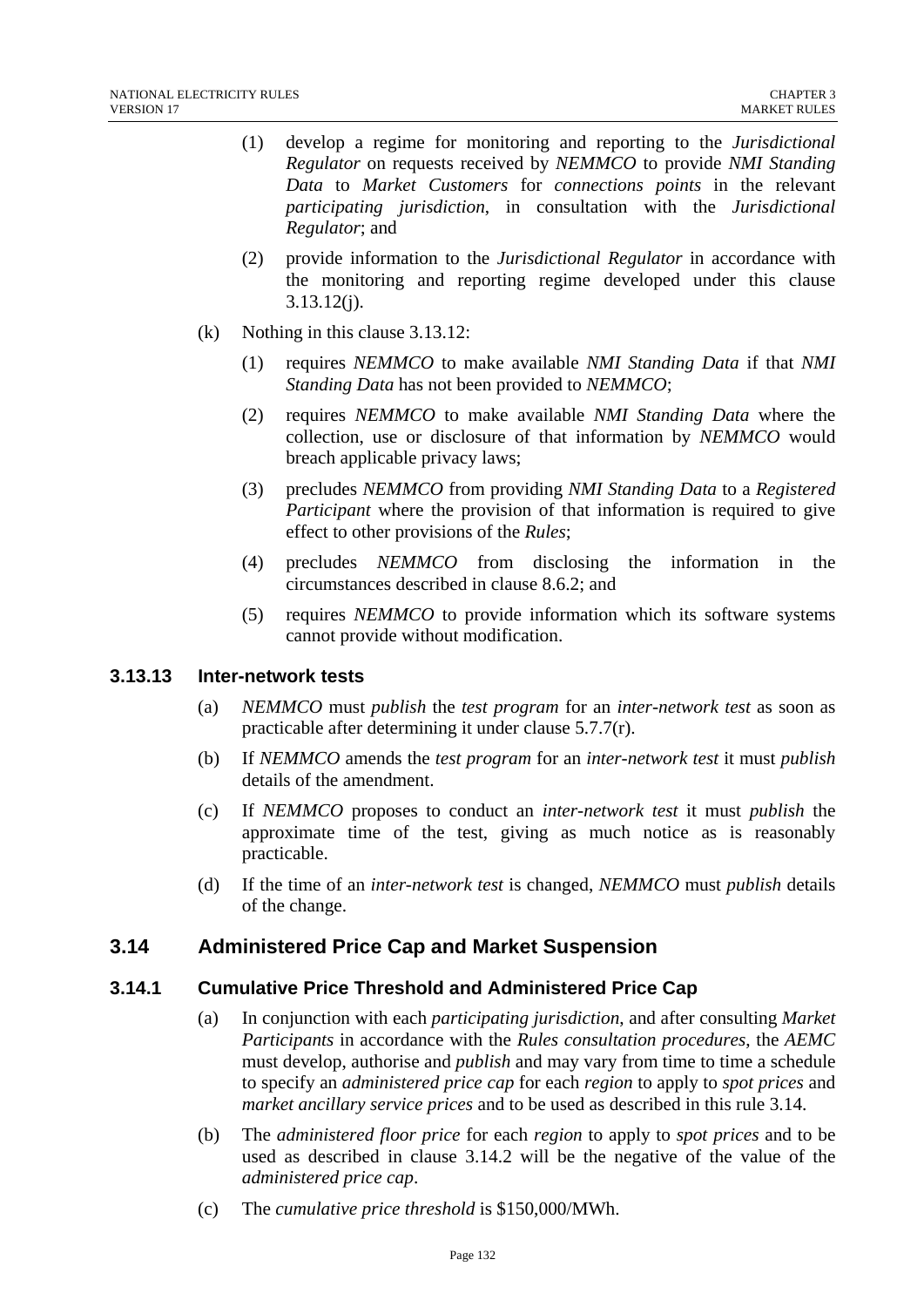(1) develop a regime for monitoring and reporting to the *Jurisdictional Regulator* on requests received by *NEMMCO* to provide *NMI Standing Data* to *Market Customers* for *connections points* in the relevant *participating jurisdiction*, in consultation with the *Jurisdictional Regulator*; and

(2) provide information to the *Jurisdictional Regulator* in accordance with the monitoring and reporting regime developed under this clause 3.13.12(j).

(k) Nothing in this clause 3.13.12:

(1) requires *NEMMCO* to make available *NMI Standing Data* if that *NMI Standing Data* has not been provided to *NEMMCO*;

(2) requires *NEMMCO* to make available *NMI Standing Data* where the collection, use or disclosure of that information by *NEMMCO* would breach applicable privacy laws;

(3) precludes *NEMMCO* from providing *NMI Standing Data* to a *Registered Participant* where the provision of that information is required to give effect to other provisions of the *Rules*;

(4) precludes *NEMMCO* from disclosing the information in the circumstances described in clause 8.6.2; and

(5) requires *NEMMCO* to provide information which its software systems cannot provide without modification.

### 3.13.13 Inter-network tests

(a) *NEMMCO* must *publish* the *test program* for an *inter-network test* as soon as practicable after determining it under clause 5.7.7(r).

(b) If *NEMMCO* amends the *test program* for an *inter-network test* it must *publish* details of the amendment.

(c) If *NEMMCO* proposes to conduct an *inter-network test* it must *publish* the approximate time of the test, giving as much notice as is reasonably practicable.

(d) If the time of an *inter-network test* is changed, *NEMMCO* must *publish* details of the change.

## 3.14 Administered Price Cap and Market Suspension

### 3.14.1 Cumulative Price Threshold and Administered Price Cap

(a) In conjunction with each *participating jurisdiction*, and after consulting *Market Participants* in accordance with the *Rules consultation procedures*, the *AEMC* must develop, authorise and *publish* and may vary from time to time a schedule to specify an *administered price cap* for each *region* to apply to *spot prices* and *market ancillary service prices* and to be used as described in this rule 3.14.

(b) The *administered floor price* for each *region* to apply to *spot prices* and to be used as described in clause 3.14.2 will be the negative of the value of the *administered price cap*.

(c) The *cumulative price threshold* is $150,000/MWh.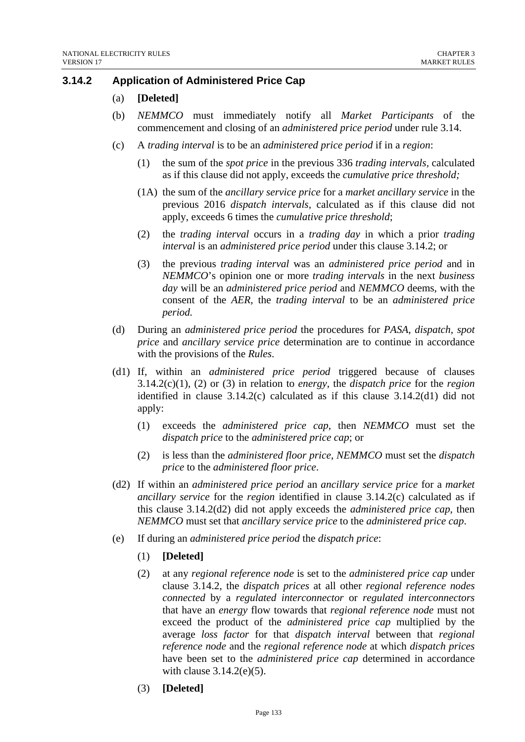### 3.14.2 Application of Administered Price Cap

(a) **[Deleted]**

(b) *NEMMCO* must immediately notify all *Market Participants* of the commencement and closing of an *administered price period* under rule 3.14.

(c) A *trading interval* is to be an *administered price period* if in a *region*:

(1) the sum of the *spot price* in the previous 336 *trading intervals*, calculated as if this clause did not apply, exceeds the *cumulative price threshold;*

(1A) the sum of the *ancillary service price* for a *market ancillary service* in the previous 2016 *dispatch intervals*, calculated as if this clause did not apply, exceeds 6 times the *cumulative price threshold*;

(2) the *trading interval* occurs in a *trading day* in which a prior *trading interval* is an *administered price period* under this clause 3.14.2; or

(3) the previous *trading interval* was an *administered price period* and in *NEMMCO*'s opinion one or more *trading intervals* in the next *business day* will be an *administered price period* and *NEMMCO* deems, with the consent of the *AER*, the *trading interval* to be an *administered price period.*

(d) During an *administered price period* the procedures for *PASA*, *dispatch*, *spot price* and *ancillary service price* determination are to continue in accordance with the provisions of the *Rules*.

(d1) If, within an *administered price period* triggered because of clauses 3.14.2(c)(1), (2) or (3) in relation to *energy*, the *dispatch price* for the *region* identified in clause 3.14.2(c) calculated as if this clause 3.14.2(d1) did not apply:

(1) exceeds the *administered price cap*, then *NEMMCO* must set the *dispatch price* to the *administered price cap*; or

(2) is less than the *administered floor price*, *NEMMCO* must set the *dispatch price* to the *administered floor price*.

(d2) If within an *administered price period* an *ancillary service price* for a *market ancillary service* for the *region* identified in clause 3.14.2(c) calculated as if this clause 3.14.2(d2) did not apply exceeds the *administered price cap*, then *NEMMCO* must set that *ancillary service price* to the *administered price cap*.

(e) If during an *administered price period* the *dispatch price*:

(1) **[Deleted]**

(2) at any *regional reference node* is set to the *administered price cap* under clause 3.14.2, the *dispatch prices* at all other *regional reference nodes connected* by a *regulated interconnector* or *regulated interconnectors* that have an *energy* flow towards that *regional reference node* must not exceed the product of the *administered price cap* multiplied by the average *loss factor* for that *dispatch interval* between that *regional reference node* and the *regional reference node* at which *dispatch prices* have been set to the *administered price cap* determined in accordance with clause 3.14.2(e)(5).

(3) **[Deleted]**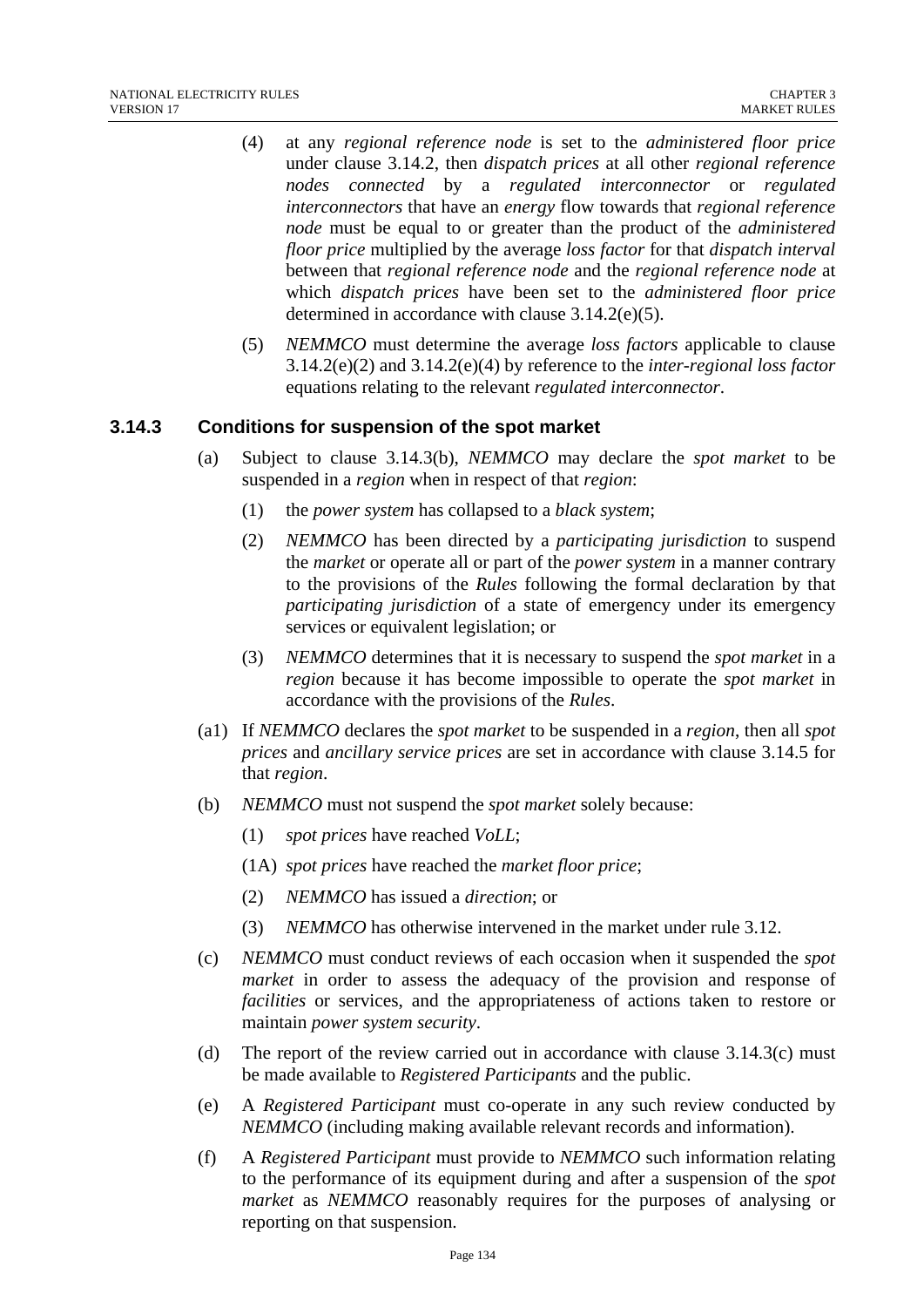(4) at any *regional reference node* is set to the *administered floor price* under clause 3.14.2, then *dispatch prices* at all other *regional reference nodes connected* by a *regulated interconnector* or *regulated interconnectors* that have an *energy* flow towards that *regional reference node* must be equal to or greater than the product of the *administered floor price* multiplied by the average *loss factor* for that *dispatch interval* between that *regional reference node* and the *regional reference node* at which *dispatch prices* have been set to the *administered floor price* determined in accordance with clause 3.14.2(e)(5).

(5) *NEMMCO* must determine the average *loss factors* applicable to clause 3.14.2(e)(2) and 3.14.2(e)(4) by reference to the *inter-regional loss factor* equations relating to the relevant *regulated interconnector*.

### 3.14.3 Conditions for suspension of the spot market

(a) Subject to clause 3.14.3(b), *NEMMCO* may declare the *spot market* to be suspended in a *region* when in respect of that *region*:

(1) the *power system* has collapsed to a *black system*;

(2) *NEMMCO* has been directed by a *participating jurisdiction* to suspend the *market* or operate all or part of the *power system* in a manner contrary to the provisions of the *Rules* following the formal declaration by that *participating jurisdiction* of a state of emergency under its emergency services or equivalent legislation; or

(3) *NEMMCO* determines that it is necessary to suspend the *spot market* in a *region* because it has become impossible to operate the *spot market* in accordance with the provisions of the *Rules*.

(a1) If *NEMMCO* declares the *spot market* to be suspended in a *region*, then all *spot prices* and *ancillary service prices* are set in accordance with clause 3.14.5 for that *region*.

(b) *NEMMCO* must not suspend the *spot market* solely because:

(1) *spot prices* have reached *VoLL*;

(1A) *spot prices* have reached the *market floor price*;

(2) *NEMMCO* has issued a *direction*; or

(3) *NEMMCO* has otherwise intervened in the market under rule 3.12.

(c) *NEMMCO* must conduct reviews of each occasion when it suspended the *spot market* in order to assess the adequacy of the provision and response of *facilities* or services, and the appropriateness of actions taken to restore or maintain *power system security*.

(d) The report of the review carried out in accordance with clause 3.14.3(c) must be made available to *Registered Participants* and the public.

(e) A *Registered Participant* must co-operate in any such review conducted by *NEMMCO* (including making available relevant records and information).

(f) A *Registered Participant* must provide to *NEMMCO* such information relating to the performance of its equipment during and after a suspension of the *spot market* as *NEMMCO* reasonably requires for the purposes of analysing or reporting on that suspension.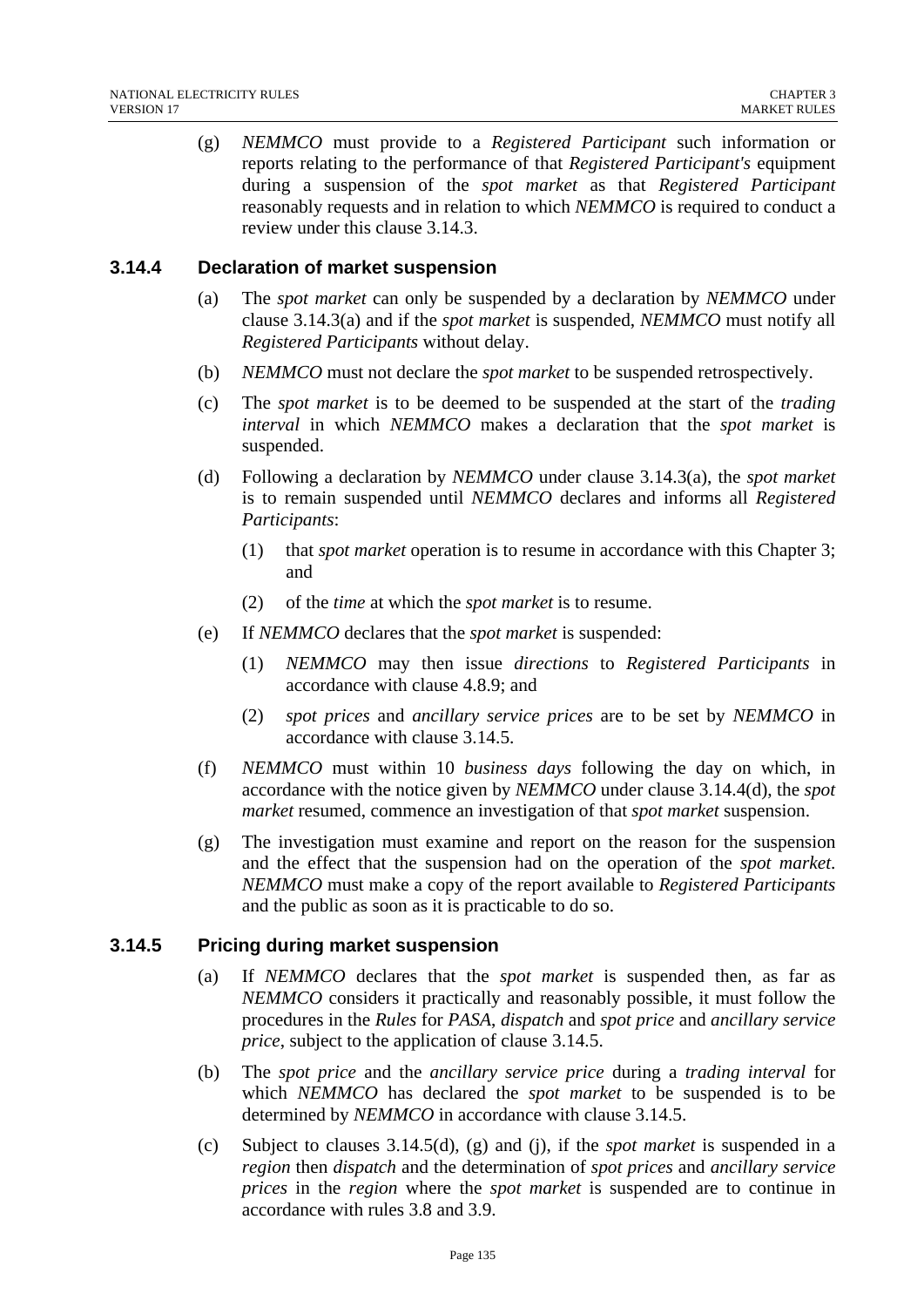(g) *NEMMCO* must provide to a *Registered Participant* such information or reports relating to the performance of that *Registered Participant's* equipment during a suspension of the *spot market* as that *Registered Participant* reasonably requests and in relation to which *NEMMCO* is required to conduct a review under this clause 3.14.3.

### 3.14.4 Declaration of market suspension

(a) The *spot market* can only be suspended by a declaration by *NEMMCO* under clause 3.14.3(a) and if the *spot market* is suspended, *NEMMCO* must notify all *Registered Participants* without delay.

(b) *NEMMCO* must not declare the *spot market* to be suspended retrospectively.

(c) The *spot market* is to be deemed to be suspended at the start of the *trading interval* in which *NEMMCO* makes a declaration that the *spot market* is suspended.

(d) Following a declaration by *NEMMCO* under clause 3.14.3(a), the *spot market* is to remain suspended until *NEMMCO* declares and informs all *Registered Participants*:

   (1) that *spot market* operation is to resume in accordance with this Chapter 3; and

   (2) of the *time* at which the *spot market* is to resume.

(e) If *NEMMCO* declares that the *spot market* is suspended:

   (1) *NEMMCO* may then issue *directions* to *Registered Participants* in accordance with clause 4.8.9; and

   (2) *spot prices* and *ancillary service prices* are to be set by *NEMMCO* in accordance with clause 3.14.5.

(f) *NEMMCO* must within 10 *business days* following the day on which, in accordance with the notice given by *NEMMCO* under clause 3.14.4(d), the *spot market* resumed, commence an investigation of that *spot market* suspension.

(g) The investigation must examine and report on the reason for the suspension and the effect that the suspension had on the operation of the *spot market*. *NEMMCO* must make a copy of the report available to *Registered Participants* and the public as soon as it is practicable to do so.

### 3.14.5 Pricing during market suspension

(a) If *NEMMCO* declares that the *spot market* is suspended then, as far as *NEMMCO* considers it practically and reasonably possible, it must follow the procedures in the *Rules* for *PASA*, *dispatch* and *spot price* and *ancillary service price*, subject to the application of clause 3.14.5.

(b) The *spot price* and the *ancillary service price* during a *trading interval* for which *NEMMCO* has declared the *spot market* to be suspended is to be determined by *NEMMCO* in accordance with clause 3.14.5.

(c) Subject to clauses 3.14.5(d), (g) and (j), if the *spot market* is suspended in a *region* then *dispatch* and the determination of *spot prices* and *ancillary service prices* in the *region* where the *spot market* is suspended are to continue in accordance with rules 3.8 and 3.9.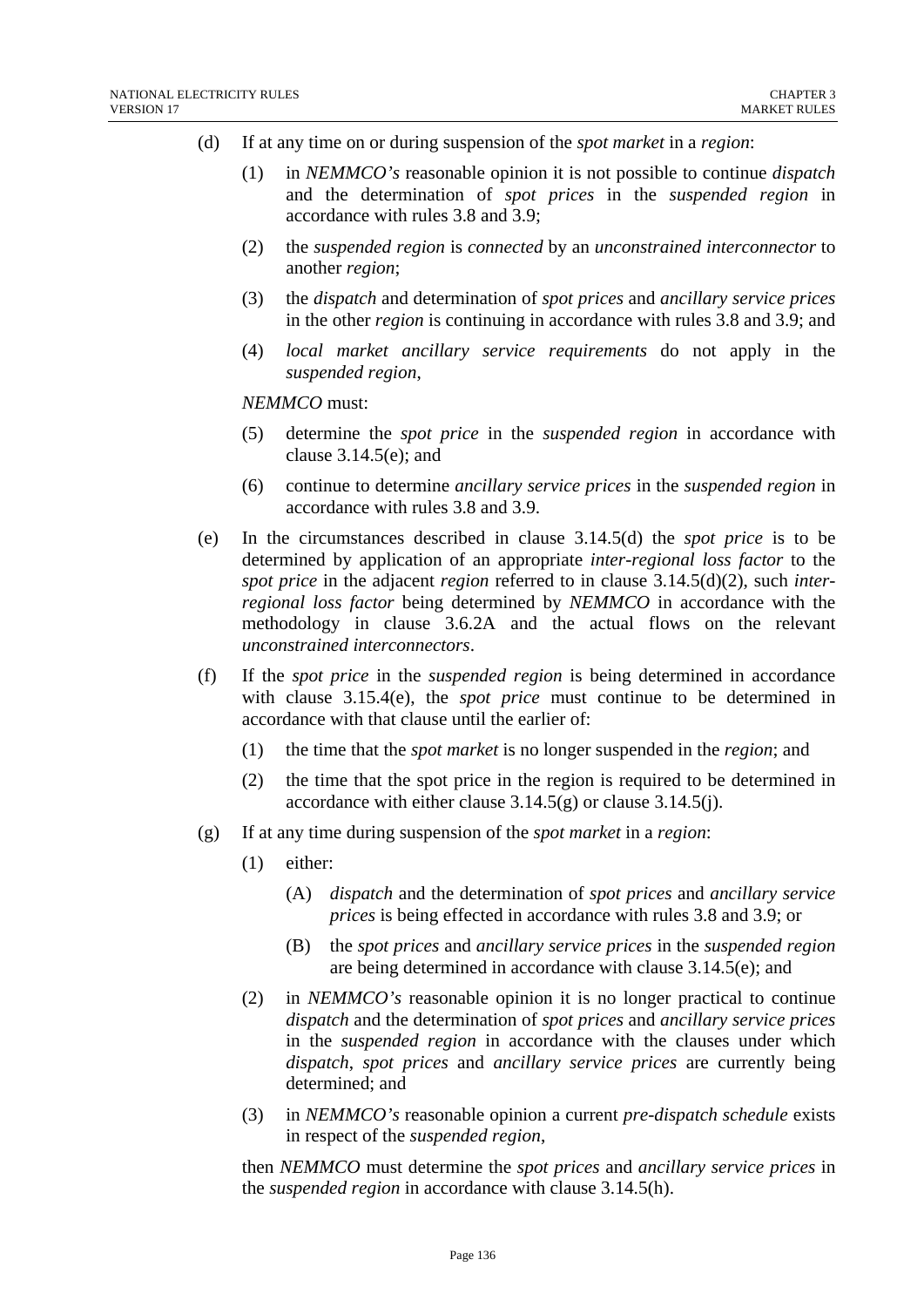(d) If at any time on or during suspension of the *spot market* in a *region*:

  (1) in *NEMMCO's* reasonable opinion it is not possible to continue *dispatch* and the determination of *spot prices* in the *suspended region* in accordance with rules 3.8 and 3.9;

  (2) the *suspended region* is *connected* by an *unconstrained interconnector* to another *region*;

  (3) the *dispatch* and determination of *spot prices* and *ancillary service prices* in the other *region* is continuing in accordance with rules 3.8 and 3.9; and

  (4) *local market ancillary service requirements* do not apply in the *suspended region*,

  *NEMMCO* must:

  (5) determine the *spot price* in the *suspended region* in accordance with clause 3.14.5(e); and

  (6) continue to determine *ancillary service prices* in the *suspended region* in accordance with rules 3.8 and 3.9.

(e) In the circumstances described in clause 3.14.5(d) the *spot price* is to be determined by application of an appropriate *inter-regional loss factor* to the *spot price* in the adjacent *region* referred to in clause 3.14.5(d)(2), such *inter-regional loss factor* being determined by *NEMMCO* in accordance with the methodology in clause 3.6.2A and the actual flows on the relevant *unconstrained interconnectors*.

(f) If the *spot price* in the *suspended region* is being determined in accordance with clause 3.15.4(e), the *spot price* must continue to be determined in accordance with that clause until the earlier of:

  (1) the time that the *spot market* is no longer suspended in the *region*; and

  (2) the time that the spot price in the region is required to be determined in accordance with either clause 3.14.5(g) or clause 3.14.5(j).

(g) If at any time during suspension of the *spot market* in a *region*:

  (1) either:

    (A) *dispatch* and the determination of *spot prices* and *ancillary service prices* is being effected in accordance with rules 3.8 and 3.9; or

    (B) the *spot prices* and *ancillary service prices* in the *suspended region* are being determined in accordance with clause 3.14.5(e); and

  (2) in *NEMMCO's* reasonable opinion it is no longer practical to continue *dispatch* and the determination of *spot prices* and *ancillary service prices* in the *suspended region* in accordance with the clauses under which *dispatch*, *spot prices* and *ancillary service prices* are currently being determined; and

  (3) in *NEMMCO's* reasonable opinion a current *pre-dispatch schedule* exists in respect of the *suspended region*,

  then *NEMMCO* must determine the *spot prices* and *ancillary service prices* in the *suspended region* in accordance with clause 3.14.5(h).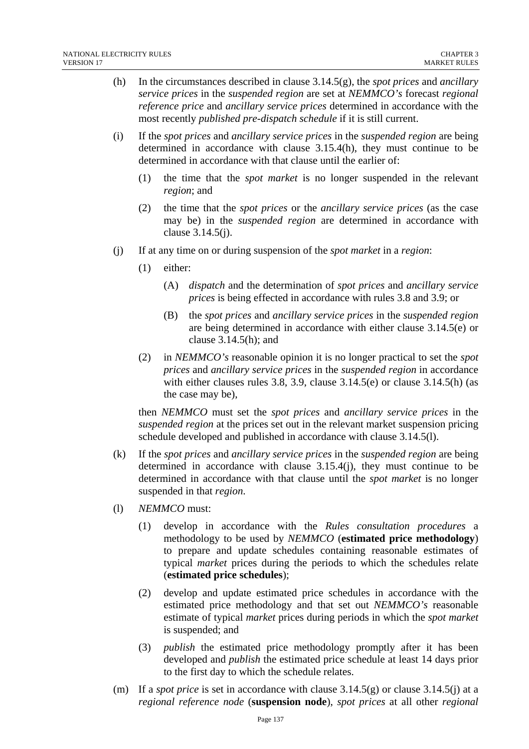(h) In the circumstances described in clause 3.14.5(g), the *spot prices* and *ancillary service prices* in the *suspended region* are set at *NEMMCO's* forecast *regional reference price* and *ancillary service prices* determined in accordance with the most recently *published pre-dispatch schedule* if it is still current.

(i) If the *spot prices* and *ancillary service prices* in the *suspended region* are being determined in accordance with clause 3.15.4(h), they must continue to be determined in accordance with that clause until the earlier of:

(1) the time that the *spot market* is no longer suspended in the relevant *region*; and

(2) the time that the *spot prices* or the *ancillary service prices* (as the case may be) in the *suspended region* are determined in accordance with clause 3.14.5(j).

(j) If at any time on or during suspension of the *spot market* in a *region*:

(1) either:

(A) *dispatch* and the determination of *spot prices* and *ancillary service prices* is being effected in accordance with rules 3.8 and 3.9; or

(B) the *spot prices* and *ancillary service prices* in the *suspended region* are being determined in accordance with either clause 3.14.5(e) or clause 3.14.5(h); and

(2) in *NEMMCO's* reasonable opinion it is no longer practical to set the *spot prices* and *ancillary service prices* in the *suspended region* in accordance with either clauses rules 3.8, 3.9, clause 3.14.5(e) or clause 3.14.5(h) (as the case may be),

then *NEMMCO* must set the *spot prices* and *ancillary service prices* in the *suspended region* at the prices set out in the relevant market suspension pricing schedule developed and published in accordance with clause 3.14.5(l).

(k) If the *spot prices* and *ancillary service prices* in the *suspended region* are being determined in accordance with clause 3.15.4(j), they must continue to be determined in accordance with that clause until the *spot market* is no longer suspended in that *region*.

(l) *NEMMCO* must:

(1) develop in accordance with the *Rules consultation procedures* a methodology to be used by *NEMMCO* (**estimated price methodology**) to prepare and update schedules containing reasonable estimates of typical *market* prices during the periods to which the schedules relate (**estimated price schedules**);

(2) develop and update estimated price schedules in accordance with the estimated price methodology and that set out *NEMMCO's* reasonable estimate of typical *market* prices during periods in which the *spot market* is suspended; and

(3) *publish* the estimated price methodology promptly after it has been developed and *publish* the estimated price schedule at least 14 days prior to the first day to which the schedule relates.

(m) If a *spot price* is set in accordance with clause 3.14.5(g) or clause 3.14.5(j) at a *regional reference node* (**suspension node**), *spot prices* at all other *regional*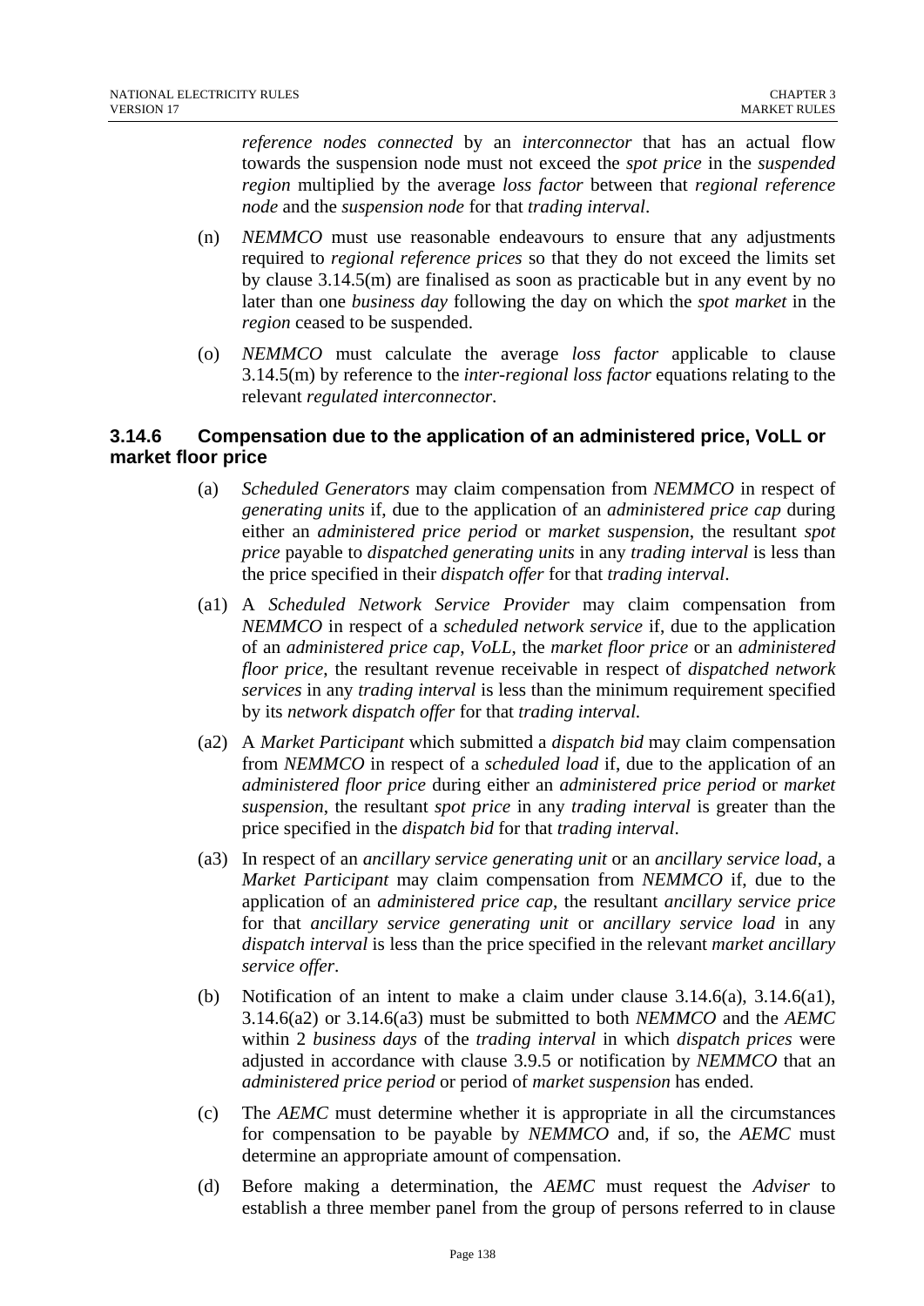*reference nodes connected* by an *interconnector* that has an actual flow towards the suspension node must not exceed the *spot price* in the *suspended region* multiplied by the average *loss factor* between that *regional reference node* and the *suspension node* for that *trading interval*.

(n) *NEMMCO* must use reasonable endeavours to ensure that any adjustments required to *regional reference prices* so that they do not exceed the limits set by clause 3.14.5(m) are finalised as soon as practicable but in any event by no later than one *business day* following the day on which the *spot market* in the *region* ceased to be suspended.

(o) *NEMMCO* must calculate the average *loss factor* applicable to clause 3.14.5(m) by reference to the *inter-regional loss factor* equations relating to the relevant *regulated interconnector*.

### 3.14.6 Compensation due to the application of an administered price, VoLL or market floor price

(a) *Scheduled Generators* may claim compensation from *NEMMCO* in respect of *generating units* if, due to the application of an *administered price cap* during either an *administered price period* or *market suspension*, the resultant *spot price* payable to *dispatched generating units* in any *trading interval* is less than the price specified in their *dispatch offer* for that *trading interval*.

(a1) A *Scheduled Network Service Provider* may claim compensation from *NEMMCO* in respect of a *scheduled network service* if, due to the application of an *administered price cap*, *VoLL*, the *market floor price* or an *administered floor price*, the resultant revenue receivable in respect of *dispatched network services* in any *trading interval* is less than the minimum requirement specified by its *network dispatch offer* for that *trading interval.*

(a2) A *Market Participant* which submitted a *dispatch bid* may claim compensation from *NEMMCO* in respect of a *scheduled load* if, due to the application of an *administered floor price* during either an *administered price period* or *market suspension*, the resultant *spot price* in any *trading interval* is greater than the price specified in the *dispatch bid* for that *trading interval*.

(a3) In respect of an *ancillary service generating unit* or an *ancillary service load*, a *Market Participant* may claim compensation from *NEMMCO* if, due to the application of an *administered price cap*, the resultant *ancillary service price* for that *ancillary service generating unit* or *ancillary service load* in any *dispatch interval* is less than the price specified in the relevant *market ancillary service offer*.

(b) Notification of an intent to make a claim under clause 3.14.6(a), 3.14.6(a1), 3.14.6(a2) or 3.14.6(a3) must be submitted to both *NEMMCO* and the *AEMC* within 2 *business days* of the *trading interval* in which *dispatch prices* were adjusted in accordance with clause 3.9.5 or notification by *NEMMCO* that an *administered price period* or period of *market suspension* has ended.

(c) The *AEMC* must determine whether it is appropriate in all the circumstances for compensation to be payable by *NEMMCO* and, if so, the *AEMC* must determine an appropriate amount of compensation.

(d) Before making a determination, the *AEMC* must request the *Adviser* to establish a three member panel from the group of persons referred to in clause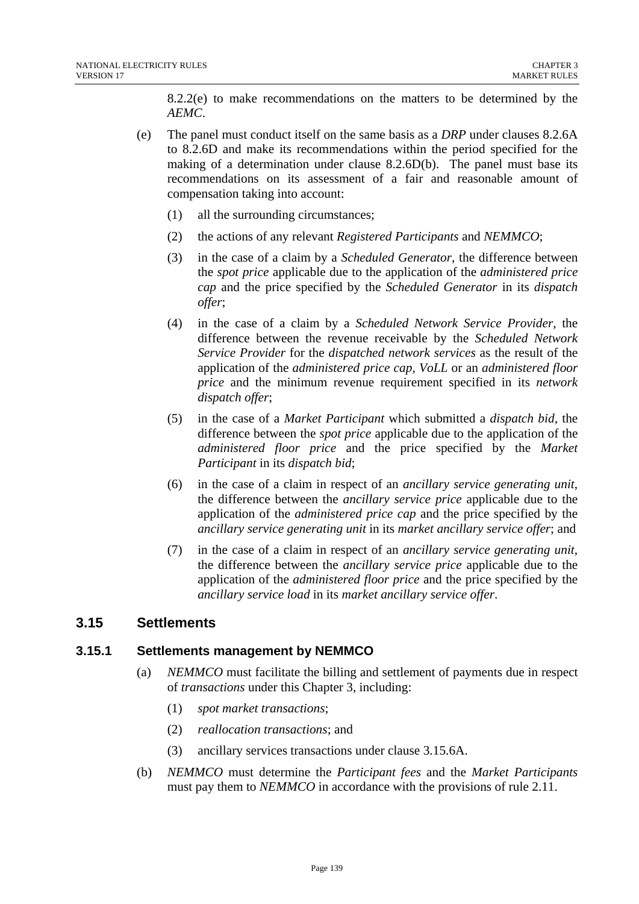8.2.2(e) to make recommendations on the matters to be determined by the *AEMC*.

(e) The panel must conduct itself on the same basis as a *DRP* under clauses 8.2.6A to 8.2.6D and make its recommendations within the period specified for the making of a determination under clause 8.2.6D(b). The panel must base its recommendations on its assessment of a fair and reasonable amount of compensation taking into account:

(1) all the surrounding circumstances;

(2) the actions of any relevant *Registered Participants* and *NEMMCO*;

(3) in the case of a claim by a *Scheduled Generator*, the difference between the *spot price* applicable due to the application of the *administered price cap* and the price specified by the *Scheduled Generator* in its *dispatch offer*;

(4) in the case of a claim by a *Scheduled Network Service Provider*, the difference between the revenue receivable by the *Scheduled Network Service Provider* for the *dispatched network services* as the result of the application of the *administered price cap*, *VoLL* or an *administered floor price* and the minimum revenue requirement specified in its *network dispatch offer*;

(5) in the case of a *Market Participant* which submitted a *dispatch bid*, the difference between the *spot price* applicable due to the application of the *administered floor price* and the price specified by the *Market Participant* in its *dispatch bid*;

(6) in the case of a claim in respect of an *ancillary service generating unit*, the difference between the *ancillary service price* applicable due to the application of the *administered price cap* and the price specified by the *ancillary service generating unit* in its *market ancillary service offer*; and

(7) in the case of a claim in respect of an *ancillary service generating unit*, the difference between the *ancillary service price* applicable due to the application of the *administered floor price* and the price specified by the *ancillary service load* in its *market ancillary service offer*.

## 3.15 Settlements

### 3.15.1 Settlements management by NEMMCO

(a) *NEMMCO* must facilitate the billing and settlement of payments due in respect of *transactions* under this Chapter 3, including:

(1) *spot market transactions*;

(2) *reallocation transactions*; and

(3) ancillary services transactions under clause 3.15.6A.

(b) *NEMMCO* must determine the *Participant fees* and the *Market Participants* must pay them to *NEMMCO* in accordance with the provisions of rule 2.11.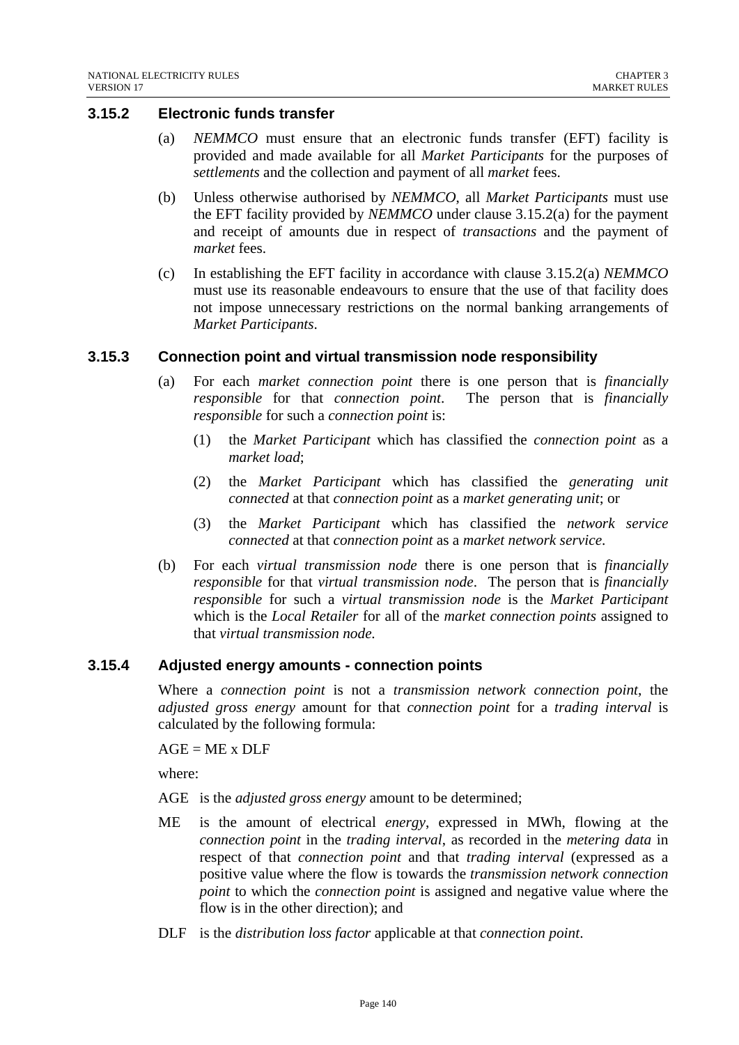### 3.15.2 Electronic funds transfer

(a) *NEMMCO* must ensure that an electronic funds transfer (EFT) facility is provided and made available for all *Market Participants* for the purposes of *settlements* and the collection and payment of all *market* fees.

(b) Unless otherwise authorised by *NEMMCO*, all *Market Participants* must use the EFT facility provided by *NEMMCO* under clause 3.15.2(a) for the payment and receipt of amounts due in respect of *transactions* and the payment of *market* fees.

(c) In establishing the EFT facility in accordance with clause 3.15.2(a) *NEMMCO* must use its reasonable endeavours to ensure that the use of that facility does not impose unnecessary restrictions on the normal banking arrangements of *Market Participants*.

### 3.15.3 Connection point and virtual transmission node responsibility

(a) For each *market connection point* there is one person that is *financially responsible* for that *connection point*. The person that is *financially responsible* for such a *connection point* is:

   (1) the *Market Participant* which has classified the *connection point* as a *market load*;

   (2) the *Market Participant* which has classified the *generating unit connected* at that *connection point* as a *market generating unit*; or

   (3) the *Market Participant* which has classified the *network service connected* at that *connection point* as a *market network service*.

(b) For each *virtual transmission node* there is one person that is *financially responsible* for that *virtual transmission node*. The person that is *financially responsible* for such a *virtual transmission node* is the *Market Participant* which is the *Local Retailer* for all of the *market connection points* assigned to that *virtual transmission node.*

### 3.15.4 Adjusted energy amounts - connection points

Where a *connection point* is not a *transmission network connection point*, the *adjusted gross energy* amount for that *connection point* for a *trading interval* is calculated by the following formula:

$$AGE = ME \times DLF$$

where:

AGE is the *adjusted gross energy* amount to be determined;

ME is the amount of electrical *energy*, expressed in MWh, flowing at the *connection point* in the *trading interval*, as recorded in the *metering data* in respect of that *connection point* and that *trading interval* (expressed as a positive value where the flow is towards the *transmission network connection point* to which the *connection point* is assigned and negative value where the flow is in the other direction); and

DLF is the *distribution loss factor* applicable at that *connection point*.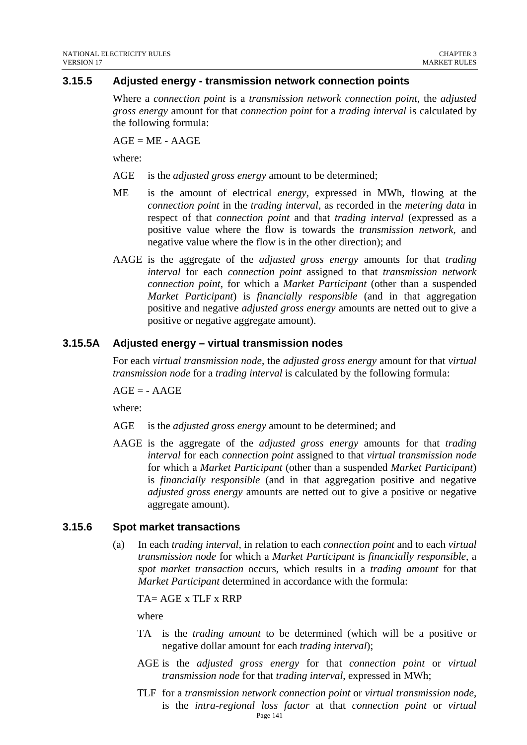### 3.15.5 Adjusted energy - transmission network connection points

Where a *connection point* is a *transmission network connection point*, the *adjusted gross energy* amount for that *connection point* for a *trading interval* is calculated by the following formula:

AGE = ME - AAGE

where:

AGE is the *adjusted gross energy* amount to be determined;

ME is the amount of electrical *energy*, expressed in MWh, flowing at the *connection point* in the *trading interval*, as recorded in the *metering data* in respect of that *connection point* and that *trading interval* (expressed as a positive value where the flow is towards the *transmission network*, and negative value where the flow is in the other direction); and

AAGE is the aggregate of the *adjusted gross energy* amounts for that *trading interval* for each *connection point* assigned to that *transmission network connection point*, for which a *Market Participant* (other than a suspended *Market Participant*) is *financially responsible* (and in that aggregation positive and negative *adjusted gross energy* amounts are netted out to give a positive or negative aggregate amount).

### 3.15.5A Adjusted energy – virtual transmission nodes

For each *virtual transmission node*, the *adjusted gross energy* amount for that *virtual transmission node* for a *trading interval* is calculated by the following formula:

AGE = - AAGE

where:

AGE is the *adjusted gross energy* amount to be determined; and

AAGE is the aggregate of the *adjusted gross energy* amounts for that *trading interval* for each *connection point* assigned to that *virtual transmission node* for which a *Market Participant* (other than a suspended *Market Participant*) is *financially responsible* (and in that aggregation positive and negative *adjusted gross energy* amounts are netted out to give a positive or negative aggregate amount).

### 3.15.6 Spot market transactions

(a) In each *trading interval*, in relation to each *connection point* and to each *virtual transmission node* for which a *Market Participant* is *financially responsible*, a *spot market transaction* occurs, which results in a *trading amount* for that *Market Participant* determined in accordance with the formula:

TA= AGE x TLF x RRP

where

TA is the *trading amount* to be determined (which will be a positive or negative dollar amount for each *trading interval*);

AGE is the *adjusted gross energy* for that *connection point* or *virtual transmission node* for that *trading interval*, expressed in MWh;

TLF for a *transmission network connection point* or *virtual transmission node*, is the *intra-regional loss factor* at that *connection point* or *virtual*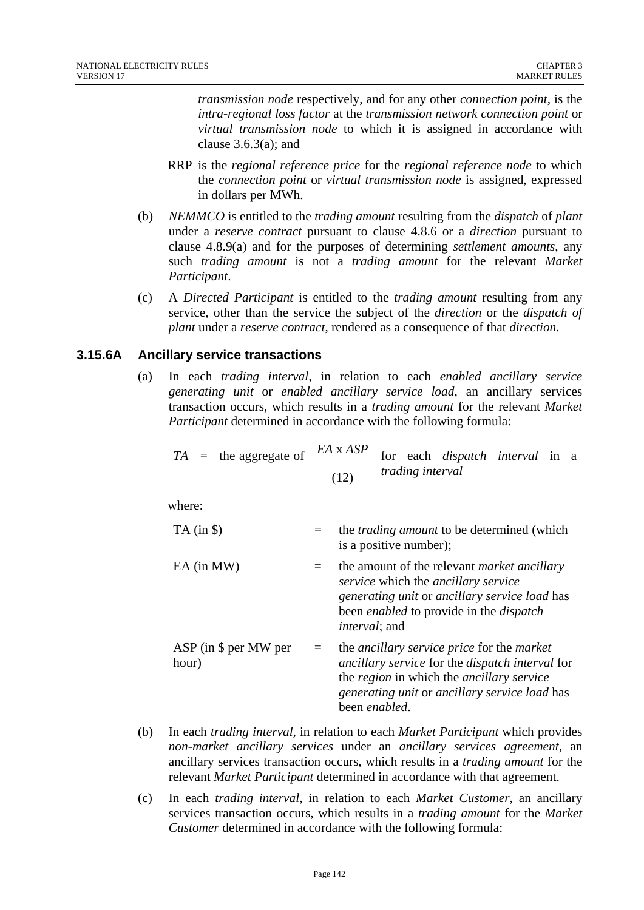*transmission node* respectively, and for any other *connection point*, is the *intra-regional loss factor* at the *transmission network connection point* or *virtual transmission node* to which it is assigned in accordance with clause 3.6.3(a); and

RRP is the *regional reference price* for the *regional reference node* to which the *connection point* or *virtual transmission node* is assigned, expressed in dollars per MWh.

(b) *NEMMCO* is entitled to the *trading amount* resulting from the *dispatch* of *plant* under a *reserve contract* pursuant to clause 4.8.6 or a *direction* pursuant to clause 4.8.9(a) and for the purposes of determining *settlement amounts*, any such *trading amount* is not a *trading amount* for the relevant *Market Participant*.

(c) A *Directed Participant* is entitled to the *trading amount* resulting from any service, other than the service the subject of the *direction* or the *dispatch of plant* under a *reserve contract*, rendered as a consequence of that *direction.*

### 3.15.6A Ancillary service transactions

(a) In each *trading interval,* in relation to each *enabled ancillary service generating unit* or *enabled ancillary service load*, an ancillary services transaction occurs, which results in a *trading amount* for the relevant *Market Participant* determined in accordance with the following formula:

$$TA = \text{the aggregate of } \frac{EA \times ASP}{(12)} \text{ for each } \textit{dispatch interval} \text{ in a } \textit{trading interval}$$

where:

| | | |
|---|---|---|
| TA (in $) | = | the *trading amount* to be determined (which is a positive number); |
| EA (in MW) | = | the amount of the relevant *market ancillary service* which the *ancillary service generating unit* or *ancillary service load* has been *enabled* to provide in the *dispatch interval*; and |
| ASP (in $ per MW per hour) | = | the *ancillary service price* for the *market ancillary service* for the *dispatch interval* for the *region* in which the *ancillary service generating unit* or *ancillary service load* has been *enabled*. |

(b) In each *trading interval,* in relation to each *Market Participant* which provides *non-market ancillary services* under an *ancillary services agreement,* an ancillary services transaction occurs, which results in a *trading amount* for the relevant *Market Participant* determined in accordance with that agreement.

(c) In each *trading interval*, in relation to each *Market Customer*, an ancillary services transaction occurs, which results in a *trading amount* for the *Market Customer* determined in accordance with the following formula: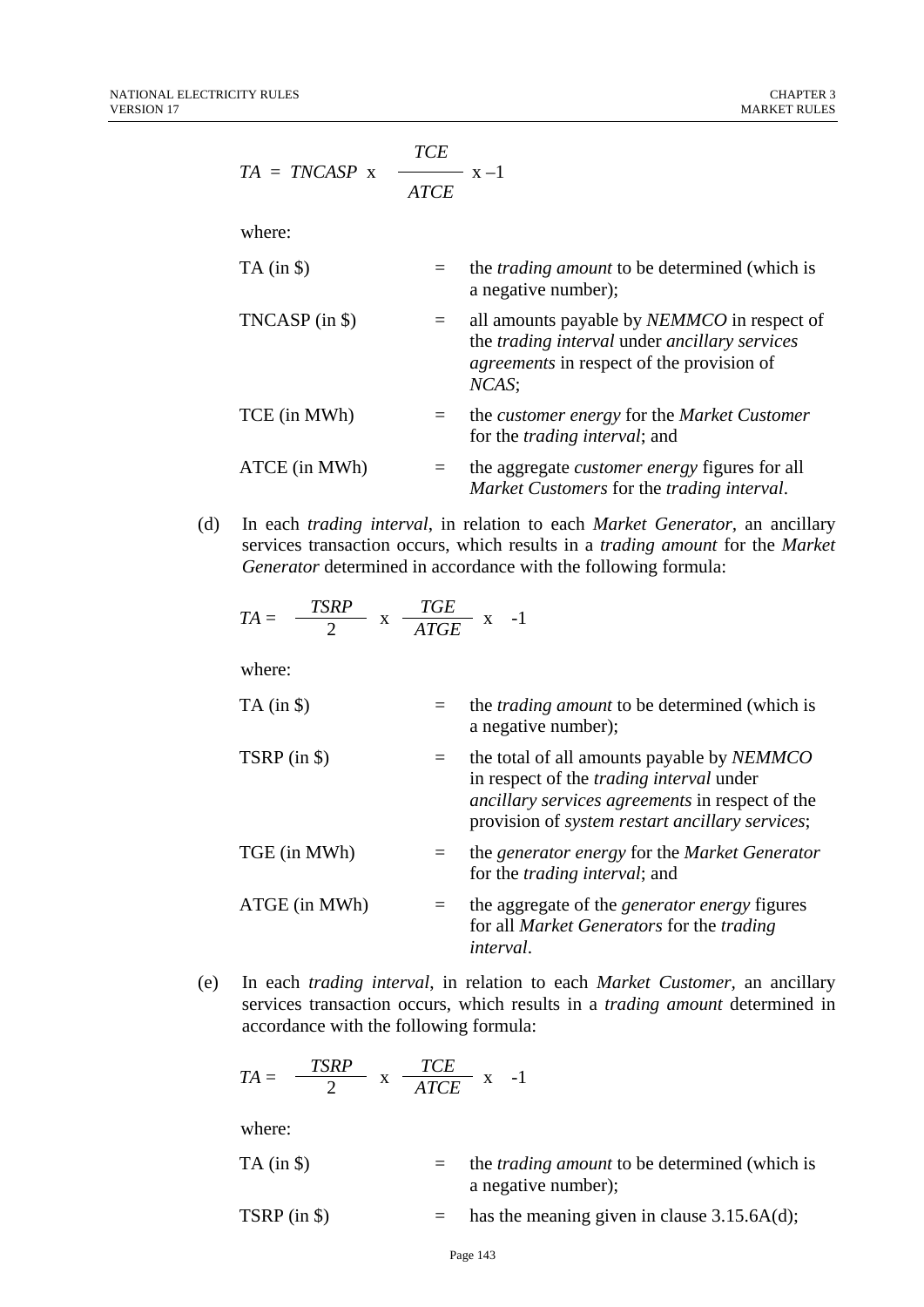$$TA = TNCASP \times \frac{TCE}{ATCE} \times -1$$

where:

| | | |
|---|---|---|
| TA (in \$) | = | the *trading amount* to be determined (which is a negative number); |
| TNCASP (in \$) | = | all amounts payable by *NEMMCO* in respect of the *trading interval* under *ancillary services agreements* in respect of the provision of *NCAS*; |
| TCE (in MWh) | = | the *customer energy* for the *Market Customer* for the *trading interval*; and |
| ATCE (in MWh) | = | the aggregate *customer energy* figures for all *Market Customers* for the *trading interval*. |

(d) In each *trading interval*, in relation to each *Market Generator*, an ancillary services transaction occurs, which results in a *trading amount* for the *Market Generator* determined in accordance with the following formula:

$$TA = \frac{TSRP}{2} \times \frac{TGE}{ATGE} \times -1$$

where:

| | | |
|---|---|---|
| TA (in \$) | = | the *trading amount* to be determined (which is a negative number); |
| TSRP (in \$) | = | the total of all amounts payable by *NEMMCO* in respect of the *trading interval* under *ancillary services agreements* in respect of the provision of *system restart ancillary services*; |
| TGE (in MWh) | = | the *generator energy* for the *Market Generator* for the *trading interval*; and |
| ATGE (in MWh) | = | the aggregate of the *generator energy* figures for all *Market Generators* for the *trading interval*. |

(e) In each *trading interval*, in relation to each *Market Customer*, an ancillary services transaction occurs, which results in a *trading amount* determined in accordance with the following formula:

$$TA = \frac{TSRP}{2} \times \frac{TCE}{ATCE} \times -1$$

where:

| | | |
|---|---|---|
| TA (in \$) | = | the *trading amount* to be determined (which is a negative number); |
| TSRP (in \$) | = | has the meaning given in clause 3.15.6A(d); |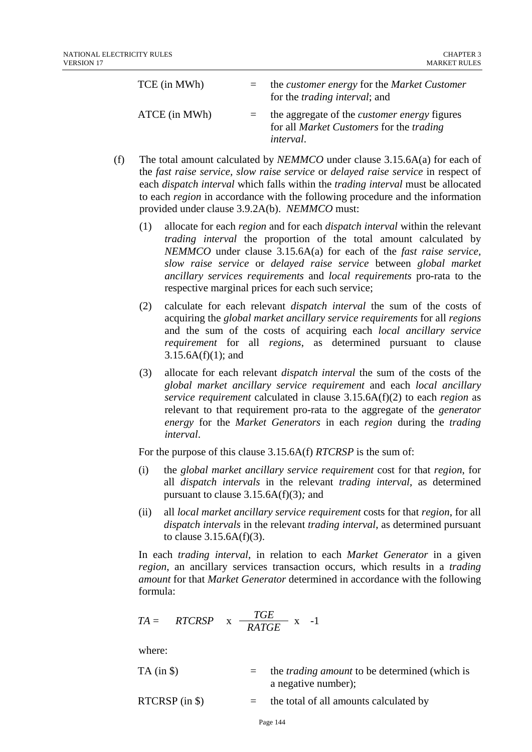TCE (in MWh) = the *customer energy* for the *Market Customer* for the *trading interval*; and

ATCE (in MWh) = the aggregate of the *customer energy* figures for all *Market Customers* for the *trading interval*.

(f) The total amount calculated by *NEMMCO* under clause 3.15.6A(a) for each of the *fast raise service*, *slow raise service* or *delayed raise service* in respect of each *dispatch interval* which falls within the *trading interval* must be allocated to each *region* in accordance with the following procedure and the information provided under clause 3.9.2A(b). *NEMMCO* must:

(1) allocate for each *region* and for each *dispatch interval* within the relevant *trading interval* the proportion of the total amount calculated by *NEMMCO* under clause 3.15.6A(a) for each of the *fast raise service, slow raise service* or *delayed raise service* between *global market ancillary services requirements* and *local requirements* pro-rata to the respective marginal prices for each such service;

(2) calculate for each relevant *dispatch interval* the sum of the costs of acquiring the *global market ancillary service requirements* for all *regions* and the sum of the costs of acquiring each *local ancillary service requirement* for all *regions*, as determined pursuant to clause 3.15.6A(f)(1); and

(3) allocate for each relevant *dispatch interval* the sum of the costs of the *global market ancillary service requirement* and each *local ancillary service requirement* calculated in clause 3.15.6A(f)(2) to each *region* as relevant to that requirement pro-rata to the aggregate of the *generator energy* for the *Market Generators* in each *region* during the *trading interval*.

For the purpose of this clause 3.15.6A(f) *RTCRSP* is the sum of:

(i) the *global market ancillary service requirement* cost for that *region*, for all *dispatch intervals* in the relevant *trading interval*, as determined pursuant to clause 3.15.6A(f)(3)*;* and

(ii) all *local market ancillary service requirement* costs for that *region*, for all *dispatch intervals* in the relevant *trading interval*, as determined pursuant to clause 3.15.6A(f)(3).

In each *trading interval*, in relation to each *Market Generator* in a given *region*, an ancillary services transaction occurs, which results in a *trading amount* for that *Market Generator* determined in accordance with the following formula:

$$TA = RTCRSP \times \frac{TGE}{RATGE} \times -1$$

where:

TA (in $) = the *trading amount* to be determined (which is a negative number);

RTCRSP (in $) = the total of all amounts calculated by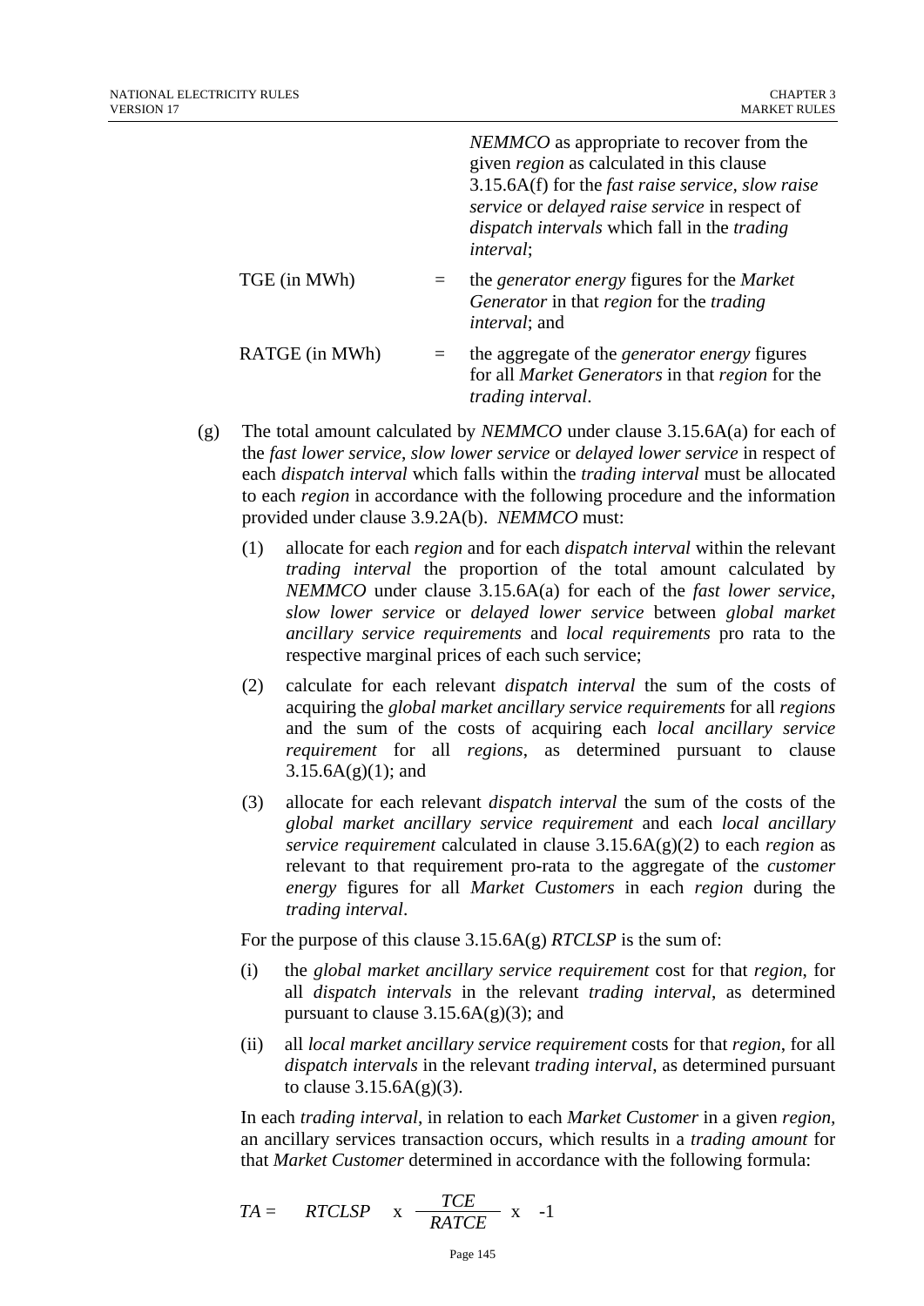*NEMMCO* as appropriate to recover from the given *region* as calculated in this clause 3.15.6A(f) for the *fast raise service*, *slow raise service* or *delayed raise service* in respect of *dispatch intervals* which fall in the *trading interval*;

TGE (in MWh) = the *generator energy* figures for the *Market Generator* in that *region* for the *trading interval*; and

RATGE (in MWh) = the aggregate of the *generator energy* figures for all *Market Generators* in that *region* for the *trading interval*.

(g) The total amount calculated by *NEMMCO* under clause 3.15.6A(a) for each of the *fast lower service*, *slow lower service* or *delayed lower service* in respect of each *dispatch interval* which falls within the *trading interval* must be allocated to each *region* in accordance with the following procedure and the information provided under clause 3.9.2A(b). *NEMMCO* must:

(1) allocate for each *region* and for each *dispatch interval* within the relevant *trading interval* the proportion of the total amount calculated by *NEMMCO* under clause 3.15.6A(a) for each of the *fast lower service*, *slow lower service* or *delayed lower service* between *global market ancillary service requirements* and *local requirements* pro rata to the respective marginal prices of each such service;

(2) calculate for each relevant *dispatch interval* the sum of the costs of acquiring the *global market ancillary service requirements* for all *regions* and the sum of the costs of acquiring each *local ancillary service requirement* for all *regions*, as determined pursuant to clause 3.15.6A(g)(1); and

(3) allocate for each relevant *dispatch interval* the sum of the costs of the *global market ancillary service requirement* and each *local ancillary service requirement* calculated in clause 3.15.6A(g)(2) to each *region* as relevant to that requirement pro-rata to the aggregate of the *customer energy* figures for all *Market Customers* in each *region* during the *trading interval*.

For the purpose of this clause 3.15.6A(g) *RTCLSP* is the sum of:

(i) the *global market ancillary service requirement* cost for that *region*, for all *dispatch intervals* in the relevant *trading interval*, as determined pursuant to clause 3.15.6A(g)(3); and

(ii) all *local market ancillary service requirement* costs for that *region*, for all *dispatch intervals* in the relevant *trading interval*, as determined pursuant to clause 3.15.6A(g)(3).

In each *trading interval*, in relation to each *Market Customer* in a given *region*, an ancillary services transaction occurs, which results in a *trading amount* for that *Market Customer* determined in accordance with the following formula:

$$TA = RTCLSP \times \frac{TCE}{RATCE} \times -1$$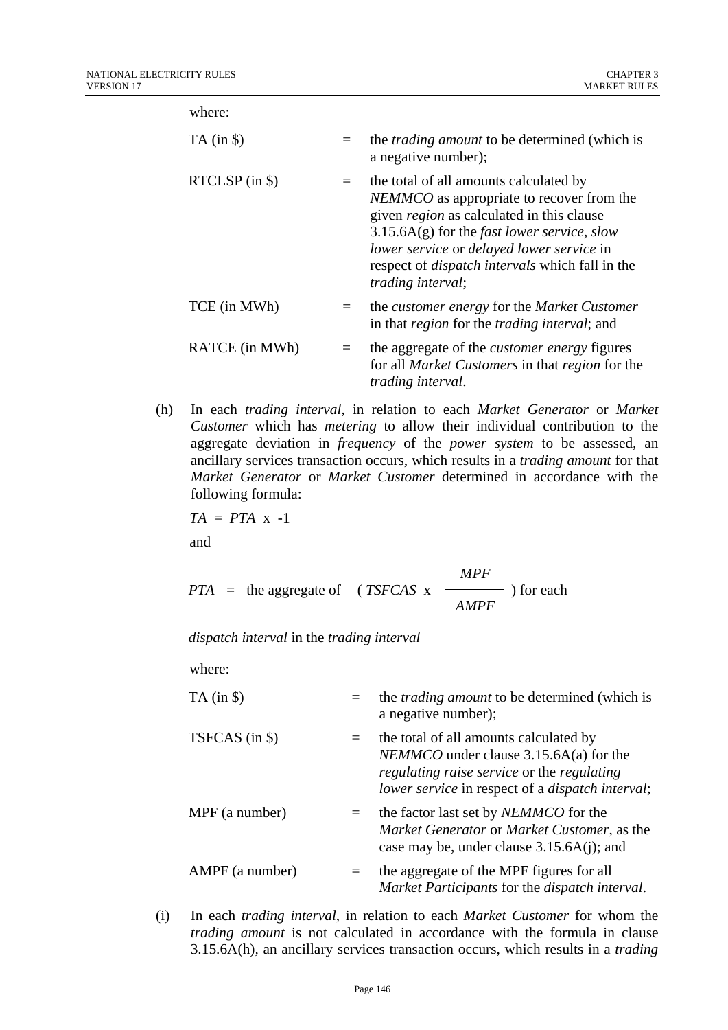where:

| | | |
|---|---|---|
| TA (in $) | = | the *trading amount* to be determined (which is a negative number); |
| RTCLSP (in $) | = | the total of all amounts calculated by *NEMMCO* as appropriate to recover from the given *region* as calculated in this clause 3.15.6A(g) for the *fast lower service*, *slow lower service* or *delayed lower service* in respect of *dispatch intervals* which fall in the *trading interval*; |
| TCE (in MWh) | = | the *customer energy* for the *Market Customer* in that *region* for the *trading interval*; and |
| RATCE (in MWh) | = | the aggregate of the *customer energy* figures for all *Market Customers* in that *region* for the *trading interval*. |

(h) In each *trading interval*, in relation to each *Market Generator* or *Market Customer* which has *metering* to allow their individual contribution to the aggregate deviation in *frequency* of the *power system* to be assessed, an ancillary services transaction occurs, which results in a *trading amount* for that *Market Generator* or *Market Customer* determined in accordance with the following formula:

$$TA = PTA \times -1$$

and

$$PTA = \text{the aggregate of } \left( TSFCAS \times \frac{MPF}{AMPF} \right) \text{ for each}$$

*dispatch interval* in the *trading interval*

where:

| | | |
|---|---|---|
| TA (in $) | = | the *trading amount* to be determined (which is a negative number); |
| TSFCAS (in $) | = | the total of all amounts calculated by *NEMMCO* under clause 3.15.6A(a) for the *regulating raise service* or the *regulating lower service* in respect of a *dispatch interval*; |
| MPF (a number) | = | the factor last set by *NEMMCO* for the *Market Generator* or *Market Customer*, as the case may be, under clause 3.15.6A(j); and |
| AMPF (a number) | = | the aggregate of the MPF figures for all *Market Participants* for the *dispatch interval*. |

(i) In each *trading interval*, in relation to each *Market Customer* for whom the *trading amount* is not calculated in accordance with the formula in clause 3.15.6A(h), an ancillary services transaction occurs, which results in a *trading*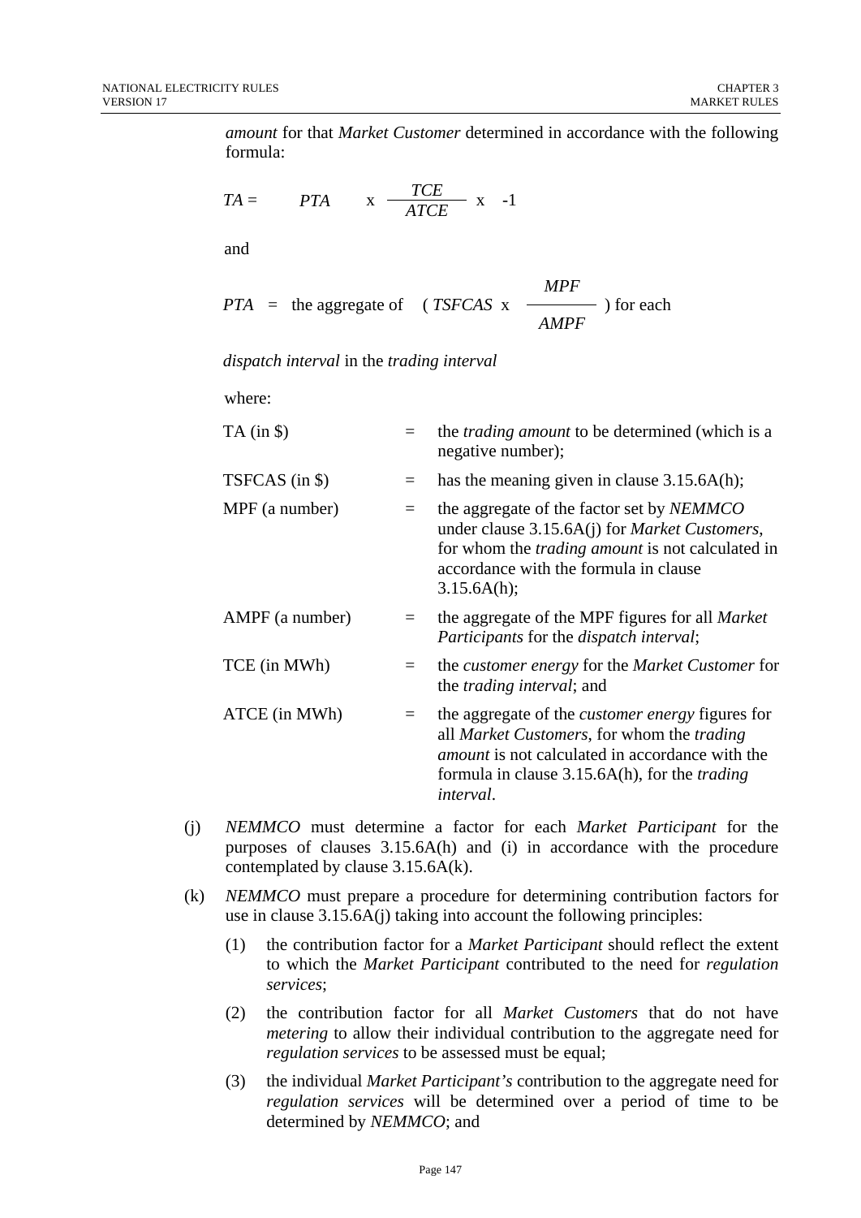*amount* for that *Market Customer* determined in accordance with the following formula:

$$TA = PTA \times \frac{TCE}{ATCE} \times -1$$

and

$$PTA = \text{the aggregate of } \left( TSFCAS \times \frac{MPF}{AMPF} \right) \text{ for each}$$

*dispatch interval* in the *trading interval*

where:

| | | |
|---|---|---|
| TA (in $) | = | the *trading amount* to be determined (which is a negative number); |
| TSFCAS (in $) | = | has the meaning given in clause 3.15.6A(h); |
| MPF (a number) | = | the aggregate of the factor set by *NEMMCO* under clause 3.15.6A(j) for *Market Customers*, for whom the *trading amount* is not calculated in accordance with the formula in clause 3.15.6A(h); |
| AMPF (a number) | = | the aggregate of the MPF figures for all *Market Participants* for the *dispatch interval*; |
| TCE (in MWh) | = | the *customer energy* for the *Market Customer* for the *trading interval*; and |
| ATCE (in MWh) | = | the aggregate of the *customer energy* figures for all *Market Customers*, for whom the *trading amount* is not calculated in accordance with the formula in clause 3.15.6A(h), for the *trading interval*. |

(j) *NEMMCO* must determine a factor for each *Market Participant* for the purposes of clauses 3.15.6A(h) and (i) in accordance with the procedure contemplated by clause 3.15.6A(k).

(k) *NEMMCO* must prepare a procedure for determining contribution factors for use in clause 3.15.6A(j) taking into account the following principles:

(1) the contribution factor for a *Market Participant* should reflect the extent to which the *Market Participant* contributed to the need for *regulation services*;

(2) the contribution factor for all *Market Customers* that do not have *metering* to allow their individual contribution to the aggregate need for *regulation services* to be assessed must be equal;

(3) the individual *Market Participant's* contribution to the aggregate need for *regulation services* will be determined over a period of time to be determined by *NEMMCO*; and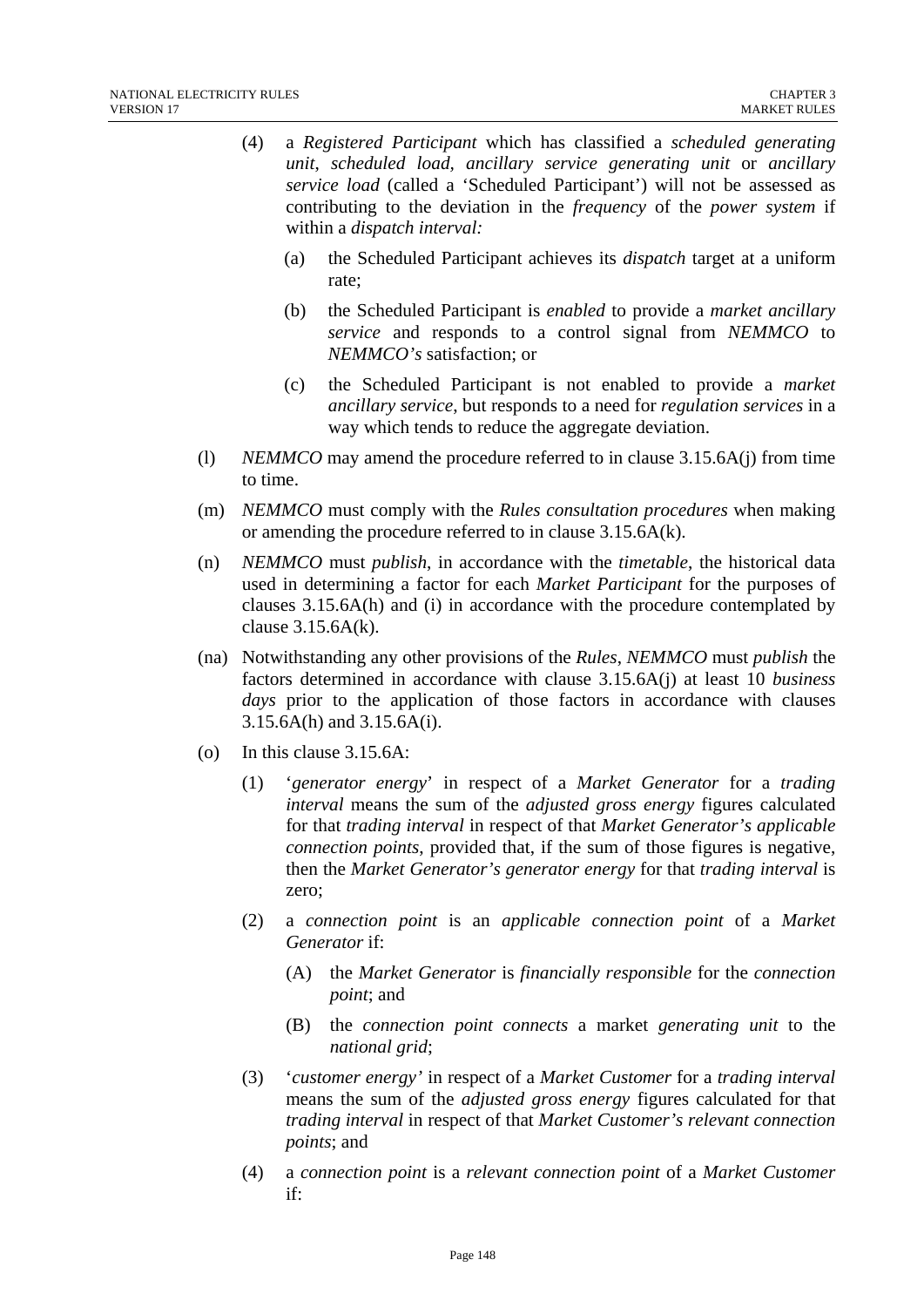(4) a *Registered Participant* which has classified a *scheduled generating unit*, *scheduled load*, *ancillary service generating unit* or *ancillary service load* (called a 'Scheduled Participant') will not be assessed as contributing to the deviation in the *frequency* of the *power system* if within a *dispatch interval:*

   (a) the Scheduled Participant achieves its *dispatch* target at a uniform rate;

   (b) the Scheduled Participant is *enabled* to provide a *market ancillary service* and responds to a control signal from *NEMMCO* to *NEMMCO's* satisfaction; or

   (c) the Scheduled Participant is not enabled to provide a *market ancillary service*, but responds to a need for *regulation services* in a way which tends to reduce the aggregate deviation.

(l) *NEMMCO* may amend the procedure referred to in clause 3.15.6A(j) from time to time.

(m) *NEMMCO* must comply with the *Rules consultation procedures* when making or amending the procedure referred to in clause 3.15.6A(k).

(n) *NEMMCO* must *publish*, in accordance with the *timetable*, the historical data used in determining a factor for each *Market Participant* for the purposes of clauses 3.15.6A(h) and (i) in accordance with the procedure contemplated by clause 3.15.6A(k).

(na) Notwithstanding any other provisions of the *Rules*, *NEMMCO* must *publish* the factors determined in accordance with clause 3.15.6A(j) at least 10 *business days* prior to the application of those factors in accordance with clauses 3.15.6A(h) and 3.15.6A(i).

(o) In this clause 3.15.6A:

   (1) '*generator energy*' in respect of a *Market Generator* for a *trading interval* means the sum of the *adjusted gross energy* figures calculated for that *trading interval* in respect of that *Market Generator's applicable connection points*, provided that, if the sum of those figures is negative, then the *Market Generator's generator energy* for that *trading interval* is zero;

   (2) a *connection point* is an *applicable connection point* of a *Market Generator* if:

      (A) the *Market Generator* is *financially responsible* for the *connection point*; and

      (B) the *connection point connects* a market *generating unit* to the *national grid*;

   (3) '*customer energy'* in respect of a *Market Customer* for a *trading interval* means the sum of the *adjusted gross energy* figures calculated for that *trading interval* in respect of that *Market Customer's relevant connection points*; and

   (4) a *connection point* is a *relevant connection point* of a *Market Customer* if: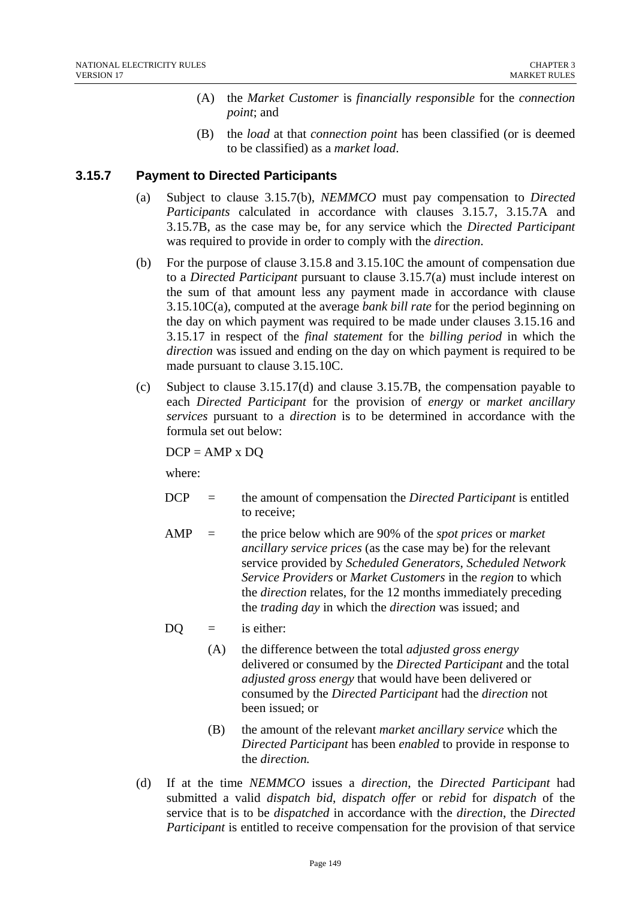(A) the *Market Customer* is *financially responsible* for the *connection point*; and

(B) the *load* at that *connection point* has been classified (or is deemed to be classified) as a *market load*.

### 3.15.7 Payment to Directed Participants

(a) Subject to clause 3.15.7(b), *NEMMCO* must pay compensation to *Directed Participants* calculated in accordance with clauses 3.15.7, 3.15.7A and 3.15.7B, as the case may be, for any service which the *Directed Participant* was required to provide in order to comply with the *direction*.

(b) For the purpose of clause 3.15.8 and 3.15.10C the amount of compensation due to a *Directed Participant* pursuant to clause 3.15.7(a) must include interest on the sum of that amount less any payment made in accordance with clause 3.15.10C(a), computed at the average *bank bill rate* for the period beginning on the day on which payment was required to be made under clauses 3.15.16 and 3.15.17 in respect of the *final statement* for the *billing period* in which the *direction* was issued and ending on the day on which payment is required to be made pursuant to clause 3.15.10C.

(c) Subject to clause 3.15.17(d) and clause 3.15.7B, the compensation payable to each *Directed Participant* for the provision of *energy* or *market ancillary services* pursuant to a *direction* is to be determined in accordance with the formula set out below:

$$DCP = AMP \times DQ$$

where:

DCP = the amount of compensation the *Directed Participant* is entitled to receive;

AMP = the price below which are 90% of the *spot prices* or *market ancillary service prices* (as the case may be) for the relevant service provided by *Scheduled Generators*, *Scheduled Network Service Providers* or *Market Customers* in the *region* to which the *direction* relates, for the 12 months immediately preceding the *trading day* in which the *direction* was issued; and

DQ = is either:

(A) the difference between the total *adjusted gross energy* delivered or consumed by the *Directed Participant* and the total *adjusted gross energy* that would have been delivered or consumed by the *Directed Participant* had the *direction* not been issued; or

(B) the amount of the relevant *market ancillary service* which the *Directed Participant* has been *enabled* to provide in response to the *direction.*

(d) If at the time *NEMMCO* issues a *direction*, the *Directed Participant* had submitted a valid *dispatch bid*, *dispatch offer* or *rebid* for *dispatch* of the service that is to be *dispatched* in accordance with the *direction*, the *Directed Participant* is entitled to receive compensation for the provision of that service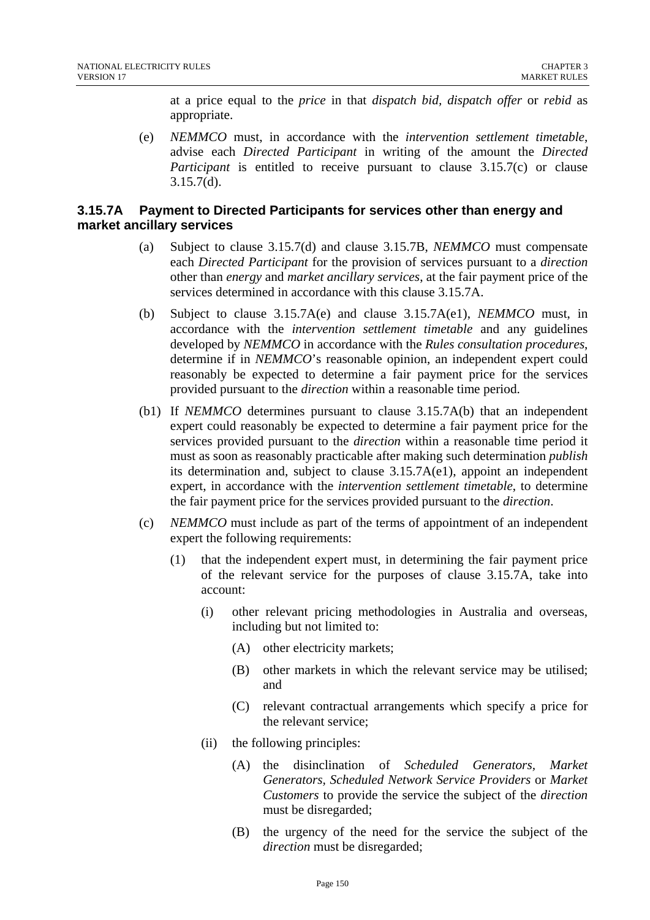at a price equal to the *price* in that *dispatch bid*, *dispatch offer* or *rebid* as appropriate.

(e) *NEMMCO* must, in accordance with the *intervention settlement timetable*, advise each *Directed Participant* in writing of the amount the *Directed Participant* is entitled to receive pursuant to clause 3.15.7(c) or clause 3.15.7(d).

### 3.15.7A Payment to Directed Participants for services other than energy and market ancillary services

(a) Subject to clause 3.15.7(d) and clause 3.15.7B, *NEMMCO* must compensate each *Directed Participant* for the provision of services pursuant to a *direction* other than *energy* and *market ancillary services*, at the fair payment price of the services determined in accordance with this clause 3.15.7A.

(b) Subject to clause 3.15.7A(e) and clause 3.15.7A(e1), *NEMMCO* must, in accordance with the *intervention settlement timetable* and any guidelines developed by *NEMMCO* in accordance with the *Rules consultation procedures*, determine if in *NEMMCO*'s reasonable opinion, an independent expert could reasonably be expected to determine a fair payment price for the services provided pursuant to the *direction* within a reasonable time period.

(b1) If *NEMMCO* determines pursuant to clause 3.15.7A(b) that an independent expert could reasonably be expected to determine a fair payment price for the services provided pursuant to the *direction* within a reasonable time period it must as soon as reasonably practicable after making such determination *publish* its determination and, subject to clause 3.15.7A(e1), appoint an independent expert, in accordance with the *intervention settlement timetable*, to determine the fair payment price for the services provided pursuant to the *direction*.

(c) *NEMMCO* must include as part of the terms of appointment of an independent expert the following requirements:

  (1) that the independent expert must, in determining the fair payment price of the relevant service for the purposes of clause 3.15.7A, take into account:

    (i) other relevant pricing methodologies in Australia and overseas, including but not limited to:

      (A) other electricity markets;

      (B) other markets in which the relevant service may be utilised; and

      (C) relevant contractual arrangements which specify a price for the relevant service;

    (ii) the following principles:

      (A) the disinclination of *Scheduled Generators*, *Market Generators*, *Scheduled Network Service Providers* or *Market Customers* to provide the service the subject of the *direction* must be disregarded;

      (B) the urgency of the need for the service the subject of the *direction* must be disregarded;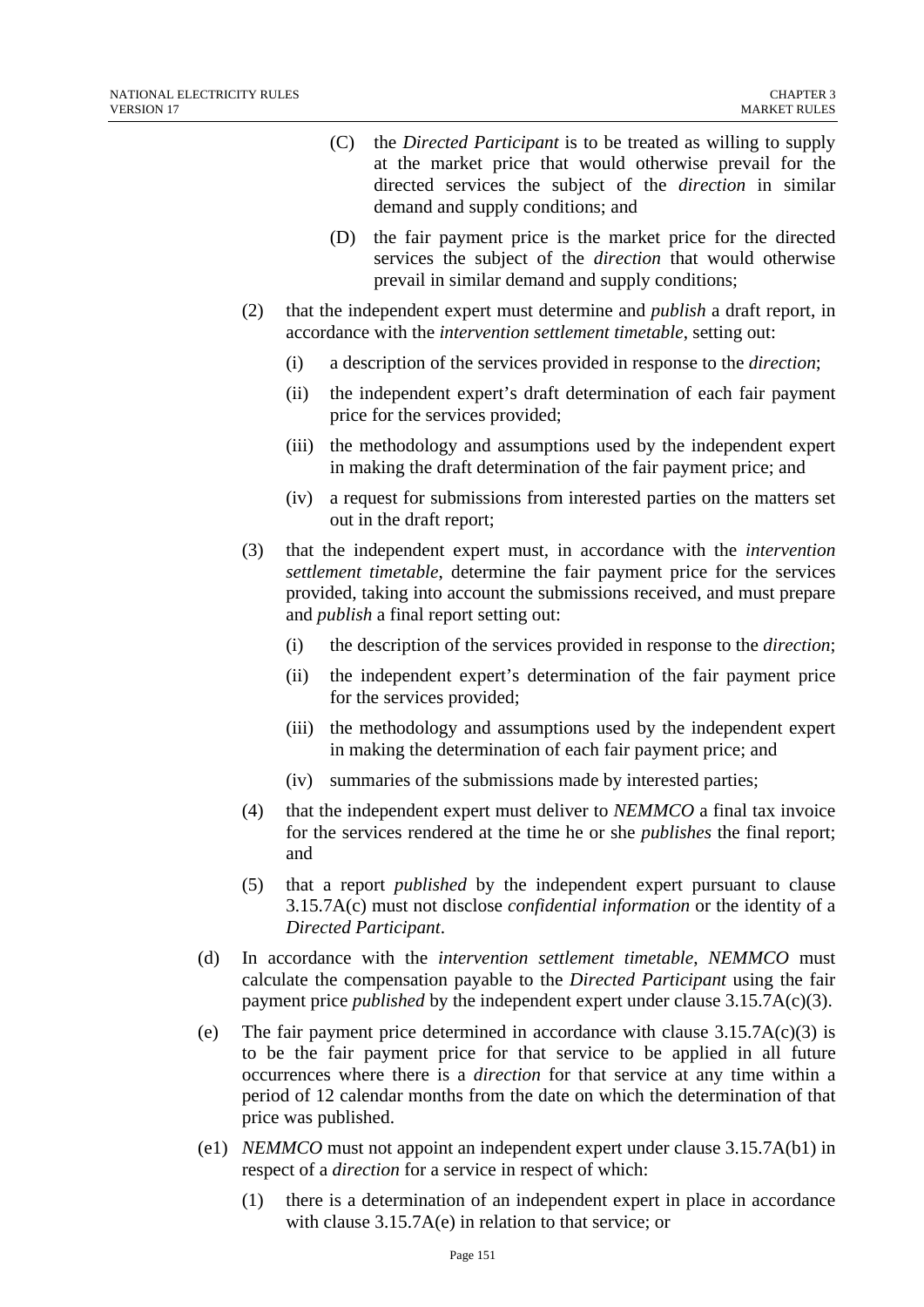(C) the *Directed Participant* is to be treated as willing to supply at the market price that would otherwise prevail for the directed services the subject of the *direction* in similar demand and supply conditions; and

(D) the fair payment price is the market price for the directed services the subject of the *direction* that would otherwise prevail in similar demand and supply conditions;

(2) that the independent expert must determine and *publish* a draft report, in accordance with the *intervention settlement timetable*, setting out:

(i) a description of the services provided in response to the *direction*;

(ii) the independent expert's draft determination of each fair payment price for the services provided;

(iii) the methodology and assumptions used by the independent expert in making the draft determination of the fair payment price; and

(iv) a request for submissions from interested parties on the matters set out in the draft report;

(3) that the independent expert must, in accordance with the *intervention settlement timetable*, determine the fair payment price for the services provided, taking into account the submissions received, and must prepare and *publish* a final report setting out:

(i) the description of the services provided in response to the *direction*;

(ii) the independent expert's determination of the fair payment price for the services provided;

(iii) the methodology and assumptions used by the independent expert in making the determination of each fair payment price; and

(iv) summaries of the submissions made by interested parties;

(4) that the independent expert must deliver to *NEMMCO* a final tax invoice for the services rendered at the time he or she *publishes* the final report; and

(5) that a report *published* by the independent expert pursuant to clause 3.15.7A(c) must not disclose *confidential information* or the identity of a *Directed Participant*.

(d) In accordance with the *intervention settlement timetable*, *NEMMCO* must calculate the compensation payable to the *Directed Participant* using the fair payment price *published* by the independent expert under clause 3.15.7A(c)(3).

(e) The fair payment price determined in accordance with clause 3.15.7A(c)(3) is to be the fair payment price for that service to be applied in all future occurrences where there is a *direction* for that service at any time within a period of 12 calendar months from the date on which the determination of that price was published.

(e1) *NEMMCO* must not appoint an independent expert under clause 3.15.7A(b1) in respect of a *direction* for a service in respect of which:

(1) there is a determination of an independent expert in place in accordance with clause 3.15.7A(e) in relation to that service; or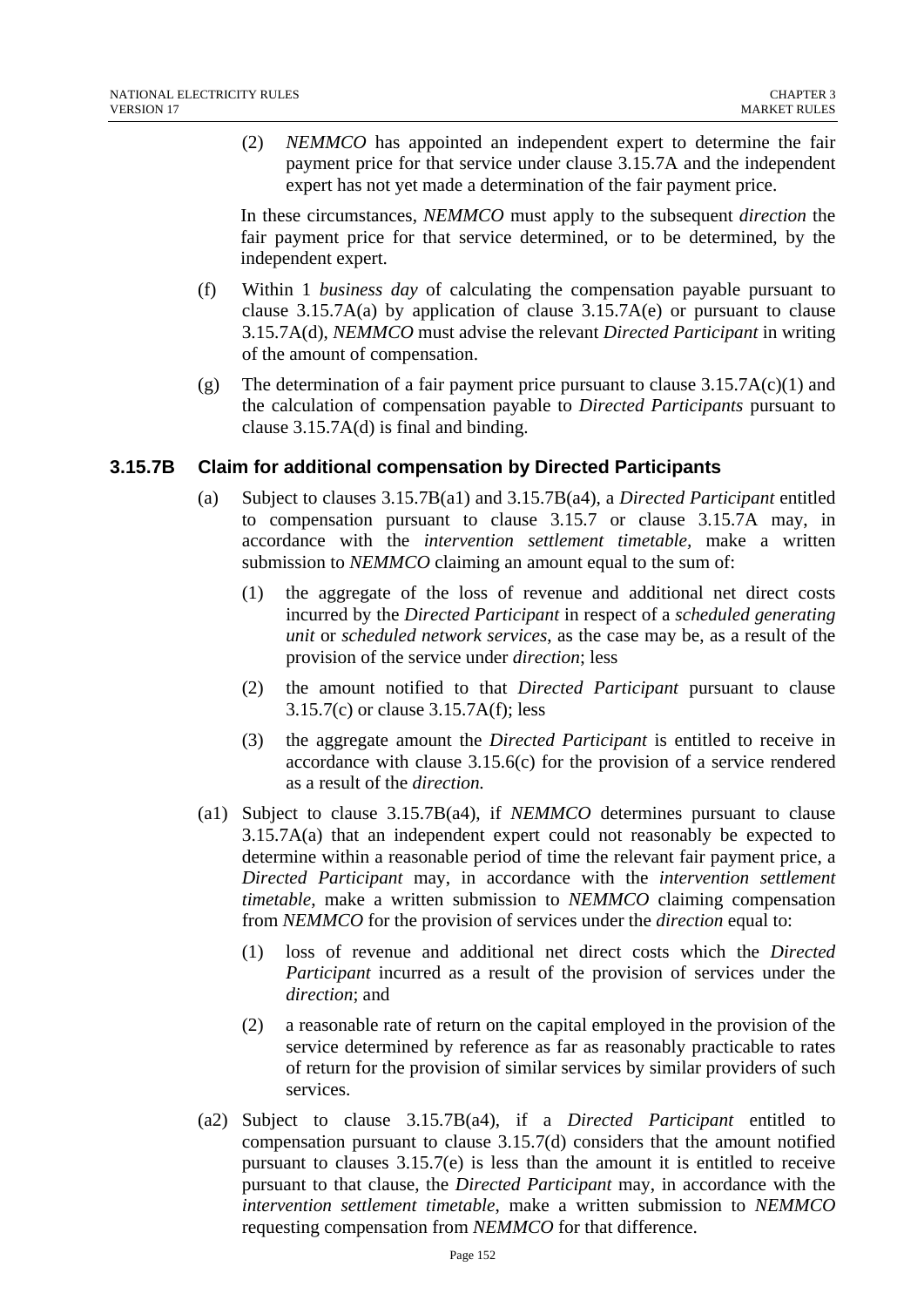(2) *NEMMCO* has appointed an independent expert to determine the fair payment price for that service under clause 3.15.7A and the independent expert has not yet made a determination of the fair payment price.

In these circumstances, *NEMMCO* must apply to the subsequent *direction* the fair payment price for that service determined, or to be determined, by the independent expert.

(f) Within 1 *business day* of calculating the compensation payable pursuant to clause 3.15.7A(a) by application of clause 3.15.7A(e) or pursuant to clause 3.15.7A(d), *NEMMCO* must advise the relevant *Directed Participant* in writing of the amount of compensation.

(g) The determination of a fair payment price pursuant to clause 3.15.7A(c)(1) and the calculation of compensation payable to *Directed Participants* pursuant to clause 3.15.7A(d) is final and binding.

### 3.15.7B Claim for additional compensation by Directed Participants

(a) Subject to clauses 3.15.7B(a1) and 3.15.7B(a4), a *Directed Participant* entitled to compensation pursuant to clause 3.15.7 or clause 3.15.7A may, in accordance with the *intervention settlement timetable*, make a written submission to *NEMMCO* claiming an amount equal to the sum of:

(1) the aggregate of the loss of revenue and additional net direct costs incurred by the *Directed Participant* in respect of a *scheduled generating unit* or *scheduled network services*, as the case may be, as a result of the provision of the service under *direction*; less

(2) the amount notified to that *Directed Participant* pursuant to clause 3.15.7(c) or clause 3.15.7A(f); less

(3) the aggregate amount the *Directed Participant* is entitled to receive in accordance with clause 3.15.6(c) for the provision of a service rendered as a result of the *direction.*

(a1) Subject to clause 3.15.7B(a4), if *NEMMCO* determines pursuant to clause 3.15.7A(a) that an independent expert could not reasonably be expected to determine within a reasonable period of time the relevant fair payment price, a *Directed Participant* may, in accordance with the *intervention settlement timetable*, make a written submission to *NEMMCO* claiming compensation from *NEMMCO* for the provision of services under the *direction* equal to:

(1) loss of revenue and additional net direct costs which the *Directed Participant* incurred as a result of the provision of services under the *direction*; and

(2) a reasonable rate of return on the capital employed in the provision of the service determined by reference as far as reasonably practicable to rates of return for the provision of similar services by similar providers of such services.

(a2) Subject to clause 3.15.7B(a4), if a *Directed Participant* entitled to compensation pursuant to clause 3.15.7(d) considers that the amount notified pursuant to clauses 3.15.7(e) is less than the amount it is entitled to receive pursuant to that clause, the *Directed Participant* may, in accordance with the *intervention settlement timetable*, make a written submission to *NEMMCO* requesting compensation from *NEMMCO* for that difference.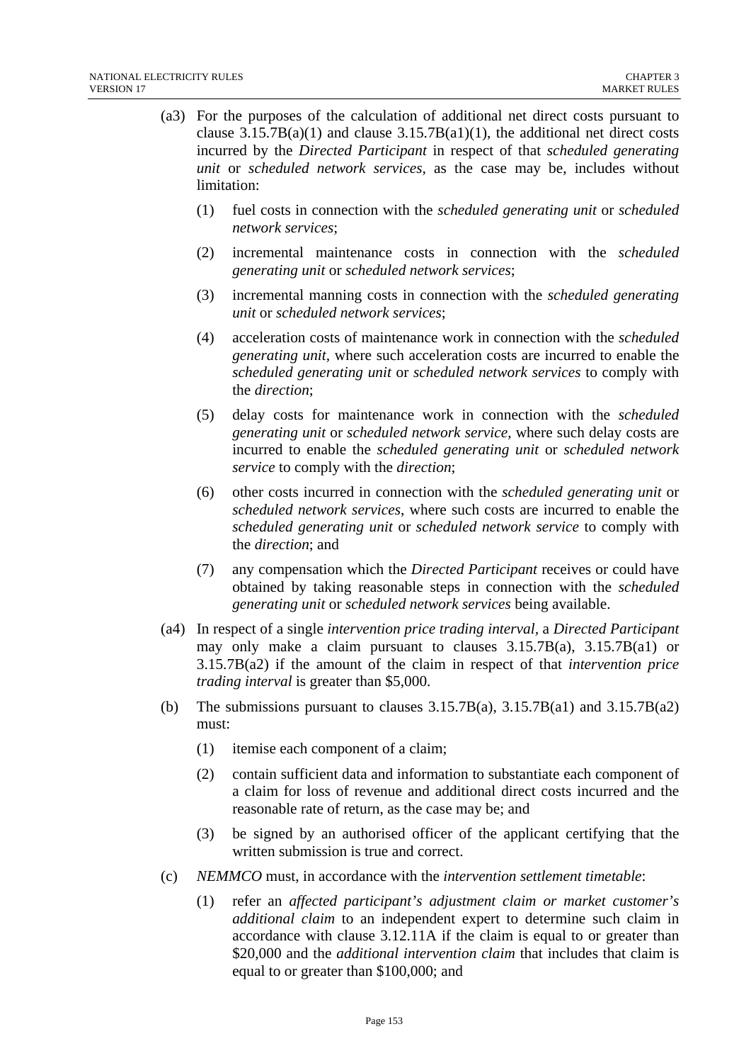(a3) For the purposes of the calculation of additional net direct costs pursuant to clause 3.15.7B(a)(1) and clause 3.15.7B(a1)(1), the additional net direct costs incurred by the *Directed Participant* in respect of that *scheduled generating unit* or *scheduled network services*, as the case may be, includes without limitation:

(1) fuel costs in connection with the *scheduled generating unit* or *scheduled network services*;

(2) incremental maintenance costs in connection with the *scheduled generating unit* or *scheduled network services*;

(3) incremental manning costs in connection with the *scheduled generating unit* or *scheduled network services*;

(4) acceleration costs of maintenance work in connection with the *scheduled generating unit*, where such acceleration costs are incurred to enable the *scheduled generating unit* or *scheduled network services* to comply with the *direction*;

(5) delay costs for maintenance work in connection with the *scheduled generating unit* or *scheduled network service*, where such delay costs are incurred to enable the *scheduled generating unit* or *scheduled network service* to comply with the *direction*;

(6) other costs incurred in connection with the *scheduled generating unit* or *scheduled network services*, where such costs are incurred to enable the *scheduled generating unit* or *scheduled network service* to comply with the *direction*; and

(7) any compensation which the *Directed Participant* receives or could have obtained by taking reasonable steps in connection with the *scheduled generating unit* or *scheduled network services* being available.

(a4) In respect of a single *intervention price trading interval*, a *Directed Participant* may only make a claim pursuant to clauses 3.15.7B(a), 3.15.7B(a1) or 3.15.7B(a2) if the amount of the claim in respect of that *intervention price trading interval* is greater than $5,000.

(b) The submissions pursuant to clauses 3.15.7B(a), 3.15.7B(a1) and 3.15.7B(a2) must:

(1) itemise each component of a claim;

(2) contain sufficient data and information to substantiate each component of a claim for loss of revenue and additional direct costs incurred and the reasonable rate of return, as the case may be; and

(3) be signed by an authorised officer of the applicant certifying that the written submission is true and correct.

(c) *NEMMCO* must, in accordance with the *intervention settlement timetable*:

(1) refer an *affected participant's adjustment claim or market customer's additional claim* to an independent expert to determine such claim in accordance with clause 3.12.11A if the claim is equal to or greater than $20,000 and the *additional intervention claim* that includes that claim is equal to or greater than $100,000; and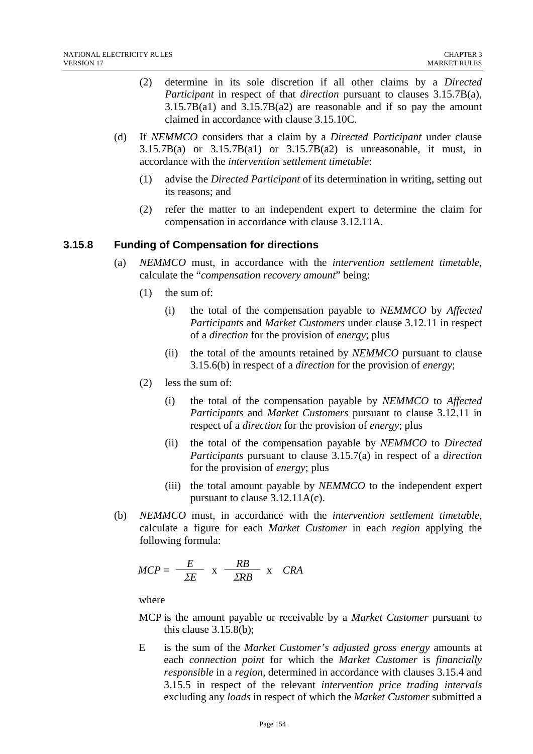(2) determine in its sole discretion if all other claims by a *Directed Participant* in respect of that *direction* pursuant to clauses 3.15.7B(a), 3.15.7B(a1) and 3.15.7B(a2) are reasonable and if so pay the amount claimed in accordance with clause 3.15.10C.

(d) If *NEMMCO* considers that a claim by a *Directed Participant* under clause 3.15.7B(a) or 3.15.7B(a1) or 3.15.7B(a2) is unreasonable, it must, in accordance with the *intervention settlement timetable*:

(1) advise the *Directed Participant* of its determination in writing, setting out its reasons; and

(2) refer the matter to an independent expert to determine the claim for compensation in accordance with clause 3.12.11A.

### 3.15.8 Funding of Compensation for directions

(a) *NEMMCO* must, in accordance with the *intervention settlement timetable*, calculate the "*compensation recovery amount*" being:

(1) the sum of:

(i) the total of the compensation payable to *NEMMCO* by *Affected Participants* and *Market Customers* under clause 3.12.11 in respect of a *direction* for the provision of *energy*; plus

(ii) the total of the amounts retained by *NEMMCO* pursuant to clause 3.15.6(b) in respect of a *direction* for the provision of *energy*;

(2) less the sum of:

(i) the total of the compensation payable by *NEMMCO* to *Affected Participants* and *Market Customers* pursuant to clause 3.12.11 in respect of a *direction* for the provision of *energy*; plus

(ii) the total of the compensation payable by *NEMMCO* to *Directed Participants* pursuant to clause 3.15.7(a) in respect of a *direction* for the provision of *energy*; plus

(iii) the total amount payable by *NEMMCO* to the independent expert pursuant to clause 3.12.11A(c).

(b) *NEMMCO* must, in accordance with the *intervention settlement timetable*, calculate a figure for each *Market Customer* in each *region* applying the following formula:

$$MCP = \frac{E}{\Sigma E} \times \frac{RB}{\Sigma RB} \times CRA$$

where

MCP is the amount payable or receivable by a *Market Customer* pursuant to this clause 3.15.8(b);

E is the sum of the *Market Customer's adjusted gross energy* amounts at each *connection point* for which the *Market Customer* is *financially responsible* in a *region*, determined in accordance with clauses 3.15.4 and 3.15.5 in respect of the relevant *intervention price trading intervals* excluding any *loads* in respect of which the *Market Customer* submitted a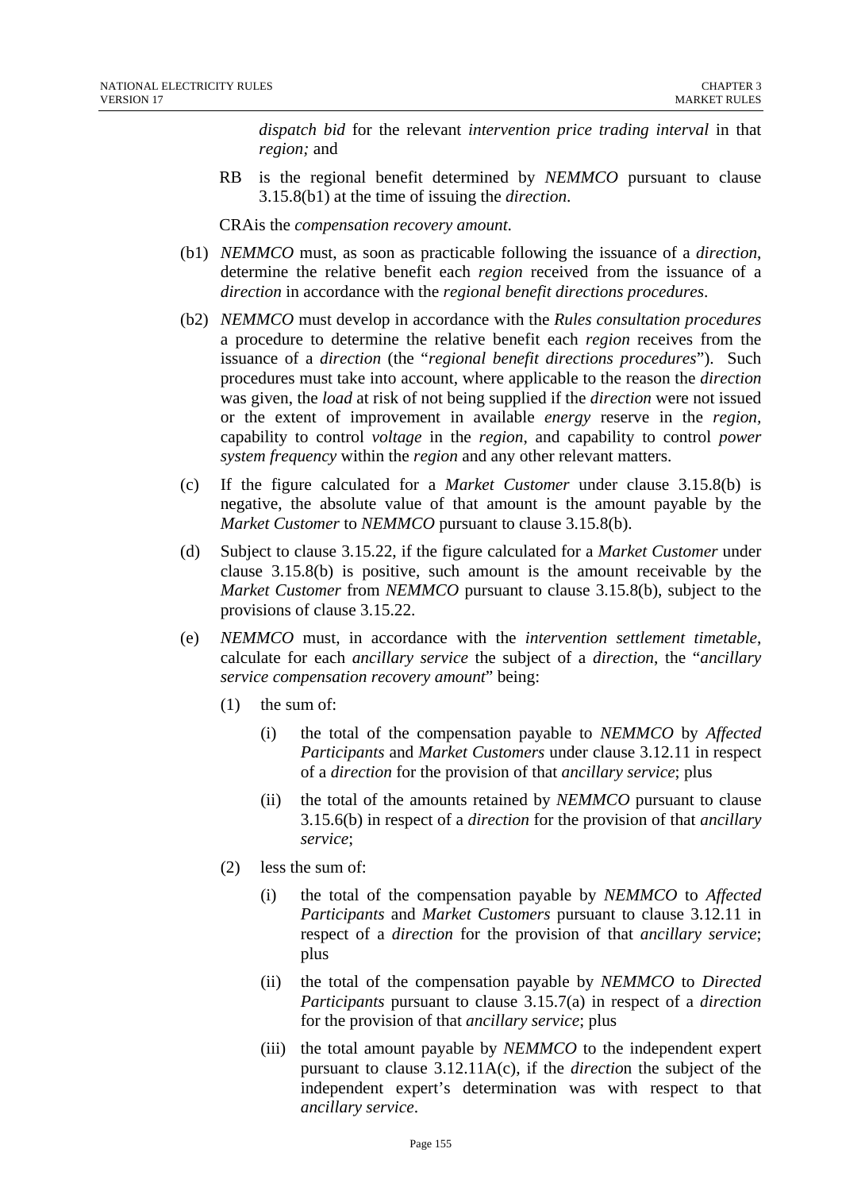*dispatch bid* for the relevant *intervention price trading interval* in that *region;* and

RB is the regional benefit determined by *NEMMCO* pursuant to clause 3.15.8(b1) at the time of issuing the *direction*.

CRAis the *compensation recovery amount*.

(b1) *NEMMCO* must, as soon as practicable following the issuance of a *direction*, determine the relative benefit each *region* received from the issuance of a *direction* in accordance with the *regional benefit directions procedures*.

(b2) *NEMMCO* must develop in accordance with the *Rules consultation procedures* a procedure to determine the relative benefit each *region* receives from the issuance of a *direction* (the "*regional benefit directions procedures*"). Such procedures must take into account, where applicable to the reason the *direction* was given, the *load* at risk of not being supplied if the *direction* were not issued or the extent of improvement in available *energy* reserve in the *region*, capability to control *voltage* in the *region*, and capability to control *power system frequency* within the *region* and any other relevant matters.

(c) If the figure calculated for a *Market Customer* under clause 3.15.8(b) is negative, the absolute value of that amount is the amount payable by the *Market Customer* to *NEMMCO* pursuant to clause 3.15.8(b).

(d) Subject to clause 3.15.22, if the figure calculated for a *Market Customer* under clause 3.15.8(b) is positive, such amount is the amount receivable by the *Market Customer* from *NEMMCO* pursuant to clause 3.15.8(b), subject to the provisions of clause 3.15.22.

(e) *NEMMCO* must, in accordance with the *intervention settlement timetable*, calculate for each *ancillary service* the subject of a *direction*, the "*ancillary service compensation recovery amount*" being:

  (1) the sum of:

    (i) the total of the compensation payable to *NEMMCO* by *Affected Participants* and *Market Customers* under clause 3.12.11 in respect of a *direction* for the provision of that *ancillary service*; plus

    (ii) the total of the amounts retained by *NEMMCO* pursuant to clause 3.15.6(b) in respect of a *direction* for the provision of that *ancillary service*;

  (2) less the sum of:

    (i) the total of the compensation payable by *NEMMCO* to *Affected Participants* and *Market Customers* pursuant to clause 3.12.11 in respect of a *direction* for the provision of that *ancillary service*; plus

    (ii) the total of the compensation payable by *NEMMCO* to *Directed Participants* pursuant to clause 3.15.7(a) in respect of a *direction* for the provision of that *ancillary service*; plus

    (iii) the total amount payable by *NEMMCO* to the independent expert pursuant to clause 3.12.11A(c), if the *direction* the subject of the independent expert's determination was with respect to that *ancillary service*.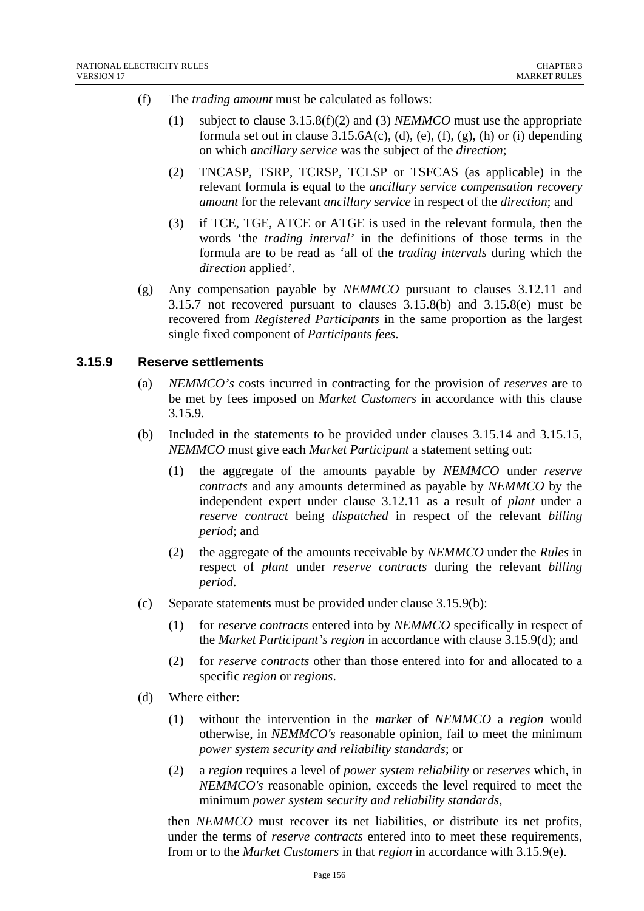(f) The *trading amount* must be calculated as follows:

(1) subject to clause 3.15.8(f)(2) and (3) *NEMMCO* must use the appropriate formula set out in clause 3.15.6A(c), (d), (e), (f), (g), (h) or (i) depending on which *ancillary service* was the subject of the *direction*;

(2) TNCASP, TSRP, TCRSP, TCLSP or TSFCAS (as applicable) in the relevant formula is equal to the *ancillary service compensation recovery amount* for the relevant *ancillary service* in respect of the *direction*; and

(3) if TCE, TGE, ATCE or ATGE is used in the relevant formula, then the words 'the *trading interval*' in the definitions of those terms in the formula are to be read as 'all of the *trading intervals* during which the *direction* applied'.

(g) Any compensation payable by *NEMMCO* pursuant to clauses 3.12.11 and 3.15.7 not recovered pursuant to clauses 3.15.8(b) and 3.15.8(e) must be recovered from *Registered Participants* in the same proportion as the largest single fixed component of *Participants fees*.

### 3.15.9 Reserve settlements

(a) *NEMMCO's* costs incurred in contracting for the provision of *reserves* are to be met by fees imposed on *Market Customers* in accordance with this clause 3.15.9.

(b) Included in the statements to be provided under clauses 3.15.14 and 3.15.15, *NEMMCO* must give each *Market Participant* a statement setting out:

(1) the aggregate of the amounts payable by *NEMMCO* under *reserve contracts* and any amounts determined as payable by *NEMMCO* by the independent expert under clause 3.12.11 as a result of *plant* under a *reserve contract* being *dispatched* in respect of the relevant *billing period*; and

(2) the aggregate of the amounts receivable by *NEMMCO* under the *Rules* in respect of *plant* under *reserve contracts* during the relevant *billing period*.

(c) Separate statements must be provided under clause 3.15.9(b):

(1) for *reserve contracts* entered into by *NEMMCO* specifically in respect of the *Market Participant's region* in accordance with clause 3.15.9(d); and

(2) for *reserve contracts* other than those entered into for and allocated to a specific *region* or *regions*.

(d) Where either:

(1) without the intervention in the *market* of *NEMMCO* a *region* would otherwise, in *NEMMCO's* reasonable opinion, fail to meet the minimum *power system security and reliability standards*; or

(2) a *region* requires a level of *power system reliability* or *reserves* which, in *NEMMCO's* reasonable opinion, exceeds the level required to meet the minimum *power system security and reliability standards*,

then *NEMMCO* must recover its net liabilities, or distribute its net profits, under the terms of *reserve contracts* entered into to meet these requirements, from or to the *Market Customers* in that *region* in accordance with 3.15.9(e).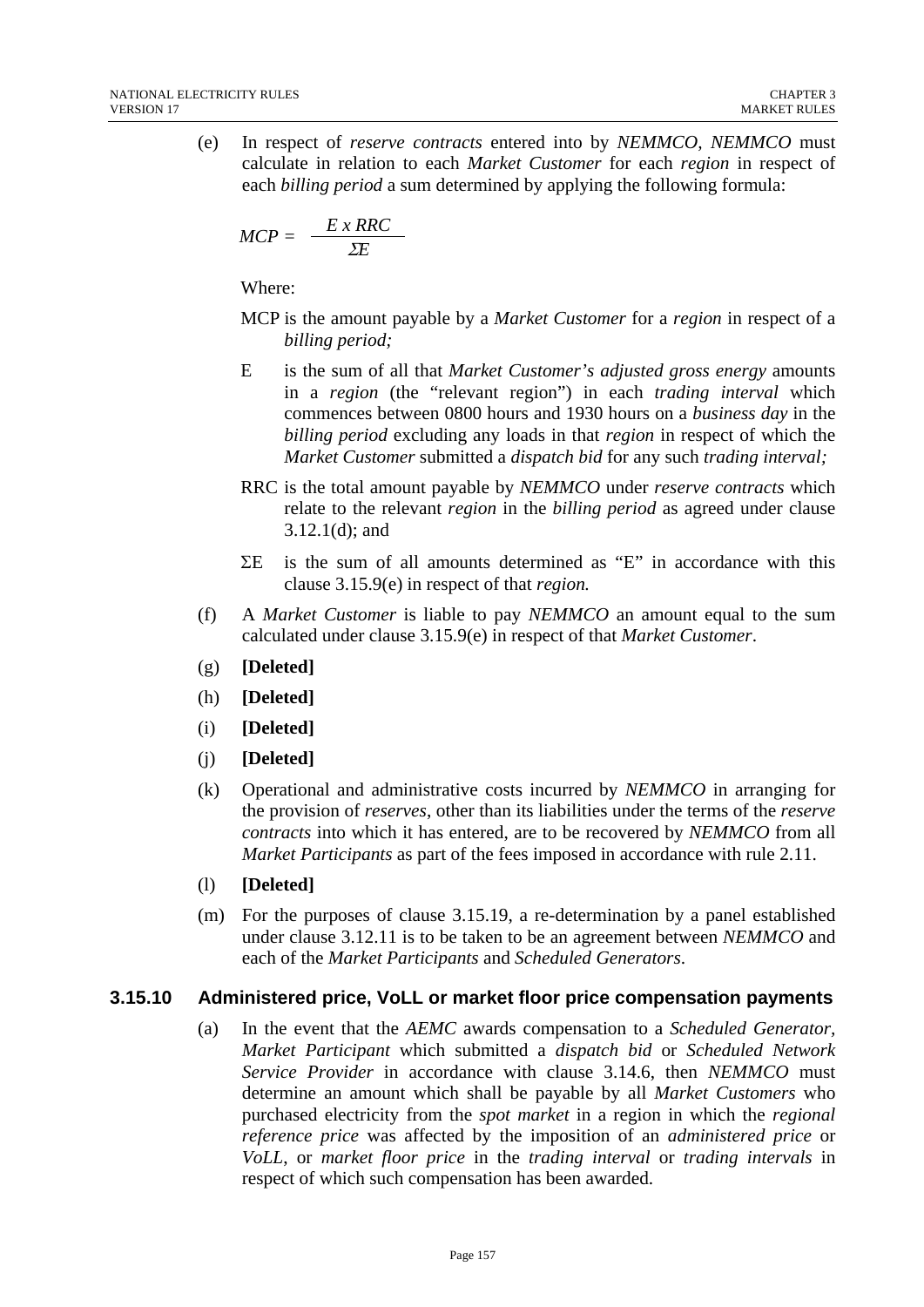(e) In respect of *reserve contracts* entered into by *NEMMCO, NEMMCO* must calculate in relation to each *Market Customer* for each *region* in respect of each *billing period* a sum determined by applying the following formula:

$$MCP = \frac{E \times RRC}{\Sigma E}$$

Where:

MCP is the amount payable by a *Market Customer* for a *region* in respect of a *billing period;*

E is the sum of all that *Market Customer's adjusted gross energy* amounts in a *region* (the "relevant region") in each *trading interval* which commences between 0800 hours and 1930 hours on a *business day* in the *billing period* excluding any loads in that *region* in respect of which the *Market Customer* submitted a *dispatch bid* for any such *trading interval;*

RRC is the total amount payable by *NEMMCO* under *reserve contracts* which relate to the relevant *region* in the *billing period* as agreed under clause 3.12.1(d); and

ΣE is the sum of all amounts determined as "E" in accordance with this clause 3.15.9(e) in respect of that *region.*

(f) A *Market Customer* is liable to pay *NEMMCO* an amount equal to the sum calculated under clause 3.15.9(e) in respect of that *Market Customer*.

(g) **[Deleted]**

(h) **[Deleted]**

(i) **[Deleted]**

(j) **[Deleted]**

(k) Operational and administrative costs incurred by *NEMMCO* in arranging for the provision of *reserves*, other than its liabilities under the terms of the *reserve contracts* into which it has entered, are to be recovered by *NEMMCO* from all *Market Participants* as part of the fees imposed in accordance with rule 2.11.

(l) **[Deleted]**

(m) For the purposes of clause 3.15.19, a re-determination by a panel established under clause 3.12.11 is to be taken to be an agreement between *NEMMCO* and each of the *Market Participants* and *Scheduled Generators*.

### 3.15.10 Administered price, VoLL or market floor price compensation payments

(a) In the event that the *AEMC* awards compensation to a *Scheduled Generator*, *Market Participant* which submitted a *dispatch bid* or *Scheduled Network Service Provider* in accordance with clause 3.14.6, then *NEMMCO* must determine an amount which shall be payable by all *Market Customers* who purchased electricity from the *spot market* in a region in which the *regional reference price* was affected by the imposition of an *administered price* or *VoLL*, or *market floor price* in the *trading interval* or *trading intervals* in respect of which such compensation has been awarded.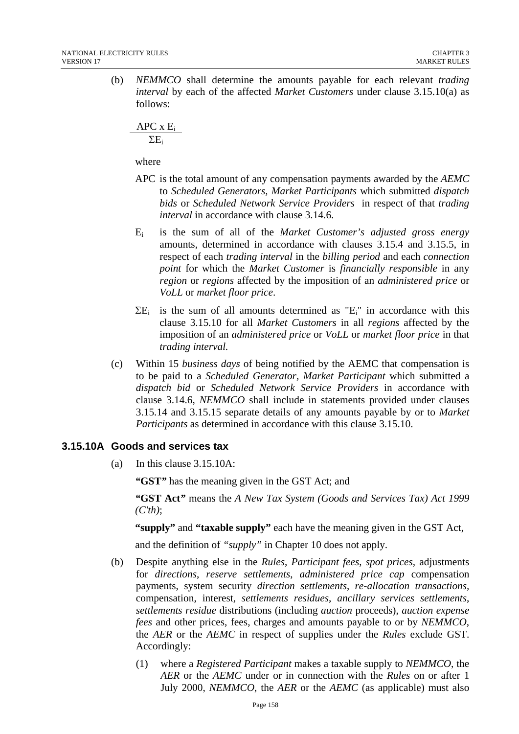(b) *NEMMCO* shall determine the amounts payable for each relevant *trading interval* by each of the affected *Market Customers* under clause 3.15.10(a) as follows:

$$\frac{APC \times E_i}{\Sigma E_i}$$

where

APC is the total amount of any compensation payments awarded by the *AEMC* to *Scheduled Generators, Market Participants* which submitted *dispatch bids* or *Scheduled Network Service Providers* in respect of that *trading interval* in accordance with clause 3.14.6.

$E_i$ is the sum of all of the *Market Customer's adjusted gross energy* amounts, determined in accordance with clauses 3.15.4 and 3.15.5, in respect of each *trading interval* in the *billing period* and each *connection point* for which the *Market Customer* is *financially responsible* in any *region* or *regions* affected by the imposition of an *administered price* or *VoLL* or *market floor price*.

$\Sigma E_i$ is the sum of all amounts determined as "$E_i$" in accordance with this clause 3.15.10 for all *Market Customers* in all *regions* affected by the imposition of an *administered price* or *VoLL* or *market floor price* in that *trading interval.*

(c) Within 15 *business days* of being notified by the AEMC that compensation is to be paid to a *Scheduled Generator, Market Participant* which submitted a *dispatch bid* or *Scheduled Network Service Providers* in accordance with clause 3.14.6, *NEMMCO* shall include in statements provided under clauses 3.15.14 and 3.15.15 separate details of any amounts payable by or to *Market Participants* as determined in accordance with this clause 3.15.10.

### 3.15.10A Goods and services tax

(a) In this clause 3.15.10A:

**"GST"** has the meaning given in the GST Act; and

**"GST Act"** means the *A New Tax System (Goods and Services Tax) Act 1999 (C'th)*;

**"supply"** and **"taxable supply"** each have the meaning given in the GST Act,

and the definition of *"supply"* in Chapter 10 does not apply.

(b) Despite anything else in the *Rules*, *Participant fees*, *spot prices*, adjustments for *directions*, *reserve settlements*, *administered price cap* compensation payments, system security *direction settlements*, *re-allocation transactions*, compensation, interest, *settlements residues*, *ancillary services settlements*, *settlements residue* distributions (including *auction* proceeds), *auction expense fees* and other prices, fees, charges and amounts payable to or by *NEMMCO*, the *AER* or the *AEMC* in respect of supplies under the *Rules* exclude GST. Accordingly:

(1) where a *Registered Participant* makes a taxable supply to *NEMMCO*, the *AER* or the *AEMC* under or in connection with the *Rules* on or after 1 July 2000, *NEMMCO*, the *AER* or the *AEMC* (as applicable) must also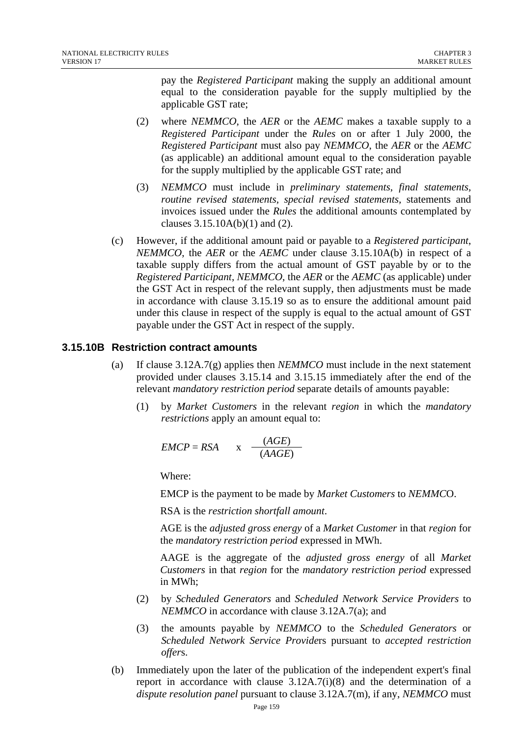pay the *Registered Participant* making the supply an additional amount equal to the consideration payable for the supply multiplied by the applicable GST rate;

(2) where *NEMMCO*, the *AER* or the *AEMC* makes a taxable supply to a *Registered Participant* under the *Rules* on or after 1 July 2000, the *Registered Participant* must also pay *NEMMCO*, the *AER* or the *AEMC* (as applicable) an additional amount equal to the consideration payable for the supply multiplied by the applicable GST rate; and

(3) *NEMMCO* must include in *preliminary statements*, *final statements*, *routine revised statements*, *special revised statements*, statements and invoices issued under the *Rules* the additional amounts contemplated by clauses 3.15.10A(b)(1) and (2).

(c) However, if the additional amount paid or payable to a *Registered participant*, *NEMMCO*, the *AER* or the *AEMC* under clause 3.15.10A(b) in respect of a taxable supply differs from the actual amount of GST payable by or to the *Registered Participant*, *NEMMCO*, the *AER* or the *AEMC* (as applicable) under the GST Act in respect of the relevant supply, then adjustments must be made in accordance with clause 3.15.19 so as to ensure the additional amount paid under this clause in respect of the supply is equal to the actual amount of GST payable under the GST Act in respect of the supply.

### 3.15.10B Restriction contract amounts

(a) If clause 3.12A.7(g) applies then *NEMMCO* must include in the next statement provided under clauses 3.15.14 and 3.15.15 immediately after the end of the relevant *mandatory restriction period* separate details of amounts payable:

(1) by *Market Customers* in the relevant *region* in which the *mandatory restrictions* apply an amount equal to:

$$EMCP = RSA \quad x \quad \frac{(AGE)}{(AAGE)}$$

Where:

EMCP is the payment to be made by *Market Customers* to *NEMMC*O.

RSA is the *restriction shortfall amount*.

AGE is the *adjusted gross energy* of a *Market Customer* in that *region* for the *mandatory restriction period* expressed in MWh.

AAGE is the aggregate of the *adjusted gross energy* of all *Market Customers* in that *region* for the *mandatory restriction period* expressed in MWh;

(2) by *Scheduled Generators* and *Scheduled Network Service Providers* to *NEMMCO* in accordance with clause 3.12A.7(a); and

(3) the amounts payable by *NEMMCO* to the *Scheduled Generators* or *Scheduled Network Service Provide*rs pursuant to *accepted restriction offer*s.

(b) Immediately upon the later of the publication of the independent expert's final report in accordance with clause 3.12A.7(i)(8) and the determination of a *dispute resolution panel* pursuant to clause 3.12A.7(m), if any, *NEMMCO* must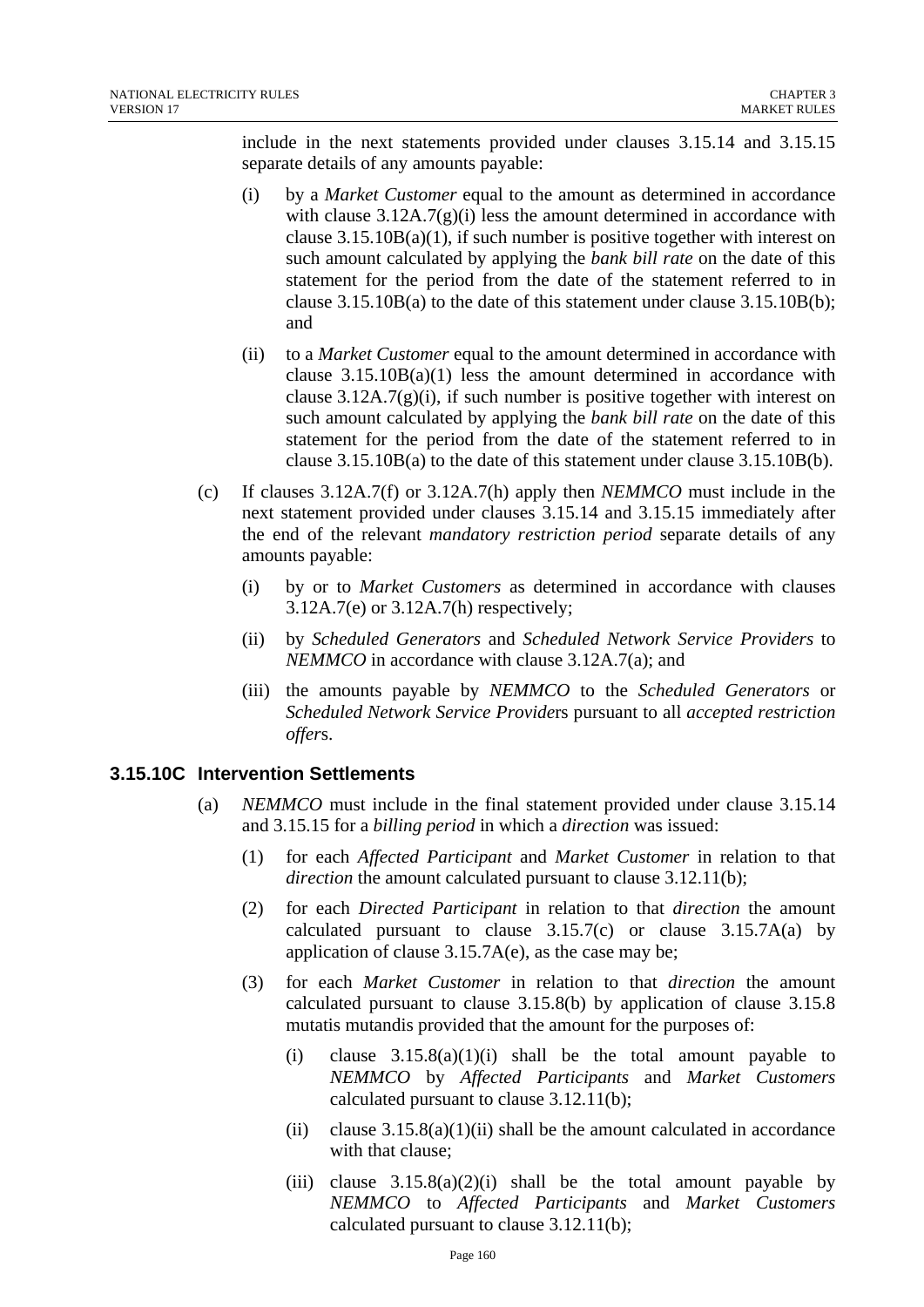include in the next statements provided under clauses 3.15.14 and 3.15.15 separate details of any amounts payable:

(i) by a *Market Customer* equal to the amount as determined in accordance with clause 3.12A.7(g)(i) less the amount determined in accordance with clause 3.15.10B(a)(1), if such number is positive together with interest on such amount calculated by applying the *bank bill rate* on the date of this statement for the period from the date of the statement referred to in clause 3.15.10B(a) to the date of this statement under clause 3.15.10B(b); and

(ii) to a *Market Customer* equal to the amount determined in accordance with clause 3.15.10B(a)(1) less the amount determined in accordance with clause 3.12A.7(g)(i), if such number is positive together with interest on such amount calculated by applying the *bank bill rate* on the date of this statement for the period from the date of the statement referred to in clause 3.15.10B(a) to the date of this statement under clause 3.15.10B(b).

(c) If clauses 3.12A.7(f) or 3.12A.7(h) apply then *NEMMCO* must include in the next statement provided under clauses 3.15.14 and 3.15.15 immediately after the end of the relevant *mandatory restriction period* separate details of any amounts payable:

(i) by or to *Market Customers* as determined in accordance with clauses 3.12A.7(e) or 3.12A.7(h) respectively;

(ii) by *Scheduled Generators* and *Scheduled Network Service Providers* to *NEMMCO* in accordance with clause 3.12A.7(a); and

(iii) the amounts payable by *NEMMCO* to the *Scheduled Generators* or *Scheduled Network Service Provide*rs pursuant to all *accepted restriction offer*s.

### 3.15.10C Intervention Settlements

(a) *NEMMCO* must include in the final statement provided under clause 3.15.14 and 3.15.15 for a *billing period* in which a *direction* was issued:

(1) for each *Affected Participant* and *Market Customer* in relation to that *direction* the amount calculated pursuant to clause 3.12.11(b);

(2) for each *Directed Participant* in relation to that *direction* the amount calculated pursuant to clause 3.15.7(c) or clause 3.15.7A(a) by application of clause 3.15.7A(e), as the case may be;

(3) for each *Market Customer* in relation to that *direction* the amount calculated pursuant to clause 3.15.8(b) by application of clause 3.15.8 mutatis mutandis provided that the amount for the purposes of:

(i) clause 3.15.8(a)(1)(i) shall be the total amount payable to *NEMMCO* by *Affected Participants* and *Market Customers* calculated pursuant to clause 3.12.11(b);

(ii) clause 3.15.8(a)(1)(ii) shall be the amount calculated in accordance with that clause;

(iii) clause 3.15.8(a)(2)(i) shall be the total amount payable by *NEMMCO* to *Affected Participants* and *Market Customers* calculated pursuant to clause 3.12.11(b);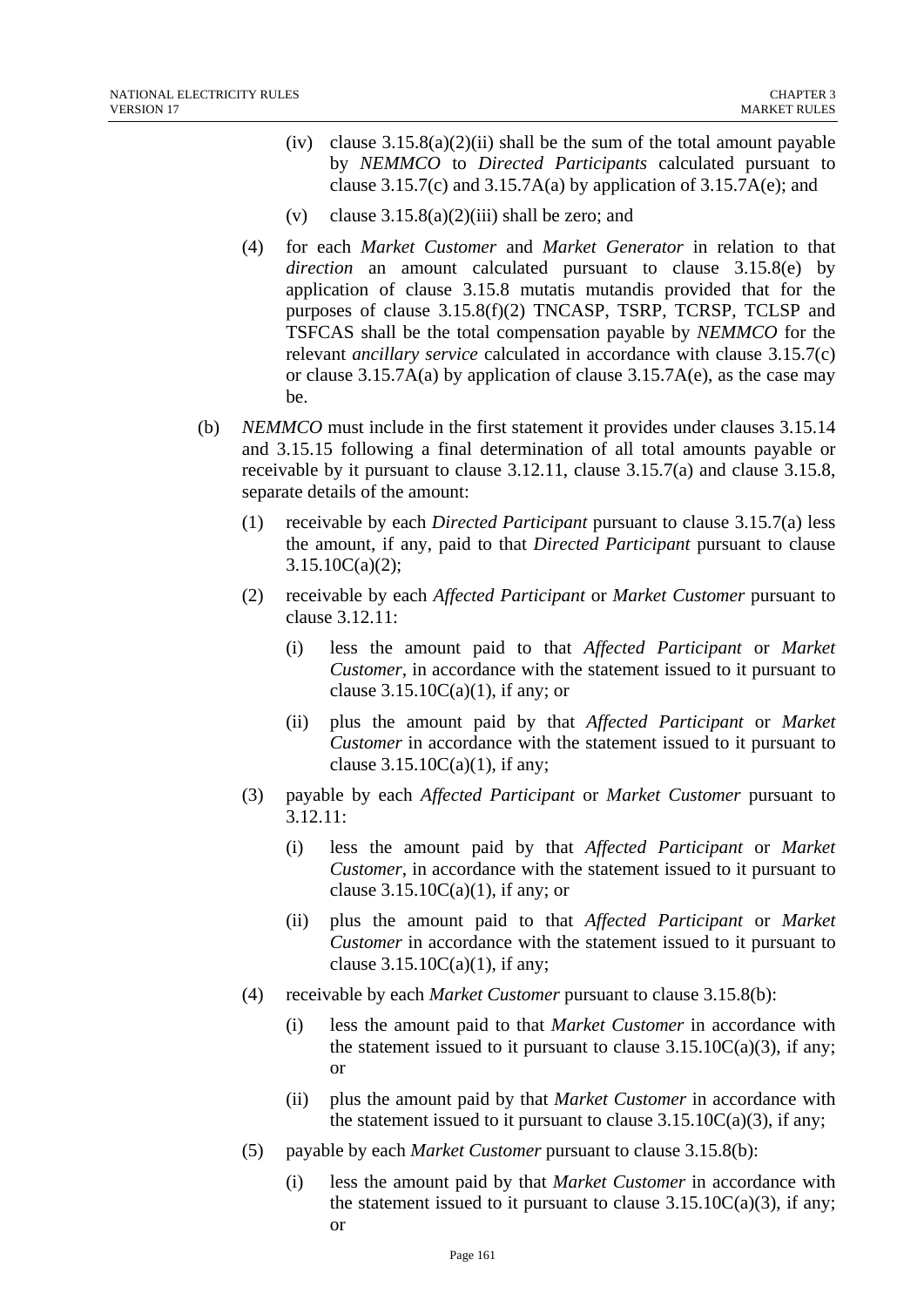(iv) clause 3.15.8(a)(2)(ii) shall be the sum of the total amount payable by *NEMMCO* to *Directed Participants* calculated pursuant to clause 3.15.7(c) and 3.15.7A(a) by application of 3.15.7A(e); and

(v) clause 3.15.8(a)(2)(iii) shall be zero; and

(4) for each *Market Customer* and *Market Generator* in relation to that *direction* an amount calculated pursuant to clause 3.15.8(e) by application of clause 3.15.8 mutatis mutandis provided that for the purposes of clause 3.15.8(f)(2) TNCASP, TSRP, TCRSP, TCLSP and TSFCAS shall be the total compensation payable by *NEMMCO* for the relevant *ancillary service* calculated in accordance with clause 3.15.7(c) or clause 3.15.7A(a) by application of clause 3.15.7A(e), as the case may be.

(b) *NEMMCO* must include in the first statement it provides under clauses 3.15.14 and 3.15.15 following a final determination of all total amounts payable or receivable by it pursuant to clause 3.12.11, clause 3.15.7(a) and clause 3.15.8, separate details of the amount:

(1) receivable by each *Directed Participant* pursuant to clause 3.15.7(a) less the amount, if any, paid to that *Directed Participant* pursuant to clause 3.15.10C(a)(2);

(2) receivable by each *Affected Participant* or *Market Customer* pursuant to clause 3.12.11:

(i) less the amount paid to that *Affected Participant* or *Market Customer*, in accordance with the statement issued to it pursuant to clause 3.15.10C(a)(1), if any; or

(ii) plus the amount paid by that *Affected Participant* or *Market Customer* in accordance with the statement issued to it pursuant to clause 3.15.10C(a)(1), if any;

(3) payable by each *Affected Participant* or *Market Customer* pursuant to 3.12.11:

(i) less the amount paid by that *Affected Participant* or *Market Customer*, in accordance with the statement issued to it pursuant to clause 3.15.10C(a)(1), if any; or

(ii) plus the amount paid to that *Affected Participant* or *Market Customer* in accordance with the statement issued to it pursuant to clause 3.15.10C(a)(1), if any;

(4) receivable by each *Market Customer* pursuant to clause 3.15.8(b):

(i) less the amount paid to that *Market Customer* in accordance with the statement issued to it pursuant to clause 3.15.10C(a)(3), if any; or

(ii) plus the amount paid by that *Market Customer* in accordance with the statement issued to it pursuant to clause 3.15.10C(a)(3), if any;

(5) payable by each *Market Customer* pursuant to clause 3.15.8(b):

(i) less the amount paid by that *Market Customer* in accordance with the statement issued to it pursuant to clause 3.15.10C(a)(3), if any; or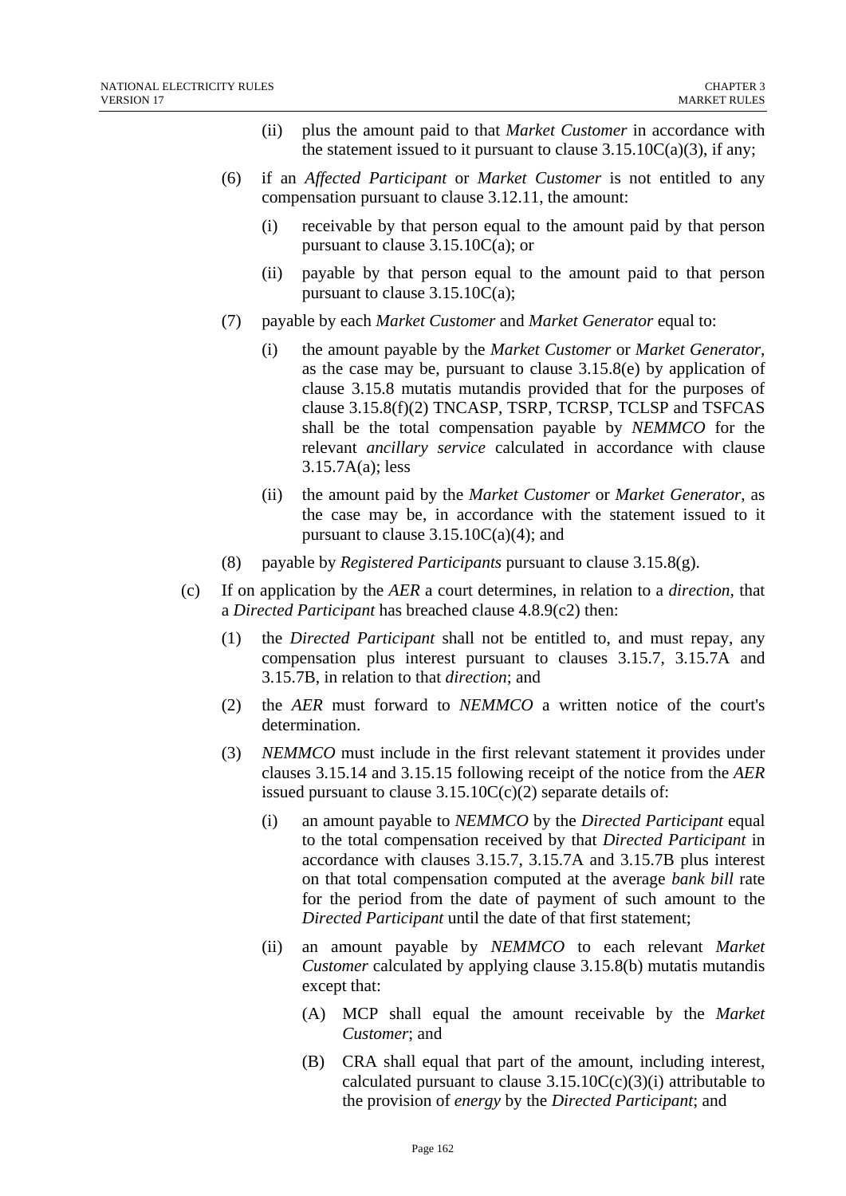(ii) plus the amount paid to that *Market Customer* in accordance with the statement issued to it pursuant to clause 3.15.10C(a)(3), if any;

(6) if an *Affected Participant* or *Market Customer* is not entitled to any compensation pursuant to clause 3.12.11, the amount:

(i) receivable by that person equal to the amount paid by that person pursuant to clause 3.15.10C(a); or

(ii) payable by that person equal to the amount paid to that person pursuant to clause 3.15.10C(a);

(7) payable by each *Market Customer* and *Market Generator* equal to:

(i) the amount payable by the *Market Customer* or *Market Generator*, as the case may be, pursuant to clause 3.15.8(e) by application of clause 3.15.8 mutatis mutandis provided that for the purposes of clause 3.15.8(f)(2) TNCASP, TSRP, TCRSP, TCLSP and TSFCAS shall be the total compensation payable by *NEMMCO* for the relevant *ancillary service* calculated in accordance with clause 3.15.7A(a); less

(ii) the amount paid by the *Market Customer* or *Market Generator*, as the case may be, in accordance with the statement issued to it pursuant to clause 3.15.10C(a)(4); and

(8) payable by *Registered Participants* pursuant to clause 3.15.8(g).

(c) If on application by the *AER* a court determines, in relation to a *direction*, that a *Directed Participant* has breached clause 4.8.9(c2) then:

(1) the *Directed Participant* shall not be entitled to, and must repay, any compensation plus interest pursuant to clauses 3.15.7, 3.15.7A and 3.15.7B, in relation to that *direction*; and

(2) the *AER* must forward to *NEMMCO* a written notice of the court's determination.

(3) *NEMMCO* must include in the first relevant statement it provides under clauses 3.15.14 and 3.15.15 following receipt of the notice from the *AER* issued pursuant to clause 3.15.10C(c)(2) separate details of:

(i) an amount payable to *NEMMCO* by the *Directed Participant* equal to the total compensation received by that *Directed Participant* in accordance with clauses 3.15.7, 3.15.7A and 3.15.7B plus interest on that total compensation computed at the average *bank bill* rate for the period from the date of payment of such amount to the *Directed Participant* until the date of that first statement;

(ii) an amount payable by *NEMMCO* to each relevant *Market Customer* calculated by applying clause 3.15.8(b) mutatis mutandis except that:

(A) MCP shall equal the amount receivable by the *Market Customer*; and

(B) CRA shall equal that part of the amount, including interest, calculated pursuant to clause 3.15.10C(c)(3)(i) attributable to the provision of *energy* by the *Directed Participant*; and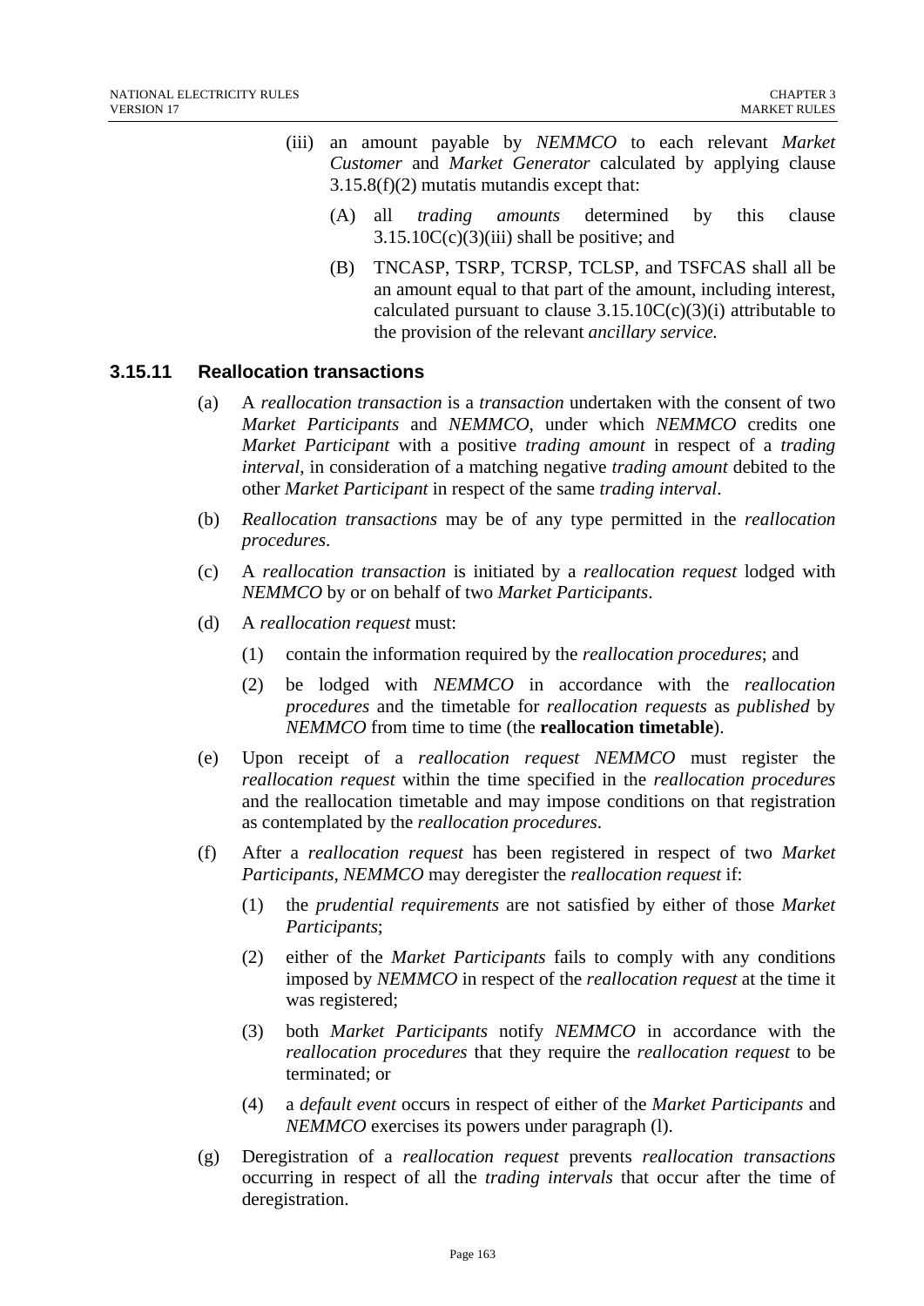(iii) an amount payable by *NEMMCO* to each relevant *Market Customer* and *Market Generator* calculated by applying clause 3.15.8(f)(2) mutatis mutandis except that:

(A) all *trading amounts* determined by this clause 3.15.10C(c)(3)(iii) shall be positive; and

(B) TNCASP, TSRP, TCRSP, TCLSP, and TSFCAS shall all be an amount equal to that part of the amount, including interest, calculated pursuant to clause 3.15.10C(c)(3)(i) attributable to the provision of the relevant *ancillary service.*

### 3.15.11 Reallocation transactions

(a) A *reallocation transaction* is a *transaction* undertaken with the consent of two *Market Participants* and *NEMMCO*, under which *NEMMCO* credits one *Market Participant* with a positive *trading amount* in respect of a *trading interval*, in consideration of a matching negative *trading amount* debited to the other *Market Participant* in respect of the same *trading interval*.

(b) *Reallocation transactions* may be of any type permitted in the *reallocation procedures*.

(c) A *reallocation transaction* is initiated by a *reallocation request* lodged with *NEMMCO* by or on behalf of two *Market Participants*.

(d) A *reallocation request* must:

(1) contain the information required by the *reallocation procedures*; and

(2) be lodged with *NEMMCO* in accordance with the *reallocation procedures* and the timetable for *reallocation requests* as *published* by *NEMMCO* from time to time (the **reallocation timetable**).

(e) Upon receipt of a *reallocation request NEMMCO* must register the *reallocation request* within the time specified in the *reallocation procedures* and the reallocation timetable and may impose conditions on that registration as contemplated by the *reallocation procedures*.

(f) After a *reallocation request* has been registered in respect of two *Market Participants*, *NEMMCO* may deregister the *reallocation request* if:

(1) the *prudential requirements* are not satisfied by either of those *Market Participants*;

(2) either of the *Market Participants* fails to comply with any conditions imposed by *NEMMCO* in respect of the *reallocation request* at the time it was registered;

(3) both *Market Participants* notify *NEMMCO* in accordance with the *reallocation procedures* that they require the *reallocation request* to be terminated; or

(4) a *default event* occurs in respect of either of the *Market Participants* and *NEMMCO* exercises its powers under paragraph (l).

(g) Deregistration of a *reallocation request* prevents *reallocation transactions* occurring in respect of all the *trading intervals* that occur after the time of deregistration.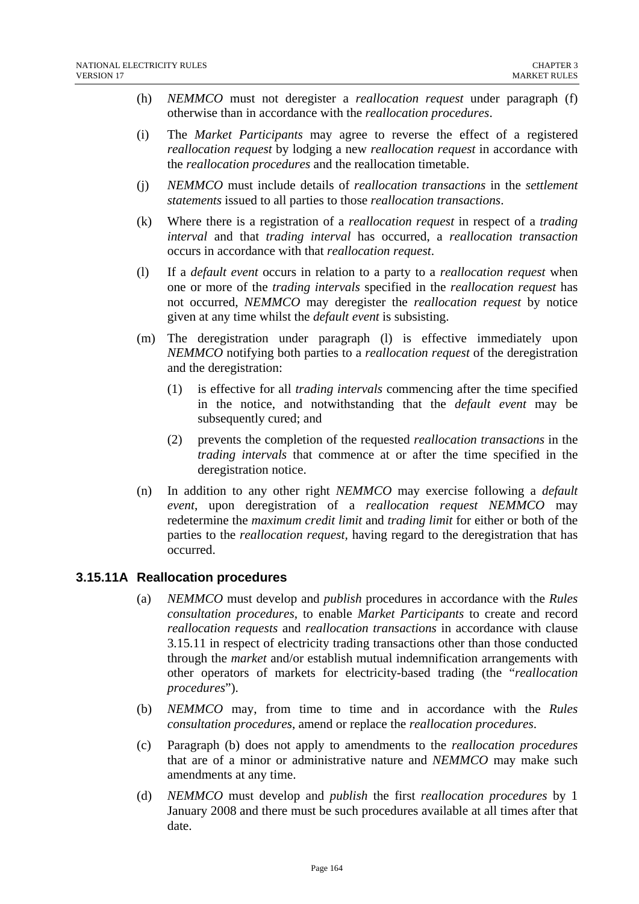(h) *NEMMCO* must not deregister a *reallocation request* under paragraph (f) otherwise than in accordance with the *reallocation procedures*.

(i) The *Market Participants* may agree to reverse the effect of a registered *reallocation request* by lodging a new *reallocation request* in accordance with the *reallocation procedures* and the reallocation timetable.

(j) *NEMMCO* must include details of *reallocation transactions* in the *settlement statements* issued to all parties to those *reallocation transactions*.

(k) Where there is a registration of a *reallocation request* in respect of a *trading interval* and that *trading interval* has occurred, a *reallocation transaction* occurs in accordance with that *reallocation request*.

(l) If a *default event* occurs in relation to a party to a *reallocation request* when one or more of the *trading intervals* specified in the *reallocation request* has not occurred, *NEMMCO* may deregister the *reallocation request* by notice given at any time whilst the *default event* is subsisting.

(m) The deregistration under paragraph (l) is effective immediately upon *NEMMCO* notifying both parties to a *reallocation request* of the deregistration and the deregistration:

   (1) is effective for all *trading intervals* commencing after the time specified in the notice, and notwithstanding that the *default event* may be subsequently cured; and

   (2) prevents the completion of the requested *reallocation transactions* in the *trading intervals* that commence at or after the time specified in the deregistration notice.

(n) In addition to any other right *NEMMCO* may exercise following a *default event*, upon deregistration of a *reallocation request NEMMCO* may redetermine the *maximum credit limit* and *trading limit* for either or both of the parties to the *reallocation request*, having regard to the deregistration that has occurred.

### 3.15.11A Reallocation procedures

(a) *NEMMCO* must develop and *publish* procedures in accordance with the *Rules consultation procedures*, to enable *Market Participants* to create and record *reallocation requests* and *reallocation transactions* in accordance with clause 3.15.11 in respect of electricity trading transactions other than those conducted through the *market* and/or establish mutual indemnification arrangements with other operators of markets for electricity-based trading (the "*reallocation procedures*").

(b) *NEMMCO* may, from time to time and in accordance with the *Rules consultation procedures*, amend or replace the *reallocation procedures*.

(c) Paragraph (b) does not apply to amendments to the *reallocation procedures* that are of a minor or administrative nature and *NEMMCO* may make such amendments at any time.

(d) *NEMMCO* must develop and *publish* the first *reallocation procedures* by 1 January 2008 and there must be such procedures available at all times after that date.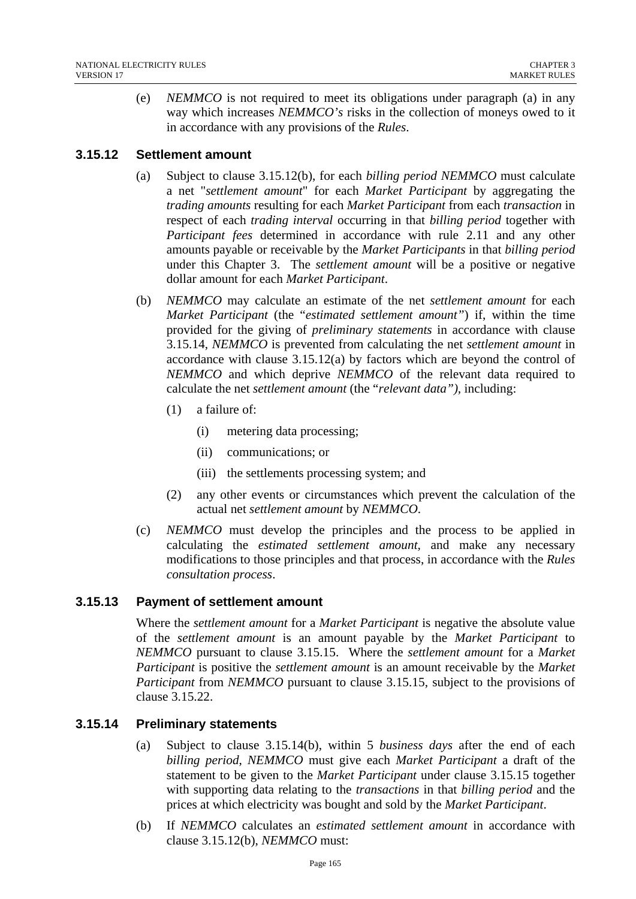(e) *NEMMCO* is not required to meet its obligations under paragraph (a) in any way which increases *NEMMCO's* risks in the collection of moneys owed to it in accordance with any provisions of the *Rules*.

### 3.15.12 Settlement amount

(a) Subject to clause 3.15.12(b), for each *billing period NEMMCO* must calculate a net "*settlement amount*" for each *Market Participant* by aggregating the *trading amounts* resulting for each *Market Participant* from each *transaction* in respect of each *trading interval* occurring in that *billing period* together with *Participant fees* determined in accordance with rule 2.11 and any other amounts payable or receivable by the *Market Participants* in that *billing period* under this Chapter 3. The *settlement amount* will be a positive or negative dollar amount for each *Market Participant*.

(b) *NEMMCO* may calculate an estimate of the net *settlement amount* for each *Market Participant* (the "*estimated settlement amount*") if, within the time provided for the giving of *preliminary statements* in accordance with clause 3.15.14, *NEMMCO* is prevented from calculating the net *settlement amount* in accordance with clause 3.15.12(a) by factors which are beyond the control of *NEMMCO* and which deprive *NEMMCO* of the relevant data required to calculate the net *settlement amount* (the "*relevant data*"), including:

  (1) a failure of:

    (i) metering data processing;

    (ii) communications; or

    (iii) the settlements processing system; and

  (2) any other events or circumstances which prevent the calculation of the actual net *settlement amount* by *NEMMCO*.

(c) *NEMMCO* must develop the principles and the process to be applied in calculating the *estimated settlement amount*, and make any necessary modifications to those principles and that process, in accordance with the *Rules consultation process*.

### 3.15.13 Payment of settlement amount

Where the *settlement amount* for a *Market Participant* is negative the absolute value of the *settlement amount* is an amount payable by the *Market Participant* to *NEMMCO* pursuant to clause 3.15.15. Where the *settlement amount* for a *Market Participant* is positive the *settlement amount* is an amount receivable by the *Market Participant* from *NEMMCO* pursuant to clause 3.15.15, subject to the provisions of clause 3.15.22.

### 3.15.14 Preliminary statements

(a) Subject to clause 3.15.14(b), within 5 *business days* after the end of each *billing period*, *NEMMCO* must give each *Market Participant* a draft of the statement to be given to the *Market Participant* under clause 3.15.15 together with supporting data relating to the *transactions* in that *billing period* and the prices at which electricity was bought and sold by the *Market Participant*.

(b) If *NEMMCO* calculates an *estimated settlement amount* in accordance with clause 3.15.12(b), *NEMMCO* must: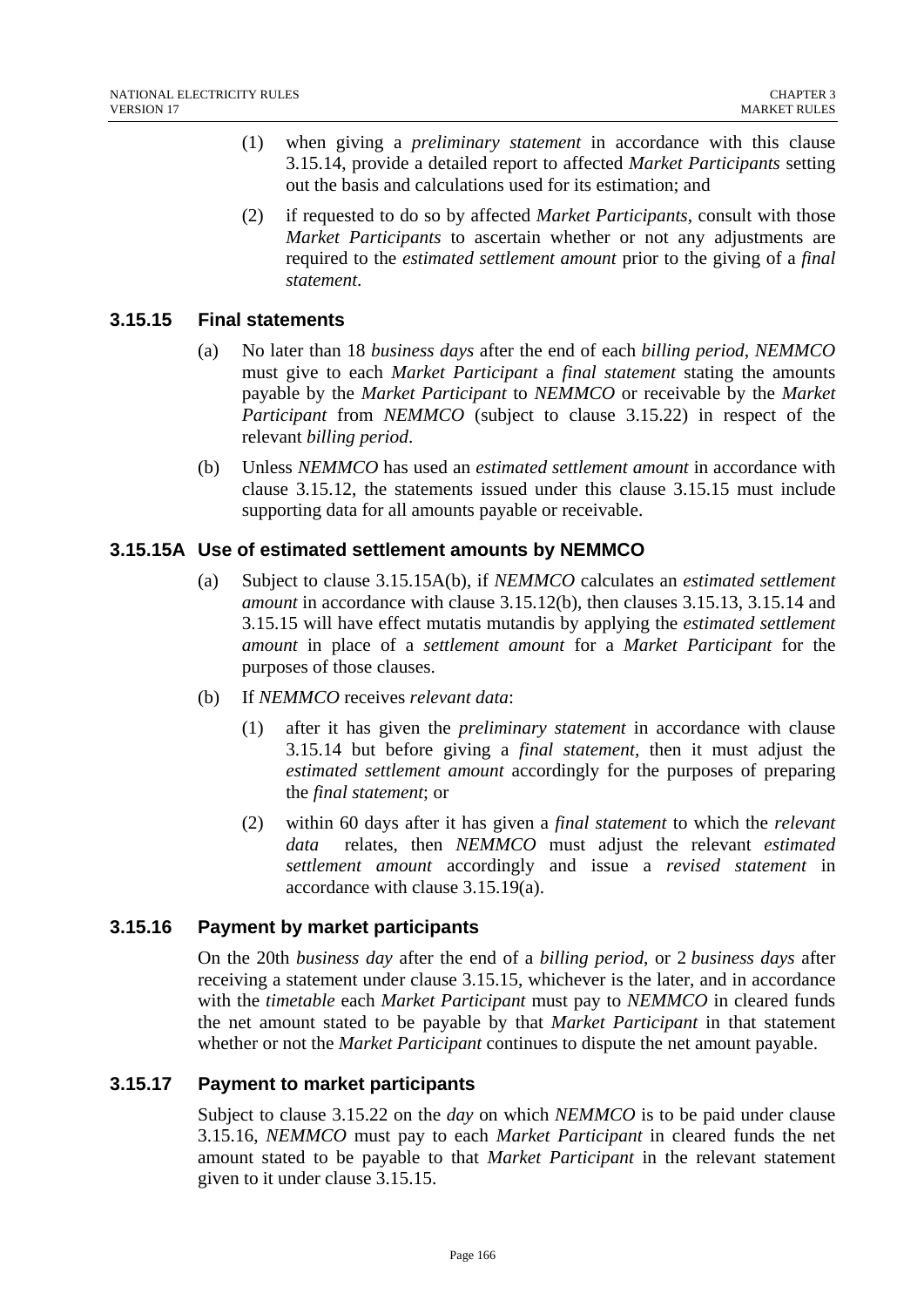(1) when giving a *preliminary statement* in accordance with this clause 3.15.14, provide a detailed report to affected *Market Participants* setting out the basis and calculations used for its estimation; and

(2) if requested to do so by affected *Market Participants*, consult with those *Market Participants* to ascertain whether or not any adjustments are required to the *estimated settlement amount* prior to the giving of a *final statement*.

### 3.15.15 Final statements

(a) No later than 18 *business days* after the end of each *billing period*, *NEMMCO* must give to each *Market Participant* a *final statement* stating the amounts payable by the *Market Participant* to *NEMMCO* or receivable by the *Market Participant* from *NEMMCO* (subject to clause 3.15.22) in respect of the relevant *billing period*.

(b) Unless *NEMMCO* has used an *estimated settlement amount* in accordance with clause 3.15.12, the statements issued under this clause 3.15.15 must include supporting data for all amounts payable or receivable.

### 3.15.15A Use of estimated settlement amounts by NEMMCO

(a) Subject to clause 3.15.15A(b), if *NEMMCO* calculates an *estimated settlement amount* in accordance with clause 3.15.12(b), then clauses 3.15.13, 3.15.14 and 3.15.15 will have effect mutatis mutandis by applying the *estimated settlement amount* in place of a *settlement amount* for a *Market Participant* for the purposes of those clauses.

(b) If *NEMMCO* receives *relevant data*:

(1) after it has given the *preliminary statement* in accordance with clause 3.15.14 but before giving a *final statement*, then it must adjust the *estimated settlement amount* accordingly for the purposes of preparing the *final statement*; or

(2) within 60 days after it has given a *final statement* to which the *relevant data* relates, then *NEMMCO* must adjust the relevant *estimated settlement amount* accordingly and issue a *revised statement* in accordance with clause 3.15.19(a).

### 3.15.16 Payment by market participants

On the 20th *business day* after the end of a *billing period*, or 2 *business days* after receiving a statement under clause 3.15.15, whichever is the later, and in accordance with the *timetable* each *Market Participant* must pay to *NEMMCO* in cleared funds the net amount stated to be payable by that *Market Participant* in that statement whether or not the *Market Participant* continues to dispute the net amount payable.

### 3.15.17 Payment to market participants

Subject to clause 3.15.22 on the *day* on which *NEMMCO* is to be paid under clause 3.15.16, *NEMMCO* must pay to each *Market Participant* in cleared funds the net amount stated to be payable to that *Market Participant* in the relevant statement given to it under clause 3.15.15.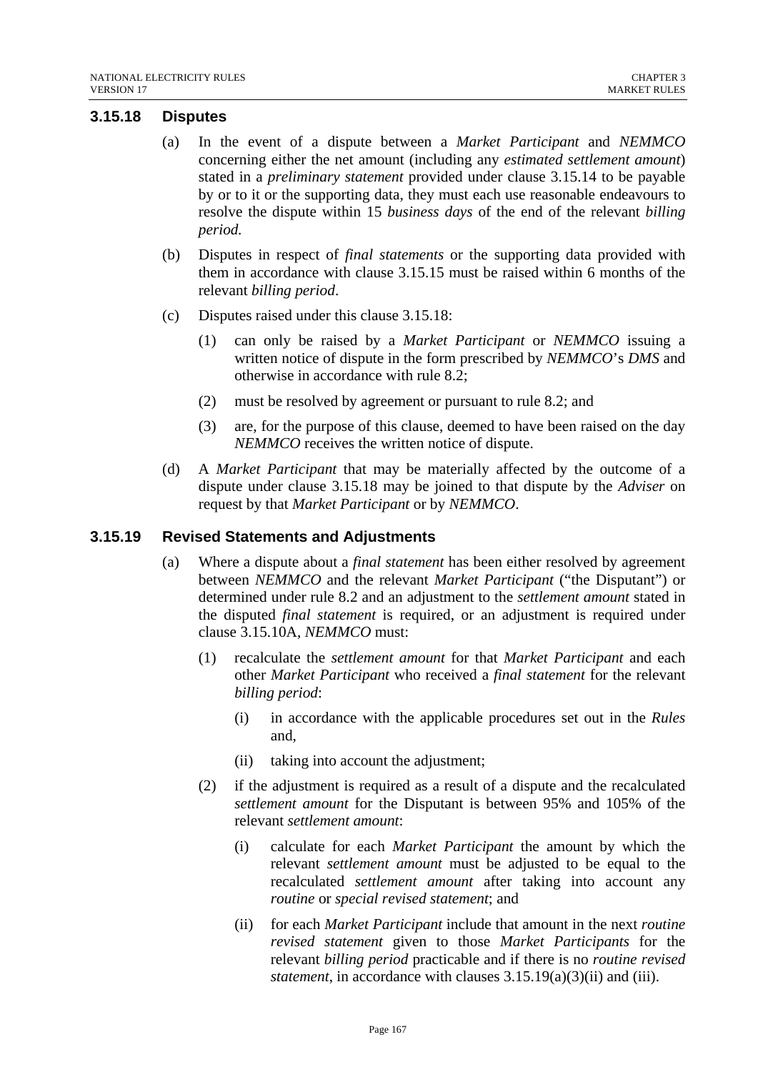### 3.15.18 Disputes

(a) In the event of a dispute between a *Market Participant* and *NEMMCO* concerning either the net amount (including any *estimated settlement amount*) stated in a *preliminary statement* provided under clause 3.15.14 to be payable by or to it or the supporting data, they must each use reasonable endeavours to resolve the dispute within 15 *business days* of the end of the relevant *billing period.*

(b) Disputes in respect of *final statements* or the supporting data provided with them in accordance with clause 3.15.15 must be raised within 6 months of the relevant *billing period*.

(c) Disputes raised under this clause 3.15.18:

(1) can only be raised by a *Market Participant* or *NEMMCO* issuing a written notice of dispute in the form prescribed by *NEMMCO*'s *DMS* and otherwise in accordance with rule 8.2;

(2) must be resolved by agreement or pursuant to rule 8.2; and

(3) are, for the purpose of this clause, deemed to have been raised on the day *NEMMCO* receives the written notice of dispute.

(d) A *Market Participant* that may be materially affected by the outcome of a dispute under clause 3.15.18 may be joined to that dispute by the *Adviser* on request by that *Market Participant* or by *NEMMCO*.

### 3.15.19 Revised Statements and Adjustments

(a) Where a dispute about a *final statement* has been either resolved by agreement between *NEMMCO* and the relevant *Market Participant* ("the Disputant") or determined under rule 8.2 and an adjustment to the *settlement amount* stated in the disputed *final statement* is required, or an adjustment is required under clause 3.15.10A, *NEMMCO* must:

(1) recalculate the *settlement amount* for that *Market Participant* and each other *Market Participant* who received a *final statement* for the relevant *billing period*:

(i) in accordance with the applicable procedures set out in the *Rules* and,

(ii) taking into account the adjustment;

(2) if the adjustment is required as a result of a dispute and the recalculated *settlement amount* for the Disputant is between 95% and 105% of the relevant *settlement amount*:

(i) calculate for each *Market Participant* the amount by which the relevant *settlement amount* must be adjusted to be equal to the recalculated *settlement amount* after taking into account any *routine* or *special revised statement*; and

(ii) for each *Market Participant* include that amount in the next *routine revised statement* given to those *Market Participants* for the relevant *billing period* practicable and if there is no *routine revised statement*, in accordance with clauses 3.15.19(a)(3)(ii) and (iii).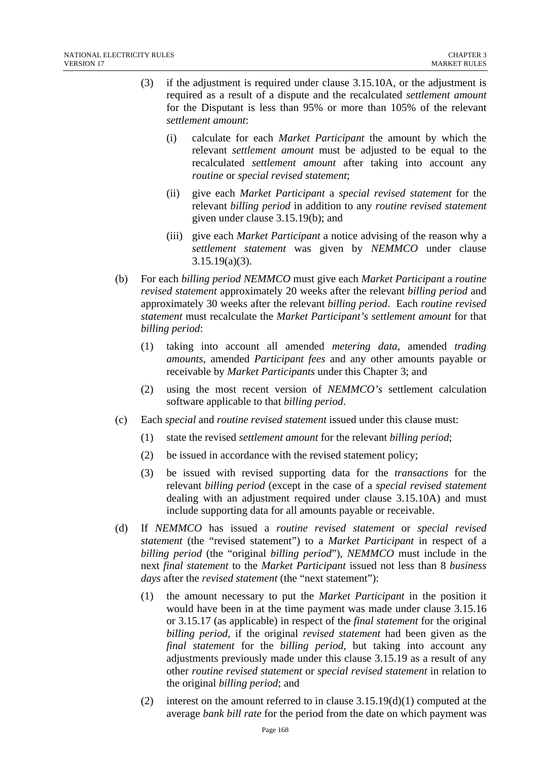(3) if the adjustment is required under clause 3.15.10A, or the adjustment is required as a result of a dispute and the recalculated *settlement amount* for the Disputant is less than 95% or more than 105% of the relevant *settlement amount*:

   (i) calculate for each *Market Participant* the amount by which the relevant *settlement amount* must be adjusted to be equal to the recalculated *settlement amount* after taking into account any *routine* or *special revised statement*;

   (ii) give each *Market Participant* a *special revised statement* for the relevant *billing period* in addition to any *routine revised statement* given under clause 3.15.19(b); and

   (iii) give each *Market Participant* a notice advising of the reason why a *settlement statement* was given by *NEMMCO* under clause 3.15.19(a)(3).

(b) For each *billing period NEMMCO* must give each *Market Participant* a *routine revised statement* approximately 20 weeks after the relevant *billing period* and approximately 30 weeks after the relevant *billing period*. Each *routine revised statement* must recalculate the *Market Participant's settlement amount* for that *billing period*:

   (1) taking into account all amended *metering data*, amended *trading amounts*, amended *Participant fees* and any other amounts payable or receivable by *Market Participants* under this Chapter 3; and

   (2) using the most recent version of *NEMMCO's* settlement calculation software applicable to that *billing period*.

(c) Each *special* and *routine revised statement* issued under this clause must:

   (1) state the revised *settlement amount* for the relevant *billing period*;

   (2) be issued in accordance with the revised statement policy;

   (3) be issued with revised supporting data for the *transactions* for the relevant *billing period* (except in the case of a *special revised statement* dealing with an adjustment required under clause 3.15.10A) and must include supporting data for all amounts payable or receivable.

(d) If *NEMMCO* has issued a *routine revised statement* or *special revised statement* (the "revised statement") to a *Market Participant* in respect of a *billing period* (the "original *billing period*"), *NEMMCO* must include in the next *final statement* to the *Market Participant* issued not less than 8 *business days* after the *revised statement* (the "next statement"):

   (1) the amount necessary to put the *Market Participant* in the position it would have been in at the time payment was made under clause 3.15.16 or 3.15.17 (as applicable) in respect of the *final statement* for the original *billing period*, if the original *revised statement* had been given as the *final statement* for the *billing period*, but taking into account any adjustments previously made under this clause 3.15.19 as a result of any other *routine revised statement* or *special revised statement* in relation to the original *billing period*; and

   (2) interest on the amount referred to in clause 3.15.19(d)(1) computed at the average *bank bill rate* for the period from the date on which payment was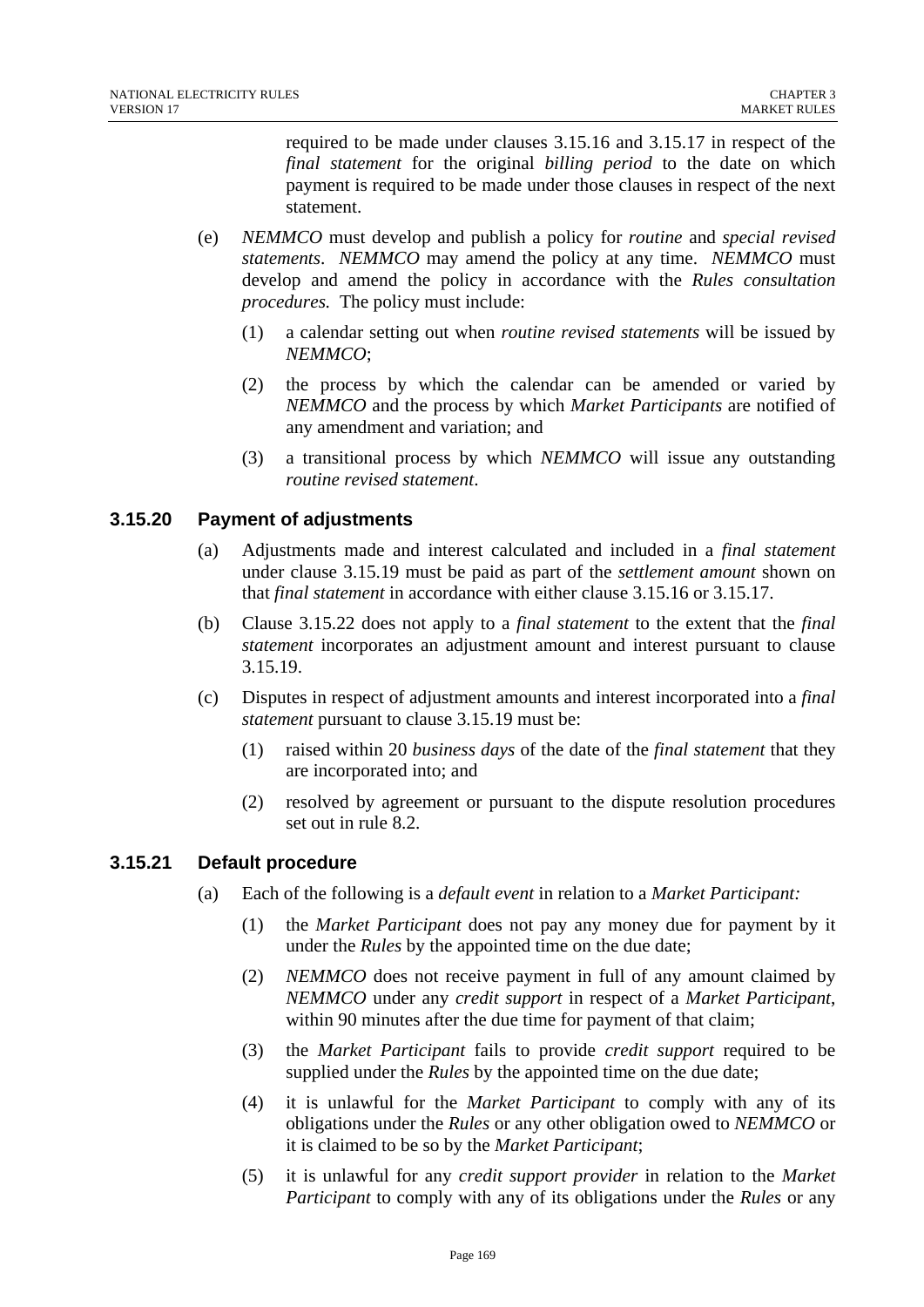required to be made under clauses 3.15.16 and 3.15.17 in respect of the *final statement* for the original *billing period* to the date on which payment is required to be made under those clauses in respect of the next statement.

(e) *NEMMCO* must develop and publish a policy for *routine* and *special revised statements*. *NEMMCO* may amend the policy at any time. *NEMMCO* must develop and amend the policy in accordance with the *Rules consultation procedures.* The policy must include:

(1) a calendar setting out when *routine revised statements* will be issued by *NEMMCO*;

(2) the process by which the calendar can be amended or varied by *NEMMCO* and the process by which *Market Participants* are notified of any amendment and variation; and

(3) a transitional process by which *NEMMCO* will issue any outstanding *routine revised statement*.

### 3.15.20 Payment of adjustments

(a) Adjustments made and interest calculated and included in a *final statement* under clause 3.15.19 must be paid as part of the *settlement amount* shown on that *final statement* in accordance with either clause 3.15.16 or 3.15.17.

(b) Clause 3.15.22 does not apply to a *final statement* to the extent that the *final statement* incorporates an adjustment amount and interest pursuant to clause 3.15.19.

(c) Disputes in respect of adjustment amounts and interest incorporated into a *final statement* pursuant to clause 3.15.19 must be:

(1) raised within 20 *business days* of the date of the *final statement* that they are incorporated into; and

(2) resolved by agreement or pursuant to the dispute resolution procedures set out in rule 8.2.

### 3.15.21 Default procedure

(a) Each of the following is a *default event* in relation to a *Market Participant:*

(1) the *Market Participant* does not pay any money due for payment by it under the *Rules* by the appointed time on the due date;

(2) *NEMMCO* does not receive payment in full of any amount claimed by *NEMMCO* under any *credit support* in respect of a *Market Participant*, within 90 minutes after the due time for payment of that claim;

(3) the *Market Participant* fails to provide *credit support* required to be supplied under the *Rules* by the appointed time on the due date;

(4) it is unlawful for the *Market Participant* to comply with any of its obligations under the *Rules* or any other obligation owed to *NEMMCO* or it is claimed to be so by the *Market Participant*;

(5) it is unlawful for any *credit support provider* in relation to the *Market Participant* to comply with any of its obligations under the *Rules* or any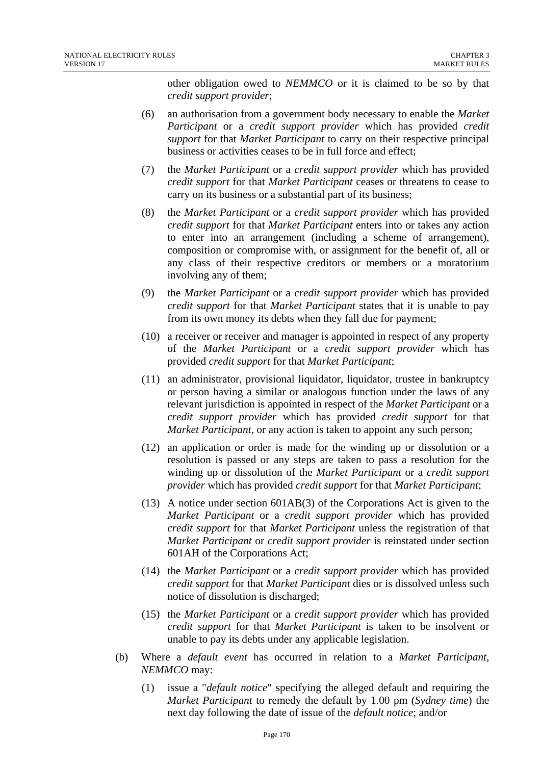other obligation owed to *NEMMCO* or it is claimed to be so by that *credit support provider*;

(6) an authorisation from a government body necessary to enable the *Market Participant* or a *credit support provider* which has provided *credit support* for that *Market Participant* to carry on their respective principal business or activities ceases to be in full force and effect;

(7) the *Market Participant* or a *credit support provider* which has provided *credit support* for that *Market Participant* ceases or threatens to cease to carry on its business or a substantial part of its business;

(8) the *Market Participant* or a *credit support provider* which has provided *credit support* for that *Market Participant* enters into or takes any action to enter into an arrangement (including a scheme of arrangement), composition or compromise with, or assignment for the benefit of, all or any class of their respective creditors or members or a moratorium involving any of them;

(9) the *Market Participant* or a *credit support provider* which has provided *credit support* for that *Market Participant* states that it is unable to pay from its own money its debts when they fall due for payment;

(10) a receiver or receiver and manager is appointed in respect of any property of the *Market Participant* or a *credit support provider* which has provided *credit support* for that *Market Participant*;

(11) an administrator, provisional liquidator, liquidator, trustee in bankruptcy or person having a similar or analogous function under the laws of any relevant jurisdiction is appointed in respect of the *Market Participant* or a *credit support provider* which has provided *credit support* for that *Market Participant*, or any action is taken to appoint any such person;

(12) an application or order is made for the winding up or dissolution or a resolution is passed or any steps are taken to pass a resolution for the winding up or dissolution of the *Market Participant* or a *credit support provider* which has provided *credit support* for that *Market Participant*;

(13) A notice under section 601AB(3) of the Corporations Act is given to the *Market Participant* or a *credit support provider* which has provided *credit support* for that *Market Participant* unless the registration of that *Market Participant* or *credit support provider* is reinstated under section 601AH of the Corporations Act;

(14) the *Market Participant* or a *credit support provider* which has provided *credit support* for that *Market Participant* dies or is dissolved unless such notice of dissolution is discharged;

(15) the *Market Participant* or a *credit support provider* which has provided *credit support* for that *Market Participant* is taken to be insolvent or unable to pay its debts under any applicable legislation.

(b) Where a *default event* has occurred in relation to a *Market Participant*, *NEMMCO* may:

(1) issue a "*default notice*" specifying the alleged default and requiring the *Market Participant* to remedy the default by 1.00 pm (*Sydney time*) the next day following the date of issue of the *default notice*; and/or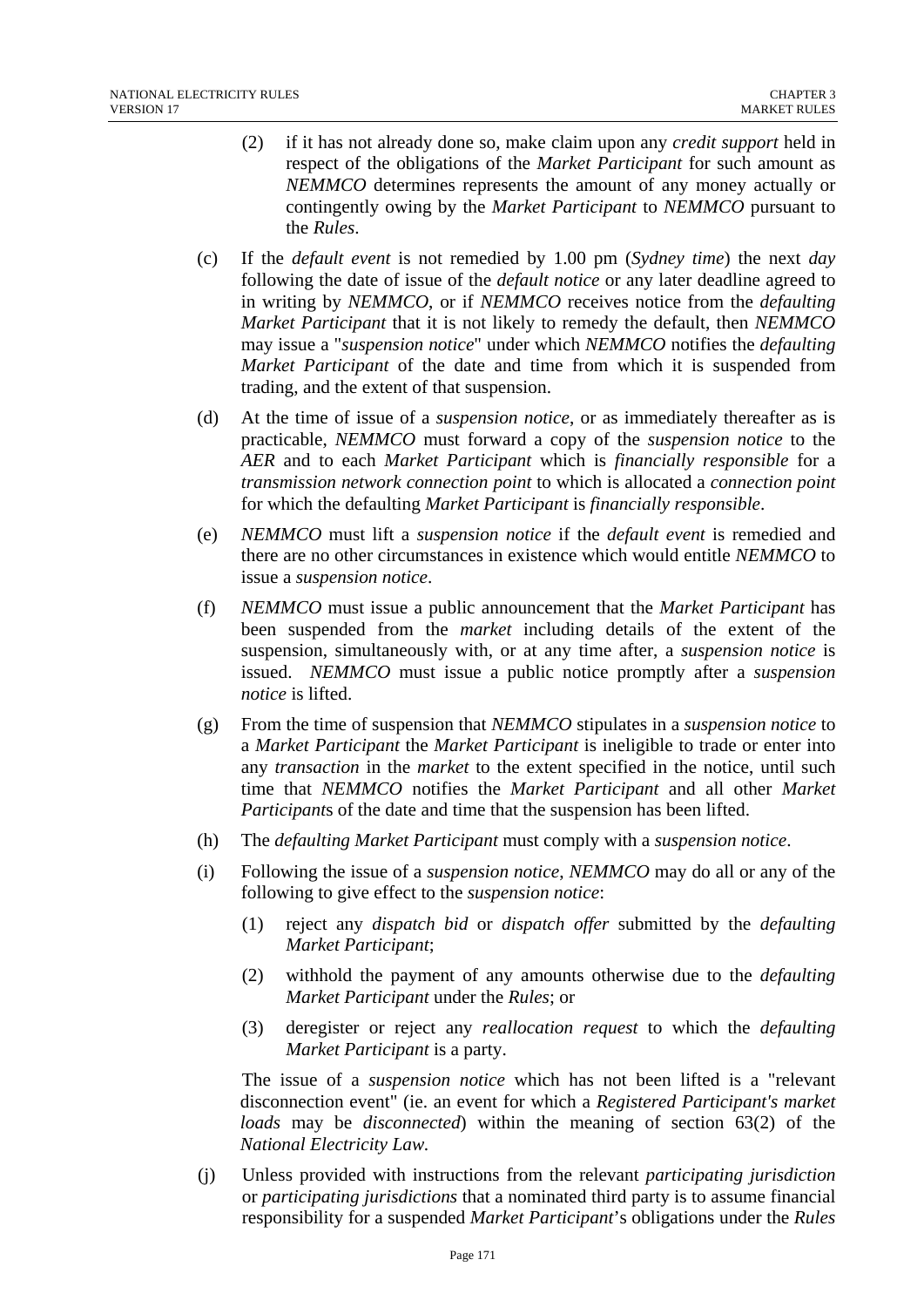(2) if it has not already done so, make claim upon any *credit support* held in respect of the obligations of the *Market Participant* for such amount as *NEMMCO* determines represents the amount of any money actually or contingently owing by the *Market Participant* to *NEMMCO* pursuant to the *Rules*.

(c) If the *default event* is not remedied by 1.00 pm (*Sydney time*) the next *day* following the date of issue of the *default notice* or any later deadline agreed to in writing by *NEMMCO*, or if *NEMMCO* receives notice from the *defaulting Market Participant* that it is not likely to remedy the default, then *NEMMCO* may issue a "*suspension notice*" under which *NEMMCO* notifies the *defaulting Market Participant* of the date and time from which it is suspended from trading, and the extent of that suspension.

(d) At the time of issue of a *suspension notice*, or as immediately thereafter as is practicable, *NEMMCO* must forward a copy of the *suspension notice* to the *AER* and to each *Market Participant* which is *financially responsible* for a *transmission network connection point* to which is allocated a *connection point* for which the defaulting *Market Participant* is *financially responsible*.

(e) *NEMMCO* must lift a *suspension notice* if the *default event* is remedied and there are no other circumstances in existence which would entitle *NEMMCO* to issue a *suspension notice*.

(f) *NEMMCO* must issue a public announcement that the *Market Participant* has been suspended from the *market* including details of the extent of the suspension, simultaneously with, or at any time after, a *suspension notice* is issued. *NEMMCO* must issue a public notice promptly after a *suspension notice* is lifted.

(g) From the time of suspension that *NEMMCO* stipulates in a *suspension notice* to a *Market Participant* the *Market Participant* is ineligible to trade or enter into any *transaction* in the *market* to the extent specified in the notice, until such time that *NEMMCO* notifies the *Market Participant* and all other *Market Participant*s of the date and time that the suspension has been lifted.

(h) The *defaulting Market Participant* must comply with a *suspension notice*.

(i) Following the issue of a *suspension notice*, *NEMMCO* may do all or any of the following to give effect to the *suspension notice*:

(1) reject any *dispatch bid* or *dispatch offer* submitted by the *defaulting Market Participant*;

(2) withhold the payment of any amounts otherwise due to the *defaulting Market Participant* under the *Rules*; or

(3) deregister or reject any *reallocation request* to which the *defaulting Market Participant* is a party.

The issue of a *suspension notice* which has not been lifted is a "relevant disconnection event" (ie. an event for which a *Registered Participant's market loads* may be *disconnected*) within the meaning of section 63(2) of the *National Electricity Law.*

(j) Unless provided with instructions from the relevant *participating jurisdiction* or *participating jurisdictions* that a nominated third party is to assume financial responsibility for a suspended *Market Participant*'s obligations under the *Rules*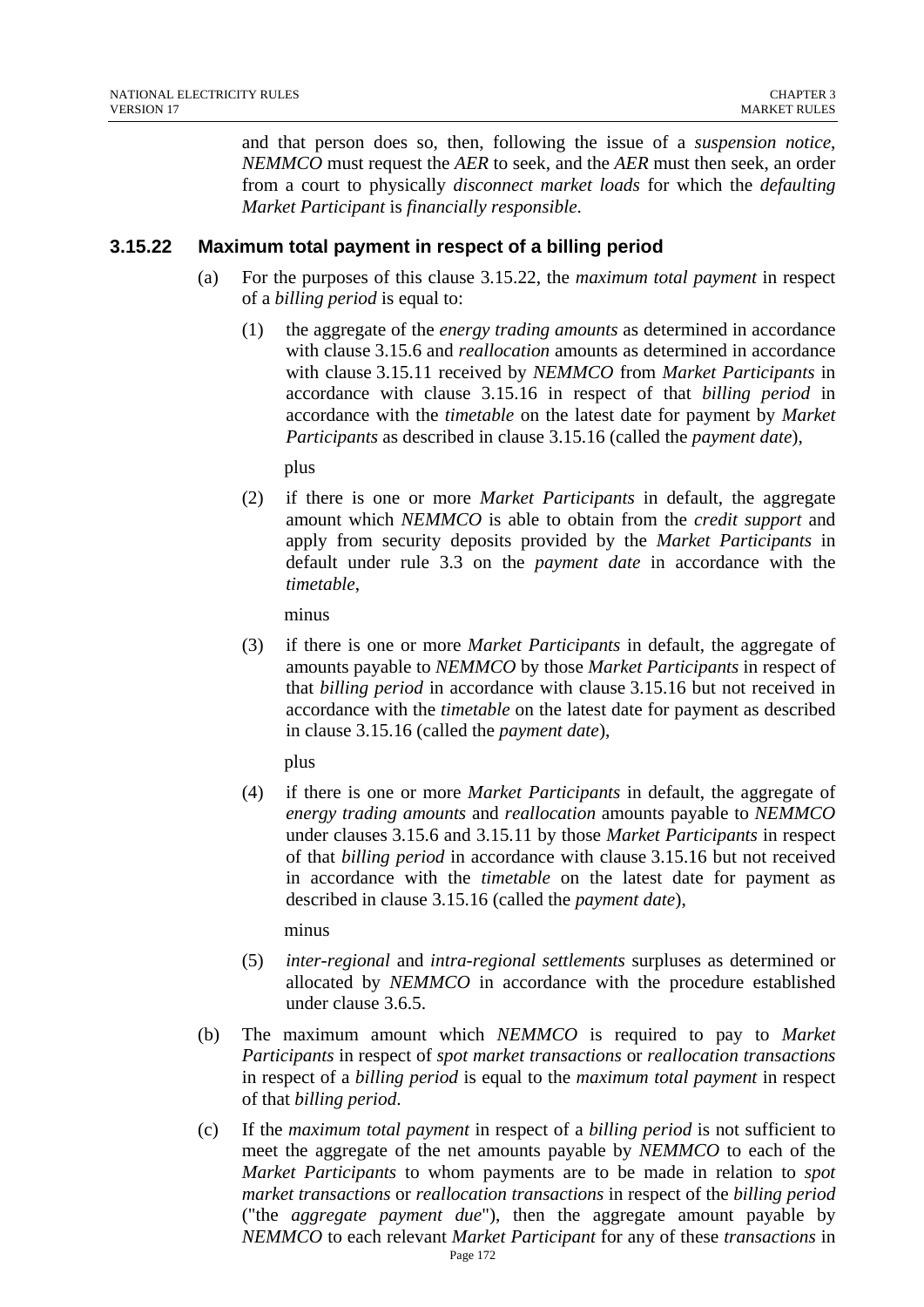and that person does so, then, following the issue of a *suspension notice*, *NEMMCO* must request the *AER* to seek, and the *AER* must then seek, an order from a court to physically *disconnect market loads* for which the *defaulting Market Participant* is *financially responsible*.

### 3.15.22 Maximum total payment in respect of a billing period

(a) For the purposes of this clause 3.15.22, the *maximum total payment* in respect of a *billing period* is equal to:

(1) the aggregate of the *energy trading amounts* as determined in accordance with clause 3.15.6 and *reallocation* amounts as determined in accordance with clause 3.15.11 received by *NEMMCO* from *Market Participants* in accordance with clause 3.15.16 in respect of that *billing period* in accordance with the *timetable* on the latest date for payment by *Market Participants* as described in clause 3.15.16 (called the *payment date*),

plus

(2) if there is one or more *Market Participants* in default, the aggregate amount which *NEMMCO* is able to obtain from the *credit support* and apply from security deposits provided by the *Market Participants* in default under rule 3.3 on the *payment date* in accordance with the *timetable*,

minus

(3) if there is one or more *Market Participants* in default, the aggregate of amounts payable to *NEMMCO* by those *Market Participants* in respect of that *billing period* in accordance with clause 3.15.16 but not received in accordance with the *timetable* on the latest date for payment as described in clause 3.15.16 (called the *payment date*),

plus

(4) if there is one or more *Market Participants* in default, the aggregate of *energy trading amounts* and *reallocation* amounts payable to *NEMMCO* under clauses 3.15.6 and 3.15.11 by those *Market Participants* in respect of that *billing period* in accordance with clause 3.15.16 but not received in accordance with the *timetable* on the latest date for payment as described in clause 3.15.16 (called the *payment date*),

minus

(5) *inter-regional* and *intra-regional settlements* surpluses as determined or allocated by *NEMMCO* in accordance with the procedure established under clause 3.6.5.

(b) The maximum amount which *NEMMCO* is required to pay to *Market Participants* in respect of *spot market transactions* or *reallocation transactions* in respect of a *billing period* is equal to the *maximum total payment* in respect of that *billing period*.

(c) If the *maximum total payment* in respect of a *billing period* is not sufficient to meet the aggregate of the net amounts payable by *NEMMCO* to each of the *Market Participants* to whom payments are to be made in relation to *spot market transactions* or *reallocation transactions* in respect of the *billing period* ("the *aggregate payment due*"), then the aggregate amount payable by *NEMMCO* to each relevant *Market Participant* for any of these *transactions* in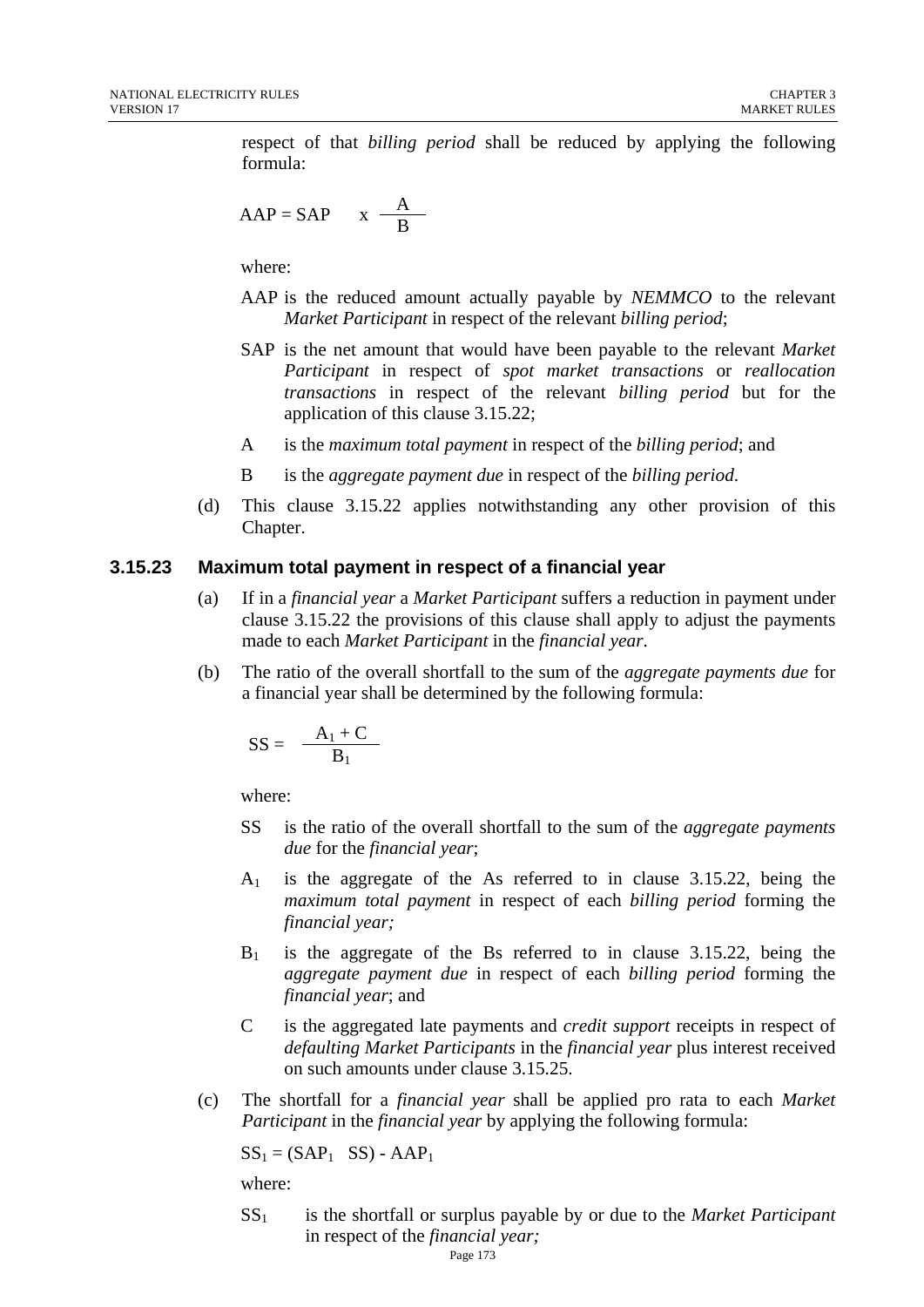respect of that *billing period* shall be reduced by applying the following formula:

$$AAP = SAP \quad x \quad \frac{A}{B}$$

where:

AAP is the reduced amount actually payable by *NEMMCO* to the relevant *Market Participant* in respect of the relevant *billing period*;

SAP is the net amount that would have been payable to the relevant *Market Participant* in respect of *spot market transactions* or *reallocation transactions* in respect of the relevant *billing period* but for the application of this clause 3.15.22;

A is the *maximum total payment* in respect of the *billing period*; and

B is the *aggregate payment due* in respect of the *billing period*.

(d) This clause 3.15.22 applies notwithstanding any other provision of this Chapter.

### 3.15.23 Maximum total payment in respect of a financial year

(a) If in a *financial year* a *Market Participant* suffers a reduction in payment under clause 3.15.22 the provisions of this clause shall apply to adjust the payments made to each *Market Participant* in the *financial year*.

(b) The ratio of the overall shortfall to the sum of the *aggregate payments due* for a financial year shall be determined by the following formula:

$$SS = \frac{A_1 + C}{B_1}$$

where:

SS is the ratio of the overall shortfall to the sum of the *aggregate payments due* for the *financial year*;

$A_1$ is the aggregate of the As referred to in clause 3.15.22, being the *maximum total payment* in respect of each *billing period* forming the *financial year;*

$B_1$ is the aggregate of the Bs referred to in clause 3.15.22, being the *aggregate payment due* in respect of each *billing period* forming the *financial year*; and

C is the aggregated late payments and *credit support* receipts in respect of *defaulting Market Participants* in the *financial year* plus interest received on such amounts under clause 3.15.25.

(c) The shortfall for a *financial year* shall be applied pro rata to each *Market Participant* in the *financial year* by applying the following formula:

$$SS_1 = (SAP_1 \quad SS) - AAP_1$$

where:

$SS_1$ is the shortfall or surplus payable by or due to the *Market Participant* in respect of the *financial year;*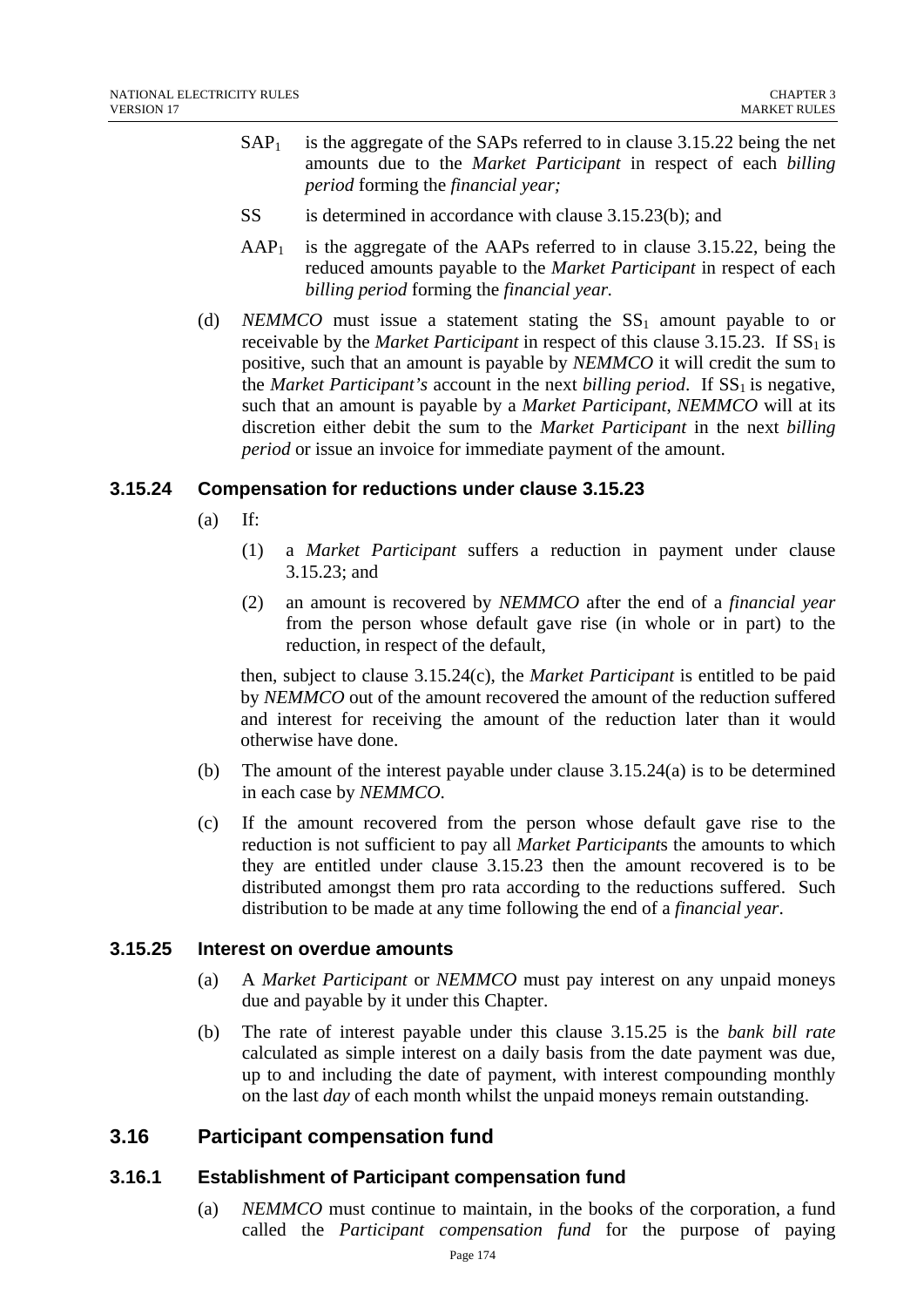$SAP_1$ is the aggregate of the SAPs referred to in clause 3.15.22 being the net amounts due to the *Market Participant* in respect of each *billing period* forming the *financial year;*

SS is determined in accordance with clause 3.15.23(b); and

$AAP_1$ is the aggregate of the AAPs referred to in clause 3.15.22, being the reduced amounts payable to the *Market Participant* in respect of each *billing period* forming the *financial year.*

(d) *NEMMCO* must issue a statement stating the $SS_1$ amount payable to or receivable by the *Market Participant* in respect of this clause 3.15.23. If $SS_1$ is positive, such that an amount is payable by *NEMMCO* it will credit the sum to the *Market Participant's* account in the next *billing period*. If $SS_1$ is negative, such that an amount is payable by a *Market Participant*, *NEMMCO* will at its discretion either debit the sum to the *Market Participant* in the next *billing period* or issue an invoice for immediate payment of the amount.

### 3.15.24 Compensation for reductions under clause 3.15.23

(a) If:

(1) a *Market Participant* suffers a reduction in payment under clause 3.15.23; and

(2) an amount is recovered by *NEMMCO* after the end of a *financial year* from the person whose default gave rise (in whole or in part) to the reduction, in respect of the default,

then, subject to clause 3.15.24(c), the *Market Participant* is entitled to be paid by *NEMMCO* out of the amount recovered the amount of the reduction suffered and interest for receiving the amount of the reduction later than it would otherwise have done.

(b) The amount of the interest payable under clause 3.15.24(a) is to be determined in each case by *NEMMCO*.

(c) If the amount recovered from the person whose default gave rise to the reduction is not sufficient to pay all *Market Participant*s the amounts to which they are entitled under clause 3.15.23 then the amount recovered is to be distributed amongst them pro rata according to the reductions suffered. Such distribution to be made at any time following the end of a *financial year*.

### 3.15.25 Interest on overdue amounts

(a) A *Market Participant* or *NEMMCO* must pay interest on any unpaid moneys due and payable by it under this Chapter.

(b) The rate of interest payable under this clause 3.15.25 is the *bank bill rate* calculated as simple interest on a daily basis from the date payment was due, up to and including the date of payment, with interest compounding monthly on the last *day* of each month whilst the unpaid moneys remain outstanding.

## 3.16 Participant compensation fund

### 3.16.1 Establishment of Participant compensation fund

(a) *NEMMCO* must continue to maintain, in the books of the corporation, a fund called the *Participant compensation fund* for the purpose of paying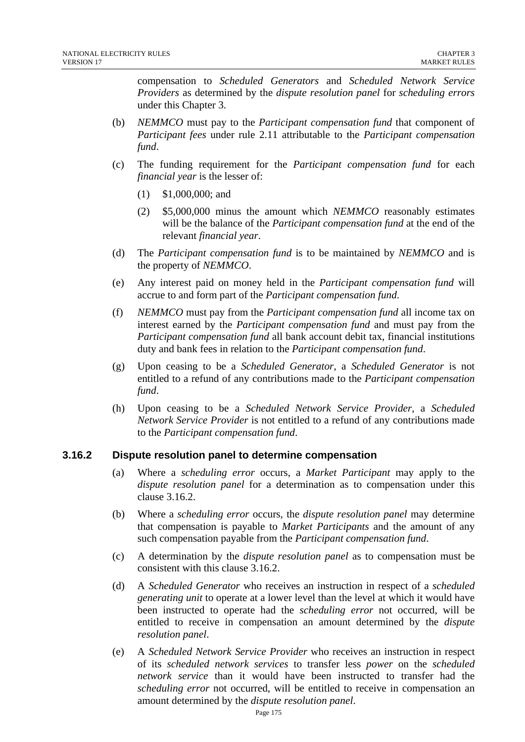compensation to *Scheduled Generators* and *Scheduled Network Service Providers* as determined by the *dispute resolution panel* for *scheduling errors* under this Chapter 3.

(b) *NEMMCO* must pay to the *Participant compensation fund* that component of *Participant fees* under rule 2.11 attributable to the *Participant compensation fund*.

(c) The funding requirement for the *Participant compensation fund* for each *financial year* is the lesser of:

(1) $1,000,000; and

(2) $5,000,000 minus the amount which *NEMMCO* reasonably estimates will be the balance of the *Participant compensation fund* at the end of the relevant *financial year*.

(d) The *Participant compensation fund* is to be maintained by *NEMMCO* and is the property of *NEMMCO*.

(e) Any interest paid on money held in the *Participant compensation fund* will accrue to and form part of the *Participant compensation fund*.

(f) *NEMMCO* must pay from the *Participant compensation fund* all income tax on interest earned by the *Participant compensation fund* and must pay from the *Participant compensation fund* all bank account debit tax, financial institutions duty and bank fees in relation to the *Participant compensation fund*.

(g) Upon ceasing to be a *Scheduled Generator*, a *Scheduled Generator* is not entitled to a refund of any contributions made to the *Participant compensation fund*.

(h) Upon ceasing to be a *Scheduled Network Service Provider*, a *Scheduled Network Service Provider* is not entitled to a refund of any contributions made to the *Participant compensation fund*.

### 3.16.2 Dispute resolution panel to determine compensation

(a) Where a *scheduling error* occurs, a *Market Participant* may apply to the *dispute resolution panel* for a determination as to compensation under this clause 3.16.2.

(b) Where a *scheduling error* occurs, the *dispute resolution panel* may determine that compensation is payable to *Market Participants* and the amount of any such compensation payable from the *Participant compensation fund*.

(c) A determination by the *dispute resolution panel* as to compensation must be consistent with this clause 3.16.2.

(d) A *Scheduled Generator* who receives an instruction in respect of a *scheduled generating unit* to operate at a lower level than the level at which it would have been instructed to operate had the *scheduling error* not occurred, will be entitled to receive in compensation an amount determined by the *dispute resolution panel*.

(e) A *Scheduled Network Service Provider* who receives an instruction in respect of its *scheduled network services* to transfer less *power* on the *scheduled network service* than it would have been instructed to transfer had the *scheduling error* not occurred, will be entitled to receive in compensation an amount determined by the *dispute resolution panel*.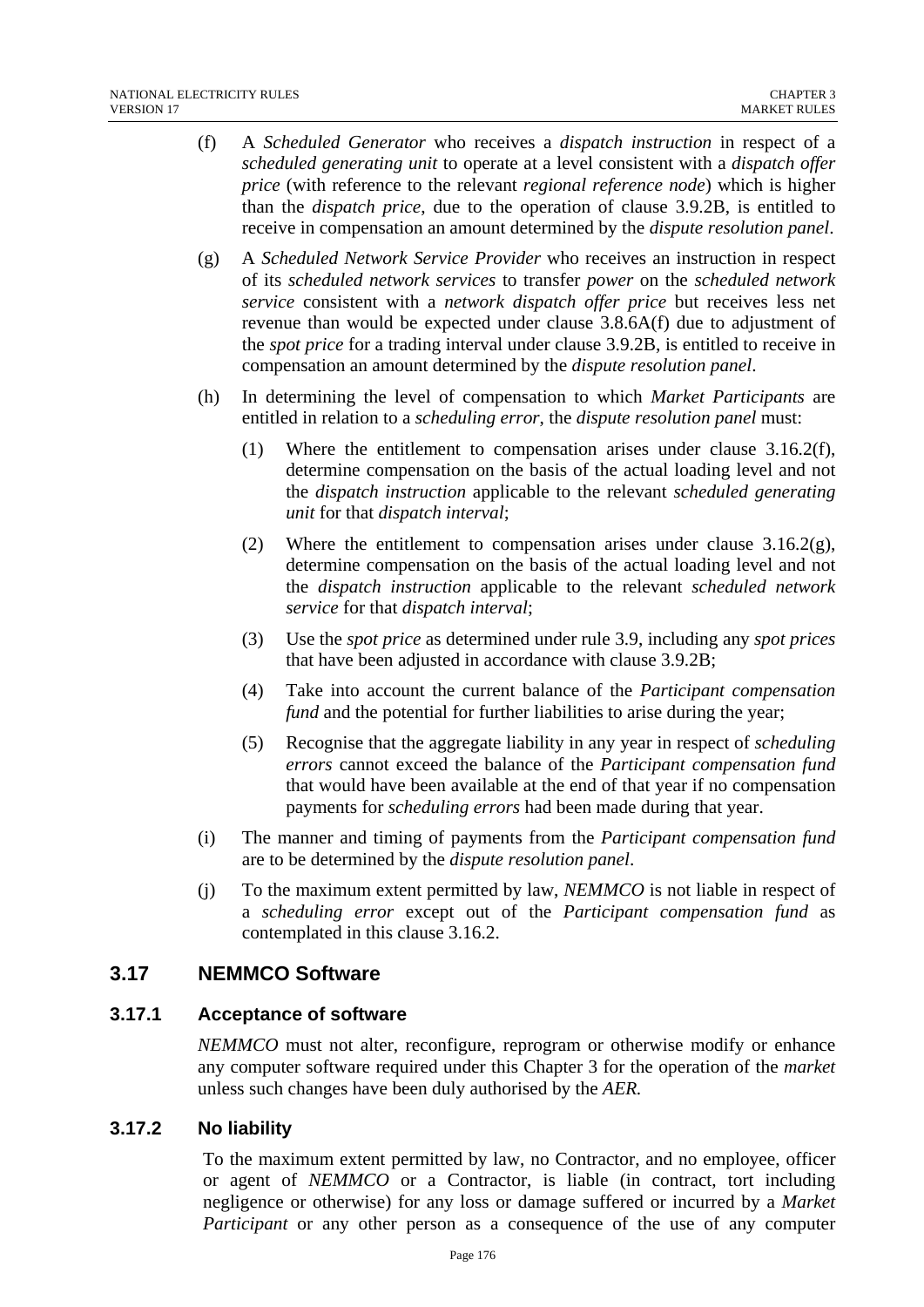(f) A *Scheduled Generator* who receives a *dispatch instruction* in respect of a *scheduled generating unit* to operate at a level consistent with a *dispatch offer price* (with reference to the relevant *regional reference node*) which is higher than the *dispatch price*, due to the operation of clause 3.9.2B, is entitled to receive in compensation an amount determined by the *dispute resolution panel*.

(g) A *Scheduled Network Service Provider* who receives an instruction in respect of its *scheduled network services* to transfer *power* on the *scheduled network service* consistent with a *network dispatch offer price* but receives less net revenue than would be expected under clause 3.8.6A(f) due to adjustment of the *spot price* for a trading interval under clause 3.9.2B, is entitled to receive in compensation an amount determined by the *dispute resolution panel*.

(h) In determining the level of compensation to which *Market Participants* are entitled in relation to a *scheduling error*, the *dispute resolution panel* must:

   (1) Where the entitlement to compensation arises under clause 3.16.2(f), determine compensation on the basis of the actual loading level and not the *dispatch instruction* applicable to the relevant *scheduled generating unit* for that *dispatch interval*;

   (2) Where the entitlement to compensation arises under clause 3.16.2(g), determine compensation on the basis of the actual loading level and not the *dispatch instruction* applicable to the relevant *scheduled network service* for that *dispatch interval*;

   (3) Use the *spot price* as determined under rule 3.9, including any *spot prices* that have been adjusted in accordance with clause 3.9.2B;

   (4) Take into account the current balance of the *Participant compensation fund* and the potential for further liabilities to arise during the year;

   (5) Recognise that the aggregate liability in any year in respect of *scheduling errors* cannot exceed the balance of the *Participant compensation fund* that would have been available at the end of that year if no compensation payments for *scheduling errors* had been made during that year.

(i) The manner and timing of payments from the *Participant compensation fund* are to be determined by the *dispute resolution panel*.

(j) To the maximum extent permitted by law, *NEMMCO* is not liable in respect of a *scheduling error* except out of the *Participant compensation fund* as contemplated in this clause 3.16.2.

## 3.17 NEMMCO Software

### 3.17.1 Acceptance of software

*NEMMCO* must not alter, reconfigure, reprogram or otherwise modify or enhance any computer software required under this Chapter 3 for the operation of the *market* unless such changes have been duly authorised by the *AER.*

### 3.17.2 No liability

To the maximum extent permitted by law, no Contractor, and no employee, officer or agent of *NEMMCO* or a Contractor, is liable (in contract, tort including negligence or otherwise) for any loss or damage suffered or incurred by a *Market Participant* or any other person as a consequence of the use of any computer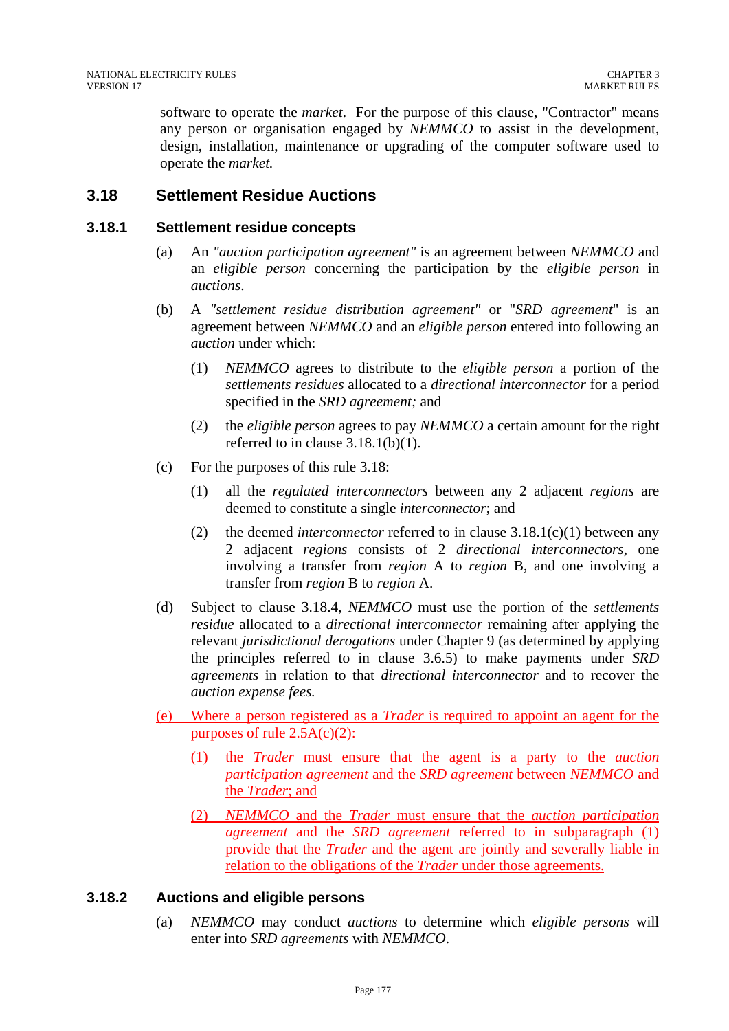software to operate the *market*. For the purpose of this clause, "Contractor" means any person or organisation engaged by *NEMMCO* to assist in the development, design, installation, maintenance or upgrading of the computer software used to operate the *market.*

## 3.18 Settlement Residue Auctions

### 3.18.1 Settlement residue concepts

(a) An *"auction participation agreement"* is an agreement between *NEMMCO* and an *eligible person* concerning the participation by the *eligible person* in *auctions*.

(b) A *"settlement residue distribution agreement"* or "*SRD agreement*" is an agreement between *NEMMCO* and an *eligible person* entered into following an *auction* under which:

(1) *NEMMCO* agrees to distribute to the *eligible person* a portion of the *settlements residues* allocated to a *directional interconnector* for a period specified in the *SRD agreement;* and

(2) the *eligible person* agrees to pay *NEMMCO* a certain amount for the right referred to in clause 3.18.1(b)(1).

(c) For the purposes of this rule 3.18:

(1) all the *regulated interconnectors* between any 2 adjacent *regions* are deemed to constitute a single *interconnector*; and

(2) the deemed *interconnector* referred to in clause 3.18.1(c)(1) between any 2 adjacent *regions* consists of 2 *directional interconnectors*, one involving a transfer from *region* A to *region* B, and one involving a transfer from *region* B to *region* A.

(d) Subject to clause 3.18.4, *NEMMCO* must use the portion of the *settlements residue* allocated to a *directional interconnector* remaining after applying the relevant *jurisdictional derogations* under Chapter 9 (as determined by applying the principles referred to in clause 3.6.5) to make payments under *SRD agreements* in relation to that *directional interconnector* and to recover the *auction expense fees.*

(e) Where a person registered as a *Trader* is required to appoint an agent for the purposes of rule 2.5A(c)(2):

(1) the *Trader* must ensure that the agent is a party to the *auction participation agreement* and the *SRD agreement* between *NEMMCO* and the *Trader*; and

(2) *NEMMCO* and the *Trader* must ensure that the *auction participation agreement* and the *SRD agreement* referred to in subparagraph (1) provide that the *Trader* and the agent are jointly and severally liable in relation to the obligations of the *Trader* under those agreements.

### 3.18.2 Auctions and eligible persons

(a) *NEMMCO* may conduct *auctions* to determine which *eligible persons* will enter into *SRD agreements* with *NEMMCO*.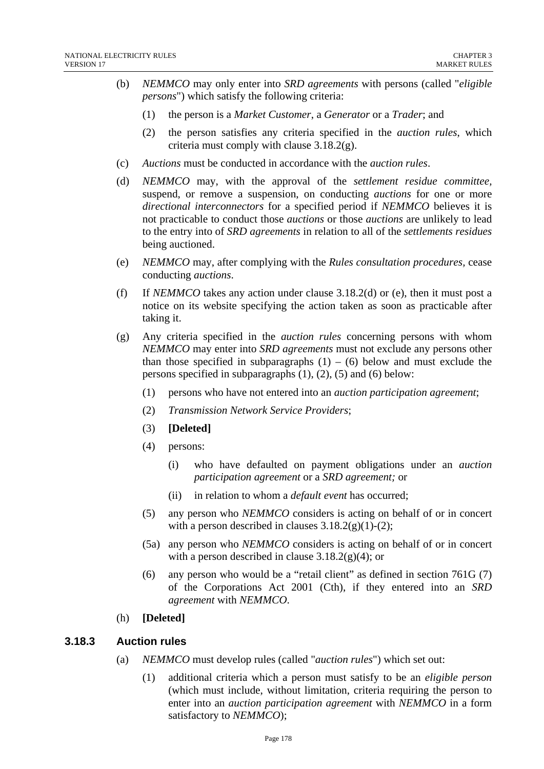(b) *NEMMCO* may only enter into *SRD agreements* with persons (called "*eligible persons*") which satisfy the following criteria:

   (1) the person is a *Market Customer*, a *Generator* or a *Trader*; and

   (2) the person satisfies any criteria specified in the *auction rules*, which criteria must comply with clause 3.18.2(g).

(c) *Auctions* must be conducted in accordance with the *auction rules*.

(d) *NEMMCO* may, with the approval of the *settlement residue committee*, suspend, or remove a suspension, on conducting *auctions* for one or more *directional interconnectors* for a specified period if *NEMMCO* believes it is not practicable to conduct those *auctions* or those *auctions* are unlikely to lead to the entry into of *SRD agreements* in relation to all of the *settlements residues* being auctioned.

(e) *NEMMCO* may, after complying with the *Rules consultation procedures*, cease conducting *auctions*.

(f) If *NEMMCO* takes any action under clause 3.18.2(d) or (e), then it must post a notice on its website specifying the action taken as soon as practicable after taking it.

(g) Any criteria specified in the *auction rules* concerning persons with whom *NEMMCO* may enter into *SRD agreements* must not exclude any persons other than those specified in subparagraphs (1) – (6) below and must exclude the persons specified in subparagraphs (1), (2), (5) and (6) below:

   (1) persons who have not entered into an *auction participation agreement*;

   (2) *Transmission Network Service Providers*;

   (3) **[Deleted]**

   (4) persons:

      (i) who have defaulted on payment obligations under an *auction participation agreement* or a *SRD agreement;* or

      (ii) in relation to whom a *default event* has occurred;

   (5) any person who *NEMMCO* considers is acting on behalf of or in concert with a person described in clauses 3.18.2(g)(1)-(2);

   (5a) any person who *NEMMCO* considers is acting on behalf of or in concert with a person described in clause 3.18.2(g)(4); or

   (6) any person who would be a "retail client" as defined in section 761G (7) of the Corporations Act 2001 (Cth), if they entered into an *SRD agreement* with *NEMMCO*.

(h) **[Deleted]**

### 3.18.3 Auction rules

(a) *NEMMCO* must develop rules (called "*auction rules*") which set out:

   (1) additional criteria which a person must satisfy to be an *eligible person* (which must include, without limitation, criteria requiring the person to enter into an *auction participation agreement* with *NEMMCO* in a form satisfactory to *NEMMCO*);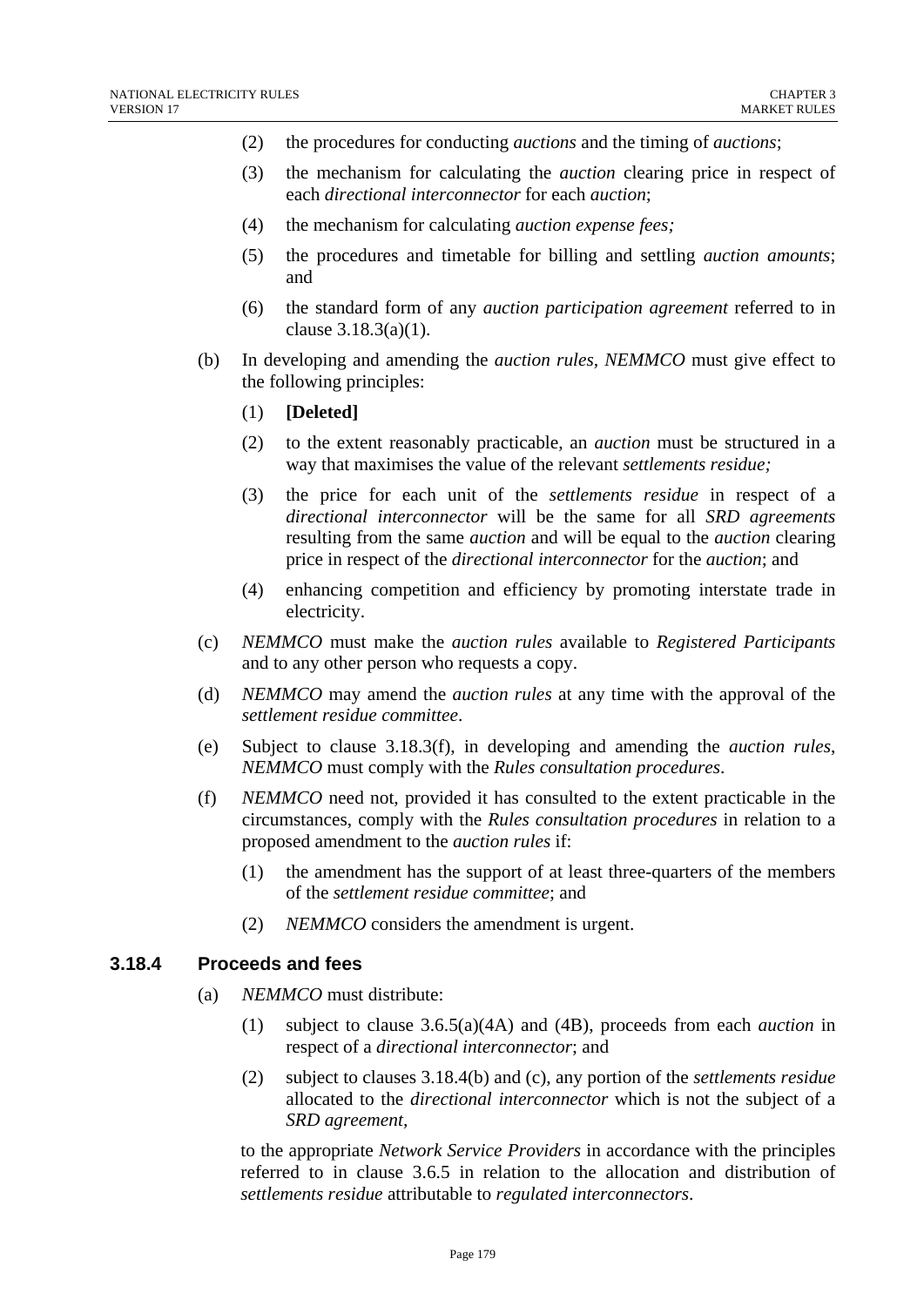(2) the procedures for conducting *auctions* and the timing of *auctions*;

(3) the mechanism for calculating the *auction* clearing price in respect of each *directional interconnector* for each *auction*;

(4) the mechanism for calculating *auction expense fees;*

(5) the procedures and timetable for billing and settling *auction amounts*; and

(6) the standard form of any *auction participation agreement* referred to in clause 3.18.3(a)(1).

(b) In developing and amending the *auction rules*, *NEMMCO* must give effect to the following principles:

(1) **[Deleted]**

(2) to the extent reasonably practicable, an *auction* must be structured in a way that maximises the value of the relevant *settlements residue;*

(3) the price for each unit of the *settlements residue* in respect of a *directional interconnector* will be the same for all *SRD agreements* resulting from the same *auction* and will be equal to the *auction* clearing price in respect of the *directional interconnector* for the *auction*; and

(4) enhancing competition and efficiency by promoting interstate trade in electricity.

(c) *NEMMCO* must make the *auction rules* available to *Registered Participants* and to any other person who requests a copy.

(d) *NEMMCO* may amend the *auction rules* at any time with the approval of the *settlement residue committee*.

(e) Subject to clause 3.18.3(f), in developing and amending the *auction rules*, *NEMMCO* must comply with the *Rules consultation procedures*.

(f) *NEMMCO* need not, provided it has consulted to the extent practicable in the circumstances, comply with the *Rules consultation procedures* in relation to a proposed amendment to the *auction rules* if:

(1) the amendment has the support of at least three-quarters of the members of the *settlement residue committee*; and

(2) *NEMMCO* considers the amendment is urgent.

### 3.18.4 Proceeds and fees

(a) *NEMMCO* must distribute:

(1) subject to clause 3.6.5(a)(4A) and (4B), proceeds from each *auction* in respect of a *directional interconnector*; and

(2) subject to clauses 3.18.4(b) and (c), any portion of the *settlements residue* allocated to the *directional interconnector* which is not the subject of a *SRD agreement,*

to the appropriate *Network Service Providers* in accordance with the principles referred to in clause 3.6.5 in relation to the allocation and distribution of *settlements residue* attributable to *regulated interconnectors*.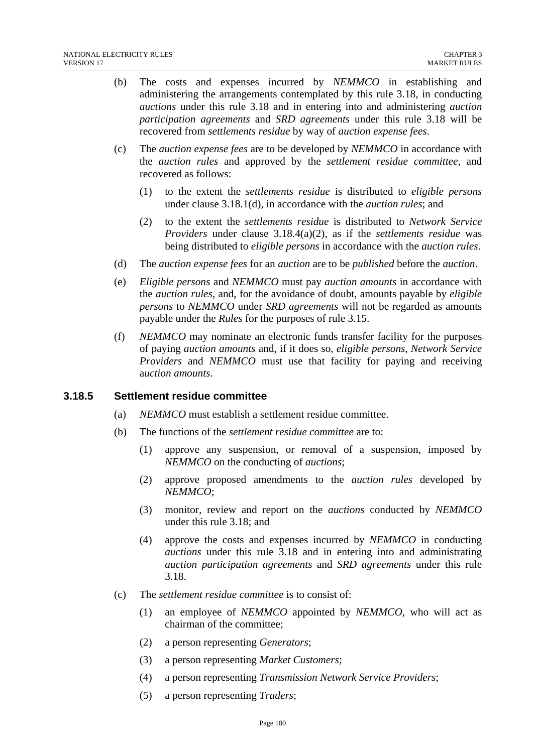(b) The costs and expenses incurred by *NEMMCO* in establishing and administering the arrangements contemplated by this rule 3.18, in conducting *auctions* under this rule 3.18 and in entering into and administering *auction participation agreements* and *SRD agreements* under this rule 3.18 will be recovered from *settlements residue* by way of *auction expense fees*.

(c) The *auction expense fees* are to be developed by *NEMMCO* in accordance with the *auction rules* and approved by the *settlement residue committee*, and recovered as follows:

   (1) to the extent the *settlements residue* is distributed to *eligible persons* under clause 3.18.1(d), in accordance with the *auction rules*; and

   (2) to the extent the *settlements residue* is distributed to *Network Service Providers* under clause 3.18.4(a)(2), as if the *settlements residue* was being distributed to *eligible persons* in accordance with the *auction rules*.

(d) The *auction expense fees* for an *auction* are to be *published* before the *auction*.

(e) *Eligible persons* and *NEMMCO* must pay *auction amounts* in accordance with the *auction rules*, and, for the avoidance of doubt, amounts payable by *eligible persons* to *NEMMCO* under *SRD agreements* will not be regarded as amounts payable under the *Rules* for the purposes of rule 3.15.

(f) *NEMMCO* may nominate an electronic funds transfer facility for the purposes of paying *auction amounts* and, if it does so, *eligible persons*, *Network Service Providers* and *NEMMCO* must use that facility for paying and receiving a*uction amounts*.

### 3.18.5 Settlement residue committee

(a) *NEMMCO* must establish a settlement residue committee.

(b) The functions of the *settlement residue committee* are to:

   (1) approve any suspension, or removal of a suspension, imposed by *NEMMCO* on the conducting of *auctions*;

   (2) approve proposed amendments to the *auction rules* developed by *NEMMCO*;

   (3) monitor, review and report on the *auctions* conducted by *NEMMCO* under this rule 3.18; and

   (4) approve the costs and expenses incurred by *NEMMCO* in conducting *auctions* under this rule 3.18 and in entering into and administrating *auction participation agreements* and *SRD agreements* under this rule 3.18.

(c) The *settlement residue committee* is to consist of:

   (1) an employee of *NEMMCO* appointed by *NEMMCO*, who will act as chairman of the committee;

   (2) a person representing *Generators*;

   (3) a person representing *Market Customers*;

   (4) a person representing *Transmission Network Service Providers*;

   (5) a person representing *Traders*;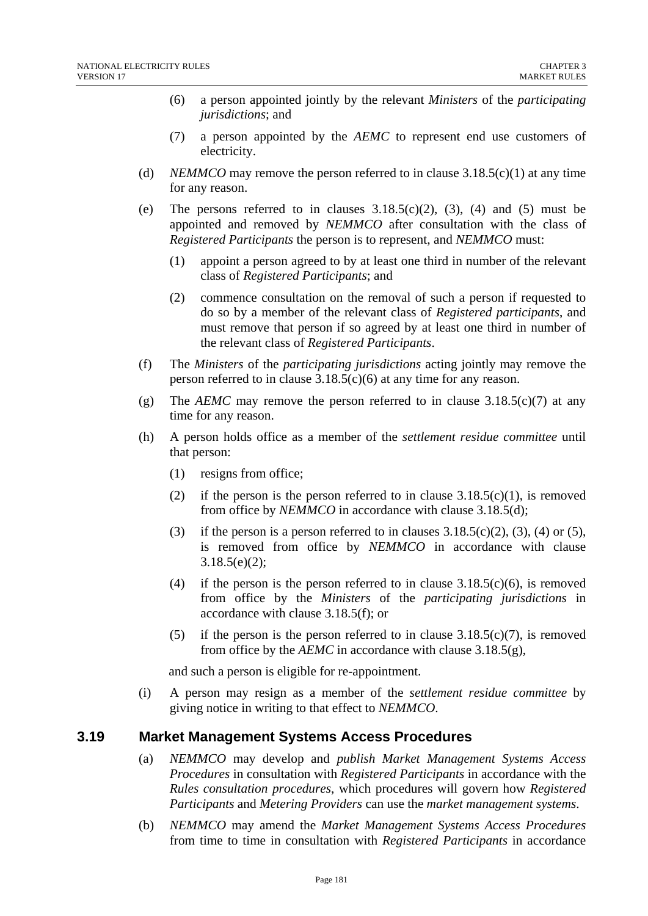(6) a person appointed jointly by the relevant *Ministers* of the *participating jurisdictions*; and

(7) a person appointed by the *AEMC* to represent end use customers of electricity.

(d) *NEMMCO* may remove the person referred to in clause 3.18.5(c)(1) at any time for any reason.

(e) The persons referred to in clauses 3.18.5(c)(2), (3), (4) and (5) must be appointed and removed by *NEMMCO* after consultation with the class of *Registered Participants* the person is to represent, and *NEMMCO* must:

(1) appoint a person agreed to by at least one third in number of the relevant class of *Registered Participants*; and

(2) commence consultation on the removal of such a person if requested to do so by a member of the relevant class of *Registered participants*, and must remove that person if so agreed by at least one third in number of the relevant class of *Registered Participants*.

(f) The *Ministers* of the *participating jurisdictions* acting jointly may remove the person referred to in clause 3.18.5(c)(6) at any time for any reason.

(g) The *AEMC* may remove the person referred to in clause 3.18.5(c)(7) at any time for any reason.

(h) A person holds office as a member of the *settlement residue committee* until that person:

(1) resigns from office;

(2) if the person is the person referred to in clause 3.18.5(c)(1), is removed from office by *NEMMCO* in accordance with clause 3.18.5(d);

(3) if the person is a person referred to in clauses 3.18.5(c)(2), (3), (4) or (5), is removed from office by *NEMMCO* in accordance with clause 3.18.5(e)(2);

(4) if the person is the person referred to in clause 3.18.5(c)(6), is removed from office by the *Ministers* of the *participating jurisdictions* in accordance with clause 3.18.5(f); or

(5) if the person is the person referred to in clause 3.18.5(c)(7), is removed from office by the *AEMC* in accordance with clause 3.18.5(g),

and such a person is eligible for re-appointment.

(i) A person may resign as a member of the *settlement residue committee* by giving notice in writing to that effect to *NEMMCO*.

## 3.19 Market Management Systems Access Procedures

(a) *NEMMCO* may develop and *publish Market Management Systems Access Procedures* in consultation with *Registered Participants* in accordance with the *Rules consultation procedures*, which procedures will govern how *Registered Participants* and *Metering Providers* can use the *market management systems*.

(b) *NEMMCO* may amend the *Market Management Systems Access Procedures* from time to time in consultation with *Registered Participants* in accordance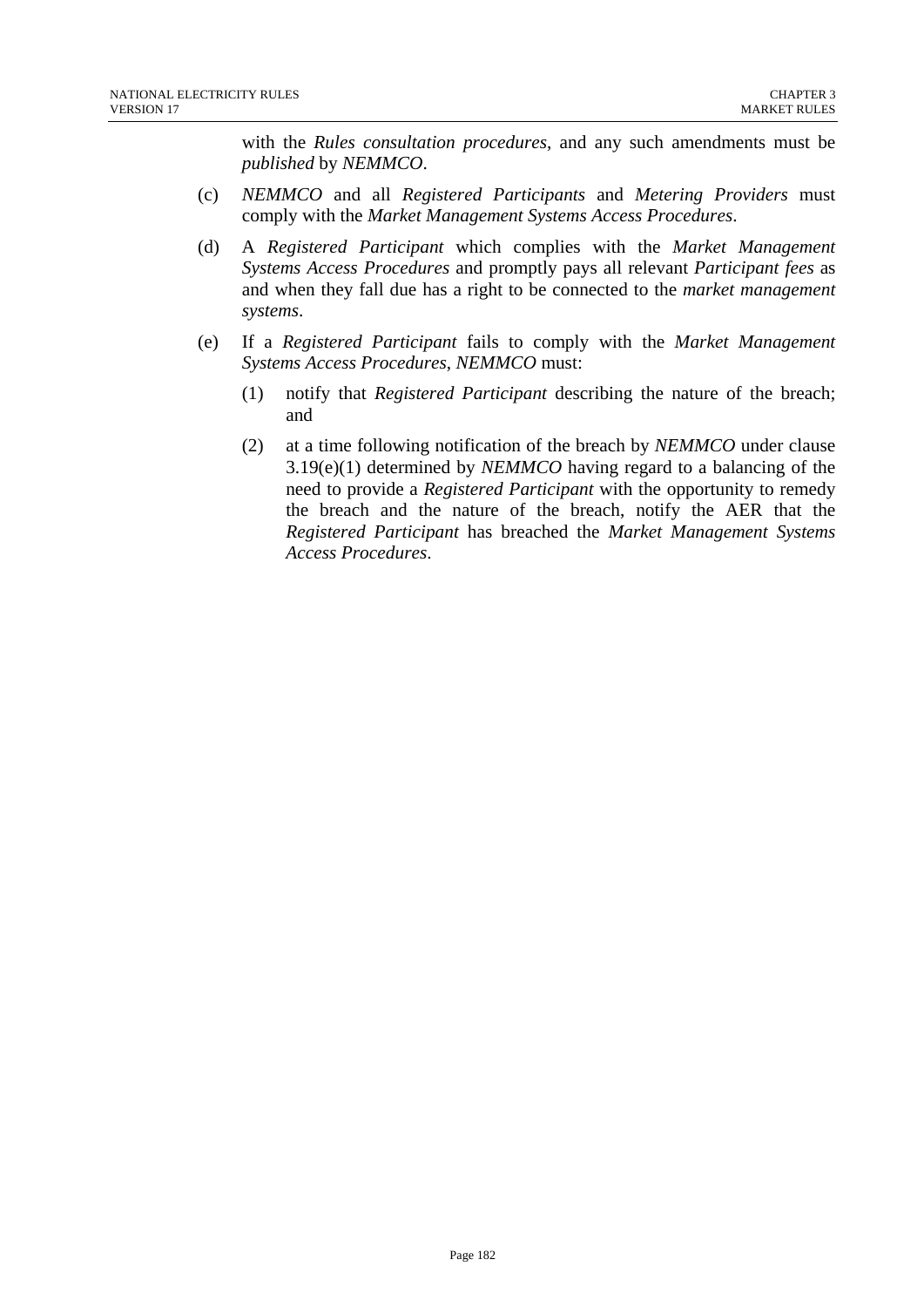with the *Rules consultation procedures*, and any such amendments must be *published* by *NEMMCO*.

(c) *NEMMCO* and all *Registered Participants* and *Metering Providers* must comply with the *Market Management Systems Access Procedures*.

(d) A *Registered Participant* which complies with the *Market Management Systems Access Procedures* and promptly pays all relevant *Participant fees* as and when they fall due has a right to be connected to the *market management systems*.

(e) If a *Registered Participant* fails to comply with the *Market Management Systems Access Procedures*, *NEMMCO* must:

   (1) notify that *Registered Participant* describing the nature of the breach; and

   (2) at a time following notification of the breach by *NEMMCO* under clause 3.19(e)(1) determined by *NEMMCO* having regard to a balancing of the need to provide a *Registered Participant* with the opportunity to remedy the breach and the nature of the breach, notify the AER that the *Registered Participant* has breached the *Market Management Systems Access Procedures*.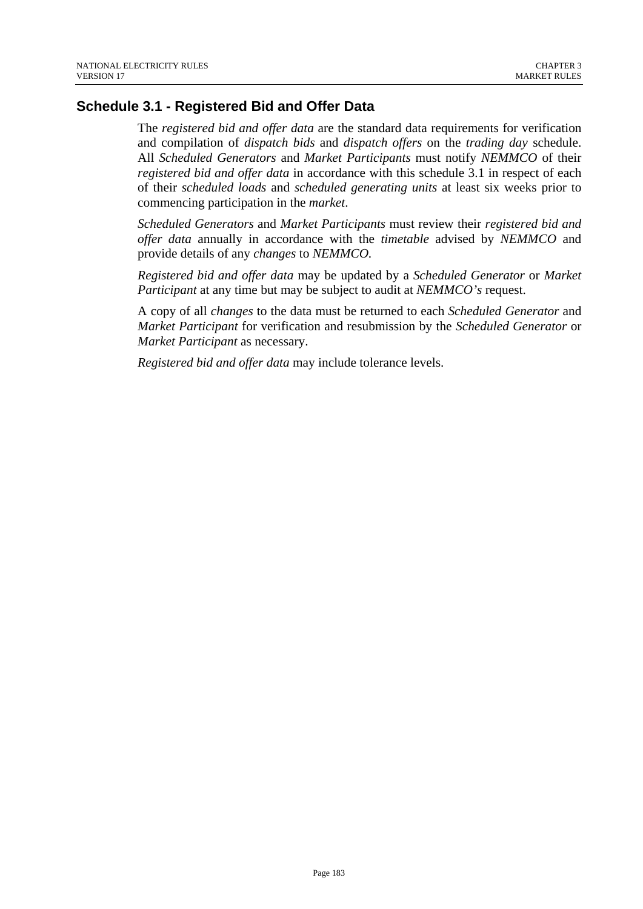## Schedule 3.1 - Registered Bid and Offer Data

The *registered bid and offer data* are the standard data requirements for verification and compilation of *dispatch bids* and *dispatch offers* on the *trading day* schedule. All *Scheduled Generators* and *Market Participants* must notify *NEMMCO* of their *registered bid and offer data* in accordance with this schedule 3.1 in respect of each of their *scheduled loads* and *scheduled generating units* at least six weeks prior to commencing participation in the *market*.

*Scheduled Generators* and *Market Participants* must review their *registered bid and offer data* annually in accordance with the *timetable* advised by *NEMMCO* and provide details of any *changes* to *NEMMCO*.

*Registered bid and offer data* may be updated by a *Scheduled Generator* or *Market Participant* at any time but may be subject to audit at *NEMMCO's* request.

A copy of all *changes* to the data must be returned to each *Scheduled Generator* and *Market Participant* for verification and resubmission by the *Scheduled Generator* or *Market Participant* as necessary.

*Registered bid and offer data* may include tolerance levels.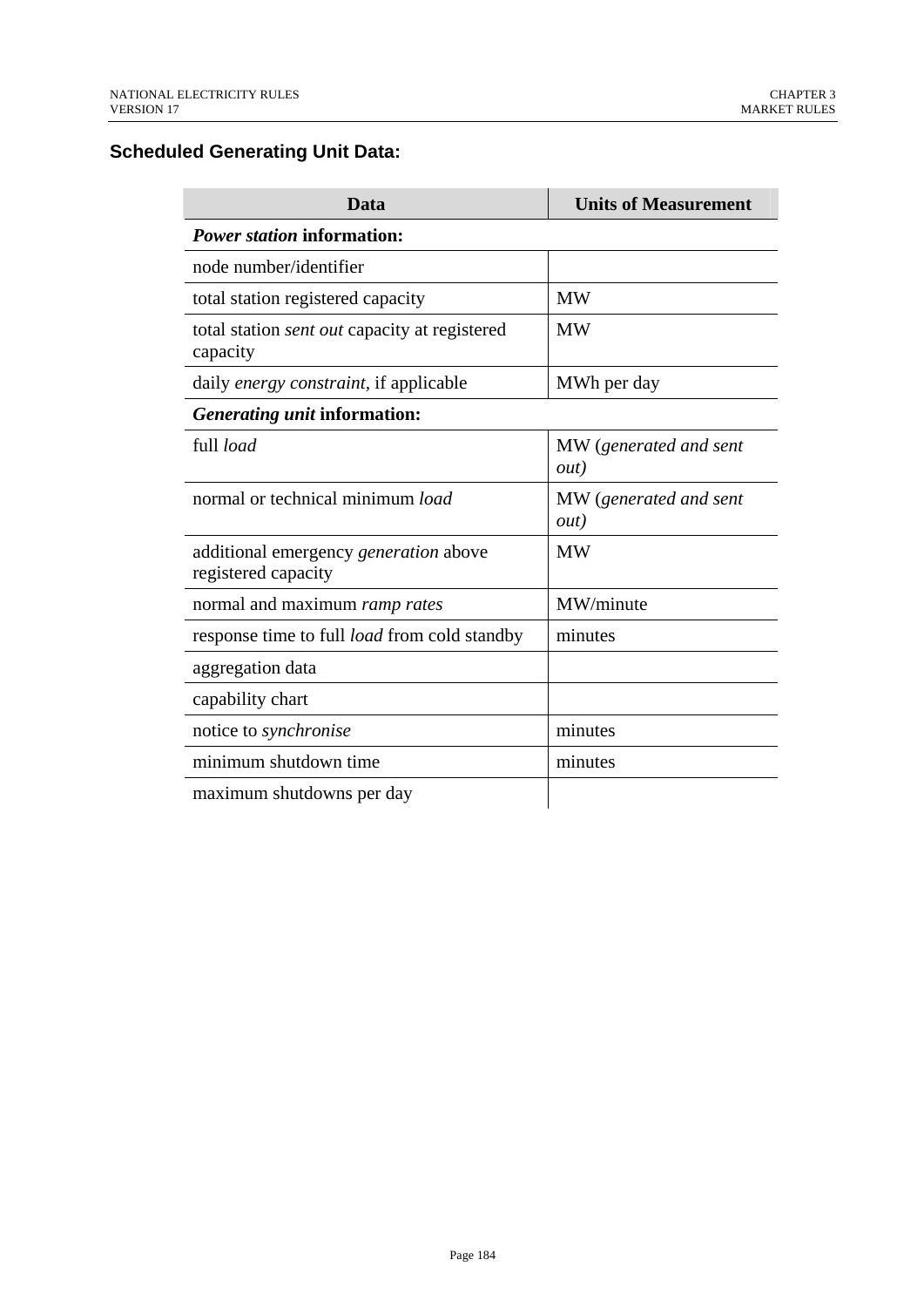## Scheduled Generating Unit Data:

| Data | Units of Measurement |
|---|---|
| ***Power station* information:** | |
| node number/identifier | |
| total station registered capacity | MW |
| total station *sent out* capacity at registered capacity | MW |
| daily *energy constraint*, if applicable | MWh per day |
| ***Generating unit* information:** | |
| full *load* | MW (*generated and sent out)* |
| normal or technical minimum *load* | MW (*generated and sent out)* |
| additional emergency *generation* above registered capacity | MW |
| normal and maximum *ramp rates* | MW/minute |
| response time to full *load* from cold standby | minutes |
| aggregation data | |
| capability chart | |
| notice to *synchronise* | minutes |
| minimum shutdown time | minutes |
| maximum shutdowns per day | |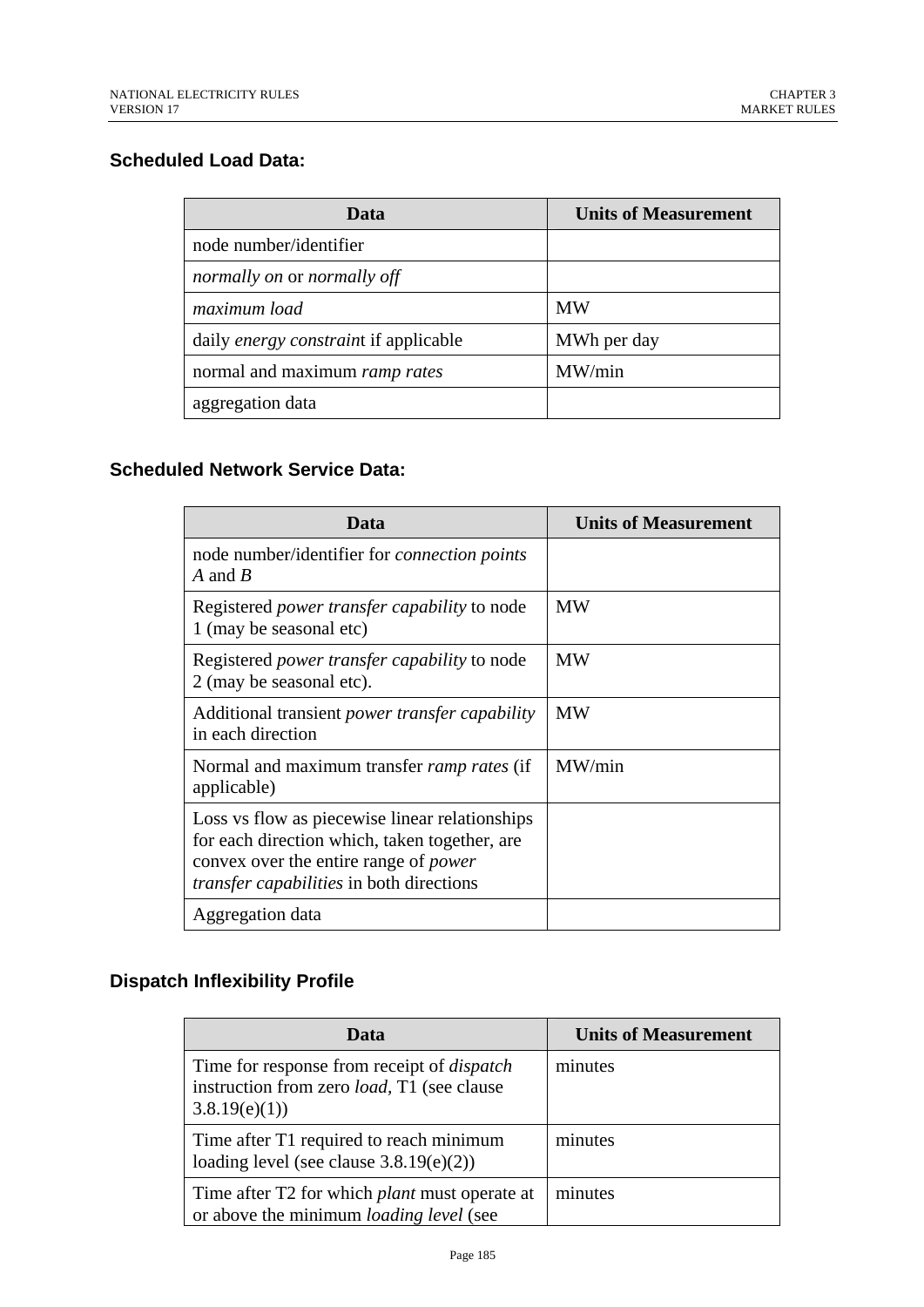### Scheduled Load Data:

| Data | Units of Measurement |
|---|---|
| node number/identifier | |
| *normally on* or *normally off* | |
| *maximum load* | MW |
| daily *energy constraint* if applicable | MWh per day |
| normal and maximum *ramp rates* | MW/min |
| aggregation data | |

### Scheduled Network Service Data:

| Data | Units of Measurement |
|---|---|
| node number/identifier for *connection points A* and *B* | |
| Registered *power transfer capability* to node 1 (may be seasonal etc) | MW |
| Registered *power transfer capability* to node 2 (may be seasonal etc). | MW |
| Additional transient *power transfer capability* in each direction | MW |
| Normal and maximum transfer *ramp rates* (if applicable) | MW/min |
| Loss vs flow as piecewise linear relationships for each direction which, taken together, are convex over the entire range of *power transfer capabilities* in both directions | |
| Aggregation data | |

### Dispatch Inflexibility Profile

| Data | Units of Measurement |
|---|---|
| Time for response from receipt of *dispatch* instruction from zero *load*, T1 (see clause 3.8.19(e)(1)) | minutes |
| Time after T1 required to reach minimum loading level (see clause 3.8.19(e)(2)) | minutes |
| Time after T2 for which *plant* must operate at or above the minimum *loading level* (see | minutes |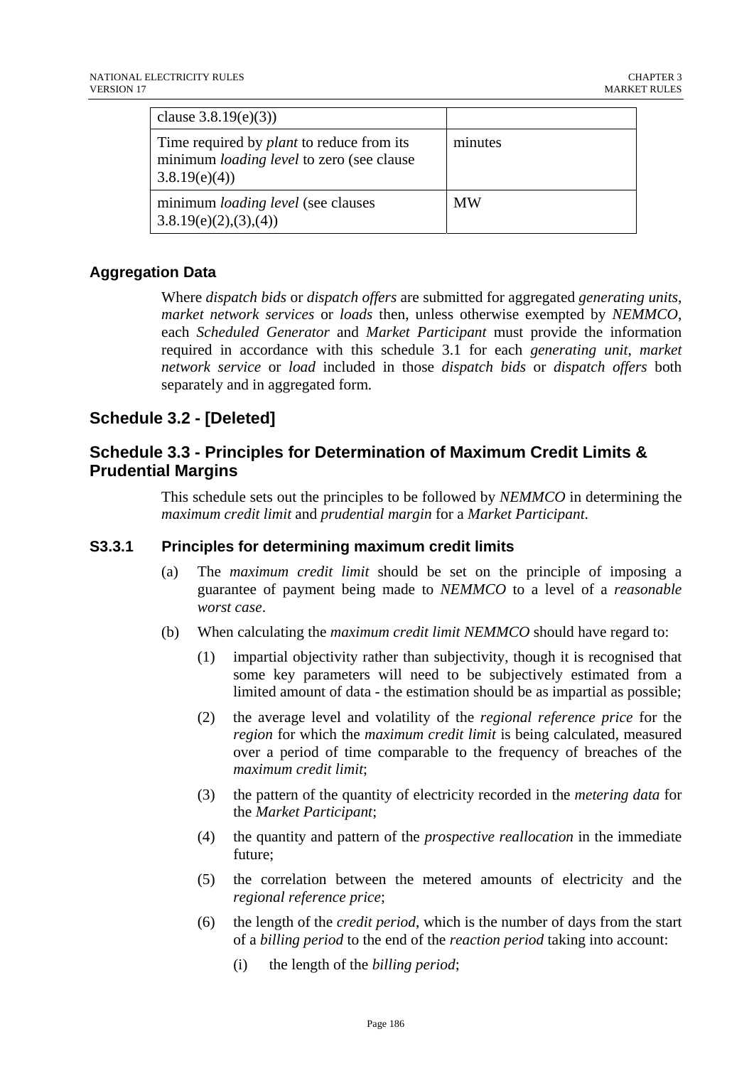| clause 3.8.19(e)(3)) | |
| --- | --- |
| Time required by *plant* to reduce from its minimum *loading level* to zero (see clause 3.8.19(e)(4)) | minutes |
| minimum *loading level* (see clauses 3.8.19(e)(2),(3),(4)) | MW |

## Aggregation Data

Where *dispatch bids* or *dispatch offers* are submitted for aggregated *generating units*, *market network services* or *loads* then, unless otherwise exempted by *NEMMCO*, each *Scheduled Generator* and *Market Participant* must provide the information required in accordance with this schedule 3.1 for each *generating unit*, *market network service* or *load* included in those *dispatch bids* or *dispatch offers* both separately and in aggregated form.

## Schedule 3.2 - [Deleted]

## Schedule 3.3 - Principles for Determination of Maximum Credit Limits & Prudential Margins

This schedule sets out the principles to be followed by *NEMMCO* in determining the *maximum credit limit* and *prudential margin* for a *Market Participant*.

### S3.3.1 Principles for determining maximum credit limits

(a) The *maximum credit limit* should be set on the principle of imposing a guarantee of payment being made to *NEMMCO* to a level of a *reasonable worst case*.

(b) When calculating the *maximum credit limit NEMMCO* should have regard to:

(1) impartial objectivity rather than subjectivity, though it is recognised that some key parameters will need to be subjectively estimated from a limited amount of data - the estimation should be as impartial as possible;

(2) the average level and volatility of the *regional reference price* for the *region* for which the *maximum credit limit* is being calculated, measured over a period of time comparable to the frequency of breaches of the *maximum credit limit*;

(3) the pattern of the quantity of electricity recorded in the *metering data* for the *Market Participant*;

(4) the quantity and pattern of the *prospective reallocation* in the immediate future;

(5) the correlation between the metered amounts of electricity and the *regional reference price*;

(6) the length of the *credit period*, which is the number of days from the start of a *billing period* to the end of the *reaction period* taking into account:

(i) the length of the *billing period*;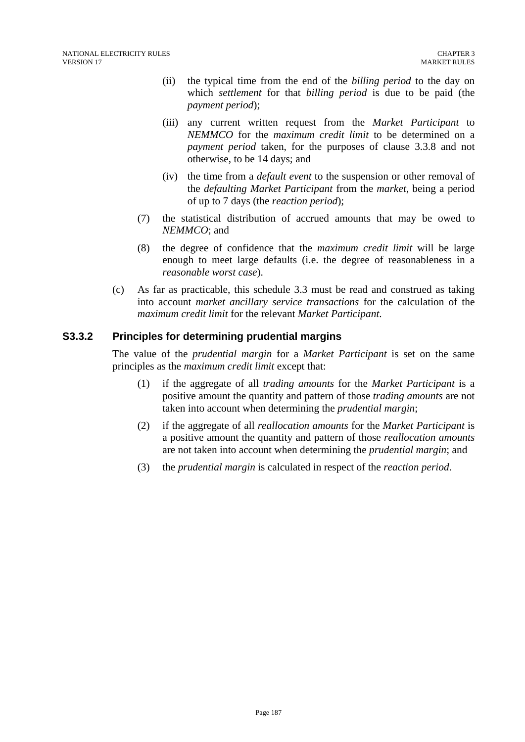(ii) the typical time from the end of the *billing period* to the day on which *settlement* for that *billing period* is due to be paid (the *payment period*);

(iii) any current written request from the *Market Participant* to *NEMMCO* for the *maximum credit limit* to be determined on a *payment period* taken, for the purposes of clause 3.3.8 and not otherwise, to be 14 days; and

(iv) the time from a *default event* to the suspension or other removal of the *defaulting Market Participant* from the *market*, being a period of up to 7 days (the *reaction period*);

(7) the statistical distribution of accrued amounts that may be owed to *NEMMCO*; and

(8) the degree of confidence that the *maximum credit limit* will be large enough to meet large defaults (i.e. the degree of reasonableness in a *reasonable worst case*).

(c) As far as practicable, this schedule 3.3 must be read and construed as taking into account *market ancillary service transactions* for the calculation of the *maximum credit limit* for the relevant *Market Participant*.

### S3.3.2 Principles for determining prudential margins

The value of the *prudential margin* for a *Market Participant* is set on the same principles as the *maximum credit limit* except that:

(1) if the aggregate of all *trading amounts* for the *Market Participant* is a positive amount the quantity and pattern of those *trading amounts* are not taken into account when determining the *prudential margin*;

(2) if the aggregate of all *reallocation amounts* for the *Market Participant* is a positive amount the quantity and pattern of those *reallocation amounts* are not taken into account when determining the *prudential margin*; and

(3) the *prudential margin* is calculated in respect of the *reaction period*.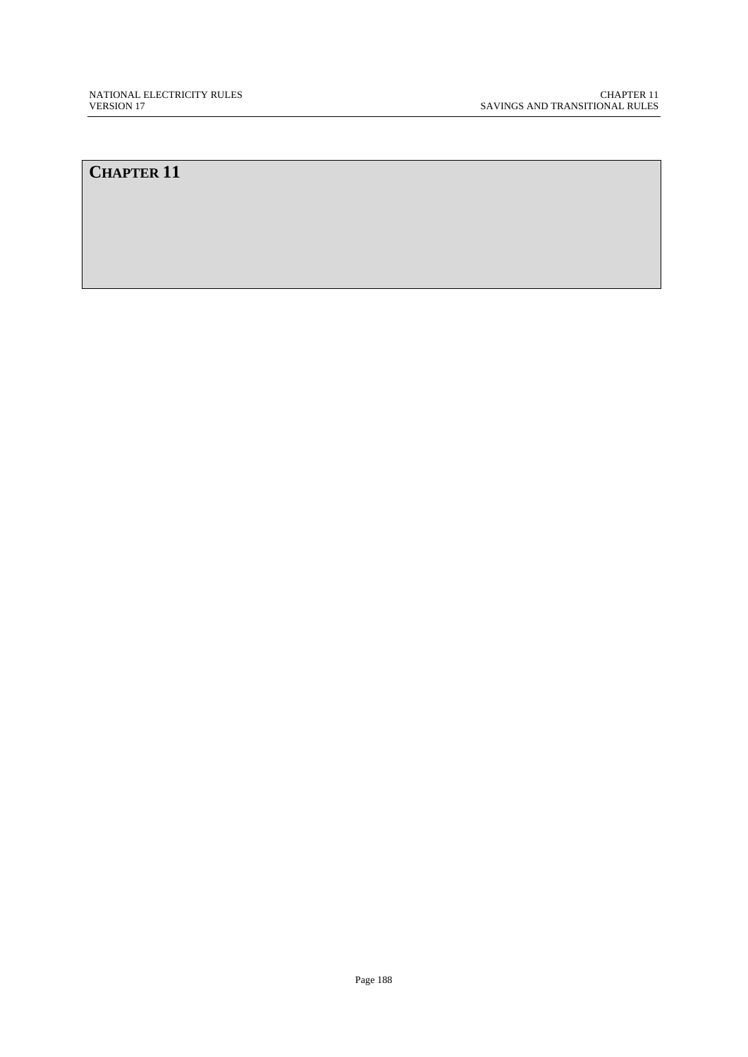# CHAPTER 11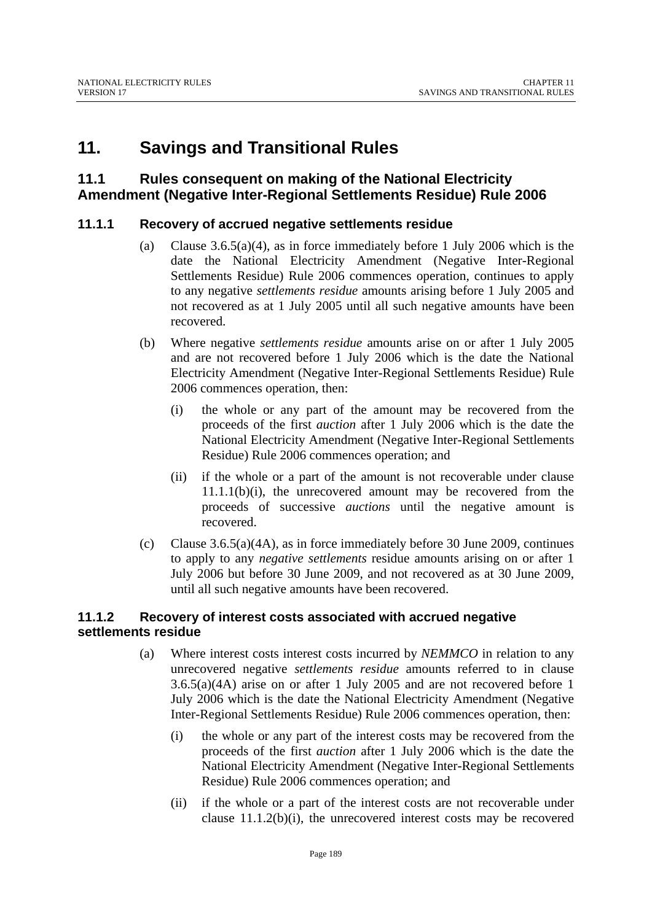# 11. Savings and Transitional Rules

## 11.1 Rules consequent on making of the National Electricity Amendment (Negative Inter-Regional Settlements Residue) Rule 2006

### 11.1.1 Recovery of accrued negative settlements residue

(a) Clause 3.6.5(a)(4), as in force immediately before 1 July 2006 which is the date the National Electricity Amendment (Negative Inter-Regional Settlements Residue) Rule 2006 commences operation, continues to apply to any negative *settlements residue* amounts arising before 1 July 2005 and not recovered as at 1 July 2005 until all such negative amounts have been recovered.

(b) Where negative *settlements residue* amounts arise on or after 1 July 2005 and are not recovered before 1 July 2006 which is the date the National Electricity Amendment (Negative Inter-Regional Settlements Residue) Rule 2006 commences operation, then:

(i) the whole or any part of the amount may be recovered from the proceeds of the first *auction* after 1 July 2006 which is the date the National Electricity Amendment (Negative Inter-Regional Settlements Residue) Rule 2006 commences operation; and

(ii) if the whole or a part of the amount is not recoverable under clause 11.1.1(b)(i), the unrecovered amount may be recovered from the proceeds of successive *auctions* until the negative amount is recovered.

(c) Clause 3.6.5(a)(4A), as in force immediately before 30 June 2009, continues to apply to any *negative settlements* residue amounts arising on or after 1 July 2006 but before 30 June 2009, and not recovered as at 30 June 2009, until all such negative amounts have been recovered.

### 11.1.2 Recovery of interest costs associated with accrued negative settlements residue

(a) Where interest costs interest costs incurred by *NEMMCO* in relation to any unrecovered negative *settlements residue* amounts referred to in clause 3.6.5(a)(4A) arise on or after 1 July 2005 and are not recovered before 1 July 2006 which is the date the National Electricity Amendment (Negative Inter-Regional Settlements Residue) Rule 2006 commences operation, then:

(i) the whole or any part of the interest costs may be recovered from the proceeds of the first *auction* after 1 July 2006 which is the date the National Electricity Amendment (Negative Inter-Regional Settlements Residue) Rule 2006 commences operation; and

(ii) if the whole or a part of the interest costs are not recoverable under clause 11.1.2(b)(i), the unrecovered interest costs may be recovered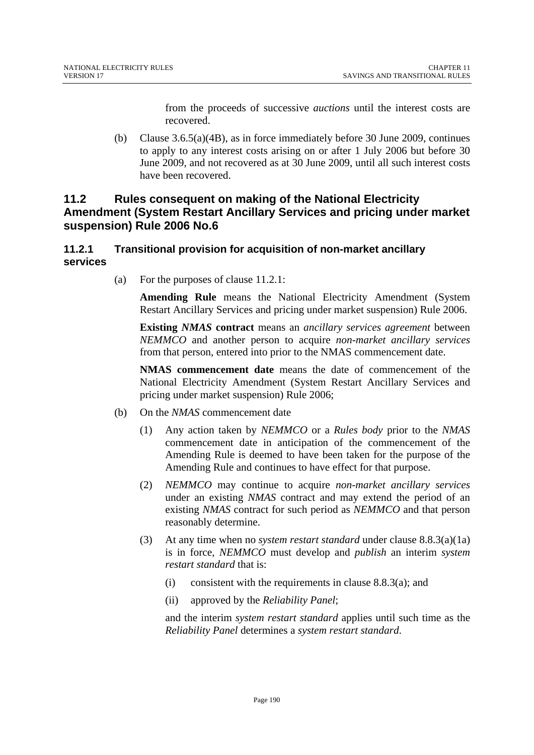from the proceeds of successive *auctions* until the interest costs are recovered.

(b) Clause 3.6.5(a)(4B), as in force immediately before 30 June 2009, continues to apply to any interest costs arising on or after 1 July 2006 but before 30 June 2009, and not recovered as at 30 June 2009, until all such interest costs have been recovered.

## 11.2 Rules consequent on making of the National Electricity Amendment (System Restart Ancillary Services and pricing under market suspension) Rule 2006 No.6

### 11.2.1 Transitional provision for acquisition of non-market ancillary services

(a) For the purposes of clause 11.2.1:

**Amending Rule** means the National Electricity Amendment (System Restart Ancillary Services and pricing under market suspension) Rule 2006.

**Existing *NMAS* contract** means an *ancillary services agreement* between *NEMMCO* and another person to acquire *non-market ancillary services* from that person, entered into prior to the NMAS commencement date.

**NMAS commencement date** means the date of commencement of the National Electricity Amendment (System Restart Ancillary Services and pricing under market suspension) Rule 2006;

(b) On the *NMAS* commencement date

(1) Any action taken by *NEMMCO* or a *Rules body* prior to the *NMAS* commencement date in anticipation of the commencement of the Amending Rule is deemed to have been taken for the purpose of the Amending Rule and continues to have effect for that purpose.

(2) *NEMMCO* may continue to acquire *non-market ancillary services* under an existing *NMAS* contract and may extend the period of an existing *NMAS* contract for such period as *NEMMCO* and that person reasonably determine.

(3) At any time when no *system restart standard* under clause 8.8.3(a)(1a) is in force, *NEMMCO* must develop and *publish* an interim *system restart standard* that is:

(i) consistent with the requirements in clause 8.8.3(a); and

(ii) approved by the *Reliability Panel*;

and the interim *system restart standard* applies until such time as the *Reliability Panel* determines a *system restart standard*.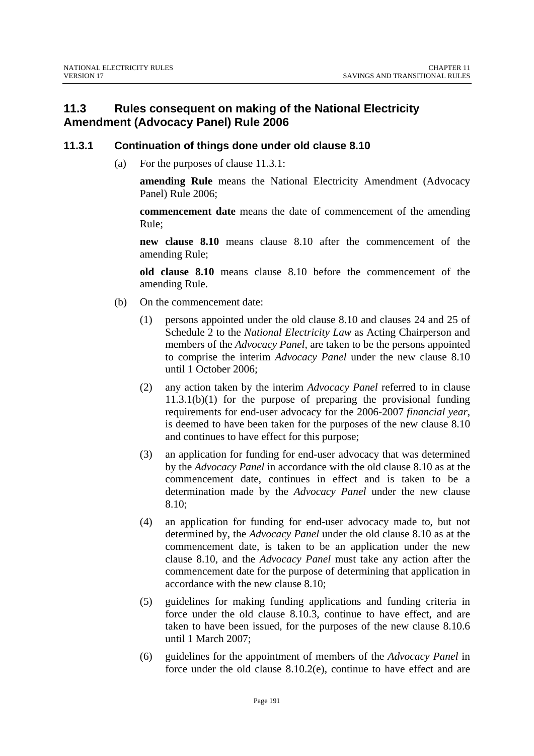## 11.3 Rules consequent on making of the National Electricity Amendment (Advocacy Panel) Rule 2006

### 11.3.1 Continuation of things done under old clause 8.10

(a) For the purposes of clause 11.3.1:

**amending Rule** means the National Electricity Amendment (Advocacy Panel) Rule 2006;

**commencement date** means the date of commencement of the amending Rule;

**new clause 8.10** means clause 8.10 after the commencement of the amending Rule;

**old clause 8.10** means clause 8.10 before the commencement of the amending Rule.

(b) On the commencement date:

(1) persons appointed under the old clause 8.10 and clauses 24 and 25 of Schedule 2 to the *National Electricity Law* as Acting Chairperson and members of the *Advocacy Panel*, are taken to be the persons appointed to comprise the interim *Advocacy Panel* under the new clause 8.10 until 1 October 2006;

(2) any action taken by the interim *Advocacy Panel* referred to in clause 11.3.1(b)(1) for the purpose of preparing the provisional funding requirements for end-user advocacy for the 2006-2007 *financial year*, is deemed to have been taken for the purposes of the new clause 8.10 and continues to have effect for this purpose;

(3) an application for funding for end-user advocacy that was determined by the *Advocacy Panel* in accordance with the old clause 8.10 as at the commencement date, continues in effect and is taken to be a determination made by the *Advocacy Panel* under the new clause 8.10;

(4) an application for funding for end-user advocacy made to, but not determined by, the *Advocacy Panel* under the old clause 8.10 as at the commencement date, is taken to be an application under the new clause 8.10, and the *Advocacy Panel* must take any action after the commencement date for the purpose of determining that application in accordance with the new clause 8.10;

(5) guidelines for making funding applications and funding criteria in force under the old clause 8.10.3, continue to have effect, and are taken to have been issued, for the purposes of the new clause 8.10.6 until 1 March 2007;

(6) guidelines for the appointment of members of the *Advocacy Panel* in force under the old clause 8.10.2(e), continue to have effect and are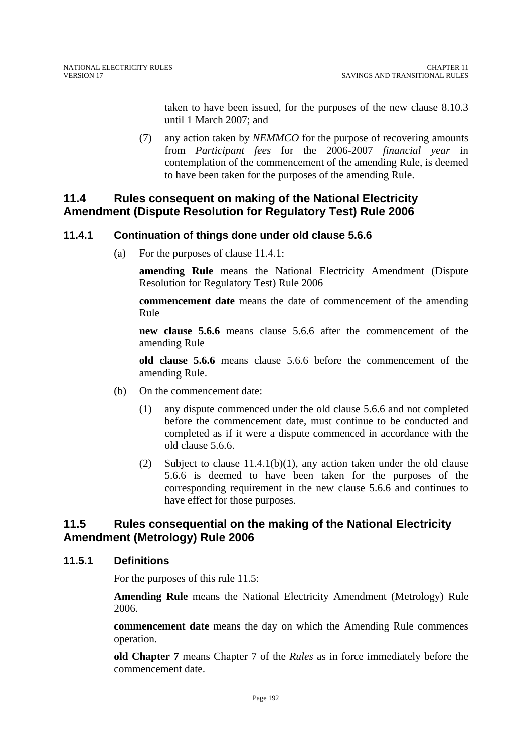taken to have been issued, for the purposes of the new clause 8.10.3 until 1 March 2007; and

(7) any action taken by *NEMMCO* for the purpose of recovering amounts from *Participant fees* for the 2006-2007 *financial year* in contemplation of the commencement of the amending Rule, is deemed to have been taken for the purposes of the amending Rule.

## 11.4 Rules consequent on making of the National Electricity Amendment (Dispute Resolution for Regulatory Test) Rule 2006

### 11.4.1 Continuation of things done under old clause 5.6.6

(a) For the purposes of clause 11.4.1:

**amending Rule** means the National Electricity Amendment (Dispute Resolution for Regulatory Test) Rule 2006

**commencement date** means the date of commencement of the amending Rule

**new clause 5.6.6** means clause 5.6.6 after the commencement of the amending Rule

**old clause 5.6.6** means clause 5.6.6 before the commencement of the amending Rule.

(b) On the commencement date:

(1) any dispute commenced under the old clause 5.6.6 and not completed before the commencement date, must continue to be conducted and completed as if it were a dispute commenced in accordance with the old clause 5.6.6.

(2) Subject to clause 11.4.1(b)(1), any action taken under the old clause 5.6.6 is deemed to have been taken for the purposes of the corresponding requirement in the new clause 5.6.6 and continues to have effect for those purposes.

## 11.5 Rules consequential on the making of the National Electricity Amendment (Metrology) Rule 2006

### 11.5.1 Definitions

For the purposes of this rule 11.5:

**Amending Rule** means the National Electricity Amendment (Metrology) Rule 2006.

**commencement date** means the day on which the Amending Rule commences operation.

**old Chapter 7** means Chapter 7 of the *Rules* as in force immediately before the commencement date.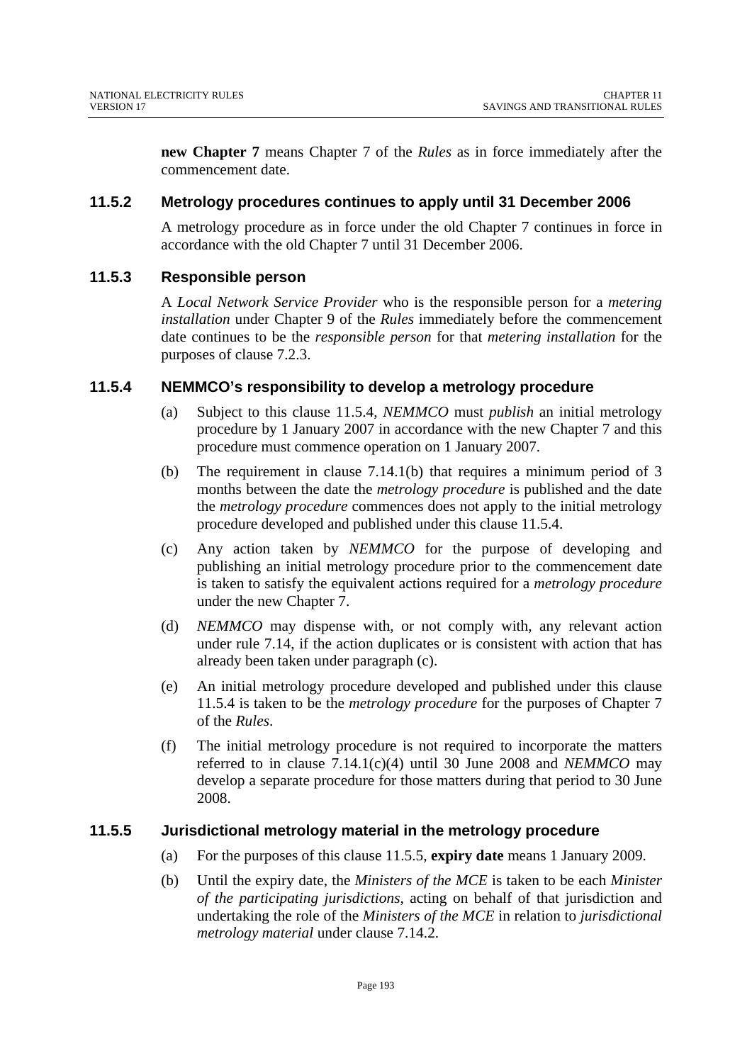**new Chapter 7** means Chapter 7 of the *Rules* as in force immediately after the commencement date.

### 11.5.2 Metrology procedures continues to apply until 31 December 2006

A metrology procedure as in force under the old Chapter 7 continues in force in accordance with the old Chapter 7 until 31 December 2006.

### 11.5.3 Responsible person

A *Local Network Service Provider* who is the responsible person for a *metering installation* under Chapter 9 of the *Rules* immediately before the commencement date continues to be the *responsible person* for that *metering installation* for the purposes of clause 7.2.3.

### 11.5.4 NEMMCO's responsibility to develop a metrology procedure

(a) Subject to this clause 11.5.4, *NEMMCO* must *publish* an initial metrology procedure by 1 January 2007 in accordance with the new Chapter 7 and this procedure must commence operation on 1 January 2007.

(b) The requirement in clause 7.14.1(b) that requires a minimum period of 3 months between the date the *metrology procedure* is published and the date the *metrology procedure* commences does not apply to the initial metrology procedure developed and published under this clause 11.5.4.

(c) Any action taken by *NEMMCO* for the purpose of developing and publishing an initial metrology procedure prior to the commencement date is taken to satisfy the equivalent actions required for a *metrology procedure* under the new Chapter 7.

(d) *NEMMCO* may dispense with, or not comply with, any relevant action under rule 7.14, if the action duplicates or is consistent with action that has already been taken under paragraph (c).

(e) An initial metrology procedure developed and published under this clause 11.5.4 is taken to be the *metrology procedure* for the purposes of Chapter 7 of the *Rules*.

(f) The initial metrology procedure is not required to incorporate the matters referred to in clause 7.14.1(c)(4) until 30 June 2008 and *NEMMCO* may develop a separate procedure for those matters during that period to 30 June 2008.

### 11.5.5 Jurisdictional metrology material in the metrology procedure

(a) For the purposes of this clause 11.5.5, **expiry date** means 1 January 2009.

(b) Until the expiry date, the *Ministers of the MCE* is taken to be each *Minister of the participating jurisdictions*, acting on behalf of that jurisdiction and undertaking the role of the *Ministers of the MCE* in relation to *jurisdictional metrology material* under clause 7.14.2.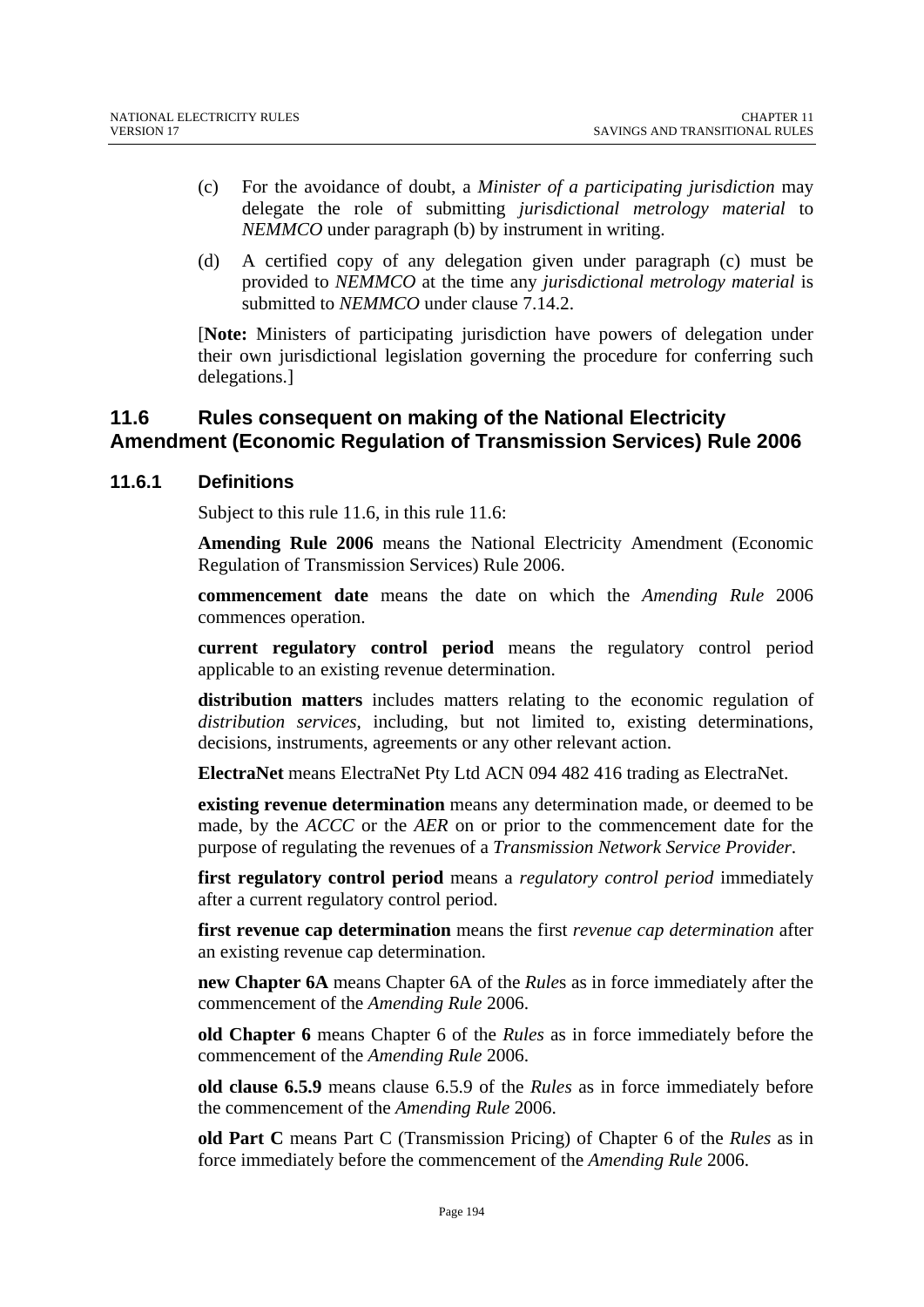(c) For the avoidance of doubt, a *Minister of a participating jurisdiction* may delegate the role of submitting *jurisdictional metrology material* to *NEMMCO* under paragraph (b) by instrument in writing.

(d) A certified copy of any delegation given under paragraph (c) must be provided to *NEMMCO* at the time any *jurisdictional metrology material* is submitted to *NEMMCO* under clause 7.14.2.

[**Note:** Ministers of participating jurisdiction have powers of delegation under their own jurisdictional legislation governing the procedure for conferring such delegations.]

## 11.6 Rules consequent on making of the National Electricity Amendment (Economic Regulation of Transmission Services) Rule 2006

### 11.6.1 Definitions

Subject to this rule 11.6, in this rule 11.6:

**Amending Rule 2006** means the National Electricity Amendment (Economic Regulation of Transmission Services) Rule 2006.

**commencement date** means the date on which the *Amending Rule* 2006 commences operation.

**current regulatory control period** means the regulatory control period applicable to an existing revenue determination.

**distribution matters** includes matters relating to the economic regulation of *distribution services*, including, but not limited to, existing determinations, decisions, instruments, agreements or any other relevant action.

**ElectraNet** means ElectraNet Pty Ltd ACN 094 482 416 trading as ElectraNet.

**existing revenue determination** means any determination made, or deemed to be made, by the *ACCC* or the *AER* on or prior to the commencement date for the purpose of regulating the revenues of a *Transmission Network Service Provider*.

**first regulatory control period** means a *regulatory control period* immediately after a current regulatory control period.

**first revenue cap determination** means the first *revenue cap determination* after an existing revenue cap determination.

**new Chapter 6A** means Chapter 6A of the *Rule*s as in force immediately after the commencement of the *Amending Rule* 2006.

**old Chapter 6** means Chapter 6 of the *Rules* as in force immediately before the commencement of the *Amending Rule* 2006.

**old clause 6.5.9** means clause 6.5.9 of the *Rules* as in force immediately before the commencement of the *Amending Rule* 2006.

**old Part C** means Part C (Transmission Pricing) of Chapter 6 of the *Rules* as in force immediately before the commencement of the *Amending Rule* 2006.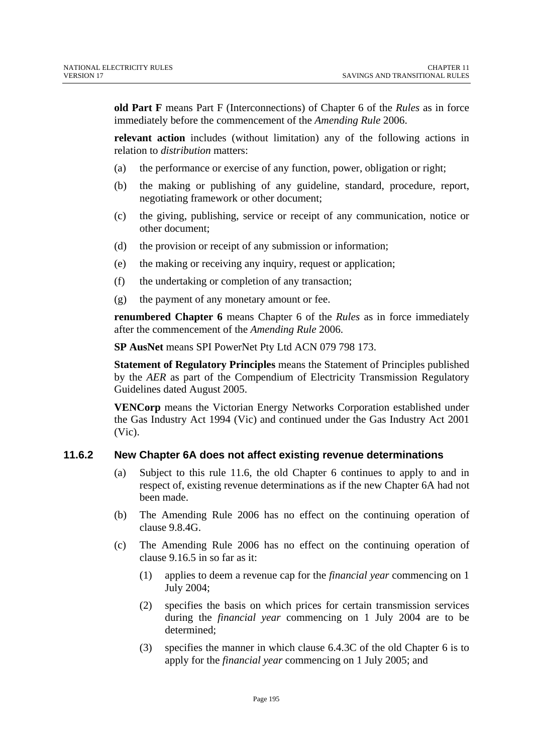**old Part F** means Part F (Interconnections) of Chapter 6 of the *Rules* as in force immediately before the commencement of the *Amending Rule* 2006.

**relevant action** includes (without limitation) any of the following actions in relation to *distribution* matters:

(a) the performance or exercise of any function, power, obligation or right;

(b) the making or publishing of any guideline, standard, procedure, report, negotiating framework or other document;

(c) the giving, publishing, service or receipt of any communication, notice or other document;

(d) the provision or receipt of any submission or information;

(e) the making or receiving any inquiry, request or application;

(f) the undertaking or completion of any transaction;

(g) the payment of any monetary amount or fee.

**renumbered Chapter 6** means Chapter 6 of the *Rules* as in force immediately after the commencement of the *Amending Rule* 2006.

**SP AusNet** means SPI PowerNet Pty Ltd ACN 079 798 173.

**Statement of Regulatory Principles** means the Statement of Principles published by the *AER* as part of the Compendium of Electricity Transmission Regulatory Guidelines dated August 2005.

**VENCorp** means the Victorian Energy Networks Corporation established under the Gas Industry Act 1994 (Vic) and continued under the Gas Industry Act 2001 (Vic).

### 11.6.2 New Chapter 6A does not affect existing revenue determinations

(a) Subject to this rule 11.6, the old Chapter 6 continues to apply to and in respect of, existing revenue determinations as if the new Chapter 6A had not been made.

(b) The Amending Rule 2006 has no effect on the continuing operation of clause 9.8.4G.

(c) The Amending Rule 2006 has no effect on the continuing operation of clause 9.16.5 in so far as it:

(1) applies to deem a revenue cap for the *financial year* commencing on 1 July 2004;

(2) specifies the basis on which prices for certain transmission services during the *financial year* commencing on 1 July 2004 are to be determined;

(3) specifies the manner in which clause 6.4.3C of the old Chapter 6 is to apply for the *financial year* commencing on 1 July 2005; and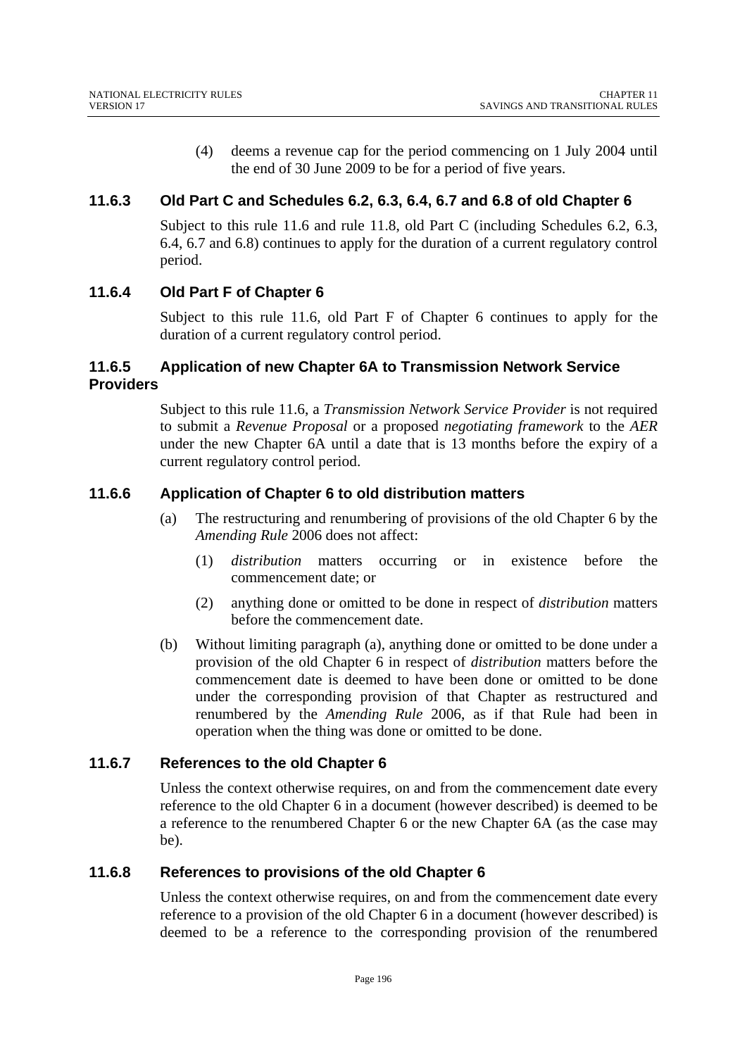(4) deems a revenue cap for the period commencing on 1 July 2004 until the end of 30 June 2009 to be for a period of five years.

### 11.6.3 Old Part C and Schedules 6.2, 6.3, 6.4, 6.7 and 6.8 of old Chapter 6

Subject to this rule 11.6 and rule 11.8, old Part C (including Schedules 6.2, 6.3, 6.4, 6.7 and 6.8) continues to apply for the duration of a current regulatory control period.

### 11.6.4 Old Part F of Chapter 6

Subject to this rule 11.6, old Part F of Chapter 6 continues to apply for the duration of a current regulatory control period.

### 11.6.5 Application of new Chapter 6A to Transmission Network Service Providers

Subject to this rule 11.6, a *Transmission Network Service Provider* is not required to submit a *Revenue Proposal* or a proposed *negotiating framework* to the *AER* under the new Chapter 6A until a date that is 13 months before the expiry of a current regulatory control period.

### 11.6.6 Application of Chapter 6 to old distribution matters

(a) The restructuring and renumbering of provisions of the old Chapter 6 by the *Amending Rule* 2006 does not affect:

(1) *distribution* matters occurring or in existence before the commencement date; or

(2) anything done or omitted to be done in respect of *distribution* matters before the commencement date.

(b) Without limiting paragraph (a), anything done or omitted to be done under a provision of the old Chapter 6 in respect of *distribution* matters before the commencement date is deemed to have been done or omitted to be done under the corresponding provision of that Chapter as restructured and renumbered by the *Amending Rule* 2006, as if that Rule had been in operation when the thing was done or omitted to be done.

### 11.6.7 References to the old Chapter 6

Unless the context otherwise requires, on and from the commencement date every reference to the old Chapter 6 in a document (however described) is deemed to be a reference to the renumbered Chapter 6 or the new Chapter 6A (as the case may be).

### 11.6.8 References to provisions of the old Chapter 6

Unless the context otherwise requires, on and from the commencement date every reference to a provision of the old Chapter 6 in a document (however described) is deemed to be a reference to the corresponding provision of the renumbered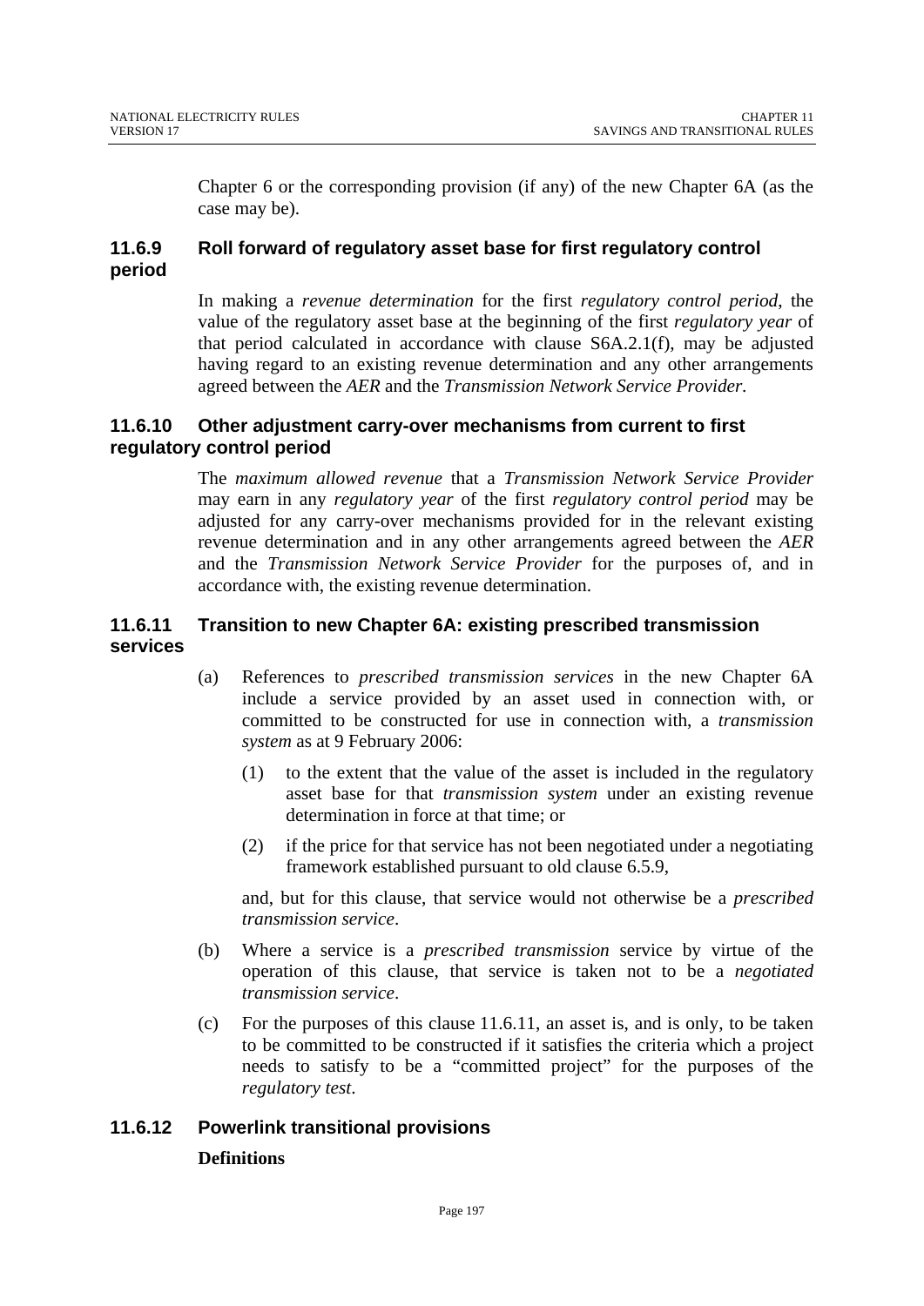Chapter 6 or the corresponding provision (if any) of the new Chapter 6A (as the case may be).

### 11.6.9 Roll forward of regulatory asset base for first regulatory control period

In making a *revenue determination* for the first *regulatory control period*, the value of the regulatory asset base at the beginning of the first *regulatory year* of that period calculated in accordance with clause S6A.2.1(f), may be adjusted having regard to an existing revenue determination and any other arrangements agreed between the *AER* and the *Transmission Network Service Provider*.

### 11.6.10 Other adjustment carry-over mechanisms from current to first regulatory control period

The *maximum allowed revenue* that a *Transmission Network Service Provider* may earn in any *regulatory year* of the first *regulatory control period* may be adjusted for any carry-over mechanisms provided for in the relevant existing revenue determination and in any other arrangements agreed between the *AER* and the *Transmission Network Service Provider* for the purposes of, and in accordance with, the existing revenue determination.

### 11.6.11 Transition to new Chapter 6A: existing prescribed transmission services

(a) References to *prescribed transmission services* in the new Chapter 6A include a service provided by an asset used in connection with, or committed to be constructed for use in connection with, a *transmission system* as at 9 February 2006:

(1) to the extent that the value of the asset is included in the regulatory asset base for that *transmission system* under an existing revenue determination in force at that time; or

(2) if the price for that service has not been negotiated under a negotiating framework established pursuant to old clause 6.5.9,

and, but for this clause, that service would not otherwise be a *prescribed transmission service*.

(b) Where a service is a *prescribed transmission* service by virtue of the operation of this clause, that service is taken not to be a *negotiated transmission service*.

(c) For the purposes of this clause 11.6.11, an asset is, and is only, to be taken to be committed to be constructed if it satisfies the criteria which a project needs to satisfy to be a "committed project" for the purposes of the *regulatory test*.

### 11.6.12 Powerlink transitional provisions

**Definitions**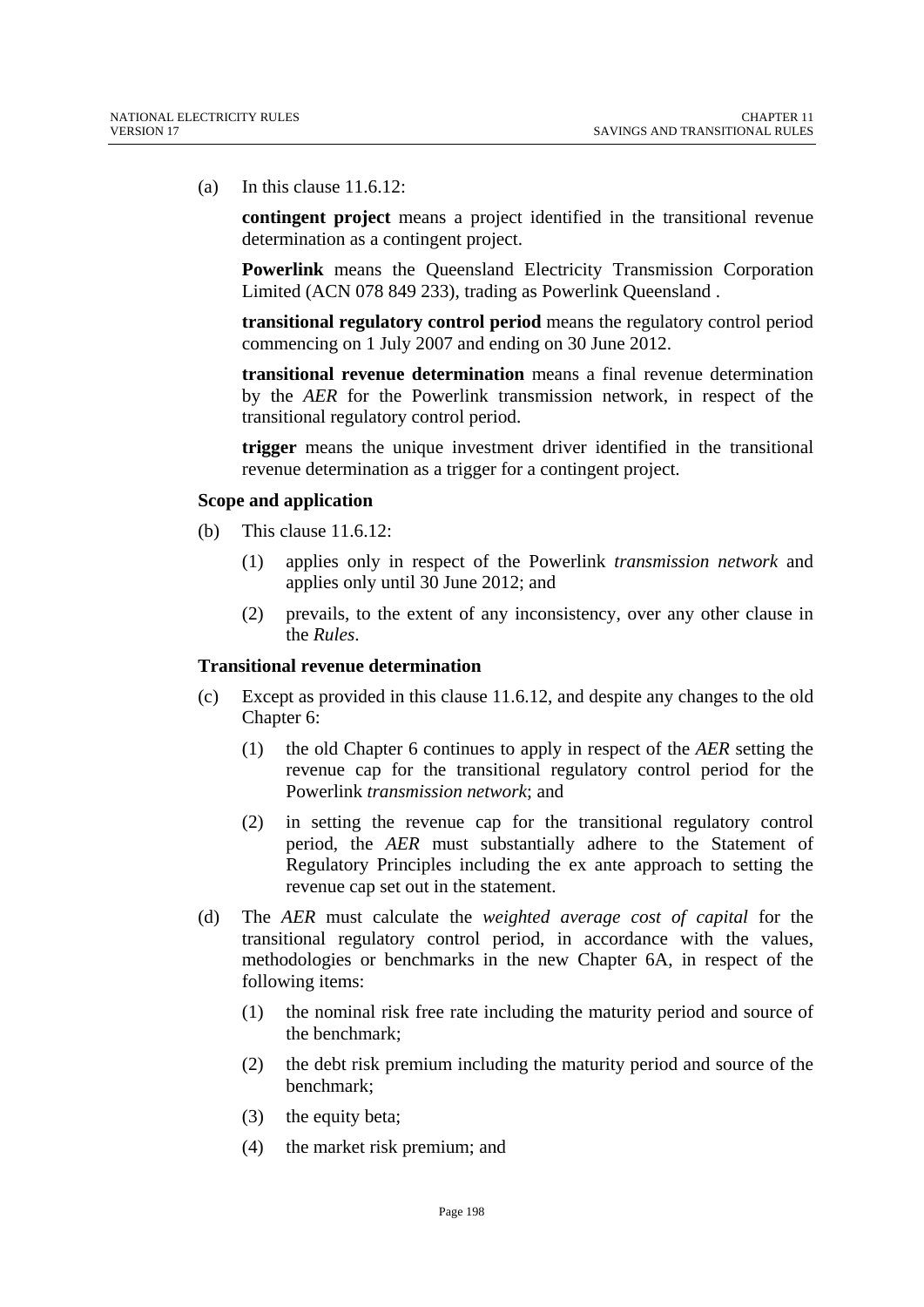(a) In this clause 11.6.12:

**contingent project** means a project identified in the transitional revenue determination as a contingent project.

**Powerlink** means the Queensland Electricity Transmission Corporation Limited (ACN 078 849 233), trading as Powerlink Queensland .

**transitional regulatory control period** means the regulatory control period commencing on 1 July 2007 and ending on 30 June 2012.

**transitional revenue determination** means a final revenue determination by the *AER* for the Powerlink transmission network, in respect of the transitional regulatory control period.

**trigger** means the unique investment driver identified in the transitional revenue determination as a trigger for a contingent project.

**Scope and application**

(b) This clause 11.6.12:

(1) applies only in respect of the Powerlink *transmission network* and applies only until 30 June 2012; and

(2) prevails, to the extent of any inconsistency, over any other clause in the *Rules*.

**Transitional revenue determination**

(c) Except as provided in this clause 11.6.12, and despite any changes to the old Chapter 6:

(1) the old Chapter 6 continues to apply in respect of the *AER* setting the revenue cap for the transitional regulatory control period for the Powerlink *transmission network*; and

(2) in setting the revenue cap for the transitional regulatory control period, the *AER* must substantially adhere to the Statement of Regulatory Principles including the ex ante approach to setting the revenue cap set out in the statement.

(d) The *AER* must calculate the *weighted average cost of capital* for the transitional regulatory control period, in accordance with the values, methodologies or benchmarks in the new Chapter 6A, in respect of the following items:

(1) the nominal risk free rate including the maturity period and source of the benchmark;

(2) the debt risk premium including the maturity period and source of the benchmark;

(3) the equity beta;

(4) the market risk premium; and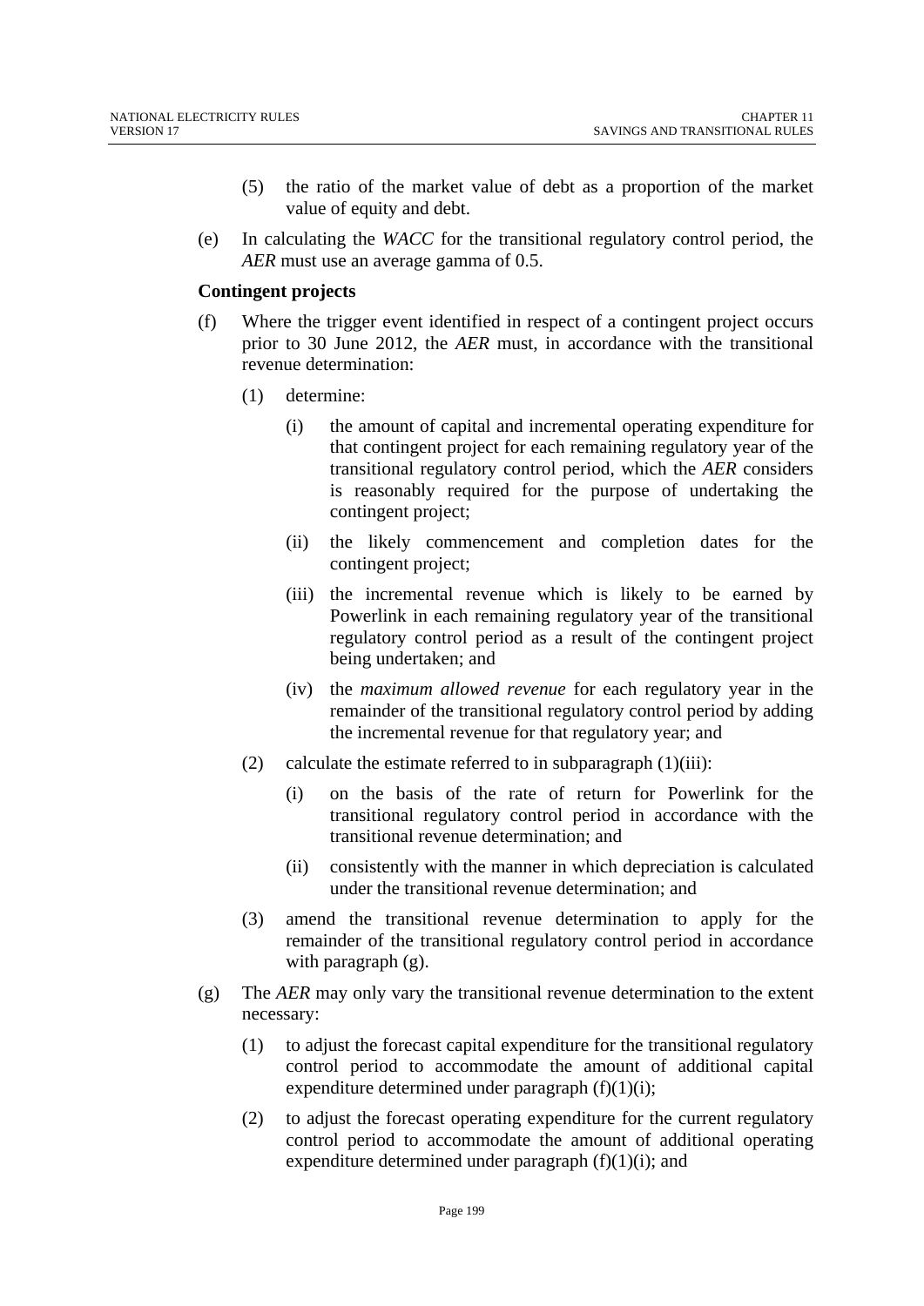(5) the ratio of the market value of debt as a proportion of the market value of equity and debt.

(e) In calculating the *WACC* for the transitional regulatory control period, the *AER* must use an average gamma of 0.5.

**Contingent projects**

(f) Where the trigger event identified in respect of a contingent project occurs prior to 30 June 2012, the *AER* must, in accordance with the transitional revenue determination:

(1) determine:

(i) the amount of capital and incremental operating expenditure for that contingent project for each remaining regulatory year of the transitional regulatory control period, which the *AER* considers is reasonably required for the purpose of undertaking the contingent project;

(ii) the likely commencement and completion dates for the contingent project;

(iii) the incremental revenue which is likely to be earned by Powerlink in each remaining regulatory year of the transitional regulatory control period as a result of the contingent project being undertaken; and

(iv) the *maximum allowed revenue* for each regulatory year in the remainder of the transitional regulatory control period by adding the incremental revenue for that regulatory year; and

(2) calculate the estimate referred to in subparagraph (1)(iii):

(i) on the basis of the rate of return for Powerlink for the transitional regulatory control period in accordance with the transitional revenue determination; and

(ii) consistently with the manner in which depreciation is calculated under the transitional revenue determination; and

(3) amend the transitional revenue determination to apply for the remainder of the transitional regulatory control period in accordance with paragraph (g).

(g) The *AER* may only vary the transitional revenue determination to the extent necessary:

(1) to adjust the forecast capital expenditure for the transitional regulatory control period to accommodate the amount of additional capital expenditure determined under paragraph (f)(1)(i);

(2) to adjust the forecast operating expenditure for the current regulatory control period to accommodate the amount of additional operating expenditure determined under paragraph (f)(1)(i); and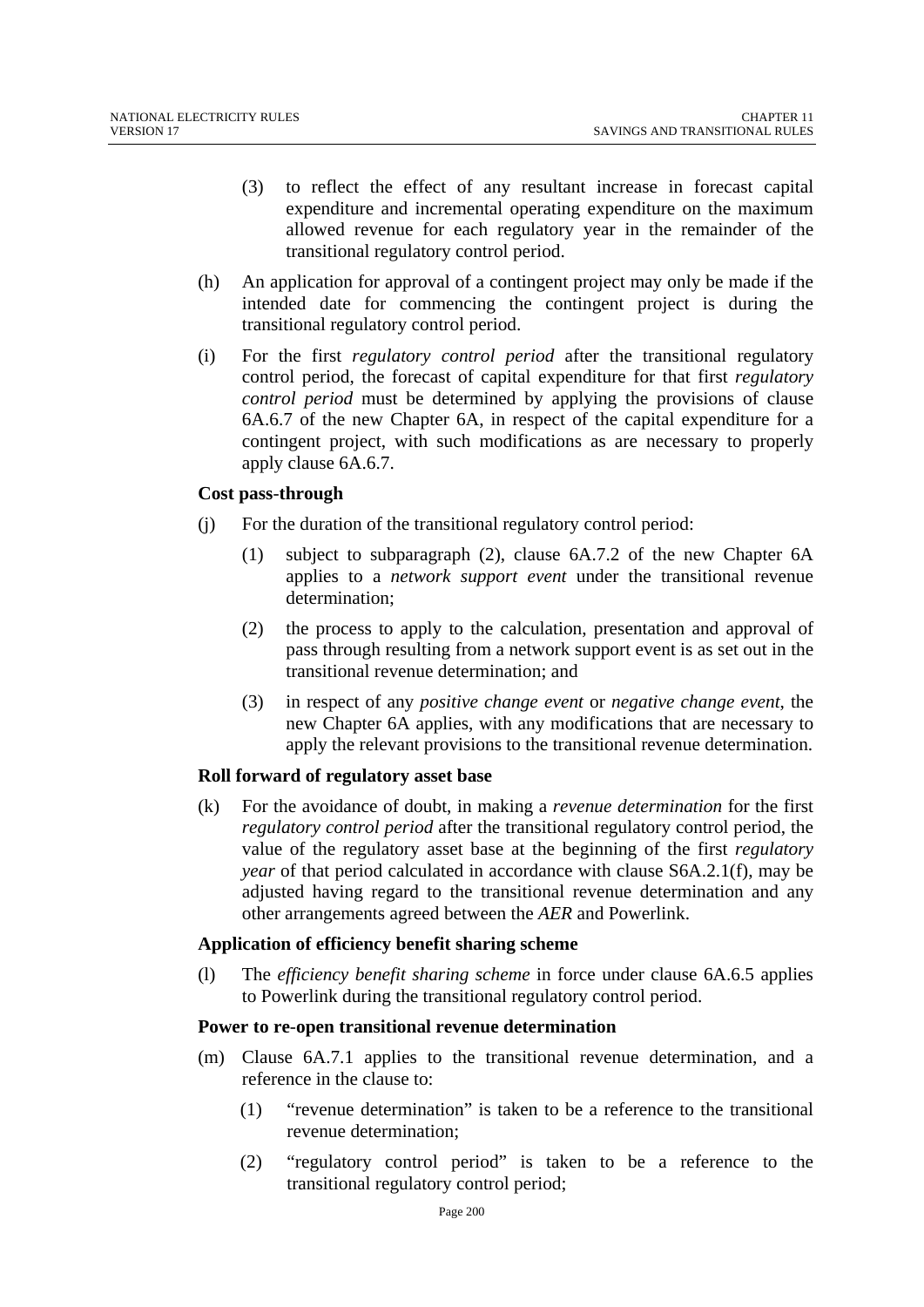(3) to reflect the effect of any resultant increase in forecast capital expenditure and incremental operating expenditure on the maximum allowed revenue for each regulatory year in the remainder of the transitional regulatory control period.

(h) An application for approval of a contingent project may only be made if the intended date for commencing the contingent project is during the transitional regulatory control period.

(i) For the first *regulatory control period* after the transitional regulatory control period, the forecast of capital expenditure for that first *regulatory control period* must be determined by applying the provisions of clause 6A.6.7 of the new Chapter 6A, in respect of the capital expenditure for a contingent project, with such modifications as are necessary to properly apply clause 6A.6.7.

**Cost pass-through**

(j) For the duration of the transitional regulatory control period:

(1) subject to subparagraph (2), clause 6A.7.2 of the new Chapter 6A applies to a *network support event* under the transitional revenue determination;

(2) the process to apply to the calculation, presentation and approval of pass through resulting from a network support event is as set out in the transitional revenue determination; and

(3) in respect of any *positive change event* or *negative change event*, the new Chapter 6A applies, with any modifications that are necessary to apply the relevant provisions to the transitional revenue determination.

**Roll forward of regulatory asset base**

(k) For the avoidance of doubt, in making a *revenue determination* for the first *regulatory control period* after the transitional regulatory control period, the value of the regulatory asset base at the beginning of the first *regulatory year* of that period calculated in accordance with clause S6A.2.1(f), may be adjusted having regard to the transitional revenue determination and any other arrangements agreed between the *AER* and Powerlink.

**Application of efficiency benefit sharing scheme**

(l) The *efficiency benefit sharing scheme* in force under clause 6A.6.5 applies to Powerlink during the transitional regulatory control period.

**Power to re-open transitional revenue determination**

(m) Clause 6A.7.1 applies to the transitional revenue determination, and a reference in the clause to:

(1) "revenue determination" is taken to be a reference to the transitional revenue determination;

(2) "regulatory control period" is taken to be a reference to the transitional regulatory control period;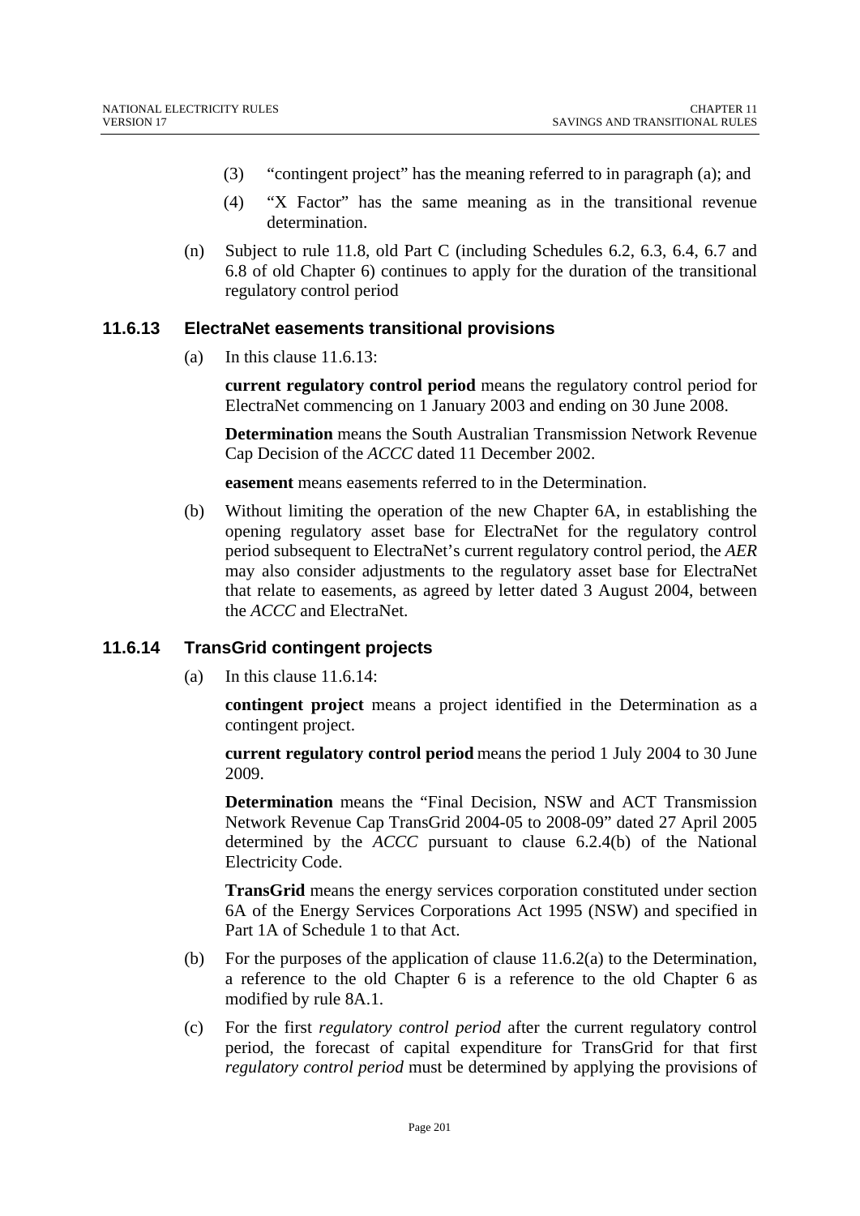(3) "contingent project" has the meaning referred to in paragraph (a); and

(4) "X Factor" has the same meaning as in the transitional revenue determination.

(n) Subject to rule 11.8, old Part C (including Schedules 6.2, 6.3, 6.4, 6.7 and 6.8 of old Chapter 6) continues to apply for the duration of the transitional regulatory control period

### 11.6.13 ElectraNet easements transitional provisions

(a) In this clause 11.6.13:

**current regulatory control period** means the regulatory control period for ElectraNet commencing on 1 January 2003 and ending on 30 June 2008.

**Determination** means the South Australian Transmission Network Revenue Cap Decision of the *ACCC* dated 11 December 2002.

**easement** means easements referred to in the Determination.

(b) Without limiting the operation of the new Chapter 6A, in establishing the opening regulatory asset base for ElectraNet for the regulatory control period subsequent to ElectraNet's current regulatory control period, the *AER* may also consider adjustments to the regulatory asset base for ElectraNet that relate to easements, as agreed by letter dated 3 August 2004, between the *ACCC* and ElectraNet.

### 11.6.14 TransGrid contingent projects

(a) In this clause 11.6.14:

**contingent project** means a project identified in the Determination as a contingent project.

**current regulatory control period** means the period 1 July 2004 to 30 June 2009.

**Determination** means the "Final Decision, NSW and ACT Transmission Network Revenue Cap TransGrid 2004-05 to 2008-09" dated 27 April 2005 determined by the *ACCC* pursuant to clause 6.2.4(b) of the National Electricity Code.

**TransGrid** means the energy services corporation constituted under section 6A of the Energy Services Corporations Act 1995 (NSW) and specified in Part 1A of Schedule 1 to that Act.

(b) For the purposes of the application of clause 11.6.2(a) to the Determination, a reference to the old Chapter 6 is a reference to the old Chapter 6 as modified by rule 8A.1.

(c) For the first *regulatory control period* after the current regulatory control period, the forecast of capital expenditure for TransGrid for that first *regulatory control period* must be determined by applying the provisions of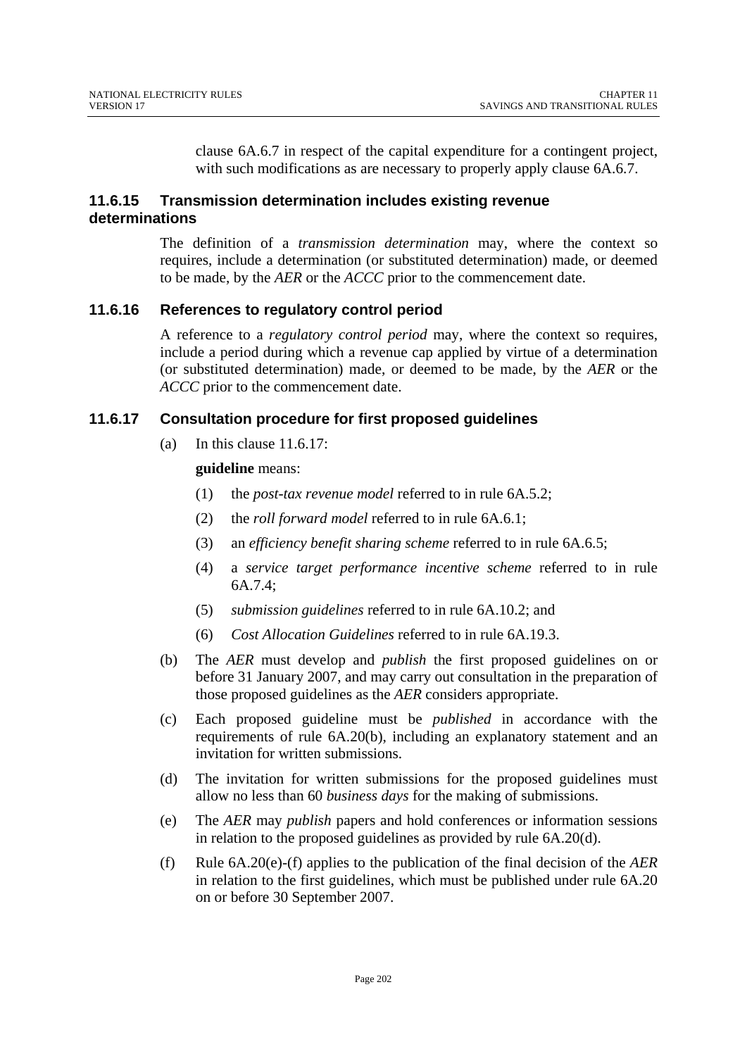clause 6A.6.7 in respect of the capital expenditure for a contingent project, with such modifications as are necessary to properly apply clause 6A.6.7.

### 11.6.15 Transmission determination includes existing revenue determinations

The definition of a *transmission determination* may, where the context so requires, include a determination (or substituted determination) made, or deemed to be made, by the *AER* or the *ACCC* prior to the commencement date.

### 11.6.16 References to regulatory control period

A reference to a *regulatory control period* may, where the context so requires, include a period during which a revenue cap applied by virtue of a determination (or substituted determination) made, or deemed to be made, by the *AER* or the *ACCC* prior to the commencement date.

### 11.6.17 Consultation procedure for first proposed guidelines

(a) In this clause 11.6.17:

**guideline** means:

(1) the *post-tax revenue model* referred to in rule 6A.5.2;

(2) the *roll forward model* referred to in rule 6A.6.1;

(3) an *efficiency benefit sharing scheme* referred to in rule 6A.6.5;

(4) a *service target performance incentive scheme* referred to in rule 6A.7.4;

(5) *submission guidelines* referred to in rule 6A.10.2; and

(6) *Cost Allocation Guidelines* referred to in rule 6A.19.3.

(b) The *AER* must develop and *publish* the first proposed guidelines on or before 31 January 2007, and may carry out consultation in the preparation of those proposed guidelines as the *AER* considers appropriate.

(c) Each proposed guideline must be *published* in accordance with the requirements of rule 6A.20(b), including an explanatory statement and an invitation for written submissions.

(d) The invitation for written submissions for the proposed guidelines must allow no less than 60 *business days* for the making of submissions.

(e) The *AER* may *publish* papers and hold conferences or information sessions in relation to the proposed guidelines as provided by rule 6A.20(d).

(f) Rule 6A.20(e)-(f) applies to the publication of the final decision of the *AER* in relation to the first guidelines, which must be published under rule 6A.20 on or before 30 September 2007.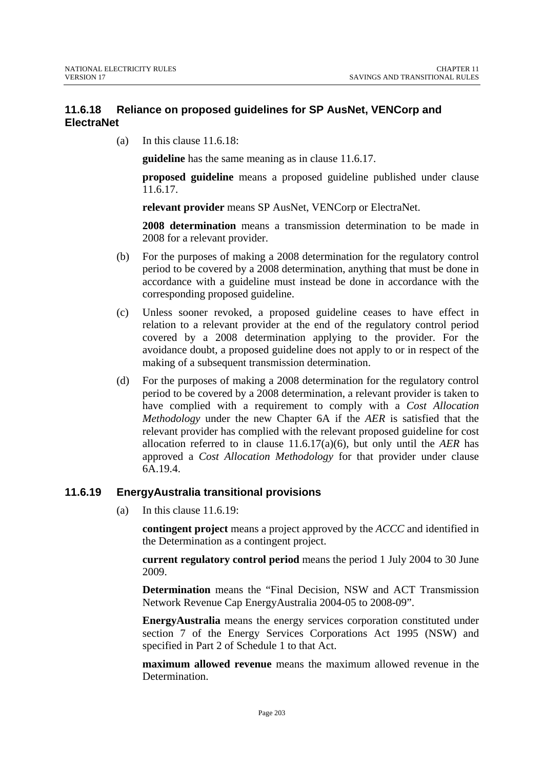### 11.6.18 Reliance on proposed guidelines for SP AusNet, VENCorp and ElectraNet

(a) In this clause 11.6.18:

**guideline** has the same meaning as in clause 11.6.17.

**proposed guideline** means a proposed guideline published under clause 11.6.17.

**relevant provider** means SP AusNet, VENCorp or ElectraNet.

**2008 determination** means a transmission determination to be made in 2008 for a relevant provider.

(b) For the purposes of making a 2008 determination for the regulatory control period to be covered by a 2008 determination, anything that must be done in accordance with a guideline must instead be done in accordance with the corresponding proposed guideline.

(c) Unless sooner revoked, a proposed guideline ceases to have effect in relation to a relevant provider at the end of the regulatory control period covered by a 2008 determination applying to the provider. For the avoidance doubt, a proposed guideline does not apply to or in respect of the making of a subsequent transmission determination.

(d) For the purposes of making a 2008 determination for the regulatory control period to be covered by a 2008 determination, a relevant provider is taken to have complied with a requirement to comply with a *Cost Allocation Methodology* under the new Chapter 6A if the *AER* is satisfied that the relevant provider has complied with the relevant proposed guideline for cost allocation referred to in clause 11.6.17(a)(6), but only until the *AER* has approved a *Cost Allocation Methodology* for that provider under clause 6A.19.4.

### 11.6.19 EnergyAustralia transitional provisions

(a) In this clause 11.6.19:

**contingent project** means a project approved by the *ACCC* and identified in the Determination as a contingent project.

**current regulatory control period** means the period 1 July 2004 to 30 June 2009.

**Determination** means the "Final Decision, NSW and ACT Transmission Network Revenue Cap EnergyAustralia 2004-05 to 2008-09".

**EnergyAustralia** means the energy services corporation constituted under section 7 of the Energy Services Corporations Act 1995 (NSW) and specified in Part 2 of Schedule 1 to that Act.

**maximum allowed revenue** means the maximum allowed revenue in the Determination.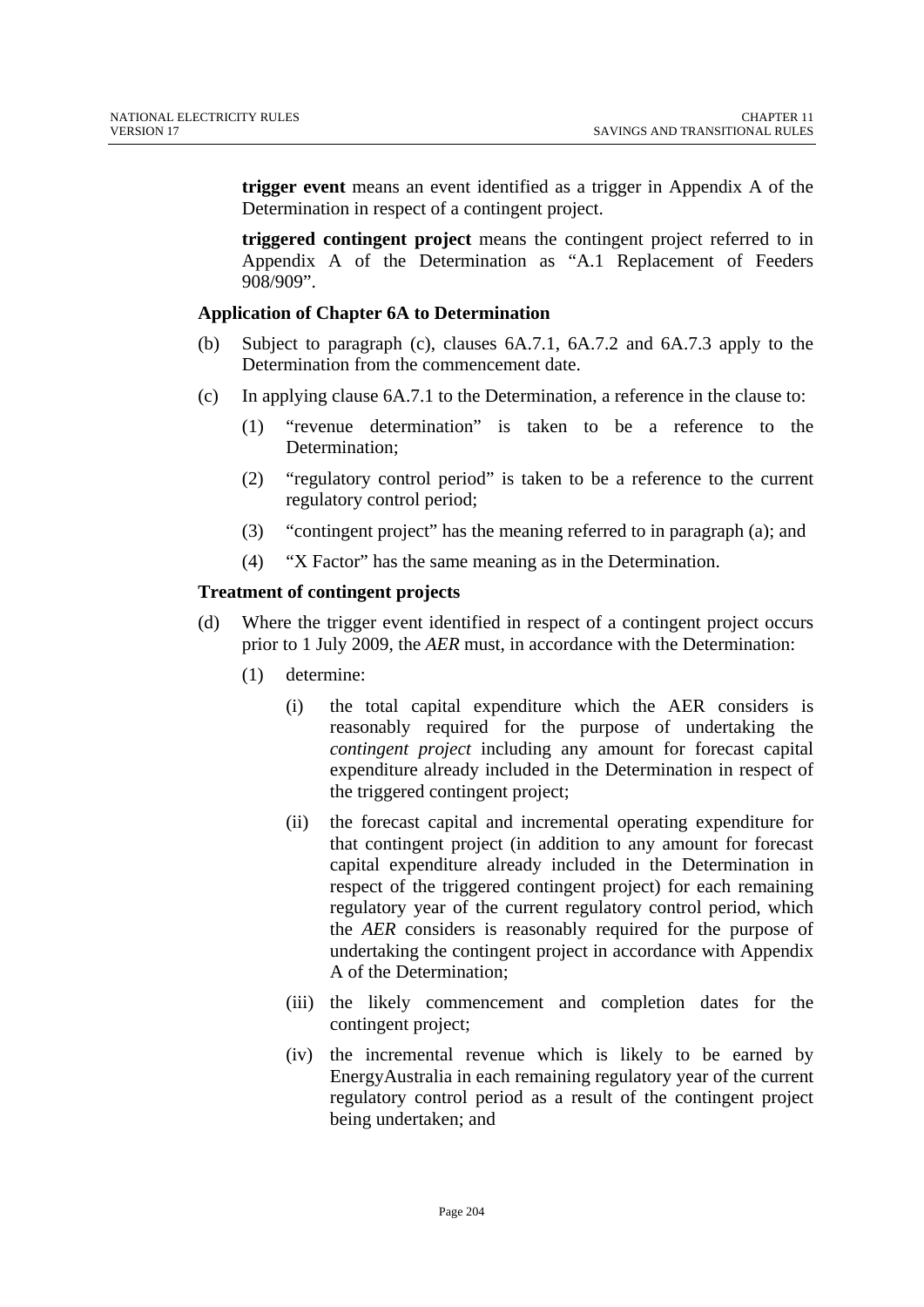**trigger event** means an event identified as a trigger in Appendix A of the Determination in respect of a contingent project.

**triggered contingent project** means the contingent project referred to in Appendix A of the Determination as "A.1 Replacement of Feeders 908/909".

**Application of Chapter 6A to Determination**

(b) Subject to paragraph (c), clauses 6A.7.1, 6A.7.2 and 6A.7.3 apply to the Determination from the commencement date.

(c) In applying clause 6A.7.1 to the Determination, a reference in the clause to:

  (1) "revenue determination" is taken to be a reference to the Determination;

  (2) "regulatory control period" is taken to be a reference to the current regulatory control period;

  (3) "contingent project" has the meaning referred to in paragraph (a); and

  (4) "X Factor" has the same meaning as in the Determination.

**Treatment of contingent projects**

(d) Where the trigger event identified in respect of a contingent project occurs prior to 1 July 2009, the *AER* must, in accordance with the Determination:

  (1) determine:

    (i) the total capital expenditure which the AER considers is reasonably required for the purpose of undertaking the *contingent project* including any amount for forecast capital expenditure already included in the Determination in respect of the triggered contingent project;

    (ii) the forecast capital and incremental operating expenditure for that contingent project (in addition to any amount for forecast capital expenditure already included in the Determination in respect of the triggered contingent project) for each remaining regulatory year of the current regulatory control period, which the *AER* considers is reasonably required for the purpose of undertaking the contingent project in accordance with Appendix A of the Determination;

    (iii) the likely commencement and completion dates for the contingent project;

    (iv) the incremental revenue which is likely to be earned by EnergyAustralia in each remaining regulatory year of the current regulatory control period as a result of the contingent project being undertaken; and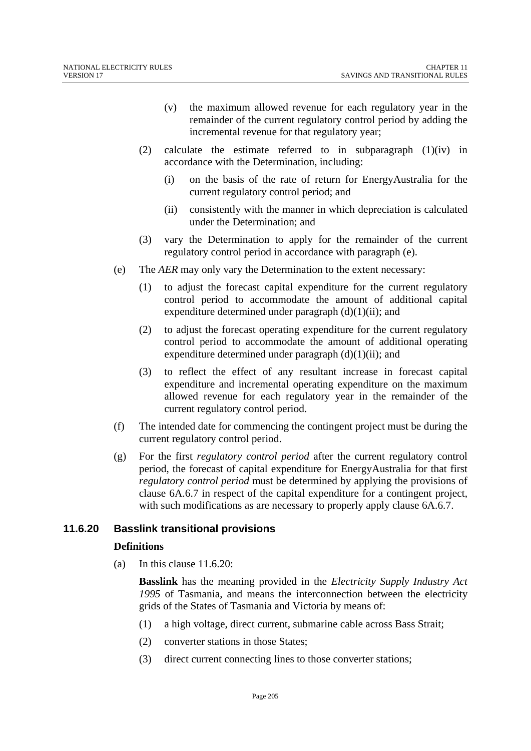(v) the maximum allowed revenue for each regulatory year in the remainder of the current regulatory control period by adding the incremental revenue for that regulatory year;

(2) calculate the estimate referred to in subparagraph (1)(iv) in accordance with the Determination, including:

(i) on the basis of the rate of return for EnergyAustralia for the current regulatory control period; and

(ii) consistently with the manner in which depreciation is calculated under the Determination; and

(3) vary the Determination to apply for the remainder of the current regulatory control period in accordance with paragraph (e).

(e) The *AER* may only vary the Determination to the extent necessary:

(1) to adjust the forecast capital expenditure for the current regulatory control period to accommodate the amount of additional capital expenditure determined under paragraph (d)(1)(ii); and

(2) to adjust the forecast operating expenditure for the current regulatory control period to accommodate the amount of additional operating expenditure determined under paragraph (d)(1)(ii); and

(3) to reflect the effect of any resultant increase in forecast capital expenditure and incremental operating expenditure on the maximum allowed revenue for each regulatory year in the remainder of the current regulatory control period.

(f) The intended date for commencing the contingent project must be during the current regulatory control period.

(g) For the first *regulatory control period* after the current regulatory control period, the forecast of capital expenditure for EnergyAustralia for that first *regulatory control period* must be determined by applying the provisions of clause 6A.6.7 in respect of the capital expenditure for a contingent project, with such modifications as are necessary to properly apply clause 6A.6.7.

### 11.6.20 Basslink transitional provisions

**Definitions**

(a) In this clause 11.6.20:

**Basslink** has the meaning provided in the *Electricity Supply Industry Act 1995* of Tasmania, and means the interconnection between the electricity grids of the States of Tasmania and Victoria by means of:

(1) a high voltage, direct current, submarine cable across Bass Strait;

(2) converter stations in those States;

(3) direct current connecting lines to those converter stations;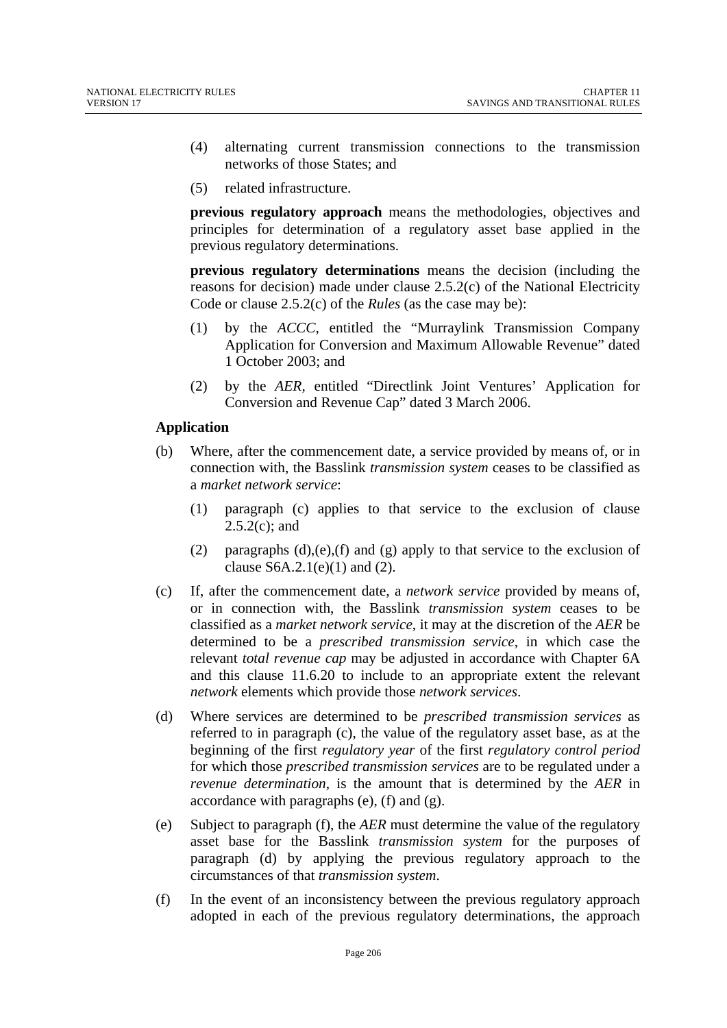(4) alternating current transmission connections to the transmission networks of those States; and

(5) related infrastructure.

**previous regulatory approach** means the methodologies, objectives and principles for determination of a regulatory asset base applied in the previous regulatory determinations.

**previous regulatory determinations** means the decision (including the reasons for decision) made under clause 2.5.2(c) of the National Electricity Code or clause 2.5.2(c) of the *Rules* (as the case may be):

(1) by the *ACCC*, entitled the "Murraylink Transmission Company Application for Conversion and Maximum Allowable Revenue" dated 1 October 2003; and

(2) by the *AER*, entitled "Directlink Joint Ventures' Application for Conversion and Revenue Cap" dated 3 March 2006.

**Application**

(b) Where, after the commencement date, a service provided by means of, or in connection with, the Basslink *transmission system* ceases to be classified as a *market network service*:

(1) paragraph (c) applies to that service to the exclusion of clause 2.5.2(c); and

(2) paragraphs (d),(e),(f) and (g) apply to that service to the exclusion of clause S6A.2.1(e)(1) and (2).

(c) If, after the commencement date, a *network service* provided by means of, or in connection with, the Basslink *transmission system* ceases to be classified as a *market network service*, it may at the discretion of the *AER* be determined to be a *prescribed transmission service*, in which case the relevant *total revenue cap* may be adjusted in accordance with Chapter 6A and this clause 11.6.20 to include to an appropriate extent the relevant *network* elements which provide those *network services*.

(d) Where services are determined to be *prescribed transmission services* as referred to in paragraph (c), the value of the regulatory asset base, as at the beginning of the first *regulatory year* of the first *regulatory control period* for which those *prescribed transmission services* are to be regulated under a *revenue determination*, is the amount that is determined by the *AER* in accordance with paragraphs (e), (f) and (g).

(e) Subject to paragraph (f), the *AER* must determine the value of the regulatory asset base for the Basslink *transmission system* for the purposes of paragraph (d) by applying the previous regulatory approach to the circumstances of that *transmission system*.

(f) In the event of an inconsistency between the previous regulatory approach adopted in each of the previous regulatory determinations, the approach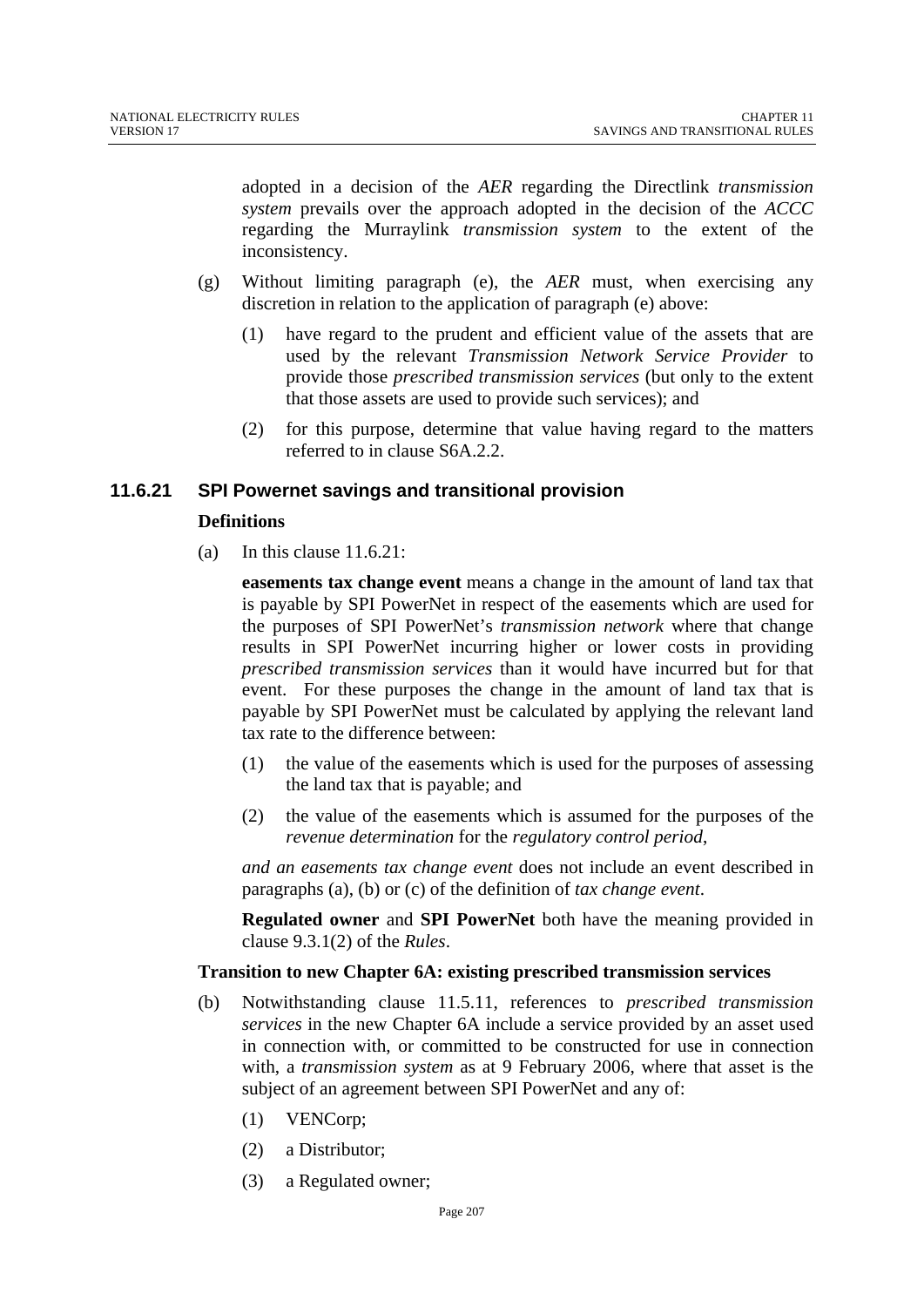adopted in a decision of the *AER* regarding the Directlink *transmission system* prevails over the approach adopted in the decision of the *ACCC* regarding the Murraylink *transmission system* to the extent of the inconsistency.

(g) Without limiting paragraph (e), the *AER* must, when exercising any discretion in relation to the application of paragraph (e) above:

(1) have regard to the prudent and efficient value of the assets that are used by the relevant *Transmission Network Service Provider* to provide those *prescribed transmission services* (but only to the extent that those assets are used to provide such services); and

(2) for this purpose, determine that value having regard to the matters referred to in clause S6A.2.2.

## 11.6.21 SPI Powernet savings and transitional provision

**Definitions**

(a) In this clause 11.6.21:

**easements tax change event** means a change in the amount of land tax that is payable by SPI PowerNet in respect of the easements which are used for the purposes of SPI PowerNet's *transmission network* where that change results in SPI PowerNet incurring higher or lower costs in providing *prescribed transmission services* than it would have incurred but for that event. For these purposes the change in the amount of land tax that is payable by SPI PowerNet must be calculated by applying the relevant land tax rate to the difference between:

(1) the value of the easements which is used for the purposes of assessing the land tax that is payable; and

(2) the value of the easements which is assumed for the purposes of the *revenue determination* for the *regulatory control period*,

*and an easements tax change event* does not include an event described in paragraphs (a), (b) or (c) of the definition of *tax change event*.

**Regulated owner** and **SPI PowerNet** both have the meaning provided in clause 9.3.1(2) of the *Rules*.

**Transition to new Chapter 6A: existing prescribed transmission services**

(b) Notwithstanding clause 11.5.11, references to *prescribed transmission services* in the new Chapter 6A include a service provided by an asset used in connection with, or committed to be constructed for use in connection with, a *transmission system* as at 9 February 2006, where that asset is the subject of an agreement between SPI PowerNet and any of:

(1) VENCorp;

(2) a Distributor;

(3) a Regulated owner;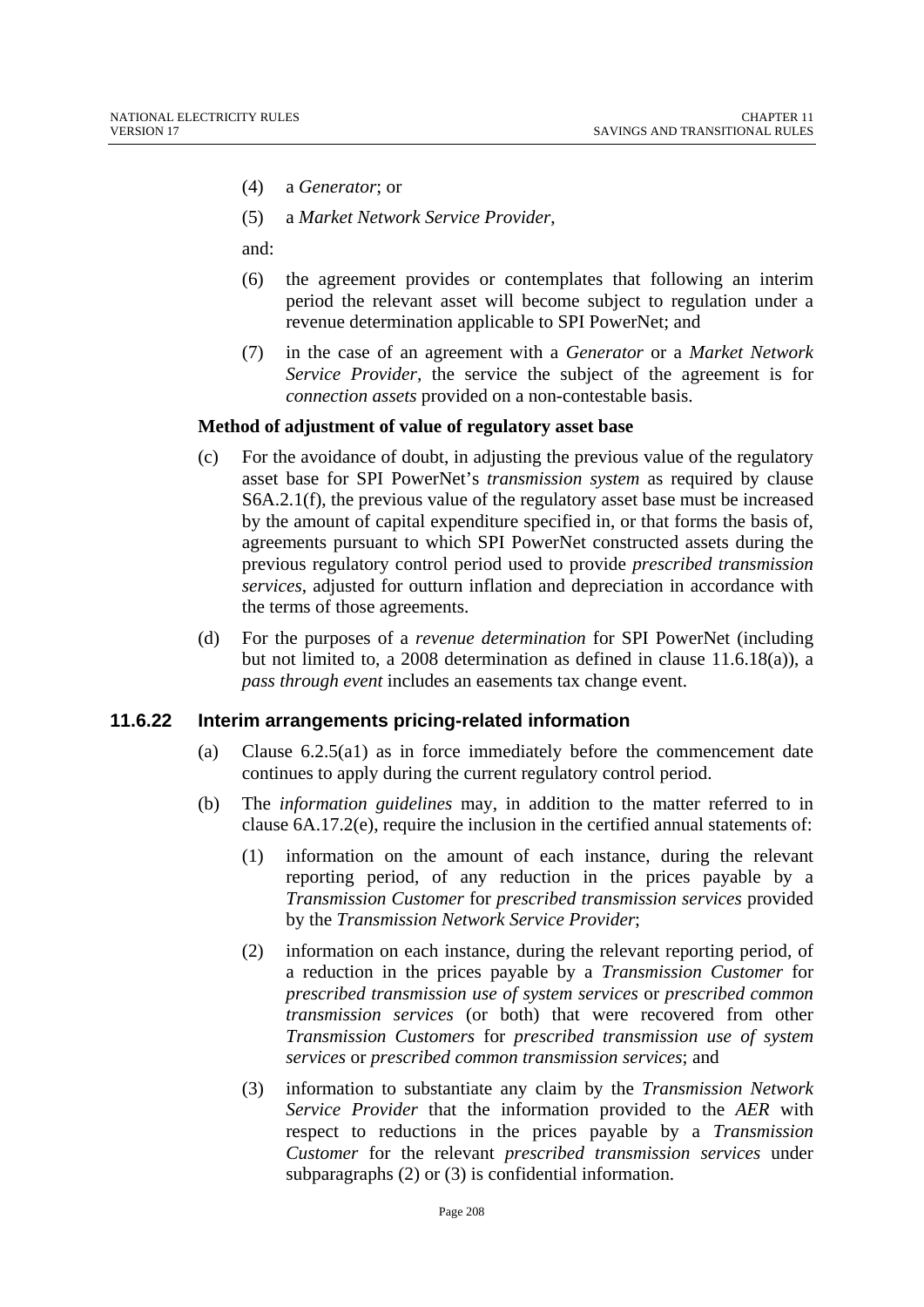(4) a *Generator*; or

(5) a *Market Network Service Provider*,

and:

(6) the agreement provides or contemplates that following an interim period the relevant asset will become subject to regulation under a revenue determination applicable to SPI PowerNet; and

(7) in the case of an agreement with a *Generator* or a *Market Network Service Provider*, the service the subject of the agreement is for *connection assets* provided on a non-contestable basis.

**Method of adjustment of value of regulatory asset base**

(c) For the avoidance of doubt, in adjusting the previous value of the regulatory asset base for SPI PowerNet's *transmission system* as required by clause S6A.2.1(f), the previous value of the regulatory asset base must be increased by the amount of capital expenditure specified in, or that forms the basis of, agreements pursuant to which SPI PowerNet constructed assets during the previous regulatory control period used to provide *prescribed transmission services*, adjusted for outturn inflation and depreciation in accordance with the terms of those agreements.

(d) For the purposes of a *revenue determination* for SPI PowerNet (including but not limited to, a 2008 determination as defined in clause 11.6.18(a)), a *pass through event* includes an easements tax change event.

### 11.6.22 Interim arrangements pricing-related information

(a) Clause 6.2.5(a1) as in force immediately before the commencement date continues to apply during the current regulatory control period.

(b) The *information guidelines* may, in addition to the matter referred to in clause 6A.17.2(e), require the inclusion in the certified annual statements of:

(1) information on the amount of each instance, during the relevant reporting period, of any reduction in the prices payable by a *Transmission Customer* for *prescribed transmission services* provided by the *Transmission Network Service Provider*;

(2) information on each instance, during the relevant reporting period, of a reduction in the prices payable by a *Transmission Customer* for *prescribed transmission use of system services* or *prescribed common transmission services* (or both) that were recovered from other *Transmission Customers* for *prescribed transmission use of system services* or *prescribed common transmission services*; and

(3) information to substantiate any claim by the *Transmission Network Service Provider* that the information provided to the *AER* with respect to reductions in the prices payable by a *Transmission Customer* for the relevant *prescribed transmission services* under subparagraphs (2) or (3) is confidential information.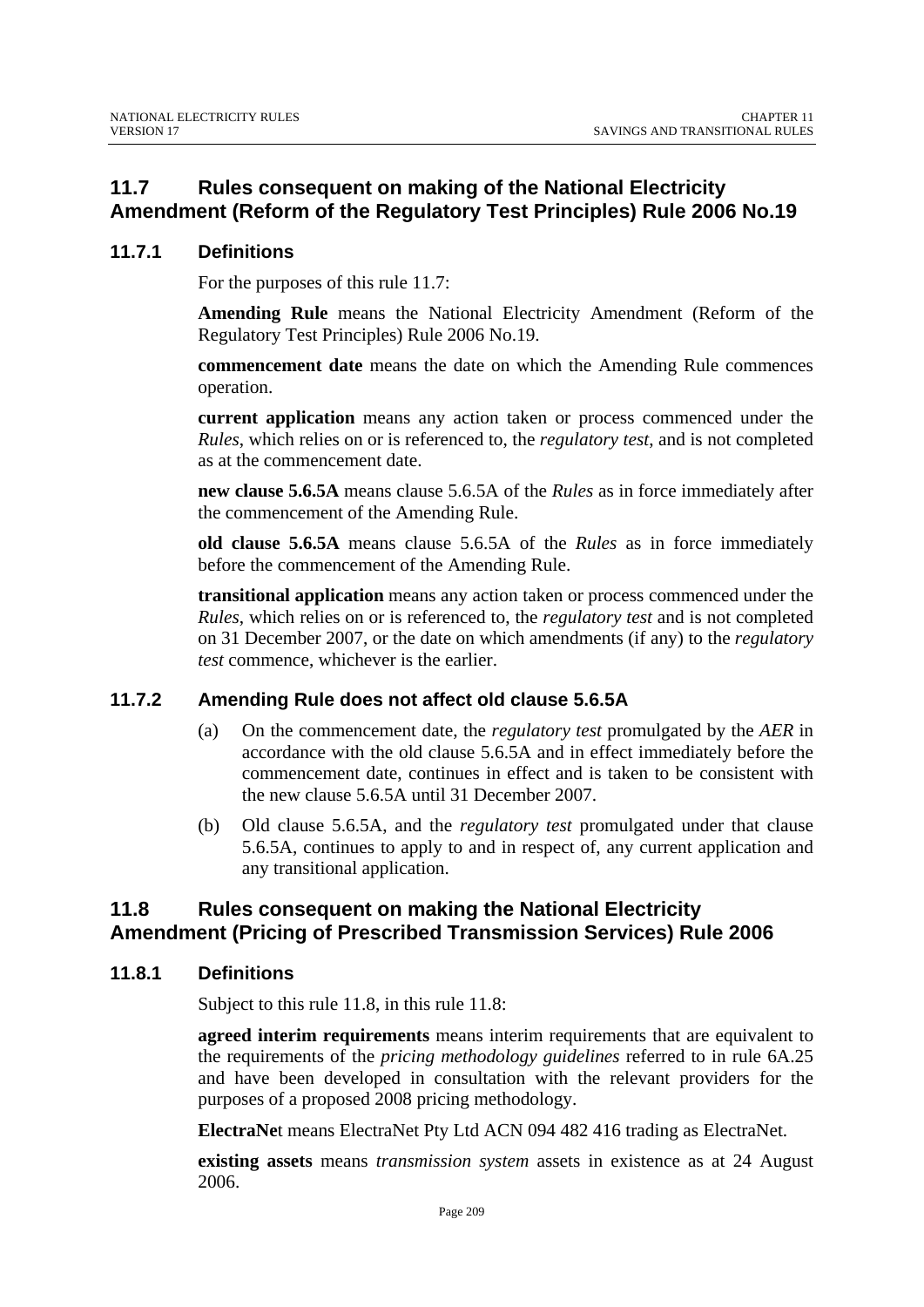## 11.7 Rules consequent on making of the National Electricity Amendment (Reform of the Regulatory Test Principles) Rule 2006 No.19

### 11.7.1 Definitions

For the purposes of this rule 11.7:

**Amending Rule** means the National Electricity Amendment (Reform of the Regulatory Test Principles) Rule 2006 No.19.

**commencement date** means the date on which the Amending Rule commences operation.

**current application** means any action taken or process commenced under the *Rules*, which relies on or is referenced to, the *regulatory test*, and is not completed as at the commencement date.

**new clause 5.6.5A** means clause 5.6.5A of the *Rules* as in force immediately after the commencement of the Amending Rule.

**old clause 5.6.5A** means clause 5.6.5A of the *Rules* as in force immediately before the commencement of the Amending Rule.

**transitional application** means any action taken or process commenced under the *Rules*, which relies on or is referenced to, the *regulatory test* and is not completed on 31 December 2007, or the date on which amendments (if any) to the *regulatory test* commence, whichever is the earlier.

### 11.7.2 Amending Rule does not affect old clause 5.6.5A

(a) On the commencement date, the *regulatory test* promulgated by the *AER* in accordance with the old clause 5.6.5A and in effect immediately before the commencement date, continues in effect and is taken to be consistent with the new clause 5.6.5A until 31 December 2007.

(b) Old clause 5.6.5A, and the *regulatory test* promulgated under that clause 5.6.5A, continues to apply to and in respect of, any current application and any transitional application.

## 11.8 Rules consequent on making the National Electricity Amendment (Pricing of Prescribed Transmission Services) Rule 2006

### 11.8.1 Definitions

Subject to this rule 11.8, in this rule 11.8:

**agreed interim requirements** means interim requirements that are equivalent to the requirements of the *pricing methodology guidelines* referred to in rule 6A.25 and have been developed in consultation with the relevant providers for the purposes of a proposed 2008 pricing methodology.

**ElectraNet** means ElectraNet Pty Ltd ACN 094 482 416 trading as ElectraNet.

**existing assets** means *transmission system* assets in existence as at 24 August 2006.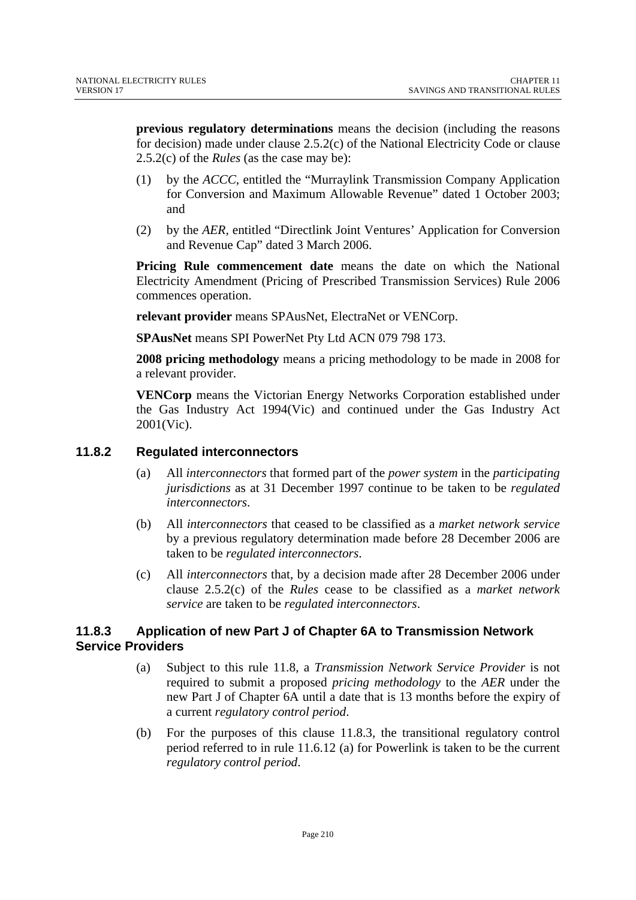**previous regulatory determinations** means the decision (including the reasons for decision) made under clause 2.5.2(c) of the National Electricity Code or clause 2.5.2(c) of the *Rules* (as the case may be):

(1) by the *ACCC*, entitled the "Murraylink Transmission Company Application for Conversion and Maximum Allowable Revenue" dated 1 October 2003; and

(2) by the *AER*, entitled "Directlink Joint Ventures' Application for Conversion and Revenue Cap" dated 3 March 2006.

**Pricing Rule commencement date** means the date on which the National Electricity Amendment (Pricing of Prescribed Transmission Services) Rule 2006 commences operation.

**relevant provider** means SPAusNet, ElectraNet or VENCorp.

**SPAusNet** means SPI PowerNet Pty Ltd ACN 079 798 173.

**2008 pricing methodology** means a pricing methodology to be made in 2008 for a relevant provider.

**VENCorp** means the Victorian Energy Networks Corporation established under the Gas Industry Act 1994(Vic) and continued under the Gas Industry Act 2001(Vic).

### 11.8.2 Regulated interconnectors

(a) All *interconnectors* that formed part of the *power system* in the *participating jurisdictions* as at 31 December 1997 continue to be taken to be *regulated interconnectors*.

(b) All *interconnectors* that ceased to be classified as a *market network service* by a previous regulatory determination made before 28 December 2006 are taken to be *regulated interconnectors*.

(c) All *interconnectors* that, by a decision made after 28 December 2006 under clause 2.5.2(c) of the *Rules* cease to be classified as a *market network service* are taken to be *regulated interconnectors*.

### 11.8.3 Application of new Part J of Chapter 6A to Transmission Network Service Providers

(a) Subject to this rule 11.8, a *Transmission Network Service Provider* is not required to submit a proposed *pricing methodology* to the *AER* under the new Part J of Chapter 6A until a date that is 13 months before the expiry of a current *regulatory control period*.

(b) For the purposes of this clause 11.8.3, the transitional regulatory control period referred to in rule 11.6.12 (a) for Powerlink is taken to be the current *regulatory control period*.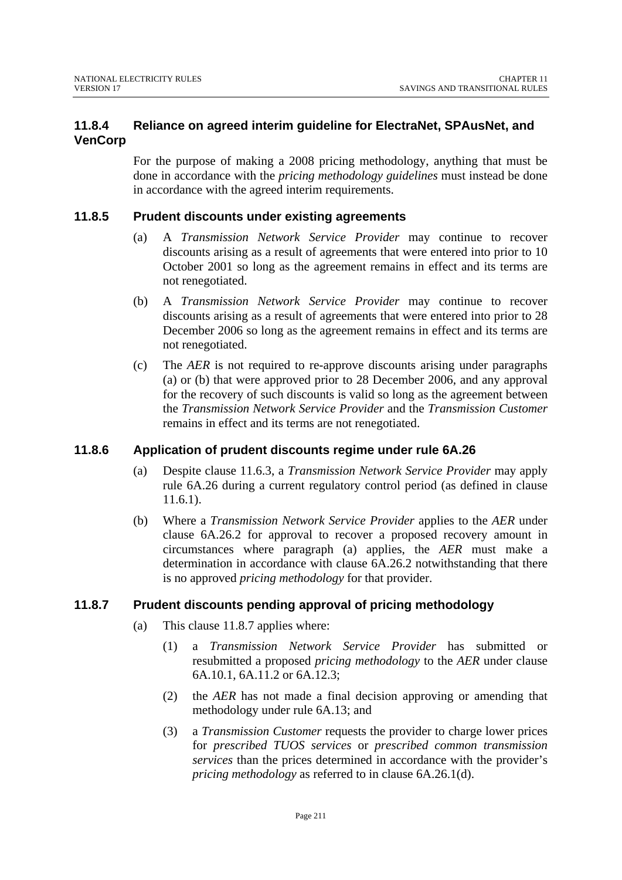### 11.8.4 Reliance on agreed interim guideline for ElectraNet, SPAusNet, and VenCorp

For the purpose of making a 2008 pricing methodology, anything that must be done in accordance with the *pricing methodology guidelines* must instead be done in accordance with the agreed interim requirements.

### 11.8.5 Prudent discounts under existing agreements

(a) A *Transmission Network Service Provider* may continue to recover discounts arising as a result of agreements that were entered into prior to 10 October 2001 so long as the agreement remains in effect and its terms are not renegotiated.

(b) A *Transmission Network Service Provider* may continue to recover discounts arising as a result of agreements that were entered into prior to 28 December 2006 so long as the agreement remains in effect and its terms are not renegotiated.

(c) The *AER* is not required to re-approve discounts arising under paragraphs (a) or (b) that were approved prior to 28 December 2006, and any approval for the recovery of such discounts is valid so long as the agreement between the *Transmission Network Service Provider* and the *Transmission Customer* remains in effect and its terms are not renegotiated.

### 11.8.6 Application of prudent discounts regime under rule 6A.26

(a) Despite clause 11.6.3, a *Transmission Network Service Provider* may apply rule 6A.26 during a current regulatory control period (as defined in clause 11.6.1).

(b) Where a *Transmission Network Service Provider* applies to the *AER* under clause 6A.26.2 for approval to recover a proposed recovery amount in circumstances where paragraph (a) applies, the *AER* must make a determination in accordance with clause 6A.26.2 notwithstanding that there is no approved *pricing methodology* for that provider.

### 11.8.7 Prudent discounts pending approval of pricing methodology

(a) This clause 11.8.7 applies where:

(1) a *Transmission Network Service Provider* has submitted or resubmitted a proposed *pricing methodology* to the *AER* under clause 6A.10.1, 6A.11.2 or 6A.12.3;

(2) the *AER* has not made a final decision approving or amending that methodology under rule 6A.13; and

(3) a *Transmission Customer* requests the provider to charge lower prices for *prescribed TUOS services* or *prescribed common transmission services* than the prices determined in accordance with the provider's *pricing methodology* as referred to in clause 6A.26.1(d).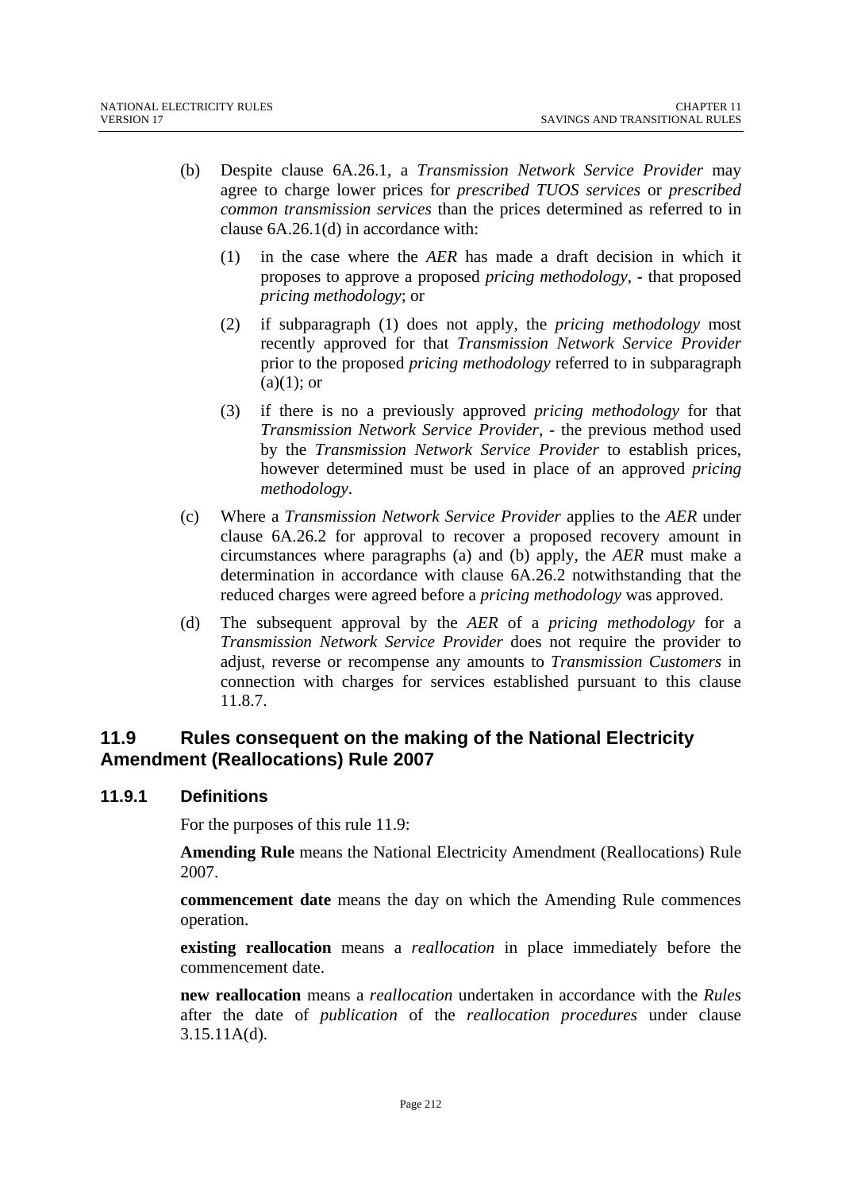(b) Despite clause 6A.26.1, a *Transmission Network Service Provider* may agree to charge lower prices for *prescribed TUOS services* or *prescribed common transmission services* than the prices determined as referred to in clause 6A.26.1(d) in accordance with:

(1) in the case where the *AER* has made a draft decision in which it proposes to approve a proposed *pricing methodology*, - that proposed *pricing methodology*; or

(2) if subparagraph (1) does not apply, the *pricing methodology* most recently approved for that *Transmission Network Service Provider* prior to the proposed *pricing methodology* referred to in subparagraph (a)(1); or

(3) if there is no a previously approved *pricing methodology* for that *Transmission Network Service Provider*, - the previous method used by the *Transmission Network Service Provider* to establish prices, however determined must be used in place of an approved *pricing methodology*.

(c) Where a *Transmission Network Service Provider* applies to the *AER* under clause 6A.26.2 for approval to recover a proposed recovery amount in circumstances where paragraphs (a) and (b) apply, the *AER* must make a determination in accordance with clause 6A.26.2 notwithstanding that the reduced charges were agreed before a *pricing methodology* was approved.

(d) The subsequent approval by the *AER* of a *pricing methodology* for a *Transmission Network Service Provider* does not require the provider to adjust, reverse or recompense any amounts to *Transmission Customers* in connection with charges for services established pursuant to this clause 11.8.7.

## 11.9 Rules consequent on the making of the National Electricity Amendment (Reallocations) Rule 2007

### 11.9.1 Definitions

For the purposes of this rule 11.9:

**Amending Rule** means the National Electricity Amendment (Reallocations) Rule 2007.

**commencement date** means the day on which the Amending Rule commences operation.

**existing reallocation** means a *reallocation* in place immediately before the commencement date.

**new reallocation** means a *reallocation* undertaken in accordance with the *Rules* after the date of *publication* of the *reallocation procedures* under clause 3.15.11A(d).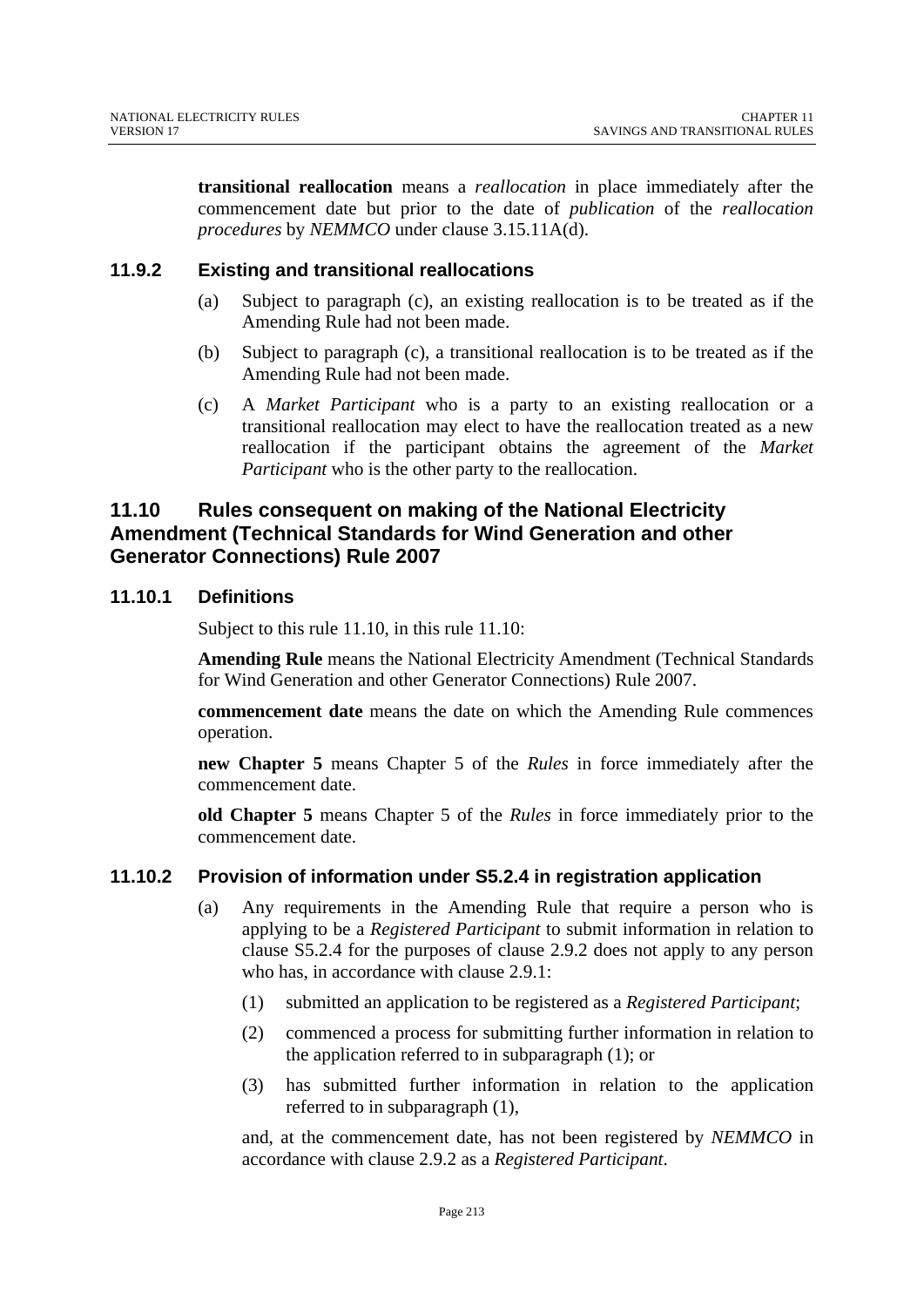**transitional reallocation** means a *reallocation* in place immediately after the commencement date but prior to the date of *publication* of the *reallocation procedures* by *NEMMCO* under clause 3.15.11A(d).

### 11.9.2 Existing and transitional reallocations

(a) Subject to paragraph (c), an existing reallocation is to be treated as if the Amending Rule had not been made.

(b) Subject to paragraph (c), a transitional reallocation is to be treated as if the Amending Rule had not been made.

(c) A *Market Participant* who is a party to an existing reallocation or a transitional reallocation may elect to have the reallocation treated as a new reallocation if the participant obtains the agreement of the *Market Participant* who is the other party to the reallocation.

## 11.10 Rules consequent on making of the National Electricity Amendment (Technical Standards for Wind Generation and other Generator Connections) Rule 2007

### 11.10.1 Definitions

Subject to this rule 11.10, in this rule 11.10:

**Amending Rule** means the National Electricity Amendment (Technical Standards for Wind Generation and other Generator Connections) Rule 2007.

**commencement date** means the date on which the Amending Rule commences operation.

**new Chapter 5** means Chapter 5 of the *Rules* in force immediately after the commencement date.

**old Chapter 5** means Chapter 5 of the *Rules* in force immediately prior to the commencement date.

### 11.10.2 Provision of information under S5.2.4 in registration application

(a) Any requirements in the Amending Rule that require a person who is applying to be a *Registered Participant* to submit information in relation to clause S5.2.4 for the purposes of clause 2.9.2 does not apply to any person who has, in accordance with clause 2.9.1:

(1) submitted an application to be registered as a *Registered Participant*;

(2) commenced a process for submitting further information in relation to the application referred to in subparagraph (1); or

(3) has submitted further information in relation to the application referred to in subparagraph (1),

and, at the commencement date, has not been registered by *NEMMCO* in accordance with clause 2.9.2 as a *Registered Participant*.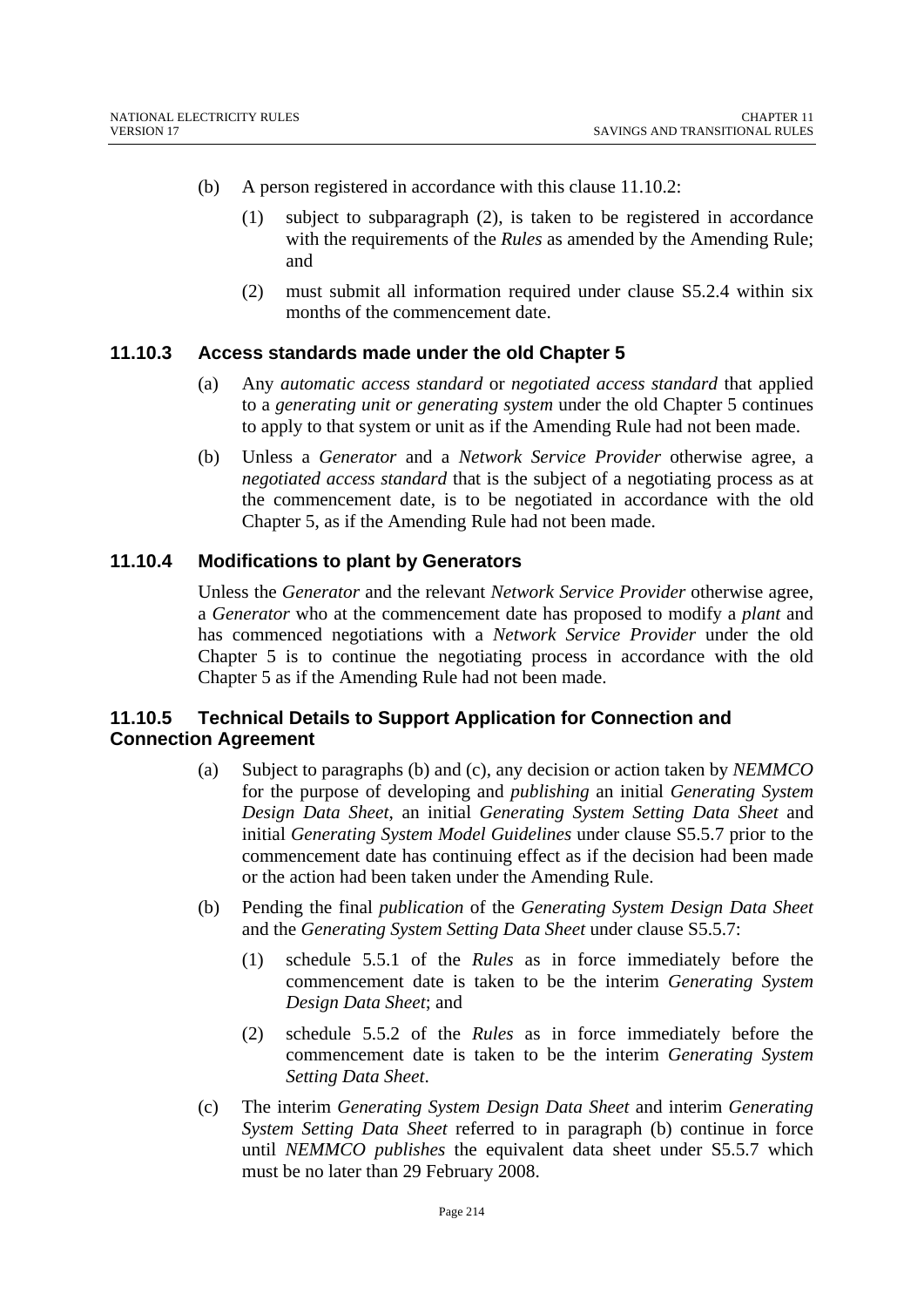(b) A person registered in accordance with this clause 11.10.2:

(1) subject to subparagraph (2), is taken to be registered in accordance with the requirements of the *Rules* as amended by the Amending Rule; and

(2) must submit all information required under clause S5.2.4 within six months of the commencement date.

### 11.10.3 Access standards made under the old Chapter 5

(a) Any *automatic access standard* or *negotiated access standard* that applied to a *generating unit or generating system* under the old Chapter 5 continues to apply to that system or unit as if the Amending Rule had not been made.

(b) Unless a *Generator* and a *Network Service Provider* otherwise agree, a *negotiated access standard* that is the subject of a negotiating process as at the commencement date, is to be negotiated in accordance with the old Chapter 5, as if the Amending Rule had not been made.

### 11.10.4 Modifications to plant by Generators

Unless the *Generator* and the relevant *Network Service Provider* otherwise agree, a *Generator* who at the commencement date has proposed to modify a *plant* and has commenced negotiations with a *Network Service Provider* under the old Chapter 5 is to continue the negotiating process in accordance with the old Chapter 5 as if the Amending Rule had not been made.

### 11.10.5 Technical Details to Support Application for Connection and Connection Agreement

(a) Subject to paragraphs (b) and (c), any decision or action taken by *NEMMCO* for the purpose of developing and *publishing* an initial *Generating System Design Data Sheet*, an initial *Generating System Setting Data Sheet* and initial *Generating System Model Guidelines* under clause S5.5.7 prior to the commencement date has continuing effect as if the decision had been made or the action had been taken under the Amending Rule.

(b) Pending the final *publication* of the *Generating System Design Data Sheet* and the *Generating System Setting Data Sheet* under clause S5.5.7:

(1) schedule 5.5.1 of the *Rules* as in force immediately before the commencement date is taken to be the interim *Generating System Design Data Sheet*; and

(2) schedule 5.5.2 of the *Rules* as in force immediately before the commencement date is taken to be the interim *Generating System Setting Data Sheet*.

(c) The interim *Generating System Design Data Sheet* and interim *Generating System Setting Data Sheet* referred to in paragraph (b) continue in force until *NEMMCO publishes* the equivalent data sheet under S5.5.7 which must be no later than 29 February 2008.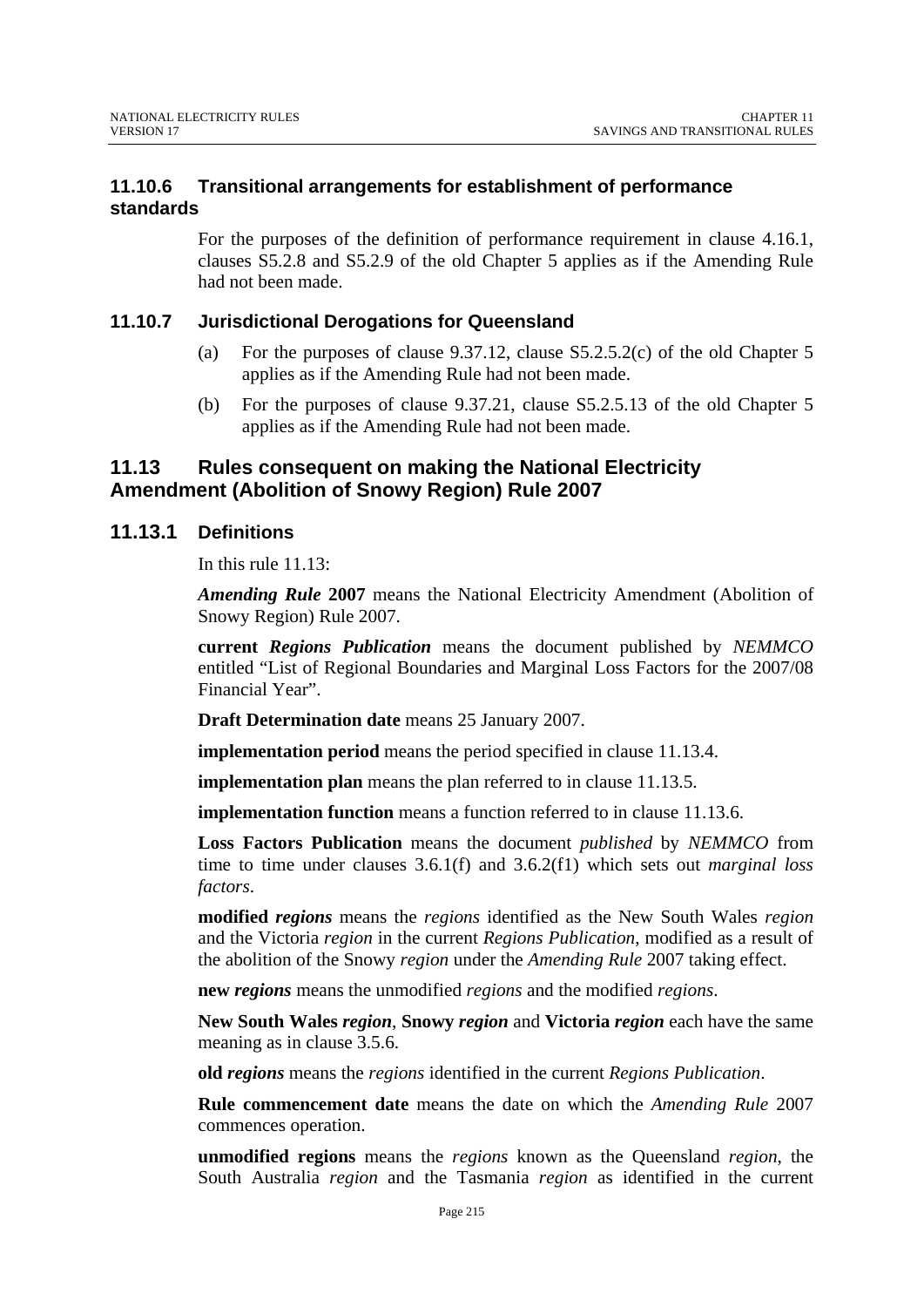### 11.10.6 Transitional arrangements for establishment of performance standards

For the purposes of the definition of performance requirement in clause 4.16.1, clauses S5.2.8 and S5.2.9 of the old Chapter 5 applies as if the Amending Rule had not been made.

### 11.10.7 Jurisdictional Derogations for Queensland

(a) For the purposes of clause 9.37.12, clause S5.2.5.2(c) of the old Chapter 5 applies as if the Amending Rule had not been made.

(b) For the purposes of clause 9.37.21, clause S5.2.5.13 of the old Chapter 5 applies as if the Amending Rule had not been made.

## 11.13 Rules consequent on making the National Electricity Amendment (Abolition of Snowy Region) Rule 2007

### 11.13.1 Definitions

In this rule 11.13:

***Amending Rule* 2007** means the National Electricity Amendment (Abolition of Snowy Region) Rule 2007.

**current *Regions Publication*** means the document published by *NEMMCO* entitled "List of Regional Boundaries and Marginal Loss Factors for the 2007/08 Financial Year".

**Draft Determination date** means 25 January 2007.

**implementation period** means the period specified in clause 11.13.4.

**implementation plan** means the plan referred to in clause 11.13.5.

**implementation function** means a function referred to in clause 11.13.6.

**Loss Factors Publication** means the document *published* by *NEMMCO* from time to time under clauses 3.6.1(f) and 3.6.2(f1) which sets out *marginal loss factors*.

**modified *regions*** means the *regions* identified as the New South Wales *region* and the Victoria *region* in the current *Regions Publication*, modified as a result of the abolition of the Snowy *region* under the *Amending Rule* 2007 taking effect.

**new *regions*** means the unmodified *regions* and the modified *regions*.

**New South Wales *region***, **Snowy *region*** and **Victoria *region*** each have the same meaning as in clause 3.5.6.

**old *regions*** means the *regions* identified in the current *Regions Publication*.

**Rule commencement date** means the date on which the *Amending Rule* 2007 commences operation.

**unmodified regions** means the *regions* known as the Queensland *region*, the South Australia *region* and the Tasmania *region* as identified in the current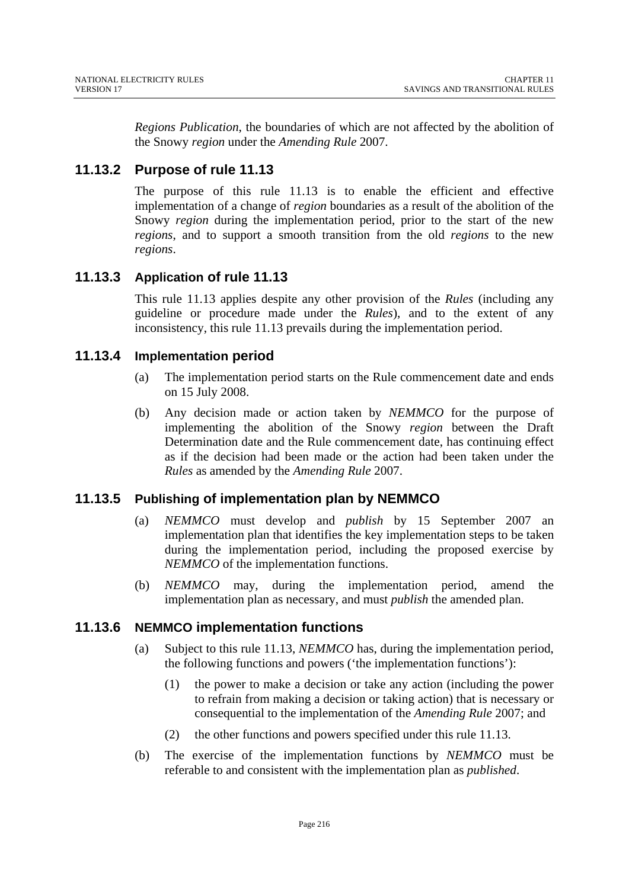*Regions Publication*, the boundaries of which are not affected by the abolition of the Snowy *region* under the *Amending Rule* 2007.

### 11.13.2 Purpose of rule 11.13

The purpose of this rule 11.13 is to enable the efficient and effective implementation of a change of *region* boundaries as a result of the abolition of the Snowy *region* during the implementation period, prior to the start of the new *regions*, and to support a smooth transition from the old *regions* to the new *regions*.

### 11.13.3 Application of rule 11.13

This rule 11.13 applies despite any other provision of the *Rules* (including any guideline or procedure made under the *Rules*), and to the extent of any inconsistency, this rule 11.13 prevails during the implementation period.

### 11.13.4 Implementation period

(a) The implementation period starts on the Rule commencement date and ends on 15 July 2008.

(b) Any decision made or action taken by *NEMMCO* for the purpose of implementing the abolition of the Snowy *region* between the Draft Determination date and the Rule commencement date, has continuing effect as if the decision had been made or the action had been taken under the *Rules* as amended by the *Amending Rule* 2007.

### 11.13.5 Publishing of implementation plan by NEMMCO

(a) *NEMMCO* must develop and *publish* by 15 September 2007 an implementation plan that identifies the key implementation steps to be taken during the implementation period, including the proposed exercise by *NEMMCO* of the implementation functions.

(b) *NEMMCO* may, during the implementation period, amend the implementation plan as necessary, and must *publish* the amended plan.

### 11.13.6 NEMMCO implementation functions

(a) Subject to this rule 11.13, *NEMMCO* has, during the implementation period, the following functions and powers ('the implementation functions'):

  (1) the power to make a decision or take any action (including the power to refrain from making a decision or taking action) that is necessary or consequential to the implementation of the *Amending Rule* 2007; and

  (2) the other functions and powers specified under this rule 11.13.

(b) The exercise of the implementation functions by *NEMMCO* must be referable to and consistent with the implementation plan as *published*.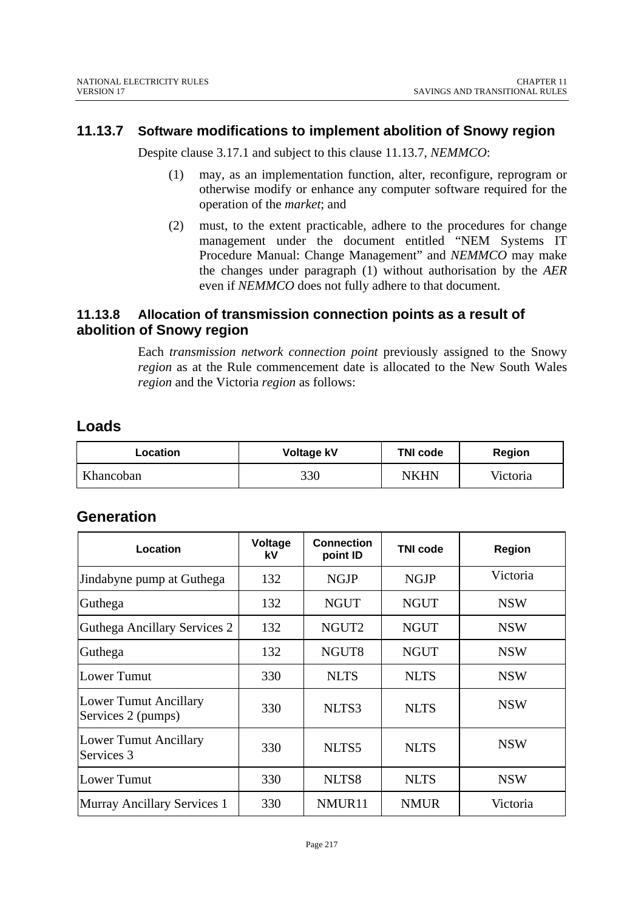### 11.13.7 Software modifications to implement abolition of Snowy region

Despite clause 3.17.1 and subject to this clause 11.13.7, *NEMMCO*:

(1) may, as an implementation function, alter, reconfigure, reprogram or otherwise modify or enhance any computer software required for the operation of the *market*; and

(2) must, to the extent practicable, adhere to the procedures for change management under the document entitled "NEM Systems IT Procedure Manual: Change Management" and *NEMMCO* may make the changes under paragraph (1) without authorisation by the *AER* even if *NEMMCO* does not fully adhere to that document.

### 11.13.8 Allocation of transmission connection points as a result of abolition of Snowy region

Each *transmission network connection point* previously assigned to the Snowy *region* as at the Rule commencement date is allocated to the New South Wales *region* and the Victoria *region* as follows:

## Loads

| Location | Voltage kV | TNI code | Region |
|---|---|---|---|
| Khancoban | 330 | NKHN | Victoria |

## Generation

| Location | Voltage kV | Connection point ID | TNI code | Region |
|---|---|---|---|---|
| Jindabyne pump at Guthega | 132 | NGJP | NGJP | Victoria |
| Guthega | 132 | NGUT | NGUT | NSW |
| Guthega Ancillary Services 2 | 132 | NGUT2 | NGUT | NSW |
| Guthega | 132 | NGUT8 | NGUT | NSW |
| Lower Tumut | 330 | NLTS | NLTS | NSW |
| Lower Tumut Ancillary Services 2 (pumps) | 330 | NLTS3 | NLTS | NSW |
| Lower Tumut Ancillary Services 3 | 330 | NLTS5 | NLTS | NSW |
| Lower Tumut | 330 | NLTS8 | NLTS | NSW |
| Murray Ancillary Services 1 | 330 | NMUR11 | NMUR | Victoria |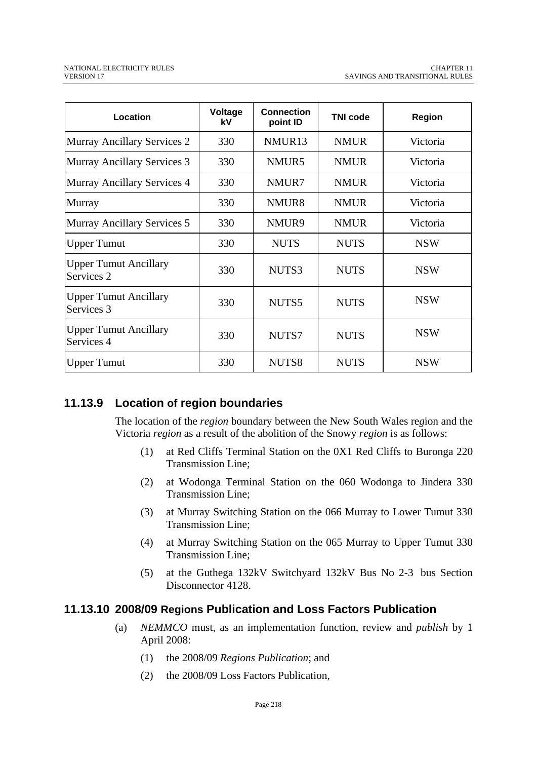| Location | Voltage kV | Connection point ID | TNI code | Region |
|---|---|---|---|---|
| Murray Ancillary Services 2 | 330 | NMUR13 | NMUR | Victoria |
| Murray Ancillary Services 3 | 330 | NMUR5 | NMUR | Victoria |
| Murray Ancillary Services 4 | 330 | NMUR7 | NMUR | Victoria |
| Murray | 330 | NMUR8 | NMUR | Victoria |
| Murray Ancillary Services 5 | 330 | NMUR9 | NMUR | Victoria |
| Upper Tumut | 330 | NUTS | NUTS | NSW |
| Upper Tumut Ancillary Services 2 | 330 | NUTS3 | NUTS | NSW |
| Upper Tumut Ancillary Services 3 | 330 | NUTS5 | NUTS | NSW |
| Upper Tumut Ancillary Services 4 | 330 | NUTS7 | NUTS | NSW |
| Upper Tumut | 330 | NUTS8 | NUTS | NSW |

## 11.13.9 Location of region boundaries

The location of the *region* boundary between the New South Wales region and the Victoria *region* as a result of the abolition of the Snowy *region* is as follows:

(1) at Red Cliffs Terminal Station on the 0X1 Red Cliffs to Buronga 220 Transmission Line;

(2) at Wodonga Terminal Station on the 060 Wodonga to Jindera 330 Transmission Line;

(3) at Murray Switching Station on the 066 Murray to Lower Tumut 330 Transmission Line;

(4) at Murray Switching Station on the 065 Murray to Upper Tumut 330 Transmission Line;

(5) at the Guthega 132kV Switchyard 132kV Bus No 2-3 bus Section Disconnector 4128.

## 11.13.10 2008/09 Regions Publication and Loss Factors Publication

(a) *NEMMCO* must, as an implementation function, review and *publish* by 1 April 2008:

(1) the 2008/09 *Regions Publication*; and

(2) the 2008/09 Loss Factors Publication,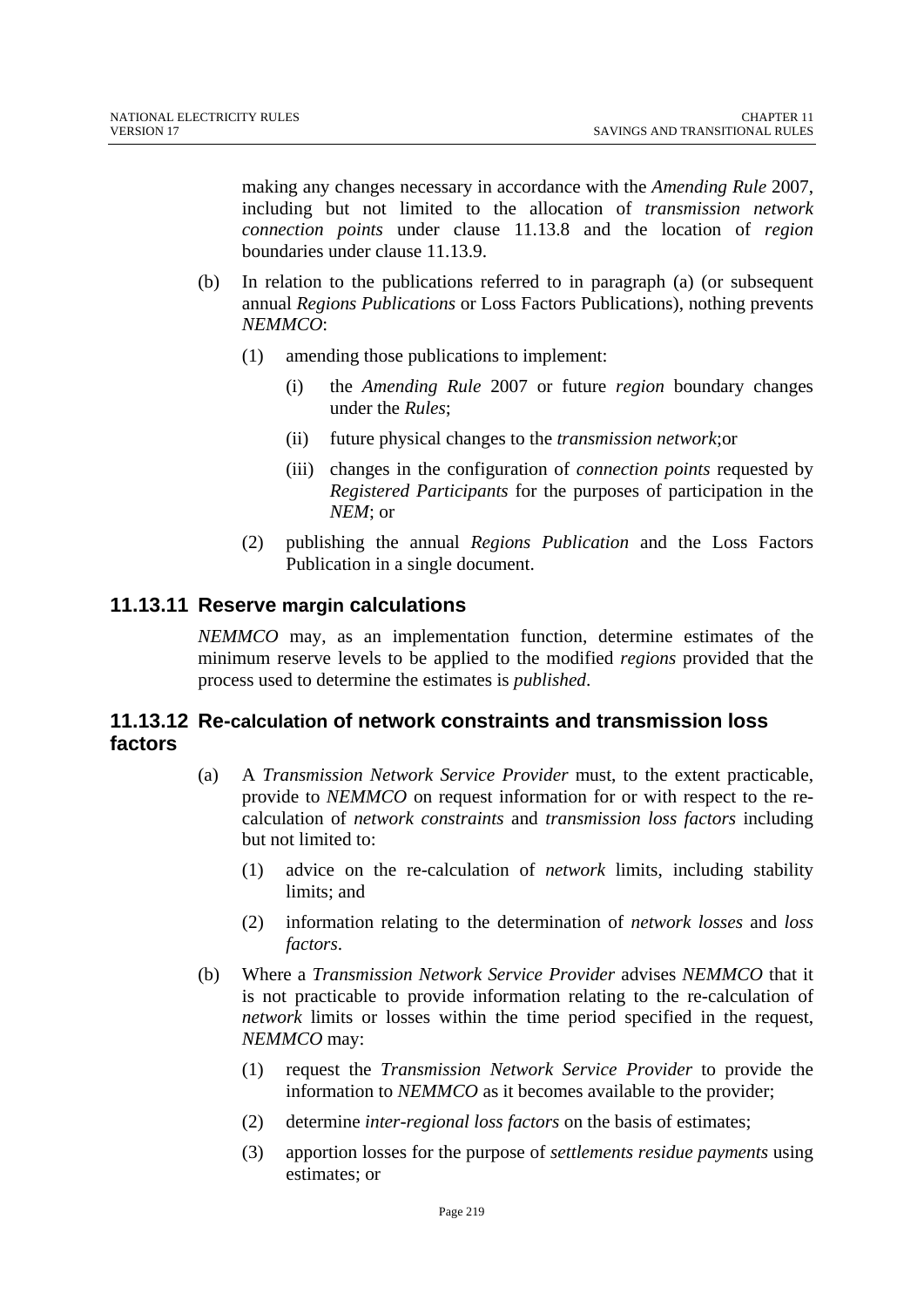making any changes necessary in accordance with the *Amending Rule* 2007, including but not limited to the allocation of *transmission network connection points* under clause 11.13.8 and the location of *region* boundaries under clause 11.13.9.

(b) In relation to the publications referred to in paragraph (a) (or subsequent annual *Regions Publications* or Loss Factors Publications), nothing prevents *NEMMCO*:

  (1) amending those publications to implement:

    (i) the *Amending Rule* 2007 or future *region* boundary changes under the *Rules*;

    (ii) future physical changes to the *transmission network*;or

    (iii) changes in the configuration of *connection points* requested by *Registered Participants* for the purposes of participation in the *NEM*; or

  (2) publishing the annual *Regions Publication* and the Loss Factors Publication in a single document.

### 11.13.11 Reserve margin calculations

*NEMMCO* may, as an implementation function, determine estimates of the minimum reserve levels to be applied to the modified *regions* provided that the process used to determine the estimates is *published*.

### 11.13.12 Re-calculation of network constraints and transmission loss factors

(a) A *Transmission Network Service Provider* must, to the extent practicable, provide to *NEMMCO* on request information for or with respect to the re-calculation of *network constraints* and *transmission loss factors* including but not limited to:

  (1) advice on the re-calculation of *network* limits, including stability limits; and

  (2) information relating to the determination of *network losses* and *loss factors*.

(b) Where a *Transmission Network Service Provider* advises *NEMMCO* that it is not practicable to provide information relating to the re-calculation of *network* limits or losses within the time period specified in the request, *NEMMCO* may:

  (1) request the *Transmission Network Service Provider* to provide the information to *NEMMCO* as it becomes available to the provider;

  (2) determine *inter-regional loss factors* on the basis of estimates;

  (3) apportion losses for the purpose of *settlements residue payments* using estimates; or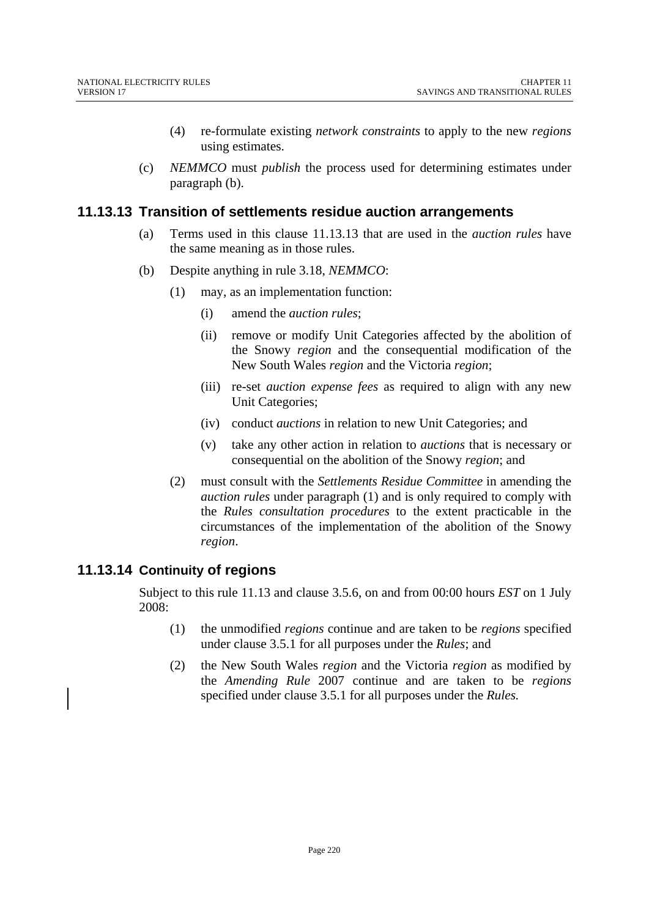(4) re-formulate existing *network constraints* to apply to the new *regions* using estimates.

(c) *NEMMCO* must *publish* the process used for determining estimates under paragraph (b).

## 11.13.13 Transition of settlements residue auction arrangements

(a) Terms used in this clause 11.13.13 that are used in the *auction rules* have the same meaning as in those rules.

(b) Despite anything in rule 3.18, *NEMMCO*:

(1) may, as an implementation function:

(i) amend the *auction rules*;

(ii) remove or modify Unit Categories affected by the abolition of the Snowy *region* and the consequential modification of the New South Wales *region* and the Victoria *region*;

(iii) re-set *auction expense fees* as required to align with any new Unit Categories;

(iv) conduct *auctions* in relation to new Unit Categories; and

(v) take any other action in relation to *auctions* that is necessary or consequential on the abolition of the Snowy *region*; and

(2) must consult with the *Settlements Residue Committee* in amending the *auction rules* under paragraph (1) and is only required to comply with the *Rules consultation procedures* to the extent practicable in the circumstances of the implementation of the abolition of the Snowy *region*.

## 11.13.14 Continuity of regions

Subject to this rule 11.13 and clause 3.5.6, on and from 00:00 hours *EST* on 1 July 2008:

(1) the unmodified *regions* continue and are taken to be *regions* specified under clause 3.5.1 for all purposes under the *Rules*; and

(2) the New South Wales *region* and the Victoria *region* as modified by the *Amending Rule* 2007 continue and are taken to be *regions* specified under clause 3.5.1 for all purposes under the *Rules.*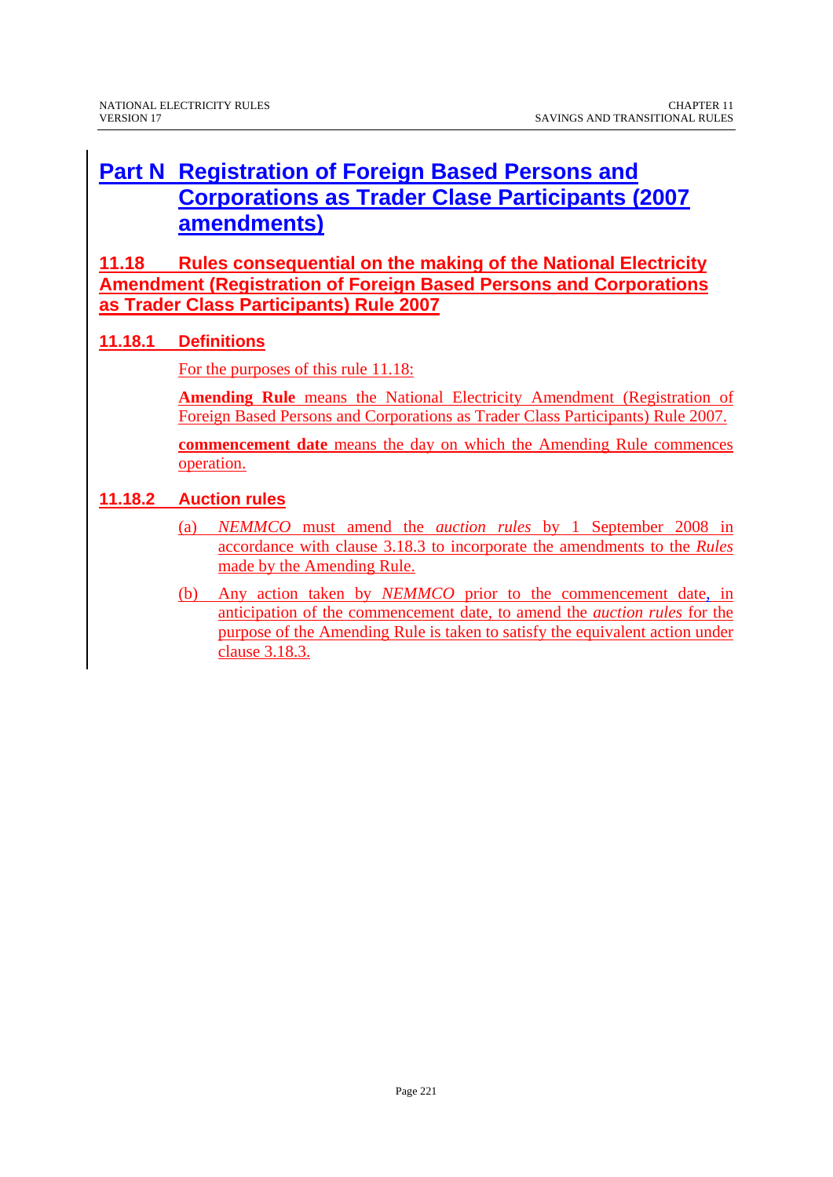# Part N Registration of Foreign Based Persons and Corporations as Trader Clase Participants (2007 amendments)

## 11.18 Rules consequential on the making of the National Electricity Amendment (Registration of Foreign Based Persons and Corporations as Trader Class Participants) Rule 2007

### 11.18.1 Definitions

For the purposes of this rule 11.18:

**Amending Rule** means the National Electricity Amendment (Registration of Foreign Based Persons and Corporations as Trader Class Participants) Rule 2007.

**commencement date** means the day on which the Amending Rule commences operation.

### 11.18.2 Auction rules

(a) *NEMMCO* must amend the *auction rules* by 1 September 2008 in accordance with clause 3.18.3 to incorporate the amendments to the *Rules* made by the Amending Rule.

(b) Any action taken by *NEMMCO* prior to the commencement date, in anticipation of the commencement date, to amend the *auction rules* for the purpose of the Amending Rule is taken to satisfy the equivalent action under clause 3.18.3.